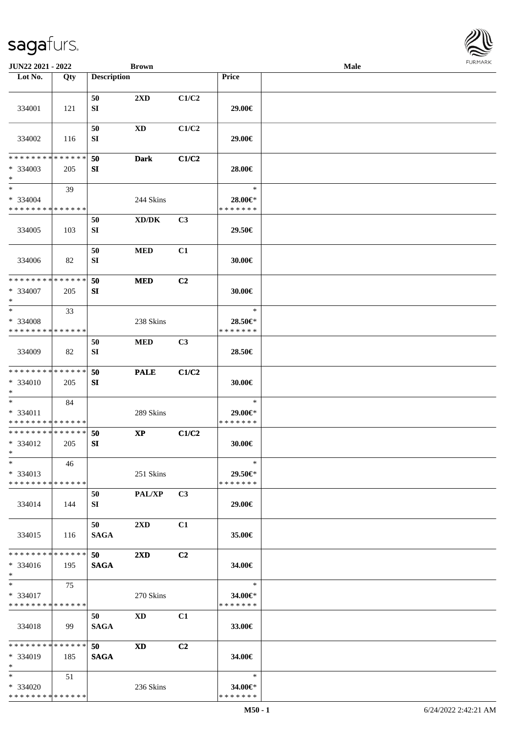JUN22 2021 - 2022 | Brown | Male

| Lot No. | Qty | Description | | | Price | |
|---|---|---|---|---|---|---|
| 334001 | 121 | 50 SI | 2XD | C1/C2 | 29.00€ | |
| 334002 | 116 | 50 SI | XD | C1/C2 | 29.00€ | |
| * * * * * * * * * * * * * * * 334003 * | 205 | 50 SI | Dark | C1/C2 | 28.00€ | |
| * * 334004 * * * * * * * * * * * * * * | 39 | | 244 Skins | | * 28.00€* * * * * * * * | |
| 334005 | 103 | 50 SI | XD/DK | C3 | 29.50€ | |
| 334006 | 82 | 50 SI | MED | C1 | 30.00€ | |
| * * * * * * * * * * * * * * * 334007 * | 205 | 50 SI | MED | C2 | 30.00€ | |
| * * 334008 * * * * * * * * * * * * * * | 33 | | 238 Skins | | * 28.50€* * * * * * * * | |
| 334009 | 82 | 50 SI | MED | C3 | 28.50€ | |
| * * * * * * * * * * * * * * * 334010 * | 205 | 50 SI | PALE | C1/C2 | 30.00€ | |
| * * 334011 * * * * * * * * * * * * * * | 84 | | 289 Skins | | * 29.00€* * * * * * * * | |
| * * * * * * * * * * * * * * * 334012 * | 205 | 50 SI | XP | C1/C2 | 30.00€ | |
| * * 334013 * * * * * * * * * * * * * * | 46 | | 251 Skins | | * 29.50€* * * * * * * * | |
| 334014 | 144 | 50 SI | PAL/XP | C3 | 29.00€ | |
| 334015 | 116 | 50 SAGA | 2XD | C1 | 35.00€ | |
| * * * * * * * * * * * * * * * 334016 * | 195 | 50 SAGA | 2XD | C2 | 34.00€ | |
| * * 334017 * * * * * * * * * * * * * * | 75 | | 270 Skins | | * 34.00€* * * * * * * * | |
| 334018 | 99 | 50 SAGA | XD | C1 | 33.00€ | |
| * * * * * * * * * * * * * * * 334019 * | 185 | 50 SAGA | XD | C2 | 34.00€ | |
| * * 334020 * * * * * * * * * * * * * * | 51 | | 236 Skins | | * 34.00€* * * * * * * * | |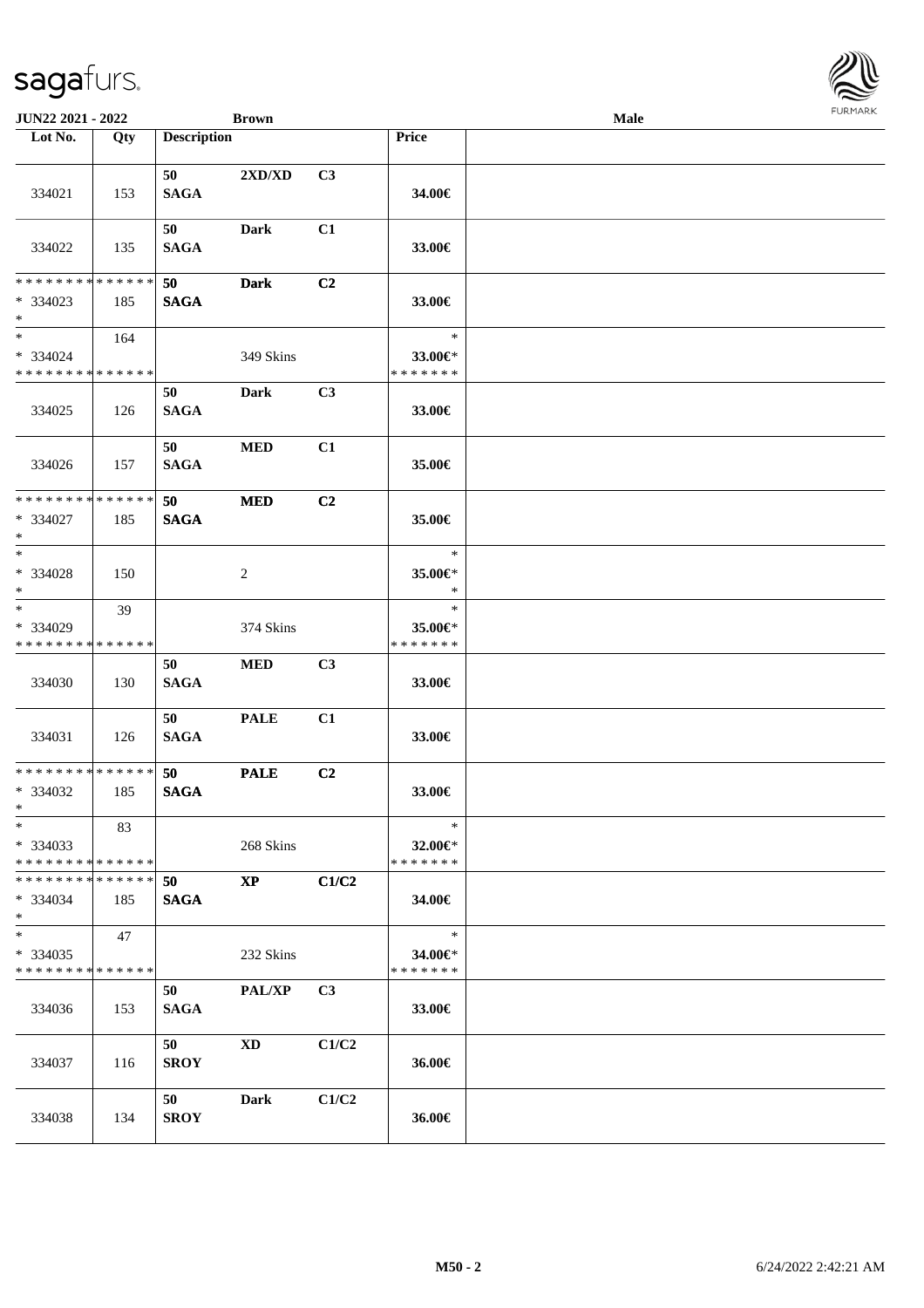JUN22 2021 - 2022 | Brown | Male

| Lot No. | Qty | Description | | | Price | |
|---|---|---|---|---|---|---|
| 334021 | 153 | 50 SAGA | 2XD/XD | C3 | 34.00€ | |
| 334022 | 135 | 50 SAGA | Dark | C1 | 33.00€ | |
| * * * * * * * * * * * * * * * 334023 * | 185 | 50 SAGA | Dark | C2 | 33.00€ | |
| * * 334024 * * * * * * * * * * * * * * | 164 | | 349 Skins | | * 33.00€* * * * * * * * | |
| 334025 | 126 | 50 SAGA | Dark | C3 | 33.00€ | |
| 334026 | 157 | 50 SAGA | MED | C1 | 35.00€ | |
| * * * * * * * * * * * * * * * 334027 * | 185 | 50 SAGA | MED | C2 | 35.00€ | |
| * * 334028 * | 150 | | 2 | | * 35.00€* * | |
| * * 334029 * * * * * * * * * * * * * * | 39 | | 374 Skins | | * 35.00€* * * * * * * * | |
| 334030 | 130 | 50 SAGA | MED | C3 | 33.00€ | |
| 334031 | 126 | 50 SAGA | PALE | C1 | 33.00€ | |
| * * * * * * * * * * * * * * * 334032 * | 185 | 50 SAGA | PALE | C2 | 33.00€ | |
| * * 334033 * * * * * * * * * * * * * * | 83 | | 268 Skins | | * 32.00€* * * * * * * * | |
| * * * * * * * * * * * * * * * 334034 * | 185 | 50 SAGA | XP | C1/C2 | 34.00€ | |
| * * 334035 * * * * * * * * * * * * * * | 47 | | 232 Skins | | * 34.00€* * * * * * * * | |
| 334036 | 153 | 50 SAGA | PAL/XP | C3 | 33.00€ | |
| 334037 | 116 | 50 SROY | XD | C1/C2 | 36.00€ | |
| 334038 | 134 | 50 SROY | Dark | C1/C2 | 36.00€ | |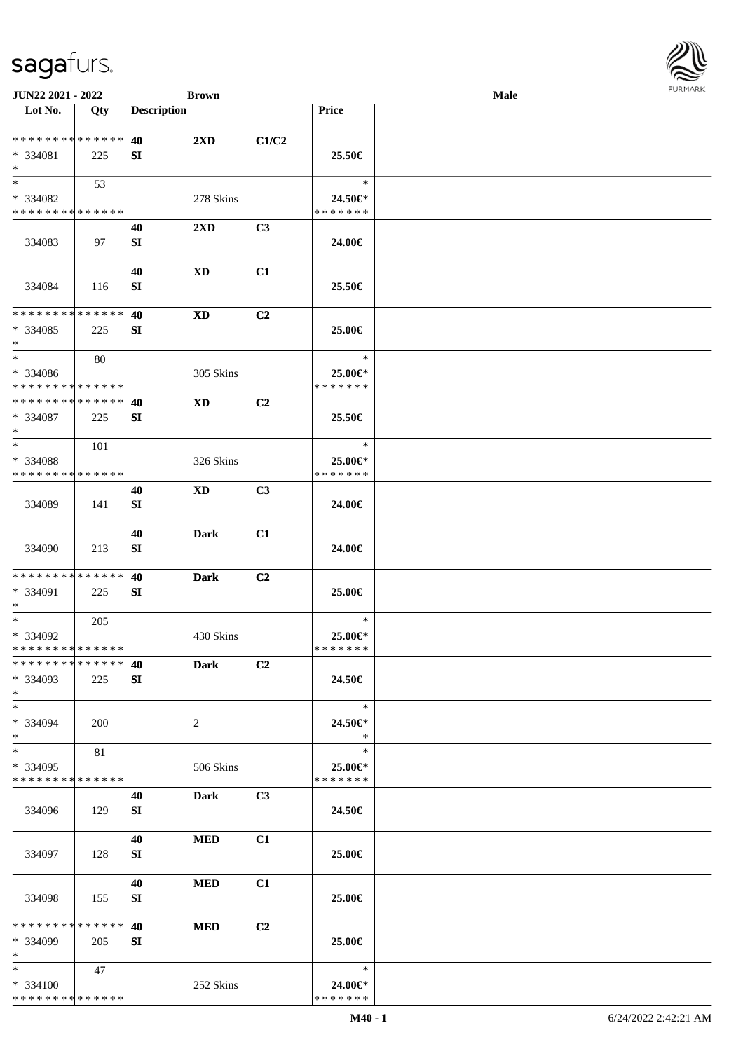JUN22 2021 - 2022 **Brown** **Male**

| Lot No. | Qty | Description | | | Price | |
|---|---|---|---|---|---|---|
| * * * * * * * * * * * * * * | | 40 | 2XD | C1/C2 | | |
| * 334081 | 225 | SI | | | 25.50€ | |
| * | | | | | | |
| * | 53 | | | | * | |
| * 334082 | | | 278 Skins | | 24.50€* | |
| * * * * * * * * * * * * * * | | | | | * * * * * * * | |
| | | 40 | 2XD | C3 | | |
| 334083 | 97 | SI | | | 24.00€ | |
| | | 40 | XD | C1 | | |
| 334084 | 116 | SI | | | 25.50€ | |
| * * * * * * * * * * * * * * | | 40 | XD | C2 | | |
| * 334085 | 225 | SI | | | 25.00€ | |
| * | | | | | | |
| * | 80 | | | | * | |
| * 334086 | | | 305 Skins | | 25.00€* | |
| * * * * * * * * * * * * * * | | | | | * * * * * * * | |
| * * * * * * * * * * * * * * | | 40 | XD | C2 | | |
| * 334087 | 225 | SI | | | 25.50€ | |
| * | | | | | | |
| * | 101 | | | | * | |
| * 334088 | | | 326 Skins | | 25.00€* | |
| * * * * * * * * * * * * * * | | | | | * * * * * * * | |
| | | 40 | XD | C3 | | |
| 334089 | 141 | SI | | | 24.00€ | |
| | | 40 | Dark | C1 | | |
| 334090 | 213 | SI | | | 24.00€ | |
| * * * * * * * * * * * * * * | | 40 | Dark | C2 | | |
| * 334091 | 225 | SI | | | 25.00€ | |
| * | | | | | | |
| * | 205 | | | | * | |
| * 334092 | | | 430 Skins | | 25.00€* | |
| * * * * * * * * * * * * * * | | | | | * * * * * * * | |
| * * * * * * * * * * * * * * | | 40 | Dark | C2 | | |
| * 334093 | 225 | SI | | | 24.50€ | |
| * | | | | | | |
| * | | | | | * | |
| * 334094 | 200 | | 2 | | 24.50€* | |
| * | | | | | * | |
| * | 81 | | | | * | |
| * 334095 | | | 506 Skins | | 25.00€* | |
| * * * * * * * * * * * * * * | | | | | * * * * * * * | |
| | | 40 | Dark | C3 | | |
| 334096 | 129 | SI | | | 24.50€ | |
| | | 40 | MED | C1 | | |
| 334097 | 128 | SI | | | 25.00€ | |
| | | 40 | MED | C1 | | |
| 334098 | 155 | SI | | | 25.00€ | |
| * * * * * * * * * * * * * * | | 40 | MED | C2 | | |
| * 334099 | 205 | SI | | | 25.00€ | |
| * | | | | | | |
| * | 47 | | | | * | |
| * 334100 | | | 252 Skins | | 24.00€* | |
| * * * * * * * * * * * * * * | | | | | * * * * * * * | |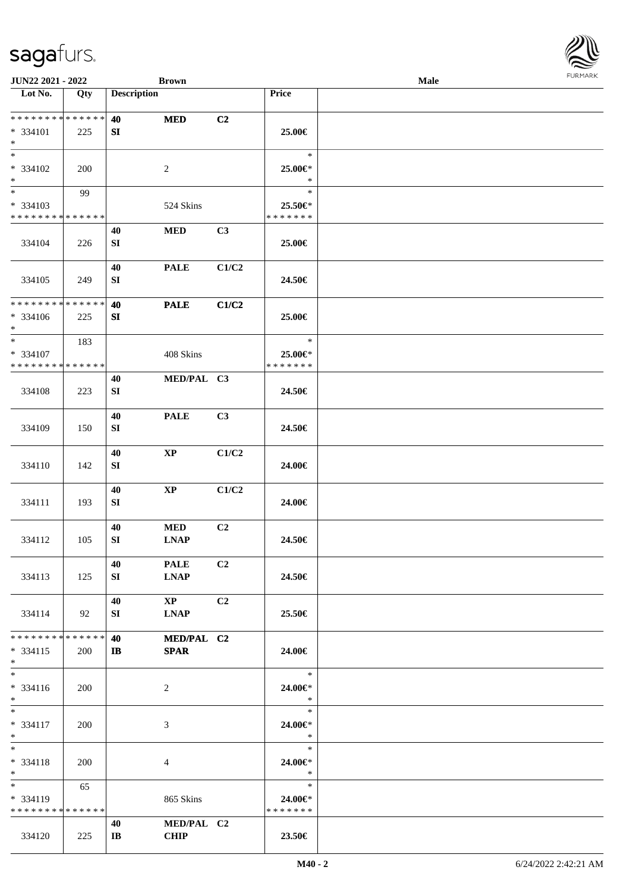| Lot No. | Qty | Description | | | Price | |
|---|---|---|---|---|---|---|
| * * * * * * * * * * * * * * | | 40 | MED | C2 | | |
| * 334101 | 225 | SI | | | 25.00€ | |
| * | | | | | | |
| * | | | | | * | |
| * 334102 | 200 | | 2 | | 25.00€* | |
| * | | | | | * | |
| * | 99 | | | | * | |
| * 334103 | | | 524 Skins | | 25.50€* | |
| * * * * * * * * * * * * * * | | | | | * * * * * * * | |
| | | 40 | MED | C3 | | |
| 334104 | 226 | SI | | | 25.00€ | |
| | | 40 | PALE | C1/C2 | | |
| 334105 | 249 | SI | | | 24.50€ | |
| * * * * * * * * * * * * * * | | 40 | PALE | C1/C2 | | |
| * 334106 | 225 | SI | | | 25.00€ | |
| * | | | | | | |
| * | 183 | | | | * | |
| * 334107 | | | 408 Skins | | 25.00€* | |
| * * * * * * * * * * * * * * | | | | | * * * * * * * | |
| | | 40 | MED/PAL | C3 | | |
| 334108 | 223 | SI | | | 24.50€ | |
| | | 40 | PALE | C3 | | |
| 334109 | 150 | SI | | | 24.50€ | |
| | | 40 | XP | C1/C2 | | |
| 334110 | 142 | SI | | | 24.00€ | |
| | | 40 | XP | C1/C2 | | |
| 334111 | 193 | SI | | | 24.00€ | |
| | | 40 | MED | C2 | | |
| 334112 | 105 | SI | LNAP | | 24.50€ | |
| | | 40 | PALE | C2 | | |
| 334113 | 125 | SI | LNAP | | 24.50€ | |
| | | 40 | XP | C2 | | |
| 334114 | 92 | SI | LNAP | | 25.50€ | |
| * * * * * * * * * * * * * * | | 40 | MED/PAL | C2 | | |
| * 334115 | 200 | IB | SPAR | | 24.00€ | |
| * | | | | | | |
| * | | | | | * | |
| * 334116 | 200 | | 2 | | 24.00€* | |
| * | | | | | * | |
| * | | | | | * | |
| * 334117 | 200 | | 3 | | 24.00€* | |
| * | | | | | * | |
| * | | | | | * | |
| * 334118 | 200 | | 4 | | 24.00€* | |
| * | | | | | * | |
| * | 65 | | | | * | |
| * 334119 | | | 865 Skins | | 24.00€* | |
| * * * * * * * * * * * * * * | | | | | * * * * * * * | |
| | | 40 | MED/PAL | C2 | | |
| 334120 | 225 | IB | CHIP | | 23.50€ | |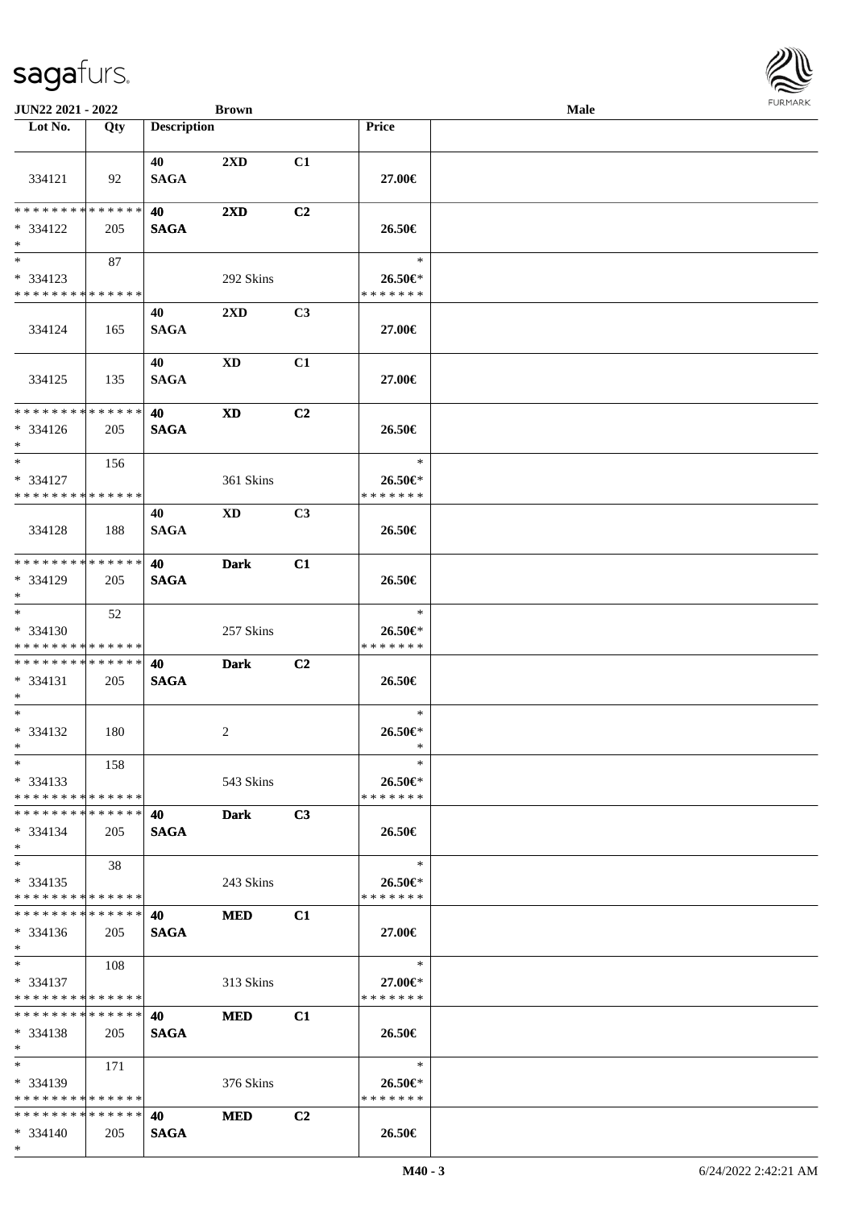JUN22 2021 - 2022 | Brown | Male

| Lot No. | Qty | Description | | | Price | |
|---|---|---|---|---|---|---|
| 334121 | 92 | 40 SAGA | 2XD | C1 | 27.00€ | |
| * * * * * * * * * * * * * * * 334122 * | 205 | 40 SAGA | 2XD | C2 | 26.50€ | |
| * * 334123 * * * * * * * * * * * * * * | 87 | | 292 Skins | | * 26.50€* * * * * * * * | |
| 334124 | 165 | 40 SAGA | 2XD | C3 | 27.00€ | |
| 334125 | 135 | 40 SAGA | XD | C1 | 27.00€ | |
| * * * * * * * * * * * * * * * 334126 * | 205 | 40 SAGA | XD | C2 | 26.50€ | |
| * * 334127 * * * * * * * * * * * * * * | 156 | | 361 Skins | | * 26.50€* * * * * * * * | |
| 334128 | 188 | 40 SAGA | XD | C3 | 26.50€ | |
| * * * * * * * * * * * * * * * 334129 * | 205 | 40 SAGA | Dark | C1 | 26.50€ | |
| * * 334130 * * * * * * * * * * * * * * | 52 | | 257 Skins | | * 26.50€* * * * * * * * | |
| * * * * * * * * * * * * * * * 334131 * | 205 | 40 SAGA | Dark | C2 | 26.50€ | |
| * * 334132 * | 180 | | 2 | | * 26.50€* * | |
| * * 334133 * * * * * * * * * * * * * * | 158 | | 543 Skins | | * 26.50€* * * * * * * * | |
| * * * * * * * * * * * * * * * 334134 * | 205 | 40 SAGA | Dark | C3 | 26.50€ | |
| * * 334135 * * * * * * * * * * * * * * | 38 | | 243 Skins | | * 26.50€* * * * * * * * | |
| * * * * * * * * * * * * * * * 334136 * | 205 | 40 SAGA | MED | C1 | 27.00€ | |
| * * 334137 * * * * * * * * * * * * * * | 108 | | 313 Skins | | * 27.00€* * * * * * * * | |
| * * * * * * * * * * * * * * * 334138 * | 205 | 40 SAGA | MED | C1 | 26.50€ | |
| * * 334139 * * * * * * * * * * * * * * | 171 | | 376 Skins | | * 26.50€* * * * * * * * | |
| * * * * * * * * * * * * * * * 334140 * | 205 | 40 SAGA | MED | C2 | 26.50€ | |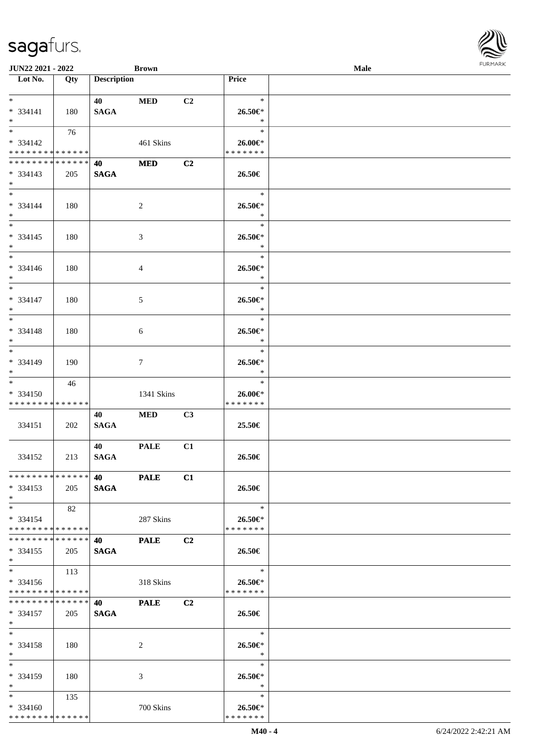| Lot No. | Qty | Description | | | Price | |
|---|---|---|---|---|---|---|
| * | | 40 | MED | C2 | * | |
| * 334141 | 180 | SAGA | | | 26.50€* | |
| * | | | | | * | |
| * | 76 | | | | * | |
| * 334142 | | | 461 Skins | | 26.00€* | |
| * * * * * * * * * * * * * * | | | | | * * * * * * * | |
| * * * * * * * * * * * * * * | | 40 | MED | C2 | | |
| * 334143 | 205 | SAGA | | | 26.50€ | |
| * | | | | | | |
| * | | | | | * | |
| * 334144 | 180 | | 2 | | 26.50€* | |
| * | | | | | * | |
| * | | | | | * | |
| * 334145 | 180 | | 3 | | 26.50€* | |
| * | | | | | * | |
| * | | | | | * | |
| * 334146 | 180 | | 4 | | 26.50€* | |
| * | | | | | * | |
| * | | | | | * | |
| * 334147 | 180 | | 5 | | 26.50€* | |
| * | | | | | * | |
| * | | | | | * | |
| * 334148 | 180 | | 6 | | 26.50€* | |
| * | | | | | * | |
| * | | | | | * | |
| * 334149 | 190 | | 7 | | 26.50€* | |
| * | | | | | * | |
| * | 46 | | | | * | |
| * 334150 | | | 1341 Skins | | 26.00€* | |
| * * * * * * * * * * * * * * | | | | | * * * * * * * | |
| | | 40 | MED | C3 | | |
| 334151 | 202 | SAGA | | | 25.50€ | |
| | | 40 | PALE | C1 | | |
| 334152 | 213 | SAGA | | | 26.50€ | |
| * * * * * * * * * * * * * * | | 40 | PALE | C1 | | |
| * 334153 | 205 | SAGA | | | 26.50€ | |
| * | | | | | | |
| * | 82 | | | | * | |
| * 334154 | | | 287 Skins | | 26.50€* | |
| * * * * * * * * * * * * * * | | | | | * * * * * * * | |
| * * * * * * * * * * * * * * | | 40 | PALE | C2 | | |
| * 334155 | 205 | SAGA | | | 26.50€ | |
| * | | | | | | |
| * | 113 | | | | * | |
| * 334156 | | | 318 Skins | | 26.50€* | |
| * * * * * * * * * * * * * * | | | | | * * * * * * * | |
| * * * * * * * * * * * * * * | | 40 | PALE | C2 | | |
| * 334157 | 205 | SAGA | | | 26.50€ | |
| * | | | | | | |
| * | | | | | * | |
| * 334158 | 180 | | 2 | | 26.50€* | |
| * | | | | | * | |
| * | | | | | * | |
| * 334159 | 180 | | 3 | | 26.50€* | |
| * | | | | | * | |
| * | 135 | | | | * | |
| * 334160 | | | 700 Skins | | 26.50€* | |
| * * * * * * * * * * * * * * | | | | | * * * * * * * | |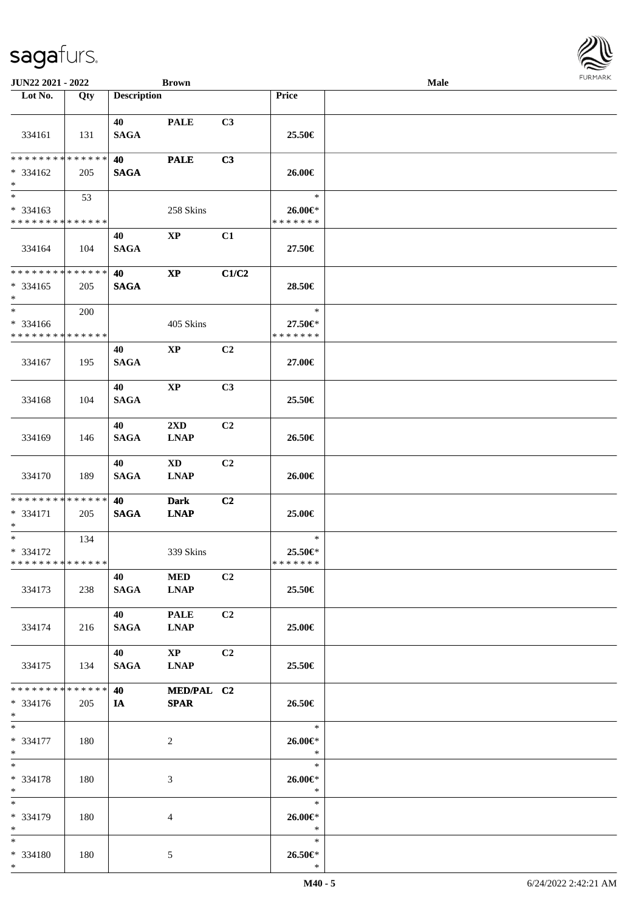JUN22 2021 - 2022 &nbsp;&nbsp;&nbsp; Brown &nbsp;&nbsp;&nbsp; Male

| Lot No. | Qty | Description | | | Price | |
|---|---|---|---|---|---|---|
| 334161 | 131 | 40 SAGA | PALE | C3 | 25.50€ | |
| * * * * * * * * * * * * * *<br>* 334162<br>* | 205 | 40 SAGA | PALE | C3 | 26.00€ | |
| *<br>* 334163<br>* * * * * * * * * * * * * * | 53 | | 258 Skins | | *<br>26.00€*<br>* * * * * * * | |
| 334164 | 104 | 40 SAGA | XP | C1 | 27.50€ | |
| * * * * * * * * * * * * * *<br>* 334165<br>* | 205 | 40 SAGA | XP | C1/C2 | 28.50€ | |
| *<br>* 334166<br>* * * * * * * * * * * * * * | 200 | | 405 Skins | | *<br>27.50€*<br>* * * * * * * | |
| 334167 | 195 | 40 SAGA | XP | C2 | 27.00€ | |
| 334168 | 104 | 40 SAGA | XP | C3 | 25.50€ | |
| 334169 | 146 | 40 SAGA | 2XD LNAP | C2 | 26.50€ | |
| 334170 | 189 | 40 SAGA | XD LNAP | C2 | 26.00€ | |
| * * * * * * * * * * * * * *<br>* 334171<br>* | 205 | 40 SAGA | Dark LNAP | C2 | 25.00€ | |
| *<br>* 334172<br>* * * * * * * * * * * * * * | 134 | | 339 Skins | | *<br>25.50€*<br>* * * * * * * | |
| 334173 | 238 | 40 SAGA | MED LNAP | C2 | 25.50€ | |
| 334174 | 216 | 40 SAGA | PALE LNAP | C2 | 25.00€ | |
| 334175 | 134 | 40 SAGA | XP LNAP | C2 | 25.50€ | |
| * * * * * * * * * * * * * *<br>* 334176<br>* | 205 | 40 IA | MED/PAL SPAR | C2 | 26.50€ | |
| *<br>* 334177<br>* | 180 | | 2 | | *<br>26.00€*<br>* | |
| *<br>* 334178<br>* | 180 | | 3 | | *<br>26.00€*<br>* | |
| *<br>* 334179<br>* | 180 | | 4 | | *<br>26.00€*<br>* | |
| *<br>* 334180<br>* | 180 | | 5 | | *<br>26.50€*<br>* | |

M40 - 5 &nbsp;&nbsp;&nbsp; 6/24/2022 2:42:21 AM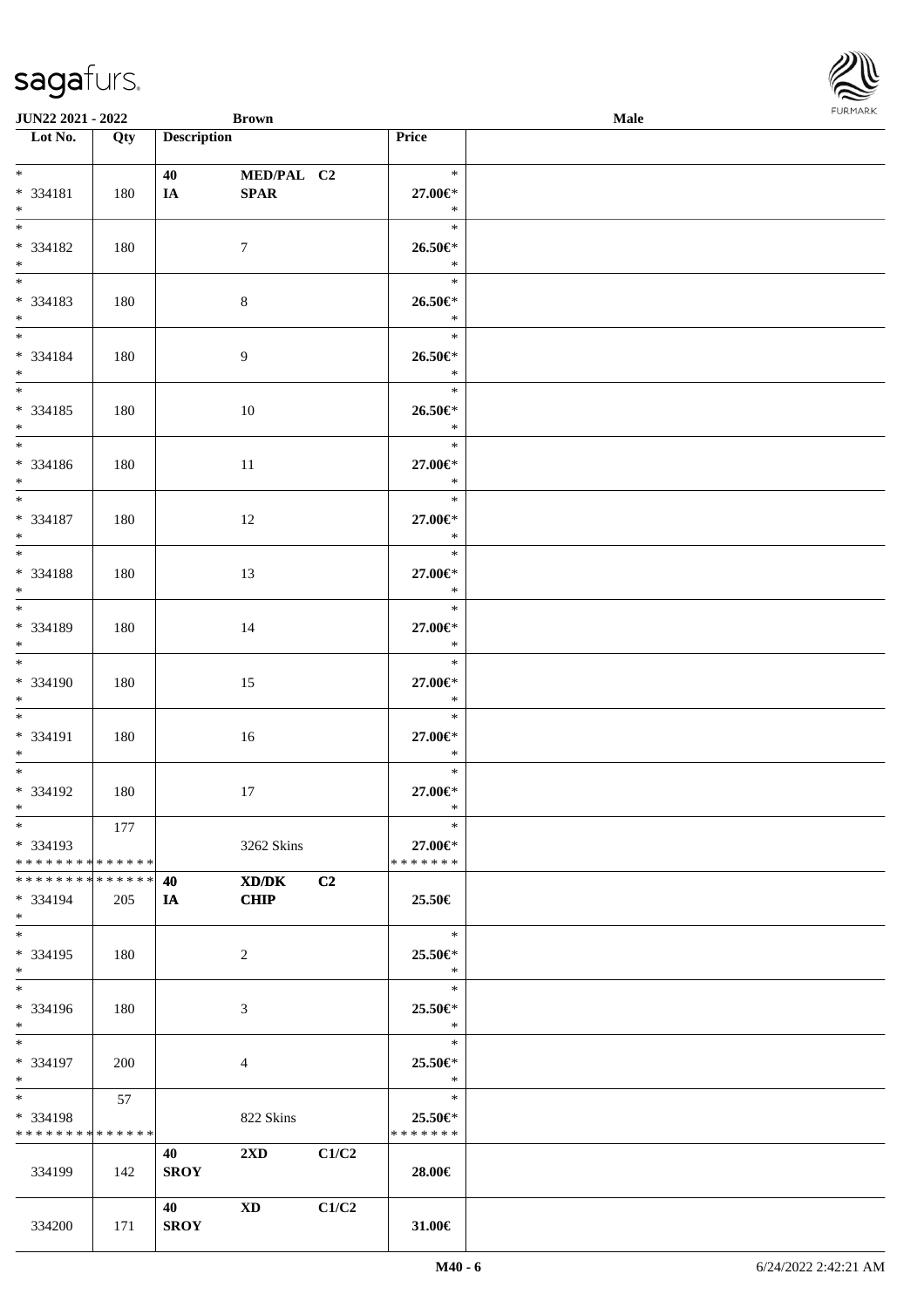| Lot No. | Qty | Description | | | Price | |
|---|---|---|---|---|---|---|
| *<br>* 334181<br>* | 180 | 40<br>IA | MED/PAL<br>SPAR | C2 | *<br>27.00€*<br>* | |
| *<br>* 334182<br>* | 180 | | 7 | | *<br>26.50€*<br>* | |
| *<br>* 334183<br>* | 180 | | 8 | | *<br>26.50€*<br>* | |
| *<br>* 334184<br>* | 180 | | 9 | | *<br>26.50€*<br>* | |
| *<br>* 334185<br>* | 180 | | 10 | | *<br>26.50€*<br>* | |
| *<br>* 334186<br>* | 180 | | 11 | | *<br>27.00€*<br>* | |
| *<br>* 334187<br>* | 180 | | 12 | | *<br>27.00€*<br>* | |
| *<br>* 334188<br>* | 180 | | 13 | | *<br>27.00€*<br>* | |
| *<br>* 334189<br>* | 180 | | 14 | | *<br>27.00€*<br>* | |
| *<br>* 334190<br>* | 180 | | 15 | | *<br>27.00€*<br>* | |
| *<br>* 334191<br>* | 180 | | 16 | | *<br>27.00€*<br>* | |
| *<br>* 334192<br>* | 180 | | 17 | | *<br>27.00€*<br>* | |
| *<br>* 334193<br>************** | 177 | | 3262 Skins | | *<br>27.00€*<br>******* | |
| **************<br>* 334194<br>* | 205 | 40<br>IA | XD/DK<br>CHIP | C2 | 25.50€ | |
| *<br>* 334195<br>* | 180 | | 2 | | *<br>25.50€*<br>* | |
| *<br>* 334196<br>* | 180 | | 3 | | *<br>25.50€*<br>* | |
| *<br>* 334197<br>* | 200 | | 4 | | *<br>25.50€*<br>* | |
| *<br>* 334198<br>************** | 57 | | 822 Skins | | *<br>25.50€*<br>******* | |
| 334199 | 142 | 40<br>SROY | 2XD | C1/C2 | 28.00€ | |
| 334200 | 171 | 40<br>SROY | XD | C1/C2 | 31.00€ | |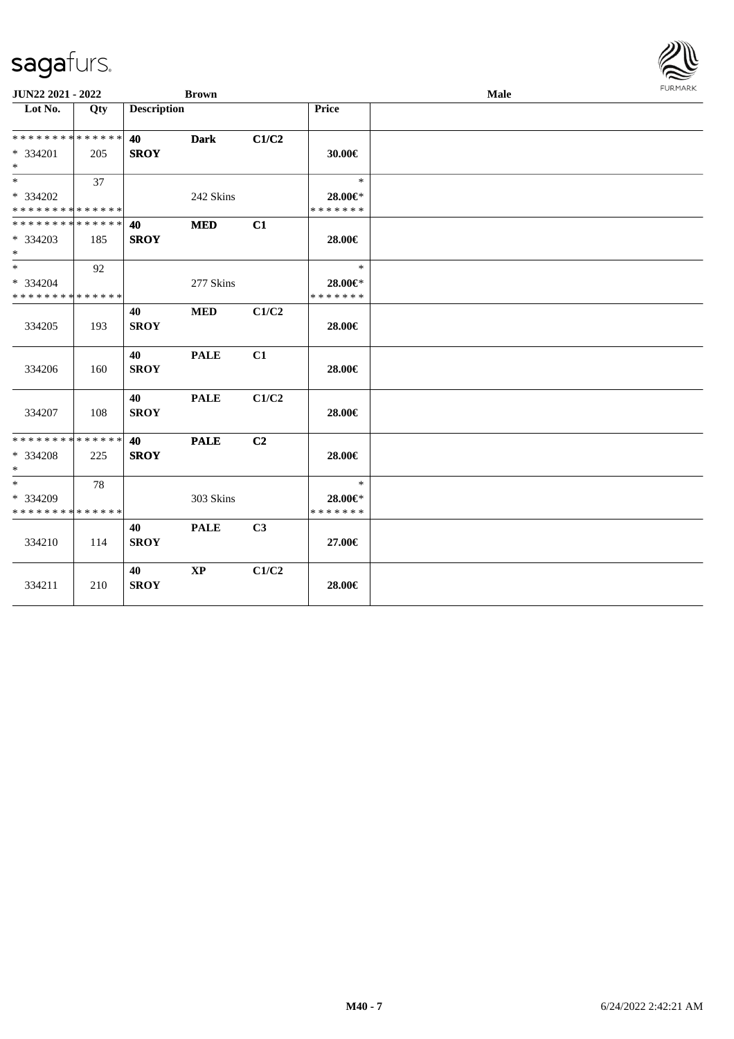**JUN22 2021 - 2022** **Brown** **Male**

| Lot No. | Qty | Description | | | Price | |
|---|---|---|---|---|---|---|
| * * * * * * * * * * * * * * | | 40 | Dark | C1/C2 | | |
| * 334201 | 205 | SROY | | | 30.00€ | |
| * | | | | | | |
| * | 37 | | | | * | |
| * 334202 | | | 242 Skins | | 28.00€* | |
| * * * * * * * * * * * * * * | | | | | * * * * * * * | |
| * * * * * * * * * * * * * * | | 40 | MED | C1 | | |
| * 334203 | 185 | SROY | | | 28.00€ | |
| * | | | | | | |
| * | 92 | | | | * | |
| * 334204 | | | 277 Skins | | 28.00€* | |
| * * * * * * * * * * * * * * | | | | | * * * * * * * | |
| | | 40 | MED | C1/C2 | | |
| 334205 | 193 | SROY | | | 28.00€ | |
| | | 40 | PALE | C1 | | |
| 334206 | 160 | SROY | | | 28.00€ | |
| | | 40 | PALE | C1/C2 | | |
| 334207 | 108 | SROY | | | 28.00€ | |
| * * * * * * * * * * * * * * | | 40 | PALE | C2 | | |
| * 334208 | 225 | SROY | | | 28.00€ | |
| * | | | | | | |
| * | 78 | | | | * | |
| * 334209 | | | 303 Skins | | 28.00€* | |
| * * * * * * * * * * * * * * | | | | | * * * * * * * | |
| | | 40 | PALE | C3 | | |
| 334210 | 114 | SROY | | | 27.00€ | |
| | | 40 | XP | C1/C2 | | |
| 334211 | 210 | SROY | | | 28.00€ | |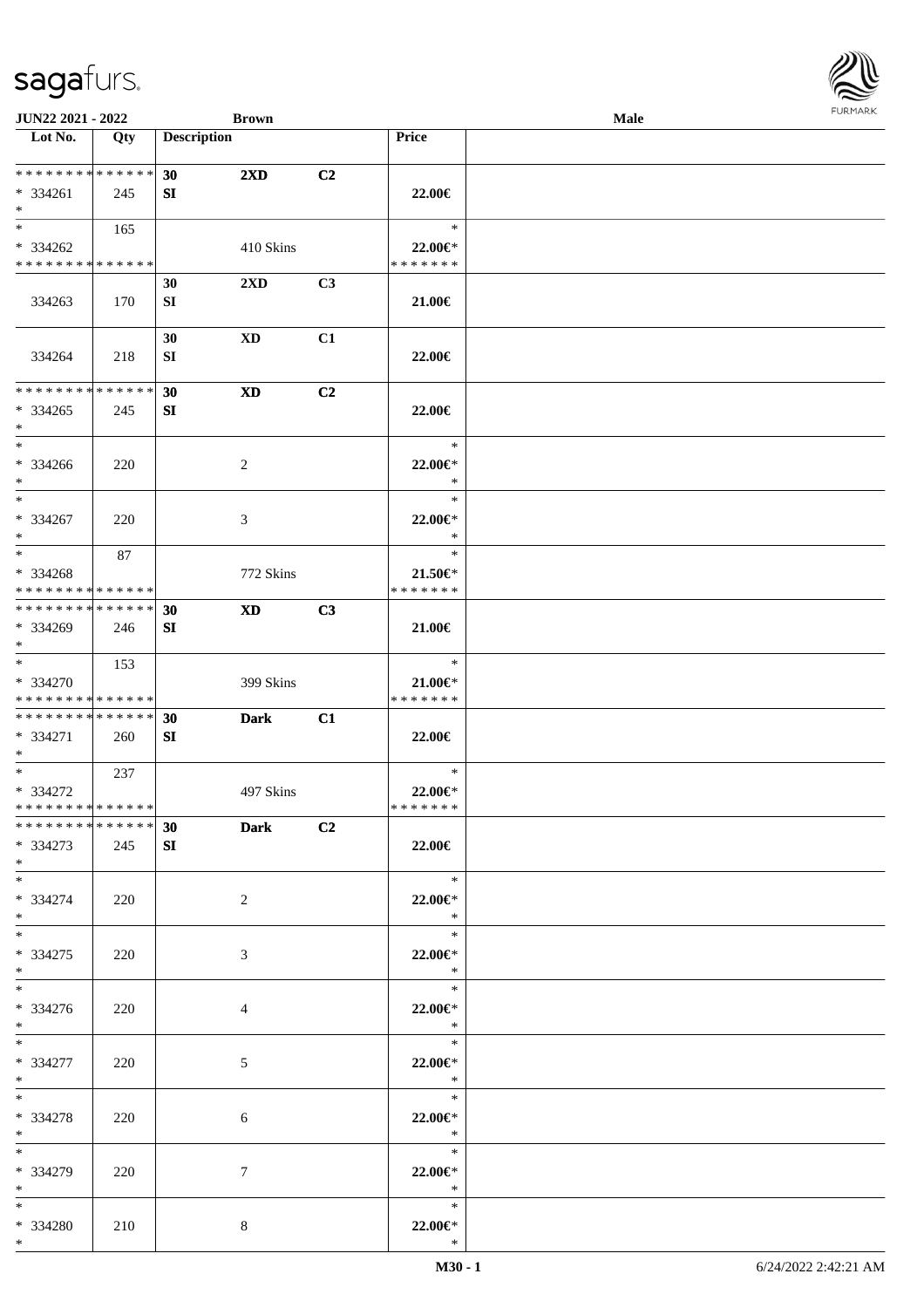| Lot No. | Qty | Description | | | Price | |
|---|---|---|---|---|---|---|
| * * * * * * * * * * * * * * | | 30 | 2XD | C2 | | |
| * 334261 | 245 | SI | | | 22.00€ | |
| * | | | | | | |
| * | 165 | | | | * | |
| * 334262 | | | 410 Skins | | 22.00€* | |
| * * * * * * * * * * * * * * | | | | | * * * * * * * | |
| | | 30 | 2XD | C3 | | |
| 334263 | 170 | SI | | | 21.00€ | |
| | | 30 | XD | C1 | | |
| 334264 | 218 | SI | | | 22.00€ | |
| * * * * * * * * * * * * * * | | 30 | XD | C2 | | |
| * 334265 | 245 | SI | | | 22.00€ | |
| * | | | | | | |
| * | | | | | * | |
| * 334266 | 220 | | 2 | | 22.00€* | |
| * | | | | | * | |
| * | | | | | * | |
| * 334267 | 220 | | 3 | | 22.00€* | |
| * | | | | | * | |
| * | 87 | | | | * | |
| * 334268 | | | 772 Skins | | 21.50€* | |
| * * * * * * * * * * * * * * | | | | | * * * * * * * | |
| * * * * * * * * * * * * * * | | 30 | XD | C3 | | |
| * 334269 | 246 | SI | | | 21.00€ | |
| * | | | | | | |
| * | 153 | | | | * | |
| * 334270 | | | 399 Skins | | 21.00€* | |
| * * * * * * * * * * * * * * | | | | | * * * * * * * | |
| * * * * * * * * * * * * * * | | 30 | Dark | C1 | | |
| * 334271 | 260 | SI | | | 22.00€ | |
| * | | | | | | |
| * | 237 | | | | * | |
| * 334272 | | | 497 Skins | | 22.00€* | |
| * * * * * * * * * * * * * * | | | | | * * * * * * * | |
| * * * * * * * * * * * * * * | | 30 | Dark | C2 | | |
| * 334273 | 245 | SI | | | 22.00€ | |
| * | | | | | | |
| * | | | | | * | |
| * 334274 | 220 | | 2 | | 22.00€* | |
| * | | | | | * | |
| * | | | | | * | |
| * 334275 | 220 | | 3 | | 22.00€* | |
| * | | | | | * | |
| * | | | | | * | |
| * 334276 | 220 | | 4 | | 22.00€* | |
| * | | | | | * | |
| * | | | | | * | |
| * 334277 | 220 | | 5 | | 22.00€* | |
| * | | | | | * | |
| * | | | | | * | |
| * 334278 | 220 | | 6 | | 22.00€* | |
| * | | | | | * | |
| * | | | | | * | |
| * 334279 | 220 | | 7 | | 22.00€* | |
| * | | | | | * | |
| * | | | | | * | |
| * 334280 | 210 | | 8 | | 22.00€* | |
| * | | | | | * | |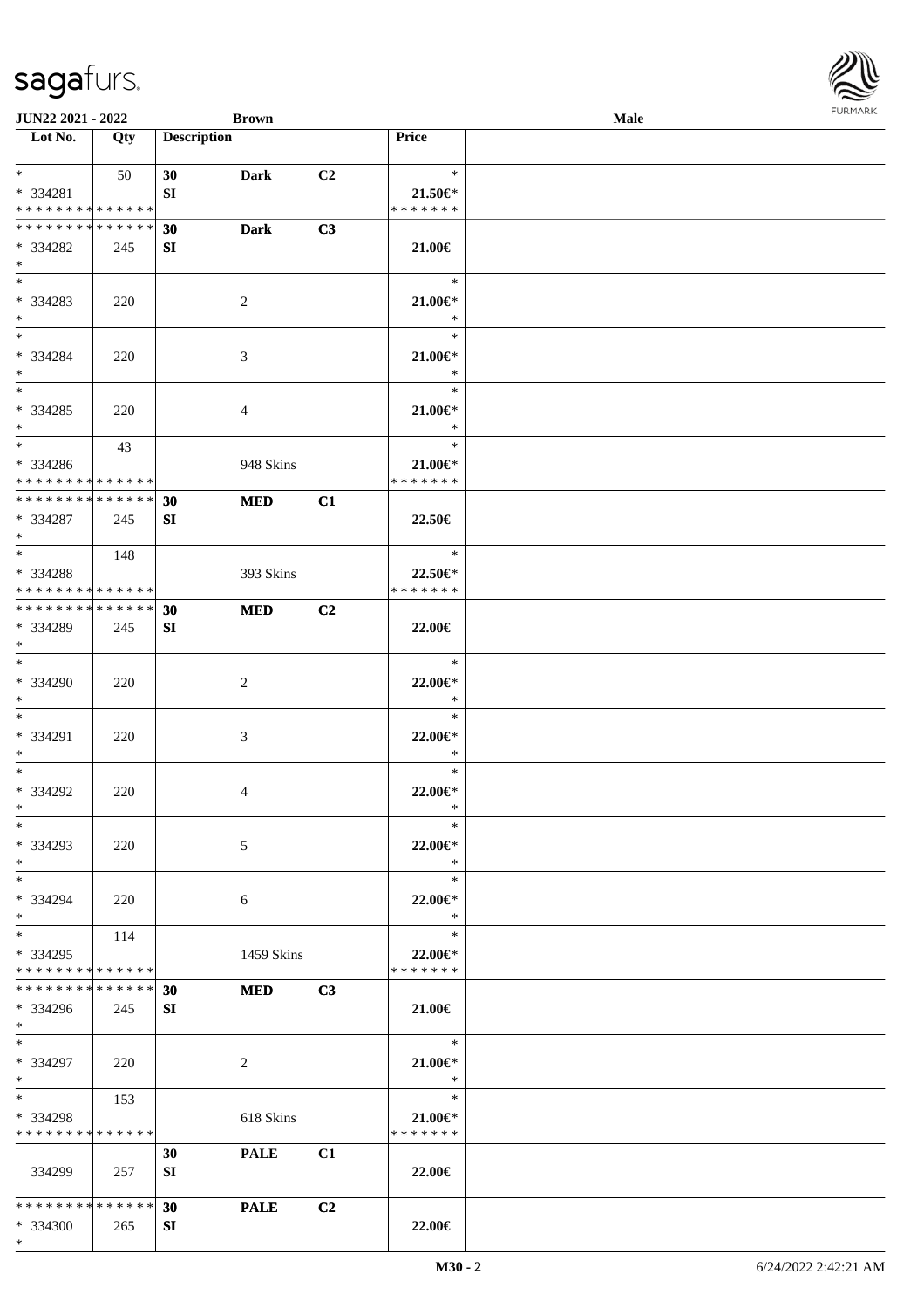| Lot No. | Qty | Description | | | Price | |
|---|---|---|---|---|---|---|
| * <br> * 334281 <br> * * * * * * * * * * * * * * | 50 | 30 <br> SI | Dark | C2 | * <br> 21.50€* <br> * * * * * * * | |
| * * * * * * * * * * * * * * <br> * 334282 <br> * | 245 | 30 <br> SI | Dark | C3 | 21.00€ | |
| * <br> * 334283 <br> * | 220 | | 2 | | * <br> 21.00€* <br> * | |
| * <br> * 334284 <br> * | 220 | | 3 | | * <br> 21.00€* <br> * | |
| * <br> * 334285 <br> * | 220 | | 4 | | * <br> 21.00€* <br> * | |
| * <br> * 334286 <br> * * * * * * * * * * * * * * | 43 | | 948 Skins | | * <br> 21.00€* <br> * * * * * * * | |
| * * * * * * * * * * * * * * <br> * 334287 <br> * | 245 | 30 <br> SI | MED | C1 | 22.50€ | |
| * <br> * 334288 <br> * * * * * * * * * * * * * * | 148 | | 393 Skins | | * <br> 22.50€* <br> * * * * * * * | |
| * * * * * * * * * * * * * * <br> * 334289 <br> * | 245 | 30 <br> SI | MED | C2 | 22.00€ | |
| * <br> * 334290 <br> * | 220 | | 2 | | * <br> 22.00€* <br> * | |
| * <br> * 334291 <br> * | 220 | | 3 | | * <br> 22.00€* <br> * | |
| * <br> * 334292 <br> * | 220 | | 4 | | * <br> 22.00€* <br> * | |
| * <br> * 334293 <br> * | 220 | | 5 | | * <br> 22.00€* <br> * | |
| * <br> * 334294 <br> * | 220 | | 6 | | * <br> 22.00€* <br> * | |
| * <br> * 334295 <br> * * * * * * * * * * * * * * | 114 | | 1459 Skins | | * <br> 22.00€* <br> * * * * * * * | |
| * * * * * * * * * * * * * * <br> * 334296 <br> * | 245 | 30 <br> SI | MED | C3 | 21.00€ | |
| * <br> * 334297 <br> * | 220 | | 2 | | * <br> 21.00€* <br> * | |
| * <br> * 334298 <br> * * * * * * * * * * * * * * | 153 | | 618 Skins | | * <br> 21.00€* <br> * * * * * * * | |
| 334299 | 257 | 30 <br> SI | PALE | C1 | 22.00€ | |
| * * * * * * * * * * * * * * <br> * 334300 <br> * | 265 | 30 <br> SI | PALE | C2 | 22.00€ | |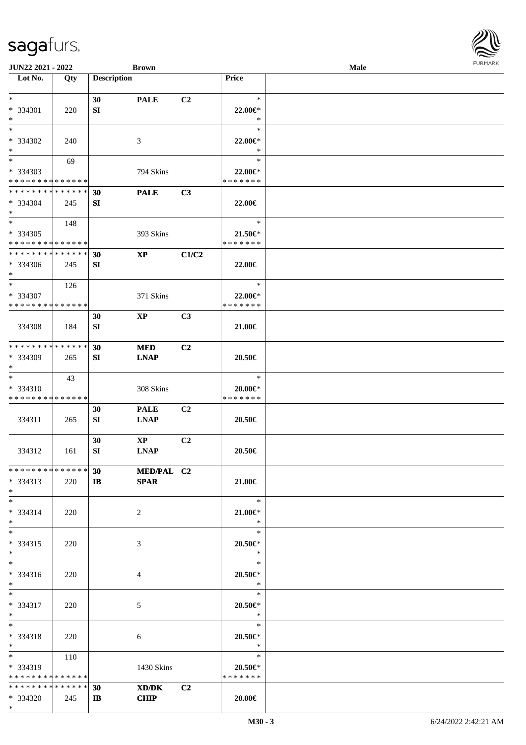JUN22 2021 - 2022 Brown Male

| Lot No. | Qty | Description | | | Price | |
|---|---|---|---|---|---|---|
| * <br> * 334301 <br> * | 220 | 30 <br> SI | PALE | C2 | * <br> 22.00€* <br> * | |
| * <br> * 334302 <br> * | 240 | | 3 | | * <br> 22.00€* <br> * | |
| * <br> * 334303 <br> * * * * * * * * * * * * * * | 69 | | 794 Skins | | * <br> 22.00€* <br> * * * * * * * | |
| * * * * * * * * * * * * * * <br> * 334304 <br> * | 245 | 30 <br> SI | PALE | C3 | 22.00€ | |
| * <br> * 334305 <br> * * * * * * * * * * * * * * | 148 | | 393 Skins | | * <br> 21.50€* <br> * * * * * * * | |
| * * * * * * * * * * * * * * <br> * 334306 <br> * | 245 | 30 <br> SI | XP | C1/C2 | 22.00€ | |
| * <br> * 334307 <br> * * * * * * * * * * * * * * | 126 | | 371 Skins | | * <br> 22.00€* <br> * * * * * * * | |
| 334308 | 184 | 30 <br> SI | XP | C3 | 21.00€ | |
| * * * * * * * * * * * * * * <br> * 334309 <br> * | 265 | 30 <br> SI | MED <br> LNAP | C2 | 20.50€ | |
| * <br> * 334310 <br> * * * * * * * * * * * * * * | 43 | | 308 Skins | | * <br> 20.00€* <br> * * * * * * * | |
| 334311 | 265 | 30 <br> SI | PALE <br> LNAP | C2 | 20.50€ | |
| 334312 | 161 | 30 <br> SI | XP <br> LNAP | C2 | 20.50€ | |
| * * * * * * * * * * * * * * <br> * 334313 <br> * | 220 | 30 <br> IB | MED/PAL <br> SPAR | C2 | 21.00€ | |
| * <br> * 334314 <br> * | 220 | | 2 | | * <br> 21.00€* <br> * | |
| * <br> * 334315 <br> * | 220 | | 3 | | * <br> 20.50€* <br> * | |
| * <br> * 334316 <br> * | 220 | | 4 | | * <br> 20.50€* <br> * | |
| * <br> * 334317 <br> * | 220 | | 5 | | * <br> 20.50€* <br> * | |
| * <br> * 334318 <br> * | 220 | | 6 | | * <br> 20.50€* <br> * | |
| * <br> * 334319 <br> * * * * * * * * * * * * * * | 110 | | 1430 Skins | | * <br> 20.50€* <br> * * * * * * * | |
| * * * * * * * * * * * * * * <br> * 334320 <br> * | 245 | 30 <br> IB | XD/DK <br> CHIP | C2 | 20.00€ | |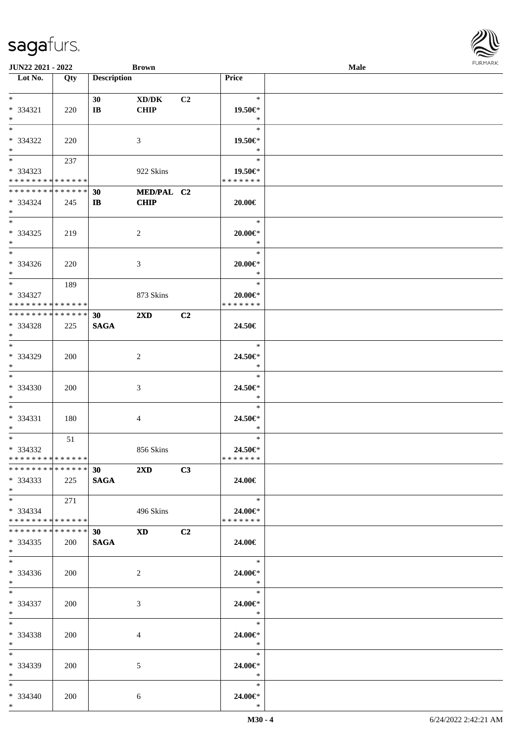| Lot No. | Qty | Description | | | Price | |
|---|---|---|---|---|---|---|
| * | | 30 | XD/DK | C2 | * | |
| * 334321 | 220 | IB | CHIP | | 19.50€* | |
| * | | | | | * | |
| * | | | | | * | |
| * 334322 | 220 | | 3 | | 19.50€* | |
| * | | | | | * | |
| * | 237 | | | | * | |
| * 334323 | | | 922 Skins | | 19.50€* | |
| * * * * * * * * * * * * * * | | | | | * * * * * * * | |
| * * * * * * * * * * * * * * | | 30 | MED/PAL | C2 | | |
| * 334324 | 245 | IB | CHIP | | 20.00€ | |
| * | | | | | | |
| * | | | | | * | |
| * 334325 | 219 | | 2 | | 20.00€* | |
| * | | | | | * | |
| * | | | | | * | |
| * 334326 | 220 | | 3 | | 20.00€* | |
| * | | | | | * | |
| * | 189 | | | | * | |
| * 334327 | | | 873 Skins | | 20.00€* | |
| * * * * * * * * * * * * * * | | | | | * * * * * * * | |
| * * * * * * * * * * * * * * | | 30 | 2XD | C2 | | |
| * 334328 | 225 | SAGA | | | 24.50€ | |
| * | | | | | | |
| * | | | | | * | |
| * 334329 | 200 | | 2 | | 24.50€* | |
| * | | | | | * | |
| * | | | | | * | |
| * 334330 | 200 | | 3 | | 24.50€* | |
| * | | | | | * | |
| * | | | | | * | |
| * 334331 | 180 | | 4 | | 24.50€* | |
| * | | | | | * | |
| * | 51 | | | | * | |
| * 334332 | | | 856 Skins | | 24.50€* | |
| * * * * * * * * * * * * * * | | | | | * * * * * * * | |
| * * * * * * * * * * * * * * | | 30 | 2XD | C3 | | |
| * 334333 | 225 | SAGA | | | 24.00€ | |
| * | | | | | | |
| * | 271 | | | | * | |
| * 334334 | | | 496 Skins | | 24.00€* | |
| * * * * * * * * * * * * * * | | | | | * * * * * * * | |
| * * * * * * * * * * * * * * | | 30 | XD | C2 | | |
| * 334335 | 200 | SAGA | | | 24.00€ | |
| * | | | | | | |
| * | | | | | * | |
| * 334336 | 200 | | 2 | | 24.00€* | |
| * | | | | | * | |
| * | | | | | * | |
| * 334337 | 200 | | 3 | | 24.00€* | |
| * | | | | | * | |
| * | | | | | * | |
| * 334338 | 200 | | 4 | | 24.00€* | |
| * | | | | | * | |
| * | | | | | * | |
| * 334339 | 200 | | 5 | | 24.00€* | |
| * | | | | | * | |
| * | | | | | * | |
| * 334340 | 200 | | 6 | | 24.00€* | |
| * | | | | | * | |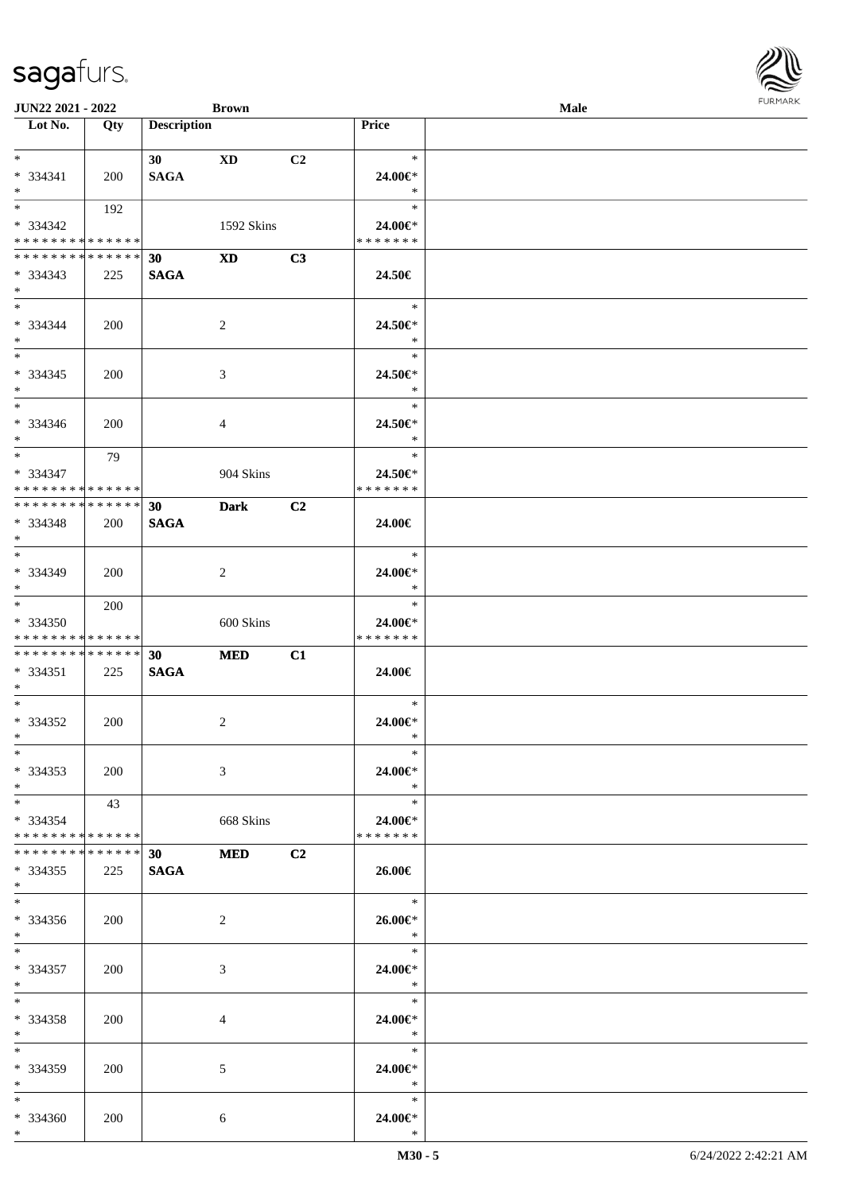| Lot No. | Qty | Description | | | Price | |
|---|---|---|---|---|---|---|
| * | | 30 | XD | C2 | * | |
| * 334341 | 200 | SAGA | | | 24.00€* | |
| * | | | | | * | |
| * | 192 | | | | * | |
| * 334342 | | | 1592 Skins | | 24.00€* | |
| * * * * * * * * * * * * * * | | | | | * * * * * * * | |
| * * * * * * * * * * * * * * | | 30 | XD | C3 | | |
| * 334343 | 225 | SAGA | | | 24.50€ | |
| * | | | | | | |
| * | | | | | * | |
| * 334344 | 200 | | 2 | | 24.50€* | |
| * | | | | | * | |
| * | | | | | * | |
| * 334345 | 200 | | 3 | | 24.50€* | |
| * | | | | | * | |
| * | | | | | * | |
| * 334346 | 200 | | 4 | | 24.50€* | |
| * | | | | | * | |
| * | 79 | | | | * | |
| * 334347 | | | 904 Skins | | 24.50€* | |
| * * * * * * * * * * * * * * | | | | | * * * * * * * | |
| * * * * * * * * * * * * * * | | 30 | Dark | C2 | | |
| * 334348 | 200 | SAGA | | | 24.00€ | |
| * | | | | | | |
| * | | | | | * | |
| * 334349 | 200 | | 2 | | 24.00€* | |
| * | | | | | * | |
| * | 200 | | | | * | |
| * 334350 | | | 600 Skins | | 24.00€* | |
| * * * * * * * * * * * * * * | | | | | * * * * * * * | |
| * * * * * * * * * * * * * * | | 30 | MED | C1 | | |
| * 334351 | 225 | SAGA | | | 24.00€ | |
| * | | | | | | |
| * | | | | | * | |
| * 334352 | 200 | | 2 | | 24.00€* | |
| * | | | | | * | |
| * | | | | | * | |
| * 334353 | 200 | | 3 | | 24.00€* | |
| * | | | | | * | |
| * | 43 | | | | * | |
| * 334354 | | | 668 Skins | | 24.00€* | |
| * * * * * * * * * * * * * * | | | | | * * * * * * * | |
| * * * * * * * * * * * * * * | | 30 | MED | C2 | | |
| * 334355 | 225 | SAGA | | | 26.00€ | |
| * | | | | | | |
| * | | | | | * | |
| * 334356 | 200 | | 2 | | 26.00€* | |
| * | | | | | * | |
| * | | | | | * | |
| * 334357 | 200 | | 3 | | 24.00€* | |
| * | | | | | * | |
| * | | | | | * | |
| * 334358 | 200 | | 4 | | 24.00€* | |
| * | | | | | * | |
| * | | | | | * | |
| * 334359 | 200 | | 5 | | 24.00€* | |
| * | | | | | * | |
| * | | | | | * | |
| * 334360 | 200 | | 6 | | 24.00€* | |
| * | | | | | * | |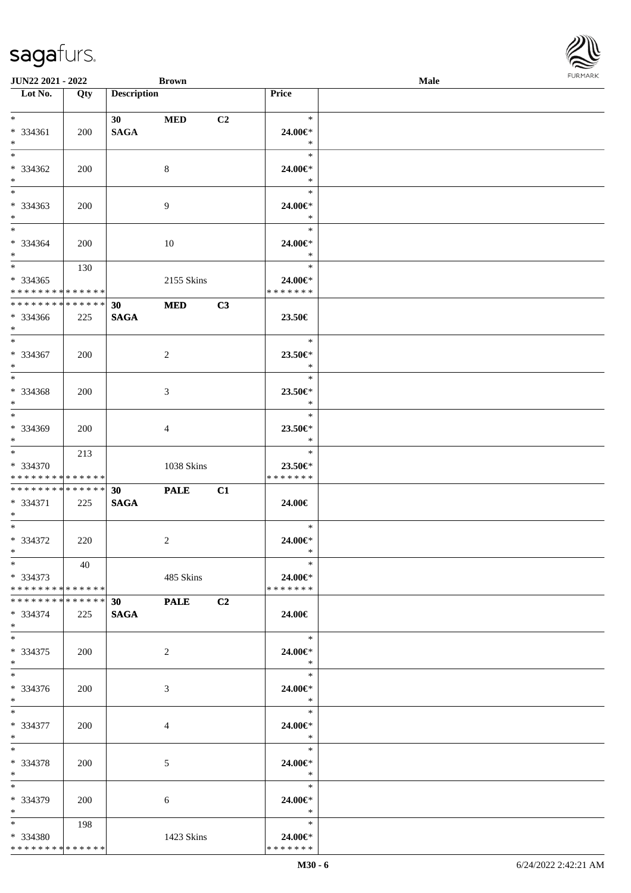| Lot No. | Qty | Description | | | Price | |
|---|---|---|---|---|---|---|
| * | | 30 | MED | C2 | * | |
| * 334361 | 200 | SAGA | | | 24.00€* | |
| * | | | | | * | |
| * | | | | | * | |
| * 334362 | 200 | | 8 | | 24.00€* | |
| * | | | | | * | |
| * | | | | | * | |
| * 334363 | 200 | | 9 | | 24.00€* | |
| * | | | | | * | |
| * | | | | | * | |
| * 334364 | 200 | | 10 | | 24.00€* | |
| * | | | | | * | |
| * | 130 | | | | * | |
| * 334365 | | | 2155 Skins | | 24.00€* | |
| * * * * * * * * * * * * * * | | | | | * * * * * * * | |
| * * * * * * * * * * * * * * | | 30 | MED | C3 | | |
| * 334366 | 225 | SAGA | | | 23.50€ | |
| * | | | | | | |
| * | | | | | * | |
| * 334367 | 200 | | 2 | | 23.50€* | |
| * | | | | | * | |
| * | | | | | * | |
| * 334368 | 200 | | 3 | | 23.50€* | |
| * | | | | | * | |
| * | | | | | * | |
| * 334369 | 200 | | 4 | | 23.50€* | |
| * | | | | | * | |
| * | 213 | | | | * | |
| * 334370 | | | 1038 Skins | | 23.50€* | |
| * * * * * * * * * * * * * * | | | | | * * * * * * * | |
| * * * * * * * * * * * * * * | | 30 | PALE | C1 | | |
| * 334371 | 225 | SAGA | | | 24.00€ | |
| * | | | | | | |
| * | | | | | * | |
| * 334372 | 220 | | 2 | | 24.00€* | |
| * | | | | | * | |
| * | 40 | | | | * | |
| * 334373 | | | 485 Skins | | 24.00€* | |
| * * * * * * * * * * * * * * | | | | | * * * * * * * | |
| * * * * * * * * * * * * * * | | 30 | PALE | C2 | | |
| * 334374 | 225 | SAGA | | | 24.00€ | |
| * | | | | | | |
| * | | | | | * | |
| * 334375 | 200 | | 2 | | 24.00€* | |
| * | | | | | * | |
| * | | | | | * | |
| * 334376 | 200 | | 3 | | 24.00€* | |
| * | | | | | * | |
| * | | | | | * | |
| * 334377 | 200 | | 4 | | 24.00€* | |
| * | | | | | * | |
| * | | | | | * | |
| * 334378 | 200 | | 5 | | 24.00€* | |
| * | | | | | * | |
| * | | | | | * | |
| * 334379 | 200 | | 6 | | 24.00€* | |
| * | | | | | * | |
| * | 198 | | | | * | |
| * 334380 | | | 1423 Skins | | 24.00€* | |
| * * * * * * * * * * * * * * | | | | | * * * * * * * | |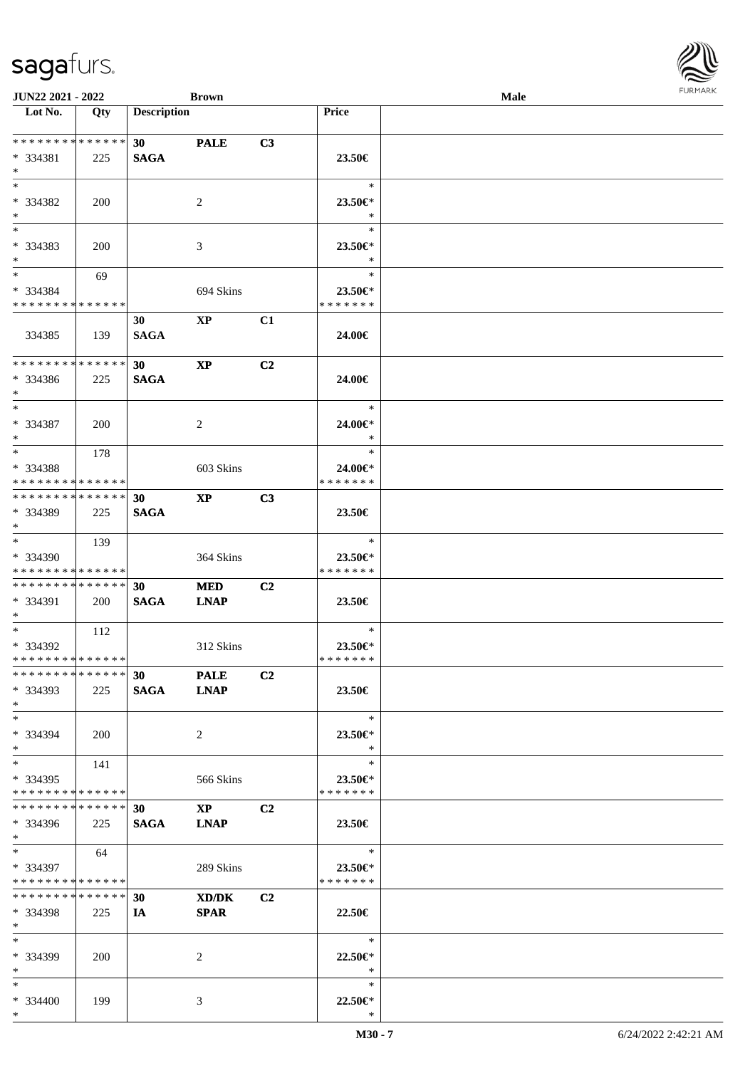| Lot No. | Qty | Description | | | Price | |
|---|---|---|---|---|---|---|
| * * * * * * * * * * * * * * | | 30 | PALE | C3 | | |
| * 334381 | 225 | SAGA | | | 23.50€ | |
| * | | | | | | |
| * | | | | | * | |
| * 334382 | 200 | | 2 | | 23.50€* | |
| * | | | | | * | |
| * | | | | | * | |
| * 334383 | 200 | | 3 | | 23.50€* | |
| * | | | | | * | |
| * | 69 | | | | * | |
| * 334384 | | | 694 Skins | | 23.50€* | |
| * * * * * * * * * * * * * * | | | | | * * * * * * * | |
| | | 30 | XP | C1 | | |
| 334385 | 139 | SAGA | | | 24.00€ | |
| * * * * * * * * * * * * * * | | 30 | XP | C2 | | |
| * 334386 | 225 | SAGA | | | 24.00€ | |
| * | | | | | | |
| * | | | | | * | |
| * 334387 | 200 | | 2 | | 24.00€* | |
| * | | | | | * | |
| * | 178 | | | | * | |
| * 334388 | | | 603 Skins | | 24.00€* | |
| * * * * * * * * * * * * * * | | | | | * * * * * * * | |
| * * * * * * * * * * * * * * | | 30 | XP | C3 | | |
| * 334389 | 225 | SAGA | | | 23.50€ | |
| * | | | | | | |
| * | 139 | | | | * | |
| * 334390 | | | 364 Skins | | 23.50€* | |
| * * * * * * * * * * * * * * | | | | | * * * * * * * | |
| * * * * * * * * * * * * * * | | 30 | MED | C2 | | |
| * 334391 | 200 | SAGA | LNAP | | 23.50€ | |
| * | | | | | | |
| * | 112 | | | | * | |
| * 334392 | | | 312 Skins | | 23.50€* | |
| * * * * * * * * * * * * * * | | | | | * * * * * * * | |
| * * * * * * * * * * * * * * | | 30 | PALE | C2 | | |
| * 334393 | 225 | SAGA | LNAP | | 23.50€ | |
| * | | | | | | |
| * | | | | | * | |
| * 334394 | 200 | | 2 | | 23.50€* | |
| * | | | | | * | |
| * | 141 | | | | * | |
| * 334395 | | | 566 Skins | | 23.50€* | |
| * * * * * * * * * * * * * * | | | | | * * * * * * * | |
| * * * * * * * * * * * * * * | | 30 | XP | C2 | | |
| * 334396 | 225 | SAGA | LNAP | | 23.50€ | |
| * | | | | | | |
| * | 64 | | | | * | |
| * 334397 | | | 289 Skins | | 23.50€* | |
| * * * * * * * * * * * * * * | | | | | * * * * * * * | |
| * * * * * * * * * * * * * * | | 30 | XD/DK | C2 | | |
| * 334398 | 225 | IA | SPAR | | 22.50€ | |
| * | | | | | | |
| * | | | | | * | |
| * 334399 | 200 | | 2 | | 22.50€* | |
| * | | | | | * | |
| * | | | | | * | |
| * 334400 | 199 | | 3 | | 22.50€* | |
| * | | | | | * | |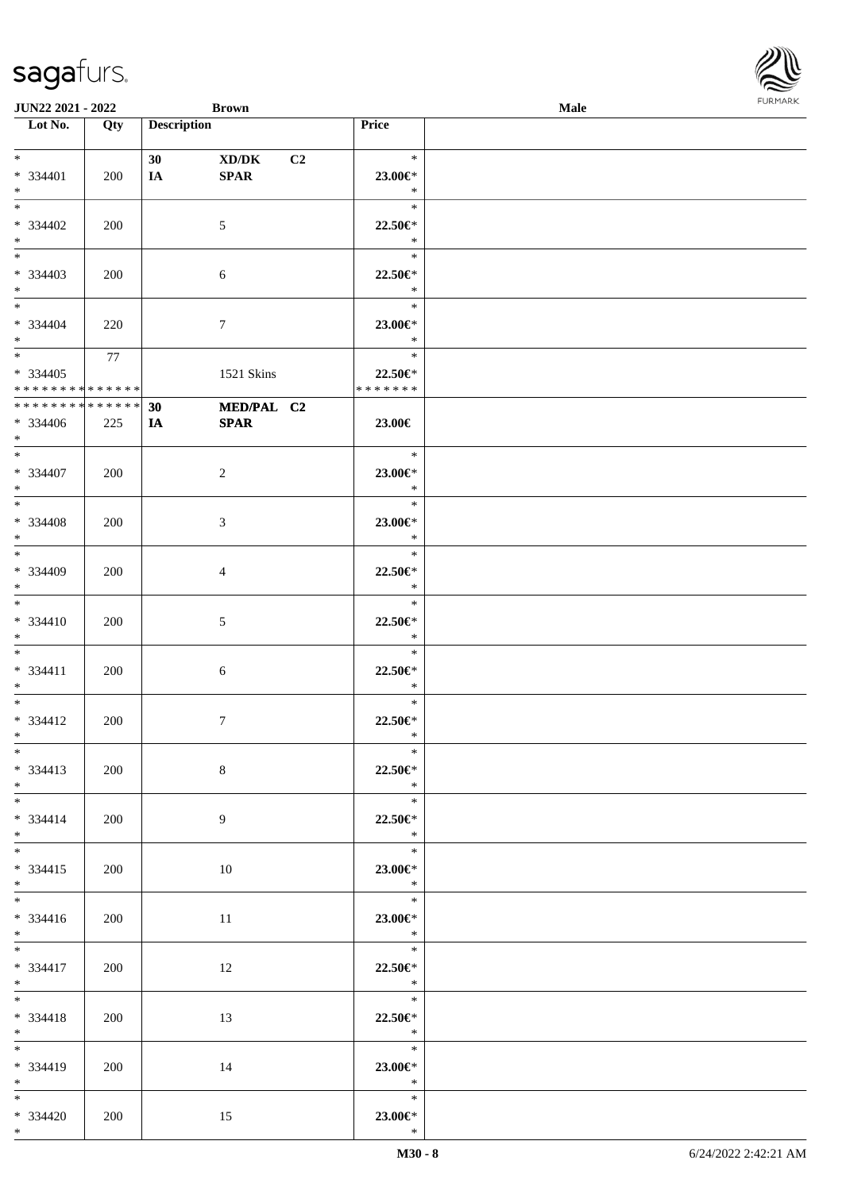JUN22 2021 - 2022 Brown Male

| Lot No. | Qty | Description | | | Price |
|---|---|---|---|---|---|
| * | | 30 | XD/DK | C2 | * |
| * 334401 | 200 | IA | SPAR | | 23.00€* |
| * | | | | | * |
| * | | | | | * |
| * 334402 | 200 | | 5 | | 22.50€* |
| * | | | | | * |
| * | | | | | * |
| * 334403 | 200 | | 6 | | 22.50€* |
| * | | | | | * |
| * | | | | | * |
| * 334404 | 220 | | 7 | | 23.00€* |
| * | | | | | * |
| * | 77 | | | | * |
| * 334405 | | | 1521 Skins | | 22.50€* |
| * * * * * * * * * * * * * * | | | | | * * * * * * * |
| * * * * * * * * * * * * * * | | 30 | MED/PAL | C2 | |
| * 334406 | 225 | IA | SPAR | | 23.00€ |
| * | | | | | |
| * | | | | | * |
| * 334407 | 200 | | 2 | | 23.00€* |
| * | | | | | * |
| * | | | | | * |
| * 334408 | 200 | | 3 | | 23.00€* |
| * | | | | | * |
| * | | | | | * |
| * 334409 | 200 | | 4 | | 22.50€* |
| * | | | | | * |
| * | | | | | * |
| * 334410 | 200 | | 5 | | 22.50€* |
| * | | | | | * |
| * | | | | | * |
| * 334411 | 200 | | 6 | | 22.50€* |
| * | | | | | * |
| * | | | | | * |
| * 334412 | 200 | | 7 | | 22.50€* |
| * | | | | | * |
| * | | | | | * |
| * 334413 | 200 | | 8 | | 22.50€* |
| * | | | | | * |
| * | | | | | * |
| * 334414 | 200 | | 9 | | 22.50€* |
| * | | | | | * |
| * | | | | | * |
| * 334415 | 200 | | 10 | | 23.00€* |
| * | | | | | * |
| * | | | | | * |
| * 334416 | 200 | | 11 | | 23.00€* |
| * | | | | | * |
| * | | | | | * |
| * 334417 | 200 | | 12 | | 22.50€* |
| * | | | | | * |
| * | | | | | * |
| * 334418 | 200 | | 13 | | 22.50€* |
| * | | | | | * |
| * | | | | | * |
| * 334419 | 200 | | 14 | | 23.00€* |
| * | | | | | * |
| * | | | | | * |
| * 334420 | 200 | | 15 | | 23.00€* |
| * | | | | | * |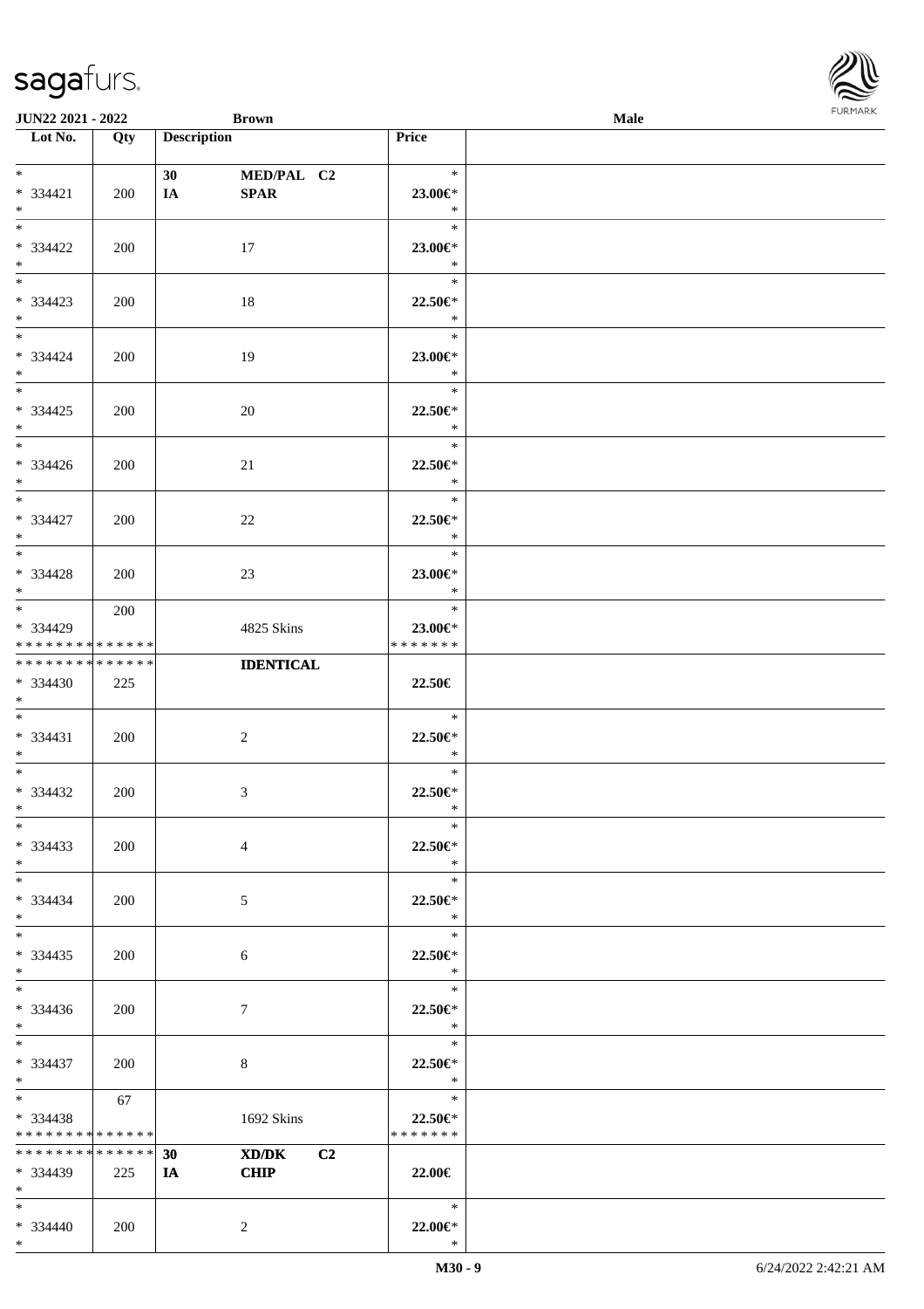JUN22 2021 - 2022 | Brown | Male

| Lot No. | Qty | Description | | Price |
|---|---|---|---|---|
| * <br> * 334421 <br> * | 200 | 30 <br> IA | MED/PAL C2 <br> SPAR | * <br> 23.00€* <br> * |
| * <br> * 334422 <br> * | 200 | | 17 | * <br> 23.00€* <br> * |
| * <br> * 334423 <br> * | 200 | | 18 | * <br> 22.50€* <br> * |
| * <br> * 334424 <br> * | 200 | | 19 | * <br> 23.00€* <br> * |
| * <br> * 334425 <br> * | 200 | | 20 | * <br> 22.50€* <br> * |
| * <br> * 334426 <br> * | 200 | | 21 | * <br> 22.50€* <br> * |
| * <br> * 334427 <br> * | 200 | | 22 | * <br> 22.50€* <br> * |
| * <br> * 334428 <br> * | 200 | | 23 | * <br> 23.00€* <br> * |
| * <br> * 334429 <br> * * * * * * * * * * * * * * | 200 | | 4825 Skins | * <br> 23.00€* <br> * * * * * * * |
| * * * * * * * * * * * * * * <br> * 334430 <br> * | 225 | | IDENTICAL | 22.50€ |
| * <br> * 334431 <br> * | 200 | | 2 | * <br> 22.50€* <br> * |
| * <br> * 334432 <br> * | 200 | | 3 | * <br> 22.50€* <br> * |
| * <br> * 334433 <br> * | 200 | | 4 | * <br> 22.50€* <br> * |
| * <br> * 334434 <br> * | 200 | | 5 | * <br> 22.50€* <br> * |
| * <br> * 334435 <br> * | 200 | | 6 | * <br> 22.50€* <br> * |
| * <br> * 334436 <br> * | 200 | | 7 | * <br> 22.50€* <br> * |
| * <br> * 334437 <br> * | 200 | | 8 | * <br> 22.50€* <br> * |
| * <br> * 334438 <br> * * * * * * * * * * * * * * | 67 | | 1692 Skins | * <br> 22.50€* <br> * * * * * * * |
| * * * * * * * * * * * * * * <br> * 334439 <br> * | 225 | 30 <br> IA | XD/DK C2 <br> CHIP | 22.00€ |
| * <br> * 334440 <br> * | 200 | | 2 | * <br> 22.00€* <br> * |

M30 - 9 | 6/24/2022 2:42:21 AM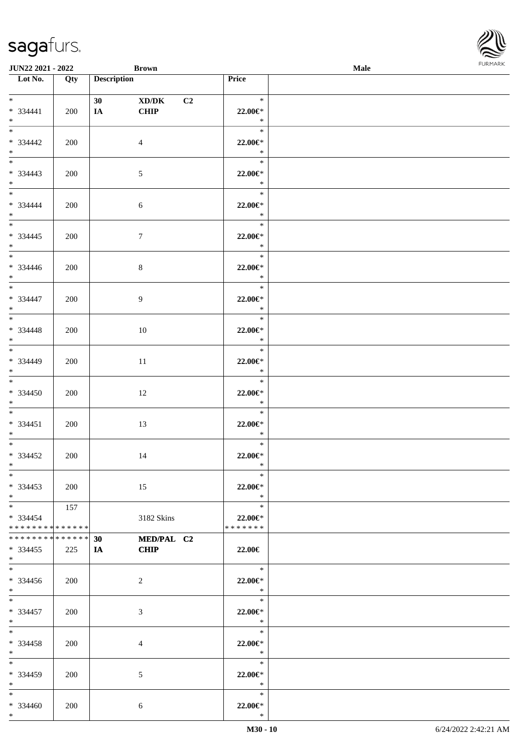| Lot No. | Qty | Description | | | Price | |
|---|---|---|---|---|---|---|
| *<br>* 334441<br>* | 200 | 30<br>IA | XD/DK<br>CHIP | C2 | *<br>22.00€*<br>* | |
| *<br>* 334442<br>* | 200 | | 4 | | *<br>22.00€*<br>* | |
| *<br>* 334443<br>* | 200 | | 5 | | *<br>22.00€*<br>* | |
| *<br>* 334444<br>* | 200 | | 6 | | *<br>22.00€*<br>* | |
| *<br>* 334445<br>* | 200 | | 7 | | *<br>22.00€*<br>* | |
| *<br>* 334446<br>* | 200 | | 8 | | *<br>22.00€*<br>* | |
| *<br>* 334447<br>* | 200 | | 9 | | *<br>22.00€*<br>* | |
| *<br>* 334448<br>* | 200 | | 10 | | *<br>22.00€*<br>* | |
| *<br>* 334449<br>* | 200 | | 11 | | *<br>22.00€*<br>* | |
| *<br>* 334450<br>* | 200 | | 12 | | *<br>22.00€*<br>* | |
| *<br>* 334451<br>* | 200 | | 13 | | *<br>22.00€*<br>* | |
| *<br>* 334452<br>* | 200 | | 14 | | *<br>22.00€*<br>* | |
| *<br>* 334453<br>* | 200 | | 15 | | *<br>22.00€*<br>* | |
| *<br>* 334454<br>* * * * * * * * * * * * * * | 157 | | 3182 Skins | | *<br>22.00€*<br>* * * * * * * | |
| * * * * * * * * * * * * * *<br>* 334455<br>* | 225 | 30<br>IA | MED/PAL<br>CHIP | C2 | 22.00€ | |
| *<br>* 334456<br>* | 200 | | 2 | | *<br>22.00€*<br>* | |
| *<br>* 334457<br>* | 200 | | 3 | | *<br>22.00€*<br>* | |
| *<br>* 334458<br>* | 200 | | 4 | | *<br>22.00€*<br>* | |
| *<br>* 334459<br>* | 200 | | 5 | | *<br>22.00€*<br>* | |
| *<br>* 334460<br>* | 200 | | 6 | | *<br>22.00€*<br>* | |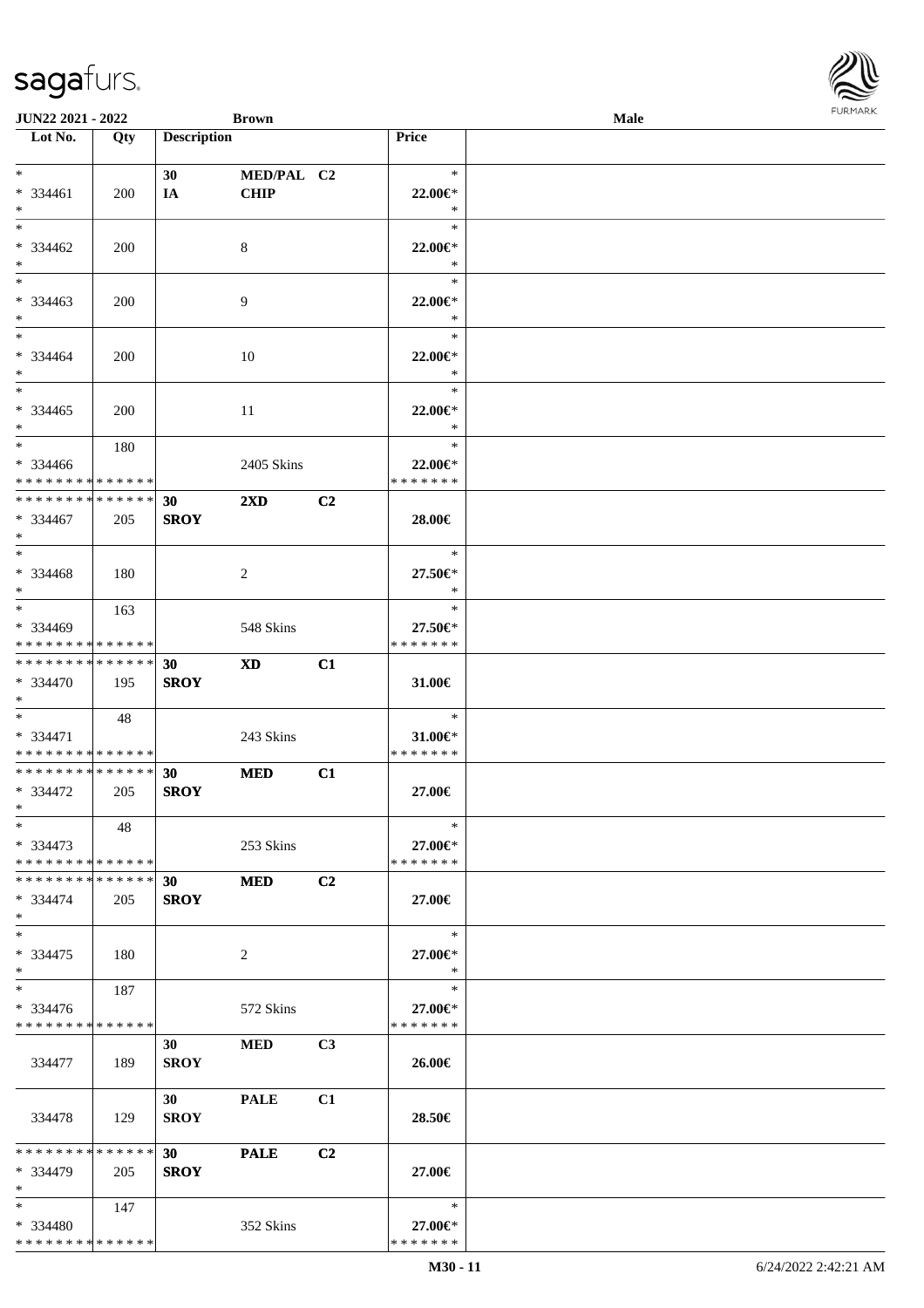**JUN22 2021 - 2022** **Brown** **Male**

| Lot No. | Qty | Description | | | Price | |
|---|---|---|---|---|---|---|
| * | | 30 | MED/PAL | C2 | * | |
| * 334461 | 200 | IA | CHIP | | 22.00€* | |
| * | | | | | * | |
| * | | | | | * | |
| * 334462 | 200 | | 8 | | 22.00€* | |
| * | | | | | * | |
| * | | | | | * | |
| * 334463 | 200 | | 9 | | 22.00€* | |
| * | | | | | * | |
| * | | | | | * | |
| * 334464 | 200 | | 10 | | 22.00€* | |
| * | | | | | * | |
| * | | | | | * | |
| * 334465 | 200 | | 11 | | 22.00€* | |
| * | | | | | * | |
| * | 180 | | | | * | |
| * 334466 | | | 2405 Skins | | 22.00€* | |
| * * * * * * * * * * * * * * | | | | | * * * * * * * | |
| * * * * * * * * * * * * * * | | 30 | 2XD | C2 | | |
| * 334467 | 205 | SROY | | | 28.00€ | |
| * | | | | | | |
| * | | | | | * | |
| * 334468 | 180 | | 2 | | 27.50€* | |
| * | | | | | * | |
| * | 163 | | | | * | |
| * 334469 | | | 548 Skins | | 27.50€* | |
| * * * * * * * * * * * * * * | | | | | * * * * * * * | |
| * * * * * * * * * * * * * * | | 30 | XD | C1 | | |
| * 334470 | 195 | SROY | | | 31.00€ | |
| * | | | | | | |
| * | 48 | | | | * | |
| * 334471 | | | 243 Skins | | 31.00€* | |
| * * * * * * * * * * * * * * | | | | | * * * * * * * | |
| * * * * * * * * * * * * * * | | 30 | MED | C1 | | |
| * 334472 | 205 | SROY | | | 27.00€ | |
| * | | | | | | |
| * | 48 | | | | * | |
| * 334473 | | | 253 Skins | | 27.00€* | |
| * * * * * * * * * * * * * * | | | | | * * * * * * * | |
| * * * * * * * * * * * * * * | | 30 | MED | C2 | | |
| * 334474 | 205 | SROY | | | 27.00€ | |
| * | | | | | | |
| * | | | | | * | |
| * 334475 | 180 | | 2 | | 27.00€* | |
| * | | | | | * | |
| * | 187 | | | | * | |
| * 334476 | | | 572 Skins | | 27.00€* | |
| * * * * * * * * * * * * * * | | | | | * * * * * * * | |
| | | 30 | MED | C3 | | |
| 334477 | 189 | SROY | | | 26.00€ | |
| | | 30 | PALE | C1 | | |
| 334478 | 129 | SROY | | | 28.50€ | |
| * * * * * * * * * * * * * * | | 30 | PALE | C2 | | |
| * 334479 | 205 | SROY | | | 27.00€ | |
| * | | | | | | |
| * | 147 | | | | * | |
| * 334480 | | | 352 Skins | | 27.00€* | |
| * * * * * * * * * * * * * * | | | | | * * * * * * * | |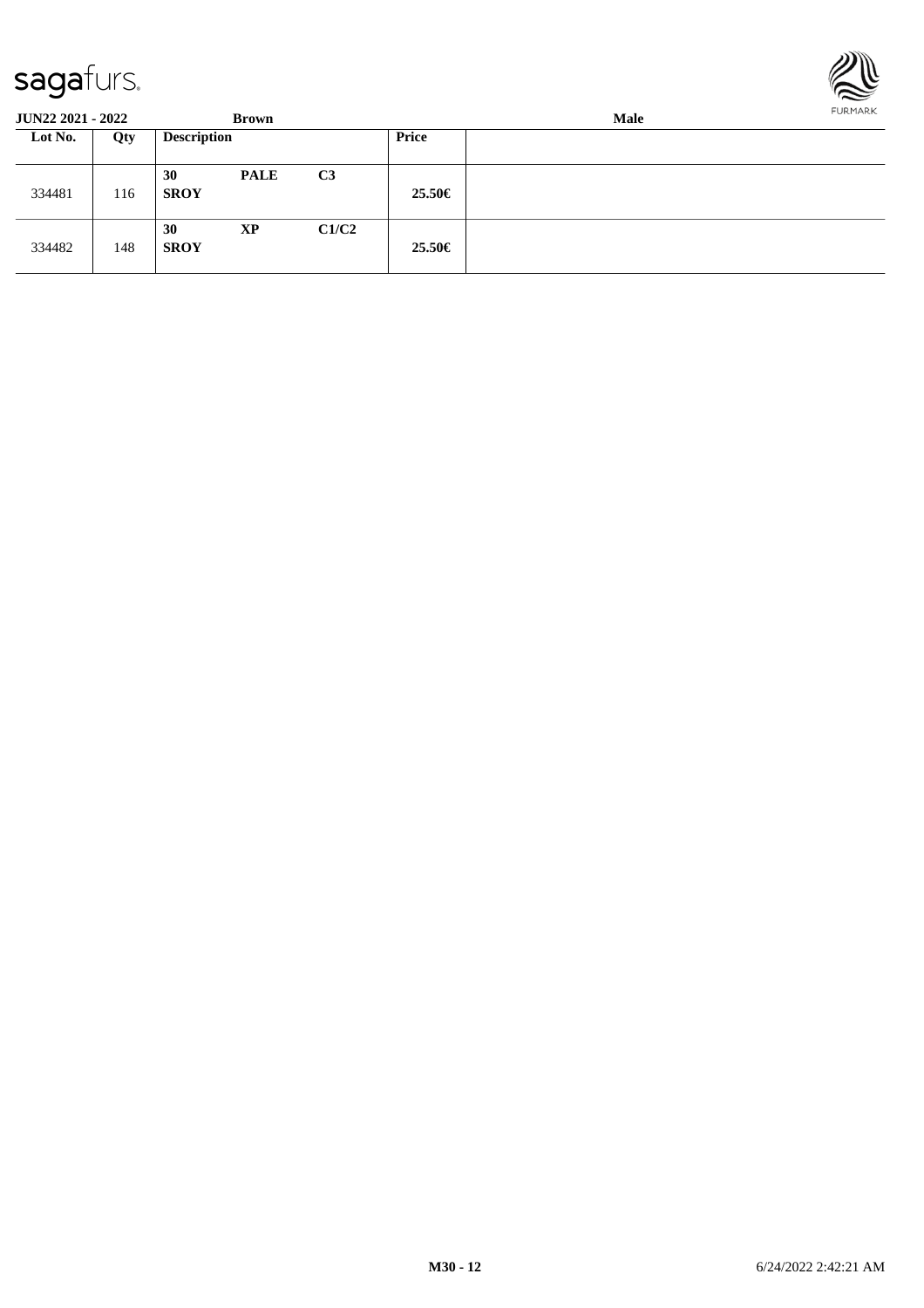**JUN22 2021 - 2022** **Brown** **Male**

| Lot No. | Qty | Description | | | Price | |
|---|---|---|---|---|---|---|
| 334481 | 116 | **30** **SROY** | **PALE** | **C3** | **25.50€** | |
| 334482 | 148 | **30** **SROY** | **XP** | **C1/C2** | **25.50€** | |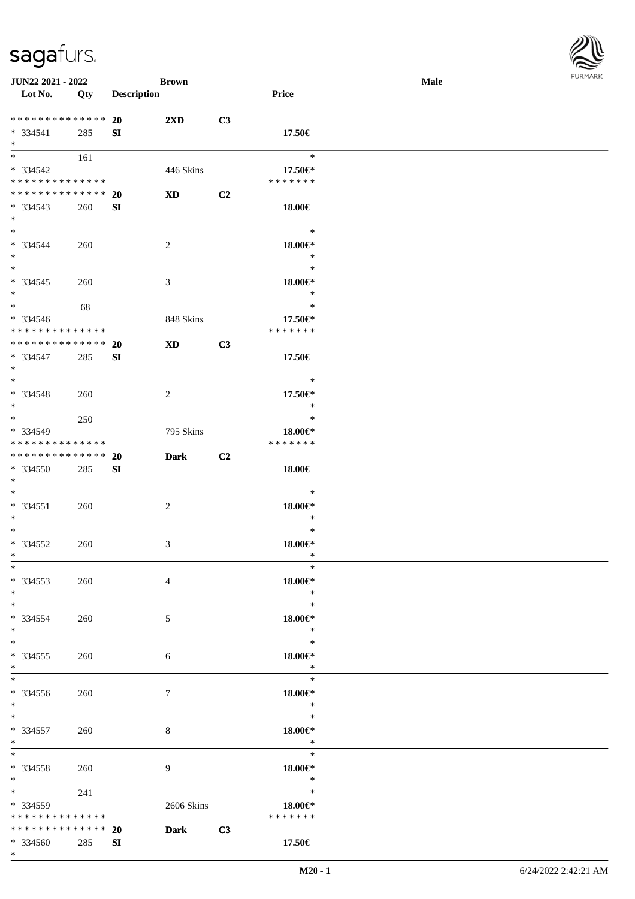| Lot No. | Qty | Description | | | Price | |
|---|---|---|---|---|---|---|
| * * * * * * * * * * * * * * | | 20 | 2XD | C3 | | |
| * 334541 | 285 | SI | | | 17.50€ | |
| * | | | | | | |
| * | 161 | | | | * | |
| * 334542 | | | 446 Skins | | 17.50€* | |
| * * * * * * * * * * * * * * | | | | | * * * * * * * | |
| * * * * * * * * * * * * * * | | 20 | XD | C2 | | |
| * 334543 | 260 | SI | | | 18.00€ | |
| * | | | | | | |
| * | | | | | * | |
| * 334544 | 260 | | 2 | | 18.00€* | |
| * | | | | | * | |
| * | | | | | * | |
| * 334545 | 260 | | 3 | | 18.00€* | |
| * | | | | | * | |
| * | 68 | | | | * | |
| * 334546 | | | 848 Skins | | 17.50€* | |
| * * * * * * * * * * * * * * | | | | | * * * * * * * | |
| * * * * * * * * * * * * * * | | 20 | XD | C3 | | |
| * 334547 | 285 | SI | | | 17.50€ | |
| * | | | | | | |
| * | | | | | * | |
| * 334548 | 260 | | 2 | | 17.50€* | |
| * | | | | | * | |
| * | 250 | | | | * | |
| * 334549 | | | 795 Skins | | 18.00€* | |
| * * * * * * * * * * * * * * | | | | | * * * * * * * | |
| * * * * * * * * * * * * * * | | 20 | Dark | C2 | | |
| * 334550 | 285 | SI | | | 18.00€ | |
| * | | | | | | |
| * | | | | | * | |
| * 334551 | 260 | | 2 | | 18.00€* | |
| * | | | | | * | |
| * | | | | | * | |
| * 334552 | 260 | | 3 | | 18.00€* | |
| * | | | | | * | |
| * | | | | | * | |
| * 334553 | 260 | | 4 | | 18.00€* | |
| * | | | | | * | |
| * | | | | | * | |
| * 334554 | 260 | | 5 | | 18.00€* | |
| * | | | | | * | |
| * | | | | | * | |
| * 334555 | 260 | | 6 | | 18.00€* | |
| * | | | | | * | |
| * | | | | | * | |
| * 334556 | 260 | | 7 | | 18.00€* | |
| * | | | | | * | |
| * | | | | | * | |
| * 334557 | 260 | | 8 | | 18.00€* | |
| * | | | | | * | |
| * | | | | | * | |
| * 334558 | 260 | | 9 | | 18.00€* | |
| * | | | | | * | |
| * | 241 | | | | * | |
| * 334559 | | | 2606 Skins | | 18.00€* | |
| * * * * * * * * * * * * * * | | | | | * * * * * * * | |
| * * * * * * * * * * * * * * | | 20 | Dark | C3 | | |
| * 334560 | 285 | SI | | | 17.50€ | |
| * | | | | | | |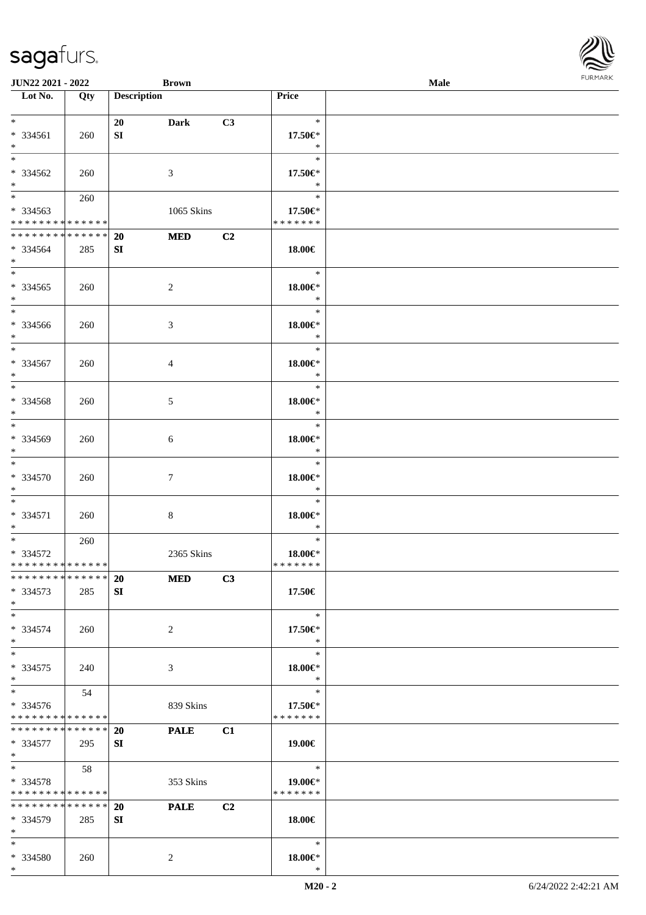JUN22 2021 - 2022 | Brown | Male

| Lot No. | Qty | Description | | | Price | |
|---|---|---|---|---|---|---|
| * <br> * 334561 <br> * | 260 | 20 <br> SI | Dark | C3 | * <br> 17.50€* <br> * | |
| * <br> * 334562 <br> * | 260 | | 3 | | * <br> 17.50€* <br> * | |
| * <br> * 334563 <br> * * * * * * * * * * * * * * | 260 | | 1065 Skins | | * <br> 17.50€* <br> * * * * * * * | |
| * * * * * * * * * * * * * * <br> * 334564 <br> * | 285 | 20 <br> SI | MED | C2 | 18.00€ | |
| * <br> * 334565 <br> * | 260 | | 2 | | * <br> 18.00€* <br> * | |
| * <br> * 334566 <br> * | 260 | | 3 | | * <br> 18.00€* <br> * | |
| * <br> * 334567 <br> * | 260 | | 4 | | * <br> 18.00€* <br> * | |
| * <br> * 334568 <br> * | 260 | | 5 | | * <br> 18.00€* <br> * | |
| * <br> * 334569 <br> * | 260 | | 6 | | * <br> 18.00€* <br> * | |
| * <br> * 334570 <br> * | 260 | | 7 | | * <br> 18.00€* <br> * | |
| * <br> * 334571 <br> * | 260 | | 8 | | * <br> 18.00€* <br> * | |
| * <br> * 334572 <br> * * * * * * * * * * * * * * | 260 | | 2365 Skins | | * <br> 18.00€* <br> * * * * * * * | |
| * * * * * * * * * * * * * * <br> * 334573 <br> * | 285 | 20 <br> SI | MED | C3 | 17.50€ | |
| * <br> * 334574 <br> * | 260 | | 2 | | * <br> 17.50€* <br> * | |
| * <br> * 334575 <br> * | 240 | | 3 | | * <br> 18.00€* <br> * | |
| * <br> * 334576 <br> * * * * * * * * * * * * * * | 54 | | 839 Skins | | * <br> 17.50€* <br> * * * * * * * | |
| * * * * * * * * * * * * * * <br> * 334577 <br> * | 295 | 20 <br> SI | PALE | C1 | 19.00€ | |
| * <br> * 334578 <br> * * * * * * * * * * * * * * | 58 | | 353 Skins | | * <br> 19.00€* <br> * * * * * * * | |
| * * * * * * * * * * * * * * <br> * 334579 <br> * | 285 | 20 <br> SI | PALE | C2 | 18.00€ | |
| * <br> * 334580 <br> * | 260 | | 2 | | * <br> 18.00€* <br> * | |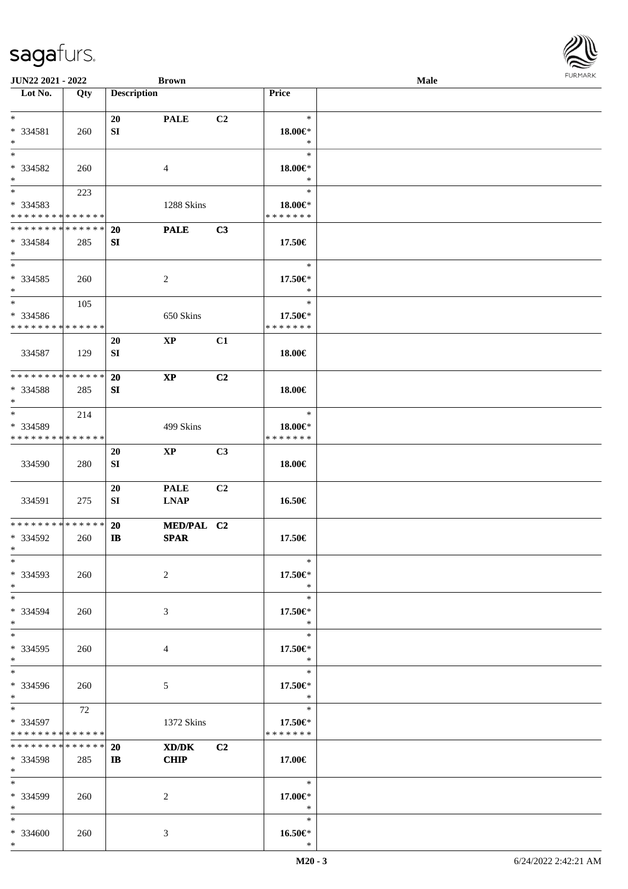| Lot No. | Qty | Description | | | Price | |
|---|---|---|---|---|---|---|
| * | | 20 | PALE | C2 | * | |
| * 334581 | 260 | SI | | | 18.00€* | |
| * | | | | | * | |
| * | | | | | * | |
| * 334582 | 260 | | 4 | | 18.00€* | |
| * | | | | | * | |
| * | 223 | | | | * | |
| * 334583 | | | 1288 Skins | | 18.00€* | |
| * * * * * * * * * * * * * * | | | | | * * * * * * * | |
| * * * * * * * * * * * * * * | | 20 | PALE | C3 | | |
| * 334584 | 285 | SI | | | 17.50€ | |
| * | | | | | | |
| * | | | | | * | |
| * 334585 | 260 | | 2 | | 17.50€* | |
| * | | | | | * | |
| * | 105 | | | | * | |
| * 334586 | | | 650 Skins | | 17.50€* | |
| * * * * * * * * * * * * * * | | | | | * * * * * * * | |
| | | 20 | XP | C1 | | |
| 334587 | 129 | SI | | | 18.00€ | |
| * * * * * * * * * * * * * * | | 20 | XP | C2 | | |
| * 334588 | 285 | SI | | | 18.00€ | |
| * | | | | | | |
| * | 214 | | | | * | |
| * 334589 | | | 499 Skins | | 18.00€* | |
| * * * * * * * * * * * * * * | | | | | * * * * * * * | |
| | | 20 | XP | C3 | | |
| 334590 | 280 | SI | | | 18.00€ | |
| | | 20 | PALE | C2 | | |
| 334591 | 275 | SI | LNAP | | 16.50€ | |
| * * * * * * * * * * * * * * | | 20 | MED/PAL | C2 | | |
| * 334592 | 260 | IB | SPAR | | 17.50€ | |
| * | | | | | | |
| * | | | | | * | |
| * 334593 | 260 | | 2 | | 17.50€* | |
| * | | | | | * | |
| * | | | | | * | |
| * 334594 | 260 | | 3 | | 17.50€* | |
| * | | | | | * | |
| * | | | | | * | |
| * 334595 | 260 | | 4 | | 17.50€* | |
| * | | | | | * | |
| * | | | | | * | |
| * 334596 | 260 | | 5 | | 17.50€* | |
| * | | | | | * | |
| * | 72 | | | | * | |
| * 334597 | | | 1372 Skins | | 17.50€* | |
| * * * * * * * * * * * * * * | | | | | * * * * * * * | |
| * * * * * * * * * * * * * * | | 20 | XD/DK | C2 | | |
| * 334598 | 285 | IB | CHIP | | 17.00€ | |
| * | | | | | | |
| * | | | | | * | |
| * 334599 | 260 | | 2 | | 17.00€* | |
| * | | | | | * | |
| * | | | | | * | |
| * 334600 | 260 | | 3 | | 16.50€* | |
| * | | | | | * | |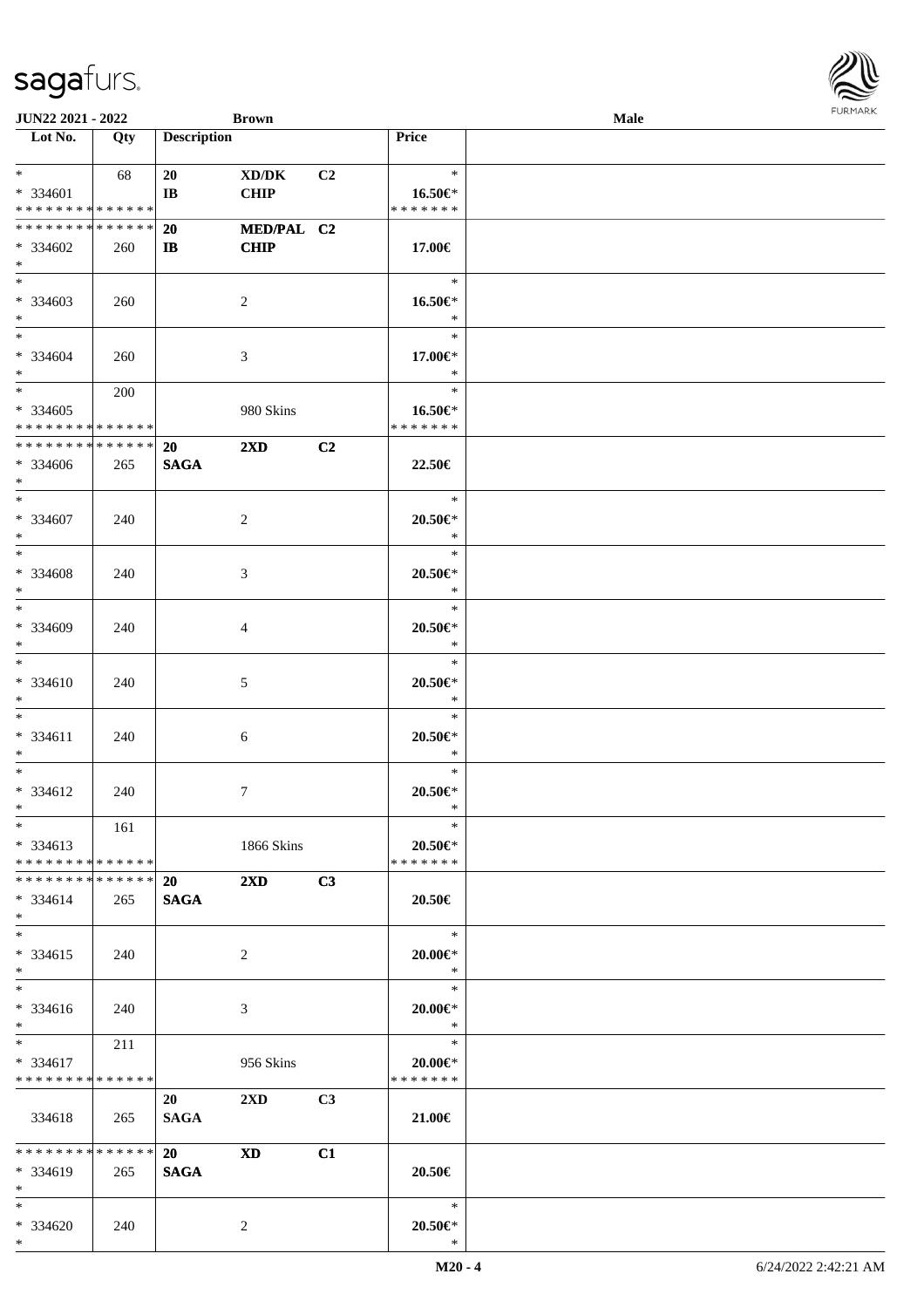| Lot No. | Qty | Description | | | Price |
|---|---|---|---|---|---|
| * | 68 | 20 | XD/DK | C2 | * |
| * 334601 | | IB | CHIP | | 16.50€* |
| * * * * * * * * * * * * * * | | | | | * * * * * * * |
| * * * * * * * * * * * * * * | | 20 | MED/PAL | C2 | |
| * 334602 | 260 | IB | CHIP | | 17.00€ |
| * | | | | | |
| * | | | | | * |
| * 334603 | 260 | | 2 | | 16.50€* |
| * | | | | | * |
| * | | | | | * |
| * 334604 | 260 | | 3 | | 17.00€* |
| * | | | | | * |
| * | 200 | | | | * |
| * 334605 | | | 980 Skins | | 16.50€* |
| * * * * * * * * * * * * * * | | | | | * * * * * * * |
| * * * * * * * * * * * * * * | | 20 | 2XD | C2 | |
| * 334606 | 265 | SAGA | | | 22.50€ |
| * | | | | | |
| * | | | | | * |
| * 334607 | 240 | | 2 | | 20.50€* |
| * | | | | | * |
| * | | | | | * |
| * 334608 | 240 | | 3 | | 20.50€* |
| * | | | | | * |
| * | | | | | * |
| * 334609 | 240 | | 4 | | 20.50€* |
| * | | | | | * |
| * | | | | | * |
| * 334610 | 240 | | 5 | | 20.50€* |
| * | | | | | * |
| * | | | | | * |
| * 334611 | 240 | | 6 | | 20.50€* |
| * | | | | | * |
| * | | | | | * |
| * 334612 | 240 | | 7 | | 20.50€* |
| * | | | | | * |
| * | 161 | | | | * |
| * 334613 | | | 1866 Skins | | 20.50€* |
| * * * * * * * * * * * * * * | | | | | * * * * * * * |
| * * * * * * * * * * * * * * | | 20 | 2XD | C3 | |
| * 334614 | 265 | SAGA | | | 20.50€ |
| * | | | | | |
| * | | | | | * |
| * 334615 | 240 | | 2 | | 20.00€* |
| * | | | | | * |
| * | | | | | * |
| * 334616 | 240 | | 3 | | 20.00€* |
| * | | | | | * |
| * | 211 | | | | * |
| * 334617 | | | 956 Skins | | 20.00€* |
| * * * * * * * * * * * * * * | | | | | * * * * * * * |
| | | 20 | 2XD | C3 | |
| 334618 | 265 | SAGA | | | 21.00€ |
| * * * * * * * * * * * * * * | | 20 | XD | C1 | |
| * 334619 | 265 | SAGA | | | 20.50€ |
| * | | | | | |
| * | | | | | * |
| * 334620 | 240 | | 2 | | 20.50€* |
| * | | | | | * |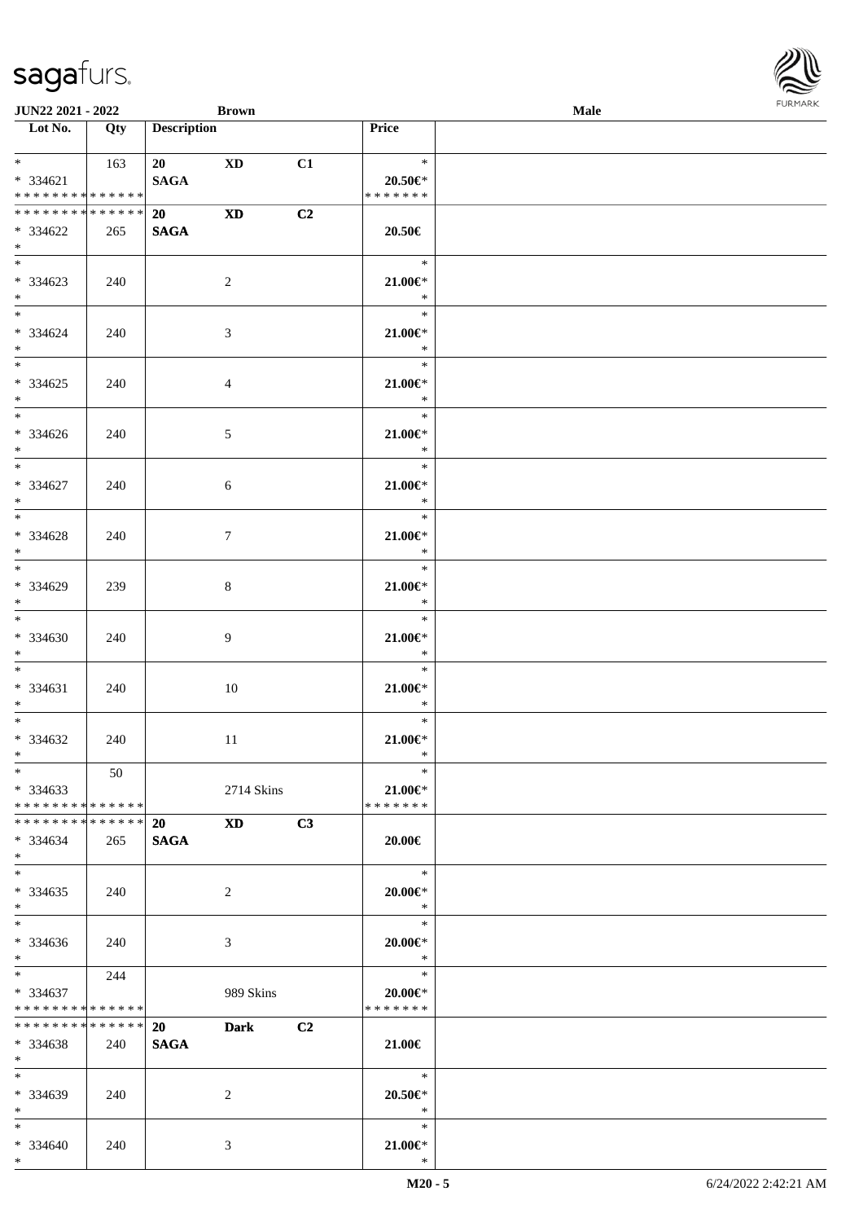| Lot No. | Qty | Description | | | Price | |
|---|---|---|---|---|---|---|
| * | 163 | 20 | XD | C1 | * | |
| * 334621 | | SAGA | | | 20.50€* | |
| * * * * * * * * * * * * * * | | | | | * * * * * * * | |
| * * * * * * * * * * * * * * | | 20 | XD | C2 | | |
| * 334622 | 265 | SAGA | | | 20.50€ | |
| * | | | | | | |
| * | | | | | * | |
| * 334623 | 240 | | 2 | | 21.00€* | |
| * | | | | | * | |
| * | | | | | * | |
| * 334624 | 240 | | 3 | | 21.00€* | |
| * | | | | | * | |
| * | | | | | * | |
| * 334625 | 240 | | 4 | | 21.00€* | |
| * | | | | | * | |
| * | | | | | * | |
| * 334626 | 240 | | 5 | | 21.00€* | |
| * | | | | | * | |
| * | | | | | * | |
| * 334627 | 240 | | 6 | | 21.00€* | |
| * | | | | | * | |
| * | | | | | * | |
| * 334628 | 240 | | 7 | | 21.00€* | |
| * | | | | | * | |
| * | | | | | * | |
| * 334629 | 239 | | 8 | | 21.00€* | |
| * | | | | | * | |
| * | | | | | * | |
| * 334630 | 240 | | 9 | | 21.00€* | |
| * | | | | | * | |
| * | | | | | * | |
| * 334631 | 240 | | 10 | | 21.00€* | |
| * | | | | | * | |
| * | | | | | * | |
| * 334632 | 240 | | 11 | | 21.00€* | |
| * | | | | | * | |
| * | 50 | | | | * | |
| * 334633 | | | 2714 Skins | | 21.00€* | |
| * * * * * * * * * * * * * * | | | | | * * * * * * * | |
| * * * * * * * * * * * * * * | | 20 | XD | C3 | | |
| * 334634 | 265 | SAGA | | | 20.00€ | |
| * | | | | | | |
| * | | | | | * | |
| * 334635 | 240 | | 2 | | 20.00€* | |
| * | | | | | * | |
| * | | | | | * | |
| * 334636 | 240 | | 3 | | 20.00€* | |
| * | | | | | * | |
| * | 244 | | | | * | |
| * 334637 | | | 989 Skins | | 20.00€* | |
| * * * * * * * * * * * * * * | | | | | * * * * * * * | |
| * * * * * * * * * * * * * * | | 20 | Dark | C2 | | |
| * 334638 | 240 | SAGA | | | 21.00€ | |
| * | | | | | | |
| * | | | | | * | |
| * 334639 | 240 | | 2 | | 20.50€* | |
| * | | | | | * | |
| * | | | | | * | |
| * 334640 | 240 | | 3 | | 21.00€* | |
| * | | | | | * | |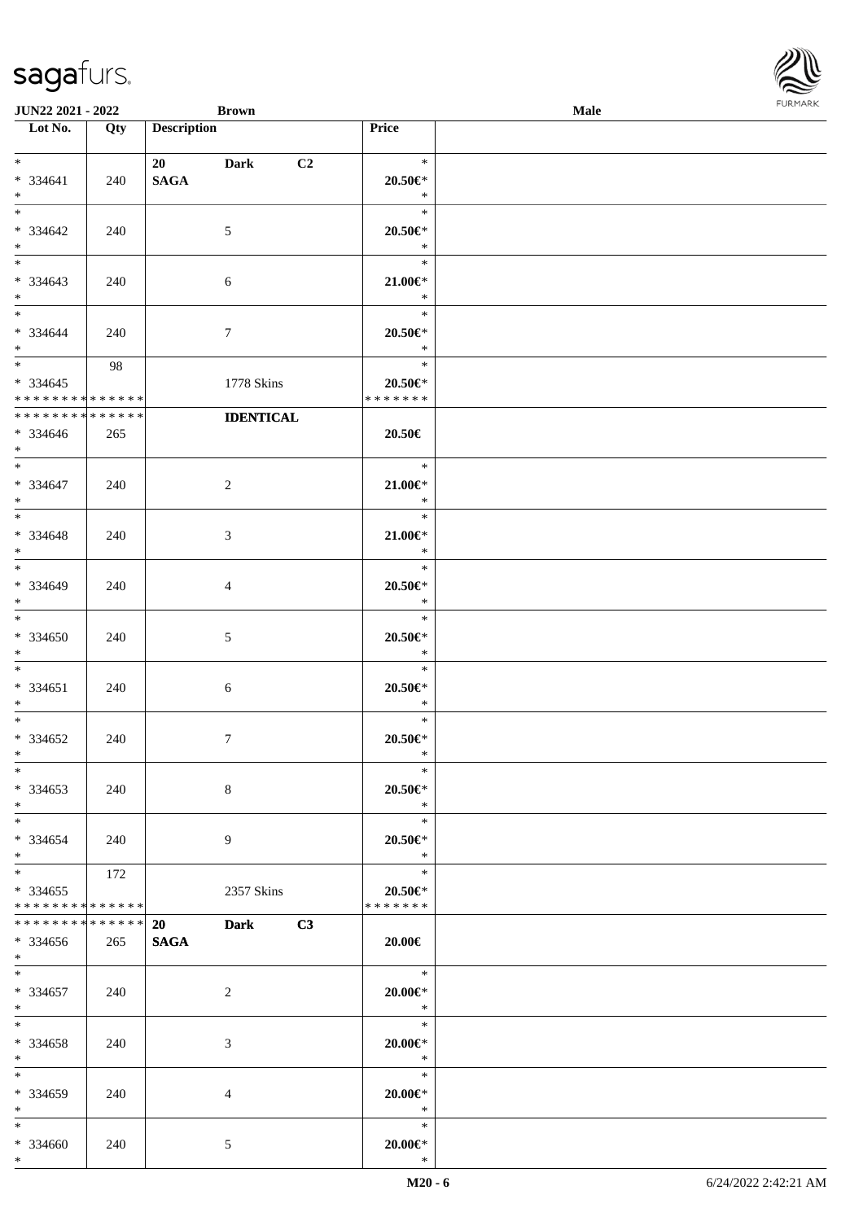JUN22 2021 - 2022 | Brown | Male

| Lot No. | Qty | Description | Price |
|---|---|---|---|
| * 334641 * | 240 | 20 Dark C2 SAGA | * 20.50€* * |
| * 334642 * | 240 | 5 | * 20.50€* * |
| * 334643 * | 240 | 6 | * 21.00€* * |
| * 334644 * | 240 | 7 | * 20.50€* * |
| * 334645 * * * * * * * * * * * * * * | 98 | 1778 Skins | * 20.50€* * * * * * * * |
| * * * * * * * * * * * * * * 334646 * | 265 | IDENTICAL | 20.50€ |
| * 334647 * | 240 | 2 | * 21.00€* * |
| * 334648 * | 240 | 3 | * 21.00€* * |
| * 334649 * | 240 | 4 | * 20.50€* * |
| * 334650 * | 240 | 5 | * 20.50€* * |
| * 334651 * | 240 | 6 | * 20.50€* * |
| * 334652 * | 240 | 7 | * 20.50€* * |
| * 334653 * | 240 | 8 | * 20.50€* * |
| * 334654 * | 240 | 9 | * 20.50€* * |
| * 334655 * * * * * * * * * * * * * * | 172 | 2357 Skins | * 20.50€* * * * * * * * |
| * * * * * * * * * * * * * * 334656 * | 265 | 20 Dark C3 SAGA | 20.00€ |
| * 334657 * | 240 | 2 | * 20.00€* * |
| * 334658 * | 240 | 3 | * 20.00€* * |
| * 334659 * | 240 | 4 | * 20.00€* * |
| * 334660 * | 240 | 5 | * 20.00€* * |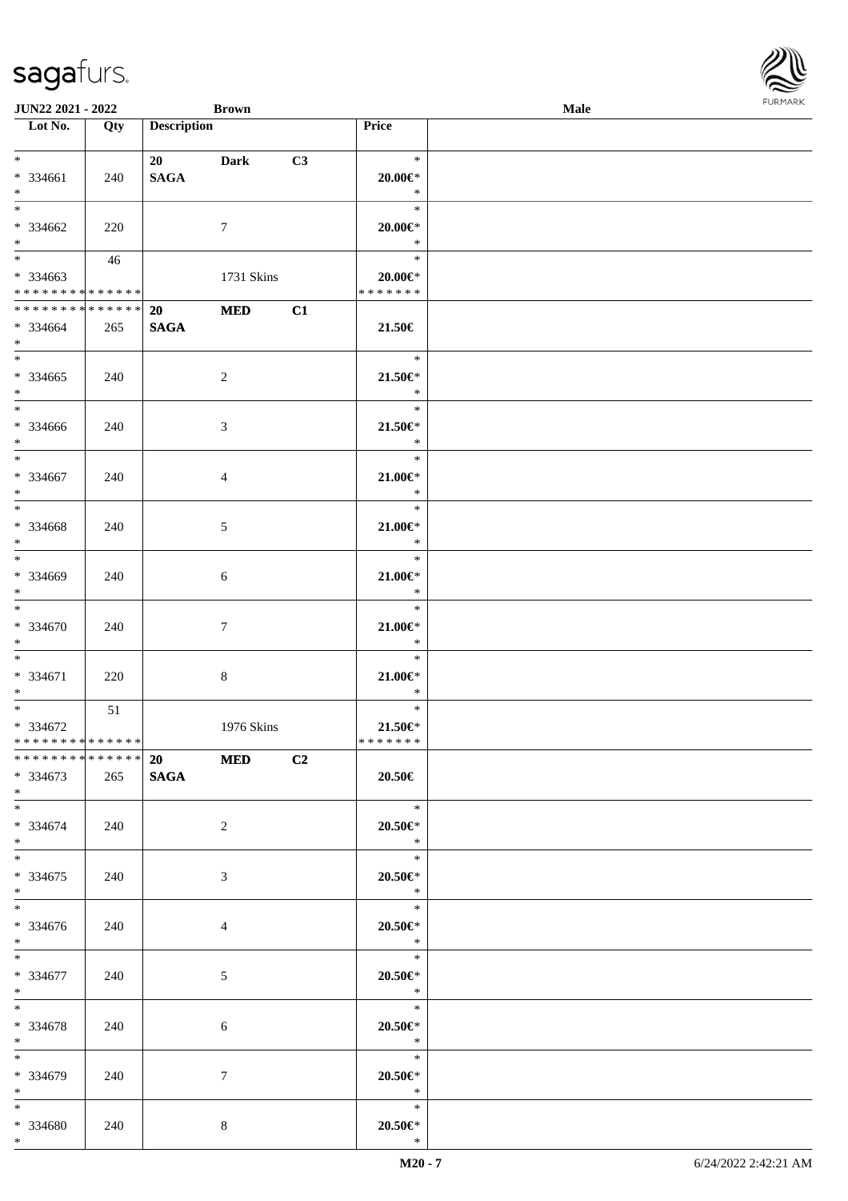| Lot No. | Qty | Description | | | Price |
|---|---|---|---|---|---|
| * | | 20 | Dark | C3 | * |
| * 334661 | 240 | SAGA | | | 20.00€* |
| * | | | | | * |
| * | | | | | * |
| * 334662 | 220 | | 7 | | 20.00€* |
| * | | | | | * |
| * | 46 | | | | * |
| * 334663 | | | 1731 Skins | | 20.00€* |
| * * * * * * * * * * * * * * | | | | | * * * * * * * |
| * * * * * * * * * * * * * * | | 20 | MED | C1 | |
| * 334664 | 265 | SAGA | | | 21.50€ |
| * | | | | | |
| * | | | | | * |
| * 334665 | 240 | | 2 | | 21.50€* |
| * | | | | | * |
| * | | | | | * |
| * 334666 | 240 | | 3 | | 21.50€* |
| * | | | | | * |
| * | | | | | * |
| * 334667 | 240 | | 4 | | 21.00€* |
| * | | | | | * |
| * | | | | | * |
| * 334668 | 240 | | 5 | | 21.00€* |
| * | | | | | * |
| * | | | | | * |
| * 334669 | 240 | | 6 | | 21.00€* |
| * | | | | | * |
| * | | | | | * |
| * 334670 | 240 | | 7 | | 21.00€* |
| * | | | | | * |
| * | | | | | * |
| * 334671 | 220 | | 8 | | 21.00€* |
| * | | | | | * |
| * | 51 | | | | * |
| * 334672 | | | 1976 Skins | | 21.50€* |
| * * * * * * * * * * * * * * | | | | | * * * * * * * |
| * * * * * * * * * * * * * * | | 20 | MED | C2 | |
| * 334673 | 265 | SAGA | | | 20.50€ |
| * | | | | | |
| * | | | | | * |
| * 334674 | 240 | | 2 | | 20.50€* |
| * | | | | | * |
| * | | | | | * |
| * 334675 | 240 | | 3 | | 20.50€* |
| * | | | | | * |
| * | | | | | * |
| * 334676 | 240 | | 4 | | 20.50€* |
| * | | | | | * |
| * | | | | | * |
| * 334677 | 240 | | 5 | | 20.50€* |
| * | | | | | * |
| * | | | | | * |
| * 334678 | 240 | | 6 | | 20.50€* |
| * | | | | | * |
| * | | | | | * |
| * 334679 | 240 | | 7 | | 20.50€* |
| * | | | | | * |
| * | | | | | * |
| * 334680 | 240 | | 8 | | 20.50€* |
| * | | | | | * |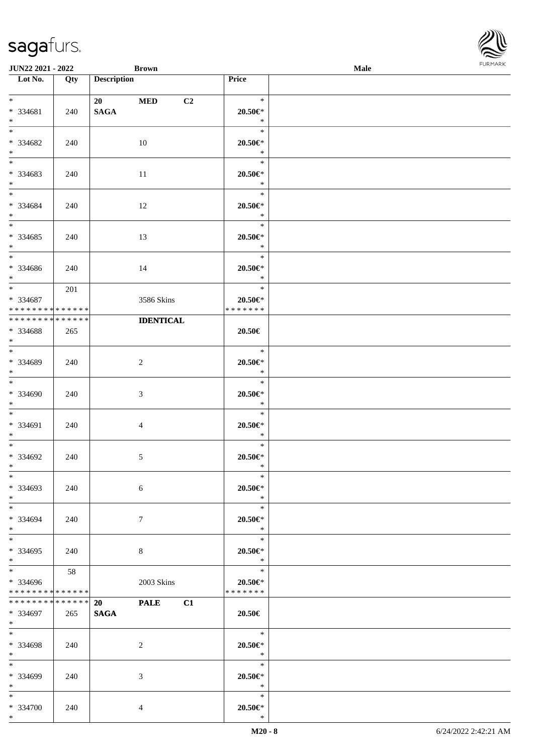| Lot No. | Qty | Description | Price |  |
|---|---|---|---|---|
| * <br> * 334681 <br> * | 240 | 20 MED C2 <br> **SAGA** | * <br> 20.50€* <br> * |  |
| * <br> * 334682 <br> * | 240 | 10 | * <br> 20.50€* <br> * |  |
| * <br> * 334683 <br> * | 240 | 11 | * <br> 20.50€* <br> * |  |
| * <br> * 334684 <br> * | 240 | 12 | * <br> 20.50€* <br> * |  |
| * <br> * 334685 <br> * | 240 | 13 | * <br> 20.50€* <br> * |  |
| * <br> * 334686 <br> * | 240 | 14 | * <br> 20.50€* <br> * |  |
| * <br> * 334687 <br> * * * * * * * * * * * * * * | 201 | 3586 Skins | * <br> 20.50€* <br> * * * * * * * |  |
| * * * * * * * * * * * * * * <br> * 334688 <br> * | 265 | **IDENTICAL** | 20.50€ |  |
| * <br> * 334689 <br> * | 240 | 2 | * <br> 20.50€* <br> * |  |
| * <br> * 334690 <br> * | 240 | 3 | * <br> 20.50€* <br> * |  |
| * <br> * 334691 <br> * | 240 | 4 | * <br> 20.50€* <br> * |  |
| * <br> * 334692 <br> * | 240 | 5 | * <br> 20.50€* <br> * |  |
| * <br> * 334693 <br> * | 240 | 6 | * <br> 20.50€* <br> * |  |
| * <br> * 334694 <br> * | 240 | 7 | * <br> 20.50€* <br> * |  |
| * <br> * 334695 <br> * | 240 | 8 | * <br> 20.50€* <br> * |  |
| * <br> * 334696 <br> * * * * * * * * * * * * * * | 58 | 2003 Skins | * <br> 20.50€* <br> * * * * * * * |  |
| * * * * * * * * * * * * * * <br> * 334697 <br> * | 265 | 20 PALE C1 <br> **SAGA** | 20.50€ |  |
| * <br> * 334698 <br> * | 240 | 2 | * <br> 20.50€* <br> * |  |
| * <br> * 334699 <br> * | 240 | 3 | * <br> 20.50€* <br> * |  |
| * <br> * 334700 <br> * | 240 | 4 | * <br> 20.50€* <br> * |  |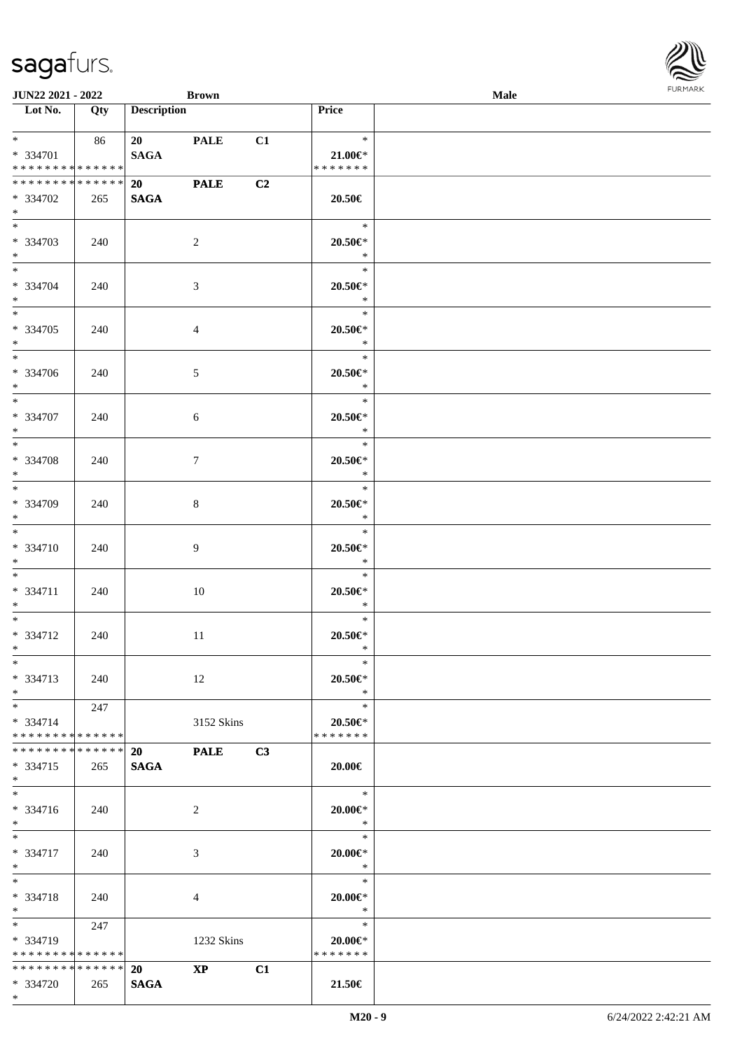| Lot No. | Qty | Description | | | Price | |
|---|---|---|---|---|---|---|
| * | 86 | 20 | PALE | C1 | * | |
| * 334701 | | SAGA | | | 21.00€* | |
| * * * * * * * * * * * * * * | | | | | * * * * * * * | |
| * * * * * * * * * * * * * * | | 20 | PALE | C2 | | |
| * 334702 | 265 | SAGA | | | 20.50€ | |
| * | | | | | | |
| * | | | | | * | |
| * 334703 | 240 | | 2 | | 20.50€* | |
| * | | | | | * | |
| * | | | | | * | |
| * 334704 | 240 | | 3 | | 20.50€* | |
| * | | | | | * | |
| * | | | | | * | |
| * 334705 | 240 | | 4 | | 20.50€* | |
| * | | | | | * | |
| * | | | | | * | |
| * 334706 | 240 | | 5 | | 20.50€* | |
| * | | | | | * | |
| * | | | | | * | |
| * 334707 | 240 | | 6 | | 20.50€* | |
| * | | | | | * | |
| * | | | | | * | |
| * 334708 | 240 | | 7 | | 20.50€* | |
| * | | | | | * | |
| * | | | | | * | |
| * 334709 | 240 | | 8 | | 20.50€* | |
| * | | | | | * | |
| * | | | | | * | |
| * 334710 | 240 | | 9 | | 20.50€* | |
| * | | | | | * | |
| * | | | | | * | |
| * 334711 | 240 | | 10 | | 20.50€* | |
| * | | | | | * | |
| * | | | | | * | |
| * 334712 | 240 | | 11 | | 20.50€* | |
| * | | | | | * | |
| * | | | | | * | |
| * 334713 | 240 | | 12 | | 20.50€* | |
| * | | | | | * | |
| * | 247 | | | | * | |
| * 334714 | | | 3152 Skins | | 20.50€* | |
| * * * * * * * * * * * * * * | | | | | * * * * * * * | |
| * * * * * * * * * * * * * * | | 20 | PALE | C3 | | |
| * 334715 | 265 | SAGA | | | 20.00€ | |
| * | | | | | | |
| * | | | | | * | |
| * 334716 | 240 | | 2 | | 20.00€* | |
| * | | | | | * | |
| * | | | | | * | |
| * 334717 | 240 | | 3 | | 20.00€* | |
| * | | | | | * | |
| * | | | | | * | |
| * 334718 | 240 | | 4 | | 20.00€* | |
| * | | | | | * | |
| * | 247 | | | | * | |
| * 334719 | | | 1232 Skins | | 20.00€* | |
| * * * * * * * * * * * * * * | | | | | * * * * * * * | |
| * * * * * * * * * * * * * * | | 20 | XP | C1 | | |
| * 334720 | 265 | SAGA | | | 21.50€ | |
| * | | | | | | |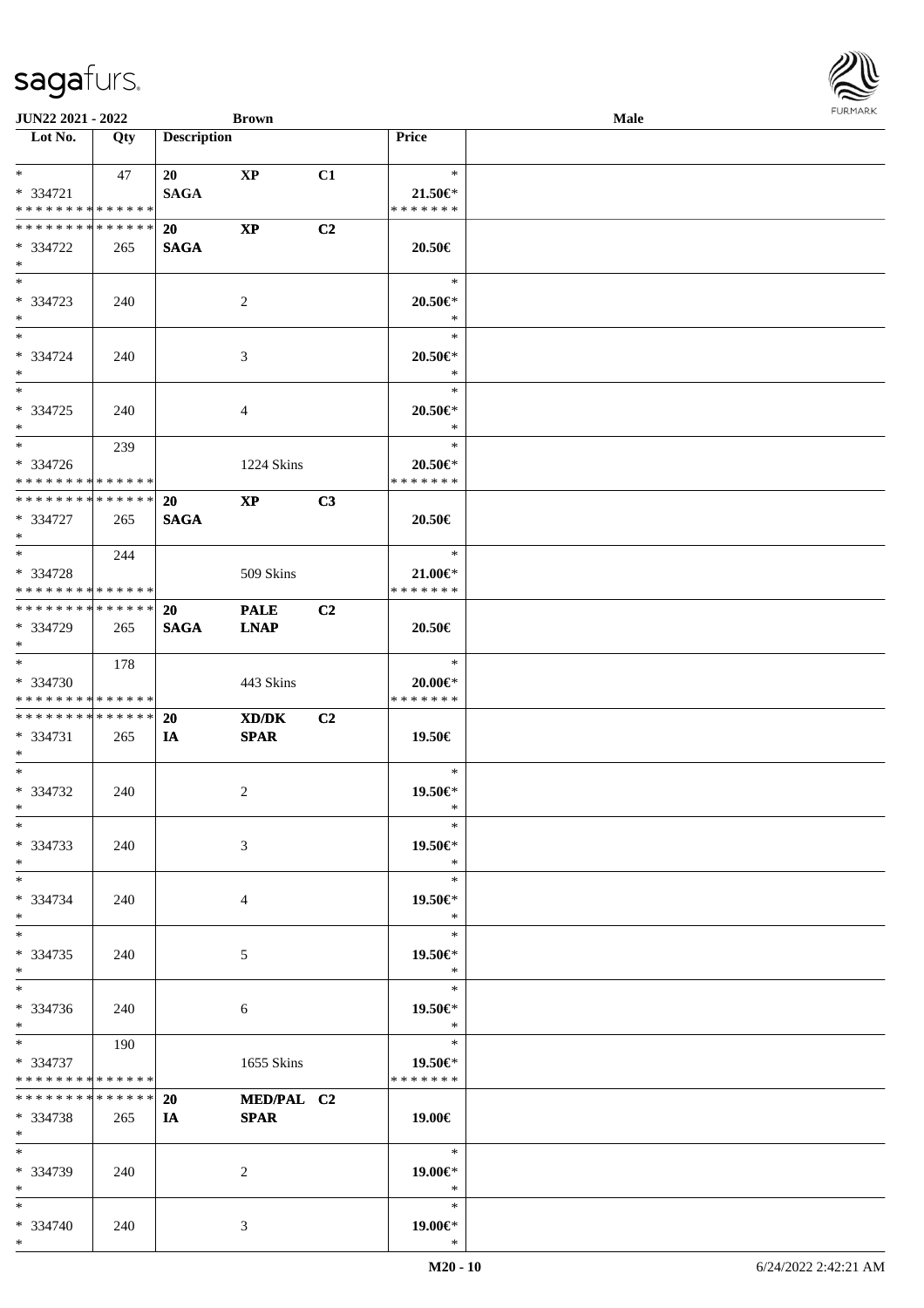| Lot No. | Qty | Description | | | Price | |
|---|---|---|---|---|---|---|
| * | 47 | 20 | XP | C1 | * | |
| * 334721 | | SAGA | | | 21.50€* | |
| * * * * * * * * * * * * * * | | | | | * * * * * * * | |
| * * * * * * * * * * * * * * | | 20 | XP | C2 | | |
| * 334722 | 265 | SAGA | | | 20.50€ | |
| * | | | | | | |
| * | | | | | * | |
| * 334723 | 240 | | 2 | | 20.50€* | |
| * | | | | | * | |
| * | | | | | * | |
| * 334724 | 240 | | 3 | | 20.50€* | |
| * | | | | | * | |
| * | | | | | * | |
| * 334725 | 240 | | 4 | | 20.50€* | |
| * | | | | | * | |
| * | 239 | | | | * | |
| * 334726 | | | 1224 Skins | | 20.50€* | |
| * * * * * * * * * * * * * * | | | | | * * * * * * * | |
| * * * * * * * * * * * * * * | | 20 | XP | C3 | | |
| * 334727 | 265 | SAGA | | | 20.50€ | |
| * | | | | | | |
| * | 244 | | | | * | |
| * 334728 | | | 509 Skins | | 21.00€* | |
| * * * * * * * * * * * * * * | | | | | * * * * * * * | |
| * * * * * * * * * * * * * * | | 20 | PALE | C2 | | |
| * 334729 | 265 | SAGA | LNAP | | 20.50€ | |
| * | | | | | | |
| * | 178 | | | | * | |
| * 334730 | | | 443 Skins | | 20.00€* | |
| * * * * * * * * * * * * * * | | | | | * * * * * * * | |
| * * * * * * * * * * * * * * | | 20 | XD/DK | C2 | | |
| * 334731 | 265 | IA | SPAR | | 19.50€ | |
| * | | | | | | |
| * | | | | | * | |
| * 334732 | 240 | | 2 | | 19.50€* | |
| * | | | | | * | |
| * | | | | | * | |
| * 334733 | 240 | | 3 | | 19.50€* | |
| * | | | | | * | |
| * | | | | | * | |
| * 334734 | 240 | | 4 | | 19.50€* | |
| * | | | | | * | |
| * | | | | | * | |
| * 334735 | 240 | | 5 | | 19.50€* | |
| * | | | | | * | |
| * | | | | | * | |
| * 334736 | 240 | | 6 | | 19.50€* | |
| * | | | | | * | |
| * | 190 | | | | * | |
| * 334737 | | | 1655 Skins | | 19.50€* | |
| * * * * * * * * * * * * * * | | | | | * * * * * * * | |
| * * * * * * * * * * * * * * | | 20 | MED/PAL | C2 | | |
| * 334738 | 265 | IA | SPAR | | 19.00€ | |
| * | | | | | | |
| * | | | | | * | |
| * 334739 | 240 | | 2 | | 19.00€* | |
| * | | | | | * | |
| * | | | | | * | |
| * 334740 | 240 | | 3 | | 19.00€* | |
| * | | | | | * | |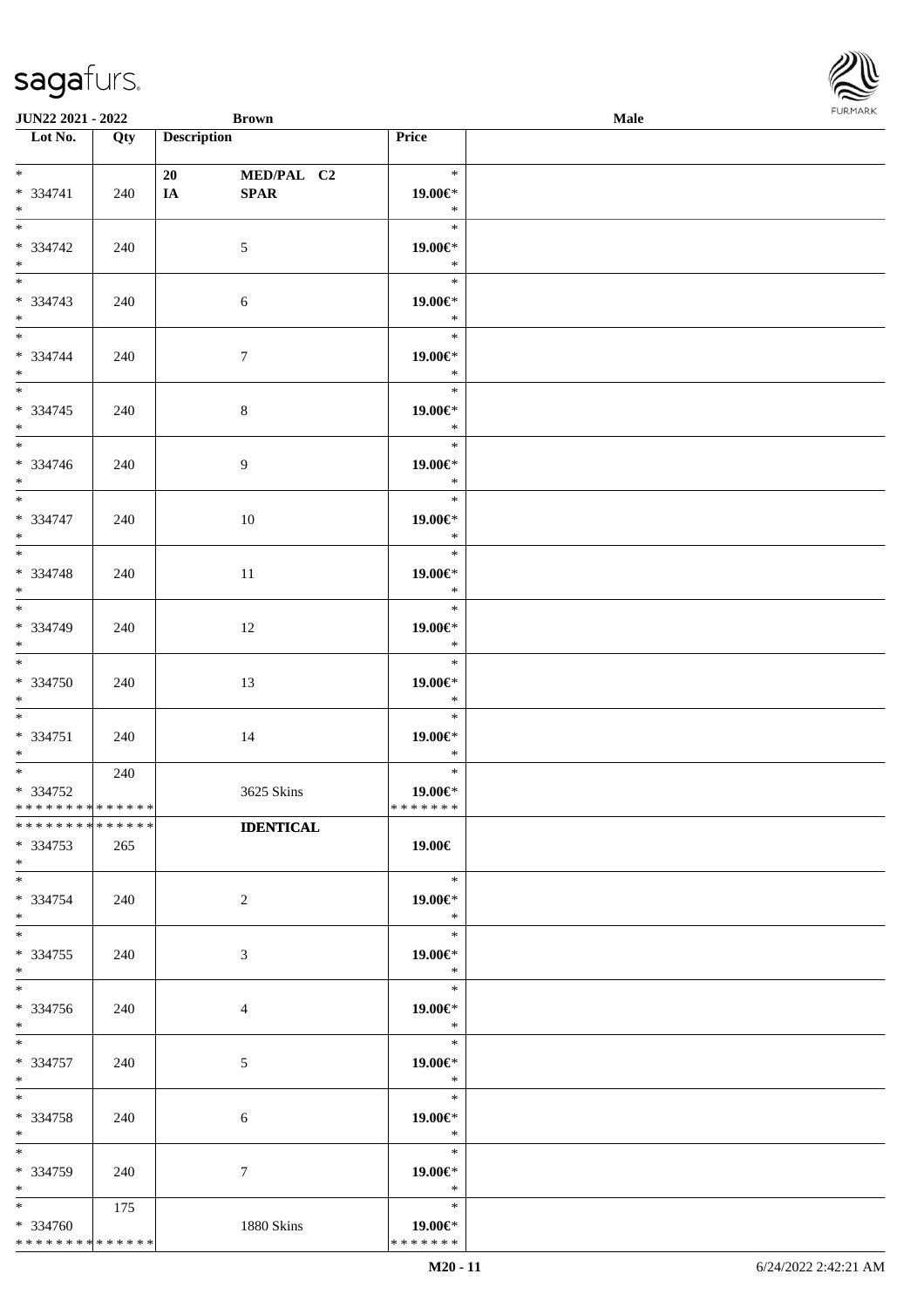| Lot No. | Qty | Description | Price | |
|---|---|---|---|---|
| * | | 20 MED/PAL C2 | * | |
| * 334741 | 240 | IA SPAR | 19.00€* | |
| * | | | * | |
| * | | | * | |
| * 334742 | 240 | 5 | 19.00€* | |
| * | | | * | |
| * | | | * | |
| * 334743 | 240 | 6 | 19.00€* | |
| * | | | * | |
| * | | | * | |
| * 334744 | 240 | 7 | 19.00€* | |
| * | | | * | |
| * | | | * | |
| * 334745 | 240 | 8 | 19.00€* | |
| * | | | * | |
| * | | | * | |
| * 334746 | 240 | 9 | 19.00€* | |
| * | | | * | |
| * | | | * | |
| * 334747 | 240 | 10 | 19.00€* | |
| * | | | * | |
| * | | | * | |
| * 334748 | 240 | 11 | 19.00€* | |
| * | | | * | |
| * | | | * | |
| * 334749 | 240 | 12 | 19.00€* | |
| * | | | * | |
| * | | | * | |
| * 334750 | 240 | 13 | 19.00€* | |
| * | | | * | |
| * | | | * | |
| * 334751 | 240 | 14 | 19.00€* | |
| * | | | * | |
| * | 240 | | * | |
| * 334752 | | 3625 Skins | 19.00€* | |
| * * * * * * * * * * * * * * | | | * * * * * * * | |
| * * * * * * * * * * * * * * | | IDENTICAL | | |
| * 334753 | 265 | | 19.00€ | |
| * | | | | |
| * | | | * | |
| * 334754 | 240 | 2 | 19.00€* | |
| * | | | * | |
| * | | | * | |
| * 334755 | 240 | 3 | 19.00€* | |
| * | | | * | |
| * | | | * | |
| * 334756 | 240 | 4 | 19.00€* | |
| * | | | * | |
| * | | | * | |
| * 334757 | 240 | 5 | 19.00€* | |
| * | | | * | |
| * | | | * | |
| * 334758 | 240 | 6 | 19.00€* | |
| * | | | * | |
| * | | | * | |
| * 334759 | 240 | 7 | 19.00€* | |
| * | | | * | |
| * | 175 | | * | |
| * 334760 | | 1880 Skins | 19.00€* | |
| * * * * * * * * * * * * * * | | | * * * * * * * | |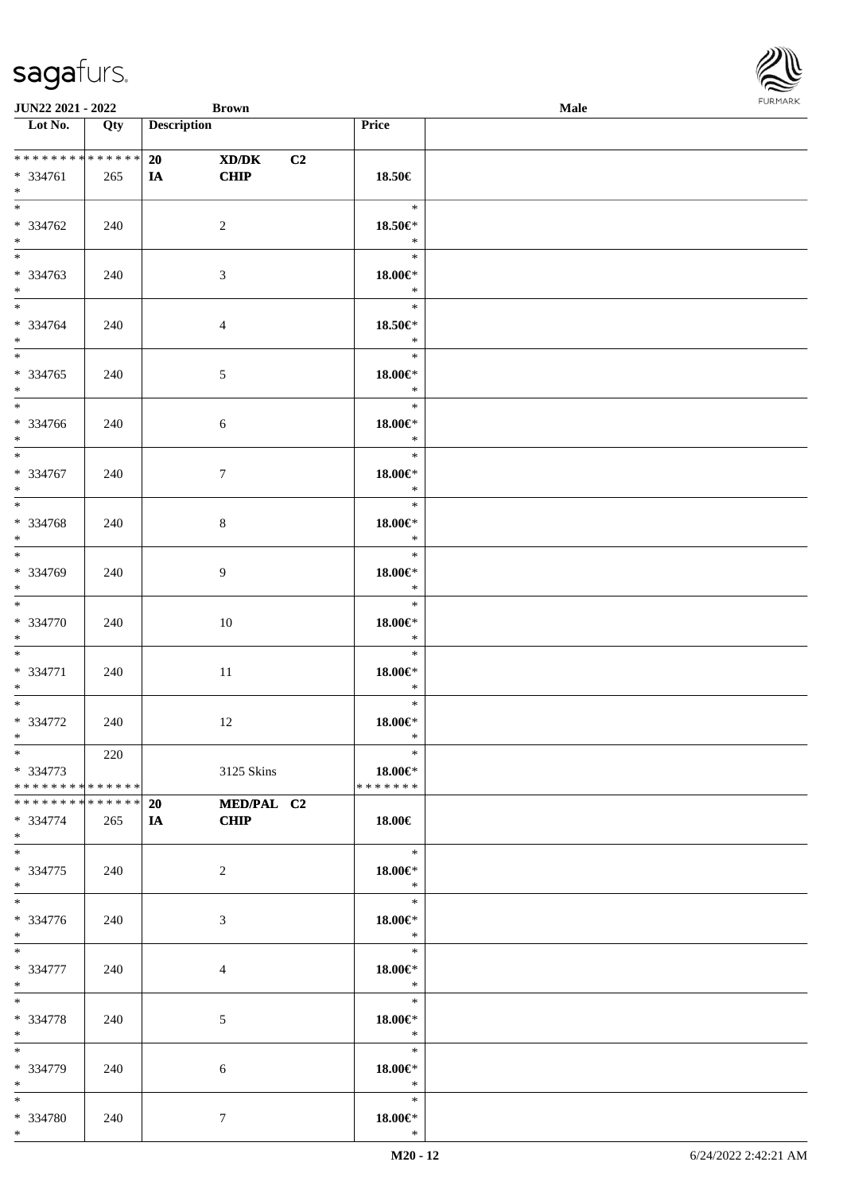JUN22 2021 - 2022 Brown Male

| Lot No. | Qty | Description | | Price | |
|---|---|---|---|---|---|
| * * * * * * * * * * * * * * 334761 * | 265 | 20 IA | XD/DK C2 CHIP | 18.50€ | |
| * * 334762 * | 240 | | 2 | * 18.50€* * | |
| * * 334763 * | 240 | | 3 | * 18.00€* * | |
| * * 334764 * | 240 | | 4 | * 18.50€* * | |
| * * 334765 * | 240 | | 5 | * 18.00€* * | |
| * * 334766 * | 240 | | 6 | * 18.00€* * | |
| * * 334767 * | 240 | | 7 | * 18.00€* * | |
| * * 334768 * | 240 | | 8 | * 18.00€* * | |
| * * 334769 * | 240 | | 9 | * 18.00€* * | |
| * * 334770 * | 240 | | 10 | * 18.00€* * | |
| * * 334771 * | 240 | | 11 | * 18.00€* * | |
| * * 334772 * | 240 | | 12 | * 18.00€* * | |
| * * 334773 * * * * * * * * * * * * * * | 220 | | 3125 Skins | * 18.00€* * * * * * * * | |
| * * * * * * * * * * * * * * 334774 * | 265 | 20 IA | MED/PAL C2 CHIP | 18.00€ | |
| * * 334775 * | 240 | | 2 | * 18.00€* * | |
| * * 334776 * | 240 | | 3 | * 18.00€* * | |
| * * 334777 * | 240 | | 4 | * 18.00€* * | |
| * * 334778 * | 240 | | 5 | * 18.00€* * | |
| * * 334779 * | 240 | | 6 | * 18.00€* * | |
| * * 334780 * | 240 | | 7 | * 18.00€* * | |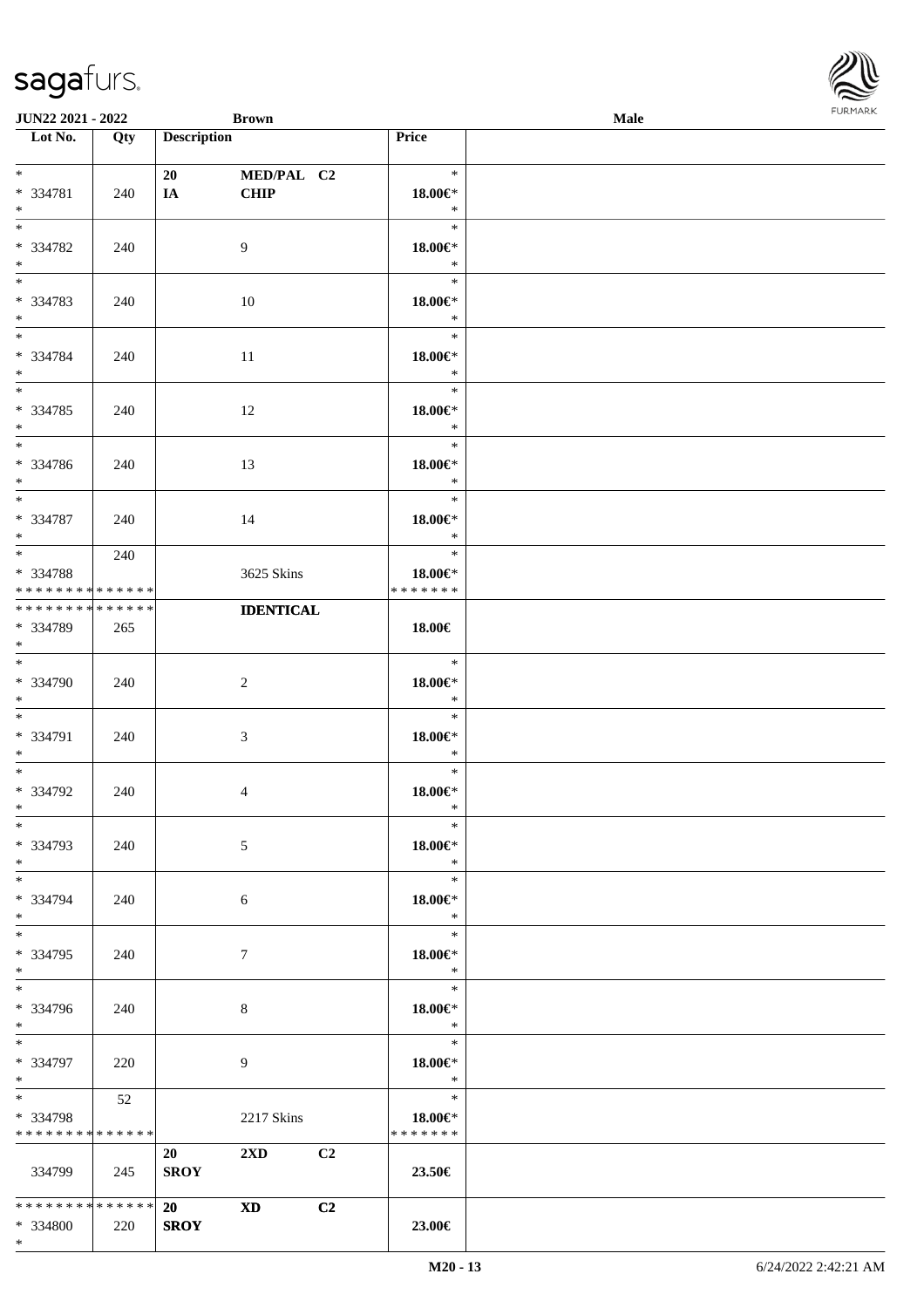| Lot No. | Qty | Description | | | Price | |
|---|---|---|---|---|---|---|
| *<br>* 334781<br>* | 240 | 20<br>IA | MED/PAL<br>CHIP | C2 | *<br>18.00€*<br>* | |
| *<br>* 334782<br>* | 240 | | 9 | | *<br>18.00€*<br>* | |
| *<br>* 334783<br>* | 240 | | 10 | | *<br>18.00€*<br>* | |
| *<br>* 334784<br>* | 240 | | 11 | | *<br>18.00€*<br>* | |
| *<br>* 334785<br>* | 240 | | 12 | | *<br>18.00€*<br>* | |
| *<br>* 334786<br>* | 240 | | 13 | | *<br>18.00€*<br>* | |
| *<br>* 334787<br>* | 240 | | 14 | | *<br>18.00€*<br>* | |
| *<br>* 334788<br>* * * * * * * * * * * * * * | 240 | | 3625 Skins | | *<br>18.00€*<br>* * * * * * * | |
| * * * * * * * * * * * * * *<br>* 334789<br>* | 265 | | **IDENTICAL** | | 18.00€ | |
| *<br>* 334790<br>* | 240 | | 2 | | *<br>18.00€*<br>* | |
| *<br>* 334791<br>* | 240 | | 3 | | *<br>18.00€*<br>* | |
| *<br>* 334792<br>* | 240 | | 4 | | *<br>18.00€*<br>* | |
| *<br>* 334793<br>* | 240 | | 5 | | *<br>18.00€*<br>* | |
| *<br>* 334794<br>* | 240 | | 6 | | *<br>18.00€*<br>* | |
| *<br>* 334795<br>* | 240 | | 7 | | *<br>18.00€*<br>* | |
| *<br>* 334796<br>* | 240 | | 8 | | *<br>18.00€*<br>* | |
| *<br>* 334797<br>* | 220 | | 9 | | *<br>18.00€*<br>* | |
| *<br>* 334798<br>* * * * * * * * * * * * * * | 52 | | 2217 Skins | | *<br>18.00€*<br>* * * * * * * | |
| 334799 | 245 | 20<br>SROY | 2XD | C2 | 23.50€ | |
| * * * * * * * * * * * * * *<br>* 334800<br>* | 220 | 20<br>SROY | XD | C2 | 23.00€ | |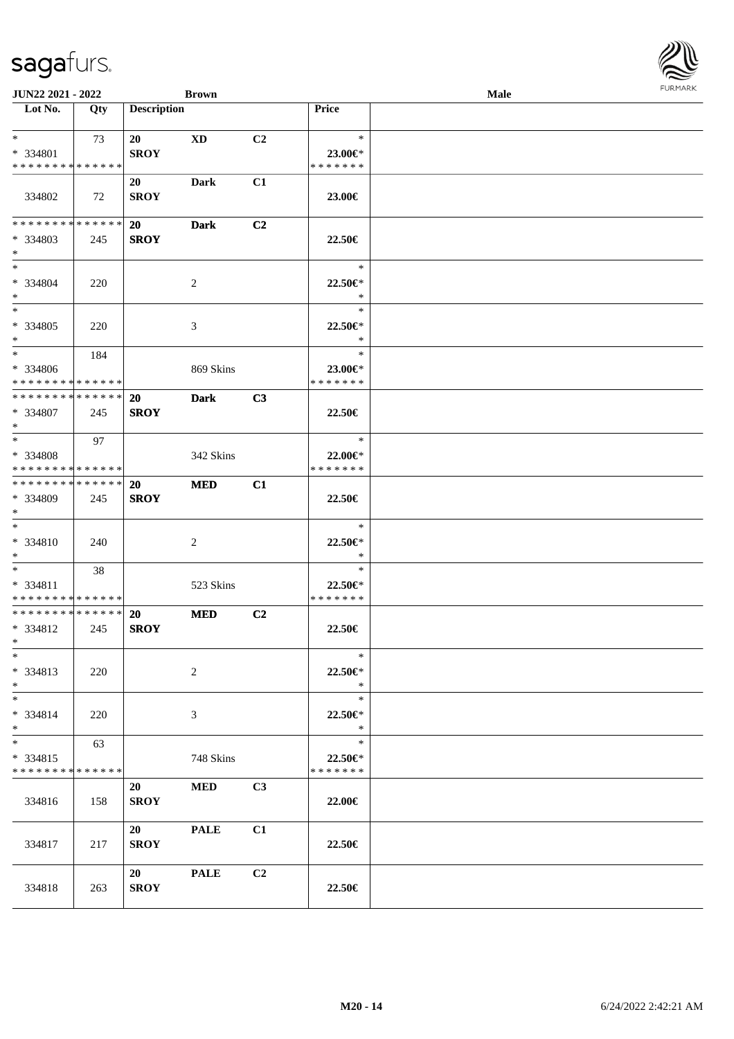JUN22 2021 - 2022 | Brown | Male

| Lot No. | Qty | Description | | | Price | |
|---|---|---|---|---|---|---|
| * <br> * 334801 <br> * * * * * * * * * * * * * * | 73 | 20 <br> SROY | XD | C2 | * <br> 23.00€* <br> * * * * * * * | |
| 334802 | 72 | 20 <br> SROY | Dark | C1 | 23.00€ | |
| * * * * * * * * * * * * * * <br> * 334803 <br> * | 245 | 20 <br> SROY | Dark | C2 | 22.50€ | |
| * <br> * 334804 <br> * | 220 | | 2 | | * <br> 22.50€* <br> * | |
| * <br> * 334805 <br> * | 220 | | 3 | | * <br> 22.50€* <br> * | |
| * <br> * 334806 <br> * * * * * * * * * * * * * * | 184 | | 869 Skins | | * <br> 23.00€* <br> * * * * * * * | |
| * * * * * * * * * * * * * * <br> * 334807 <br> * | 245 | 20 <br> SROY | Dark | C3 | 22.50€ | |
| * <br> * 334808 <br> * * * * * * * * * * * * * * | 97 | | 342 Skins | | * <br> 22.00€* <br> * * * * * * * | |
| * * * * * * * * * * * * * * <br> * 334809 <br> * | 245 | 20 <br> SROY | MED | C1 | 22.50€ | |
| * <br> * 334810 <br> * | 240 | | 2 | | * <br> 22.50€* <br> * | |
| * <br> * 334811 <br> * * * * * * * * * * * * * * | 38 | | 523 Skins | | * <br> 22.50€* <br> * * * * * * * | |
| * * * * * * * * * * * * * * <br> * 334812 <br> * | 245 | 20 <br> SROY | MED | C2 | 22.50€ | |
| * <br> * 334813 <br> * | 220 | | 2 | | * <br> 22.50€* <br> * | |
| * <br> * 334814 <br> * | 220 | | 3 | | * <br> 22.50€* <br> * | |
| * <br> * 334815 <br> * * * * * * * * * * * * * * | 63 | | 748 Skins | | * <br> 22.50€* <br> * * * * * * * | |
| 334816 | 158 | 20 <br> SROY | MED | C3 | 22.00€ | |
| 334817 | 217 | 20 <br> SROY | PALE | C1 | 22.50€ | |
| 334818 | 263 | 20 <br> SROY | PALE | C2 | 22.50€ | |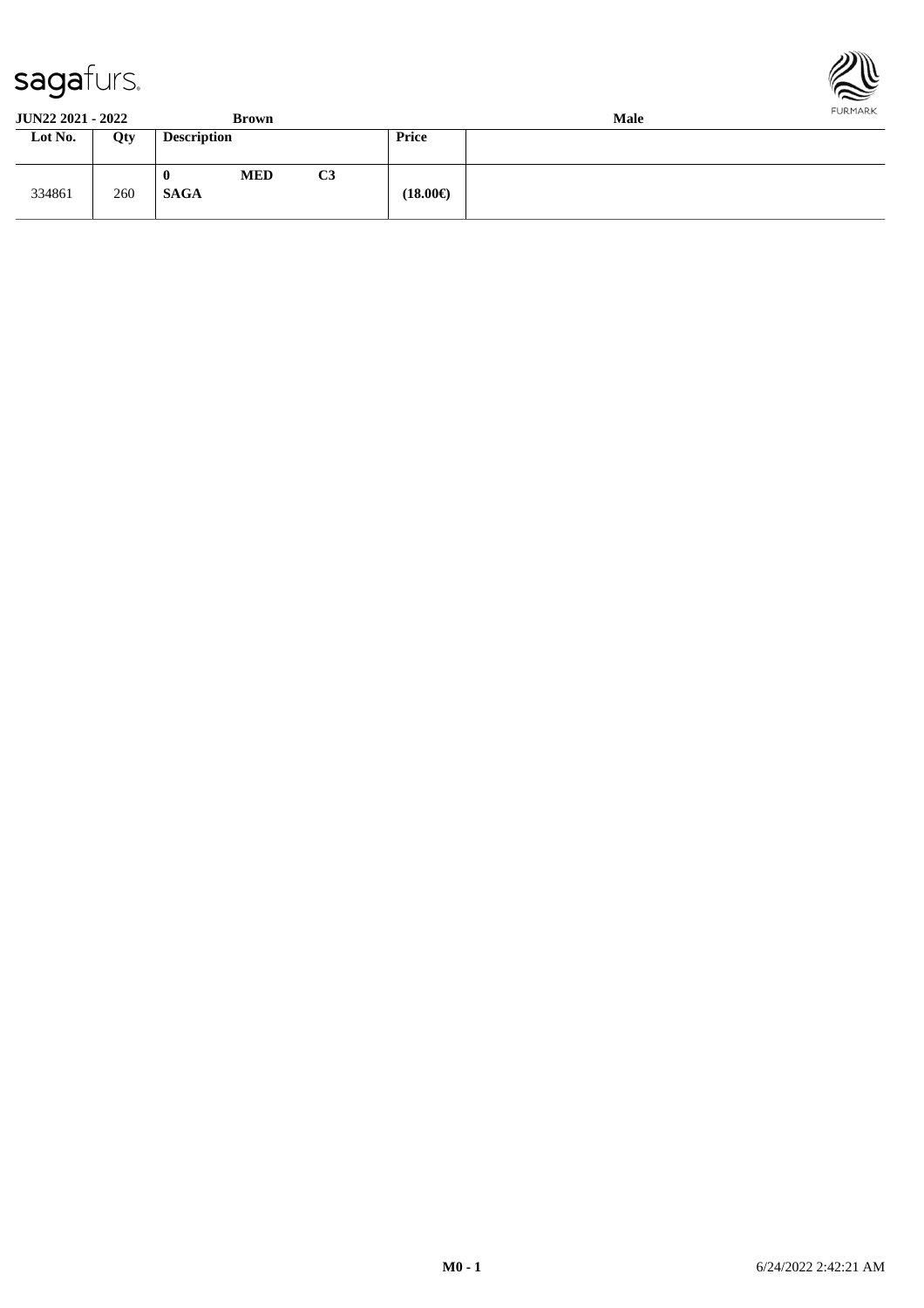**JUN22 2021 - 2022** **Brown** **Male**

| Lot No. | Qty | Description | Price | |
|---|---|---|---|---|
| 334861 | 260 | **0** **MED** **C3** **SAGA** | **(18.00€)** | |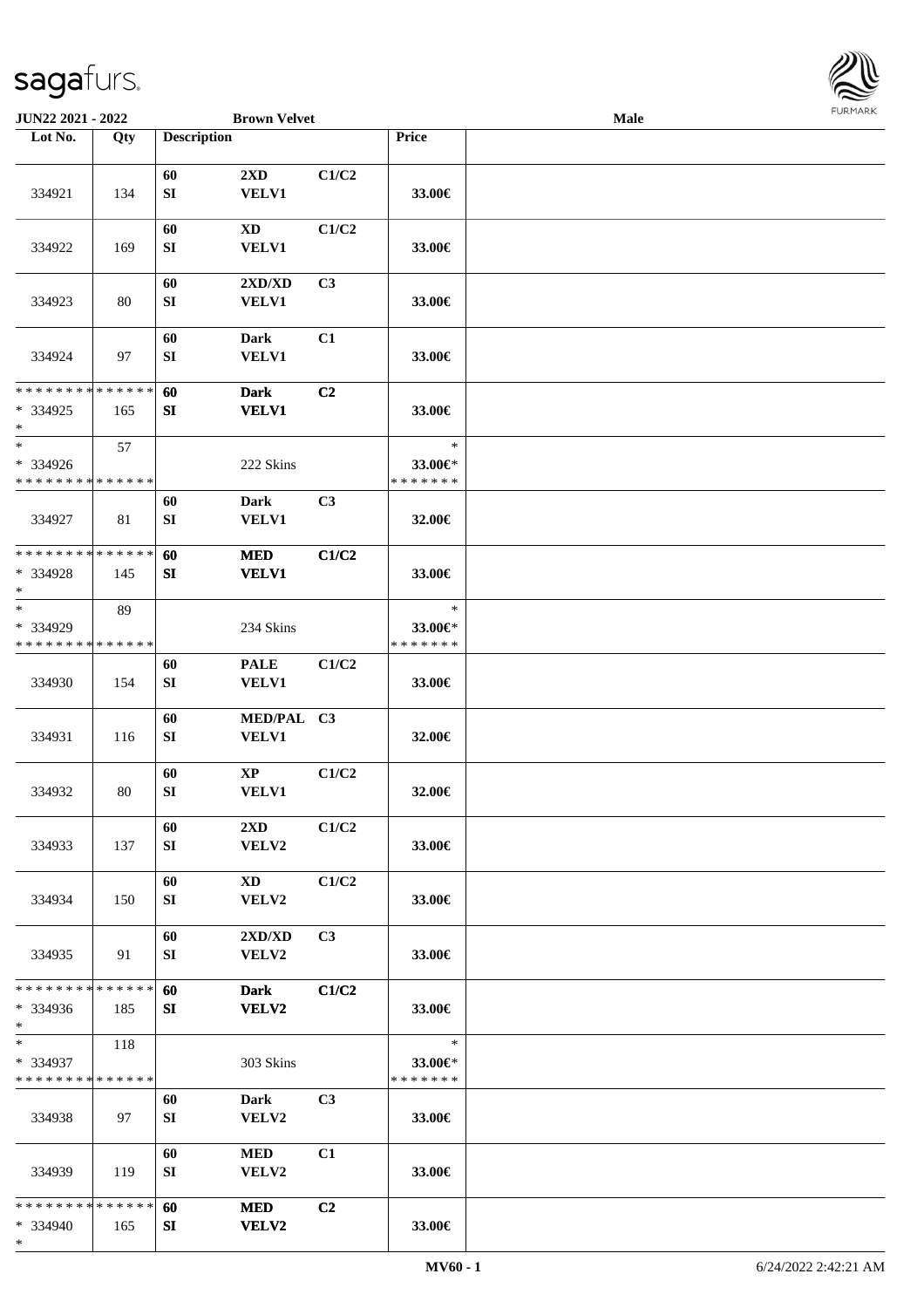| Lot No. | Qty | Description | | | Price | |
|---|---|---|---|---|---|---|
| 334921 | 134 | 60 SI | 2XD VELV1 | C1/C2 | 33.00€ | |
| 334922 | 169 | 60 SI | XD VELV1 | C1/C2 | 33.00€ | |
| 334923 | 80 | 60 SI | 2XD/XD VELV1 | C3 | 33.00€ | |
| 334924 | 97 | 60 SI | Dark VELV1 | C1 | 33.00€ | |
| * * * * * * * * * * * * * * * 334925 * | 165 | 60 SI | Dark VELV1 | C2 | 33.00€ | |
| * * 334926 * * * * * * * * * * * * * * | 57 | | 222 Skins | | * 33.00€* * * * * * * * | |
| 334927 | 81 | 60 SI | Dark VELV1 | C3 | 32.00€ | |
| * * * * * * * * * * * * * * * 334928 * | 145 | 60 SI | MED VELV1 | C1/C2 | 33.00€ | |
| * * 334929 * * * * * * * * * * * * * * | 89 | | 234 Skins | | * 33.00€* * * * * * * * | |
| 334930 | 154 | 60 SI | PALE VELV1 | C1/C2 | 33.00€ | |
| 334931 | 116 | 60 SI | MED/PAL VELV1 | C3 | 32.00€ | |
| 334932 | 80 | 60 SI | XP VELV1 | C1/C2 | 32.00€ | |
| 334933 | 137 | 60 SI | 2XD VELV2 | C1/C2 | 33.00€ | |
| 334934 | 150 | 60 SI | XD VELV2 | C1/C2 | 33.00€ | |
| 334935 | 91 | 60 SI | 2XD/XD VELV2 | C3 | 33.00€ | |
| * * * * * * * * * * * * * * * 334936 * | 185 | 60 SI | Dark VELV2 | C1/C2 | 33.00€ | |
| * * 334937 * * * * * * * * * * * * * * | 118 | | 303 Skins | | * 33.00€* * * * * * * * | |
| 334938 | 97 | 60 SI | Dark VELV2 | C3 | 33.00€ | |
| 334939 | 119 | 60 SI | MED VELV2 | C1 | 33.00€ | |
| * * * * * * * * * * * * * * * 334940 * | 165 | 60 SI | MED VELV2 | C2 | 33.00€ | |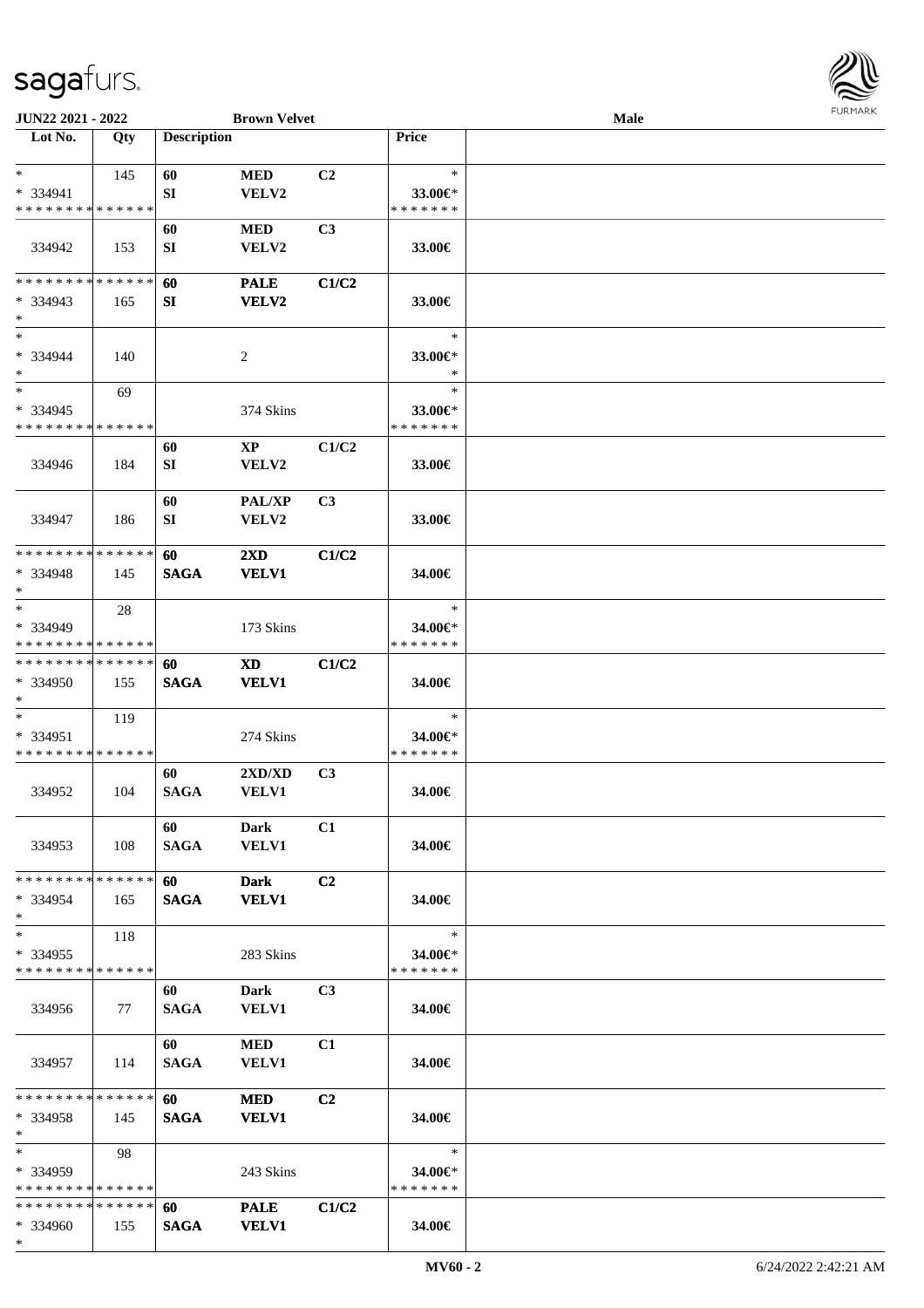**JUN22 2021 - 2022** **Brown Velvet** **Male**

| Lot No. | Qty | Description | | | Price | |
|---|---|---|---|---|---|---|
| * <br> * 334941 <br> * * * * * * * * * * * * * * | 145 | 60 <br> SI | MED <br> VELV2 | C2 | * <br> 33.00€* <br> * * * * * * * | |
| 334942 | 153 | 60 <br> SI | MED <br> VELV2 | C3 | 33.00€ | |
| * * * * * * * * * * * * * * <br> * 334943 <br> * | 165 | 60 <br> SI | PALE <br> VELV2 | C1/C2 | 33.00€ | |
| * <br> * 334944 <br> * | 140 | | 2 | | * <br> 33.00€* <br> * | |
| * <br> * 334945 <br> * * * * * * * * * * * * * * | 69 | | 374 Skins | | * <br> 33.00€* <br> * * * * * * * | |
| 334946 | 184 | 60 <br> SI | XP <br> VELV2 | C1/C2 | 33.00€ | |
| 334947 | 186 | 60 <br> SI | PAL/XP <br> VELV2 | C3 | 33.00€ | |
| * * * * * * * * * * * * * * <br> * 334948 <br> * | 145 | 60 <br> SAGA | 2XD <br> VELV1 | C1/C2 | 34.00€ | |
| * <br> * 334949 <br> * * * * * * * * * * * * * * | 28 | | 173 Skins | | * <br> 34.00€* <br> * * * * * * * | |
| * * * * * * * * * * * * * * <br> * 334950 <br> * | 155 | 60 <br> SAGA | XD <br> VELV1 | C1/C2 | 34.00€ | |
| * <br> * 334951 <br> * * * * * * * * * * * * * * | 119 | | 274 Skins | | * <br> 34.00€* <br> * * * * * * * | |
| 334952 | 104 | 60 <br> SAGA | 2XD/XD <br> VELV1 | C3 | 34.00€ | |
| 334953 | 108 | 60 <br> SAGA | Dark <br> VELV1 | C1 | 34.00€ | |
| * * * * * * * * * * * * * * <br> * 334954 <br> * | 165 | 60 <br> SAGA | Dark <br> VELV1 | C2 | 34.00€ | |
| * <br> * 334955 <br> * * * * * * * * * * * * * * | 118 | | 283 Skins | | * <br> 34.00€* <br> * * * * * * * | |
| 334956 | 77 | 60 <br> SAGA | Dark <br> VELV1 | C3 | 34.00€ | |
| 334957 | 114 | 60 <br> SAGA | MED <br> VELV1 | C1 | 34.00€ | |
| * * * * * * * * * * * * * * <br> * 334958 <br> * | 145 | 60 <br> SAGA | MED <br> VELV1 | C2 | 34.00€ | |
| * <br> * 334959 <br> * * * * * * * * * * * * * * | 98 | | 243 Skins | | * <br> 34.00€* <br> * * * * * * * | |
| * * * * * * * * * * * * * * <br> * 334960 <br> * | 155 | 60 <br> SAGA | PALE <br> VELV1 | C1/C2 | 34.00€ | |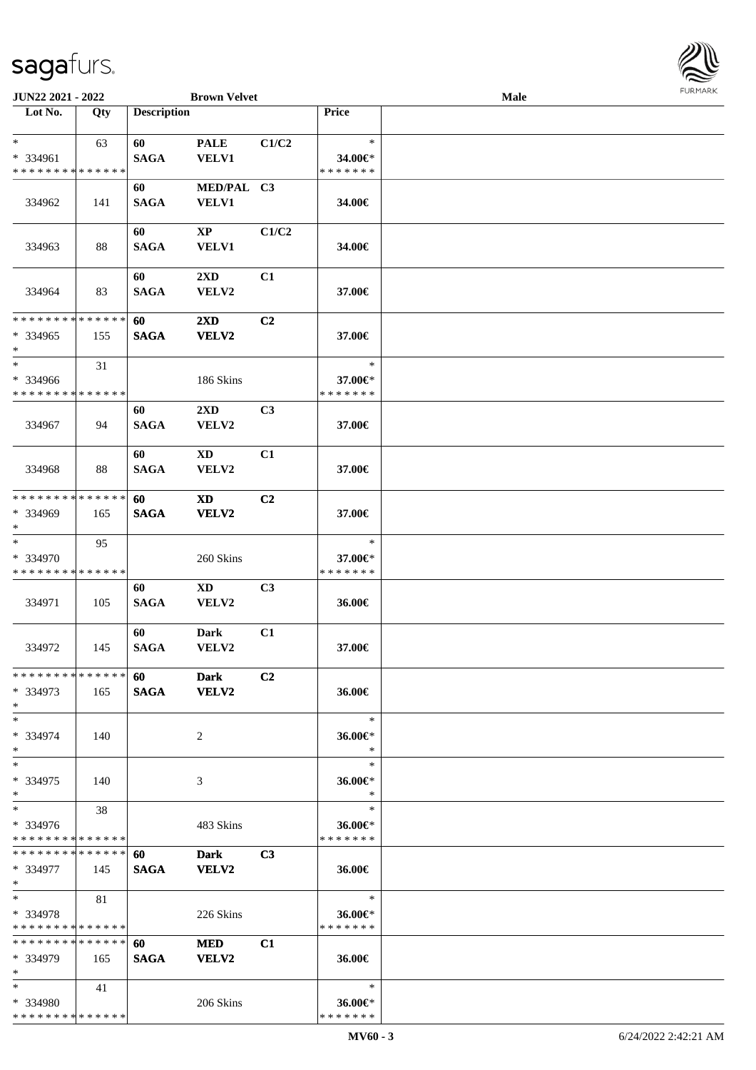JUN22 2021 - 2022 **Brown Velvet** **Male**

| Lot No. | Qty | Description | | | Price | |
|---|---|---|---|---|---|---|
| * <br> * 334961 <br> * * * * * * * * * * * * * * | 63 | 60 <br> SAGA | PALE <br> VELV1 | C1/C2 | * <br> 34.00€* <br> * * * * * * * | |
| 334962 | 141 | 60 <br> SAGA | MED/PAL <br> VELV1 | C3 | 34.00€ | |
| 334963 | 88 | 60 <br> SAGA | XP <br> VELV1 | C1/C2 | 34.00€ | |
| 334964 | 83 | 60 <br> SAGA | 2XD <br> VELV2 | C1 | 37.00€ | |
| * * * * * * * * * * * * * * <br> * 334965 <br> * | 155 | 60 <br> SAGA | 2XD <br> VELV2 | C2 | 37.00€ | |
| * <br> * 334966 <br> * * * * * * * * * * * * * * | 31 | | 186 Skins | | * <br> 37.00€* <br> * * * * * * * | |
| 334967 | 94 | 60 <br> SAGA | 2XD <br> VELV2 | C3 | 37.00€ | |
| 334968 | 88 | 60 <br> SAGA | XD <br> VELV2 | C1 | 37.00€ | |
| * * * * * * * * * * * * * * <br> * 334969 <br> * | 165 | 60 <br> SAGA | XD <br> VELV2 | C2 | 37.00€ | |
| * <br> * 334970 <br> * * * * * * * * * * * * * * | 95 | | 260 Skins | | * <br> 37.00€* <br> * * * * * * * | |
| 334971 | 105 | 60 <br> SAGA | XD <br> VELV2 | C3 | 36.00€ | |
| 334972 | 145 | 60 <br> SAGA | Dark <br> VELV2 | C1 | 37.00€ | |
| * * * * * * * * * * * * * * <br> * 334973 <br> * | 165 | 60 <br> SAGA | Dark <br> VELV2 | C2 | 36.00€ | |
| * <br> * 334974 <br> * | 140 | | 2 | | * <br> 36.00€* <br> * | |
| * <br> * 334975 <br> * | 140 | | 3 | | * <br> 36.00€* <br> * | |
| * <br> * 334976 <br> * * * * * * * * * * * * * * | 38 | | 483 Skins | | * <br> 36.00€* <br> * * * * * * * | |
| * * * * * * * * * * * * * * <br> * 334977 <br> * | 145 | 60 <br> SAGA | Dark <br> VELV2 | C3 | 36.00€ | |
| * <br> * 334978 <br> * * * * * * * * * * * * * * | 81 | | 226 Skins | | * <br> 36.00€* <br> * * * * * * * | |
| * * * * * * * * * * * * * * <br> * 334979 <br> * | 165 | 60 <br> SAGA | MED <br> VELV2 | C1 | 36.00€ | |
| * <br> * 334980 <br> * * * * * * * * * * * * * * | 41 | | 206 Skins | | * <br> 36.00€* <br> * * * * * * * | |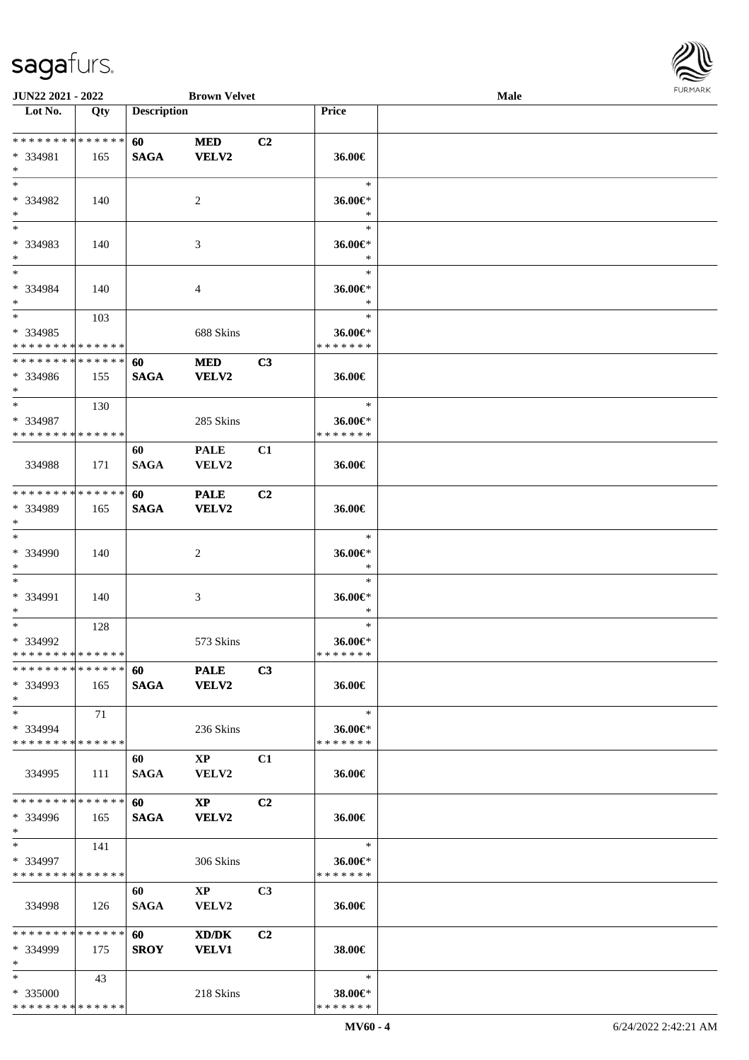**JUN22 2021 - 2022** **Brown Velvet** **Male**

| Lot No. | Qty | Description | | | Price | |
|---|---|---|---|---|---|---|
| * * * * * * * * * * * * * * | | 60 | MED | C2 | | |
| * 334981 | 165 | SAGA | VELV2 | | 36.00€ | |
| * | | | | | | |
| * | | | | | * | |
| * 334982 | 140 | | 2 | | 36.00€* | |
| * | | | | | * | |
| * | | | | | * | |
| * 334983 | 140 | | 3 | | 36.00€* | |
| * | | | | | * | |
| * | | | | | * | |
| * 334984 | 140 | | 4 | | 36.00€* | |
| * | | | | | * | |
| * | 103 | | | | * | |
| * 334985 | | | 688 Skins | | 36.00€* | |
| * * * * * * * * * * * * * * | | | | | * * * * * * * | |
| * * * * * * * * * * * * * * | | 60 | MED | C3 | | |
| * 334986 | 155 | SAGA | VELV2 | | 36.00€ | |
| * | | | | | | |
| * | 130 | | | | * | |
| * 334987 | | | 285 Skins | | 36.00€* | |
| * * * * * * * * * * * * * * | | | | | * * * * * * * | |
| | | 60 | PALE | C1 | | |
| 334988 | 171 | SAGA | VELV2 | | 36.00€ | |
| * * * * * * * * * * * * * * | | 60 | PALE | C2 | | |
| * 334989 | 165 | SAGA | VELV2 | | 36.00€ | |
| * | | | | | | |
| * | | | | | * | |
| * 334990 | 140 | | 2 | | 36.00€* | |
| * | | | | | * | |
| * | | | | | * | |
| * 334991 | 140 | | 3 | | 36.00€* | |
| * | | | | | * | |
| * | 128 | | | | * | |
| * 334992 | | | 573 Skins | | 36.00€* | |
| * * * * * * * * * * * * * * | | | | | * * * * * * * | |
| * * * * * * * * * * * * * * | | 60 | PALE | C3 | | |
| * 334993 | 165 | SAGA | VELV2 | | 36.00€ | |
| * | | | | | | |
| * | 71 | | | | * | |
| * 334994 | | | 236 Skins | | 36.00€* | |
| * * * * * * * * * * * * * * | | | | | * * * * * * * | |
| | | 60 | XP | C1 | | |
| 334995 | 111 | SAGA | VELV2 | | 36.00€ | |
| * * * * * * * * * * * * * * | | 60 | XP | C2 | | |
| * 334996 | 165 | SAGA | VELV2 | | 36.00€ | |
| * | | | | | | |
| * | 141 | | | | * | |
| * 334997 | | | 306 Skins | | 36.00€* | |
| * * * * * * * * * * * * * * | | | | | * * * * * * * | |
| | | 60 | XP | C3 | | |
| 334998 | 126 | SAGA | VELV2 | | 36.00€ | |
| * * * * * * * * * * * * * * | | 60 | XD/DK | C2 | | |
| * 334999 | 175 | SROY | VELV1 | | 38.00€ | |
| * | | | | | | |
| * | 43 | | | | * | |
| * 335000 | | | 218 Skins | | 38.00€* | |
| * * * * * * * * * * * * * * | | | | | * * * * * * * | |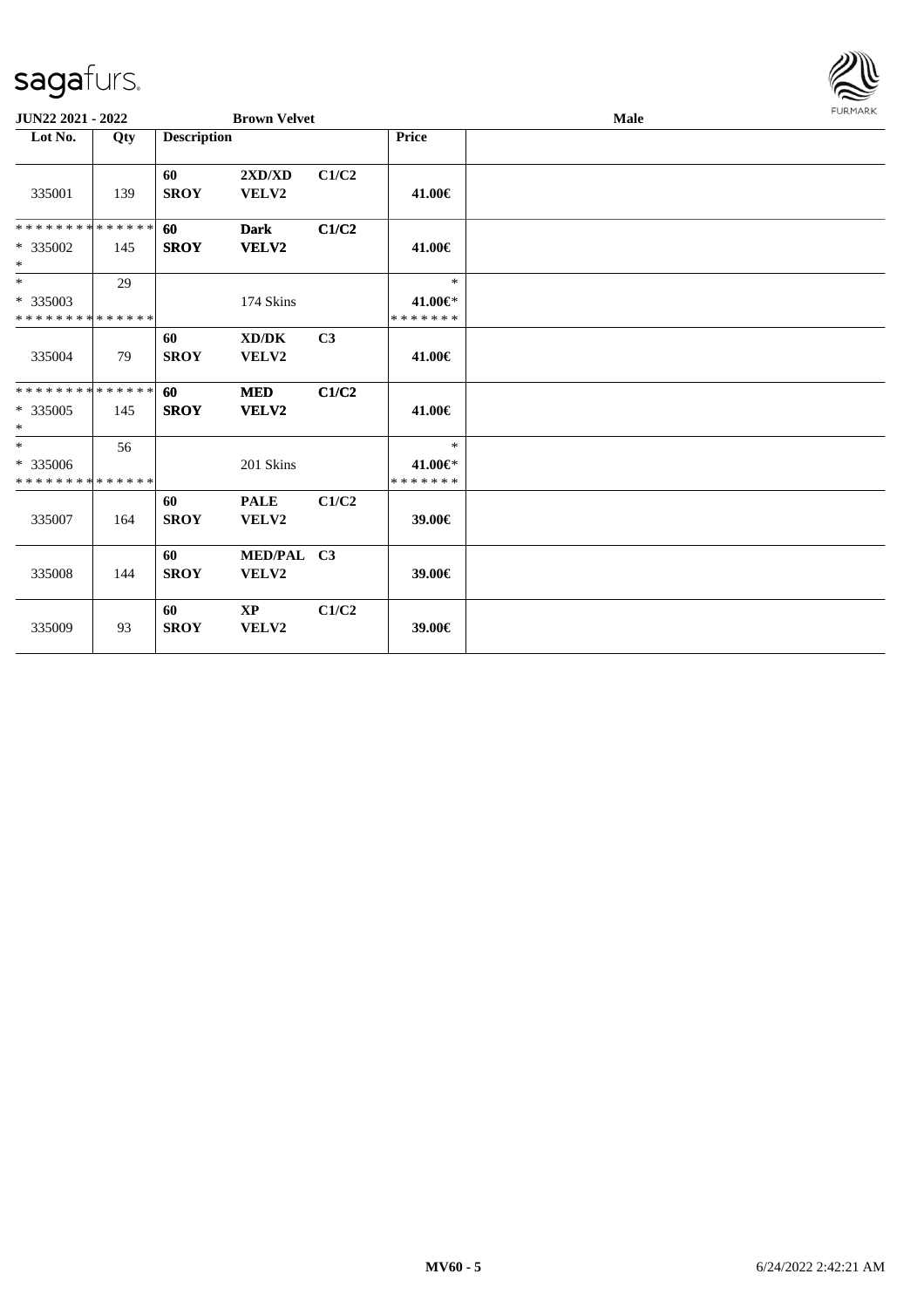| Lot No. | Qty | Description | | | Price | |
|---|---|---|---|---|---|---|
| 335001 | 139 | 60 SROY | 2XD/XD VELV2 | C1/C2 | 41.00€ | |
| * * * * * * * * * * * * * * * 335002 * | 145 | 60 SROY | Dark VELV2 | C1/C2 | 41.00€ | |
| * * 335003 * * * * * * * * * * * * * * | 29 | | 174 Skins | | * 41.00€* * * * * * * * | |
| 335004 | 79 | 60 SROY | XD/DK VELV2 | C3 | 41.00€ | |
| * * * * * * * * * * * * * * * 335005 * | 145 | 60 SROY | MED VELV2 | C1/C2 | 41.00€ | |
| * * 335006 * * * * * * * * * * * * * * | 56 | | 201 Skins | | * 41.00€* * * * * * * * | |
| 335007 | 164 | 60 SROY | PALE VELV2 | C1/C2 | 39.00€ | |
| 335008 | 144 | 60 SROY | MED/PAL VELV2 | C3 | 39.00€ | |
| 335009 | 93 | 60 SROY | XP VELV2 | C1/C2 | 39.00€ | |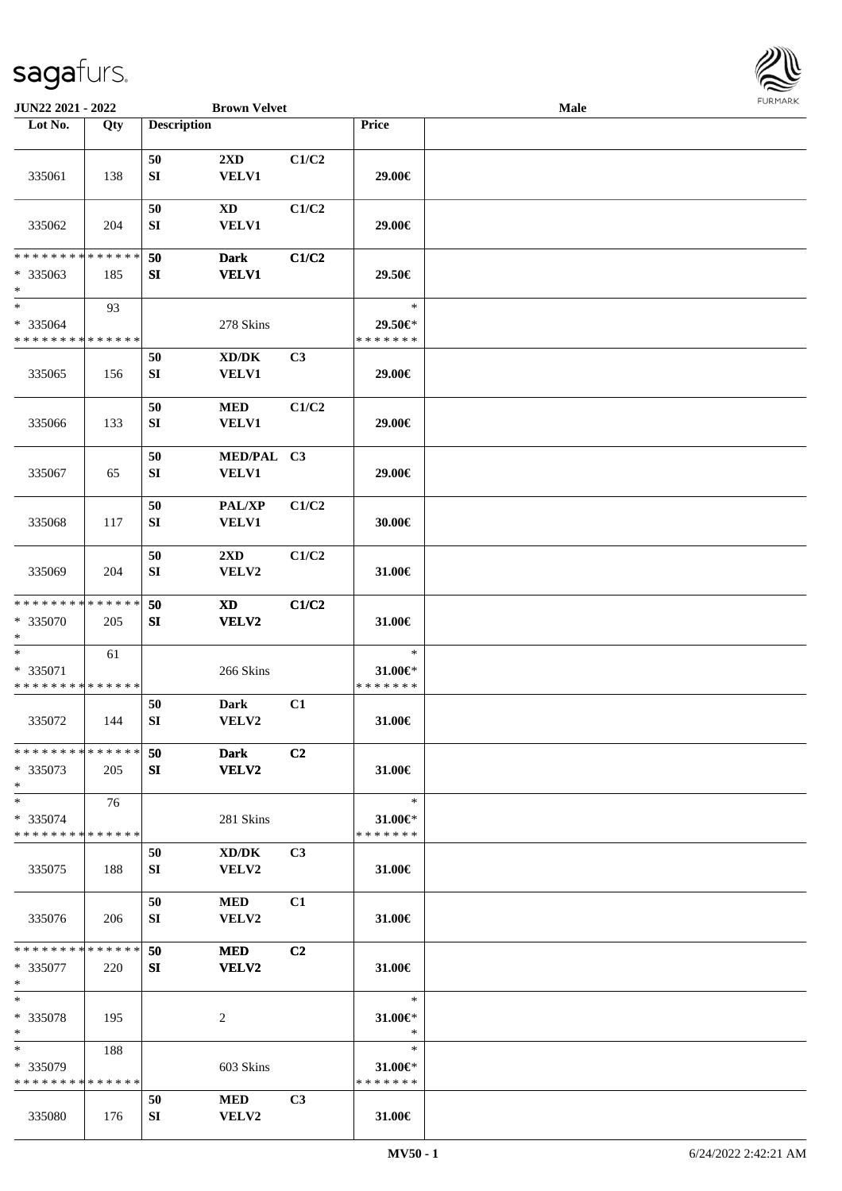**JUN22 2021 - 2022** **Brown Velvet** **Male**

| Lot No. | Qty | Description | | | Price | |
|---|---|---|---|---|---|---|
| 335061 | 138 | 50 SI | 2XD VELV1 | C1/C2 | 29.00€ | |
| 335062 | 204 | 50 SI | XD VELV1 | C1/C2 | 29.00€ | |
| * * * * * * * * * * * * * * * 335063 * | 185 | 50 SI | Dark VELV1 | C1/C2 | 29.50€ | |
| * * 335064 * * * * * * * * * * * * * * | 93 | | 278 Skins | | * 29.50€* * * * * * * * | |
| 335065 | 156 | 50 SI | XD/DK VELV1 | C3 | 29.00€ | |
| 335066 | 133 | 50 SI | MED VELV1 | C1/C2 | 29.00€ | |
| 335067 | 65 | 50 SI | MED/PAL VELV1 | C3 | 29.00€ | |
| 335068 | 117 | 50 SI | PAL/XP VELV1 | C1/C2 | 30.00€ | |
| 335069 | 204 | 50 SI | 2XD VELV2 | C1/C2 | 31.00€ | |
| * * * * * * * * * * * * * * * 335070 * | 205 | 50 SI | XD VELV2 | C1/C2 | 31.00€ | |
| * * 335071 * * * * * * * * * * * * * * | 61 | | 266 Skins | | * 31.00€* * * * * * * * | |
| 335072 | 144 | 50 SI | Dark VELV2 | C1 | 31.00€ | |
| * * * * * * * * * * * * * * * 335073 * | 205 | 50 SI | Dark VELV2 | C2 | 31.00€ | |
| * * 335074 * * * * * * * * * * * * * * | 76 | | 281 Skins | | * 31.00€* * * * * * * * | |
| 335075 | 188 | 50 SI | XD/DK VELV2 | C3 | 31.00€ | |
| 335076 | 206 | 50 SI | MED VELV2 | C1 | 31.00€ | |
| * * * * * * * * * * * * * * * 335077 * | 220 | 50 SI | MED VELV2 | C2 | 31.00€ | |
| * * 335078 * | 195 | | 2 | | * 31.00€* * | |
| * * 335079 * * * * * * * * * * * * * * | 188 | | 603 Skins | | * 31.00€* * * * * * * * | |
| 335080 | 176 | 50 SI | MED VELV2 | C3 | 31.00€ | |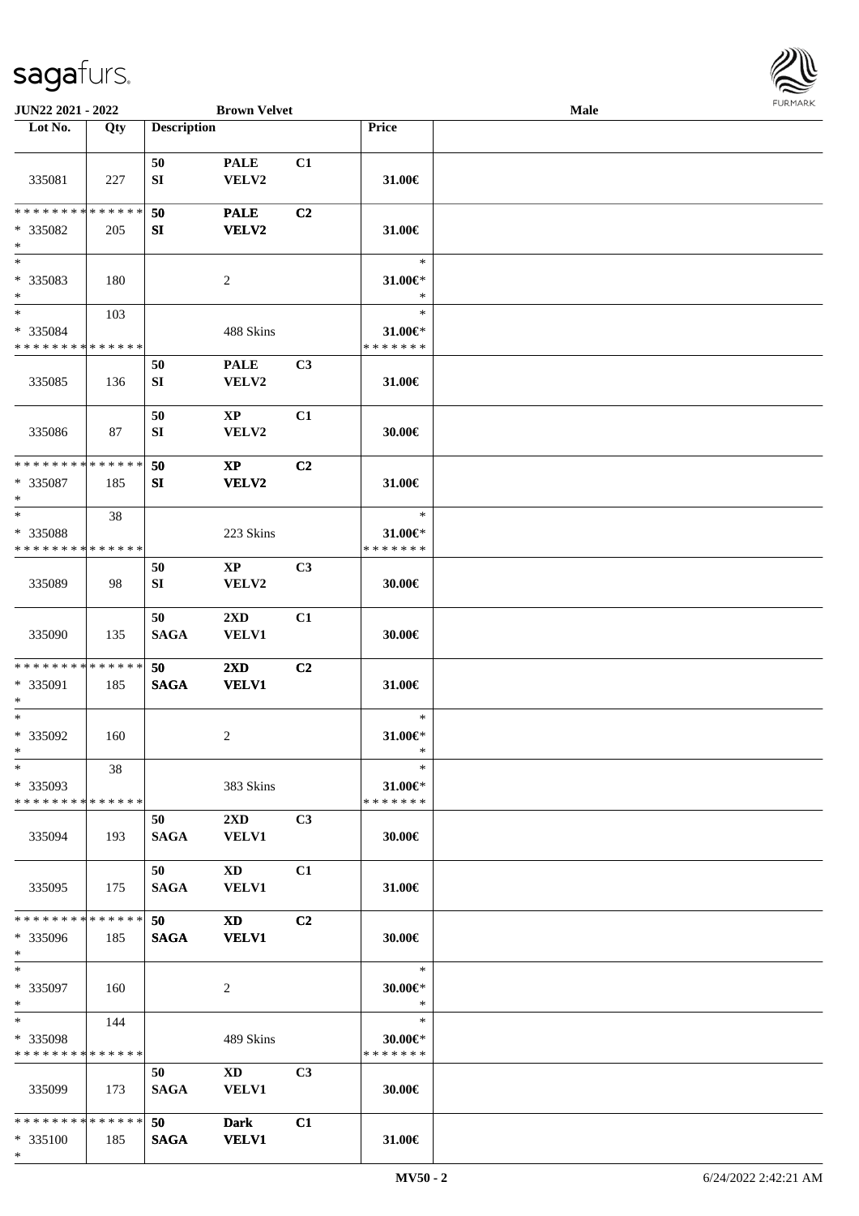**JUN22 2021 - 2022** **Brown Velvet** **Male**

| Lot No. | Qty | Description | | | Price |
|---|---|---|---|---|---|
| 335081 | 227 | 50 SI | PALE VELV2 | C1 | 31.00€ |
| * * * * * * * * * * * * * * * 335082 * | 205 | 50 SI | PALE VELV2 | C2 | 31.00€ |
| * * 335083 * | 180 | | 2 | | * 31.00€* * |
| * * 335084 * * * * * * * * * * * * * * | 103 | | 488 Skins | | * 31.00€* * * * * * * * |
| 335085 | 136 | 50 SI | PALE VELV2 | C3 | 31.00€ |
| 335086 | 87 | 50 SI | XP VELV2 | C1 | 30.00€ |
| * * * * * * * * * * * * * * * 335087 * | 185 | 50 SI | XP VELV2 | C2 | 31.00€ |
| * * 335088 * * * * * * * * * * * * * * | 38 | | 223 Skins | | * 31.00€* * * * * * * * |
| 335089 | 98 | 50 SI | XP VELV2 | C3 | 30.00€ |
| 335090 | 135 | 50 SAGA | 2XD VELV1 | C1 | 30.00€ |
| * * * * * * * * * * * * * * * 335091 * | 185 | 50 SAGA | 2XD VELV1 | C2 | 31.00€ |
| * * 335092 * | 160 | | 2 | | * 31.00€* * |
| * * 335093 * * * * * * * * * * * * * * | 38 | | 383 Skins | | * 31.00€* * * * * * * * |
| 335094 | 193 | 50 SAGA | 2XD VELV1 | C3 | 30.00€ |
| 335095 | 175 | 50 SAGA | XD VELV1 | C1 | 31.00€ |
| * * * * * * * * * * * * * * * 335096 * | 185 | 50 SAGA | XD VELV1 | C2 | 30.00€ |
| * * 335097 * | 160 | | 2 | | * 30.00€* * |
| * * 335098 * * * * * * * * * * * * * * | 144 | | 489 Skins | | * 30.00€* * * * * * * * |
| 335099 | 173 | 50 SAGA | XD VELV1 | C3 | 30.00€ |
| * * * * * * * * * * * * * * * 335100 * | 185 | 50 SAGA | Dark VELV1 | C1 | 31.00€ |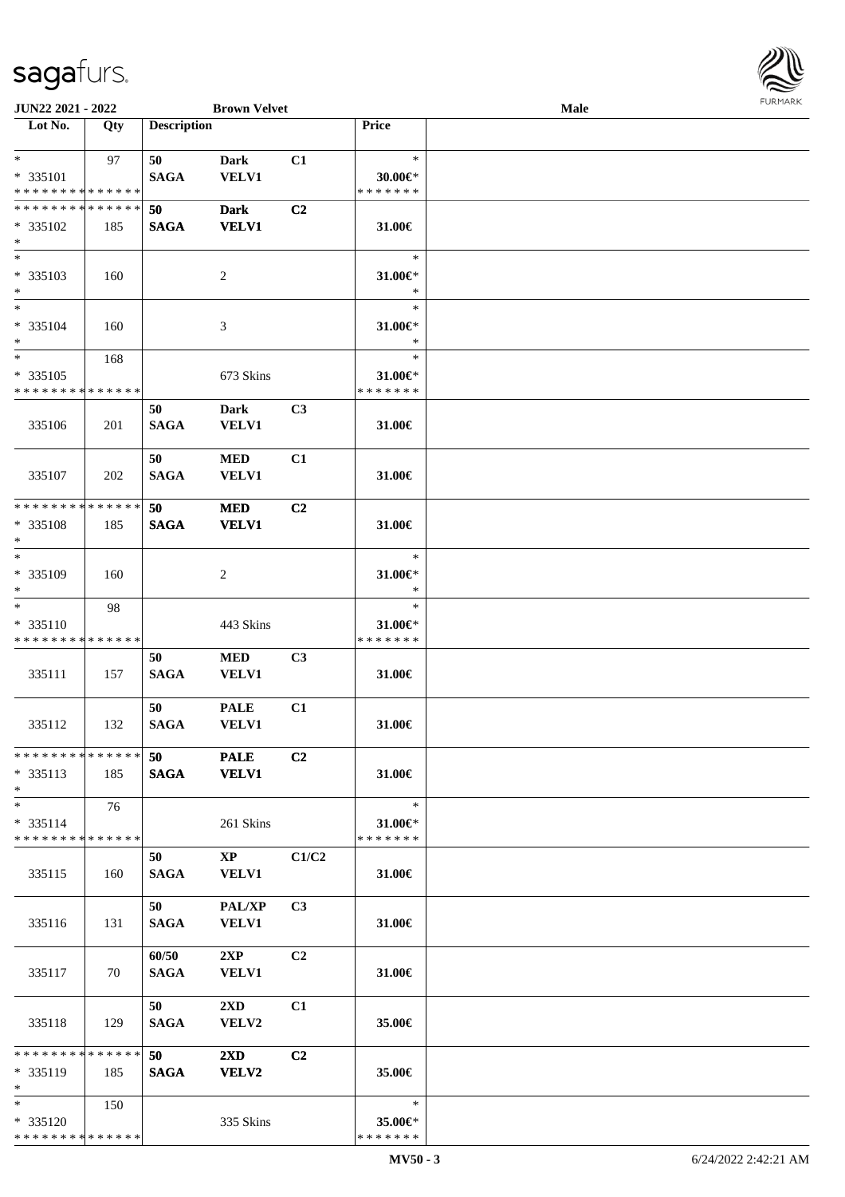JUN22 2021 - 2022 Brown Velvet Male

| Lot No. | Qty | Description | | | Price | |
|---|---|---|---|---|---|---|
| * <br> * 335101 <br> * * * * * * * * * * * * * * | 97 | 50 <br> SAGA | Dark <br> VELV1 | C1 | * <br> 30.00€* <br> * * * * * * * | |
| * * * * * * * * * * * * * * <br> * 335102 <br> * | 185 | 50 <br> SAGA | Dark <br> VELV1 | C2 | 31.00€ | |
| * <br> * 335103 <br> * | 160 | | 2 | | * <br> 31.00€* <br> * | |
| * <br> * 335104 <br> * | 160 | | 3 | | * <br> 31.00€* <br> * | |
| * <br> * 335105 <br> * * * * * * * * * * * * * * | 168 | | 673 Skins | | * <br> 31.00€* <br> * * * * * * * | |
| 335106 | 201 | 50 <br> SAGA | Dark <br> VELV1 | C3 | 31.00€ | |
| 335107 | 202 | 50 <br> SAGA | MED <br> VELV1 | C1 | 31.00€ | |
| * * * * * * * * * * * * * * <br> * 335108 <br> * | 185 | 50 <br> SAGA | MED <br> VELV1 | C2 | 31.00€ | |
| * <br> * 335109 <br> * | 160 | | 2 | | * <br> 31.00€* <br> * | |
| * <br> * 335110 <br> * * * * * * * * * * * * * * | 98 | | 443 Skins | | * <br> 31.00€* <br> * * * * * * * | |
| 335111 | 157 | 50 <br> SAGA | MED <br> VELV1 | C3 | 31.00€ | |
| 335112 | 132 | 50 <br> SAGA | PALE <br> VELV1 | C1 | 31.00€ | |
| * * * * * * * * * * * * * * <br> * 335113 <br> * | 185 | 50 <br> SAGA | PALE <br> VELV1 | C2 | 31.00€ | |
| * <br> * 335114 <br> * * * * * * * * * * * * * * | 76 | | 261 Skins | | * <br> 31.00€* <br> * * * * * * * | |
| 335115 | 160 | 50 <br> SAGA | XP <br> VELV1 | C1/C2 | 31.00€ | |
| 335116 | 131 | 50 <br> SAGA | PAL/XP <br> VELV1 | C3 | 31.00€ | |
| 335117 | 70 | 60/50 <br> SAGA | 2XP <br> VELV1 | C2 | 31.00€ | |
| 335118 | 129 | 50 <br> SAGA | 2XD <br> VELV2 | C1 | 35.00€ | |
| * * * * * * * * * * * * * * <br> * 335119 <br> * | 185 | 50 <br> SAGA | 2XD <br> VELV2 | C2 | 35.00€ | |
| * <br> * 335120 <br> * * * * * * * * * * * * * * | 150 | | 335 Skins | | * <br> 35.00€* <br> * * * * * * * | |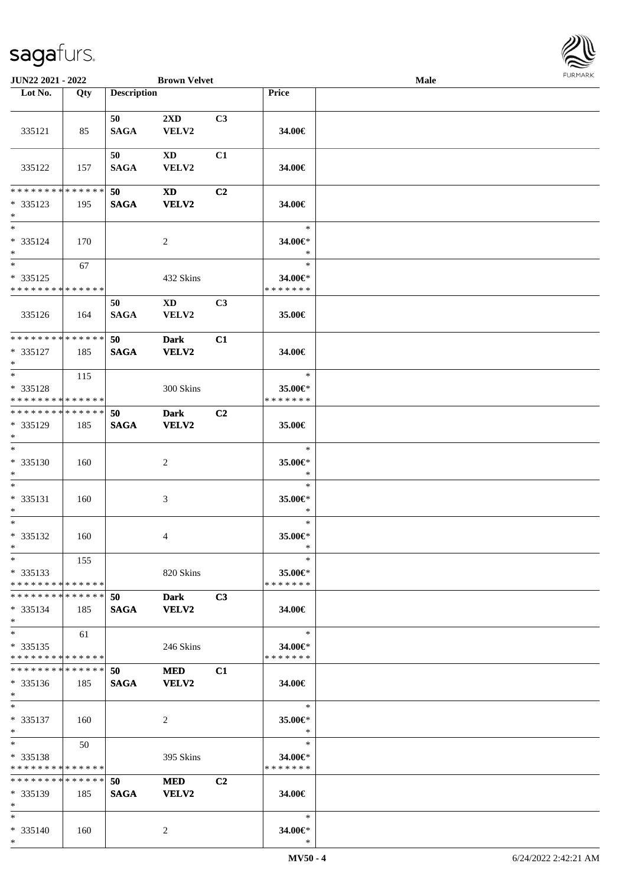**JUN22 2021 - 2022** **Brown Velvet** **Male**

| Lot No. | Qty | Description | | | Price | |
|---|---|---|---|---|---|---|
| 335121 | 85 | 50 SAGA | 2XD VELV2 | C3 | 34.00€ | |
| 335122 | 157 | 50 SAGA | XD VELV2 | C1 | 34.00€ | |
| * * * * * * * * * * * * * * * 335123 * | 195 | 50 SAGA | XD VELV2 | C2 | 34.00€ | |
| * * 335124 * | 170 | | 2 | | * 34.00€* * | |
| * * 335125 * * * * * * * * * * * * * * | 67 | | 432 Skins | | * 34.00€* * * * * * * * | |
| 335126 | 164 | 50 SAGA | XD VELV2 | C3 | 35.00€ | |
| * * * * * * * * * * * * * * * 335127 * | 185 | 50 SAGA | Dark VELV2 | C1 | 34.00€ | |
| * * 335128 * * * * * * * * * * * * * * | 115 | | 300 Skins | | * 35.00€* * * * * * * * | |
| * * * * * * * * * * * * * * * 335129 * | 185 | 50 SAGA | Dark VELV2 | C2 | 35.00€ | |
| * * 335130 * | 160 | | 2 | | * 35.00€* * | |
| * * 335131 * | 160 | | 3 | | * 35.00€* * | |
| * * 335132 * | 160 | | 4 | | * 35.00€* * | |
| * * 335133 * * * * * * * * * * * * * * | 155 | | 820 Skins | | * 35.00€* * * * * * * * | |
| * * * * * * * * * * * * * * * 335134 * | 185 | 50 SAGA | Dark VELV2 | C3 | 34.00€ | |
| * * 335135 * * * * * * * * * * * * * * | 61 | | 246 Skins | | * 34.00€* * * * * * * * | |
| * * * * * * * * * * * * * * * 335136 * | 185 | 50 SAGA | MED VELV2 | C1 | 34.00€ | |
| * * 335137 * | 160 | | 2 | | * 35.00€* * | |
| * * 335138 * * * * * * * * * * * * * * | 50 | | 395 Skins | | * 34.00€* * * * * * * * | |
| * * * * * * * * * * * * * * * 335139 * | 185 | 50 SAGA | MED VELV2 | C2 | 34.00€ | |
| * * 335140 * | 160 | | 2 | | * 34.00€* * | |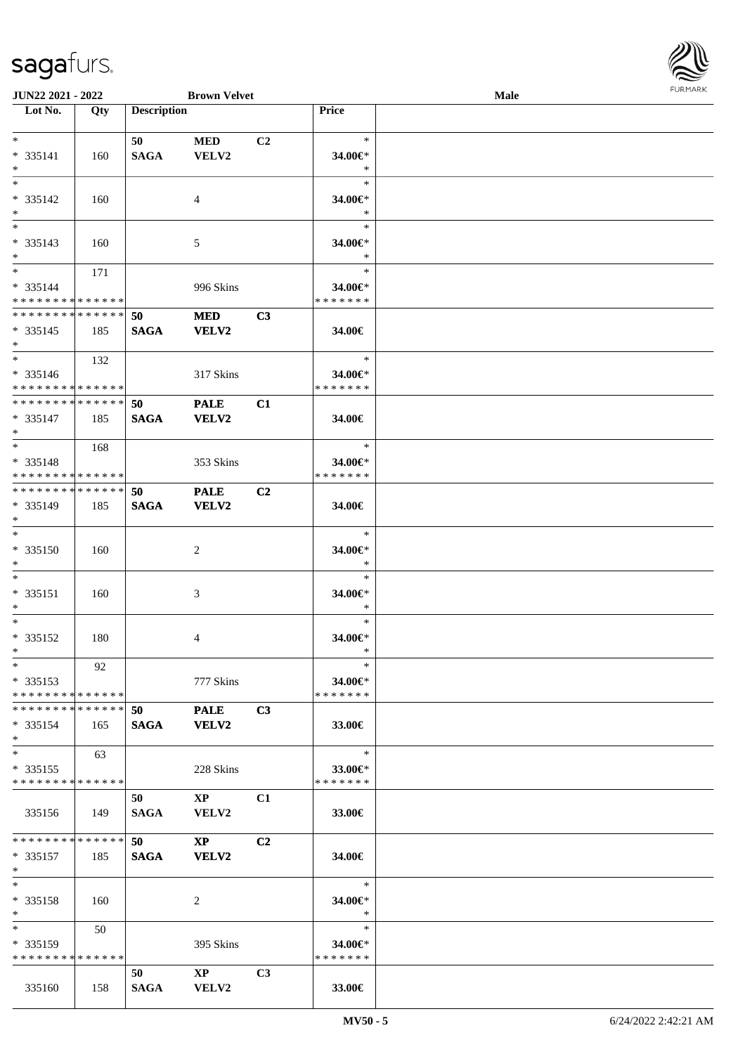| Lot No. | Qty | Description | | | Price | |
|---|---|---|---|---|---|---|
| * | | 50 | MED | C2 | * | |
| * 335141 | 160 | SAGA | VELV2 | | 34.00€* | |
| * | | | | | * | |
| * | | | | | * | |
| * 335142 | 160 | | 4 | | 34.00€* | |
| * | | | | | * | |
| * | | | | | * | |
| * 335143 | 160 | | 5 | | 34.00€* | |
| * | | | | | * | |
| * | 171 | | | | * | |
| * 335144 | | | 996 Skins | | 34.00€* | |
| * * * * * * * * * * * * * * | | | | | * * * * * * * | |
| * * * * * * * * * * * * * * | | 50 | MED | C3 | | |
| * 335145 | 185 | SAGA | VELV2 | | 34.00€ | |
| * | | | | | | |
| * | 132 | | | | * | |
| * 335146 | | | 317 Skins | | 34.00€* | |
| * * * * * * * * * * * * * * | | | | | * * * * * * * | |
| * * * * * * * * * * * * * * | | 50 | PALE | C1 | | |
| * 335147 | 185 | SAGA | VELV2 | | 34.00€ | |
| * | | | | | | |
| * | 168 | | | | * | |
| * 335148 | | | 353 Skins | | 34.00€* | |
| * * * * * * * * * * * * * * | | | | | * * * * * * * | |
| * * * * * * * * * * * * * * | | 50 | PALE | C2 | | |
| * 335149 | 185 | SAGA | VELV2 | | 34.00€ | |
| * | | | | | | |
| * | | | | | * | |
| * 335150 | 160 | | 2 | | 34.00€* | |
| * | | | | | * | |
| * | | | | | * | |
| * 335151 | 160 | | 3 | | 34.00€* | |
| * | | | | | * | |
| * | | | | | * | |
| * 335152 | 180 | | 4 | | 34.00€* | |
| * | | | | | * | |
| * | 92 | | | | * | |
| * 335153 | | | 777 Skins | | 34.00€* | |
| * * * * * * * * * * * * * * | | | | | * * * * * * * | |
| * * * * * * * * * * * * * * | | 50 | PALE | C3 | | |
| * 335154 | 165 | SAGA | VELV2 | | 33.00€ | |
| * | | | | | | |
| * | 63 | | | | * | |
| * 335155 | | | 228 Skins | | 33.00€* | |
| * * * * * * * * * * * * * * | | | | | * * * * * * * | |
| | | 50 | XP | C1 | | |
| 335156 | 149 | SAGA | VELV2 | | 33.00€ | |
| * * * * * * * * * * * * * * | | 50 | XP | C2 | | |
| * 335157 | 185 | SAGA | VELV2 | | 34.00€ | |
| * | | | | | | |
| * | | | | | * | |
| * 335158 | 160 | | 2 | | 34.00€* | |
| * | | | | | * | |
| * | 50 | | | | * | |
| * 335159 | | | 395 Skins | | 34.00€* | |
| * * * * * * * * * * * * * * | | | | | * * * * * * * | |
| | | 50 | XP | C3 | | |
| 335160 | 158 | SAGA | VELV2 | | 33.00€ | |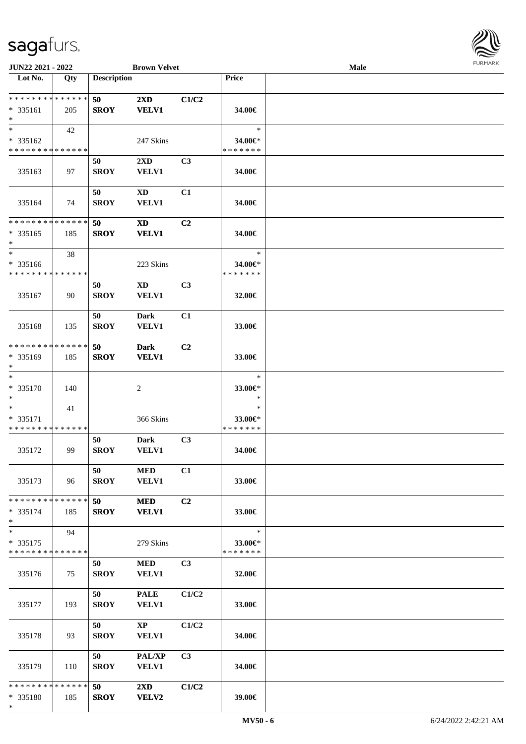| Lot No. | Qty | Description | | | Price | |
|---|---|---|---|---|---|---|
| * * * * * * * * * * * * * * | | 50 | 2XD | C1/C2 | | |
| * 335161 | 205 | SROY | VELV1 | | 34.00€ | |
| * | | | | | | |
| * | 42 | | | | * | |
| * 335162 | | | 247 Skins | | 34.00€* | |
| * * * * * * * * * * * * * * | | | | | * * * * * * * | |
| | | 50 | 2XD | C3 | | |
| 335163 | 97 | SROY | VELV1 | | 34.00€ | |
| | | 50 | XD | C1 | | |
| 335164 | 74 | SROY | VELV1 | | 34.00€ | |
| * * * * * * * * * * * * * * | | 50 | XD | C2 | | |
| * 335165 | 185 | SROY | VELV1 | | 34.00€ | |
| * | | | | | | |
| * | 38 | | | | * | |
| * 335166 | | | 223 Skins | | 34.00€* | |
| * * * * * * * * * * * * * * | | | | | * * * * * * * | |
| | | 50 | XD | C3 | | |
| 335167 | 90 | SROY | VELV1 | | 32.00€ | |
| | | 50 | Dark | C1 | | |
| 335168 | 135 | SROY | VELV1 | | 33.00€ | |
| * * * * * * * * * * * * * * | | 50 | Dark | C2 | | |
| * 335169 | 185 | SROY | VELV1 | | 33.00€ | |
| * | | | | | | |
| * | | | | | * | |
| * 335170 | 140 | | 2 | | 33.00€* | |
| * | | | | | * | |
| * | 41 | | | | * | |
| * 335171 | | | 366 Skins | | 33.00€* | |
| * * * * * * * * * * * * * * | | | | | * * * * * * * | |
| | | 50 | Dark | C3 | | |
| 335172 | 99 | SROY | VELV1 | | 34.00€ | |
| | | 50 | MED | C1 | | |
| 335173 | 96 | SROY | VELV1 | | 33.00€ | |
| * * * * * * * * * * * * * * | | 50 | MED | C2 | | |
| * 335174 | 185 | SROY | VELV1 | | 33.00€ | |
| * | | | | | | |
| * | 94 | | | | * | |
| * 335175 | | | 279 Skins | | 33.00€* | |
| * * * * * * * * * * * * * * | | | | | * * * * * * * | |
| | | 50 | MED | C3 | | |
| 335176 | 75 | SROY | VELV1 | | 32.00€ | |
| | | 50 | PALE | C1/C2 | | |
| 335177 | 193 | SROY | VELV1 | | 33.00€ | |
| | | 50 | XP | C1/C2 | | |
| 335178 | 93 | SROY | VELV1 | | 34.00€ | |
| | | 50 | PAL/XP | C3 | | |
| 335179 | 110 | SROY | VELV1 | | 34.00€ | |
| * * * * * * * * * * * * * * | | 50 | 2XD | C1/C2 | | |
| * 335180 | 185 | SROY | VELV2 | | 39.00€ | |
| * | | | | | | |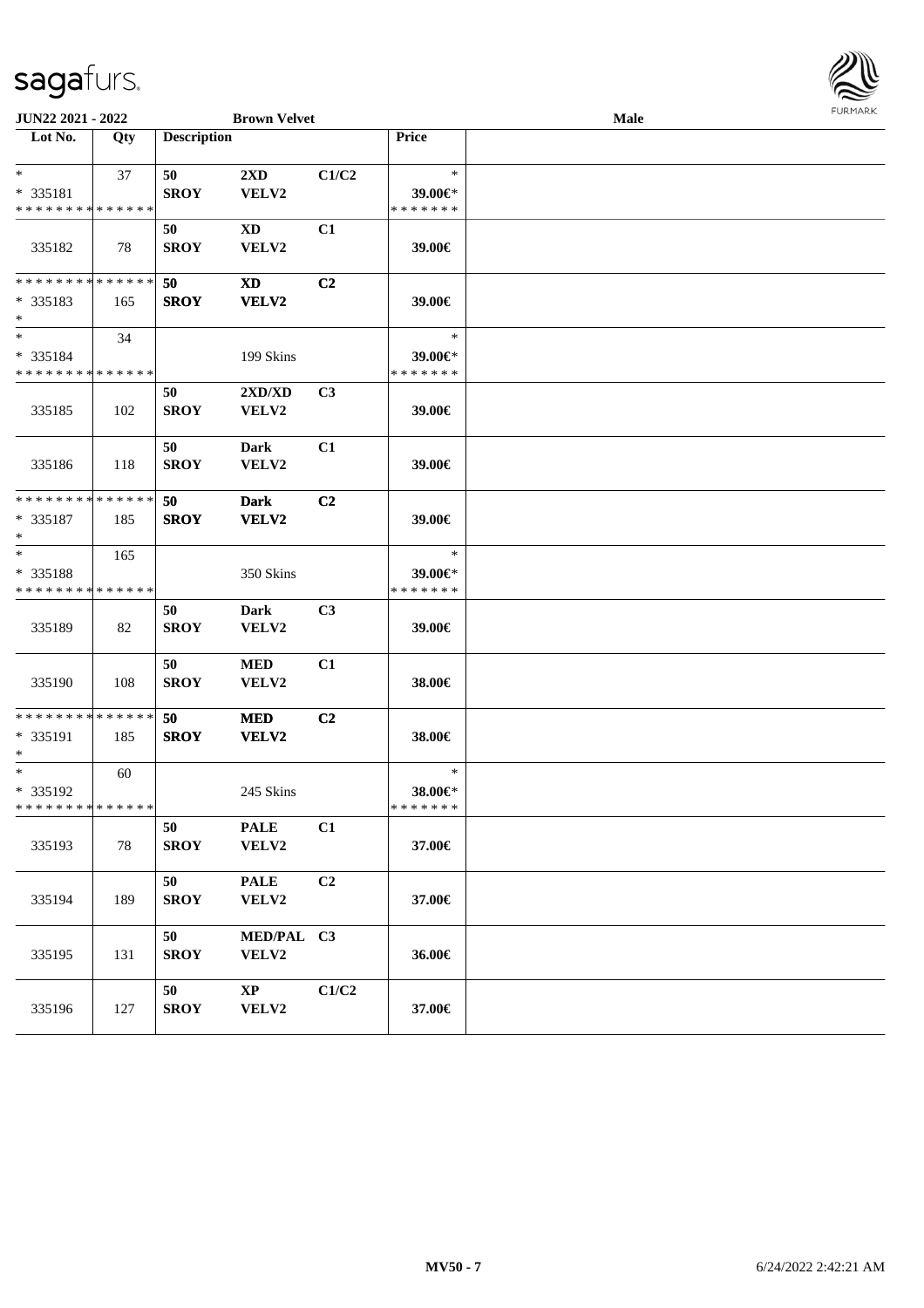JUN22 2021 - 2022 &emsp; Brown Velvet &emsp; Male

| Lot No. | Qty | Description | | | Price | |
|---|---|---|---|---|---|---|
| * <br> * 335181 <br> * * * * * * * * * * * * * * | 37 | 50 <br> SROY | 2XD <br> VELV2 | C1/C2 | * <br> 39.00€* <br> * * * * * * * | |
| 335182 | 78 | 50 <br> SROY | XD <br> VELV2 | C1 | 39.00€ | |
| * * * * * * * * * * * * * * <br> * 335183 <br> * | 165 | 50 <br> SROY | XD <br> VELV2 | C2 | 39.00€ | |
| * <br> * 335184 <br> * * * * * * * * * * * * * * | 34 | | 199 Skins | | * <br> 39.00€* <br> * * * * * * * | |
| 335185 | 102 | 50 <br> SROY | 2XD/XD <br> VELV2 | C3 | 39.00€ | |
| 335186 | 118 | 50 <br> SROY | Dark <br> VELV2 | C1 | 39.00€ | |
| * * * * * * * * * * * * * * <br> * 335187 <br> * | 185 | 50 <br> SROY | Dark <br> VELV2 | C2 | 39.00€ | |
| * <br> * 335188 <br> * * * * * * * * * * * * * * | 165 | | 350 Skins | | * <br> 39.00€* <br> * * * * * * * | |
| 335189 | 82 | 50 <br> SROY | Dark <br> VELV2 | C3 | 39.00€ | |
| 335190 | 108 | 50 <br> SROY | MED <br> VELV2 | C1 | 38.00€ | |
| * * * * * * * * * * * * * * <br> * 335191 <br> * | 185 | 50 <br> SROY | MED <br> VELV2 | C2 | 38.00€ | |
| * <br> * 335192 <br> * * * * * * * * * * * * * * | 60 | | 245 Skins | | * <br> 38.00€* <br> * * * * * * * | |
| 335193 | 78 | 50 <br> SROY | PALE <br> VELV2 | C1 | 37.00€ | |
| 335194 | 189 | 50 <br> SROY | PALE <br> VELV2 | C2 | 37.00€ | |
| 335195 | 131 | 50 <br> SROY | MED/PAL <br> VELV2 | C3 | 36.00€ | |
| 335196 | 127 | 50 <br> SROY | XP <br> VELV2 | C1/C2 | 37.00€ | |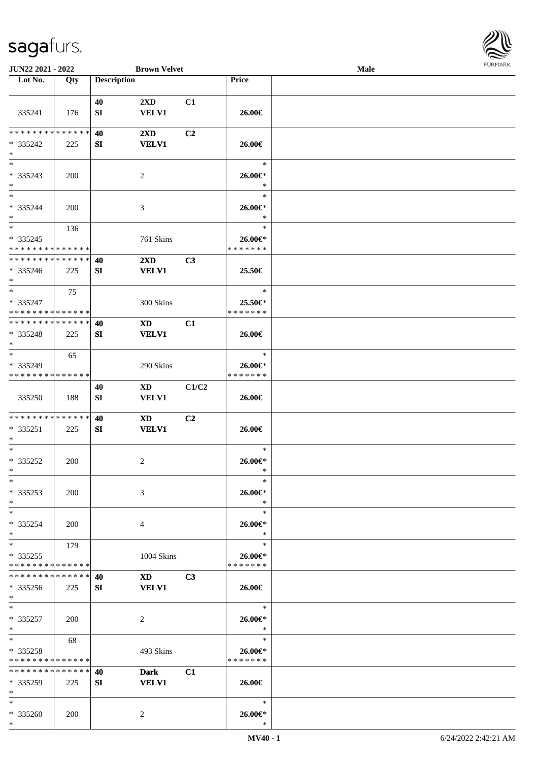JUN22 2021 - 2022 **Brown Velvet** **Male**

| Lot No. | Qty | Description | | | Price | |
|---|---|---|---|---|---|---|
| 335241 | 176 | **40** SI | **2XD** VELV1 | **C1** | 26.00€ | |
| * * * * * * * * * * * * * * * 335242 * | 225 | **40** SI | **2XD** VELV1 | **C2** | 26.00€ | |
| * * 335243 * | 200 | | 2 | | * 26.00€* * | |
| * * 335244 * | 200 | | 3 | | * 26.00€* * | |
| * * 335245 * * * * * * * * * * * * * * | 136 | | 761 Skins | | * 26.00€* * * * * * * * | |
| * * * * * * * * * * * * * * * 335246 * | 225 | **40** SI | **2XD** VELV1 | **C3** | 25.50€ | |
| * * 335247 * * * * * * * * * * * * * * | 75 | | 300 Skins | | * 25.50€* * * * * * * * | |
| * * * * * * * * * * * * * * * 335248 * | 225 | **40** SI | **XD** VELV1 | **C1** | 26.00€ | |
| * * 335249 * * * * * * * * * * * * * * | 65 | | 290 Skins | | * 26.00€* * * * * * * * | |
| 335250 | 188 | **40** SI | **XD** VELV1 | **C1/C2** | 26.00€ | |
| * * * * * * * * * * * * * * * 335251 * | 225 | **40** SI | **XD** VELV1 | **C2** | 26.00€ | |
| * * 335252 * | 200 | | 2 | | * 26.00€* * | |
| * * 335253 * | 200 | | 3 | | * 26.00€* * | |
| * * 335254 * | 200 | | 4 | | * 26.00€* * | |
| * * 335255 * * * * * * * * * * * * * * | 179 | | 1004 Skins | | * 26.00€* * * * * * * * | |
| * * * * * * * * * * * * * * * 335256 * | 225 | **40** SI | **XD** VELV1 | **C3** | 26.00€ | |
| * * 335257 * | 200 | | 2 | | * 26.00€* * | |
| * * 335258 * * * * * * * * * * * * * * | 68 | | 493 Skins | | * 26.00€* * * * * * * * | |
| * * * * * * * * * * * * * * * 335259 * | 225 | **40** SI | **Dark** VELV1 | **C1** | 26.00€ | |
| * * 335260 * | 200 | | 2 | | * 26.00€* * | |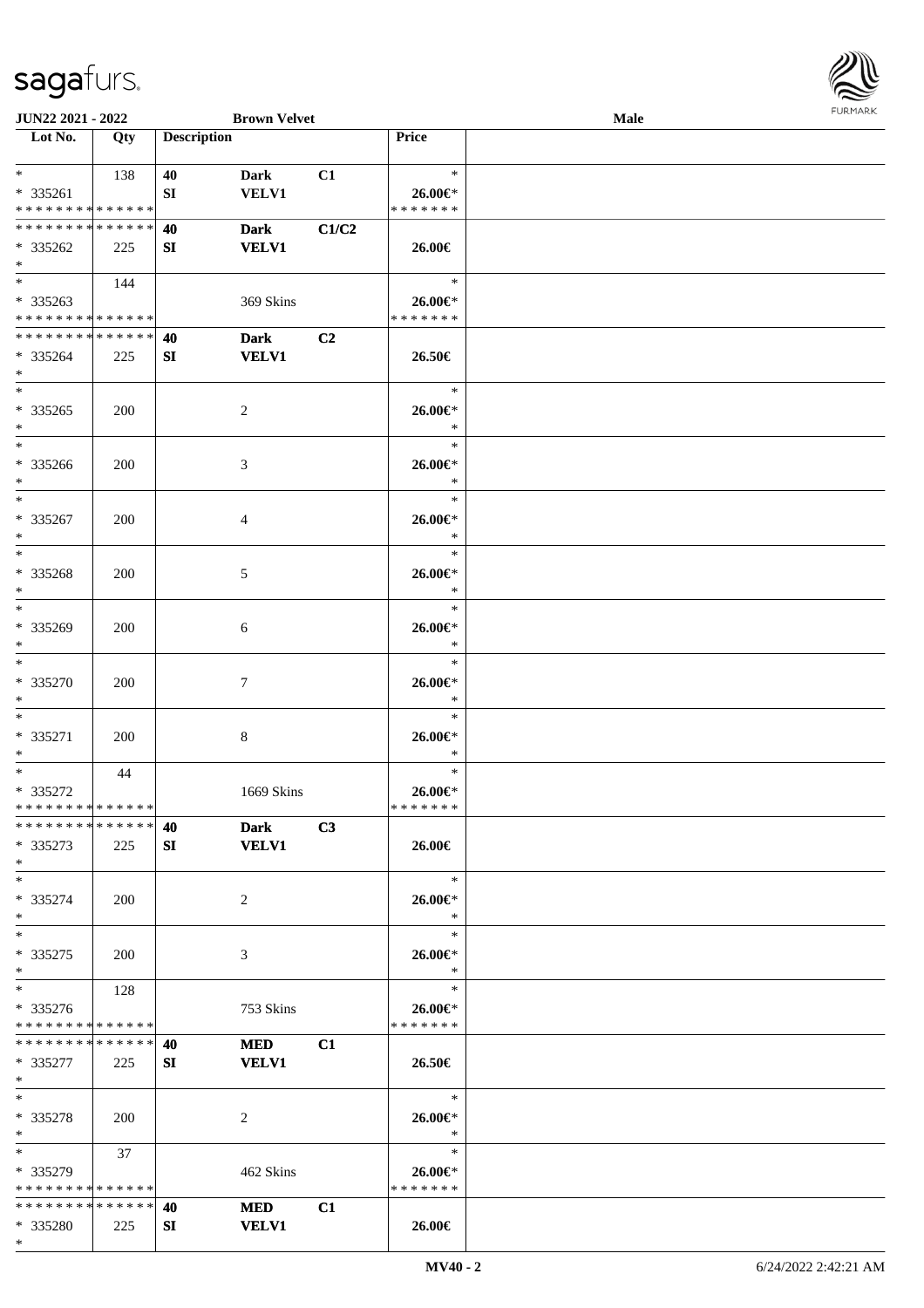**JUN22 2021 - 2022** **Brown Velvet** **Male**

| Lot No. | Qty | Description | | | Price | |
|---|---|---|---|---|---|---|
| * | 138 | 40 | Dark | C1 | * | |
| * 335261 | | SI | VELV1 | | 26.00€* | |
| * * * * * * * * * * * * * * | | | | | * * * * * * * | |
| * * * * * * * * * * * * * * | | 40 | Dark | C1/C2 | | |
| * 335262 | 225 | SI | VELV1 | | 26.00€ | |
| * | | | | | | |
| * | 144 | | | | * | |
| * 335263 | | | 369 Skins | | 26.00€* | |
| * * * * * * * * * * * * * * | | | | | * * * * * * * | |
| * * * * * * * * * * * * * * | | 40 | Dark | C2 | | |
| * 335264 | 225 | SI | VELV1 | | 26.50€ | |
| * | | | | | | |
| * | | | | | * | |
| * 335265 | 200 | | 2 | | 26.00€* | |
| * | | | | | * | |
| * | | | | | * | |
| * 335266 | 200 | | 3 | | 26.00€* | |
| * | | | | | * | |
| * | | | | | * | |
| * 335267 | 200 | | 4 | | 26.00€* | |
| * | | | | | * | |
| * | | | | | * | |
| * 335268 | 200 | | 5 | | 26.00€* | |
| * | | | | | * | |
| * | | | | | * | |
| * 335269 | 200 | | 6 | | 26.00€* | |
| * | | | | | * | |
| * | | | | | * | |
| * 335270 | 200 | | 7 | | 26.00€* | |
| * | | | | | * | |
| * | | | | | * | |
| * 335271 | 200 | | 8 | | 26.00€* | |
| * | | | | | * | |
| * | 44 | | | | * | |
| * 335272 | | | 1669 Skins | | 26.00€* | |
| * * * * * * * * * * * * * * | | | | | * * * * * * * | |
| * * * * * * * * * * * * * * | | 40 | Dark | C3 | | |
| * 335273 | 225 | SI | VELV1 | | 26.00€ | |
| * | | | | | | |
| * | | | | | * | |
| * 335274 | 200 | | 2 | | 26.00€* | |
| * | | | | | * | |
| * | | | | | * | |
| * 335275 | 200 | | 3 | | 26.00€* | |
| * | | | | | * | |
| * | 128 | | | | * | |
| * 335276 | | | 753 Skins | | 26.00€* | |
| * * * * * * * * * * * * * * | | | | | * * * * * * * | |
| * * * * * * * * * * * * * * | | 40 | MED | C1 | | |
| * 335277 | 225 | SI | VELV1 | | 26.50€ | |
| * | | | | | | |
| * | | | | | * | |
| * 335278 | 200 | | 2 | | 26.00€* | |
| * | | | | | * | |
| * | 37 | | | | * | |
| * 335279 | | | 462 Skins | | 26.00€* | |
| * * * * * * * * * * * * * * | | | | | * * * * * * * | |
| * * * * * * * * * * * * * * | | 40 | MED | C1 | | |
| * 335280 | 225 | SI | VELV1 | | 26.00€ | |
| * | | | | | | |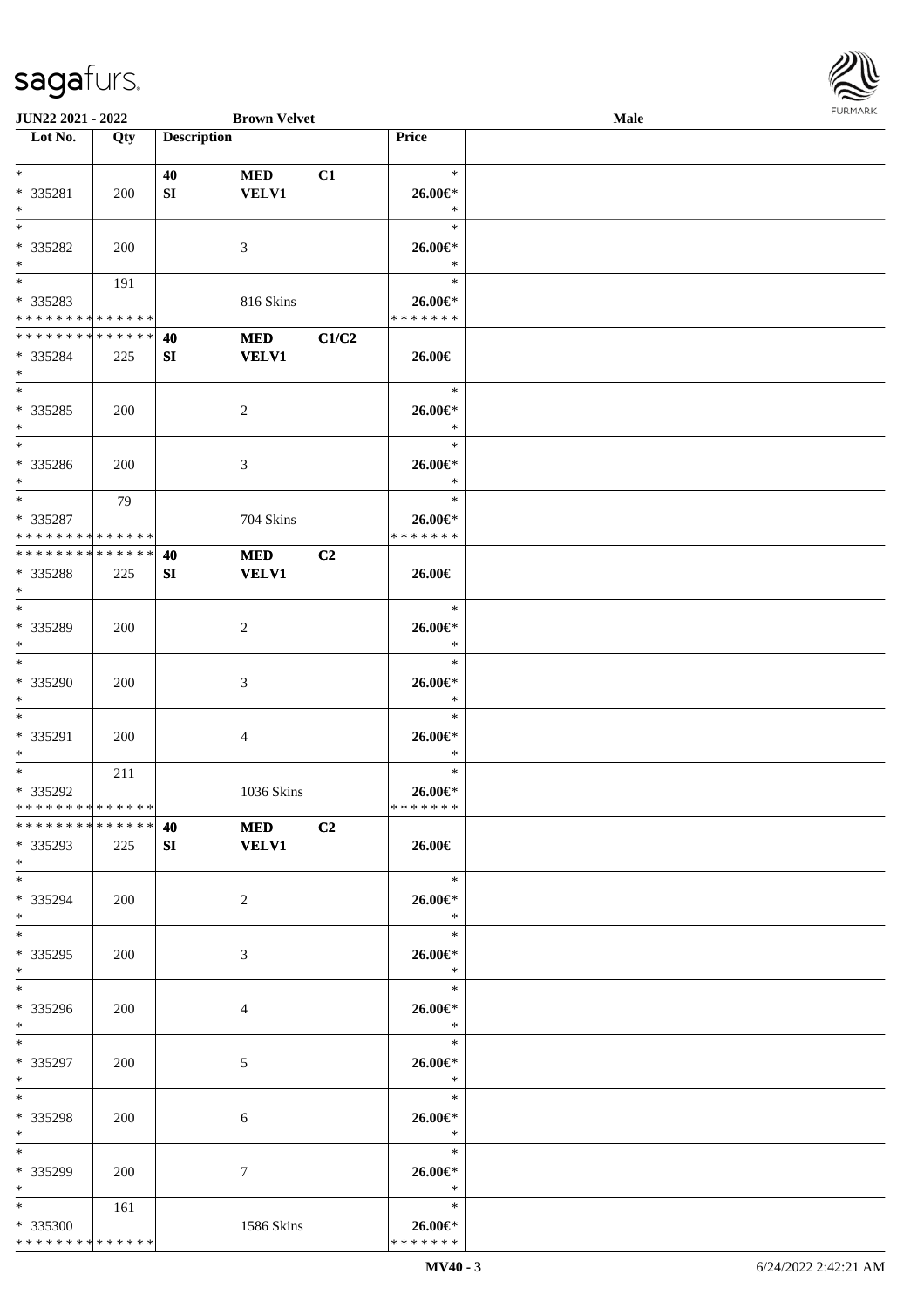JUN22 2021 - 2022 | Brown Velvet | Male

| Lot No. | Qty | Description | | | Price | |
|---|---|---|---|---|---|---|
| * | | 40 | MED | C1 | * | |
| * 335281 | 200 | SI | VELV1 | | 26.00€* | |
| * | | | | | * | |
| * | | | | | * | |
| * 335282 | 200 | | 3 | | 26.00€* | |
| * | | | | | * | |
| * | 191 | | | | * | |
| * 335283 | | | 816 Skins | | 26.00€* | |
| * * * * * * * * * * * * * * | | | | | * * * * * * * | |
| * * * * * * * * * * * * * * | | 40 | MED | C1/C2 | | |
| * 335284 | 225 | SI | VELV1 | | 26.00€ | |
| * | | | | | | |
| * | | | | | * | |
| * 335285 | 200 | | 2 | | 26.00€* | |
| * | | | | | * | |
| * | | | | | * | |
| * 335286 | 200 | | 3 | | 26.00€* | |
| * | | | | | * | |
| * | 79 | | | | * | |
| * 335287 | | | 704 Skins | | 26.00€* | |
| * * * * * * * * * * * * * * | | | | | * * * * * * * | |
| * * * * * * * * * * * * * * | | 40 | MED | C2 | | |
| * 335288 | 225 | SI | VELV1 | | 26.00€ | |
| * | | | | | | |
| * | | | | | * | |
| * 335289 | 200 | | 2 | | 26.00€* | |
| * | | | | | * | |
| * | | | | | * | |
| * 335290 | 200 | | 3 | | 26.00€* | |
| * | | | | | * | |
| * | | | | | * | |
| * 335291 | 200 | | 4 | | 26.00€* | |
| * | | | | | * | |
| * | 211 | | | | * | |
| * 335292 | | | 1036 Skins | | 26.00€* | |
| * * * * * * * * * * * * * * | | | | | * * * * * * * | |
| * * * * * * * * * * * * * * | | 40 | MED | C2 | | |
| * 335293 | 225 | SI | VELV1 | | 26.00€ | |
| * | | | | | | |
| * | | | | | * | |
| * 335294 | 200 | | 2 | | 26.00€* | |
| * | | | | | * | |
| * | | | | | * | |
| * 335295 | 200 | | 3 | | 26.00€* | |
| * | | | | | * | |
| * | | | | | * | |
| * 335296 | 200 | | 4 | | 26.00€* | |
| * | | | | | * | |
| * | | | | | * | |
| * 335297 | 200 | | 5 | | 26.00€* | |
| * | | | | | * | |
| * | | | | | * | |
| * 335298 | 200 | | 6 | | 26.00€* | |
| * | | | | | * | |
| * | | | | | * | |
| * 335299 | 200 | | 7 | | 26.00€* | |
| * | | | | | * | |
| * | 161 | | | | * | |
| * 335300 | | | 1586 Skins | | 26.00€* | |
| * * * * * * * * * * * * * * | | | | | * * * * * * * | |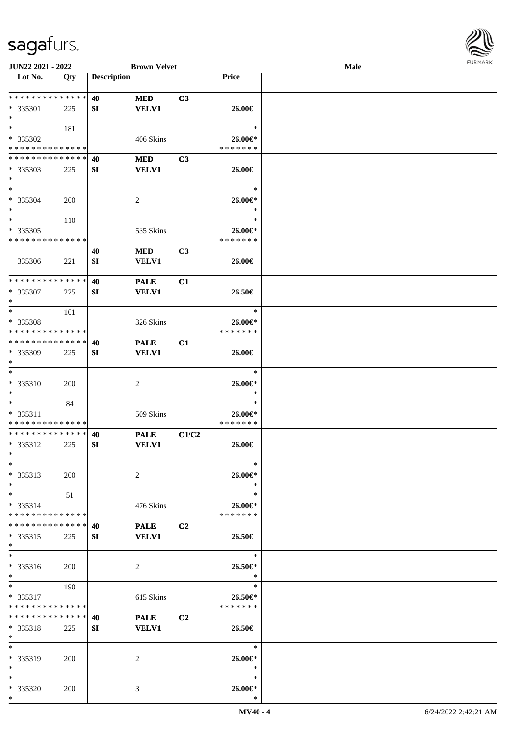**JUN22 2021 - 2022** **Brown Velvet** **Male**

| Lot No. | Qty | Description | | | Price | |
|---|---|---|---|---|---|---|
| * * * * * * * * * * * * * * | | 40 | MED | C3 | | |
| * 335301 | 225 | SI | VELV1 | | 26.00€ | |
| * | | | | | | |
| * | 181 | | | | * | |
| * 335302 | | | 406 Skins | | 26.00€* | |
| * * * * * * * * * * * * * * | | | | | * * * * * * * | |
| * * * * * * * * * * * * * * | | 40 | MED | C3 | | |
| * 335303 | 225 | SI | VELV1 | | 26.00€ | |
| * | | | | | | |
| * | | | | | * | |
| * 335304 | 200 | | 2 | | 26.00€* | |
| * | | | | | * | |
| * | 110 | | | | * | |
| * 335305 | | | 535 Skins | | 26.00€* | |
| * * * * * * * * * * * * * * | | | | | * * * * * * * | |
| | | 40 | MED | C3 | | |
| 335306 | 221 | SI | VELV1 | | 26.00€ | |
| * * * * * * * * * * * * * * | | 40 | PALE | C1 | | |
| * 335307 | 225 | SI | VELV1 | | 26.50€ | |
| * | | | | | | |
| * | 101 | | | | * | |
| * 335308 | | | 326 Skins | | 26.00€* | |
| * * * * * * * * * * * * * * | | | | | * * * * * * * | |
| * * * * * * * * * * * * * * | | 40 | PALE | C1 | | |
| * 335309 | 225 | SI | VELV1 | | 26.00€ | |
| * | | | | | | |
| * | | | | | * | |
| * 335310 | 200 | | 2 | | 26.00€* | |
| * | | | | | * | |
| * | 84 | | | | * | |
| * 335311 | | | 509 Skins | | 26.00€* | |
| * * * * * * * * * * * * * * | | | | | * * * * * * * | |
| * * * * * * * * * * * * * * | | 40 | PALE | C1/C2 | | |
| * 335312 | 225 | SI | VELV1 | | 26.00€ | |
| * | | | | | | |
| * | | | | | * | |
| * 335313 | 200 | | 2 | | 26.00€* | |
| * | | | | | * | |
| * | 51 | | | | * | |
| * 335314 | | | 476 Skins | | 26.00€* | |
| * * * * * * * * * * * * * * | | | | | * * * * * * * | |
| * * * * * * * * * * * * * * | | 40 | PALE | C2 | | |
| * 335315 | 225 | SI | VELV1 | | 26.50€ | |
| * | | | | | | |
| * | | | | | * | |
| * 335316 | 200 | | 2 | | 26.50€* | |
| * | | | | | * | |
| * | 190 | | | | * | |
| * 335317 | | | 615 Skins | | 26.50€* | |
| * * * * * * * * * * * * * * | | | | | * * * * * * * | |
| * * * * * * * * * * * * * * | | 40 | PALE | C2 | | |
| * 335318 | 225 | SI | VELV1 | | 26.50€ | |
| * | | | | | | |
| * | | | | | * | |
| * 335319 | 200 | | 2 | | 26.00€* | |
| * | | | | | * | |
| * | | | | | * | |
| * 335320 | 200 | | 3 | | 26.00€* | |
| * | | | | | * | |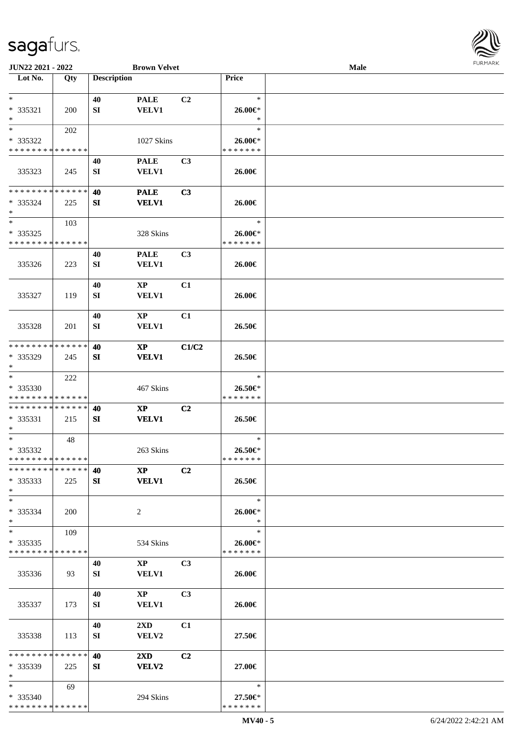JUN22 2021 - 2022 | Brown Velvet | Male

| Lot No. | Qty | Description | | | Price | |
|---|---|---|---|---|---|---|
| *<br>* 335321<br>* | 200 | 40<br>SI | PALE<br>VELV1 | C2 | *<br>26.00€*<br>* | |
| *<br>* 335322<br>* * * * * * * * * * * * * * | 202 | | 1027 Skins | | *<br>26.00€*<br>* * * * * * * | |
| 335323 | 245 | 40<br>SI | PALE<br>VELV1 | C3 | 26.00€ | |
| * * * * * * * * * * * * * *<br>* 335324<br>* | 225 | 40<br>SI | PALE<br>VELV1 | C3 | 26.00€ | |
| *<br>* 335325<br>* * * * * * * * * * * * * * | 103 | | 328 Skins | | *<br>26.00€*<br>* * * * * * * | |
| 335326 | 223 | 40<br>SI | PALE<br>VELV1 | C3 | 26.00€ | |
| 335327 | 119 | 40<br>SI | XP<br>VELV1 | C1 | 26.00€ | |
| 335328 | 201 | 40<br>SI | XP<br>VELV1 | C1 | 26.50€ | |
| * * * * * * * * * * * * * *<br>* 335329<br>* | 245 | 40<br>SI | XP<br>VELV1 | C1/C2 | 26.50€ | |
| *<br>* 335330<br>* * * * * * * * * * * * * * | 222 | | 467 Skins | | *<br>26.50€*<br>* * * * * * * | |
| * * * * * * * * * * * * * *<br>* 335331<br>* | 215 | 40<br>SI | XP<br>VELV1 | C2 | 26.50€ | |
| *<br>* 335332<br>* * * * * * * * * * * * * * | 48 | | 263 Skins | | *<br>26.50€*<br>* * * * * * * | |
| * * * * * * * * * * * * * *<br>* 335333<br>* | 225 | 40<br>SI | XP<br>VELV1 | C2 | 26.50€ | |
| *<br>* 335334<br>* | 200 | | 2 | | *<br>26.00€*<br>* | |
| *<br>* 335335<br>* * * * * * * * * * * * * * | 109 | | 534 Skins | | *<br>26.00€*<br>* * * * * * * | |
| 335336 | 93 | 40<br>SI | XP<br>VELV1 | C3 | 26.00€ | |
| 335337 | 173 | 40<br>SI | XP<br>VELV1 | C3 | 26.00€ | |
| 335338 | 113 | 40<br>SI | 2XD<br>VELV2 | C1 | 27.50€ | |
| * * * * * * * * * * * * * *<br>* 335339<br>* | 225 | 40<br>SI | 2XD<br>VELV2 | C2 | 27.00€ | |
| *<br>* 335340<br>* * * * * * * * * * * * * * | 69 | | 294 Skins | | *<br>27.50€*<br>* * * * * * * | |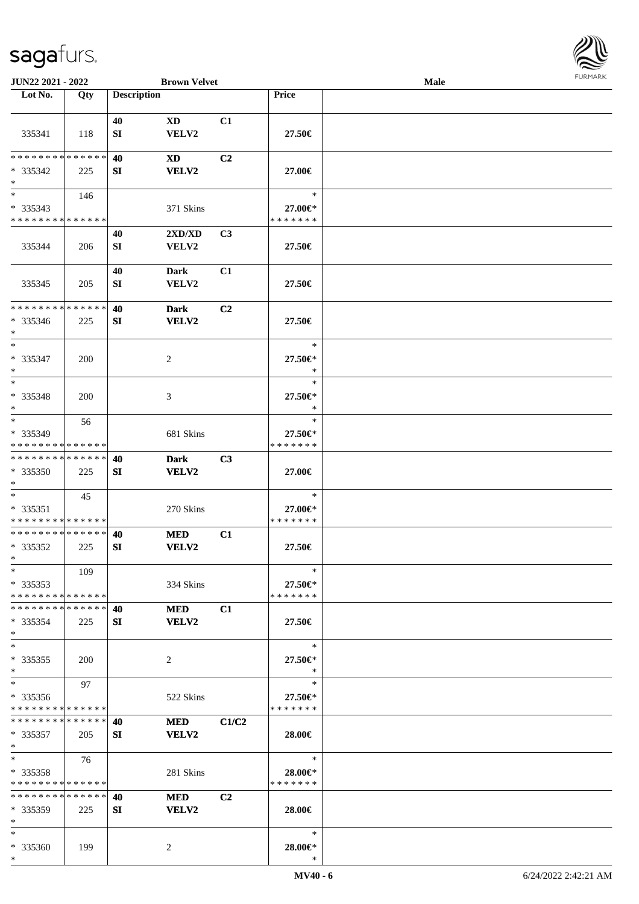JUN22 2021 - 2022 **Brown Velvet** **Male**

| Lot No. | Qty | Description | | | Price | |
|---|---|---|---|---|---|---|
| 335341 | 118 | 40 SI | XD VELV2 | C1 | 27.50€ | |
| * * * * * * * * * * * * * * * 335342 * | 225 | 40 SI | XD VELV2 | C2 | 27.00€ | |
| * * 335343 * * * * * * * * * * * * * * | 146 | | 371 Skins | | * 27.00€* * * * * * * * | |
| 335344 | 206 | 40 SI | 2XD/XD VELV2 | C3 | 27.50€ | |
| 335345 | 205 | 40 SI | Dark VELV2 | C1 | 27.50€ | |
| * * * * * * * * * * * * * * * 335346 * | 225 | 40 SI | Dark VELV2 | C2 | 27.50€ | |
| * * 335347 * | 200 | | 2 | | * 27.50€* * | |
| * * 335348 * | 200 | | 3 | | * 27.50€* * | |
| * * 335349 * * * * * * * * * * * * * * | 56 | | 681 Skins | | * 27.50€* * * * * * * * | |
| * * * * * * * * * * * * * * * 335350 * | 225 | 40 SI | Dark VELV2 | C3 | 27.00€ | |
| * * 335351 * * * * * * * * * * * * * * | 45 | | 270 Skins | | * 27.00€* * * * * * * * | |
| * * * * * * * * * * * * * * * 335352 * | 225 | 40 SI | MED VELV2 | C1 | 27.50€ | |
| * * 335353 * * * * * * * * * * * * * * | 109 | | 334 Skins | | * 27.50€* * * * * * * * | |
| * * * * * * * * * * * * * * * 335354 * | 225 | 40 SI | MED VELV2 | C1 | 27.50€ | |
| * * 335355 * | 200 | | 2 | | * 27.50€* * | |
| * * 335356 * * * * * * * * * * * * * * | 97 | | 522 Skins | | * 27.50€* * * * * * * * | |
| * * * * * * * * * * * * * * * 335357 * | 205 | 40 SI | MED VELV2 | C1/C2 | 28.00€ | |
| * * 335358 * * * * * * * * * * * * * * | 76 | | 281 Skins | | * 28.00€* * * * * * * * | |
| * * * * * * * * * * * * * * * 335359 * | 225 | 40 SI | MED VELV2 | C2 | 28.00€ | |
| * * 335360 * | 199 | | 2 | | * 28.00€* * | |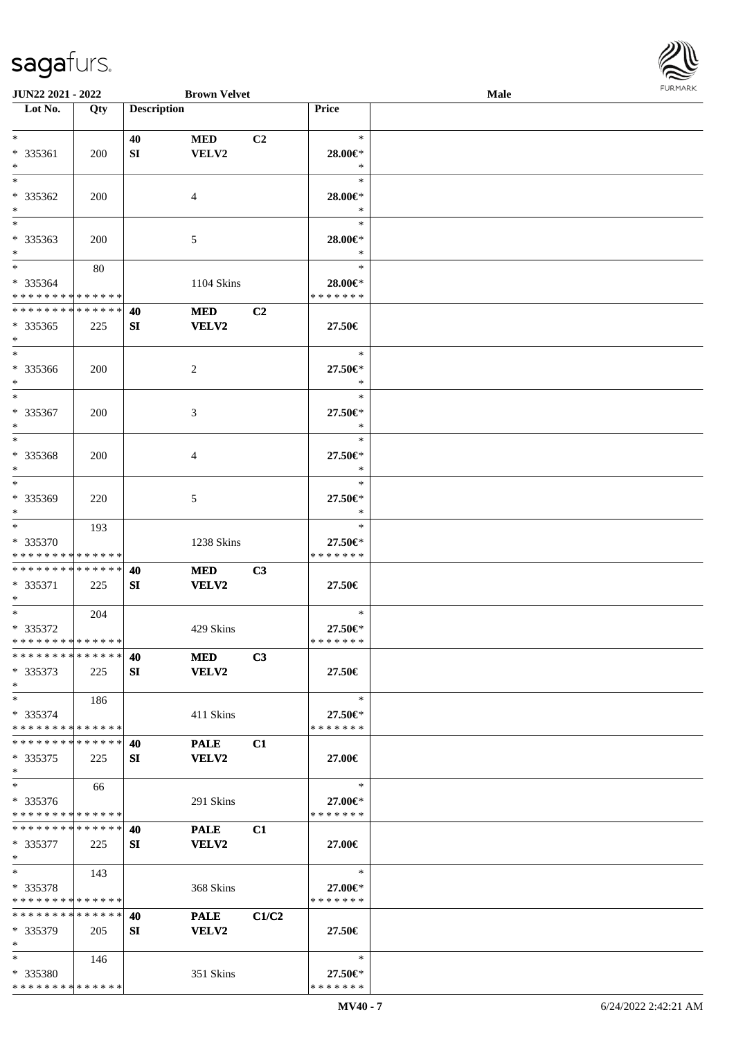**JUN22 2021 - 2022** | **Brown Velvet** | **Male**

| Lot No. | Qty | Description | | | Price | |
|---|---|---|---|---|---|---|
| * | | 40 | MED | C2 | * | |
| * 335361 | 200 | SI | VELV2 | | 28.00€* | |
| * | | | | | * | |
| * | | | | | * | |
| * 335362 | 200 | | 4 | | 28.00€* | |
| * | | | | | * | |
| * | | | | | * | |
| * 335363 | 200 | | 5 | | 28.00€* | |
| * | | | | | * | |
| * | 80 | | | | * | |
| * 335364 | | | 1104 Skins | | 28.00€* | |
| * * * * * * * * * * * * * * | | | | | * * * * * * * | |
| * * * * * * * * * * * * * * | | 40 | MED | C2 | | |
| * 335365 | 225 | SI | VELV2 | | 27.50€ | |
| * | | | | | | |
| * | | | | | * | |
| * 335366 | 200 | | 2 | | 27.50€* | |
| * | | | | | * | |
| * | | | | | * | |
| * 335367 | 200 | | 3 | | 27.50€* | |
| * | | | | | * | |
| * | | | | | * | |
| * 335368 | 200 | | 4 | | 27.50€* | |
| * | | | | | * | |
| * | | | | | * | |
| * 335369 | 220 | | 5 | | 27.50€* | |
| * | | | | | * | |
| * | 193 | | | | * | |
| * 335370 | | | 1238 Skins | | 27.50€* | |
| * * * * * * * * * * * * * * | | | | | * * * * * * * | |
| * * * * * * * * * * * * * * | | 40 | MED | C3 | | |
| * 335371 | 225 | SI | VELV2 | | 27.50€ | |
| * | | | | | | |
| * | 204 | | | | * | |
| * 335372 | | | 429 Skins | | 27.50€* | |
| * * * * * * * * * * * * * * | | | | | * * * * * * * | |
| * * * * * * * * * * * * * * | | 40 | MED | C3 | | |
| * 335373 | 225 | SI | VELV2 | | 27.50€ | |
| * | | | | | | |
| * | 186 | | | | * | |
| * 335374 | | | 411 Skins | | 27.50€* | |
| * * * * * * * * * * * * * * | | | | | * * * * * * * | |
| * * * * * * * * * * * * * * | | 40 | PALE | C1 | | |
| * 335375 | 225 | SI | VELV2 | | 27.00€ | |
| * | | | | | | |
| * | 66 | | | | * | |
| * 335376 | | | 291 Skins | | 27.00€* | |
| * * * * * * * * * * * * * * | | | | | * * * * * * * | |
| * * * * * * * * * * * * * * | | 40 | PALE | C1 | | |
| * 335377 | 225 | SI | VELV2 | | 27.00€ | |
| * | | | | | | |
| * | 143 | | | | * | |
| * 335378 | | | 368 Skins | | 27.00€* | |
| * * * * * * * * * * * * * * | | | | | * * * * * * * | |
| * * * * * * * * * * * * * * | | 40 | PALE | C1/C2 | | |
| * 335379 | 205 | SI | VELV2 | | 27.50€ | |
| * | | | | | | |
| * | 146 | | | | * | |
| * 335380 | | | 351 Skins | | 27.50€* | |
| * * * * * * * * * * * * * * | | | | | * * * * * * * | |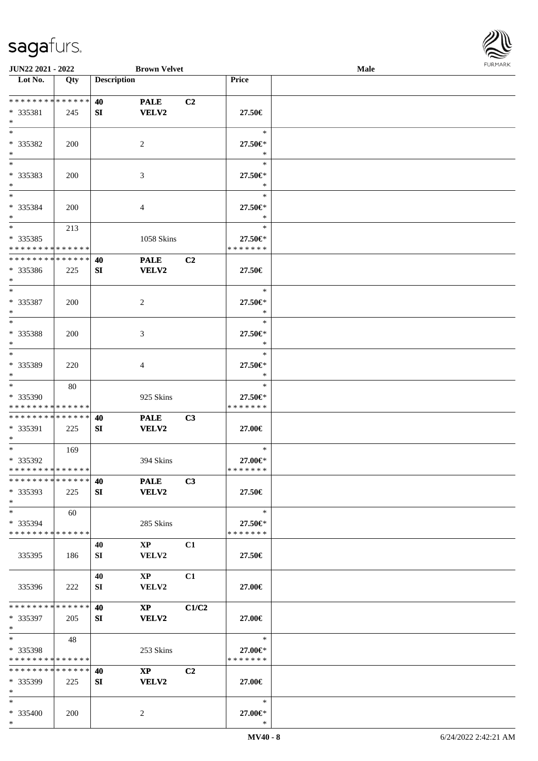| Lot No. | Qty | Description | | | Price | |
|---|---|---|---|---|---|---|
| * * * * * * * * * * * * * * | | 40 | PALE | C2 | | |
| * 335381 | 245 | SI | VELV2 | | 27.50€ | |
| * | | | | | | |
| * | | | | | * | |
| * 335382 | 200 | | 2 | | 27.50€* | |
| * | | | | | * | |
| * | | | | | * | |
| * 335383 | 200 | | 3 | | 27.50€* | |
| * | | | | | * | |
| * | | | | | * | |
| * 335384 | 200 | | 4 | | 27.50€* | |
| * | | | | | * | |
| * | 213 | | | | * | |
| * 335385 | | | 1058 Skins | | 27.50€* | |
| * * * * * * * * * * * * * * | | | | | * * * * * * * | |
| * * * * * * * * * * * * * * | | 40 | PALE | C2 | | |
| * 335386 | 225 | SI | VELV2 | | 27.50€ | |
| * | | | | | | |
| * | | | | | * | |
| * 335387 | 200 | | 2 | | 27.50€* | |
| * | | | | | * | |
| * | | | | | * | |
| * 335388 | 200 | | 3 | | 27.50€* | |
| * | | | | | * | |
| * | | | | | * | |
| * 335389 | 220 | | 4 | | 27.50€* | |
| * | | | | | * | |
| * | 80 | | | | * | |
| * 335390 | | | 925 Skins | | 27.50€* | |
| * * * * * * * * * * * * * * | | | | | * * * * * * * | |
| * * * * * * * * * * * * * * | | 40 | PALE | C3 | | |
| * 335391 | 225 | SI | VELV2 | | 27.00€ | |
| * | | | | | | |
| * | 169 | | | | * | |
| * 335392 | | | 394 Skins | | 27.00€* | |
| * * * * * * * * * * * * * * | | | | | * * * * * * * | |
| * * * * * * * * * * * * * * | | 40 | PALE | C3 | | |
| * 335393 | 225 | SI | VELV2 | | 27.50€ | |
| * | | | | | | |
| * | 60 | | | | * | |
| * 335394 | | | 285 Skins | | 27.50€* | |
| * * * * * * * * * * * * * * | | | | | * * * * * * * | |
| | | 40 | XP | C1 | | |
| 335395 | 186 | SI | VELV2 | | 27.50€ | |
| | | 40 | XP | C1 | | |
| 335396 | 222 | SI | VELV2 | | 27.00€ | |
| * * * * * * * * * * * * * * | | 40 | XP | C1/C2 | | |
| * 335397 | 205 | SI | VELV2 | | 27.00€ | |
| * | | | | | | |
| * | 48 | | | | * | |
| * 335398 | | | 253 Skins | | 27.00€* | |
| * * * * * * * * * * * * * * | | | | | * * * * * * * | |
| * * * * * * * * * * * * * * | | 40 | XP | C2 | | |
| * 335399 | 225 | SI | VELV2 | | 27.00€ | |
| * | | | | | | |
| * | | | | | * | |
| * 335400 | 200 | | 2 | | 27.00€* | |
| * | | | | | * | |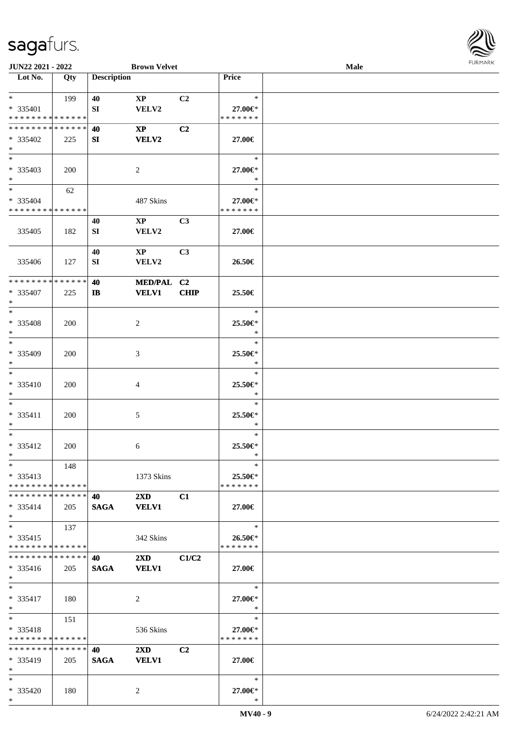JUN22 2021 - 2022 | Brown Velvet | Male

| Lot No. | Qty | Description | | | Price | |
|---|---|---|---|---|---|---|
| * | 199 | 40 | XP | C2 | * | |
| * 335401 | | SI | VELV2 | | 27.00€* | |
| * * * * * * * * * * * * * * | | | | | * * * * * * * | |
| * * * * * * * * * * * * * * | | 40 | XP | C2 | | |
| * 335402 | 225 | SI | VELV2 | | 27.00€ | |
| * | | | | | | |
| * | | | | | * | |
| * 335403 | 200 | | 2 | | 27.00€* | |
| * | | | | | * | |
| * | 62 | | | | * | |
| * 335404 | | | 487 Skins | | 27.00€* | |
| * * * * * * * * * * * * * * | | | | | * * * * * * * | |
| | | 40 | XP | C3 | | |
| 335405 | 182 | SI | VELV2 | | 27.00€ | |
| | | 40 | XP | C3 | | |
| 335406 | 127 | SI | VELV2 | | 26.50€ | |
| * * * * * * * * * * * * * * | | 40 | MED/PAL | C2 | | |
| * 335407 | 225 | IB | VELV1 | CHIP | 25.50€ | |
| * | | | | | | |
| * | | | | | * | |
| * 335408 | 200 | | 2 | | 25.50€* | |
| * | | | | | * | |
| * | | | | | * | |
| * 335409 | 200 | | 3 | | 25.50€* | |
| * | | | | | * | |
| * | | | | | * | |
| * 335410 | 200 | | 4 | | 25.50€* | |
| * | | | | | * | |
| * | | | | | * | |
| * 335411 | 200 | | 5 | | 25.50€* | |
| * | | | | | * | |
| * | | | | | * | |
| * 335412 | 200 | | 6 | | 25.50€* | |
| * | | | | | * | |
| * | 148 | | | | * | |
| * 335413 | | | 1373 Skins | | 25.50€* | |
| * * * * * * * * * * * * * * | | | | | * * * * * * * | |
| * * * * * * * * * * * * * * | | 40 | 2XD | C1 | | |
| * 335414 | 205 | SAGA | VELV1 | | 27.00€ | |
| * | | | | | | |
| * | 137 | | | | * | |
| * 335415 | | | 342 Skins | | 26.50€* | |
| * * * * * * * * * * * * * * | | | | | * * * * * * * | |
| * * * * * * * * * * * * * * | | 40 | 2XD | C1/C2 | | |
| * 335416 | 205 | SAGA | VELV1 | | 27.00€ | |
| * | | | | | | |
| * | | | | | * | |
| * 335417 | 180 | | 2 | | 27.00€* | |
| * | | | | | * | |
| * | 151 | | | | * | |
| * 335418 | | | 536 Skins | | 27.00€* | |
| * * * * * * * * * * * * * * | | | | | * * * * * * * | |
| * * * * * * * * * * * * * * | | 40 | 2XD | C2 | | |
| * 335419 | 205 | SAGA | VELV1 | | 27.00€ | |
| * | | | | | | |
| * | | | | | * | |
| * 335420 | 180 | | 2 | | 27.00€* | |
| * | | | | | * | |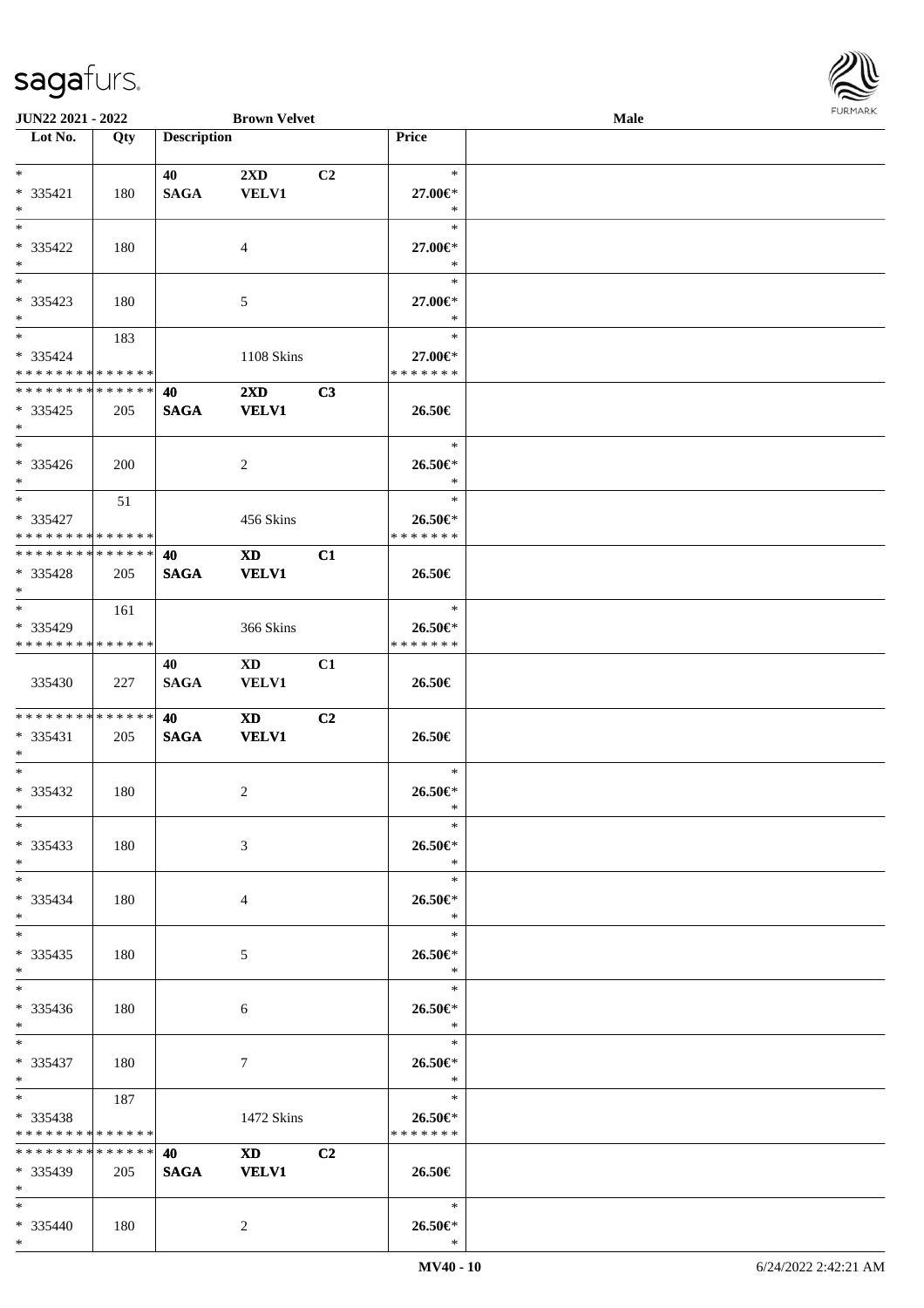| Lot No. | Qty | Description | | | Price | |
|---|---|---|---|---|---|---|
| *<br>* 335421<br>* | 180 | 40<br>SAGA | 2XD<br>VELV1 | C2 | *<br>27.00€*<br>* | |
| *<br>* 335422<br>* | 180 | | 4 | | *<br>27.00€*<br>* | |
| *<br>* 335423<br>* | 180 | | 5 | | *<br>27.00€*<br>* | |
| *<br>* 335424<br>* * * * * * * * * * * * * * | 183 | | 1108 Skins | | *<br>27.00€*<br>* * * * * * * | |
| * * * * * * * * * * * * * *<br>* 335425<br>* | 205 | 40<br>SAGA | 2XD<br>VELV1 | C3 | 26.50€ | |
| *<br>* 335426<br>* | 200 | | 2 | | *<br>26.50€*<br>* | |
| *<br>* 335427<br>* * * * * * * * * * * * * * | 51 | | 456 Skins | | *<br>26.50€*<br>* * * * * * * | |
| * * * * * * * * * * * * * *<br>* 335428<br>* | 205 | 40<br>SAGA | XD<br>VELV1 | C1 | 26.50€ | |
| *<br>* 335429<br>* * * * * * * * * * * * * * | 161 | | 366 Skins | | *<br>26.50€*<br>* * * * * * * | |
| 335430 | 227 | 40<br>SAGA | XD<br>VELV1 | C1 | 26.50€ | |
| * * * * * * * * * * * * * *<br>* 335431<br>* | 205 | 40<br>SAGA | XD<br>VELV1 | C2 | 26.50€ | |
| *<br>* 335432<br>* | 180 | | 2 | | *<br>26.50€*<br>* | |
| *<br>* 335433<br>* | 180 | | 3 | | *<br>26.50€*<br>* | |
| *<br>* 335434<br>* | 180 | | 4 | | *<br>26.50€*<br>* | |
| *<br>* 335435<br>* | 180 | | 5 | | *<br>26.50€*<br>* | |
| *<br>* 335436<br>* | 180 | | 6 | | *<br>26.50€*<br>* | |
| *<br>* 335437<br>* | 180 | | 7 | | *<br>26.50€*<br>* | |
| *<br>* 335438<br>* * * * * * * * * * * * * * | 187 | | 1472 Skins | | *<br>26.50€*<br>* * * * * * * | |
| * * * * * * * * * * * * * *<br>* 335439<br>* | 205 | 40<br>SAGA | XD<br>VELV1 | C2 | 26.50€ | |
| *<br>* 335440<br>* | 180 | | 2 | | *<br>26.50€*<br>* | |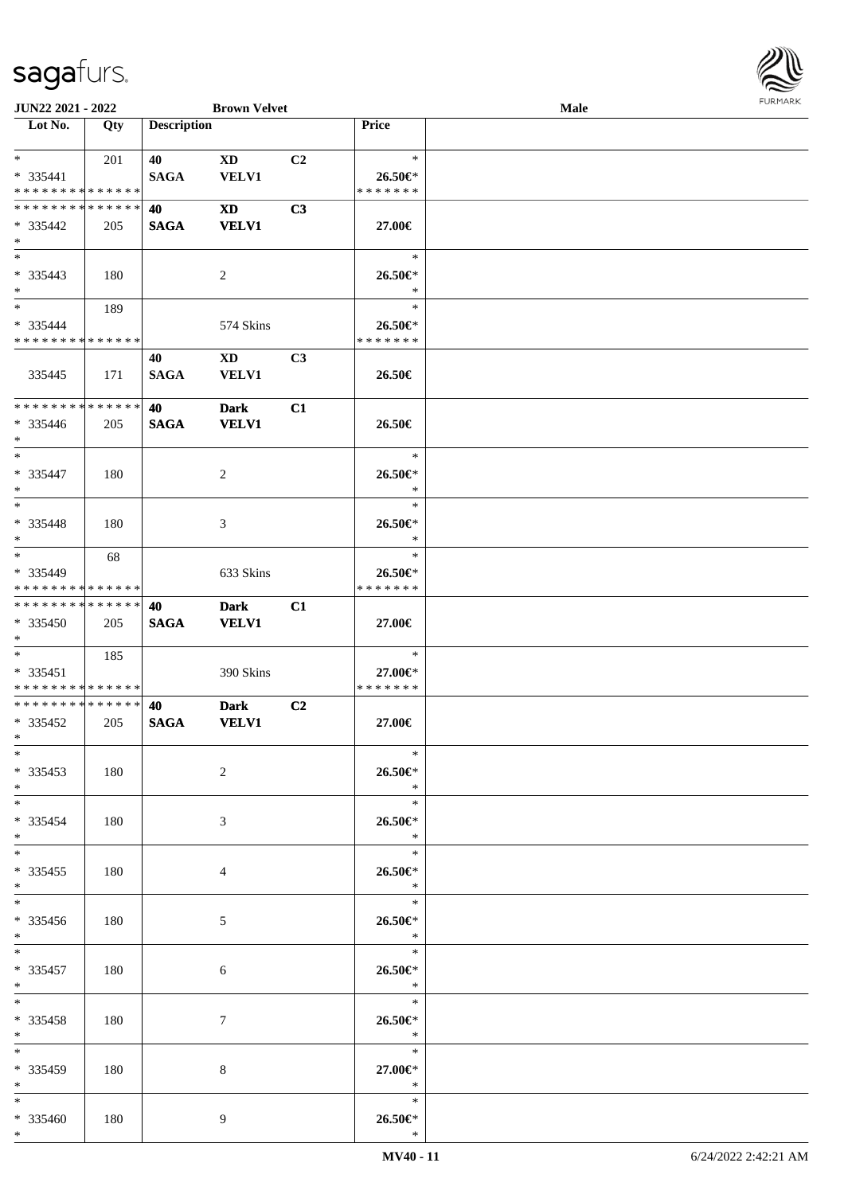| Lot No. | Qty | Description | | | Price | |
|---|---|---|---|---|---|---|
| *<br>* 335441<br>* * * * * * * * * * * * * * | 201 | 40<br>SAGA | XD<br>VELV1 | C2 | *<br>26.50€*<br>* * * * * * * | |
| * * * * * * * * * * * * * *<br>* 335442<br>* | 205 | 40<br>SAGA | XD<br>VELV1 | C3 | 27.00€ | |
| *<br>* 335443<br>* | 180 | | 2 | | *<br>26.50€*<br>* | |
| *<br>* 335444<br>* * * * * * * * * * * * * * | 189 | | 574 Skins | | *<br>26.50€*<br>* * * * * * * | |
| 335445 | 171 | 40<br>SAGA | XD<br>VELV1 | C3 | 26.50€ | |
| * * * * * * * * * * * * * *<br>* 335446<br>* | 205 | 40<br>SAGA | Dark<br>VELV1 | C1 | 26.50€ | |
| *<br>* 335447<br>* | 180 | | 2 | | *<br>26.50€*<br>* | |
| *<br>* 335448<br>* | 180 | | 3 | | *<br>26.50€*<br>* | |
| *<br>* 335449<br>* * * * * * * * * * * * * * | 68 | | 633 Skins | | *<br>26.50€*<br>* * * * * * * | |
| * * * * * * * * * * * * * *<br>* 335450<br>* | 205 | 40<br>SAGA | Dark<br>VELV1 | C1 | 27.00€ | |
| *<br>* 335451<br>* * * * * * * * * * * * * * | 185 | | 390 Skins | | *<br>27.00€*<br>* * * * * * * | |
| * * * * * * * * * * * * * *<br>* 335452<br>* | 205 | 40<br>SAGA | Dark<br>VELV1 | C2 | 27.00€ | |
| *<br>* 335453<br>* | 180 | | 2 | | *<br>26.50€*<br>* | |
| *<br>* 335454<br>* | 180 | | 3 | | *<br>26.50€*<br>* | |
| *<br>* 335455<br>* | 180 | | 4 | | *<br>26.50€*<br>* | |
| *<br>* 335456<br>* | 180 | | 5 | | *<br>26.50€*<br>* | |
| *<br>* 335457<br>* | 180 | | 6 | | *<br>26.50€*<br>* | |
| *<br>* 335458<br>* | 180 | | 7 | | *<br>26.50€*<br>* | |
| *<br>* 335459<br>* | 180 | | 8 | | *<br>27.00€*<br>* | |
| *<br>* 335460<br>* | 180 | | 9 | | *<br>26.50€*<br>* | |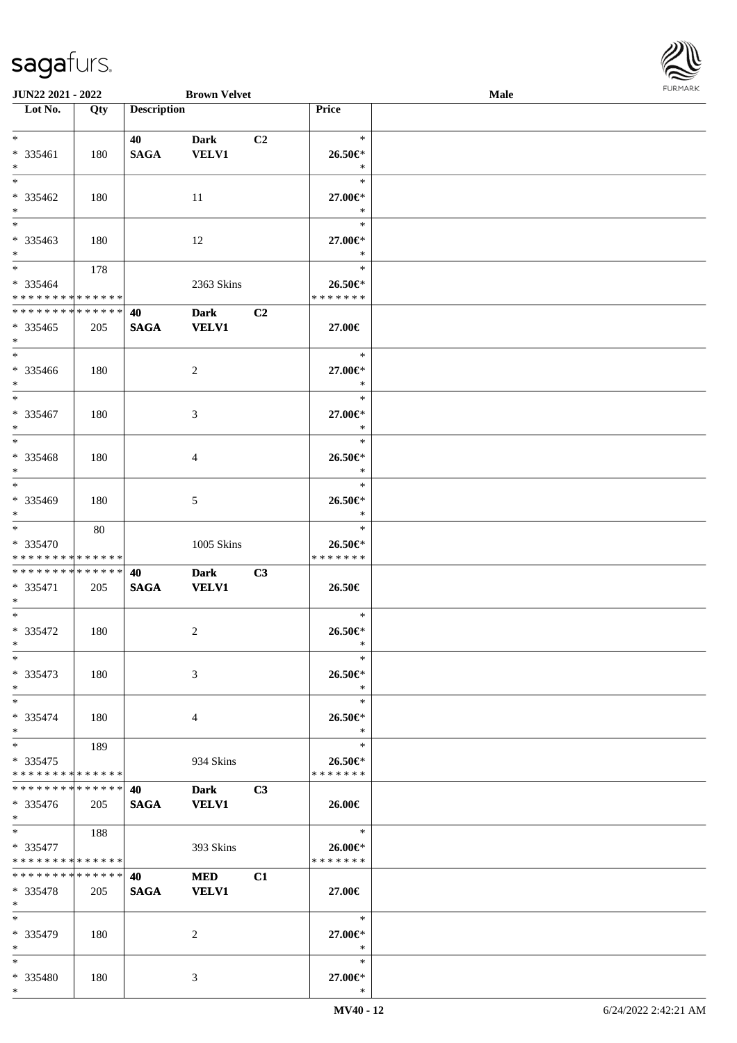| Lot No. | Qty | Description | | | Price | |
|---|---|---|---|---|---|---|
| * | | 40 | Dark | C2 | * | |
| * 335461 | 180 | SAGA | VELV1 | | 26.50€* | |
| * | | | | | * | |
| * | | | | | * | |
| * 335462 | 180 | | 11 | | 27.00€* | |
| * | | | | | * | |
| * | | | | | * | |
| * 335463 | 180 | | 12 | | 27.00€* | |
| * | | | | | * | |
| * | 178 | | | | * | |
| * 335464 | | | 2363 Skins | | 26.50€* | |
| * * * * * * * * * * * * * * | | | | | * * * * * * * | |
| * * * * * * * * * * * * * * | | 40 | Dark | C2 | | |
| * 335465 | 205 | SAGA | VELV1 | | 27.00€ | |
| * | | | | | | |
| * | | | | | * | |
| * 335466 | 180 | | 2 | | 27.00€* | |
| * | | | | | * | |
| * | | | | | * | |
| * 335467 | 180 | | 3 | | 27.00€* | |
| * | | | | | * | |
| * | | | | | * | |
| * 335468 | 180 | | 4 | | 26.50€* | |
| * | | | | | * | |
| * | | | | | * | |
| * 335469 | 180 | | 5 | | 26.50€* | |
| * | | | | | * | |
| * | 80 | | | | * | |
| * 335470 | | | 1005 Skins | | 26.50€* | |
| * * * * * * * * * * * * * * | | | | | * * * * * * * | |
| * * * * * * * * * * * * * * | | 40 | Dark | C3 | | |
| * 335471 | 205 | SAGA | VELV1 | | 26.50€ | |
| * | | | | | | |
| * | | | | | * | |
| * 335472 | 180 | | 2 | | 26.50€* | |
| * | | | | | * | |
| * | | | | | * | |
| * 335473 | 180 | | 3 | | 26.50€* | |
| * | | | | | * | |
| * | | | | | * | |
| * 335474 | 180 | | 4 | | 26.50€* | |
| * | | | | | * | |
| * | 189 | | | | * | |
| * 335475 | | | 934 Skins | | 26.50€* | |
| * * * * * * * * * * * * * * | | | | | * * * * * * * | |
| * * * * * * * * * * * * * * | | 40 | Dark | C3 | | |
| * 335476 | 205 | SAGA | VELV1 | | 26.00€ | |
| * | | | | | | |
| * | 188 | | | | * | |
| * 335477 | | | 393 Skins | | 26.00€* | |
| * * * * * * * * * * * * * * | | | | | * * * * * * * | |
| * * * * * * * * * * * * * * | | 40 | MED | C1 | | |
| * 335478 | 205 | SAGA | VELV1 | | 27.00€ | |
| * | | | | | | |
| * | | | | | * | |
| * 335479 | 180 | | 2 | | 27.00€* | |
| * | | | | | * | |
| * | | | | | * | |
| * 335480 | 180 | | 3 | | 27.00€* | |
| * | | | | | * | |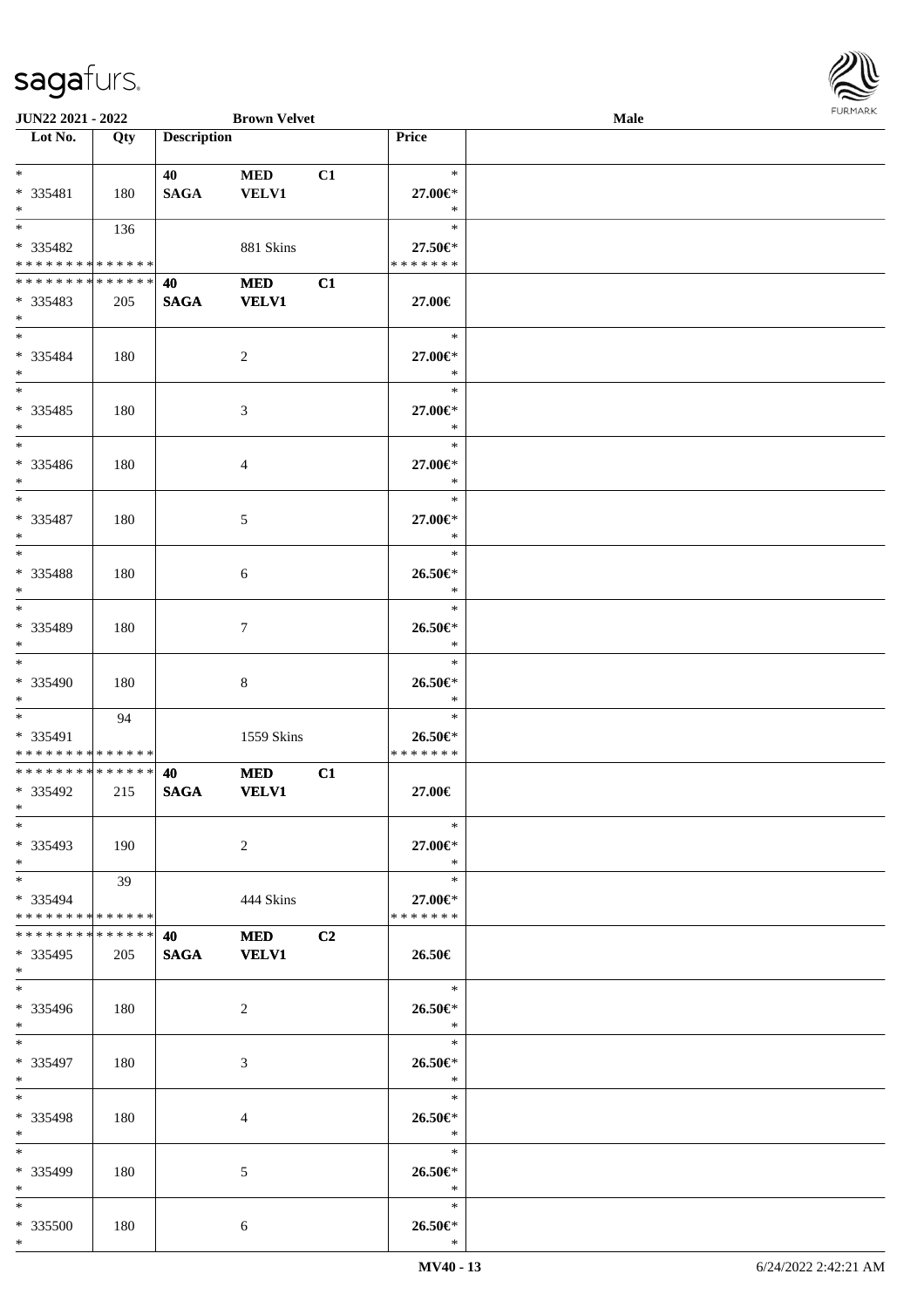| Lot No. | Qty | Description | | | Price |
|---|---|---|---|---|---|
| * | | 40 | MED | C1 | * |
| * 335481 | 180 | SAGA | VELV1 | | 27.00€* |
| * | | | | | * |
| * | 136 | | | | * |
| * 335482 | | | 881 Skins | | 27.50€* |
| * * * * * * * * * * * * * * | | | | | * * * * * * * |
| * * * * * * * * * * * * * * | | 40 | MED | C1 | |
| * 335483 | 205 | SAGA | VELV1 | | 27.00€ |
| * | | | | | |
| * | | | | | * |
| * 335484 | 180 | | 2 | | 27.00€* |
| * | | | | | * |
| * | | | | | * |
| * 335485 | 180 | | 3 | | 27.00€* |
| * | | | | | * |
| * | | | | | * |
| * 335486 | 180 | | 4 | | 27.00€* |
| * | | | | | * |
| * | | | | | * |
| * 335487 | 180 | | 5 | | 27.00€* |
| * | | | | | * |
| * | | | | | * |
| * 335488 | 180 | | 6 | | 26.50€* |
| * | | | | | * |
| * | | | | | * |
| * 335489 | 180 | | 7 | | 26.50€* |
| * | | | | | * |
| * | | | | | * |
| * 335490 | 180 | | 8 | | 26.50€* |
| * | | | | | * |
| * | 94 | | | | * |
| * 335491 | | | 1559 Skins | | 26.50€* |
| * * * * * * * * * * * * * * | | | | | * * * * * * * |
| * * * * * * * * * * * * * * | | 40 | MED | C1 | |
| * 335492 | 215 | SAGA | VELV1 | | 27.00€ |
| * | | | | | |
| * | | | | | * |
| * 335493 | 190 | | 2 | | 27.00€* |
| * | | | | | * |
| * | 39 | | | | * |
| * 335494 | | | 444 Skins | | 27.00€* |
| * * * * * * * * * * * * * * | | | | | * * * * * * * |
| * * * * * * * * * * * * * * | | 40 | MED | C2 | |
| * 335495 | 205 | SAGA | VELV1 | | 26.50€ |
| * | | | | | |
| * | | | | | * |
| * 335496 | 180 | | 2 | | 26.50€* |
| * | | | | | * |
| * | | | | | * |
| * 335497 | 180 | | 3 | | 26.50€* |
| * | | | | | * |
| * | | | | | * |
| * 335498 | 180 | | 4 | | 26.50€* |
| * | | | | | * |
| * | | | | | * |
| * 335499 | 180 | | 5 | | 26.50€* |
| * | | | | | * |
| * | | | | | * |
| * 335500 | 180 | | 6 | | 26.50€* |
| * | | | | | * |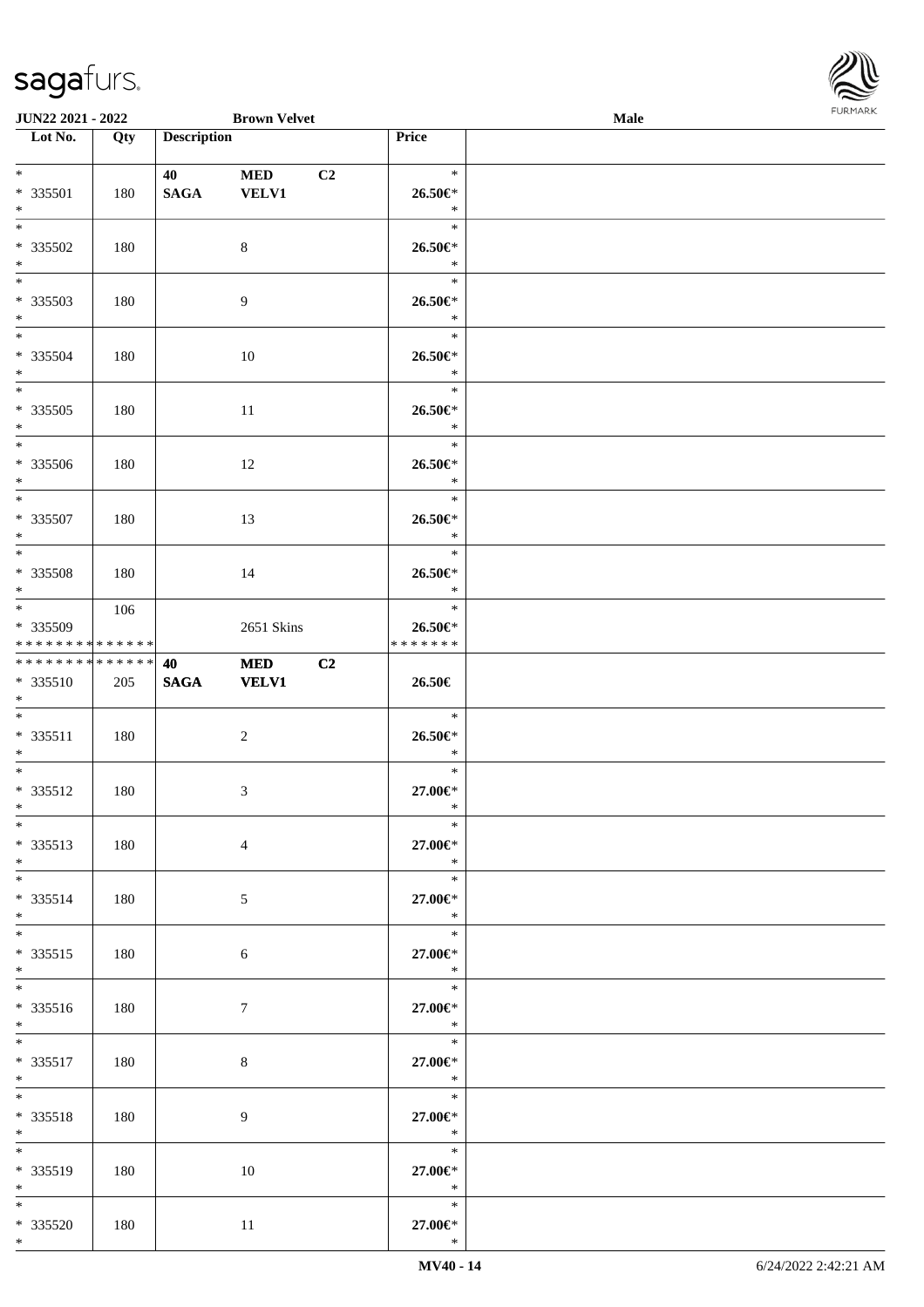| Lot No. | Qty | Description | | | Price | |
|---|---|---|---|---|---|---|
| * <br> * 335501 <br> * | 180 | 40 <br> SAGA | MED <br> VELV1 | C2 | * <br> 26.50€* <br> * | |
| * <br> * 335502 <br> * | 180 | | 8 | | * <br> 26.50€* <br> * | |
| * <br> * 335503 <br> * | 180 | | 9 | | * <br> 26.50€* <br> * | |
| * <br> * 335504 <br> * | 180 | | 10 | | * <br> 26.50€* <br> * | |
| * <br> * 335505 <br> * | 180 | | 11 | | * <br> 26.50€* <br> * | |
| * <br> * 335506 <br> * | 180 | | 12 | | * <br> 26.50€* <br> * | |
| * <br> * 335507 <br> * | 180 | | 13 | | * <br> 26.50€* <br> * | |
| * <br> * 335508 <br> * | 180 | | 14 | | * <br> 26.50€* <br> * | |
| * <br> * 335509 <br> * * * * * * * * * * * * * * | 106 | | 2651 Skins | | * <br> 26.50€* <br> * * * * * * * | |
| * * * * * * * * * * * * * * <br> * 335510 <br> * | 205 | 40 <br> SAGA | MED <br> VELV1 | C2 | 26.50€ | |
| * <br> * 335511 <br> * | 180 | | 2 | | * <br> 26.50€* <br> * | |
| * <br> * 335512 <br> * | 180 | | 3 | | * <br> 27.00€* <br> * | |
| * <br> * 335513 <br> * | 180 | | 4 | | * <br> 27.00€* <br> * | |
| * <br> * 335514 <br> * | 180 | | 5 | | * <br> 27.00€* <br> * | |
| * <br> * 335515 <br> * | 180 | | 6 | | * <br> 27.00€* <br> * | |
| * <br> * 335516 <br> * | 180 | | 7 | | * <br> 27.00€* <br> * | |
| * <br> * 335517 <br> * | 180 | | 8 | | * <br> 27.00€* <br> * | |
| * <br> * 335518 <br> * | 180 | | 9 | | * <br> 27.00€* <br> * | |
| * <br> * 335519 <br> * | 180 | | 10 | | * <br> 27.00€* <br> * | |
| * <br> * 335520 <br> * | 180 | | 11 | | * <br> 27.00€* <br> * | |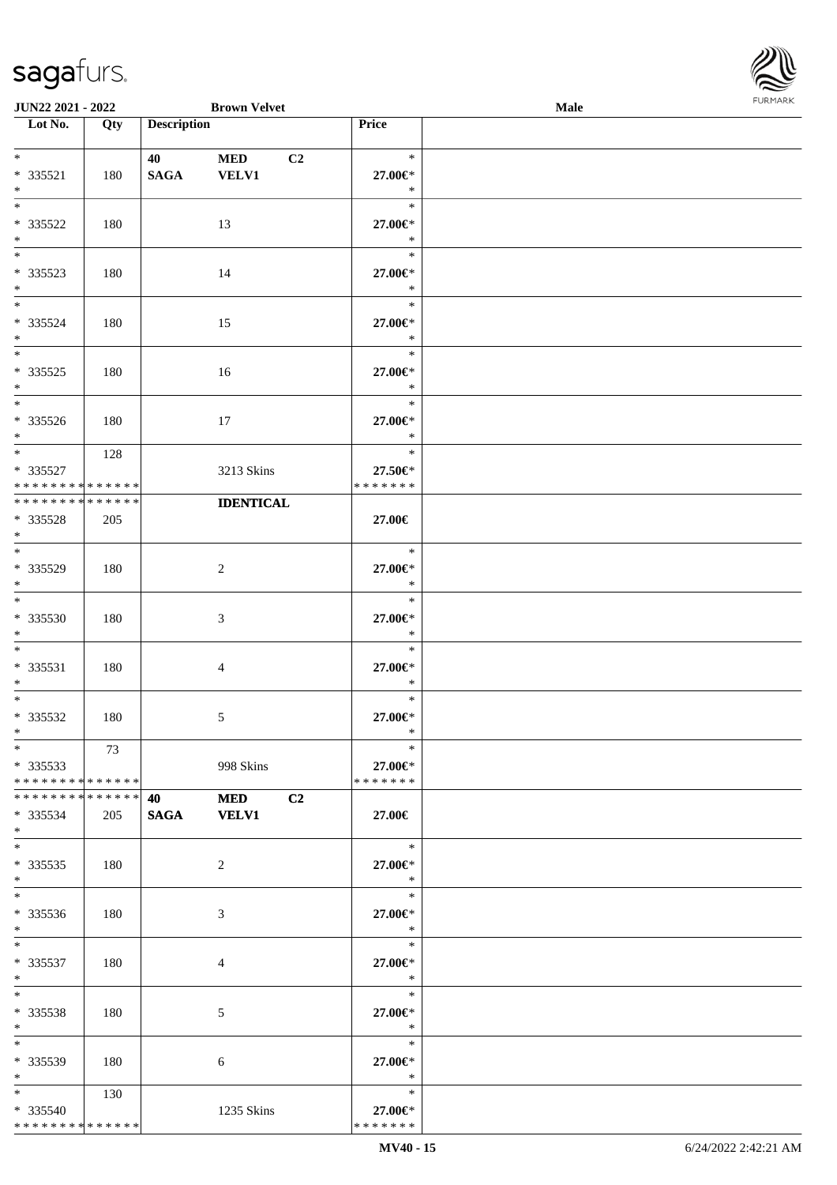| Lot No. | Qty | Description | | | Price |
|---|---|---|---|---|---|
| * | | 40 | MED | C2 | * |
| * 335521 | 180 | SAGA | VELV1 | | 27.00€* |
| * | | | | | * |
| * | | | | | * |
| * 335522 | 180 | | 13 | | 27.00€* |
| * | | | | | * |
| * | | | | | * |
| * 335523 | 180 | | 14 | | 27.00€* |
| * | | | | | * |
| * | | | | | * |
| * 335524 | 180 | | 15 | | 27.00€* |
| * | | | | | * |
| * | | | | | * |
| * 335525 | 180 | | 16 | | 27.00€* |
| * | | | | | * |
| * | | | | | * |
| * 335526 | 180 | | 17 | | 27.00€* |
| * | | | | | * |
| * | 128 | | | | * |
| * 335527 | | | 3213 Skins | | 27.50€* |
| * * * * * * * * * * * * * * | | | | | * * * * * * * |
| * * * * * * * * * * * * * * | | | IDENTICAL | | |
| * 335528 | 205 | | | | 27.00€ |
| * | | | | | |
| * | | | | | * |
| * 335529 | 180 | | 2 | | 27.00€* |
| * | | | | | * |
| * | | | | | * |
| * 335530 | 180 | | 3 | | 27.00€* |
| * | | | | | * |
| * | | | | | * |
| * 335531 | 180 | | 4 | | 27.00€* |
| * | | | | | * |
| * | | | | | * |
| * 335532 | 180 | | 5 | | 27.00€* |
| * | | | | | * |
| * | 73 | | | | * |
| * 335533 | | | 998 Skins | | 27.00€* |
| * * * * * * * * * * * * * * | | | | | * * * * * * * |
| * * * * * * * * * * * * * * | | 40 | MED | C2 | |
| * 335534 | 205 | SAGA | VELV1 | | 27.00€ |
| * | | | | | |
| * | | | | | * |
| * 335535 | 180 | | 2 | | 27.00€* |
| * | | | | | * |
| * | | | | | * |
| * 335536 | 180 | | 3 | | 27.00€* |
| * | | | | | * |
| * | | | | | * |
| * 335537 | 180 | | 4 | | 27.00€* |
| * | | | | | * |
| * | | | | | * |
| * 335538 | 180 | | 5 | | 27.00€* |
| * | | | | | * |
| * | | | | | * |
| * 335539 | 180 | | 6 | | 27.00€* |
| * | | | | | * |
| * | 130 | | | | * |
| * 335540 | | | 1235 Skins | | 27.00€* |
| * * * * * * * * * * * * * * | | | | | * * * * * * * |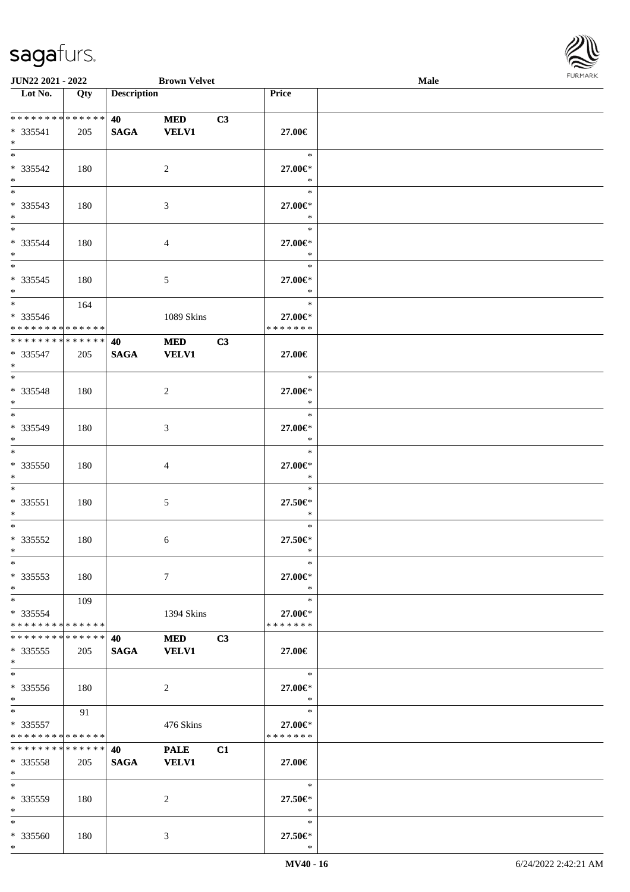| Lot No. | Qty | Description | | | Price | |
|---|---|---|---|---|---|---|
| * * * * * * * * * * * * * * | | 40 | MED | C3 | | |
| * 335541 | 205 | SAGA | VELV1 | | 27.00€ | |
| * | | | | | | |
| * | | | | | * | |
| * 335542 | 180 | | 2 | | 27.00€* | |
| * | | | | | * | |
| * | | | | | * | |
| * 335543 | 180 | | 3 | | 27.00€* | |
| * | | | | | * | |
| * | | | | | * | |
| * 335544 | 180 | | 4 | | 27.00€* | |
| * | | | | | * | |
| * | | | | | * | |
| * 335545 | 180 | | 5 | | 27.00€* | |
| * | | | | | * | |
| * | 164 | | | | * | |
| * 335546 | | | 1089 Skins | | 27.00€* | |
| * * * * * * * * * * * * * * | | | | | * * * * * * * | |
| * * * * * * * * * * * * * * | | 40 | MED | C3 | | |
| * 335547 | 205 | SAGA | VELV1 | | 27.00€ | |
| * | | | | | | |
| * | | | | | * | |
| * 335548 | 180 | | 2 | | 27.00€* | |
| * | | | | | * | |
| * | | | | | * | |
| * 335549 | 180 | | 3 | | 27.00€* | |
| * | | | | | * | |
| * | | | | | * | |
| * 335550 | 180 | | 4 | | 27.00€* | |
| * | | | | | * | |
| * | | | | | * | |
| * 335551 | 180 | | 5 | | 27.50€* | |
| * | | | | | * | |
| * | | | | | * | |
| * 335552 | 180 | | 6 | | 27.50€* | |
| * | | | | | * | |
| * | | | | | * | |
| * 335553 | 180 | | 7 | | 27.00€* | |
| * | | | | | * | |
| * | 109 | | | | * | |
| * 335554 | | | 1394 Skins | | 27.00€* | |
| * * * * * * * * * * * * * * | | | | | * * * * * * * | |
| * * * * * * * * * * * * * * | | 40 | MED | C3 | | |
| * 335555 | 205 | SAGA | VELV1 | | 27.00€ | |
| * | | | | | | |
| * | | | | | * | |
| * 335556 | 180 | | 2 | | 27.00€* | |
| * | | | | | * | |
| * | 91 | | | | * | |
| * 335557 | | | 476 Skins | | 27.00€* | |
| * * * * * * * * * * * * * * | | | | | * * * * * * * | |
| * * * * * * * * * * * * * * | | 40 | PALE | C1 | | |
| * 335558 | 205 | SAGA | VELV1 | | 27.00€ | |
| * | | | | | | |
| * | | | | | * | |
| * 335559 | 180 | | 2 | | 27.50€* | |
| * | | | | | * | |
| * | | | | | * | |
| * 335560 | 180 | | 3 | | 27.50€* | |
| * | | | | | * | |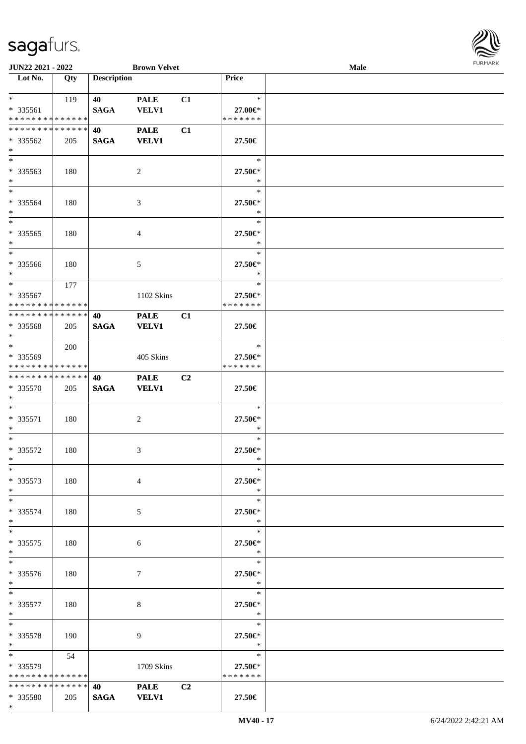JUN22 2021 - 2022 | Brown Velvet | Male

| Lot No. | Qty | Description | | | Price | |
|---|---|---|---|---|---|---|
| * | 119 | 40 | PALE | C1 | * | |
| * 335561 | | SAGA | VELV1 | | 27.00€* | |
| * * * * * * * * * * * * * * | | | | | * * * * * * * | |
| * * * * * * * * * * * * * * | | 40 | PALE | C1 | | |
| * 335562 | 205 | SAGA | VELV1 | | 27.50€ | |
| * | | | | | | |
| * | | | | | * | |
| * 335563 | 180 | | 2 | | 27.50€* | |
| * | | | | | * | |
| * | | | | | * | |
| * 335564 | 180 | | 3 | | 27.50€* | |
| * | | | | | * | |
| * | | | | | * | |
| * 335565 | 180 | | 4 | | 27.50€* | |
| * | | | | | * | |
| * | | | | | * | |
| * 335566 | 180 | | 5 | | 27.50€* | |
| * | | | | | * | |
| * | 177 | | | | * | |
| * 335567 | | | 1102 Skins | | 27.50€* | |
| * * * * * * * * * * * * * * | | | | | * * * * * * * | |
| * * * * * * * * * * * * * * | | 40 | PALE | C1 | | |
| * 335568 | 205 | SAGA | VELV1 | | 27.50€ | |
| * | | | | | | |
| * | 200 | | | | * | |
| * 335569 | | | 405 Skins | | 27.50€* | |
| * * * * * * * * * * * * * * | | | | | * * * * * * * | |
| * * * * * * * * * * * * * * | | 40 | PALE | C2 | | |
| * 335570 | 205 | SAGA | VELV1 | | 27.50€ | |
| * | | | | | | |
| * | | | | | * | |
| * 335571 | 180 | | 2 | | 27.50€* | |
| * | | | | | * | |
| * | | | | | * | |
| * 335572 | 180 | | 3 | | 27.50€* | |
| * | | | | | * | |
| * | | | | | * | |
| * 335573 | 180 | | 4 | | 27.50€* | |
| * | | | | | * | |
| * | | | | | * | |
| * 335574 | 180 | | 5 | | 27.50€* | |
| * | | | | | * | |
| * | | | | | * | |
| * 335575 | 180 | | 6 | | 27.50€* | |
| * | | | | | * | |
| * | | | | | * | |
| * 335576 | 180 | | 7 | | 27.50€* | |
| * | | | | | * | |
| * | | | | | * | |
| * 335577 | 180 | | 8 | | 27.50€* | |
| * | | | | | * | |
| * | | | | | * | |
| * 335578 | 190 | | 9 | | 27.50€* | |
| * | | | | | * | |
| * | 54 | | | | * | |
| * 335579 | | | 1709 Skins | | 27.50€* | |
| * * * * * * * * * * * * * * | | | | | * * * * * * * | |
| * * * * * * * * * * * * * * | | 40 | PALE | C2 | | |
| * 335580 | 205 | SAGA | VELV1 | | 27.50€ | |
| * | | | | | | |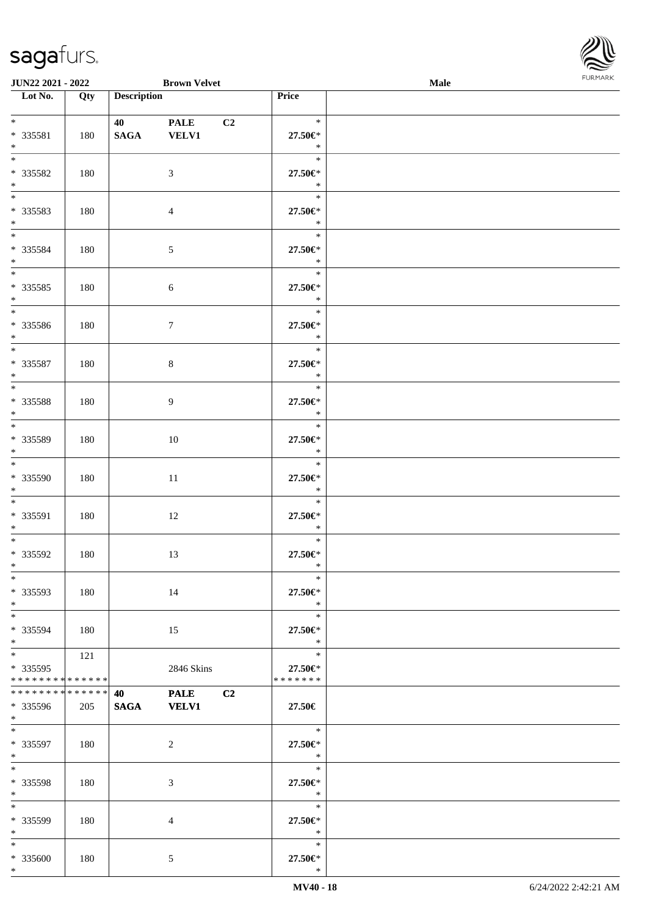| Lot No. | Qty | Description | | | Price | |
|---|---|---|---|---|---|---|
| * | | 40 | PALE | C2 | * | |
| * 335581 | 180 | SAGA | VELV1 | | 27.50€* | |
| * | | | | | * | |
| * | | | | | * | |
| * 335582 | 180 | | 3 | | 27.50€* | |
| * | | | | | * | |
| * | | | | | * | |
| * 335583 | 180 | | 4 | | 27.50€* | |
| * | | | | | * | |
| * | | | | | * | |
| * 335584 | 180 | | 5 | | 27.50€* | |
| * | | | | | * | |
| * | | | | | * | |
| * 335585 | 180 | | 6 | | 27.50€* | |
| * | | | | | * | |
| * | | | | | * | |
| * 335586 | 180 | | 7 | | 27.50€* | |
| * | | | | | * | |
| * | | | | | * | |
| * 335587 | 180 | | 8 | | 27.50€* | |
| * | | | | | * | |
| * | | | | | * | |
| * 335588 | 180 | | 9 | | 27.50€* | |
| * | | | | | * | |
| * | | | | | * | |
| * 335589 | 180 | | 10 | | 27.50€* | |
| * | | | | | * | |
| * | | | | | * | |
| * 335590 | 180 | | 11 | | 27.50€* | |
| * | | | | | * | |
| * | | | | | * | |
| * 335591 | 180 | | 12 | | 27.50€* | |
| * | | | | | * | |
| * | | | | | * | |
| * 335592 | 180 | | 13 | | 27.50€* | |
| * | | | | | * | |
| * | | | | | * | |
| * 335593 | 180 | | 14 | | 27.50€* | |
| * | | | | | * | |
| * | | | | | * | |
| * 335594 | 180 | | 15 | | 27.50€* | |
| * | | | | | * | |
| * | 121 | | | | * | |
| * 335595 | | | 2846 Skins | | 27.50€* | |
| * * * * * * * * * * * * * * | | | | | * * * * * * * | |
| * * * * * * * * * * * * * * | | 40 | PALE | C2 | | |
| * 335596 | 205 | SAGA | VELV1 | | 27.50€ | |
| * | | | | | | |
| * | | | | | * | |
| * 335597 | 180 | | 2 | | 27.50€* | |
| * | | | | | * | |
| * | | | | | * | |
| * 335598 | 180 | | 3 | | 27.50€* | |
| * | | | | | * | |
| * | | | | | * | |
| * 335599 | 180 | | 4 | | 27.50€* | |
| * | | | | | * | |
| * | | | | | * | |
| * 335600 | 180 | | 5 | | 27.50€* | |
| * | | | | | * | |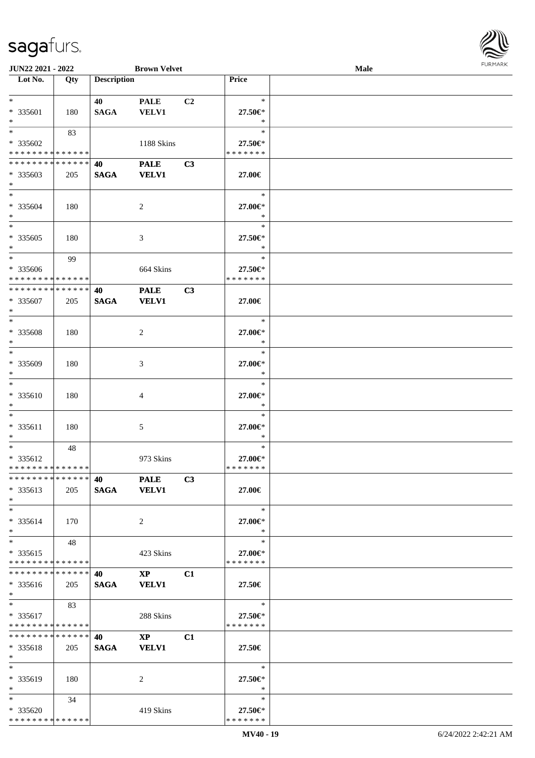| Lot No. | Qty | Description | | | Price |
|---|---|---|---|---|---|
| * | | 40 | PALE | C2 | * |
| * 335601 | 180 | SAGA | VELV1 | | 27.50€* |
| * | | | | | * |
| * | 83 | | | | * |
| * 335602 | | | 1188 Skins | | 27.50€* |
| * * * * * * * * * * * * * * | | | | | * * * * * * * |
| * * * * * * * * * * * * * * | | 40 | PALE | C3 | |
| * 335603 | 205 | SAGA | VELV1 | | 27.00€ |
| * | | | | | |
| * | | | | | * |
| * 335604 | 180 | | 2 | | 27.00€* |
| * | | | | | * |
| * | | | | | * |
| * 335605 | 180 | | 3 | | 27.50€* |
| * | | | | | * |
| * | 99 | | | | * |
| * 335606 | | | 664 Skins | | 27.50€* |
| * * * * * * * * * * * * * * | | | | | * * * * * * * |
| * * * * * * * * * * * * * * | | 40 | PALE | C3 | |
| * 335607 | 205 | SAGA | VELV1 | | 27.00€ |
| * | | | | | |
| * | | | | | * |
| * 335608 | 180 | | 2 | | 27.00€* |
| * | | | | | * |
| * | | | | | * |
| * 335609 | 180 | | 3 | | 27.00€* |
| * | | | | | * |
| * | | | | | * |
| * 335610 | 180 | | 4 | | 27.00€* |
| * | | | | | * |
| * | | | | | * |
| * 335611 | 180 | | 5 | | 27.00€* |
| * | | | | | * |
| * | 48 | | | | * |
| * 335612 | | | 973 Skins | | 27.00€* |
| * * * * * * * * * * * * * * | | | | | * * * * * * * |
| * * * * * * * * * * * * * * | | 40 | PALE | C3 | |
| * 335613 | 205 | SAGA | VELV1 | | 27.00€ |
| * | | | | | |
| * | | | | | * |
| * 335614 | 170 | | 2 | | 27.00€* |
| * | | | | | * |
| * | 48 | | | | * |
| * 335615 | | | 423 Skins | | 27.00€* |
| * * * * * * * * * * * * * * | | | | | * * * * * * * |
| * * * * * * * * * * * * * * | | 40 | XP | C1 | |
| * 335616 | 205 | SAGA | VELV1 | | 27.50€ |
| * | | | | | |
| * | 83 | | | | * |
| * 335617 | | | 288 Skins | | 27.50€* |
| * * * * * * * * * * * * * * | | | | | * * * * * * * |
| * * * * * * * * * * * * * * | | 40 | XP | C1 | |
| * 335618 | 205 | SAGA | VELV1 | | 27.50€ |
| * | | | | | |
| * | | | | | * |
| * 335619 | 180 | | 2 | | 27.50€* |
| * | | | | | * |
| * | 34 | | | | * |
| * 335620 | | | 419 Skins | | 27.50€* |
| * * * * * * * * * * * * * * | | | | | * * * * * * * |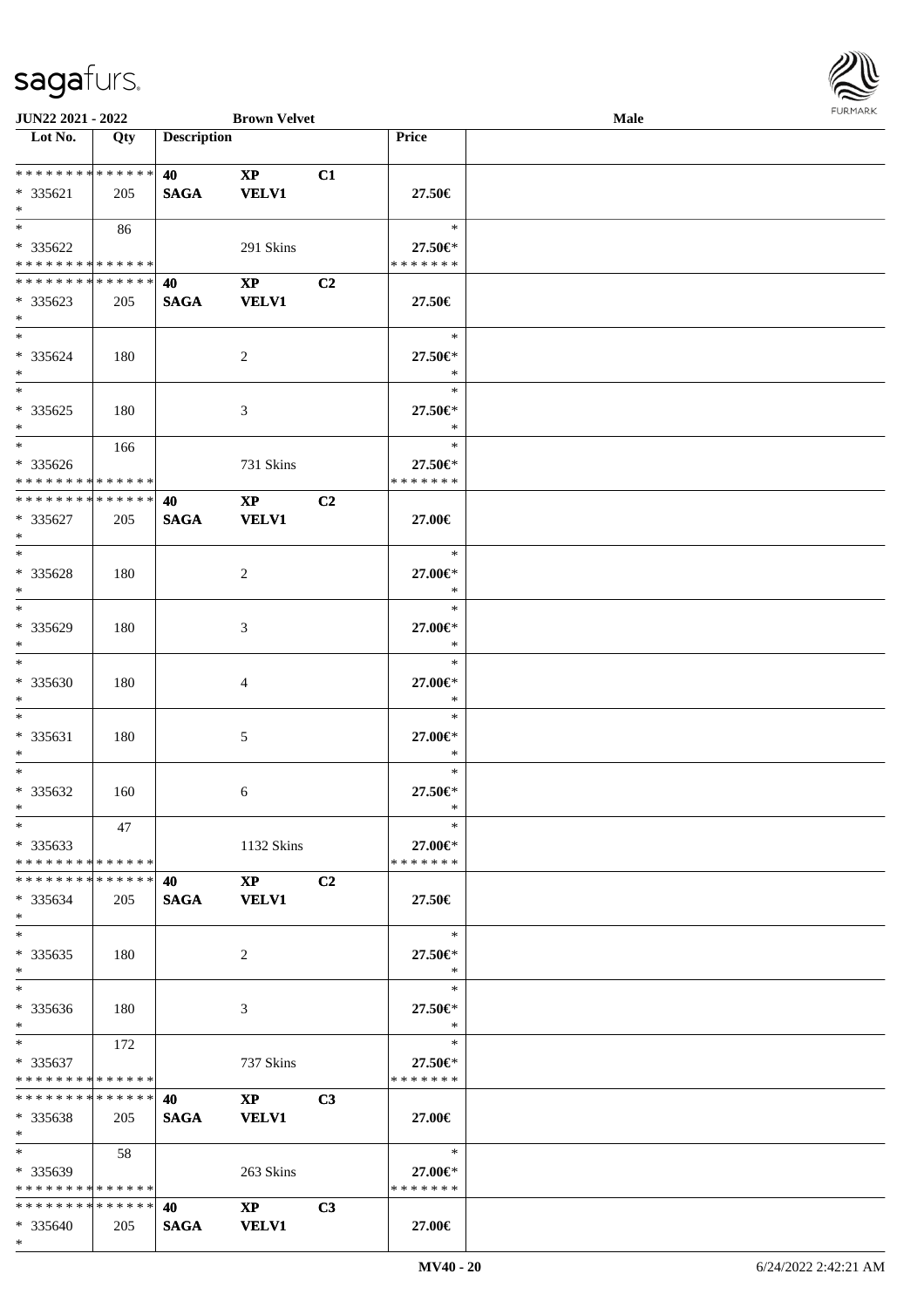| Lot No. | Qty | Description | | | Price | |
|---|---|---|---|---|---|---|
| * * * * * * * * * * * * * * | | 40 | XP | C1 | | |
| * 335621 | 205 | SAGA | VELV1 | | 27.50€ | |
| * | | | | | | |
| * | 86 | | | | * | |
| * 335622 | | | 291 Skins | | 27.50€* | |
| * * * * * * * * * * * * * * | | | | | * * * * * * * | |
| * * * * * * * * * * * * * * | | 40 | XP | C2 | | |
| * 335623 | 205 | SAGA | VELV1 | | 27.50€ | |
| * | | | | | | |
| * | | | | | * | |
| * 335624 | 180 | | 2 | | 27.50€* | |
| * | | | | | * | |
| * | | | | | * | |
| * 335625 | 180 | | 3 | | 27.50€* | |
| * | | | | | * | |
| * | 166 | | | | * | |
| * 335626 | | | 731 Skins | | 27.50€* | |
| * * * * * * * * * * * * * * | | | | | * * * * * * * | |
| * * * * * * * * * * * * * * | | 40 | XP | C2 | | |
| * 335627 | 205 | SAGA | VELV1 | | 27.00€ | |
| * | | | | | | |
| * | | | | | * | |
| * 335628 | 180 | | 2 | | 27.00€* | |
| * | | | | | * | |
| * | | | | | * | |
| * 335629 | 180 | | 3 | | 27.00€* | |
| * | | | | | * | |
| * | | | | | * | |
| * 335630 | 180 | | 4 | | 27.00€* | |
| * | | | | | * | |
| * | | | | | * | |
| * 335631 | 180 | | 5 | | 27.00€* | |
| * | | | | | * | |
| * | | | | | * | |
| * 335632 | 160 | | 6 | | 27.50€* | |
| * | | | | | * | |
| * | 47 | | | | * | |
| * 335633 | | | 1132 Skins | | 27.00€* | |
| * * * * * * * * * * * * * * | | | | | * * * * * * * | |
| * * * * * * * * * * * * * * | | 40 | XP | C2 | | |
| * 335634 | 205 | SAGA | VELV1 | | 27.50€ | |
| * | | | | | | |
| * | | | | | * | |
| * 335635 | 180 | | 2 | | 27.50€* | |
| * | | | | | * | |
| * | | | | | * | |
| * 335636 | 180 | | 3 | | 27.50€* | |
| * | | | | | * | |
| * | 172 | | | | * | |
| * 335637 | | | 737 Skins | | 27.50€* | |
| * * * * * * * * * * * * * * | | | | | * * * * * * * | |
| * * * * * * * * * * * * * * | | 40 | XP | C3 | | |
| * 335638 | 205 | SAGA | VELV1 | | 27.00€ | |
| * | | | | | | |
| * | 58 | | | | * | |
| * 335639 | | | 263 Skins | | 27.00€* | |
| * * * * * * * * * * * * * * | | | | | * * * * * * * | |
| * * * * * * * * * * * * * * | | 40 | XP | C3 | | |
| * 335640 | 205 | SAGA | VELV1 | | 27.00€ | |
| * | | | | | | |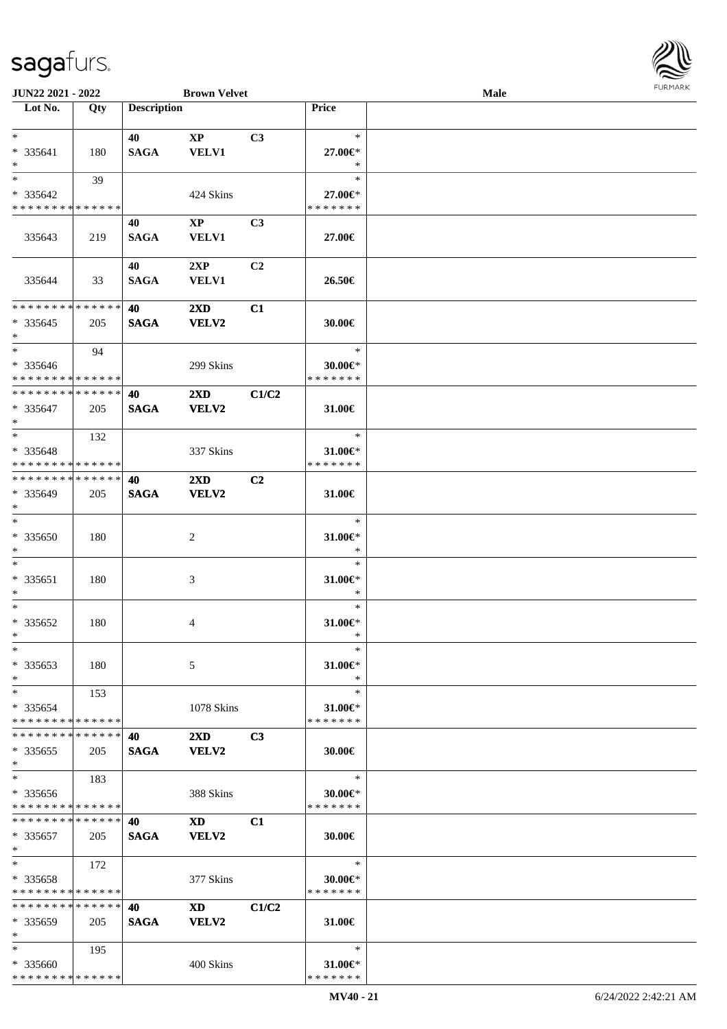| Lot No. | Qty | Description | | | Price | |
|---|---|---|---|---|---|---|
| * | | 40 | XP | C3 | * | |
| * 335641 | 180 | SAGA | VELV1 | | 27.00€* | |
| * | | | | | * | |
| * | 39 | | | | * | |
| * 335642 | | | 424 Skins | | 27.00€* | |
| * * * * * * * * * * * * * * | | | | | * * * * * * * | |
| | | 40 | XP | C3 | | |
| 335643 | 219 | SAGA | VELV1 | | 27.00€ | |
| | | 40 | 2XP | C2 | | |
| 335644 | 33 | SAGA | VELV1 | | 26.50€ | |
| * * * * * * * * * * * * * * | | 40 | 2XD | C1 | | |
| * 335645 | 205 | SAGA | VELV2 | | 30.00€ | |
| * | | | | | | |
| * | 94 | | | | * | |
| * 335646 | | | 299 Skins | | 30.00€* | |
| * * * * * * * * * * * * * * | | | | | * * * * * * * | |
| * * * * * * * * * * * * * * | | 40 | 2XD | C1/C2 | | |
| * 335647 | 205 | SAGA | VELV2 | | 31.00€ | |
| * | | | | | | |
| * | 132 | | | | * | |
| * 335648 | | | 337 Skins | | 31.00€* | |
| * * * * * * * * * * * * * * | | | | | * * * * * * * | |
| * * * * * * * * * * * * * * | | 40 | 2XD | C2 | | |
| * 335649 | 205 | SAGA | VELV2 | | 31.00€ | |
| * | | | | | | |
| * | | | | | * | |
| * 335650 | 180 | | 2 | | 31.00€* | |
| * | | | | | * | |
| * | | | | | * | |
| * 335651 | 180 | | 3 | | 31.00€* | |
| * | | | | | * | |
| * | | | | | * | |
| * 335652 | 180 | | 4 | | 31.00€* | |
| * | | | | | * | |
| * | | | | | * | |
| * 335653 | 180 | | 5 | | 31.00€* | |
| * | | | | | * | |
| * | 153 | | | | * | |
| * 335654 | | | 1078 Skins | | 31.00€* | |
| * * * * * * * * * * * * * * | | | | | * * * * * * * | |
| * * * * * * * * * * * * * * | | 40 | 2XD | C3 | | |
| * 335655 | 205 | SAGA | VELV2 | | 30.00€ | |
| * | | | | | | |
| * | 183 | | | | * | |
| * 335656 | | | 388 Skins | | 30.00€* | |
| * * * * * * * * * * * * * * | | | | | * * * * * * * | |
| * * * * * * * * * * * * * * | | 40 | XD | C1 | | |
| * 335657 | 205 | SAGA | VELV2 | | 30.00€ | |
| * | | | | | | |
| * | 172 | | | | * | |
| * 335658 | | | 377 Skins | | 30.00€* | |
| * * * * * * * * * * * * * * | | | | | * * * * * * * | |
| * * * * * * * * * * * * * * | | 40 | XD | C1/C2 | | |
| * 335659 | 205 | SAGA | VELV2 | | 31.00€ | |
| * | | | | | | |
| * | 195 | | | | * | |
| * 335660 | | | 400 Skins | | 31.00€* | |
| * * * * * * * * * * * * * * | | | | | * * * * * * * | |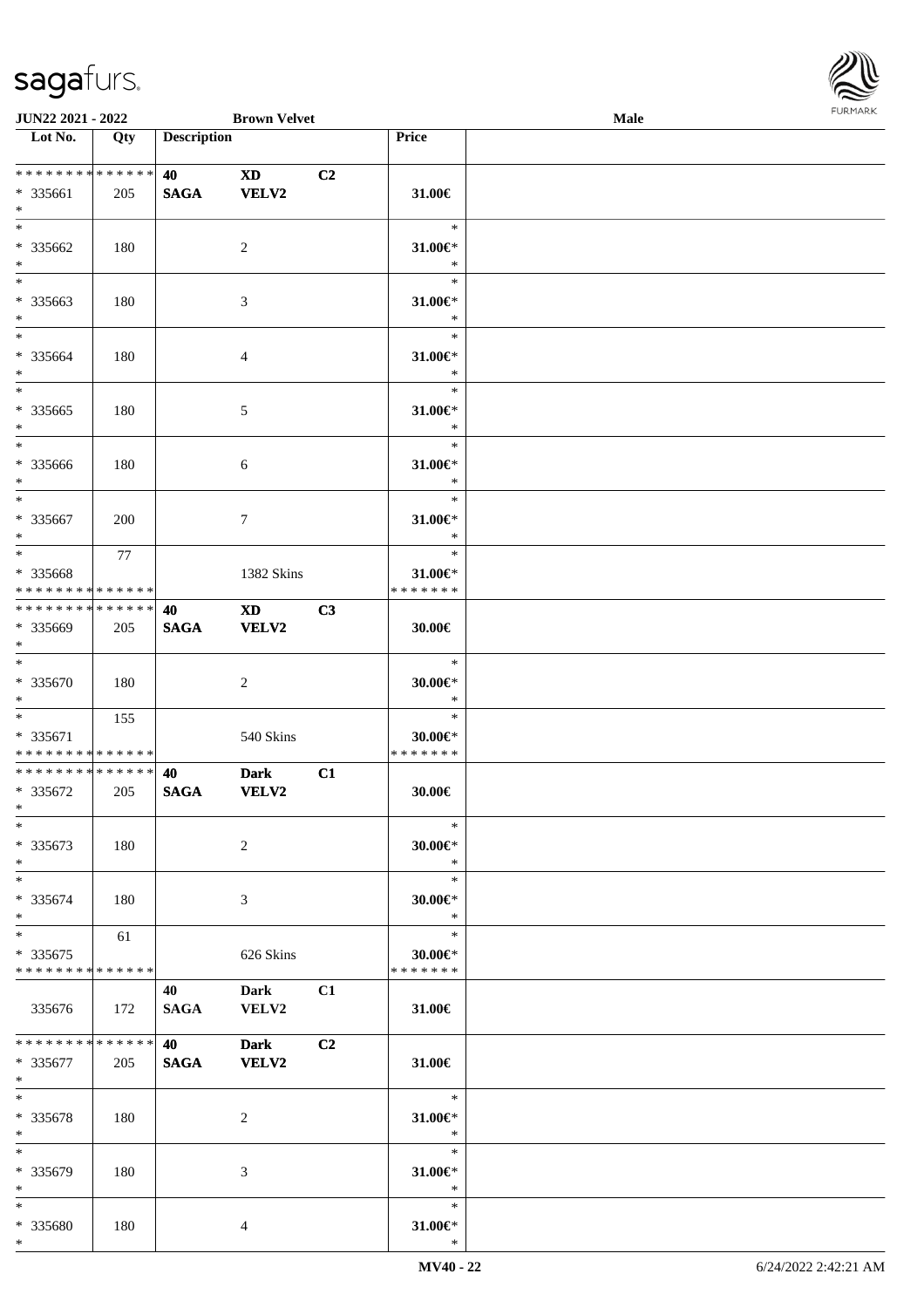| Lot No. | Qty | Description | | | Price | |
|---|---|---|---|---|---|---|
| * * * * * * * * * * * * * * | | 40 | XD | C2 | | |
| * 335661 | 205 | SAGA | VELV2 | | 31.00€ | |
| * | | | | | | |
| * | | | | | * | |
| * 335662 | 180 | | 2 | | 31.00€* | |
| * | | | | | * | |
| * | | | | | * | |
| * 335663 | 180 | | 3 | | 31.00€* | |
| * | | | | | * | |
| * | | | | | * | |
| * 335664 | 180 | | 4 | | 31.00€* | |
| * | | | | | * | |
| * | | | | | * | |
| * 335665 | 180 | | 5 | | 31.00€* | |
| * | | | | | * | |
| * | | | | | * | |
| * 335666 | 180 | | 6 | | 31.00€* | |
| * | | | | | * | |
| * | | | | | * | |
| * 335667 | 200 | | 7 | | 31.00€* | |
| * | | | | | * | |
| * | 77 | | | | * | |
| * 335668 | | | 1382 Skins | | 31.00€* | |
| * * * * * * * * * * * * * * | | | | | * * * * * * * | |
| * * * * * * * * * * * * * * | | 40 | XD | C3 | | |
| * 335669 | 205 | SAGA | VELV2 | | 30.00€ | |
| * | | | | | | |
| * | | | | | * | |
| * 335670 | 180 | | 2 | | 30.00€* | |
| * | | | | | * | |
| * | 155 | | | | * | |
| * 335671 | | | 540 Skins | | 30.00€* | |
| * * * * * * * * * * * * * * | | | | | * * * * * * * | |
| * * * * * * * * * * * * * * | | 40 | Dark | C1 | | |
| * 335672 | 205 | SAGA | VELV2 | | 30.00€ | |
| * | | | | | | |
| * | | | | | * | |
| * 335673 | 180 | | 2 | | 30.00€* | |
| * | | | | | * | |
| * | | | | | * | |
| * 335674 | 180 | | 3 | | 30.00€* | |
| * | | | | | * | |
| * | 61 | | | | * | |
| * 335675 | | | 626 Skins | | 30.00€* | |
| * * * * * * * * * * * * * * | | | | | * * * * * * * | |
| | | 40 | Dark | C1 | | |
| 335676 | 172 | SAGA | VELV2 | | 31.00€ | |
| * * * * * * * * * * * * * * | | 40 | Dark | C2 | | |
| * 335677 | 205 | SAGA | VELV2 | | 31.00€ | |
| * | | | | | | |
| * | | | | | * | |
| * 335678 | 180 | | 2 | | 31.00€* | |
| * | | | | | * | |
| * | | | | | * | |
| * 335679 | 180 | | 3 | | 31.00€* | |
| * | | | | | * | |
| * | | | | | * | |
| * 335680 | 180 | | 4 | | 31.00€* | |
| * | | | | | * | |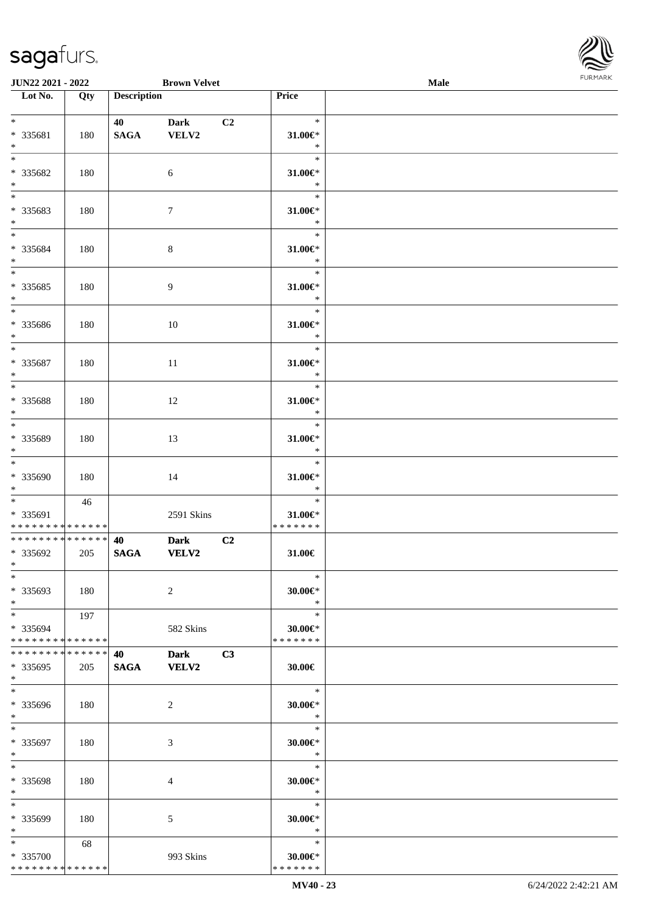| Lot No. | Qty | Description | | | Price | |
|---|---|---|---|---|---|---|
| * | | 40 | Dark | C2 | * | |
| * 335681 | 180 | SAGA | VELV2 | | 31.00€* | |
| * | | | | | * | |
| * | | | | | * | |
| * 335682 | 180 | | 6 | | 31.00€* | |
| * | | | | | * | |
| * | | | | | * | |
| * 335683 | 180 | | 7 | | 31.00€* | |
| * | | | | | * | |
| * | | | | | * | |
| * 335684 | 180 | | 8 | | 31.00€* | |
| * | | | | | * | |
| * | | | | | * | |
| * 335685 | 180 | | 9 | | 31.00€* | |
| * | | | | | * | |
| * | | | | | * | |
| * 335686 | 180 | | 10 | | 31.00€* | |
| * | | | | | * | |
| * | | | | | * | |
| * 335687 | 180 | | 11 | | 31.00€* | |
| * | | | | | * | |
| * | | | | | * | |
| * 335688 | 180 | | 12 | | 31.00€* | |
| * | | | | | * | |
| * | | | | | * | |
| * 335689 | 180 | | 13 | | 31.00€* | |
| * | | | | | * | |
| * | | | | | * | |
| * 335690 | 180 | | 14 | | 31.00€* | |
| * | | | | | * | |
| * | 46 | | | | * | |
| * 335691 | | | 2591 Skins | | 31.00€* | |
| * * * * * * * * * * * * * * | | | | | * * * * * * * | |
| * * * * * * * * * * * * * * | | 40 | Dark | C2 | | |
| * 335692 | 205 | SAGA | VELV2 | | 31.00€ | |
| * | | | | | | |
| * | | | | | * | |
| * 335693 | 180 | | 2 | | 30.00€* | |
| * | | | | | * | |
| * | 197 | | | | * | |
| * 335694 | | | 582 Skins | | 30.00€* | |
| * * * * * * * * * * * * * * | | | | | * * * * * * * | |
| * * * * * * * * * * * * * * | | 40 | Dark | C3 | | |
| * 335695 | 205 | SAGA | VELV2 | | 30.00€ | |
| * | | | | | | |
| * | | | | | * | |
| * 335696 | 180 | | 2 | | 30.00€* | |
| * | | | | | * | |
| * | | | | | * | |
| * 335697 | 180 | | 3 | | 30.00€* | |
| * | | | | | * | |
| * | | | | | * | |
| * 335698 | 180 | | 4 | | 30.00€* | |
| * | | | | | * | |
| * | | | | | * | |
| * 335699 | 180 | | 5 | | 30.00€* | |
| * | | | | | * | |
| * | 68 | | | | * | |
| * 335700 | | | 993 Skins | | 30.00€* | |
| * * * * * * * * * * * * * * | | | | | * * * * * * * | |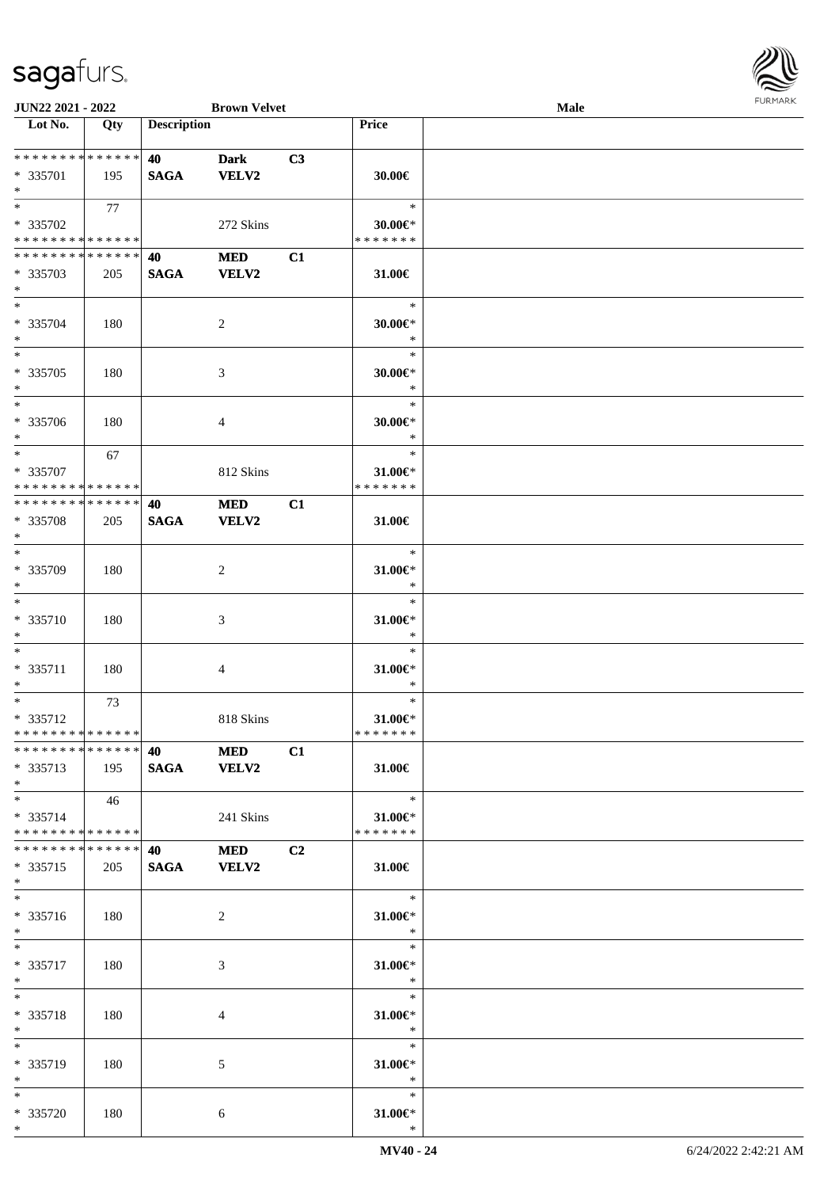| Lot No. | Qty | Description | | | Price | |
|---|---|---|---|---|---|---|
| * * * * * * * * * * * * * * | | 40 | Dark | C3 | | |
| * 335701 | 195 | SAGA | VELV2 | | 30.00€ | |
| * | | | | | | |
| * | 77 | | | | * | |
| * 335702 | | | 272 Skins | | 30.00€* | |
| * * * * * * * * * * * * * * | | | | | * * * * * * * | |
| * * * * * * * * * * * * * * | | 40 | MED | C1 | | |
| * 335703 | 205 | SAGA | VELV2 | | 31.00€ | |
| * | | | | | | |
| * | | | | | * | |
| * 335704 | 180 | | 2 | | 30.00€* | |
| * | | | | | * | |
| * | | | | | * | |
| * 335705 | 180 | | 3 | | 30.00€* | |
| * | | | | | * | |
| * | | | | | * | |
| * 335706 | 180 | | 4 | | 30.00€* | |
| * | | | | | * | |
| * | 67 | | | | * | |
| * 335707 | | | 812 Skins | | 31.00€* | |
| * * * * * * * * * * * * * * | | | | | * * * * * * * | |
| * * * * * * * * * * * * * * | | 40 | MED | C1 | | |
| * 335708 | 205 | SAGA | VELV2 | | 31.00€ | |
| * | | | | | | |
| * | | | | | * | |
| * 335709 | 180 | | 2 | | 31.00€* | |
| * | | | | | * | |
| * | | | | | * | |
| * 335710 | 180 | | 3 | | 31.00€* | |
| * | | | | | * | |
| * | | | | | * | |
| * 335711 | 180 | | 4 | | 31.00€* | |
| * | | | | | * | |
| * | 73 | | | | * | |
| * 335712 | | | 818 Skins | | 31.00€* | |
| * * * * * * * * * * * * * * | | | | | * * * * * * * | |
| * * * * * * * * * * * * * * | | 40 | MED | C1 | | |
| * 335713 | 195 | SAGA | VELV2 | | 31.00€ | |
| * | | | | | | |
| * | 46 | | | | * | |
| * 335714 | | | 241 Skins | | 31.00€* | |
| * * * * * * * * * * * * * * | | | | | * * * * * * * | |
| * * * * * * * * * * * * * * | | 40 | MED | C2 | | |
| * 335715 | 205 | SAGA | VELV2 | | 31.00€ | |
| * | | | | | | |
| * | | | | | * | |
| * 335716 | 180 | | 2 | | 31.00€* | |
| * | | | | | * | |
| * | | | | | * | |
| * 335717 | 180 | | 3 | | 31.00€* | |
| * | | | | | * | |
| * | | | | | * | |
| * 335718 | 180 | | 4 | | 31.00€* | |
| * | | | | | * | |
| * | | | | | * | |
| * 335719 | 180 | | 5 | | 31.00€* | |
| * | | | | | * | |
| * | | | | | * | |
| * 335720 | 180 | | 6 | | 31.00€* | |
| * | | | | | * | |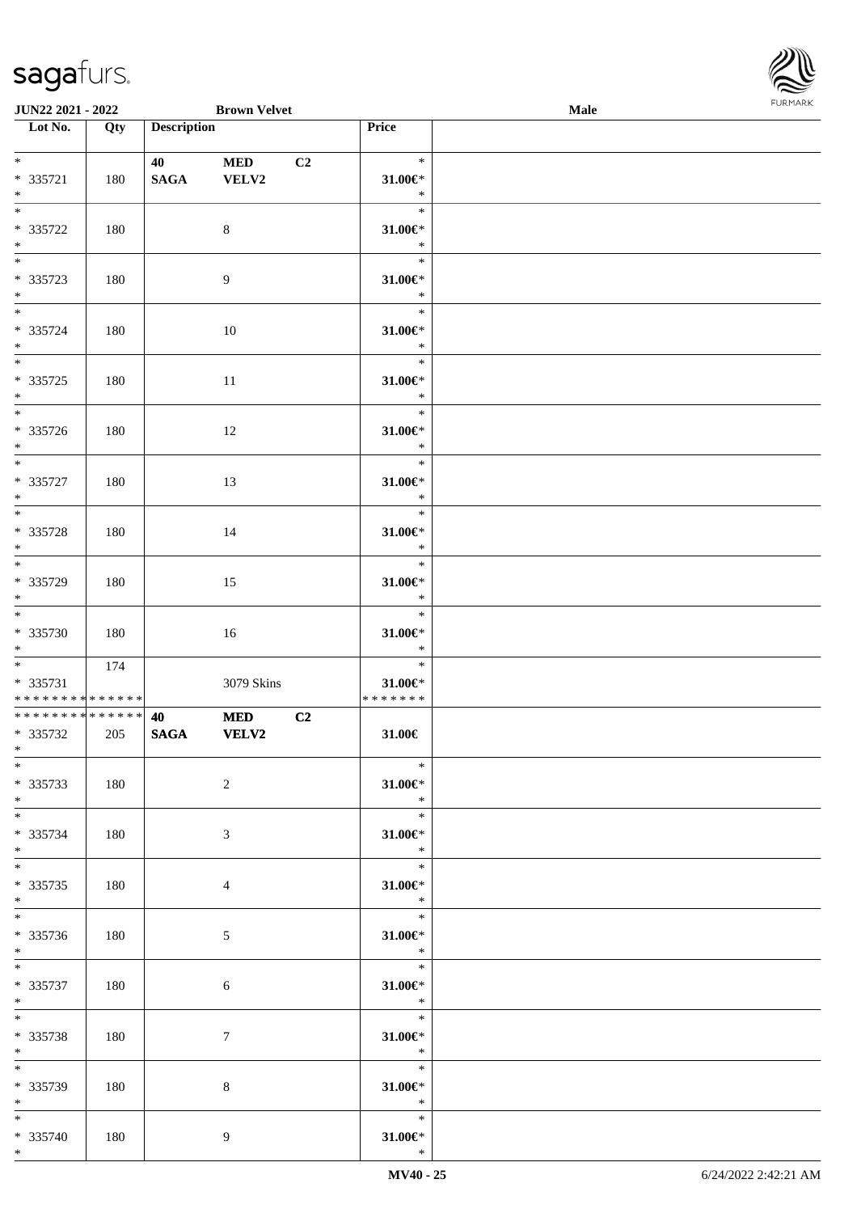| Lot No. | Qty | Description | | | Price | |
|---|---|---|---|---|---|---|
| * | | 40 | MED | C2 | * | |
| * 335721 | 180 | SAGA | VELV2 | | 31.00€* | |
| * | | | | | * | |
| * | | | | | * | |
| * 335722 | 180 | | 8 | | 31.00€* | |
| * | | | | | * | |
| * | | | | | * | |
| * 335723 | 180 | | 9 | | 31.00€* | |
| * | | | | | * | |
| * | | | | | * | |
| * 335724 | 180 | | 10 | | 31.00€* | |
| * | | | | | * | |
| * | | | | | * | |
| * 335725 | 180 | | 11 | | 31.00€* | |
| * | | | | | * | |
| * | | | | | * | |
| * 335726 | 180 | | 12 | | 31.00€* | |
| * | | | | | * | |
| * | | | | | * | |
| * 335727 | 180 | | 13 | | 31.00€* | |
| * | | | | | * | |
| * | | | | | * | |
| * 335728 | 180 | | 14 | | 31.00€* | |
| * | | | | | * | |
| * | | | | | * | |
| * 335729 | 180 | | 15 | | 31.00€* | |
| * | | | | | * | |
| * | | | | | * | |
| * 335730 | 180 | | 16 | | 31.00€* | |
| * | | | | | * | |
| * | 174 | | | | * | |
| * 335731 | | | 3079 Skins | | 31.00€* | |
| * * * * * * * * * * * * * * | | | | | * * * * * * * | |
| * * * * * * * * * * * * * * | | 40 | MED | C2 | | |
| * 335732 | 205 | SAGA | VELV2 | | 31.00€ | |
| * | | | | | | |
| * | | | | | * | |
| * 335733 | 180 | | 2 | | 31.00€* | |
| * | | | | | * | |
| * | | | | | * | |
| * 335734 | 180 | | 3 | | 31.00€* | |
| * | | | | | * | |
| * | | | | | * | |
| * 335735 | 180 | | 4 | | 31.00€* | |
| * | | | | | * | |
| * | | | | | * | |
| * 335736 | 180 | | 5 | | 31.00€* | |
| * | | | | | * | |
| * | | | | | * | |
| * 335737 | 180 | | 6 | | 31.00€* | |
| * | | | | | * | |
| * | | | | | * | |
| * 335738 | 180 | | 7 | | 31.00€* | |
| * | | | | | * | |
| * | | | | | * | |
| * 335739 | 180 | | 8 | | 31.00€* | |
| * | | | | | * | |
| * | | | | | * | |
| * 335740 | 180 | | 9 | | 31.00€* | |
| * | | | | | * | |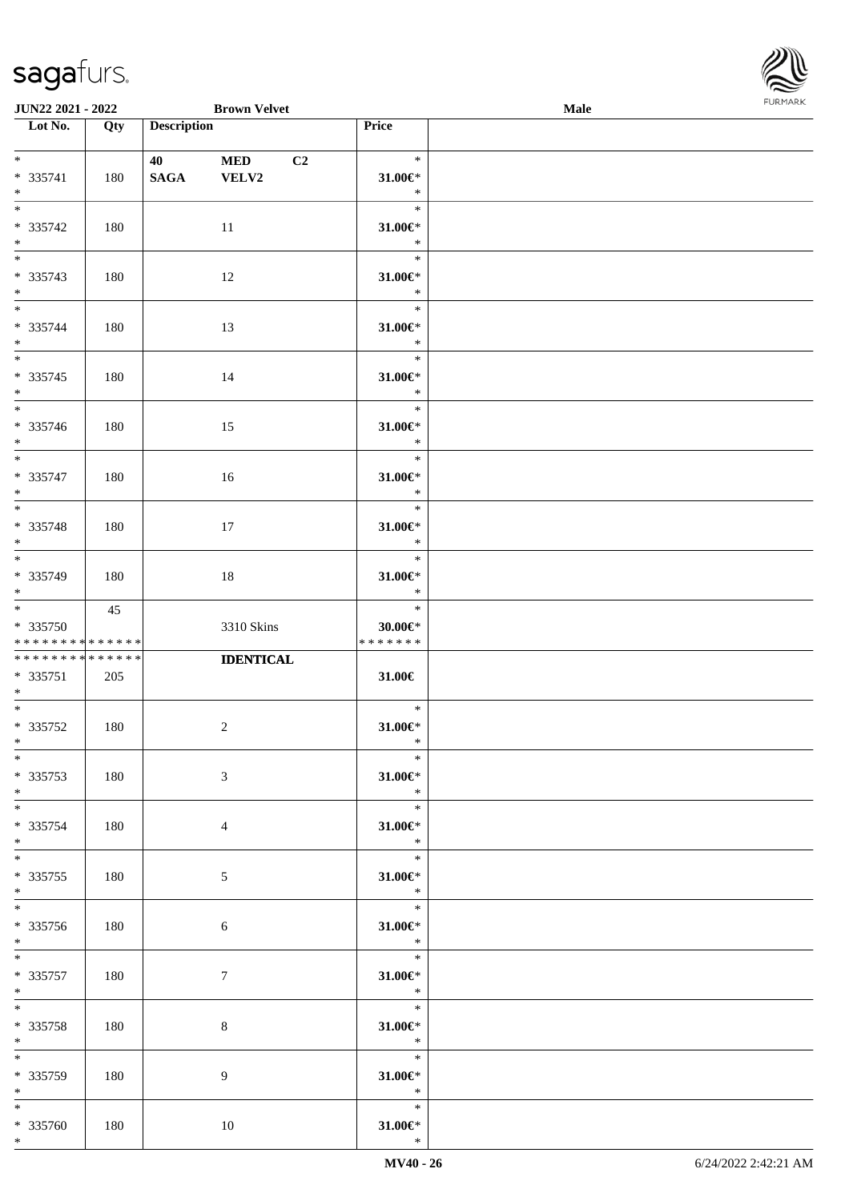| Lot No. | Qty | Description | Price | |
|---|---|---|---|---|
| *<br>* 335741<br>* | 180 | 40 MED C2<br>SAGA VELV2 | *<br>31.00€*<br>* | |
| *<br>* 335742<br>* | 180 | 11 | *<br>31.00€*<br>* | |
| *<br>* 335743<br>* | 180 | 12 | *<br>31.00€*<br>* | |
| *<br>* 335744<br>* | 180 | 13 | *<br>31.00€*<br>* | |
| *<br>* 335745<br>* | 180 | 14 | *<br>31.00€*<br>* | |
| *<br>* 335746<br>* | 180 | 15 | *<br>31.00€*<br>* | |
| *<br>* 335747<br>* | 180 | 16 | *<br>31.00€*<br>* | |
| *<br>* 335748<br>* | 180 | 17 | *<br>31.00€*<br>* | |
| *<br>* 335749<br>* | 180 | 18 | *<br>31.00€*<br>* | |
| *<br>* 335750<br>* * * * * * * * * * * * * * | 45 | 3310 Skins | *<br>30.00€*<br>* * * * * * * | |
| * * * * * * * * * * * * * *<br>* 335751<br>* | 205 | **IDENTICAL** | 31.00€ | |
| *<br>* 335752<br>* | 180 | 2 | *<br>31.00€*<br>* | |
| *<br>* 335753<br>* | 180 | 3 | *<br>31.00€*<br>* | |
| *<br>* 335754<br>* | 180 | 4 | *<br>31.00€*<br>* | |
| *<br>* 335755<br>* | 180 | 5 | *<br>31.00€*<br>* | |
| *<br>* 335756<br>* | 180 | 6 | *<br>31.00€*<br>* | |
| *<br>* 335757<br>* | 180 | 7 | *<br>31.00€*<br>* | |
| *<br>* 335758<br>* | 180 | 8 | *<br>31.00€*<br>* | |
| *<br>* 335759<br>* | 180 | 9 | *<br>31.00€*<br>* | |
| *<br>* 335760<br>* | 180 | 10 | *<br>31.00€*<br>* | |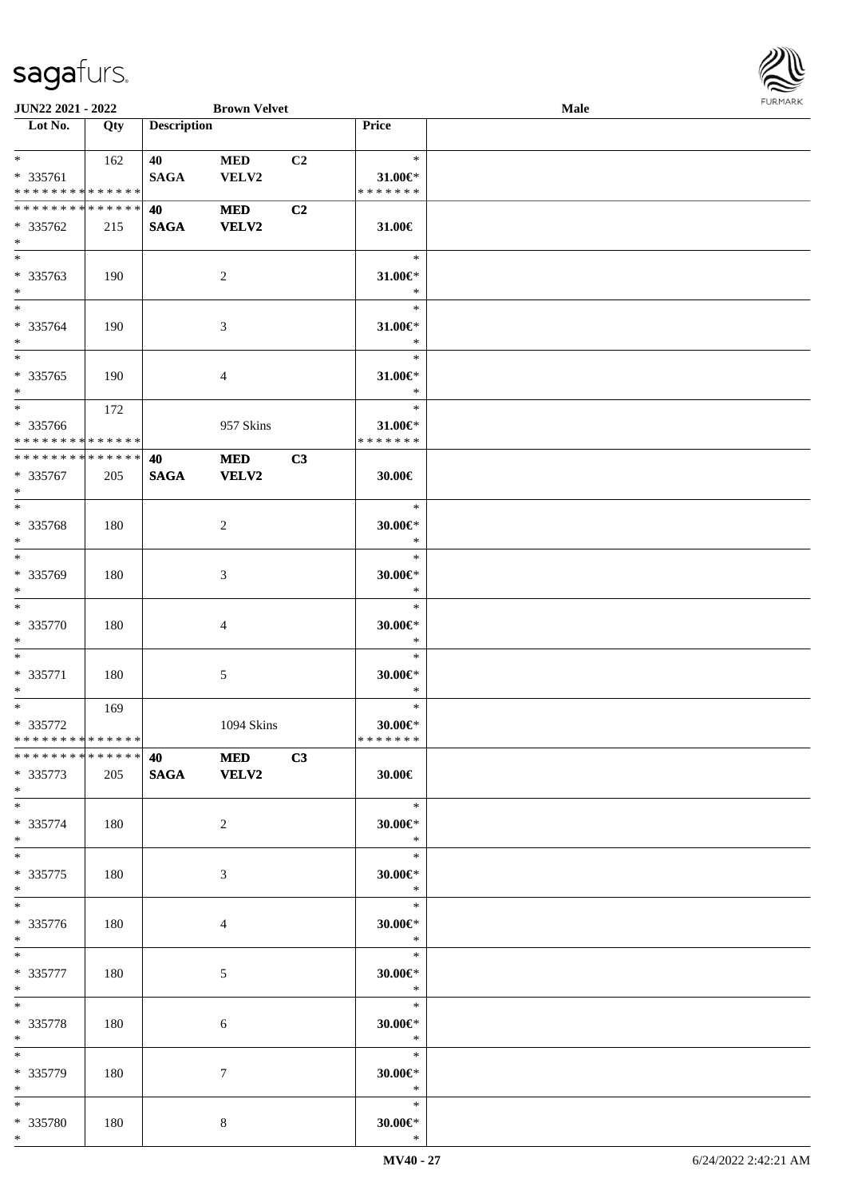| Lot No. | Qty | Description | | | Price | |
|---|---|---|---|---|---|---|
| * | 162 | 40 | MED | C2 | * | |
| * 335761 | | SAGA | VELV2 | | 31.00€* | |
| * * * * * * * * * * * * * * | | | | | * * * * * * * | |
| * * * * * * * * * * * * * * | | 40 | MED | C2 | | |
| * 335762 | 215 | SAGA | VELV2 | | 31.00€ | |
| * | | | | | | |
| * | | | | | * | |
| * 335763 | 190 | | 2 | | 31.00€* | |
| * | | | | | * | |
| * | | | | | * | |
| * 335764 | 190 | | 3 | | 31.00€* | |
| * | | | | | * | |
| * | | | | | * | |
| * 335765 | 190 | | 4 | | 31.00€* | |
| * | | | | | * | |
| * | 172 | | | | * | |
| * 335766 | | | 957 Skins | | 31.00€* | |
| * * * * * * * * * * * * * * | | | | | * * * * * * * | |
| * * * * * * * * * * * * * * | | 40 | MED | C3 | | |
| * 335767 | 205 | SAGA | VELV2 | | 30.00€ | |
| * | | | | | | |
| * | | | | | * | |
| * 335768 | 180 | | 2 | | 30.00€* | |
| * | | | | | * | |
| * | | | | | * | |
| * 335769 | 180 | | 3 | | 30.00€* | |
| * | | | | | * | |
| * | | | | | * | |
| * 335770 | 180 | | 4 | | 30.00€* | |
| * | | | | | * | |
| * | | | | | * | |
| * 335771 | 180 | | 5 | | 30.00€* | |
| * | | | | | * | |
| * | 169 | | | | * | |
| * 335772 | | | 1094 Skins | | 30.00€* | |
| * * * * * * * * * * * * * * | | | | | * * * * * * * | |
| * * * * * * * * * * * * * * | | 40 | MED | C3 | | |
| * 335773 | 205 | SAGA | VELV2 | | 30.00€ | |
| * | | | | | | |
| * | | | | | * | |
| * 335774 | 180 | | 2 | | 30.00€* | |
| * | | | | | * | |
| * | | | | | * | |
| * 335775 | 180 | | 3 | | 30.00€* | |
| * | | | | | * | |
| * | | | | | * | |
| * 335776 | 180 | | 4 | | 30.00€* | |
| * | | | | | * | |
| * | | | | | * | |
| * 335777 | 180 | | 5 | | 30.00€* | |
| * | | | | | * | |
| * | | | | | * | |
| * 335778 | 180 | | 6 | | 30.00€* | |
| * | | | | | * | |
| * | | | | | * | |
| * 335779 | 180 | | 7 | | 30.00€* | |
| * | | | | | * | |
| * | | | | | * | |
| * 335780 | 180 | | 8 | | 30.00€* | |
| * | | | | | * | |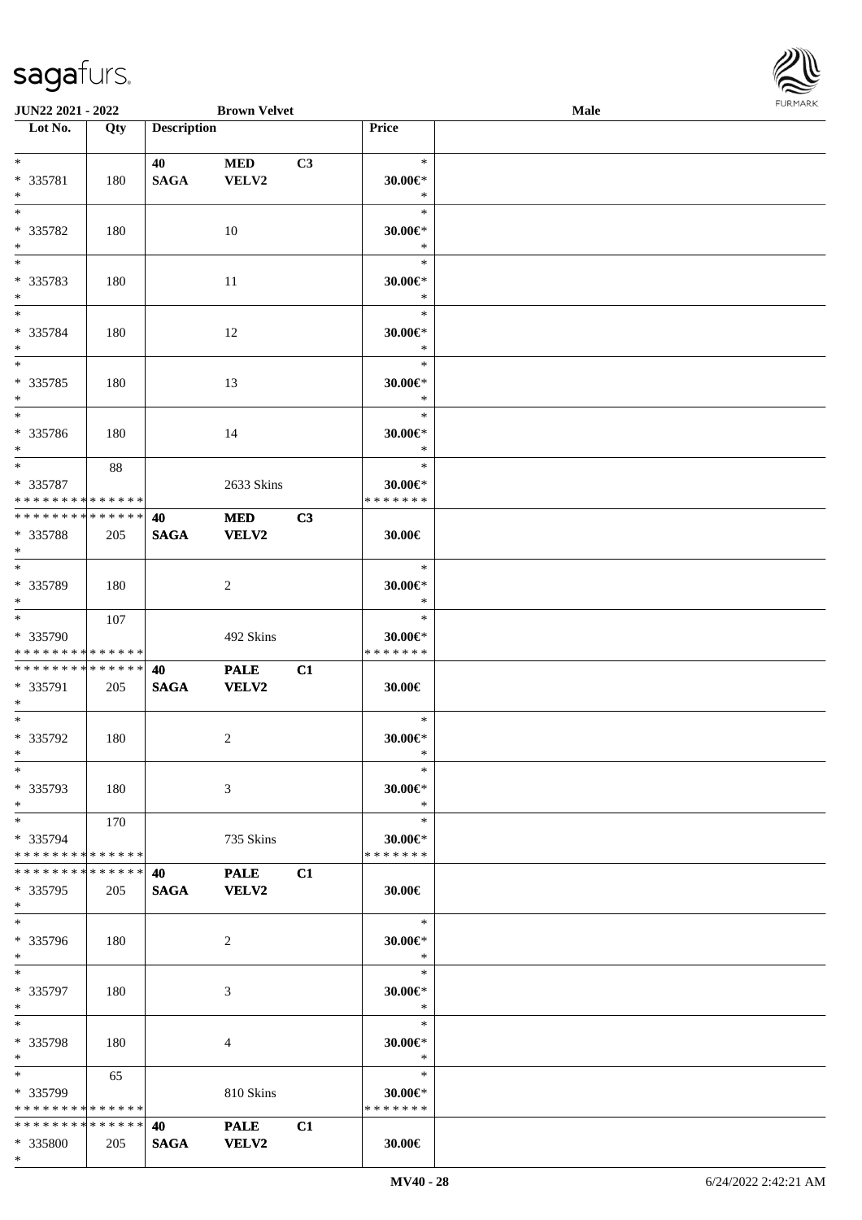| Lot No. | Qty | Description | | | Price |
|---|---|---|---|---|---|
| * <br> * 335781 <br> * | 180 | 40 <br> **SAGA** | **MED** <br> **VELV2** | **C3** | * <br> 30.00€* <br> * |
| * <br> * 335782 <br> * | 180 | | 10 | | * <br> 30.00€* <br> * |
| * <br> * 335783 <br> * | 180 | | 11 | | * <br> 30.00€* <br> * |
| * <br> * 335784 <br> * | 180 | | 12 | | * <br> 30.00€* <br> * |
| * <br> * 335785 <br> * | 180 | | 13 | | * <br> 30.00€* <br> * |
| * <br> * 335786 <br> * | 180 | | 14 | | * <br> 30.00€* <br> * |
| * <br> * 335787 <br> * * * * * * * * * * * * * * | 88 | | 2633 Skins | | * <br> 30.00€* <br> * * * * * * * |
| * * * * * * * * * * * * * * <br> * 335788 <br> * | 205 | **40** <br> **SAGA** | **MED** <br> **VELV2** | **C3** | 30.00€ |
| * <br> * 335789 <br> * | 180 | | 2 | | * <br> 30.00€* <br> * |
| * <br> * 335790 <br> * * * * * * * * * * * * * * | 107 | | 492 Skins | | * <br> 30.00€* <br> * * * * * * * |
| * * * * * * * * * * * * * * <br> * 335791 <br> * | 205 | **40** <br> **SAGA** | **PALE** <br> **VELV2** | **C1** | 30.00€ |
| * <br> * 335792 <br> * | 180 | | 2 | | * <br> 30.00€* <br> * |
| * <br> * 335793 <br> * | 180 | | 3 | | * <br> 30.00€* <br> * |
| * <br> * 335794 <br> * * * * * * * * * * * * * * | 170 | | 735 Skins | | * <br> 30.00€* <br> * * * * * * * |
| * * * * * * * * * * * * * * <br> * 335795 <br> * | 205 | **40** <br> **SAGA** | **PALE** <br> **VELV2** | **C1** | 30.00€ |
| * <br> * 335796 <br> * | 180 | | 2 | | * <br> 30.00€* <br> * |
| * <br> * 335797 <br> * | 180 | | 3 | | * <br> 30.00€* <br> * |
| * <br> * 335798 <br> * | 180 | | 4 | | * <br> 30.00€* <br> * |
| * <br> * 335799 <br> * * * * * * * * * * * * * * | 65 | | 810 Skins | | * <br> 30.00€* <br> * * * * * * * |
| * * * * * * * * * * * * * * <br> * 335800 <br> * | 205 | **40** <br> **SAGA** | **PALE** <br> **VELV2** | **C1** | 30.00€ |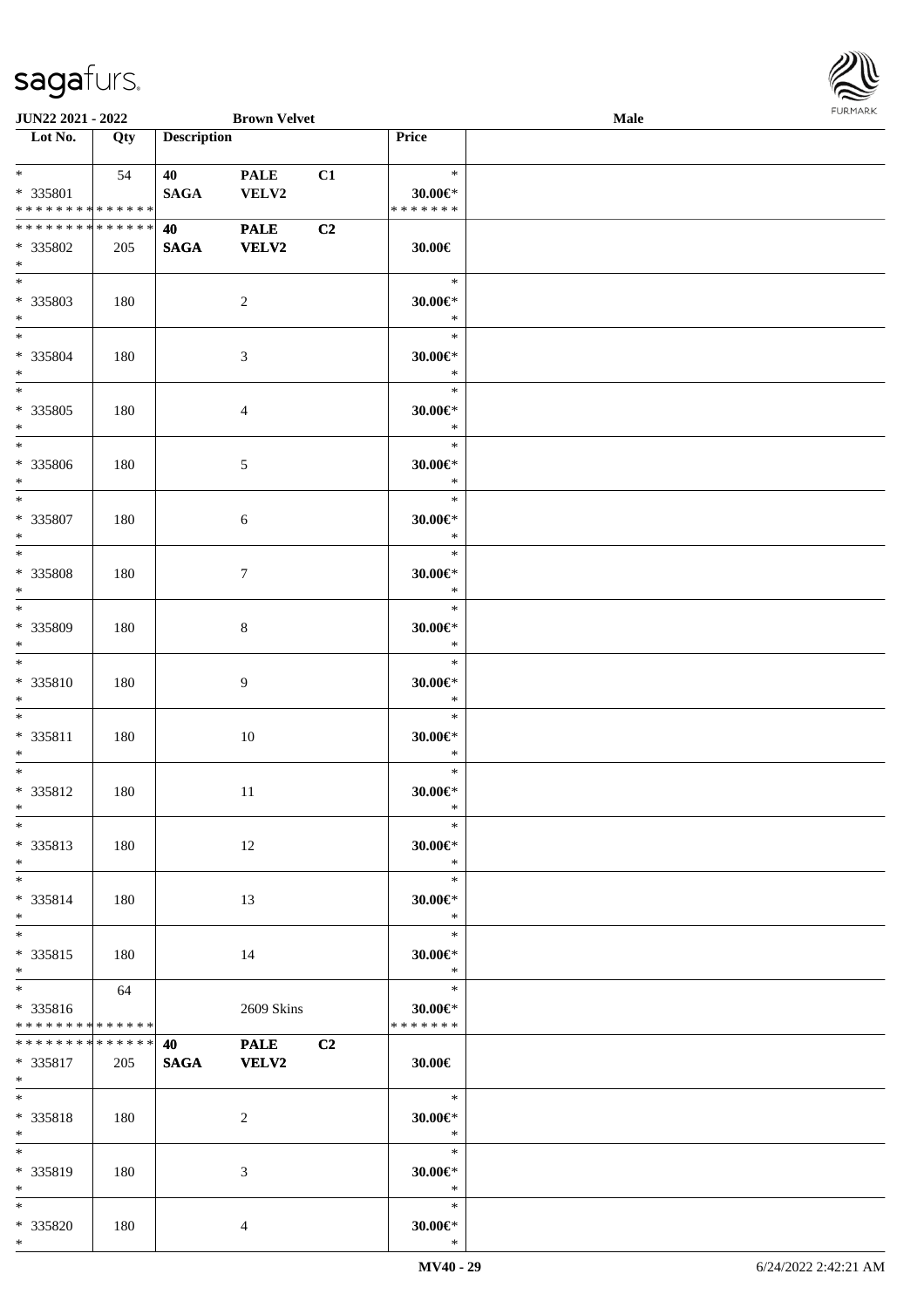**JUN22 2021 - 2022** **Brown Velvet** **Male**

| Lot No. | Qty | Description | | | Price | |
|---|---|---|---|---|---|---|
| * <br> * 335801 <br> * * * * * * * * * * * * * * | 54 | **40** <br> **SAGA** | **PALE** <br> **VELV2** | **C1** | * <br> **30.00€*** <br> * * * * * * * | |
| * * * * * * * * * * * * * * <br> * 335802 <br> * | 205 | **40** <br> **SAGA** | **PALE** <br> **VELV2** | **C2** | **30.00€** | |
| * <br> * 335803 <br> * | 180 | | 2 | | * <br> **30.00€*** <br> * | |
| * <br> * 335804 <br> * | 180 | | 3 | | * <br> **30.00€*** <br> * | |
| * <br> * 335805 <br> * | 180 | | 4 | | * <br> **30.00€*** <br> * | |
| * <br> * 335806 <br> * | 180 | | 5 | | * <br> **30.00€*** <br> * | |
| * <br> * 335807 <br> * | 180 | | 6 | | * <br> **30.00€*** <br> * | |
| * <br> * 335808 <br> * | 180 | | 7 | | * <br> **30.00€*** <br> * | |
| * <br> * 335809 <br> * | 180 | | 8 | | * <br> **30.00€*** <br> * | |
| * <br> * 335810 <br> * | 180 | | 9 | | * <br> **30.00€*** <br> * | |
| * <br> * 335811 <br> * | 180 | | 10 | | * <br> **30.00€*** <br> * | |
| * <br> * 335812 <br> * | 180 | | 11 | | * <br> **30.00€*** <br> * | |
| * <br> * 335813 <br> * | 180 | | 12 | | * <br> **30.00€*** <br> * | |
| * <br> * 335814 <br> * | 180 | | 13 | | * <br> **30.00€*** <br> * | |
| * <br> * 335815 <br> * | 180 | | 14 | | * <br> **30.00€*** <br> * | |
| * <br> * 335816 <br> * * * * * * * * * * * * * * | 64 | | 2609 Skins | | * <br> **30.00€*** <br> * * * * * * * | |
| * * * * * * * * * * * * * * <br> * 335817 <br> * | 205 | **40** <br> **SAGA** | **PALE** <br> **VELV2** | **C2** | **30.00€** | |
| * <br> * 335818 <br> * | 180 | | 2 | | * <br> **30.00€*** <br> * | |
| * <br> * 335819 <br> * | 180 | | 3 | | * <br> **30.00€*** <br> * | |
| * <br> * 335820 <br> * | 180 | | 4 | | * <br> **30.00€*** <br> * | |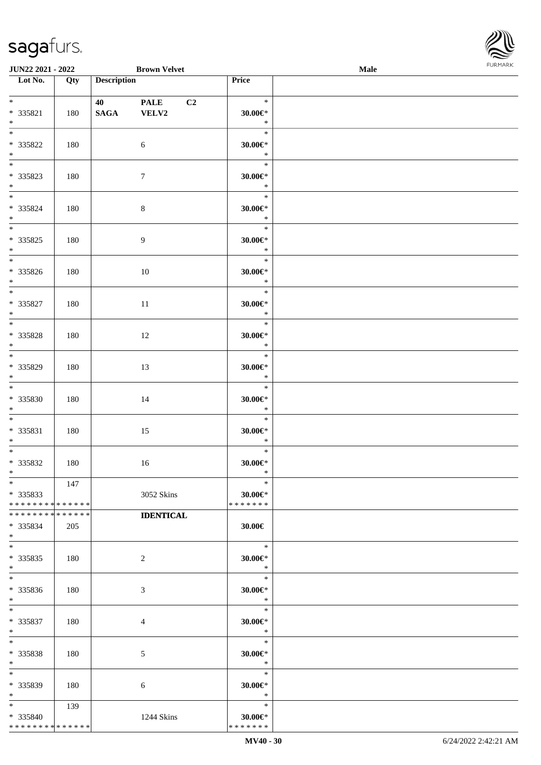JUN22 2021 - 2022 Brown Velvet Male

| Lot No. | Qty | Description | Price |
|---|---|---|---|
| * <br> * 335821 <br> * | 180 | 40 PALE C2 <br> SAGA VELV2 | * <br> 30.00€* <br> * |
| * <br> * 335822 <br> * | 180 | 6 | * <br> 30.00€* <br> * |
| * <br> * 335823 <br> * | 180 | 7 | * <br> 30.00€* <br> * |
| * <br> * 335824 <br> * | 180 | 8 | * <br> 30.00€* <br> * |
| * <br> * 335825 <br> * | 180 | 9 | * <br> 30.00€* <br> * |
| * <br> * 335826 <br> * | 180 | 10 | * <br> 30.00€* <br> * |
| * <br> * 335827 <br> * | 180 | 11 | * <br> 30.00€* <br> * |
| * <br> * 335828 <br> * | 180 | 12 | * <br> 30.00€* <br> * |
| * <br> * 335829 <br> * | 180 | 13 | * <br> 30.00€* <br> * |
| * <br> * 335830 <br> * | 180 | 14 | * <br> 30.00€* <br> * |
| * <br> * 335831 <br> * | 180 | 15 | * <br> 30.00€* <br> * |
| * <br> * 335832 <br> * | 180 | 16 | * <br> 30.00€* <br> * |
| * <br> * 335833 <br> * * * * * * * * * * * * * * | 147 | 3052 Skins | * <br> 30.00€* <br> * * * * * * * |
| * * * * * * * * * * * * * * <br> * 335834 <br> * | 205 | IDENTICAL | 30.00€ |
| * <br> * 335835 <br> * | 180 | 2 | * <br> 30.00€* <br> * |
| * <br> * 335836 <br> * | 180 | 3 | * <br> 30.00€* <br> * |
| * <br> * 335837 <br> * | 180 | 4 | * <br> 30.00€* <br> * |
| * <br> * 335838 <br> * | 180 | 5 | * <br> 30.00€* <br> * |
| * <br> * 335839 <br> * | 180 | 6 | * <br> 30.00€* <br> * |
| * <br> * 335840 <br> * * * * * * * * * * * * * * | 139 | 1244 Skins | * <br> 30.00€* <br> * * * * * * * |

MV40 - 30 6/24/2022 2:42:21 AM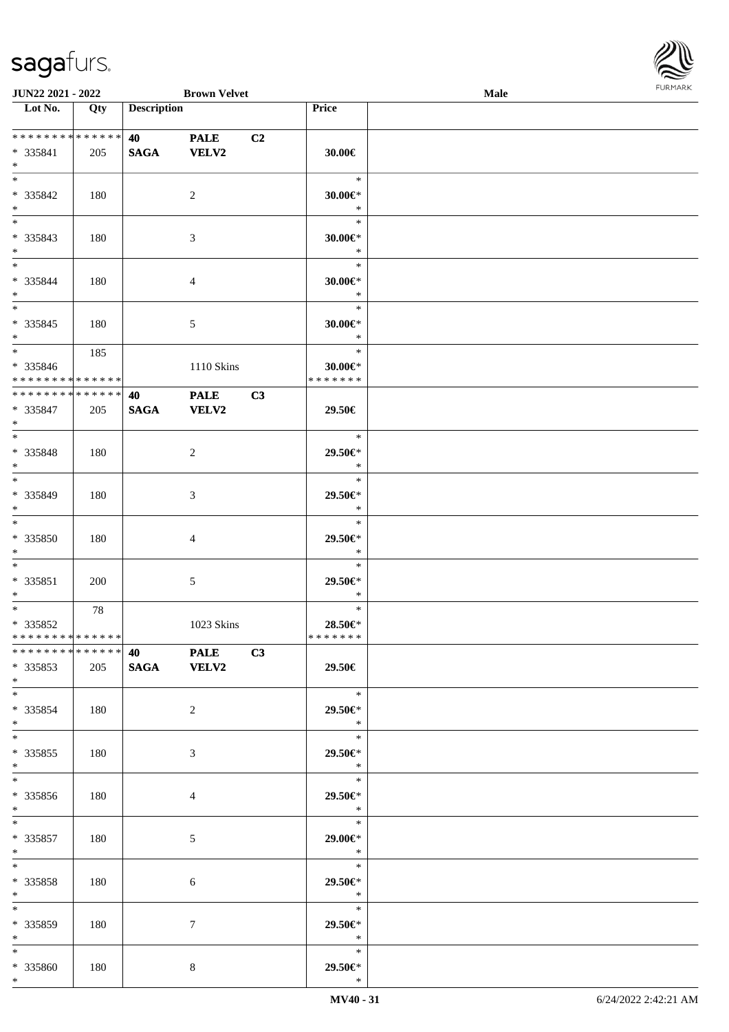| Lot No. | Qty | Description | | | Price | |
|---|---|---|---|---|---|---|
| * * * * * * * * * * * * * * | | 40 | PALE | C2 | | |
| * 335841 | 205 | SAGA | VELV2 | | 30.00€ | |
| * | | | | | | |
| * | | | | | * | |
| * 335842 | 180 | | 2 | | 30.00€* | |
| * | | | | | * | |
| * | | | | | * | |
| * 335843 | 180 | | 3 | | 30.00€* | |
| * | | | | | * | |
| * | | | | | * | |
| * 335844 | 180 | | 4 | | 30.00€* | |
| * | | | | | * | |
| * | | | | | * | |
| * 335845 | 180 | | 5 | | 30.00€* | |
| * | | | | | * | |
| * | 185 | | | | * | |
| * 335846 | | | 1110 Skins | | 30.00€* | |
| * * * * * * * * * * * * * * | | | | | * * * * * * * | |
| * * * * * * * * * * * * * * | | 40 | PALE | C3 | | |
| * 335847 | 205 | SAGA | VELV2 | | 29.50€ | |
| * | | | | | | |
| * | | | | | * | |
| * 335848 | 180 | | 2 | | 29.50€* | |
| * | | | | | * | |
| * | | | | | * | |
| * 335849 | 180 | | 3 | | 29.50€* | |
| * | | | | | * | |
| * | | | | | * | |
| * 335850 | 180 | | 4 | | 29.50€* | |
| * | | | | | * | |
| * | | | | | * | |
| * 335851 | 200 | | 5 | | 29.50€* | |
| * | | | | | * | |
| * | 78 | | | | * | |
| * 335852 | | | 1023 Skins | | 28.50€* | |
| * * * * * * * * * * * * * * | | | | | * * * * * * * | |
| * * * * * * * * * * * * * * | | 40 | PALE | C3 | | |
| * 335853 | 205 | SAGA | VELV2 | | 29.50€ | |
| * | | | | | | |
| * | | | | | * | |
| * 335854 | 180 | | 2 | | 29.50€* | |
| * | | | | | * | |
| * | | | | | * | |
| * 335855 | 180 | | 3 | | 29.50€* | |
| * | | | | | * | |
| * | | | | | * | |
| * 335856 | 180 | | 4 | | 29.50€* | |
| * | | | | | * | |
| * | | | | | * | |
| * 335857 | 180 | | 5 | | 29.00€* | |
| * | | | | | * | |
| * | | | | | * | |
| * 335858 | 180 | | 6 | | 29.50€* | |
| * | | | | | * | |
| * | | | | | * | |
| * 335859 | 180 | | 7 | | 29.50€* | |
| * | | | | | * | |
| * | | | | | * | |
| * 335860 | 180 | | 8 | | 29.50€* | |
| * | | | | | * | |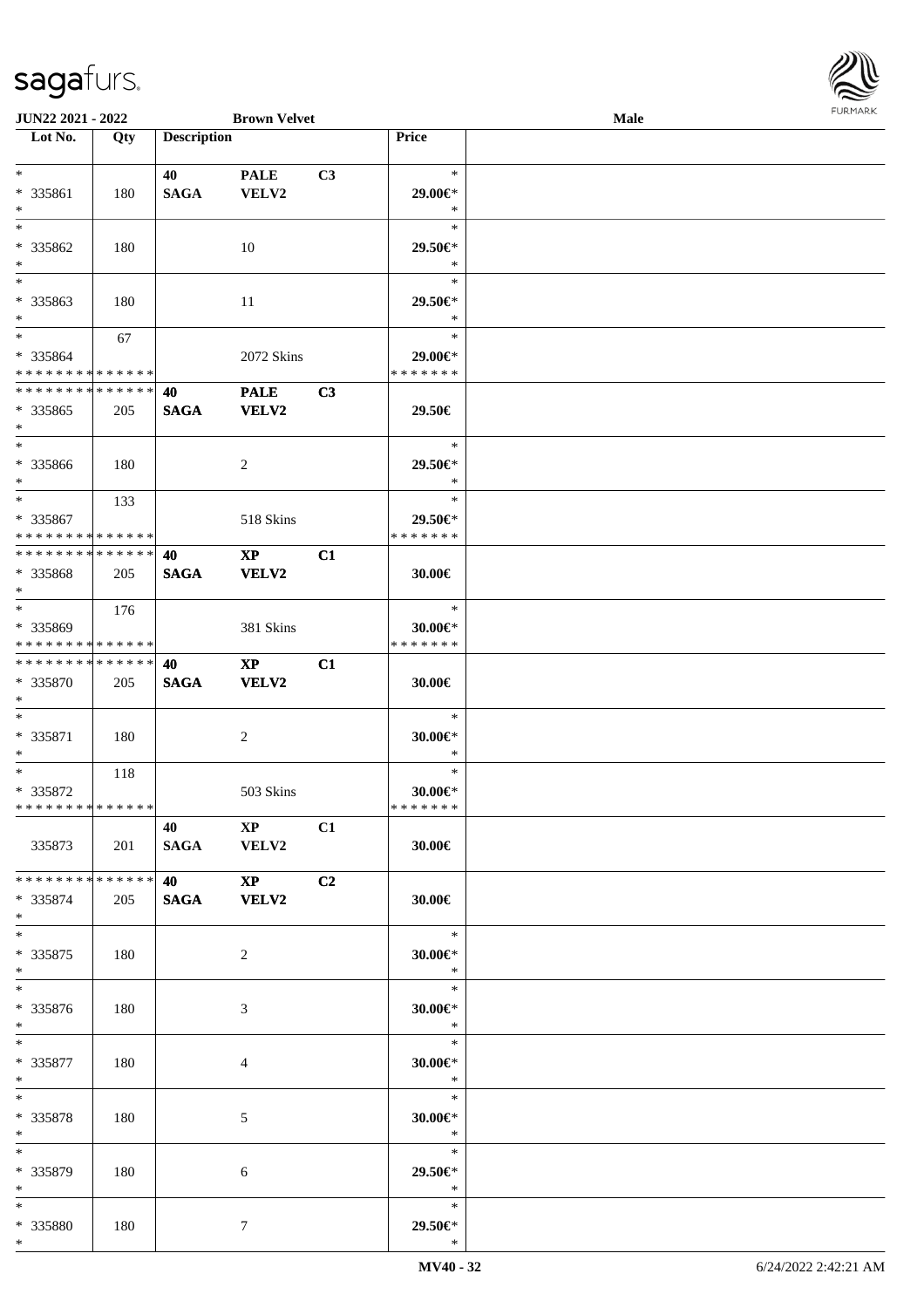**JUN22 2021 - 2022** **Brown Velvet** **Male**

| Lot No. | Qty | Description | | | Price | |
|---|---|---|---|---|---|---|
| * | | 40 | PALE | C3 | * | |
| * 335861 | 180 | SAGA | VELV2 | | 29.00€* | |
| * | | | | | * | |
| * | | | | | * | |
| * 335862 | 180 | | 10 | | 29.50€* | |
| * | | | | | * | |
| * | | | | | * | |
| * 335863 | 180 | | 11 | | 29.50€* | |
| * | | | | | * | |
| * | 67 | | | | * | |
| * 335864 | | | 2072 Skins | | 29.00€* | |
| * * * * * * * * * * * * * * | | | | | * * * * * * * | |
| * * * * * * * * * * * * * * | | **40** | **PALE** | **C3** | | |
| * 335865 | 205 | **SAGA** | **VELV2** | | **29.50€** | |
| * | | | | | | |
| * | | | | | * | |
| * 335866 | 180 | | 2 | | 29.50€* | |
| * | | | | | * | |
| * | 133 | | | | * | |
| * 335867 | | | 518 Skins | | 29.50€* | |
| * * * * * * * * * * * * * * | | | | | * * * * * * * | |
| * * * * * * * * * * * * * * | | **40** | **XP** | **C1** | | |
| * 335868 | 205 | **SAGA** | **VELV2** | | **30.00€** | |
| * | | | | | | |
| * | 176 | | | | * | |
| * 335869 | | | 381 Skins | | 30.00€* | |
| * * * * * * * * * * * * * * | | | | | * * * * * * * | |
| * * * * * * * * * * * * * * | | **40** | **XP** | **C1** | | |
| * 335870 | 205 | **SAGA** | **VELV2** | | **30.00€** | |
| * | | | | | | |
| * | | | | | * | |
| * 335871 | 180 | | 2 | | 30.00€* | |
| * | | | | | * | |
| * | 118 | | | | * | |
| * 335872 | | | 503 Skins | | 30.00€* | |
| * * * * * * * * * * * * * * | | | | | * * * * * * * | |
| | | 40 | XP | C1 | | |
| 335873 | 201 | SAGA | VELV2 | | 30.00€ | |
| * * * * * * * * * * * * * * | | **40** | **XP** | **C2** | | |
| * 335874 | 205 | **SAGA** | **VELV2** | | **30.00€** | |
| * | | | | | | |
| * | | | | | * | |
| * 335875 | 180 | | 2 | | 30.00€* | |
| * | | | | | * | |
| * | | | | | * | |
| * 335876 | 180 | | 3 | | 30.00€* | |
| * | | | | | * | |
| * | | | | | * | |
| * 335877 | 180 | | 4 | | 30.00€* | |
| * | | | | | * | |
| * | | | | | * | |
| * 335878 | 180 | | 5 | | 30.00€* | |
| * | | | | | * | |
| * | | | | | * | |
| * 335879 | 180 | | 6 | | 29.50€* | |
| * | | | | | * | |
| * | | | | | * | |
| * 335880 | 180 | | 7 | | 29.50€* | |
| * | | | | | * | |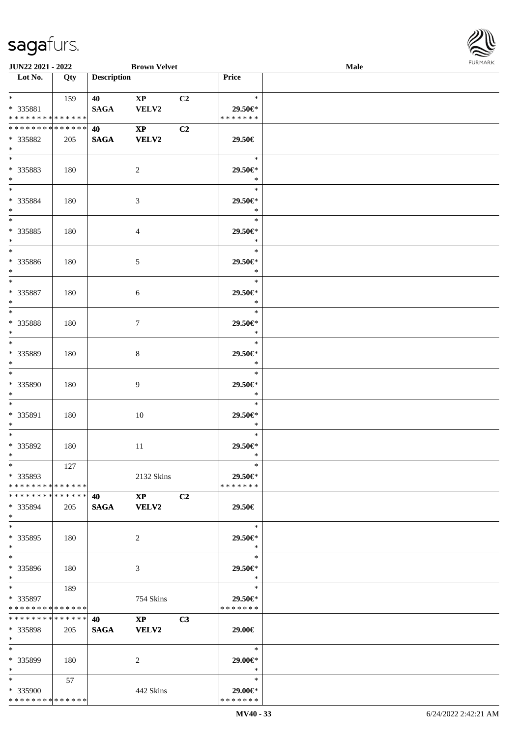**JUN22 2021 - 2022** **Brown Velvet** **Male**

| Lot No. | Qty | Description | | | Price | |
|---|---|---|---|---|---|---|
| * | 159 | 40 | XP | C2 | * | |
| * 335881 | | SAGA | VELV2 | | 29.50€* | |
| * * * * * * * * * * * * * * | | | | | * * * * * * * | |
| * * * * * * * * * * * * * * | | 40 | XP | C2 | | |
| * 335882 | 205 | SAGA | VELV2 | | 29.50€ | |
| * | | | | | | |
| * | | | | | * | |
| * 335883 | 180 | | 2 | | 29.50€* | |
| * | | | | | * | |
| * | | | | | * | |
| * 335884 | 180 | | 3 | | 29.50€* | |
| * | | | | | * | |
| * | | | | | * | |
| * 335885 | 180 | | 4 | | 29.50€* | |
| * | | | | | * | |
| * | | | | | * | |
| * 335886 | 180 | | 5 | | 29.50€* | |
| * | | | | | * | |
| * | | | | | * | |
| * 335887 | 180 | | 6 | | 29.50€* | |
| * | | | | | * | |
| * | | | | | * | |
| * 335888 | 180 | | 7 | | 29.50€* | |
| * | | | | | * | |
| * | | | | | * | |
| * 335889 | 180 | | 8 | | 29.50€* | |
| * | | | | | * | |
| * | | | | | * | |
| * 335890 | 180 | | 9 | | 29.50€* | |
| * | | | | | * | |
| * | | | | | * | |
| * 335891 | 180 | | 10 | | 29.50€* | |
| * | | | | | * | |
| * | | | | | * | |
| * 335892 | 180 | | 11 | | 29.50€* | |
| * | | | | | * | |
| * | 127 | | | | * | |
| * 335893 | | | 2132 Skins | | 29.50€* | |
| * * * * * * * * * * * * * * | | | | | * * * * * * * | |
| * * * * * * * * * * * * * * | | 40 | XP | C2 | | |
| * 335894 | 205 | SAGA | VELV2 | | 29.50€ | |
| * | | | | | | |
| * | | | | | * | |
| * 335895 | 180 | | 2 | | 29.50€* | |
| * | | | | | * | |
| * | | | | | * | |
| * 335896 | 180 | | 3 | | 29.50€* | |
| * | | | | | * | |
| * | 189 | | | | * | |
| * 335897 | | | 754 Skins | | 29.50€* | |
| * * * * * * * * * * * * * * | | | | | * * * * * * * | |
| * * * * * * * * * * * * * * | | 40 | XP | C3 | | |
| * 335898 | 205 | SAGA | VELV2 | | 29.00€ | |
| * | | | | | | |
| * | | | | | * | |
| * 335899 | 180 | | 2 | | 29.00€* | |
| * | | | | | * | |
| * | 57 | | | | * | |
| * 335900 | | | 442 Skins | | 29.00€* | |
| * * * * * * * * * * * * * * | | | | | * * * * * * * | |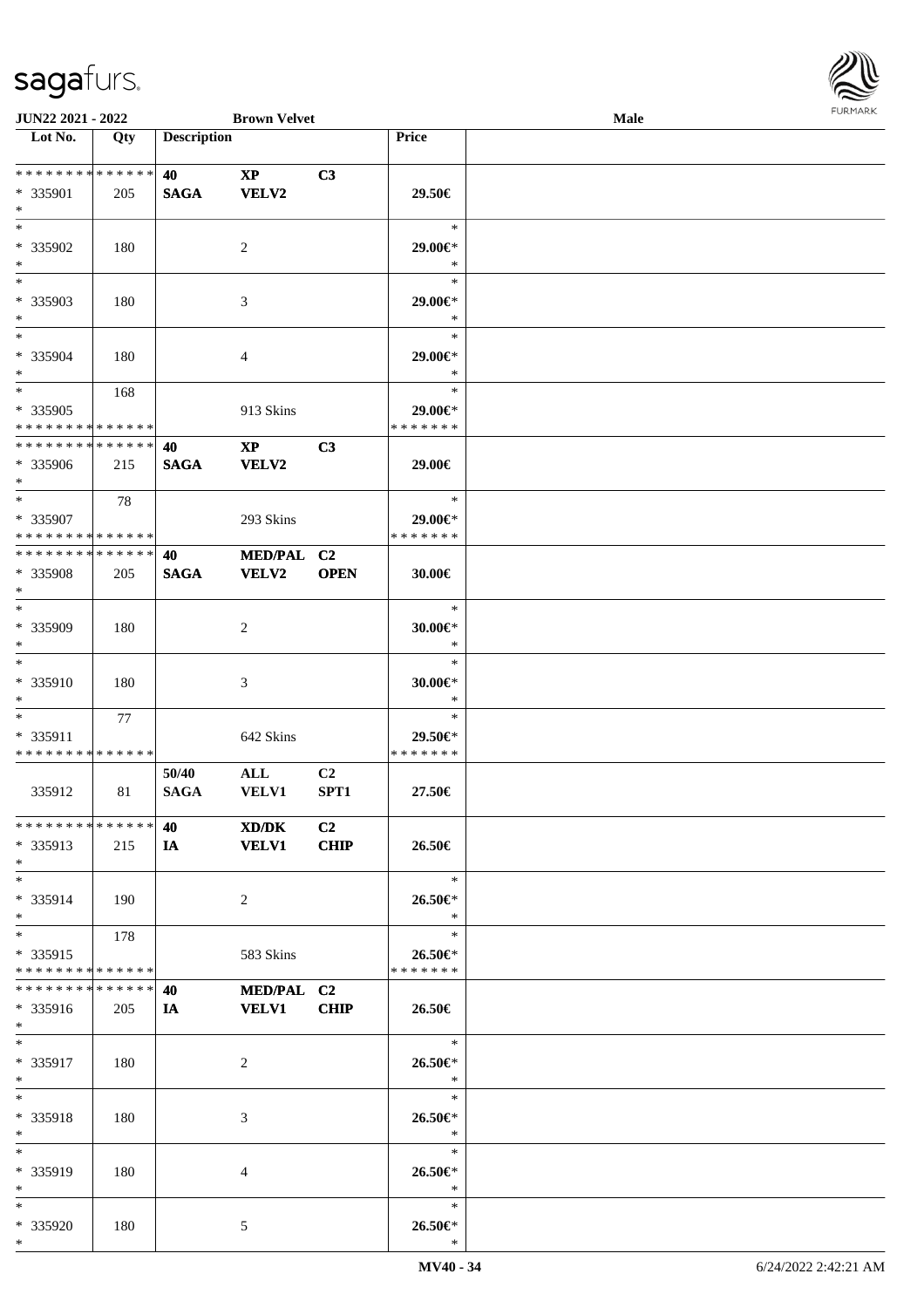| Lot No. | Qty | Description | | | Price | |
|---|---|---|---|---|---|---|
| * * * * * * * * * * * * * * | | 40 | XP | C3 | | |
| * 335901 | 205 | SAGA | VELV2 | | 29.50€ | |
| * | | | | | | |
| * | | | | | * | |
| * 335902 | 180 | | 2 | | 29.00€* | |
| * | | | | | * | |
| * | | | | | * | |
| * 335903 | 180 | | 3 | | 29.00€* | |
| * | | | | | * | |
| * | | | | | * | |
| * 335904 | 180 | | 4 | | 29.00€* | |
| * | | | | | * | |
| * | 168 | | | | * | |
| * 335905 | | | 913 Skins | | 29.00€* | |
| * * * * * * * * * * * * * * | | | | | * * * * * * * | |
| * * * * * * * * * * * * * * | | 40 | XP | C3 | | |
| * 335906 | 215 | SAGA | VELV2 | | 29.00€ | |
| * | | | | | | |
| * | 78 | | | | * | |
| * 335907 | | | 293 Skins | | 29.00€* | |
| * * * * * * * * * * * * * * | | | | | * * * * * * * | |
| * * * * * * * * * * * * * * | | 40 | MED/PAL | C2 | | |
| * 335908 | 205 | SAGA | VELV2 | OPEN | 30.00€ | |
| * | | | | | | |
| * | | | | | * | |
| * 335909 | 180 | | 2 | | 30.00€* | |
| * | | | | | * | |
| * | | | | | * | |
| * 335910 | 180 | | 3 | | 30.00€* | |
| * | | | | | * | |
| * | 77 | | | | * | |
| * 335911 | | | 642 Skins | | 29.50€* | |
| * * * * * * * * * * * * * * | | | | | * * * * * * * | |
| | | 50/40 | ALL | C2 | | |
| 335912 | 81 | SAGA | VELV1 | SPT1 | 27.50€ | |
| * * * * * * * * * * * * * * | | 40 | XD/DK | C2 | | |
| * 335913 | 215 | IA | VELV1 | CHIP | 26.50€ | |
| * | | | | | | |
| * | | | | | * | |
| * 335914 | 190 | | 2 | | 26.50€* | |
| * | | | | | * | |
| * | 178 | | | | * | |
| * 335915 | | | 583 Skins | | 26.50€* | |
| * * * * * * * * * * * * * * | | | | | * * * * * * * | |
| * * * * * * * * * * * * * * | | 40 | MED/PAL | C2 | | |
| * 335916 | 205 | IA | VELV1 | CHIP | 26.50€ | |
| * | | | | | | |
| * | | | | | * | |
| * 335917 | 180 | | 2 | | 26.50€* | |
| * | | | | | * | |
| * | | | | | * | |
| * 335918 | 180 | | 3 | | 26.50€* | |
| * | | | | | * | |
| * | | | | | * | |
| * 335919 | 180 | | 4 | | 26.50€* | |
| * | | | | | * | |
| * | | | | | * | |
| * 335920 | 180 | | 5 | | 26.50€* | |
| * | | | | | * | |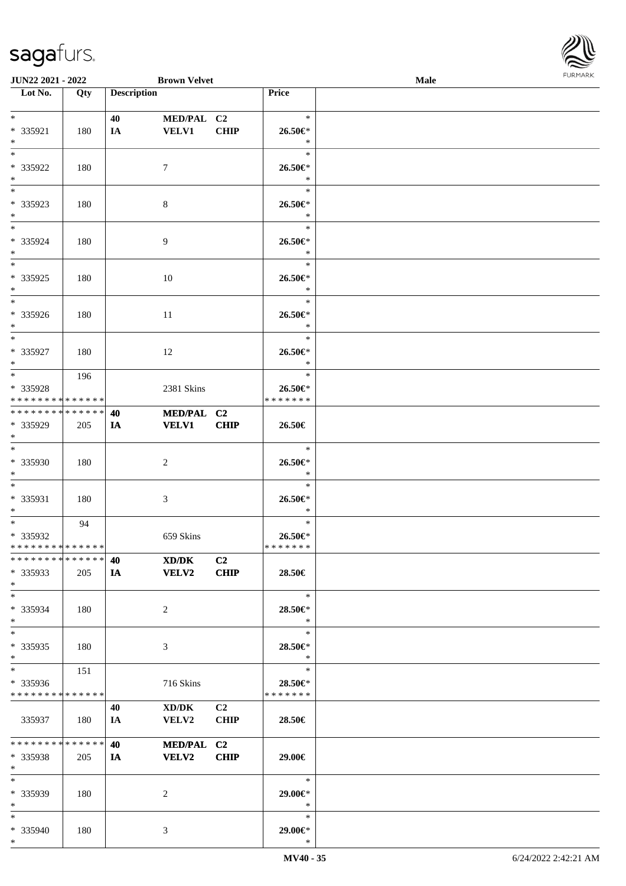JUN22 2021 - 2022 | Brown Velvet | Male

| Lot No. | Qty | Description | | | | Price | |
|---|---|---|---|---|---|---|---|
| * | | 40 | MED/PAL | C2 | | * | |
| * 335921 | 180 | IA | VELV1 | CHIP | | 26.50€* | |
| * | | | | | | * | |
| * | | | | | | * | |
| * 335922 | 180 | | 7 | | | 26.50€* | |
| * | | | | | | * | |
| * | | | | | | * | |
| * 335923 | 180 | | 8 | | | 26.50€* | |
| * | | | | | | * | |
| * | | | | | | * | |
| * 335924 | 180 | | 9 | | | 26.50€* | |
| * | | | | | | * | |
| * | | | | | | * | |
| * 335925 | 180 | | 10 | | | 26.50€* | |
| * | | | | | | * | |
| * | | | | | | * | |
| * 335926 | 180 | | 11 | | | 26.50€* | |
| * | | | | | | * | |
| * | | | | | | * | |
| * 335927 | 180 | | 12 | | | 26.50€* | |
| * | | | | | | * | |
| * | 196 | | | | | * | |
| * 335928 | | | 2381 Skins | | | 26.50€* | |
| * * * * * * * * * * * * * * | | | | | | * * * * * * * | |
| * * * * * * * * * * * * * * | | 40 | MED/PAL | C2 | | | |
| * 335929 | 205 | IA | VELV1 | CHIP | | 26.50€ | |
| * | | | | | | | |
| * | | | | | | * | |
| * 335930 | 180 | | 2 | | | 26.50€* | |
| * | | | | | | * | |
| * | | | | | | * | |
| * 335931 | 180 | | 3 | | | 26.50€* | |
| * | | | | | | * | |
| * | 94 | | | | | * | |
| * 335932 | | | 659 Skins | | | 26.50€* | |
| * * * * * * * * * * * * * * | | | | | | * * * * * * * | |
| * * * * * * * * * * * * * * | | 40 | XD/DK | C2 | | | |
| * 335933 | 205 | IA | VELV2 | CHIP | | 28.50€ | |
| * | | | | | | | |
| * | | | | | | * | |
| * 335934 | 180 | | 2 | | | 28.50€* | |
| * | | | | | | * | |
| * | | | | | | * | |
| * 335935 | 180 | | 3 | | | 28.50€* | |
| * | | | | | | * | |
| * | 151 | | | | | * | |
| * 335936 | | | 716 Skins | | | 28.50€* | |
| * * * * * * * * * * * * * * | | | | | | * * * * * * * | |
| | | 40 | XD/DK | C2 | | | |
| 335937 | 180 | IA | VELV2 | CHIP | | 28.50€ | |
| * * * * * * * * * * * * * * | | 40 | MED/PAL | C2 | | | |
| * 335938 | 205 | IA | VELV2 | CHIP | | 29.00€ | |
| * | | | | | | | |
| * | | | | | | * | |
| * 335939 | 180 | | 2 | | | 29.00€* | |
| * | | | | | | * | |
| * | | | | | | * | |
| * 335940 | 180 | | 3 | | | 29.00€* | |
| * | | | | | | * | |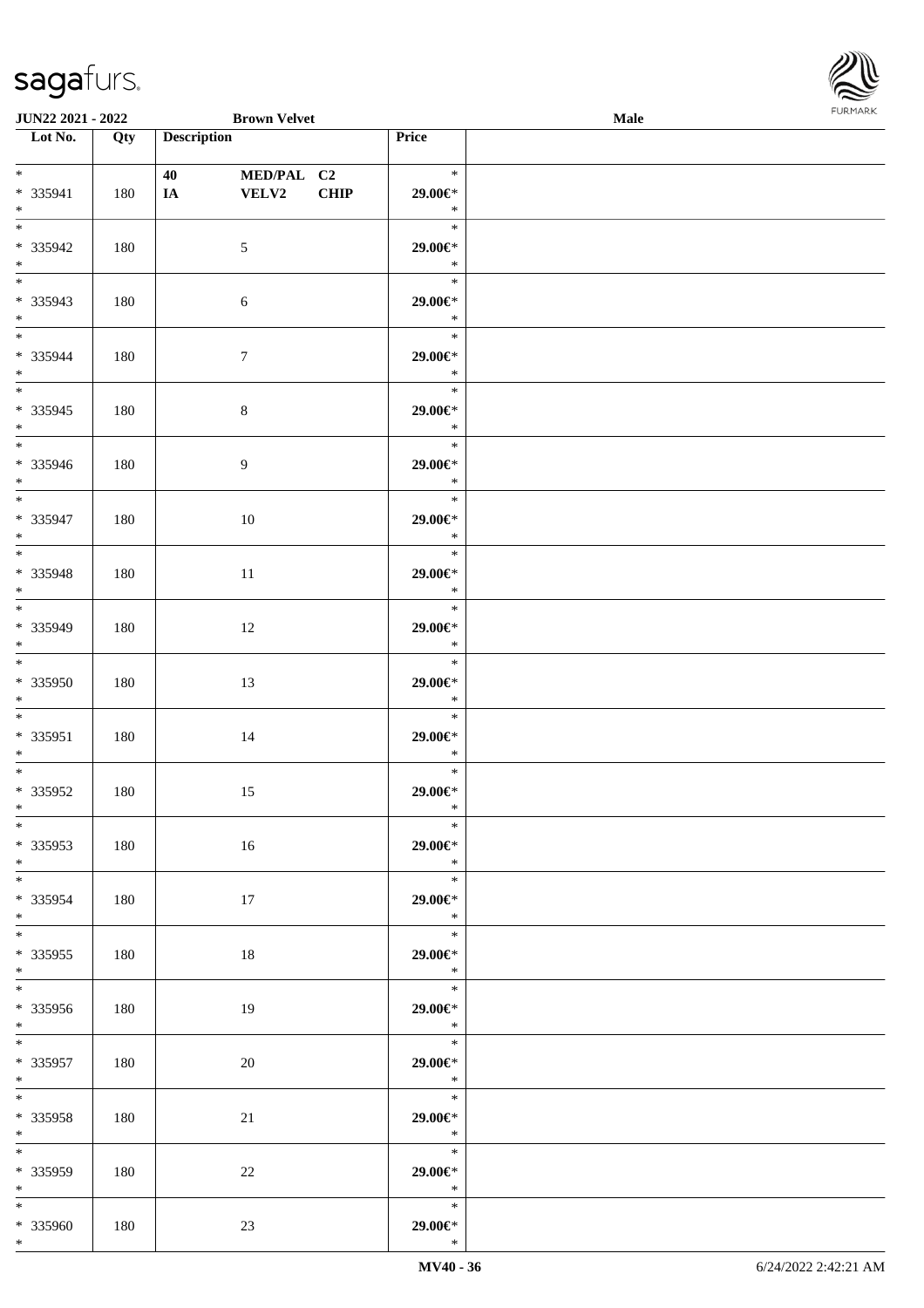| Lot No. | Qty | Description | | | Price | |
|---|---|---|---|---|---|---|
| * 335941 * | 180 | 40 IA | MED/PAL VELV2 | C2 CHIP | * 29.00€* * | |
| * 335942 * | 180 | | 5 | | * 29.00€* * | |
| * 335943 * | 180 | | 6 | | * 29.00€* * | |
| * 335944 * | 180 | | 7 | | * 29.00€* * | |
| * 335945 * | 180 | | 8 | | * 29.00€* * | |
| * 335946 * | 180 | | 9 | | * 29.00€* * | |
| * 335947 * | 180 | | 10 | | * 29.00€* * | |
| * 335948 * | 180 | | 11 | | * 29.00€* * | |
| * 335949 * | 180 | | 12 | | * 29.00€* * | |
| * 335950 * | 180 | | 13 | | * 29.00€* * | |
| * 335951 * | 180 | | 14 | | * 29.00€* * | |
| * 335952 * | 180 | | 15 | | * 29.00€* * | |
| * 335953 * | 180 | | 16 | | * 29.00€* * | |
| * 335954 * | 180 | | 17 | | * 29.00€* * | |
| * 335955 * | 180 | | 18 | | * 29.00€* * | |
| * 335956 * | 180 | | 19 | | * 29.00€* * | |
| * 335957 * | 180 | | 20 | | * 29.00€* * | |
| * 335958 * | 180 | | 21 | | * 29.00€* * | |
| * 335959 * | 180 | | 22 | | * 29.00€* * | |
| * 335960 * | 180 | | 23 | | * 29.00€* * | |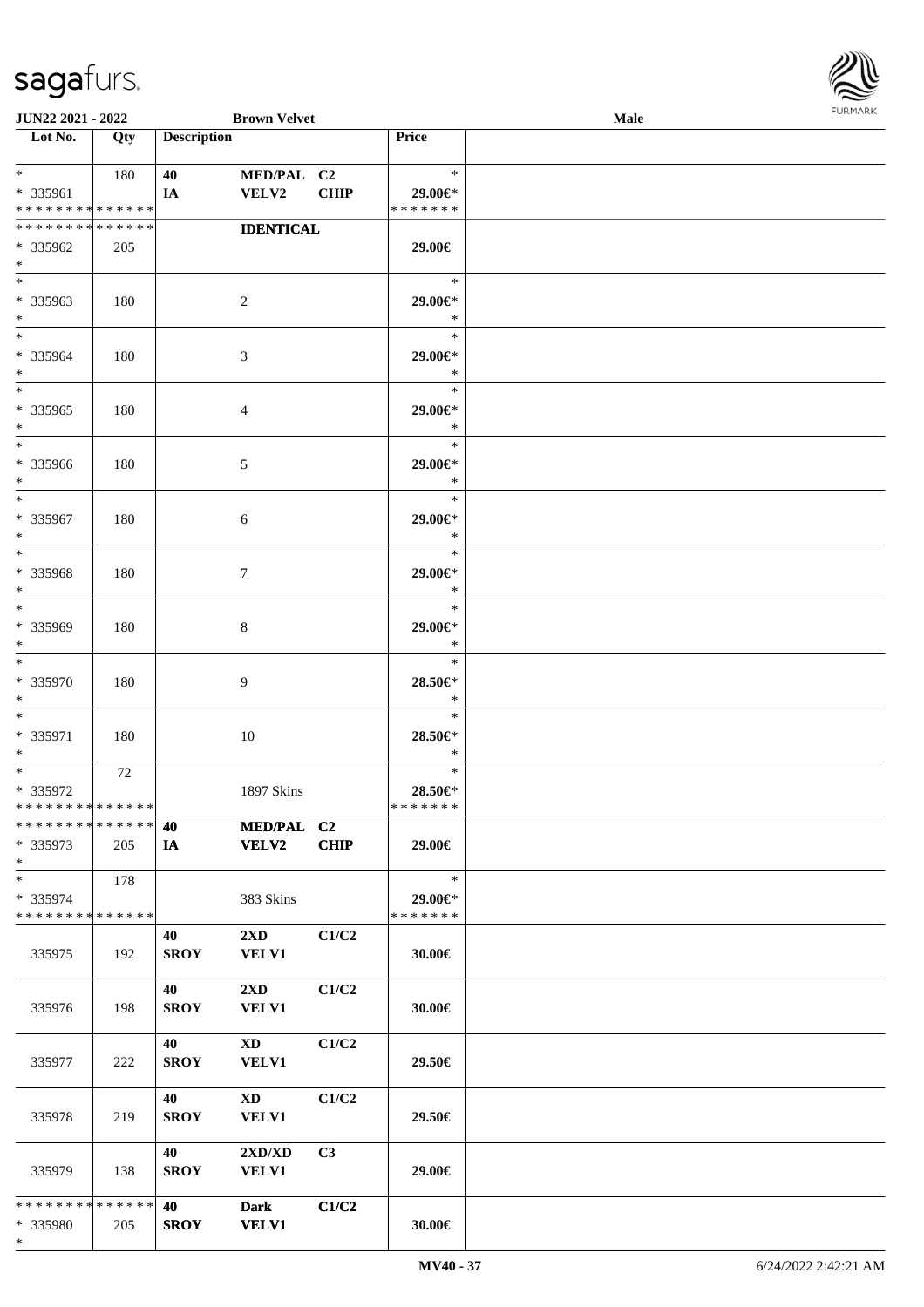JUN22 2021 - 2022 | Brown Velvet | Male

| Lot No. | Qty | Description | | | Price | |
|---|---|---|---|---|---|---|
| * | 180 | 40 | MED/PAL | C2 | * | |
| * 335961 | | IA | VELV2 | CHIP | 29.00€* | |
| * * * * * * * * * * * * * * | | | | | * * * * * * * | |
| * * * * * * * * * * * * * * | | | IDENTICAL | | | |
| * 335962 | 205 | | | | 29.00€ | |
| * | | | | | | |
| * | | | | | * | |
| * 335963 | 180 | | 2 | | 29.00€* | |
| * | | | | | * | |
| * | | | | | * | |
| * 335964 | 180 | | 3 | | 29.00€* | |
| * | | | | | * | |
| * | | | | | * | |
| * 335965 | 180 | | 4 | | 29.00€* | |
| * | | | | | * | |
| * | | | | | * | |
| * 335966 | 180 | | 5 | | 29.00€* | |
| * | | | | | * | |
| * | | | | | * | |
| * 335967 | 180 | | 6 | | 29.00€* | |
| * | | | | | * | |
| * | | | | | * | |
| * 335968 | 180 | | 7 | | 29.00€* | |
| * | | | | | * | |
| * | | | | | * | |
| * 335969 | 180 | | 8 | | 29.00€* | |
| * | | | | | * | |
| * | | | | | * | |
| * 335970 | 180 | | 9 | | 28.50€* | |
| * | | | | | * | |
| * | | | | | * | |
| * 335971 | 180 | | 10 | | 28.50€* | |
| * | | | | | * | |
| * | 72 | | | | * | |
| * 335972 | | | 1897 Skins | | 28.50€* | |
| * * * * * * * * * * * * * * | | | | | * * * * * * * | |
| * * * * * * * * * * * * * * | | 40 | MED/PAL | C2 | | |
| * 335973 | 205 | IA | VELV2 | CHIP | 29.00€ | |
| * | | | | | | |
| * | 178 | | | | * | |
| * 335974 | | | 383 Skins | | 29.00€* | |
| * * * * * * * * * * * * * * | | | | | * * * * * * * | |
| | | 40 | 2XD | C1/C2 | | |
| 335975 | 192 | SROY | VELV1 | | 30.00€ | |
| | | 40 | 2XD | C1/C2 | | |
| 335976 | 198 | SROY | VELV1 | | 30.00€ | |
| | | 40 | XD | C1/C2 | | |
| 335977 | 222 | SROY | VELV1 | | 29.50€ | |
| | | 40 | XD | C1/C2 | | |
| 335978 | 219 | SROY | VELV1 | | 29.50€ | |
| | | 40 | 2XD/XD | C3 | | |
| 335979 | 138 | SROY | VELV1 | | 29.00€ | |
| * * * * * * * * * * * * * * | | 40 | Dark | C1/C2 | | |
| * 335980 | 205 | SROY | VELV1 | | 30.00€ | |
| * | | | | | | |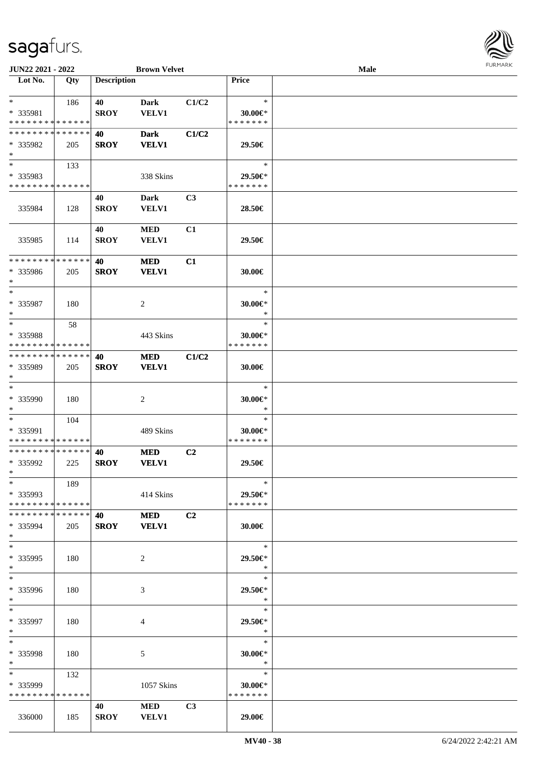| Lot No. | Qty | Description | | | Price | |
|---|---|---|---|---|---|---|
| * | 186 | 40 | Dark | C1/C2 | * | |
| * 335981 | | SROY | VELV1 | | 30.00€* | |
| * * * * * * * * * * * * * * | | | | | * * * * * * * | |
| * * * * * * * * * * * * * * | | 40 | Dark | C1/C2 | | |
| * 335982 | 205 | SROY | VELV1 | | 29.50€ | |
| * | | | | | | |
| * | 133 | | | | * | |
| * 335983 | | | 338 Skins | | 29.50€* | |
| * * * * * * * * * * * * * * | | | | | * * * * * * * | |
| | | 40 | Dark | C3 | | |
| 335984 | 128 | SROY | VELV1 | | 28.50€ | |
| | | 40 | MED | C1 | | |
| 335985 | 114 | SROY | VELV1 | | 29.50€ | |
| * * * * * * * * * * * * * * | | 40 | MED | C1 | | |
| * 335986 | 205 | SROY | VELV1 | | 30.00€ | |
| * | | | | | | |
| * | | | | | * | |
| * 335987 | 180 | | 2 | | 30.00€* | |
| * | | | | | * | |
| * | 58 | | | | * | |
| * 335988 | | | 443 Skins | | 30.00€* | |
| * * * * * * * * * * * * * * | | | | | * * * * * * * | |
| * * * * * * * * * * * * * * | | 40 | MED | C1/C2 | | |
| * 335989 | 205 | SROY | VELV1 | | 30.00€ | |
| * | | | | | | |
| * | | | | | * | |
| * 335990 | 180 | | 2 | | 30.00€* | |
| * | | | | | * | |
| * | 104 | | | | * | |
| * 335991 | | | 489 Skins | | 30.00€* | |
| * * * * * * * * * * * * * * | | | | | * * * * * * * | |
| * * * * * * * * * * * * * * | | 40 | MED | C2 | | |
| * 335992 | 225 | SROY | VELV1 | | 29.50€ | |
| * | | | | | | |
| * | 189 | | | | * | |
| * 335993 | | | 414 Skins | | 29.50€* | |
| * * * * * * * * * * * * * * | | | | | * * * * * * * | |
| * * * * * * * * * * * * * * | | 40 | MED | C2 | | |
| * 335994 | 205 | SROY | VELV1 | | 30.00€ | |
| * | | | | | | |
| * | | | | | * | |
| * 335995 | 180 | | 2 | | 29.50€* | |
| * | | | | | * | |
| * | | | | | * | |
| * 335996 | 180 | | 3 | | 29.50€* | |
| * | | | | | * | |
| * | | | | | * | |
| * 335997 | 180 | | 4 | | 29.50€* | |
| * | | | | | * | |
| * | | | | | * | |
| * 335998 | 180 | | 5 | | 30.00€* | |
| * | | | | | * | |
| * | 132 | | | | * | |
| * 335999 | | | 1057 Skins | | 30.00€* | |
| * * * * * * * * * * * * * * | | | | | * * * * * * * | |
| | | 40 | MED | C3 | | |
| 336000 | 185 | SROY | VELV1 | | 29.00€ | |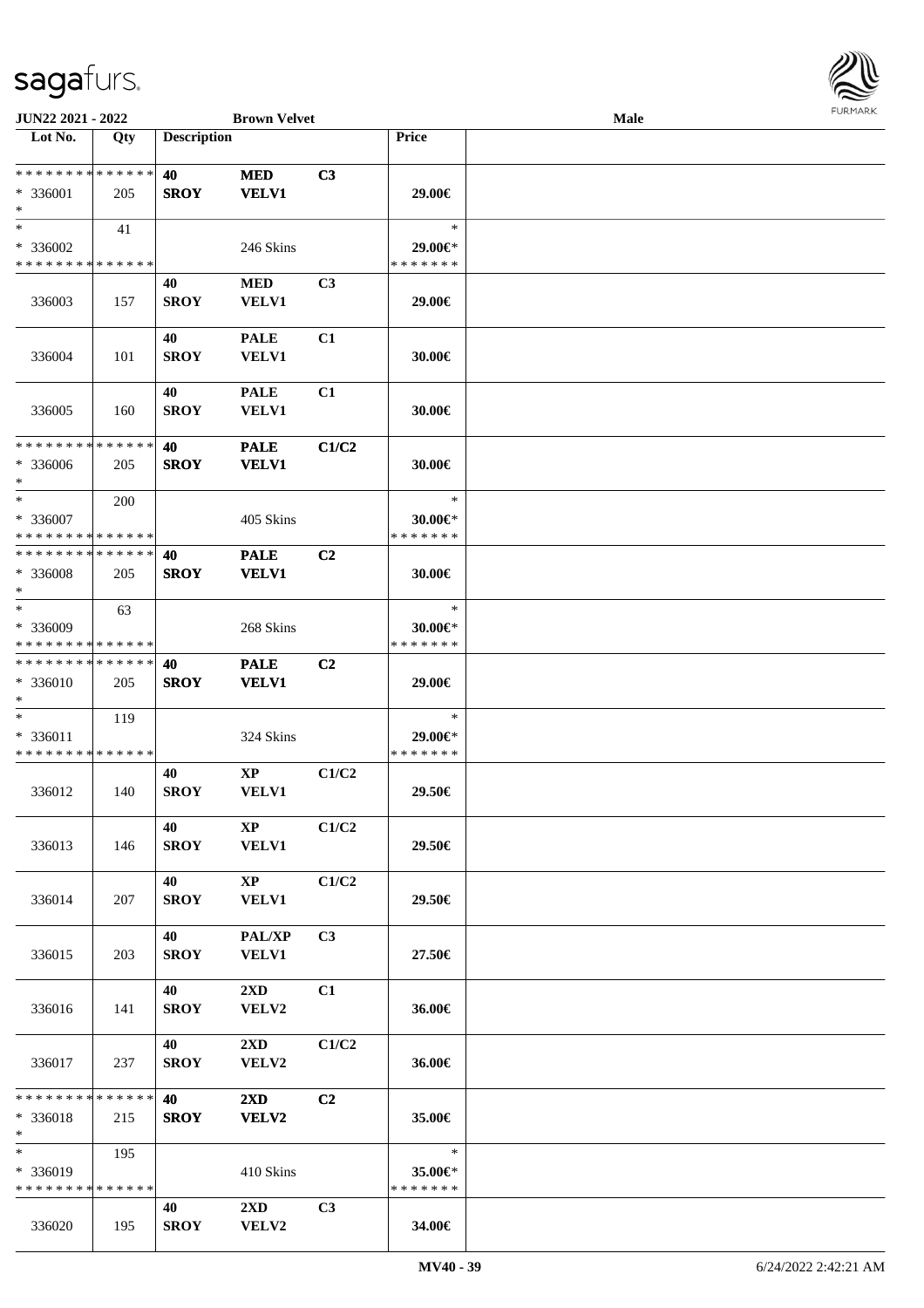**JUN22 2021 - 2022** | **Brown Velvet** | **Male**

| Lot No. | Qty | Description | | | Price | |
|---|---|---|---|---|---|---|
| * * * * * * * * * * * * * * | | **40** | **MED** | **C3** | | |
| * 336001 | 205 | **SROY** | **VELV1** | | **29.00€** | |
| * | | | | | | |
| * | 41 | | | | * | |
| * 336002 | | | 246 Skins | | **29.00€*** | |
| * * * * * * * * * * * * * * | | | | | * * * * * * * | |
| | | **40** | **MED** | **C3** | | |
| 336003 | 157 | **SROY** | **VELV1** | | **29.00€** | |
| | | **40** | **PALE** | **C1** | | |
| 336004 | 101 | **SROY** | **VELV1** | | **30.00€** | |
| | | **40** | **PALE** | **C1** | | |
| 336005 | 160 | **SROY** | **VELV1** | | **30.00€** | |
| * * * * * * * * * * * * * * | | **40** | **PALE** | **C1/C2** | | |
| * 336006 | 205 | **SROY** | **VELV1** | | **30.00€** | |
| * | | | | | | |
| * | 200 | | | | * | |
| * 336007 | | | 405 Skins | | **30.00€*** | |
| * * * * * * * * * * * * * * | | | | | * * * * * * * | |
| * * * * * * * * * * * * * * | | **40** | **PALE** | **C2** | | |
| * 336008 | 205 | **SROY** | **VELV1** | | **30.00€** | |
| * | | | | | | |
| * | 63 | | | | * | |
| * 336009 | | | 268 Skins | | **30.00€*** | |
| * * * * * * * * * * * * * * | | | | | * * * * * * * | |
| * * * * * * * * * * * * * * | | **40** | **PALE** | **C2** | | |
| * 336010 | 205 | **SROY** | **VELV1** | | **29.00€** | |
| * | | | | | | |
| * | 119 | | | | * | |
| * 336011 | | | 324 Skins | | **29.00€*** | |
| * * * * * * * * * * * * * * | | | | | * * * * * * * | |
| | | **40** | **XP** | **C1/C2** | | |
| 336012 | 140 | **SROY** | **VELV1** | | **29.50€** | |
| | | **40** | **XP** | **C1/C2** | | |
| 336013 | 146 | **SROY** | **VELV1** | | **29.50€** | |
| | | **40** | **XP** | **C1/C2** | | |
| 336014 | 207 | **SROY** | **VELV1** | | **29.50€** | |
| | | **40** | **PAL/XP** | **C3** | | |
| 336015 | 203 | **SROY** | **VELV1** | | **27.50€** | |
| | | **40** | **2XD** | **C1** | | |
| 336016 | 141 | **SROY** | **VELV2** | | **36.00€** | |
| | | **40** | **2XD** | **C1/C2** | | |
| 336017 | 237 | **SROY** | **VELV2** | | **36.00€** | |
| * * * * * * * * * * * * * * | | **40** | **2XD** | **C2** | | |
| * 336018 | 215 | **SROY** | **VELV2** | | **35.00€** | |
| * | | | | | | |
| * | 195 | | | | * | |
| * 336019 | | | 410 Skins | | **35.00€*** | |
| * * * * * * * * * * * * * * | | | | | * * * * * * * | |
| | | **40** | **2XD** | **C3** | | |
| 336020 | 195 | **SROY** | **VELV2** | | **34.00€** | |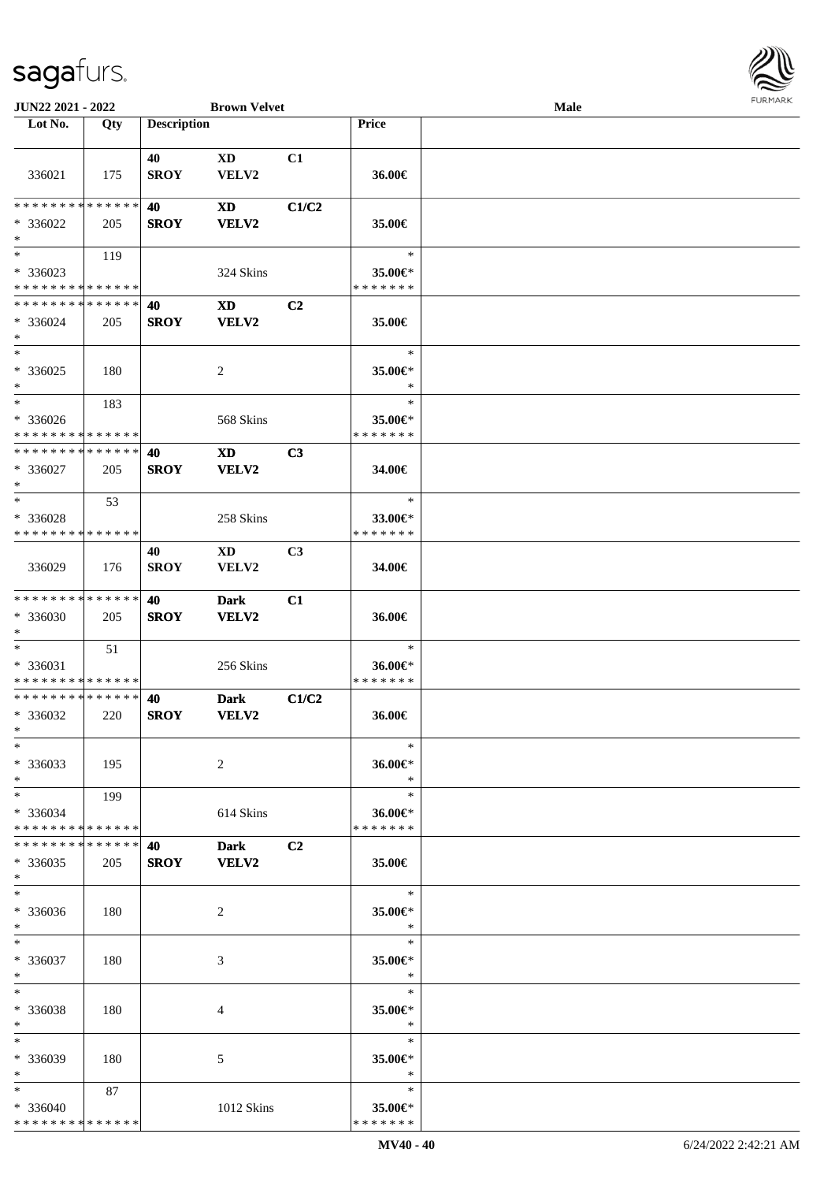JUN22 2021 - 2022 | Brown Velvet | Male

| Lot No. | Qty | Description | | | Price | |
|---|---|---|---|---|---|---|
| 336021 | 175 | 40 SROY | XD VELV2 | C1 | 36.00€ | |
| * * * * * * * * * * * * * * * 336022 * | 205 | 40 SROY | XD VELV2 | C1/C2 | 35.00€ | |
| * * 336023 * * * * * * * * * * * * * * | 119 | | 324 Skins | | * 35.00€* * * * * * * * | |
| * * * * * * * * * * * * * * * 336024 * | 205 | 40 SROY | XD VELV2 | C2 | 35.00€ | |
| * * 336025 * | 180 | | 2 | | * 35.00€* * | |
| * * 336026 * * * * * * * * * * * * * * | 183 | | 568 Skins | | * 35.00€* * * * * * * * | |
| * * * * * * * * * * * * * * * 336027 * | 205 | 40 SROY | XD VELV2 | C3 | 34.00€ | |
| * * 336028 * * * * * * * * * * * * * * | 53 | | 258 Skins | | * 33.00€* * * * * * * * | |
| 336029 | 176 | 40 SROY | XD VELV2 | C3 | 34.00€ | |
| * * * * * * * * * * * * * * * 336030 * | 205 | 40 SROY | Dark VELV2 | C1 | 36.00€ | |
| * * 336031 * * * * * * * * * * * * * * | 51 | | 256 Skins | | * 36.00€* * * * * * * * | |
| * * * * * * * * * * * * * * * 336032 * | 220 | 40 SROY | Dark VELV2 | C1/C2 | 36.00€ | |
| * * 336033 * | 195 | | 2 | | * 36.00€* * | |
| * * 336034 * * * * * * * * * * * * * * | 199 | | 614 Skins | | * 36.00€* * * * * * * * | |
| * * * * * * * * * * * * * * * 336035 * | 205 | 40 SROY | Dark VELV2 | C2 | 35.00€ | |
| * * 336036 * | 180 | | 2 | | * 35.00€* * | |
| * * 336037 * | 180 | | 3 | | * 35.00€* * | |
| * * 336038 * | 180 | | 4 | | * 35.00€* * | |
| * * 336039 * | 180 | | 5 | | * 35.00€* * | |
| * * 336040 * * * * * * * * * * * * * * | 87 | | 1012 Skins | | * 35.00€* * * * * * * * | |

MV40 - 40 | 6/24/2022 2:42:21 AM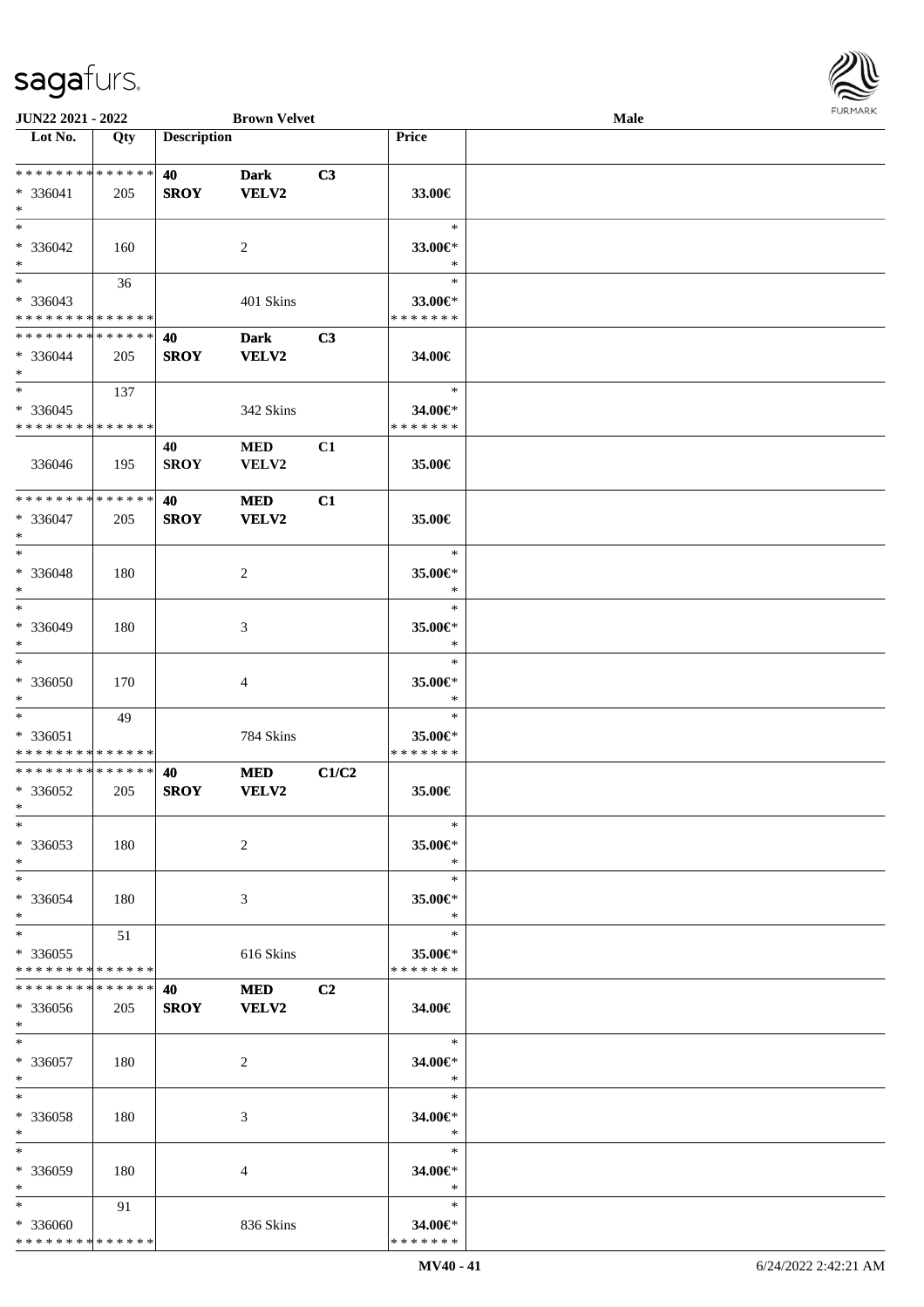**JUN22 2021 - 2022** **Brown Velvet** **Male**

| Lot No. | Qty | Description | | | Price | |
|---|---|---|---|---|---|---|
| * * * * * * * * * * * * * * | | **40** | **Dark** | **C3** | | |
| * 336041 | 205 | **SROY** | **VELV2** | | **33.00€** | |
| * | | | | | | |
| * | | | | | * | |
| * 336042 | 160 | | 2 | | **33.00€*** | |
| * | | | | | * | |
| * | 36 | | | | * | |
| * 336043 | | | 401 Skins | | **33.00€*** | |
| * * * * * * * * * * * * * * | | | | | * * * * * * * | |
| * * * * * * * * * * * * * * | | **40** | **Dark** | **C3** | | |
| * 336044 | 205 | **SROY** | **VELV2** | | **34.00€** | |
| * | | | | | | |
| * | 137 | | | | * | |
| * 336045 | | | 342 Skins | | **34.00€*** | |
| * * * * * * * * * * * * * * | | | | | * * * * * * * | |
| | | **40** | **MED** | **C1** | | |
| 336046 | 195 | **SROY** | **VELV2** | | **35.00€** | |
| * * * * * * * * * * * * * * | | **40** | **MED** | **C1** | | |
| * 336047 | 205 | **SROY** | **VELV2** | | **35.00€** | |
| * | | | | | | |
| * | | | | | * | |
| * 336048 | 180 | | 2 | | **35.00€*** | |
| * | | | | | * | |
| * | | | | | * | |
| * 336049 | 180 | | 3 | | **35.00€*** | |
| * | | | | | * | |
| * | | | | | * | |
| * 336050 | 170 | | 4 | | **35.00€*** | |
| * | | | | | * | |
| * | 49 | | | | * | |
| * 336051 | | | 784 Skins | | **35.00€*** | |
| * * * * * * * * * * * * * * | | | | | * * * * * * * | |
| * * * * * * * * * * * * * * | | **40** | **MED** | **C1/C2** | | |
| * 336052 | 205 | **SROY** | **VELV2** | | **35.00€** | |
| * | | | | | | |
| * | | | | | * | |
| * 336053 | 180 | | 2 | | **35.00€*** | |
| * | | | | | * | |
| * | | | | | * | |
| * 336054 | 180 | | 3 | | **35.00€*** | |
| * | | | | | * | |
| * | 51 | | | | * | |
| * 336055 | | | 616 Skins | | **35.00€*** | |
| * * * * * * * * * * * * * * | | | | | * * * * * * * | |
| * * * * * * * * * * * * * * | | **40** | **MED** | **C2** | | |
| * 336056 | 205 | **SROY** | **VELV2** | | **34.00€** | |
| * | | | | | | |
| * | | | | | * | |
| * 336057 | 180 | | 2 | | **34.00€*** | |
| * | | | | | * | |
| * | | | | | * | |
| * 336058 | 180 | | 3 | | **34.00€*** | |
| * | | | | | * | |
| * | | | | | * | |
| * 336059 | 180 | | 4 | | **34.00€*** | |
| * | | | | | * | |
| * | 91 | | | | * | |
| * 336060 | | | 836 Skins | | **34.00€*** | |
| * * * * * * * * * * * * * * | | | | | * * * * * * * | |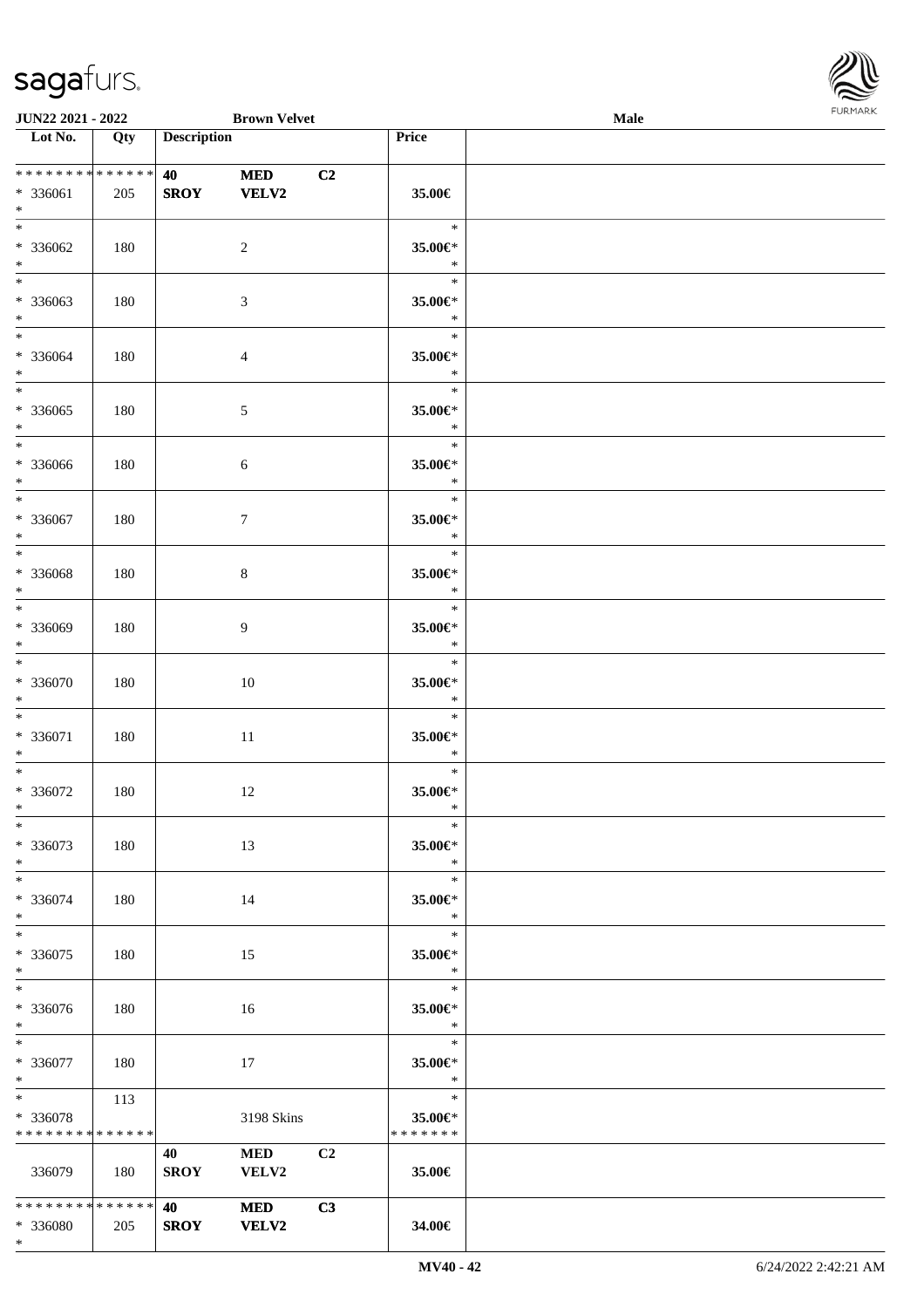| Lot No. | Qty | Description | | | Price | |
|---|---|---|---|---|---|---|
| * * * * * * * * * * * * * * | | 40 | MED | C2 | | |
| * 336061 | 205 | SROY | VELV2 | | 35.00€ | |
| * | | | | | | |
| * | | | | | * | |
| * 336062 | 180 | | 2 | | 35.00€* | |
| * | | | | | * | |
| * | | | | | * | |
| * 336063 | 180 | | 3 | | 35.00€* | |
| * | | | | | * | |
| * | | | | | * | |
| * 336064 | 180 | | 4 | | 35.00€* | |
| * | | | | | * | |
| * | | | | | * | |
| * 336065 | 180 | | 5 | | 35.00€* | |
| * | | | | | * | |
| * | | | | | * | |
| * 336066 | 180 | | 6 | | 35.00€* | |
| * | | | | | * | |
| * | | | | | * | |
| * 336067 | 180 | | 7 | | 35.00€* | |
| * | | | | | * | |
| * | | | | | * | |
| * 336068 | 180 | | 8 | | 35.00€* | |
| * | | | | | * | |
| * | | | | | * | |
| * 336069 | 180 | | 9 | | 35.00€* | |
| * | | | | | * | |
| * | | | | | * | |
| * 336070 | 180 | | 10 | | 35.00€* | |
| * | | | | | * | |
| * | | | | | * | |
| * 336071 | 180 | | 11 | | 35.00€* | |
| * | | | | | * | |
| * | | | | | * | |
| * 336072 | 180 | | 12 | | 35.00€* | |
| * | | | | | * | |
| * | | | | | * | |
| * 336073 | 180 | | 13 | | 35.00€* | |
| * | | | | | * | |
| * | | | | | * | |
| * 336074 | 180 | | 14 | | 35.00€* | |
| * | | | | | * | |
| * | | | | | * | |
| * 336075 | 180 | | 15 | | 35.00€* | |
| * | | | | | * | |
| * | | | | | * | |
| * 336076 | 180 | | 16 | | 35.00€* | |
| * | | | | | * | |
| * | | | | | * | |
| * 336077 | 180 | | 17 | | 35.00€* | |
| * | | | | | * | |
| * | 113 | | | | * | |
| * 336078 | | | 3198 Skins | | 35.00€* | |
| * * * * * * * * * * * * * * | | | | | * * * * * * * | |
| | | 40 | MED | C2 | | |
| 336079 | 180 | SROY | VELV2 | | 35.00€ | |
| * * * * * * * * * * * * * * | | 40 | MED | C3 | | |
| * 336080 | 205 | SROY | VELV2 | | 34.00€ | |
| * | | | | | | |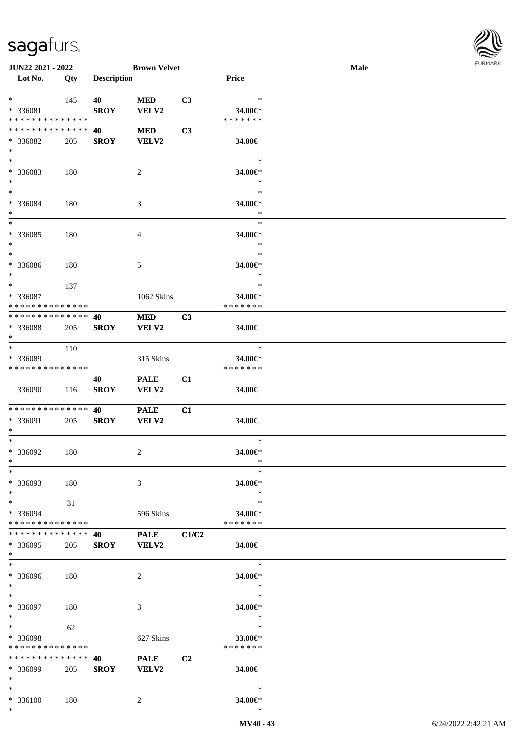JUN22 2021 - 2022 | Brown Velvet | Male

| Lot No. | Qty | Description | | | Price |
|---|---|---|---|---|---|
| * | 145 | 40 | MED | C3 | * |
| * 336081 | | SROY | VELV2 | | 34.00€* |
| * * * * * * * * * * * * * * | | | | | * * * * * * * |
| * * * * * * * * * * * * * * | | 40 | MED | C3 | |
| * 336082 | 205 | SROY | VELV2 | | 34.00€ |
| * | | | | | |
| * | | | | | * |
| * 336083 | 180 | | 2 | | 34.00€* |
| * | | | | | * |
| * | | | | | * |
| * 336084 | 180 | | 3 | | 34.00€* |
| * | | | | | * |
| * | | | | | * |
| * 336085 | 180 | | 4 | | 34.00€* |
| * | | | | | * |
| * | | | | | * |
| * 336086 | 180 | | 5 | | 34.00€* |
| * | | | | | * |
| * | 137 | | | | * |
| * 336087 | | | 1062 Skins | | 34.00€* |
| * * * * * * * * * * * * * * | | | | | * * * * * * * |
| * * * * * * * * * * * * * * | | 40 | MED | C3 | |
| * 336088 | 205 | SROY | VELV2 | | 34.00€ |
| * | | | | | |
| * | 110 | | | | * |
| * 336089 | | | 315 Skins | | 34.00€* |
| * * * * * * * * * * * * * * | | | | | * * * * * * * |
| | | 40 | PALE | C1 | |
| 336090 | 116 | SROY | VELV2 | | 34.00€ |
| * * * * * * * * * * * * * * | | 40 | PALE | C1 | |
| * 336091 | 205 | SROY | VELV2 | | 34.00€ |
| * | | | | | |
| * | | | | | * |
| * 336092 | 180 | | 2 | | 34.00€* |
| * | | | | | * |
| * | | | | | * |
| * 336093 | 180 | | 3 | | 34.00€* |
| * | | | | | * |
| * | 31 | | | | * |
| * 336094 | | | 596 Skins | | 34.00€* |
| * * * * * * * * * * * * * * | | | | | * * * * * * * |
| * * * * * * * * * * * * * * | | 40 | PALE | C1/C2 | |
| * 336095 | 205 | SROY | VELV2 | | 34.00€ |
| * | | | | | |
| * | | | | | * |
| * 336096 | 180 | | 2 | | 34.00€* |
| * | | | | | * |
| * | | | | | * |
| * 336097 | 180 | | 3 | | 34.00€* |
| * | | | | | * |
| * | 62 | | | | * |
| * 336098 | | | 627 Skins | | 33.00€* |
| * * * * * * * * * * * * * * | | | | | * * * * * * * |
| * * * * * * * * * * * * * * | | 40 | PALE | C2 | |
| * 336099 | 205 | SROY | VELV2 | | 34.00€ |
| * | | | | | |
| * | | | | | * |
| * 336100 | 180 | | 2 | | 34.00€* |
| * | | | | | * |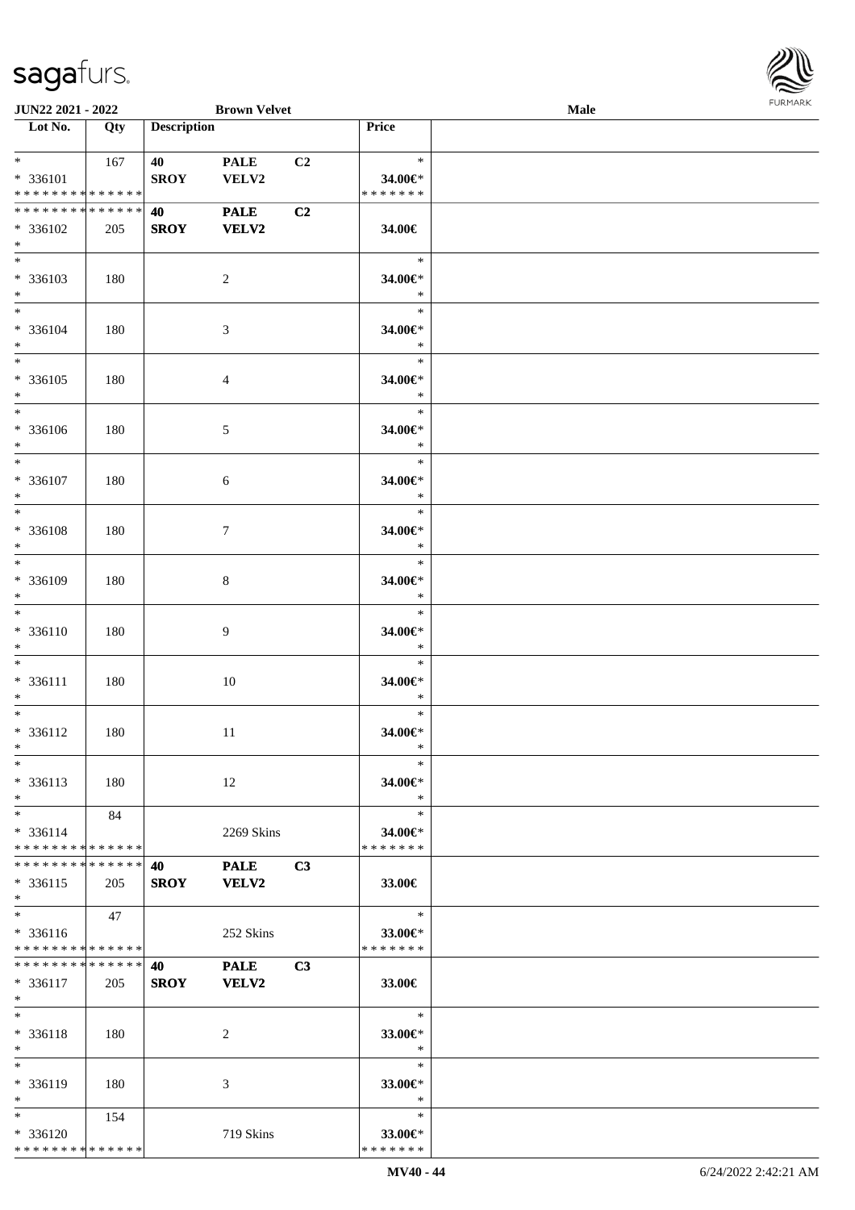JUN22 2021 - 2022 **Brown Velvet** **Male**

| Lot No. | Qty | Description | | | Price | |
|---|---|---|---|---|---|---|
| * | 167 | 40 | PALE | C2 | * | |
| * 336101 | | SROY | VELV2 | | 34.00€* | |
| * * * * * * * * * * * * * * | | | | | * * * * * * * | |
| * * * * * * * * * * * * * * | | **40** | **PALE** | **C2** | | |
| * 336102 | 205 | **SROY** | **VELV2** | | **34.00€** | |
| * | | | | | | |
| * | | | | | * | |
| * 336103 | 180 | | 2 | | 34.00€* | |
| * | | | | | * | |
| * | | | | | * | |
| * 336104 | 180 | | 3 | | 34.00€* | |
| * | | | | | * | |
| * | | | | | * | |
| * 336105 | 180 | | 4 | | 34.00€* | |
| * | | | | | * | |
| * | | | | | * | |
| * 336106 | 180 | | 5 | | 34.00€* | |
| * | | | | | * | |
| * | | | | | * | |
| * 336107 | 180 | | 6 | | 34.00€* | |
| * | | | | | * | |
| * | | | | | * | |
| * 336108 | 180 | | 7 | | 34.00€* | |
| * | | | | | * | |
| * | | | | | * | |
| * 336109 | 180 | | 8 | | 34.00€* | |
| * | | | | | * | |
| * | | | | | * | |
| * 336110 | 180 | | 9 | | 34.00€* | |
| * | | | | | * | |
| * | | | | | * | |
| * 336111 | 180 | | 10 | | 34.00€* | |
| * | | | | | * | |
| * | | | | | * | |
| * 336112 | 180 | | 11 | | 34.00€* | |
| * | | | | | * | |
| * | | | | | * | |
| * 336113 | 180 | | 12 | | 34.00€* | |
| * | | | | | * | |
| * | 84 | | | | * | |
| * 336114 | | | 2269 Skins | | 34.00€* | |
| * * * * * * * * * * * * * * | | | | | * * * * * * * | |
| * * * * * * * * * * * * * * | | **40** | **PALE** | **C3** | | |
| * 336115 | 205 | **SROY** | **VELV2** | | **33.00€** | |
| * | | | | | | |
| * | 47 | | | | * | |
| * 336116 | | | 252 Skins | | 33.00€* | |
| * * * * * * * * * * * * * * | | | | | * * * * * * * | |
| * * * * * * * * * * * * * * | | **40** | **PALE** | **C3** | | |
| * 336117 | 205 | **SROY** | **VELV2** | | **33.00€** | |
| * | | | | | | |
| * | | | | | * | |
| * 336118 | 180 | | 2 | | 33.00€* | |
| * | | | | | * | |
| * | | | | | * | |
| * 336119 | 180 | | 3 | | 33.00€* | |
| * | | | | | * | |
| * | 154 | | | | * | |
| * 336120 | | | 719 Skins | | 33.00€* | |
| * * * * * * * * * * * * * * | | | | | * * * * * * * | |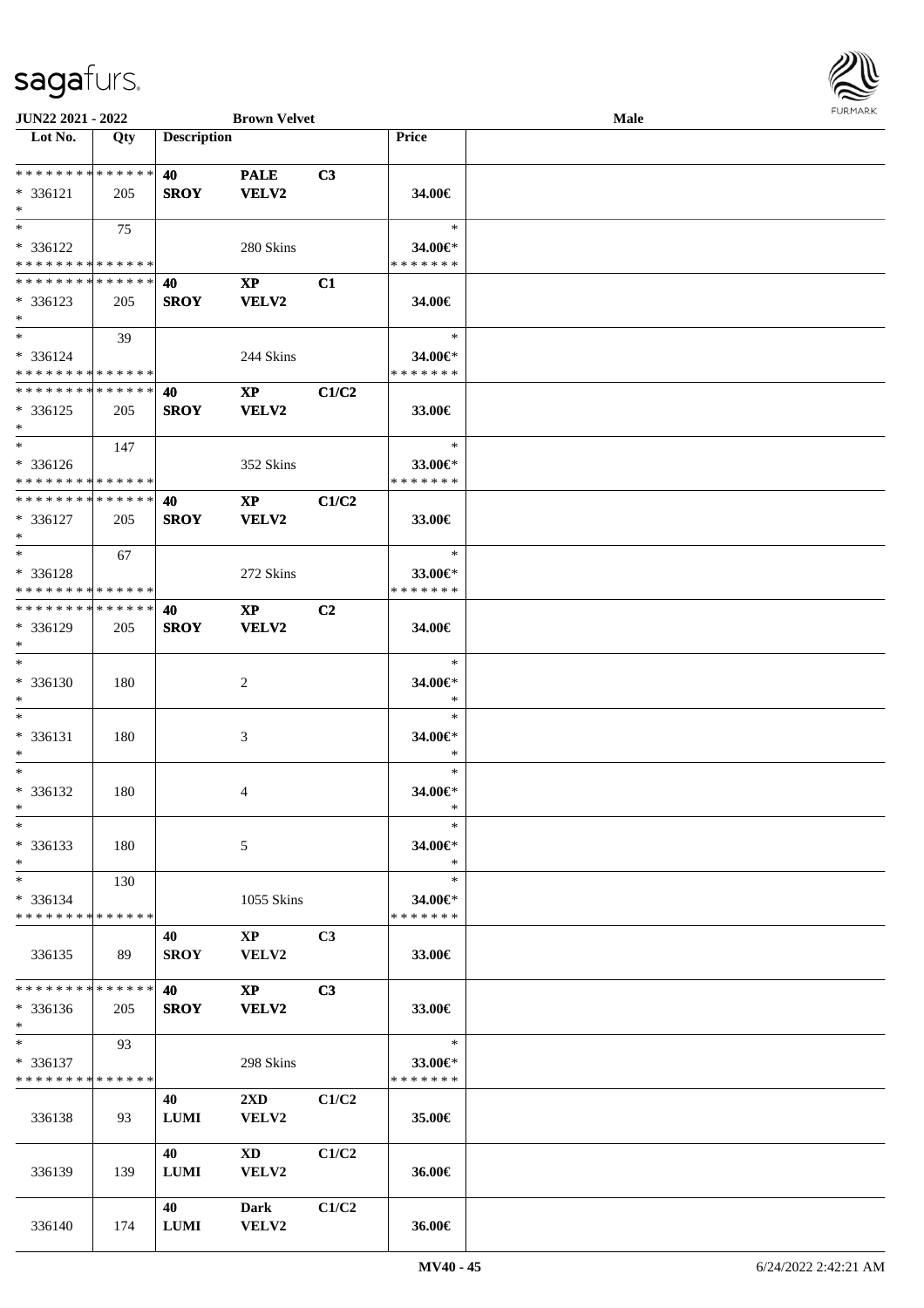| Lot No. | Qty | Description | | | Price | |
|---|---|---|---|---|---|---|
| * * * * * * * * * * * * * * | | 40 | PALE | C3 | | |
| * 336121 | 205 | SROY | VELV2 | | 34.00€ | |
| * | | | | | | |
| * | 75 | | | | * | |
| * 336122 | | | 280 Skins | | 34.00€* | |
| * * * * * * * * * * * * * * | | | | | * * * * * * * | |
| * * * * * * * * * * * * * * | | 40 | XP | C1 | | |
| * 336123 | 205 | SROY | VELV2 | | 34.00€ | |
| * | | | | | | |
| * | 39 | | | | * | |
| * 336124 | | | 244 Skins | | 34.00€* | |
| * * * * * * * * * * * * * * | | | | | * * * * * * * | |
| * * * * * * * * * * * * * * | | 40 | XP | C1/C2 | | |
| * 336125 | 205 | SROY | VELV2 | | 33.00€ | |
| * | | | | | | |
| * | 147 | | | | * | |
| * 336126 | | | 352 Skins | | 33.00€* | |
| * * * * * * * * * * * * * * | | | | | * * * * * * * | |
| * * * * * * * * * * * * * * | | 40 | XP | C1/C2 | | |
| * 336127 | 205 | SROY | VELV2 | | 33.00€ | |
| * | | | | | | |
| * | 67 | | | | * | |
| * 336128 | | | 272 Skins | | 33.00€* | |
| * * * * * * * * * * * * * * | | | | | * * * * * * * | |
| * * * * * * * * * * * * * * | | 40 | XP | C2 | | |
| * 336129 | 205 | SROY | VELV2 | | 34.00€ | |
| * | | | | | | |
| * | | | | | * | |
| * 336130 | 180 | | 2 | | 34.00€* | |
| * | | | | | * | |
| * | | | | | * | |
| * 336131 | 180 | | 3 | | 34.00€* | |
| * | | | | | * | |
| * | | | | | * | |
| * 336132 | 180 | | 4 | | 34.00€* | |
| * | | | | | * | |
| * | | | | | * | |
| * 336133 | 180 | | 5 | | 34.00€* | |
| * | | | | | * | |
| * | 130 | | | | * | |
| * 336134 | | | 1055 Skins | | 34.00€* | |
| * * * * * * * * * * * * * * | | | | | * * * * * * * | |
| | | 40 | XP | C3 | | |
| 336135 | 89 | SROY | VELV2 | | 33.00€ | |
| * * * * * * * * * * * * * * | | 40 | XP | C3 | | |
| * 336136 | 205 | SROY | VELV2 | | 33.00€ | |
| * | | | | | | |
| * | 93 | | | | * | |
| * 336137 | | | 298 Skins | | 33.00€* | |
| * * * * * * * * * * * * * * | | | | | * * * * * * * | |
| | | 40 | 2XD | C1/C2 | | |
| 336138 | 93 | LUMI | VELV2 | | 35.00€ | |
| | | 40 | XD | C1/C2 | | |
| 336139 | 139 | LUMI | VELV2 | | 36.00€ | |
| | | 40 | Dark | C1/C2 | | |
| 336140 | 174 | LUMI | VELV2 | | 36.00€ | |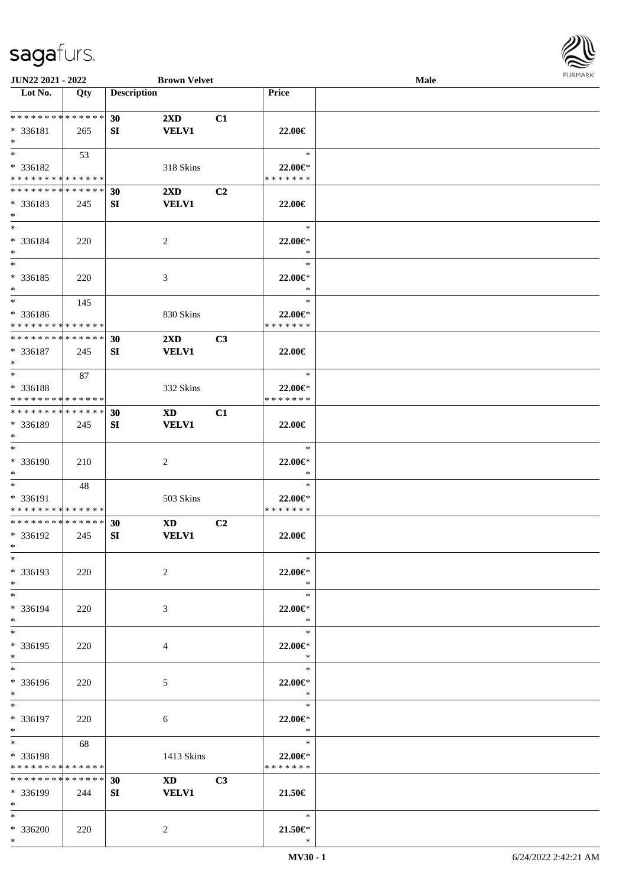**JUN22 2021 - 2022** **Brown Velvet** **Male**

| Lot No. | Qty | Description | | | Price | |
|---|---|---|---|---|---|---|
| * * * * * * * * * * * * * * | | 30 | 2XD | C1 | | |
| * 336181 | 265 | SI | VELV1 | | 22.00€ | |
| * | | | | | | |
| * | 53 | | | | * | |
| * 336182 | | | 318 Skins | | 22.00€* | |
| * * * * * * * * * * * * * * | | | | | * * * * * * * | |
| * * * * * * * * * * * * * * | | 30 | 2XD | C2 | | |
| * 336183 | 245 | SI | VELV1 | | 22.00€ | |
| * | | | | | | |
| * | | | | | * | |
| * 336184 | 220 | | 2 | | 22.00€* | |
| * | | | | | * | |
| * | | | | | * | |
| * 336185 | 220 | | 3 | | 22.00€* | |
| * | | | | | * | |
| * | 145 | | | | * | |
| * 336186 | | | 830 Skins | | 22.00€* | |
| * * * * * * * * * * * * * * | | | | | * * * * * * * | |
| * * * * * * * * * * * * * * | | 30 | 2XD | C3 | | |
| * 336187 | 245 | SI | VELV1 | | 22.00€ | |
| * | | | | | | |
| * | 87 | | | | * | |
| * 336188 | | | 332 Skins | | 22.00€* | |
| * * * * * * * * * * * * * * | | | | | * * * * * * * | |
| * * * * * * * * * * * * * * | | 30 | XD | C1 | | |
| * 336189 | 245 | SI | VELV1 | | 22.00€ | |
| * | | | | | | |
| * | | | | | * | |
| * 336190 | 210 | | 2 | | 22.00€* | |
| * | | | | | * | |
| * | 48 | | | | * | |
| * 336191 | | | 503 Skins | | 22.00€* | |
| * * * * * * * * * * * * * * | | | | | * * * * * * * | |
| * * * * * * * * * * * * * * | | 30 | XD | C2 | | |
| * 336192 | 245 | SI | VELV1 | | 22.00€ | |
| * | | | | | | |
| * | | | | | * | |
| * 336193 | 220 | | 2 | | 22.00€* | |
| * | | | | | * | |
| * | | | | | * | |
| * 336194 | 220 | | 3 | | 22.00€* | |
| * | | | | | * | |
| * | | | | | * | |
| * 336195 | 220 | | 4 | | 22.00€* | |
| * | | | | | * | |
| * | | | | | * | |
| * 336196 | 220 | | 5 | | 22.00€* | |
| * | | | | | * | |
| * | | | | | * | |
| * 336197 | 220 | | 6 | | 22.00€* | |
| * | | | | | * | |
| * | 68 | | | | * | |
| * 336198 | | | 1413 Skins | | 22.00€* | |
| * * * * * * * * * * * * * * | | | | | * * * * * * * | |
| * * * * * * * * * * * * * * | | 30 | XD | C3 | | |
| * 336199 | 244 | SI | VELV1 | | 21.50€ | |
| * | | | | | | |
| * | | | | | * | |
| * 336200 | 220 | | 2 | | 21.50€* | |
| * | | | | | * | |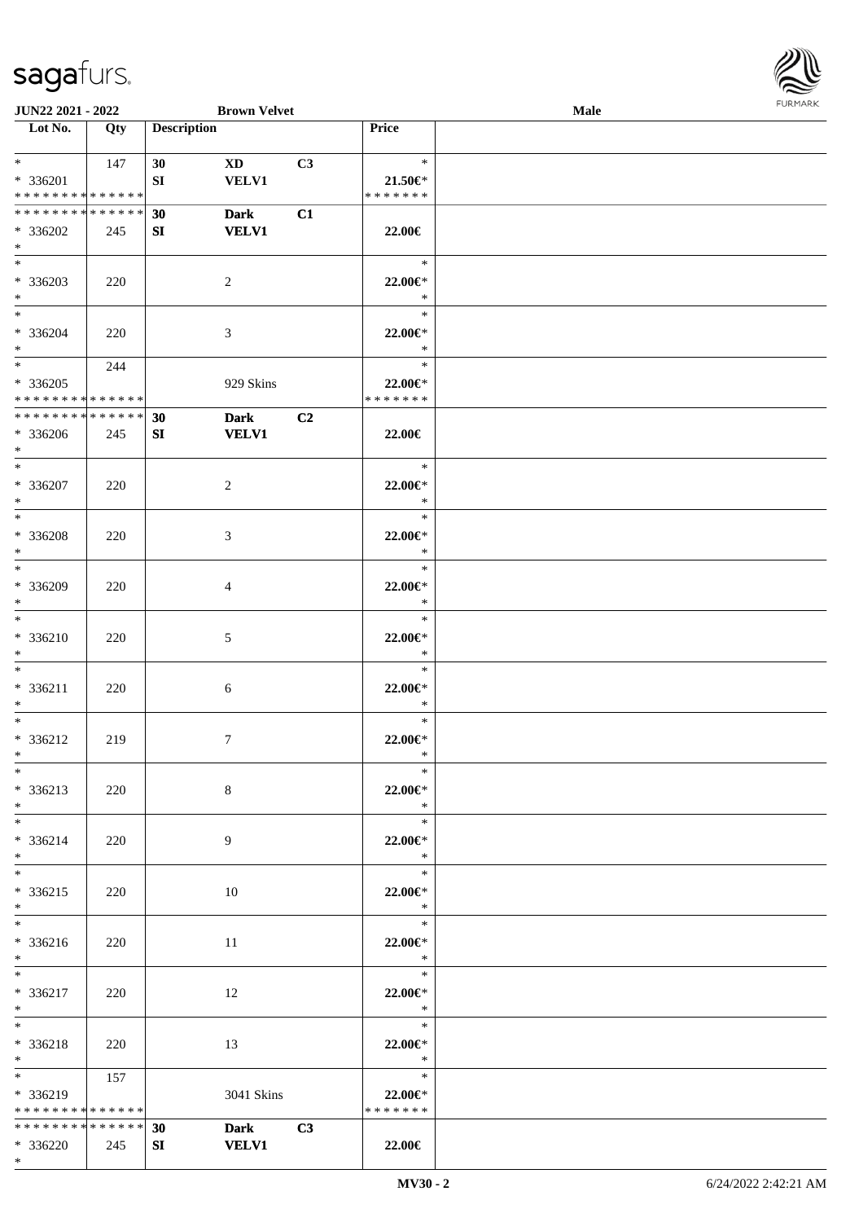| Lot No. | Qty | Description | | | Price | |
|---|---|---|---|---|---|---|
| * | 147 | 30 | XD | C3 | * | |
| * 336201 | | SI | VELV1 | | 21.50€* | |
| * * * * * * * * * * * * * * | | | | | * * * * * * * | |
| * * * * * * * * * * * * * * | | 30 | Dark | C1 | | |
| * 336202 | 245 | SI | VELV1 | | 22.00€ | |
| * | | | | | | |
| * | | | | | * | |
| * 336203 | 220 | | 2 | | 22.00€* | |
| * | | | | | * | |
| * | | | | | * | |
| * 336204 | 220 | | 3 | | 22.00€* | |
| * | | | | | * | |
| * | 244 | | | | * | |
| * 336205 | | | 929 Skins | | 22.00€* | |
| * * * * * * * * * * * * * * | | | | | * * * * * * * | |
| * * * * * * * * * * * * * * | | 30 | Dark | C2 | | |
| * 336206 | 245 | SI | VELV1 | | 22.00€ | |
| * | | | | | | |
| * | | | | | * | |
| * 336207 | 220 | | 2 | | 22.00€* | |
| * | | | | | * | |
| * | | | | | * | |
| * 336208 | 220 | | 3 | | 22.00€* | |
| * | | | | | * | |
| * | | | | | * | |
| * 336209 | 220 | | 4 | | 22.00€* | |
| * | | | | | * | |
| * | | | | | * | |
| * 336210 | 220 | | 5 | | 22.00€* | |
| * | | | | | * | |
| * | | | | | * | |
| * 336211 | 220 | | 6 | | 22.00€* | |
| * | | | | | * | |
| * | | | | | * | |
| * 336212 | 219 | | 7 | | 22.00€* | |
| * | | | | | * | |
| * | | | | | * | |
| * 336213 | 220 | | 8 | | 22.00€* | |
| * | | | | | * | |
| * | | | | | * | |
| * 336214 | 220 | | 9 | | 22.00€* | |
| * | | | | | * | |
| * | | | | | * | |
| * 336215 | 220 | | 10 | | 22.00€* | |
| * | | | | | * | |
| * | | | | | * | |
| * 336216 | 220 | | 11 | | 22.00€* | |
| * | | | | | * | |
| * | | | | | * | |
| * 336217 | 220 | | 12 | | 22.00€* | |
| * | | | | | * | |
| * | | | | | * | |
| * 336218 | 220 | | 13 | | 22.00€* | |
| * | | | | | * | |
| * | 157 | | | | * | |
| * 336219 | | | 3041 Skins | | 22.00€* | |
| * * * * * * * * * * * * * * | | | | | * * * * * * * | |
| * * * * * * * * * * * * * * | | 30 | Dark | C3 | | |
| * 336220 | 245 | SI | VELV1 | | 22.00€ | |
| * | | | | | | |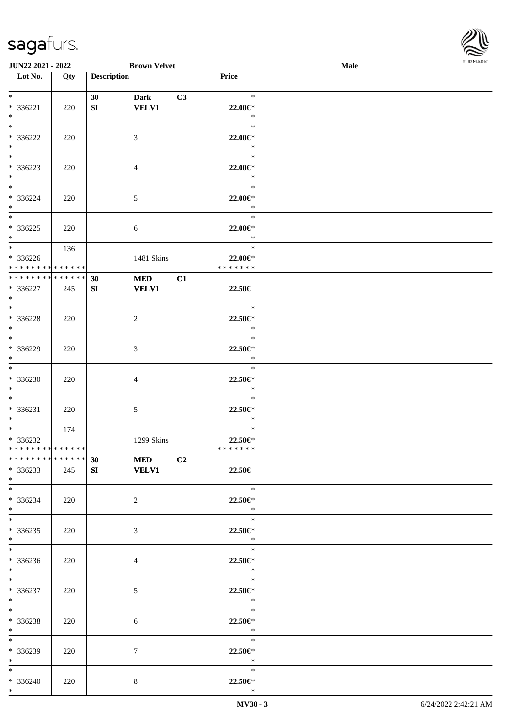| Lot No. | Qty | Description | | | Price | |
|---|---|---|---|---|---|---|
| * | | 30 | Dark | C3 | * | |
| * 336221 | 220 | SI | VELV1 | | 22.00€* | |
| * | | | | | * | |
| * | | | | | * | |
| * 336222 | 220 | | 3 | | 22.00€* | |
| * | | | | | * | |
| * | | | | | * | |
| * 336223 | 220 | | 4 | | 22.00€* | |
| * | | | | | * | |
| * | | | | | * | |
| * 336224 | 220 | | 5 | | 22.00€* | |
| * | | | | | * | |
| * | | | | | * | |
| * 336225 | 220 | | 6 | | 22.00€* | |
| * | | | | | * | |
| * | 136 | | | | * | |
| * 336226 | | | 1481 Skins | | 22.00€* | |
| * * * * * * * * * * * * * * | | | | | * * * * * * * | |
| * * * * * * * * * * * * * * | | 30 | MED | C1 | | |
| * 336227 | 245 | SI | VELV1 | | 22.50€ | |
| * | | | | | | |
| * | | | | | * | |
| * 336228 | 220 | | 2 | | 22.50€* | |
| * | | | | | * | |
| * | | | | | * | |
| * 336229 | 220 | | 3 | | 22.50€* | |
| * | | | | | * | |
| * | | | | | * | |
| * 336230 | 220 | | 4 | | 22.50€* | |
| * | | | | | * | |
| * | | | | | * | |
| * 336231 | 220 | | 5 | | 22.50€* | |
| * | | | | | * | |
| * | 174 | | | | * | |
| * 336232 | | | 1299 Skins | | 22.50€* | |
| * * * * * * * * * * * * * * | | | | | * * * * * * * | |
| * * * * * * * * * * * * * * | | 30 | MED | C2 | | |
| * 336233 | 245 | SI | VELV1 | | 22.50€ | |
| * | | | | | | |
| * | | | | | * | |
| * 336234 | 220 | | 2 | | 22.50€* | |
| * | | | | | * | |
| * | | | | | * | |
| * 336235 | 220 | | 3 | | 22.50€* | |
| * | | | | | * | |
| * | | | | | * | |
| * 336236 | 220 | | 4 | | 22.50€* | |
| * | | | | | * | |
| * | | | | | * | |
| * 336237 | 220 | | 5 | | 22.50€* | |
| * | | | | | * | |
| * | | | | | * | |
| * 336238 | 220 | | 6 | | 22.50€* | |
| * | | | | | * | |
| * | | | | | * | |
| * 336239 | 220 | | 7 | | 22.50€* | |
| * | | | | | * | |
| * | | | | | * | |
| * 336240 | 220 | | 8 | | 22.50€* | |
| * | | | | | * | |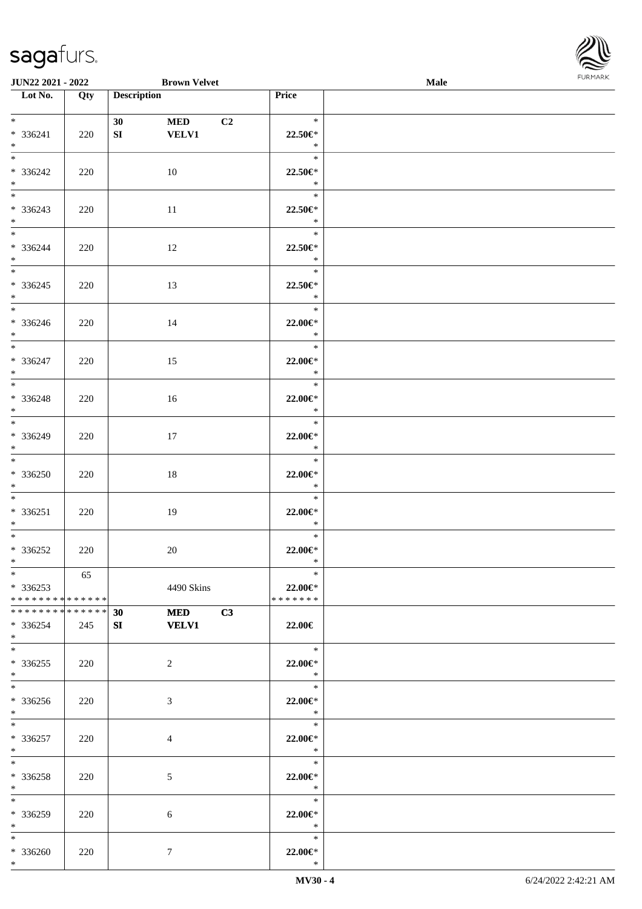| Lot No. | Qty | Description | | | Price | |
|---|---|---|---|---|---|---|
| * | | 30 | MED | C2 | * | |
| * 336241 | 220 | SI | VELV1 | | 22.50€* | |
| * | | | | | * | |
| * | | | | | * | |
| * 336242 | 220 | | 10 | | 22.50€* | |
| * | | | | | * | |
| * | | | | | * | |
| * 336243 | 220 | | 11 | | 22.50€* | |
| * | | | | | * | |
| * | | | | | * | |
| * 336244 | 220 | | 12 | | 22.50€* | |
| * | | | | | * | |
| * | | | | | * | |
| * 336245 | 220 | | 13 | | 22.50€* | |
| * | | | | | * | |
| * | | | | | * | |
| * 336246 | 220 | | 14 | | 22.00€* | |
| * | | | | | * | |
| * | | | | | * | |
| * 336247 | 220 | | 15 | | 22.00€* | |
| * | | | | | * | |
| * | | | | | * | |
| * 336248 | 220 | | 16 | | 22.00€* | |
| * | | | | | * | |
| * | | | | | * | |
| * 336249 | 220 | | 17 | | 22.00€* | |
| * | | | | | * | |
| * | | | | | * | |
| * 336250 | 220 | | 18 | | 22.00€* | |
| * | | | | | * | |
| * | | | | | * | |
| * 336251 | 220 | | 19 | | 22.00€* | |
| * | | | | | * | |
| * | | | | | * | |
| * 336252 | 220 | | 20 | | 22.00€* | |
| * | | | | | * | |
| * | 65 | | | | * | |
| * 336253 | | | 4490 Skins | | 22.00€* | |
| ************** | | | | | ******* | |
| ************** | | 30 | MED | C3 | | |
| * 336254 | 245 | SI | VELV1 | | 22.00€ | |
| * | | | | | | |
| * | | | | | * | |
| * 336255 | 220 | | 2 | | 22.00€* | |
| * | | | | | * | |
| * | | | | | * | |
| * 336256 | 220 | | 3 | | 22.00€* | |
| * | | | | | * | |
| * | | | | | * | |
| * 336257 | 220 | | 4 | | 22.00€* | |
| * | | | | | * | |
| * | | | | | * | |
| * 336258 | 220 | | 5 | | 22.00€* | |
| * | | | | | * | |
| * | | | | | * | |
| * 336259 | 220 | | 6 | | 22.00€* | |
| * | | | | | * | |
| * | | | | | * | |
| * 336260 | 220 | | 7 | | 22.00€* | |
| * | | | | | * | |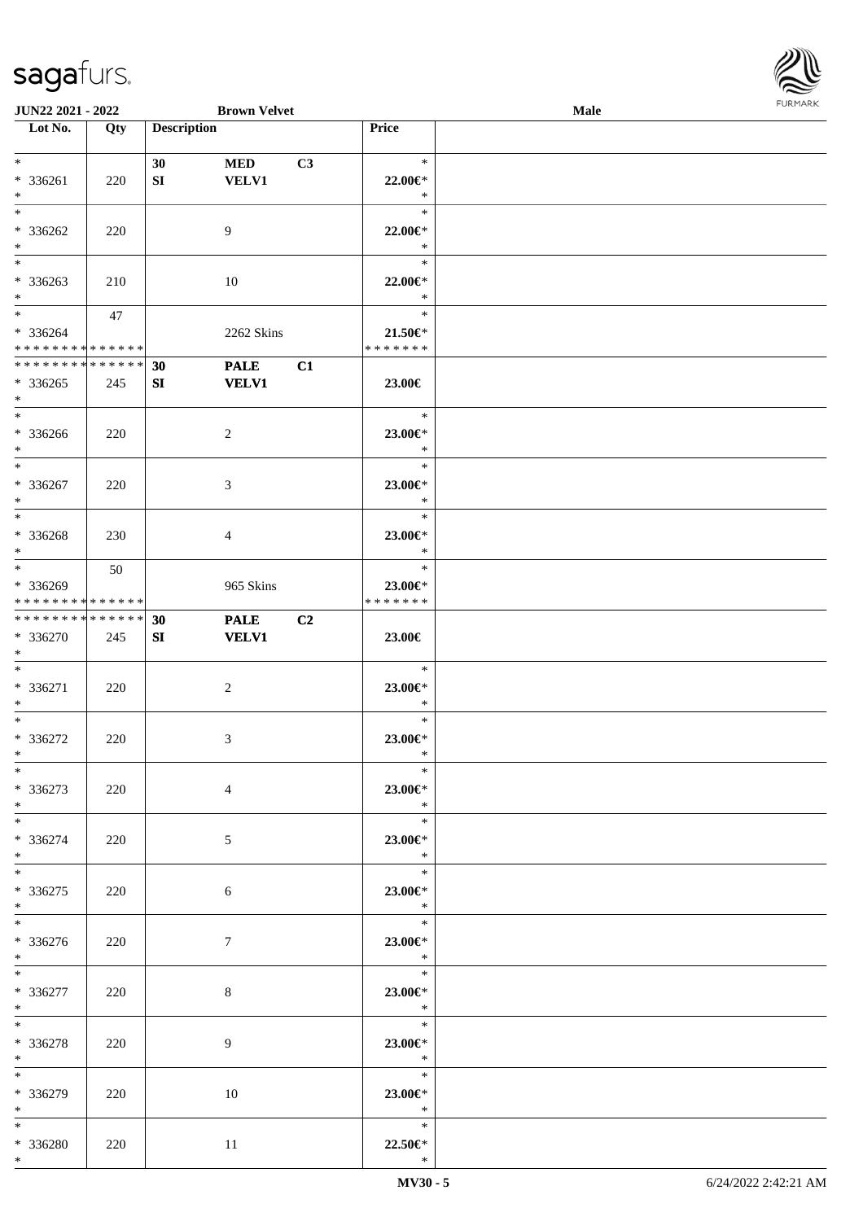| Lot No. | Qty | Description | | | Price | |
|---|---|---|---|---|---|---|
| * | | 30 | MED | C3 | * | |
| * 336261 | 220 | SI | VELV1 | | 22.00€* | |
| * | | | | | * | |
| * | | | | | * | |
| * 336262 | 220 | | 9 | | 22.00€* | |
| * | | | | | * | |
| * | | | | | * | |
| * 336263 | 210 | | 10 | | 22.00€* | |
| * | | | | | * | |
| * | 47 | | | | * | |
| * 336264 | | | 2262 Skins | | 21.50€* | |
| * * * * * * * * * * * * * * | | | | | * * * * * * * | |
| * * * * * * * * * * * * * * | | 30 | PALE | C1 | | |
| * 336265 | 245 | SI | VELV1 | | 23.00€ | |
| * | | | | | | |
| * | | | | | * | |
| * 336266 | 220 | | 2 | | 23.00€* | |
| * | | | | | * | |
| * | | | | | * | |
| * 336267 | 220 | | 3 | | 23.00€* | |
| * | | | | | * | |
| * | | | | | * | |
| * 336268 | 230 | | 4 | | 23.00€* | |
| * | | | | | * | |
| * | 50 | | | | * | |
| * 336269 | | | 965 Skins | | 23.00€* | |
| * * * * * * * * * * * * * * | | | | | * * * * * * * | |
| * * * * * * * * * * * * * * | | 30 | PALE | C2 | | |
| * 336270 | 245 | SI | VELV1 | | 23.00€ | |
| * | | | | | | |
| * | | | | | * | |
| * 336271 | 220 | | 2 | | 23.00€* | |
| * | | | | | * | |
| * | | | | | * | |
| * 336272 | 220 | | 3 | | 23.00€* | |
| * | | | | | * | |
| * | | | | | * | |
| * 336273 | 220 | | 4 | | 23.00€* | |
| * | | | | | * | |
| * | | | | | * | |
| * 336274 | 220 | | 5 | | 23.00€* | |
| * | | | | | * | |
| * | | | | | * | |
| * 336275 | 220 | | 6 | | 23.00€* | |
| * | | | | | * | |
| * | | | | | * | |
| * 336276 | 220 | | 7 | | 23.00€* | |
| * | | | | | * | |
| * | | | | | * | |
| * 336277 | 220 | | 8 | | 23.00€* | |
| * | | | | | * | |
| * | | | | | * | |
| * 336278 | 220 | | 9 | | 23.00€* | |
| * | | | | | * | |
| * | | | | | * | |
| * 336279 | 220 | | 10 | | 23.00€* | |
| * | | | | | * | |
| * | | | | | * | |
| * 336280 | 220 | | 11 | | 22.50€* | |
| * | | | | | * | |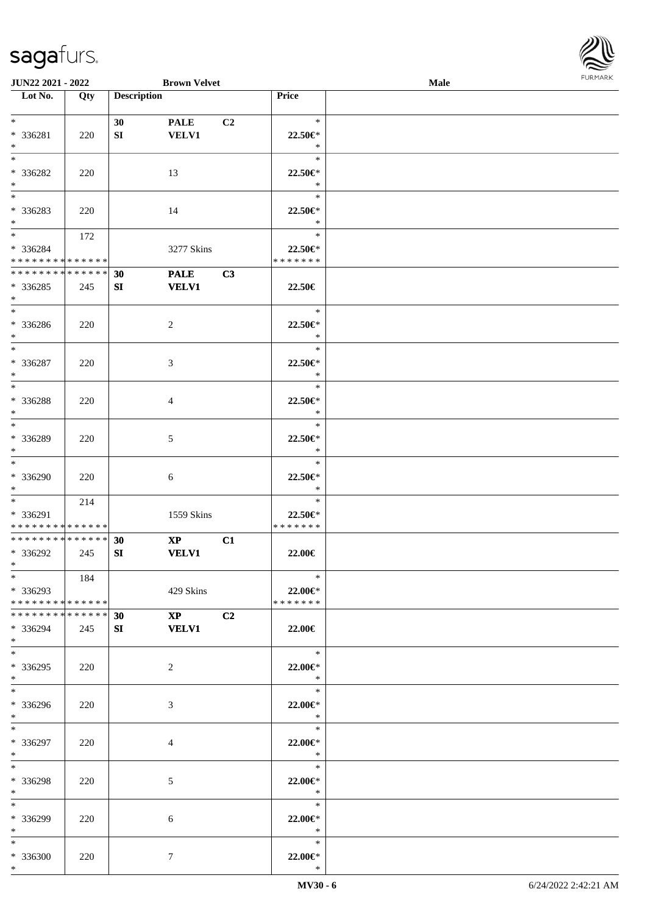| Lot No. | Qty | Description | | | Price |
|---|---|---|---|---|---|
| * | | 30 | PALE | C2 | * |
| * 336281 | 220 | SI | VELV1 | | 22.50€* |
| * | | | | | * |
| * | | | | | * |
| * 336282 | 220 | | 13 | | 22.50€* |
| * | | | | | * |
| * | | | | | * |
| * 336283 | 220 | | 14 | | 22.50€* |
| * | | | | | * |
| * | 172 | | | | * |
| * 336284 | | | 3277 Skins | | 22.50€* |
| * * * * * * * * * * * * * * | | | | | * * * * * * * |
| * * * * * * * * * * * * * * | | 30 | PALE | C3 | |
| * 336285 | 245 | SI | VELV1 | | 22.50€ |
| * | | | | | |
| * | | | | | * |
| * 336286 | 220 | | 2 | | 22.50€* |
| * | | | | | * |
| * | | | | | * |
| * 336287 | 220 | | 3 | | 22.50€* |
| * | | | | | * |
| * | | | | | * |
| * 336288 | 220 | | 4 | | 22.50€* |
| * | | | | | * |
| * | | | | | * |
| * 336289 | 220 | | 5 | | 22.50€* |
| * | | | | | * |
| * | | | | | * |
| * 336290 | 220 | | 6 | | 22.50€* |
| * | | | | | * |
| * | 214 | | | | * |
| * 336291 | | | 1559 Skins | | 22.50€* |
| * * * * * * * * * * * * * * | | | | | * * * * * * * |
| * * * * * * * * * * * * * * | | 30 | XP | C1 | |
| * 336292 | 245 | SI | VELV1 | | 22.00€ |
| * | | | | | |
| * | 184 | | | | * |
| * 336293 | | | 429 Skins | | 22.00€* |
| * * * * * * * * * * * * * * | | | | | * * * * * * * |
| * * * * * * * * * * * * * * | | 30 | XP | C2 | |
| * 336294 | 245 | SI | VELV1 | | 22.00€ |
| * | | | | | |
| * | | | | | * |
| * 336295 | 220 | | 2 | | 22.00€* |
| * | | | | | * |
| * | | | | | * |
| * 336296 | 220 | | 3 | | 22.00€* |
| * | | | | | * |
| * | | | | | * |
| * 336297 | 220 | | 4 | | 22.00€* |
| * | | | | | * |
| * | | | | | * |
| * 336298 | 220 | | 5 | | 22.00€* |
| * | | | | | * |
| * | | | | | * |
| * 336299 | 220 | | 6 | | 22.00€* |
| * | | | | | * |
| * | | | | | * |
| * 336300 | 220 | | 7 | | 22.00€* |
| * | | | | | * |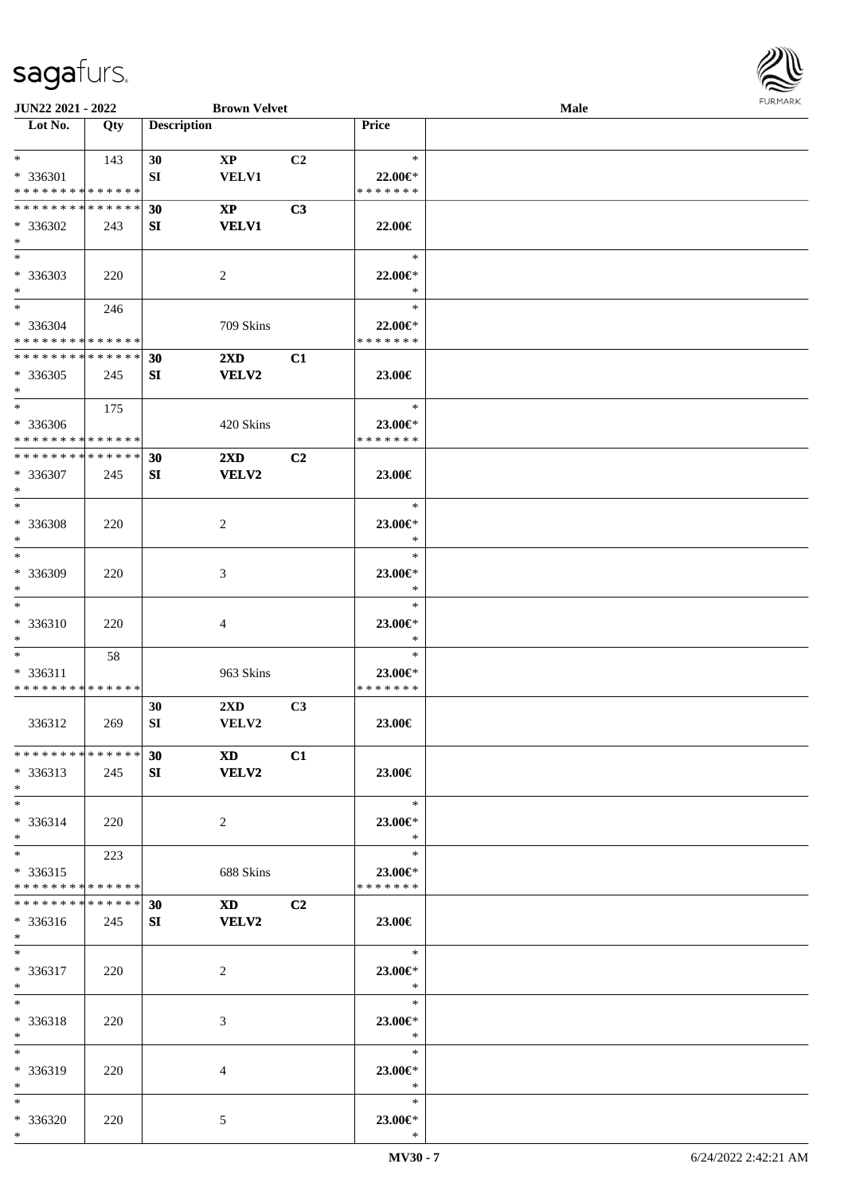JUN22 2021 - 2022 Brown Velvet Male

| Lot No. | Qty | Description | | | Price | |
|---|---|---|---|---|---|---|
| * | 143 | 30 | XP | C2 | * | |
| * 336301 | | SI | VELV1 | | 22.00€* | |
| * * * * * * * * * * * * * * | | | | | * * * * * * * | |
| * * * * * * * * * * * * * * | | 30 | XP | C3 | | |
| * 336302 | 243 | SI | VELV1 | | 22.00€ | |
| * | | | | | | |
| * | | | | | * | |
| * 336303 | 220 | | 2 | | 22.00€* | |
| * | | | | | * | |
| * | 246 | | | | * | |
| * 336304 | | | 709 Skins | | 22.00€* | |
| * * * * * * * * * * * * * * | | | | | * * * * * * * | |
| * * * * * * * * * * * * * * | | 30 | 2XD | C1 | | |
| * 336305 | 245 | SI | VELV2 | | 23.00€ | |
| * | | | | | | |
| * | 175 | | | | * | |
| * 336306 | | | 420 Skins | | 23.00€* | |
| * * * * * * * * * * * * * * | | | | | * * * * * * * | |
| * * * * * * * * * * * * * * | | 30 | 2XD | C2 | | |
| * 336307 | 245 | SI | VELV2 | | 23.00€ | |
| * | | | | | | |
| * | | | | | * | |
| * 336308 | 220 | | 2 | | 23.00€* | |
| * | | | | | * | |
| * | | | | | * | |
| * 336309 | 220 | | 3 | | 23.00€* | |
| * | | | | | * | |
| * | | | | | * | |
| * 336310 | 220 | | 4 | | 23.00€* | |
| * | | | | | * | |
| * | 58 | | | | * | |
| * 336311 | | | 963 Skins | | 23.00€* | |
| * * * * * * * * * * * * * * | | | | | * * * * * * * | |
| | | 30 | 2XD | C3 | | |
| 336312 | 269 | SI | VELV2 | | 23.00€ | |
| * * * * * * * * * * * * * * | | 30 | XD | C1 | | |
| * 336313 | 245 | SI | VELV2 | | 23.00€ | |
| * | | | | | | |
| * | | | | | * | |
| * 336314 | 220 | | 2 | | 23.00€* | |
| * | | | | | * | |
| * | 223 | | | | * | |
| * 336315 | | | 688 Skins | | 23.00€* | |
| * * * * * * * * * * * * * * | | | | | * * * * * * * | |
| * * * * * * * * * * * * * * | | 30 | XD | C2 | | |
| * 336316 | 245 | SI | VELV2 | | 23.00€ | |
| * | | | | | | |
| * | | | | | * | |
| * 336317 | 220 | | 2 | | 23.00€* | |
| * | | | | | * | |
| * | | | | | * | |
| * 336318 | 220 | | 3 | | 23.00€* | |
| * | | | | | * | |
| * | | | | | * | |
| * 336319 | 220 | | 4 | | 23.00€* | |
| * | | | | | * | |
| * | | | | | * | |
| * 336320 | 220 | | 5 | | 23.00€* | |
| * | | | | | * | |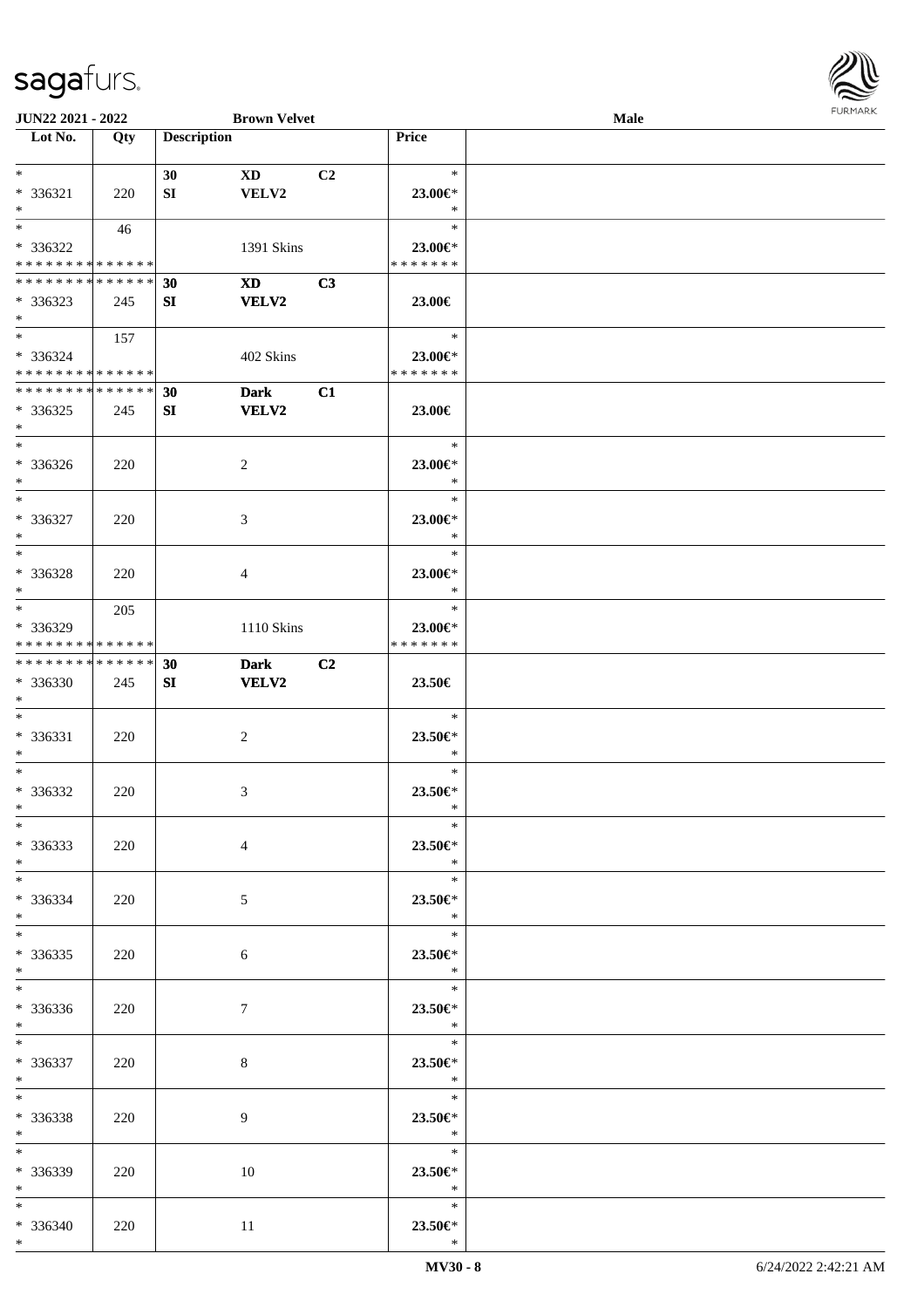| Lot No. | Qty | Description | | | Price |
|---|---|---|---|---|---|
| * | | 30 | XD | C2 | * |
| * 336321 | 220 | SI | VELV2 | | 23.00€* |
| * | | | | | * |
| * | 46 | | | | * |
| * 336322 | | | 1391 Skins | | 23.00€* |
| * * * * * * * * * * * * * * | | | | | * * * * * * * |
| * * * * * * * * * * * * * * | | 30 | XD | C3 | |
| * 336323 | 245 | SI | VELV2 | | 23.00€ |
| * | | | | | |
| * | 157 | | | | * |
| * 336324 | | | 402 Skins | | 23.00€* |
| * * * * * * * * * * * * * * | | | | | * * * * * * * |
| * * * * * * * * * * * * * * | | 30 | Dark | C1 | |
| * 336325 | 245 | SI | VELV2 | | 23.00€ |
| * | | | | | |
| * | | | | | * |
| * 336326 | 220 | | 2 | | 23.00€* |
| * | | | | | * |
| * | | | | | * |
| * 336327 | 220 | | 3 | | 23.00€* |
| * | | | | | * |
| * | | | | | * |
| * 336328 | 220 | | 4 | | 23.00€* |
| * | | | | | * |
| * | 205 | | | | * |
| * 336329 | | | 1110 Skins | | 23.00€* |
| * * * * * * * * * * * * * * | | | | | * * * * * * * |
| * * * * * * * * * * * * * * | | 30 | Dark | C2 | |
| * 336330 | 245 | SI | VELV2 | | 23.50€ |
| * | | | | | |
| * | | | | | * |
| * 336331 | 220 | | 2 | | 23.50€* |
| * | | | | | * |
| * | | | | | * |
| * 336332 | 220 | | 3 | | 23.50€* |
| * | | | | | * |
| * | | | | | * |
| * 336333 | 220 | | 4 | | 23.50€* |
| * | | | | | * |
| * | | | | | * |
| * 336334 | 220 | | 5 | | 23.50€* |
| * | | | | | * |
| * | | | | | * |
| * 336335 | 220 | | 6 | | 23.50€* |
| * | | | | | * |
| * | | | | | * |
| * 336336 | 220 | | 7 | | 23.50€* |
| * | | | | | * |
| * | | | | | * |
| * 336337 | 220 | | 8 | | 23.50€* |
| * | | | | | * |
| * | | | | | * |
| * 336338 | 220 | | 9 | | 23.50€* |
| * | | | | | * |
| * | | | | | * |
| * 336339 | 220 | | 10 | | 23.50€* |
| * | | | | | * |
| * | | | | | * |
| * 336340 | 220 | | 11 | | 23.50€* |
| * | | | | | * |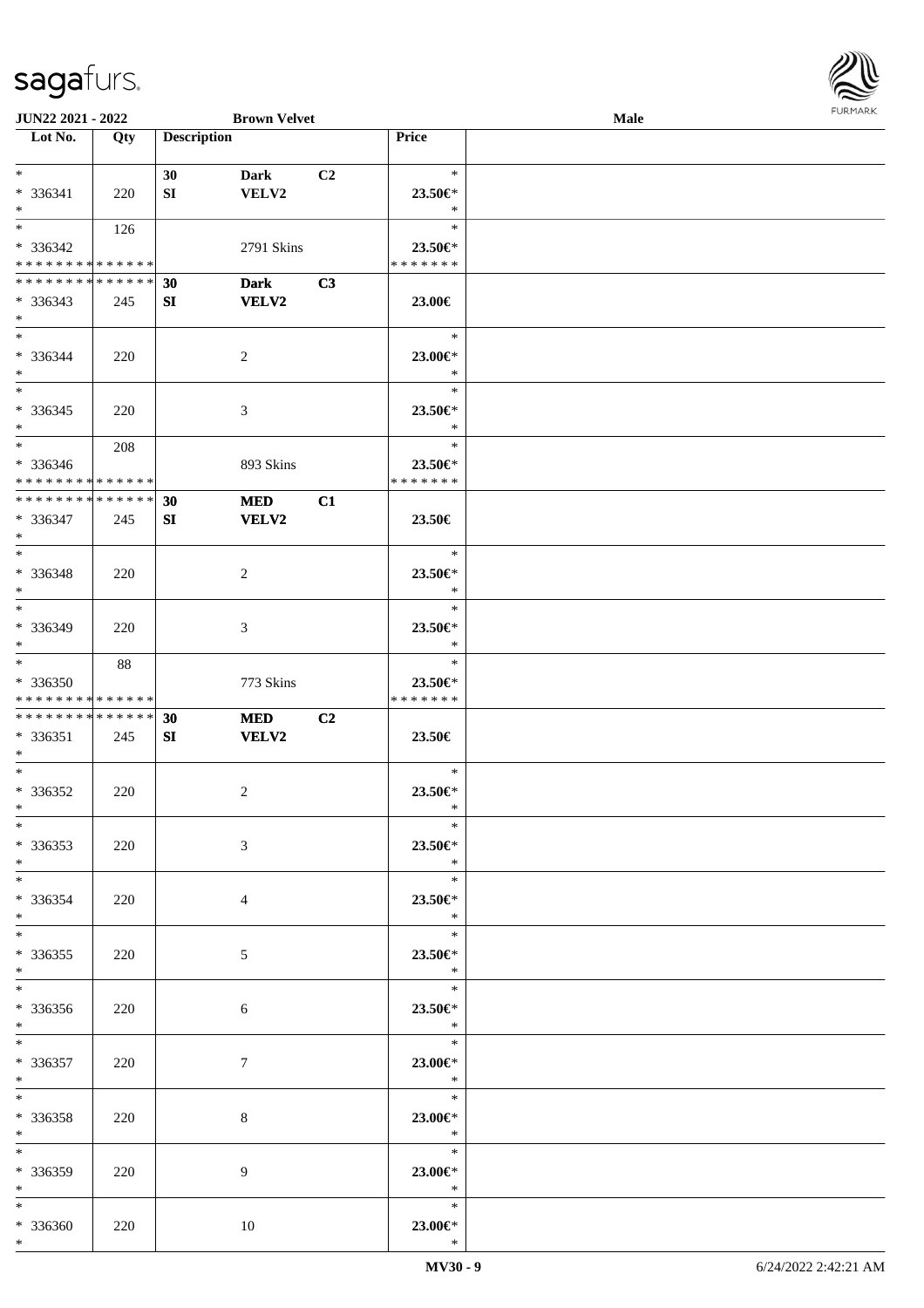| Lot No. | Qty | Description | | | Price | |
|---|---|---|---|---|---|---|
| * | | 30 | Dark | C2 | * | |
| * 336341 | 220 | SI | VELV2 | | 23.50€* | |
| * | | | | | * | |
| * | 126 | | | | * | |
| * 336342 | | | 2791 Skins | | 23.50€* | |
| * * * * * * * * * * * * * * | | | | | * * * * * * * | |
| * * * * * * * * * * * * * * | | 30 | Dark | C3 | | |
| * 336343 | 245 | SI | VELV2 | | 23.00€ | |
| * | | | | | | |
| * | | | | | * | |
| * 336344 | 220 | | 2 | | 23.00€* | |
| * | | | | | * | |
| * | | | | | * | |
| * 336345 | 220 | | 3 | | 23.50€* | |
| * | | | | | * | |
| * | 208 | | | | * | |
| * 336346 | | | 893 Skins | | 23.50€* | |
| * * * * * * * * * * * * * * | | | | | * * * * * * * | |
| * * * * * * * * * * * * * * | | 30 | MED | C1 | | |
| * 336347 | 245 | SI | VELV2 | | 23.50€ | |
| * | | | | | | |
| * | | | | | * | |
| * 336348 | 220 | | 2 | | 23.50€* | |
| * | | | | | * | |
| * | | | | | * | |
| * 336349 | 220 | | 3 | | 23.50€* | |
| * | | | | | * | |
| * | 88 | | | | * | |
| * 336350 | | | 773 Skins | | 23.50€* | |
| * * * * * * * * * * * * * * | | | | | * * * * * * * | |
| * * * * * * * * * * * * * * | | 30 | MED | C2 | | |
| * 336351 | 245 | SI | VELV2 | | 23.50€ | |
| * | | | | | | |
| * | | | | | * | |
| * 336352 | 220 | | 2 | | 23.50€* | |
| * | | | | | * | |
| * | | | | | * | |
| * 336353 | 220 | | 3 | | 23.50€* | |
| * | | | | | * | |
| * | | | | | * | |
| * 336354 | 220 | | 4 | | 23.50€* | |
| * | | | | | * | |
| * | | | | | * | |
| * 336355 | 220 | | 5 | | 23.50€* | |
| * | | | | | * | |
| * | | | | | * | |
| * 336356 | 220 | | 6 | | 23.50€* | |
| * | | | | | * | |
| * | | | | | * | |
| * 336357 | 220 | | 7 | | 23.00€* | |
| * | | | | | * | |
| * | | | | | * | |
| * 336358 | 220 | | 8 | | 23.00€* | |
| * | | | | | * | |
| * | | | | | * | |
| * 336359 | 220 | | 9 | | 23.00€* | |
| * | | | | | * | |
| * | | | | | * | |
| * 336360 | 220 | | 10 | | 23.00€* | |
| * | | | | | * | |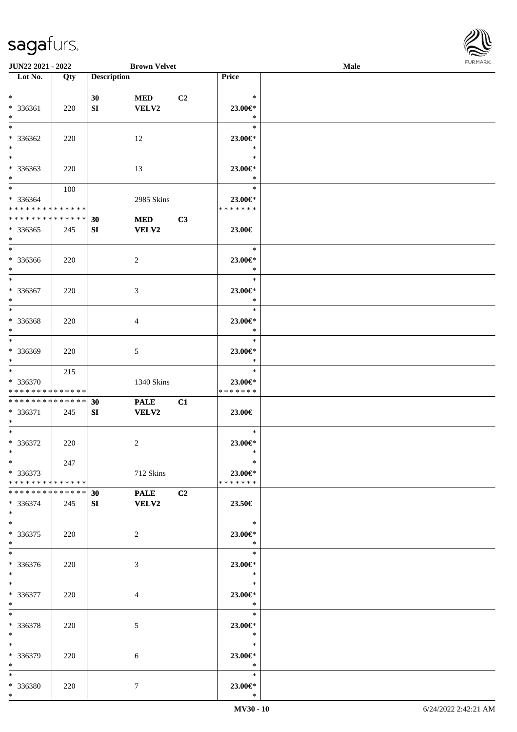| Lot No. | Qty | Description | | | Price | |
|---|---|---|---|---|---|---|
| * | | 30 | MED | C2 | * | |
| * 336361 | 220 | SI | VELV2 | | 23.00€* | |
| * | | | | | * | |
| * | | | | | * | |
| * 336362 | 220 | | 12 | | 23.00€* | |
| * | | | | | * | |
| * | | | | | * | |
| * 336363 | 220 | | 13 | | 23.00€* | |
| * | | | | | * | |
| * | 100 | | | | * | |
| * 336364 | | | 2985 Skins | | 23.00€* | |
| * * * * * * * * * * * * * * | | | | | * * * * * * * | |
| * * * * * * * * * * * * * * | | 30 | MED | C3 | | |
| * 336365 | 245 | SI | VELV2 | | 23.00€ | |
| * | | | | | | |
| * | | | | | * | |
| * 336366 | 220 | | 2 | | 23.00€* | |
| * | | | | | * | |
| * | | | | | * | |
| * 336367 | 220 | | 3 | | 23.00€* | |
| * | | | | | * | |
| * | | | | | * | |
| * 336368 | 220 | | 4 | | 23.00€* | |
| * | | | | | * | |
| * | | | | | * | |
| * 336369 | 220 | | 5 | | 23.00€* | |
| * | | | | | * | |
| * | 215 | | | | * | |
| * 336370 | | | 1340 Skins | | 23.00€* | |
| * * * * * * * * * * * * * * | | | | | * * * * * * * | |
| * * * * * * * * * * * * * * | | 30 | PALE | C1 | | |
| * 336371 | 245 | SI | VELV2 | | 23.00€ | |
| * | | | | | | |
| * | | | | | * | |
| * 336372 | 220 | | 2 | | 23.00€* | |
| * | | | | | * | |
| * | 247 | | | | * | |
| * 336373 | | | 712 Skins | | 23.00€* | |
| * * * * * * * * * * * * * * | | | | | * * * * * * * | |
| * * * * * * * * * * * * * * | | 30 | PALE | C2 | | |
| * 336374 | 245 | SI | VELV2 | | 23.50€ | |
| * | | | | | | |
| * | | | | | * | |
| * 336375 | 220 | | 2 | | 23.00€* | |
| * | | | | | * | |
| * | | | | | * | |
| * 336376 | 220 | | 3 | | 23.00€* | |
| * | | | | | * | |
| * | | | | | * | |
| * 336377 | 220 | | 4 | | 23.00€* | |
| * | | | | | * | |
| * | | | | | * | |
| * 336378 | 220 | | 5 | | 23.00€* | |
| * | | | | | * | |
| * | | | | | * | |
| * 336379 | 220 | | 6 | | 23.00€* | |
| * | | | | | * | |
| * | | | | | * | |
| * 336380 | 220 | | 7 | | 23.00€* | |
| * | | | | | * | |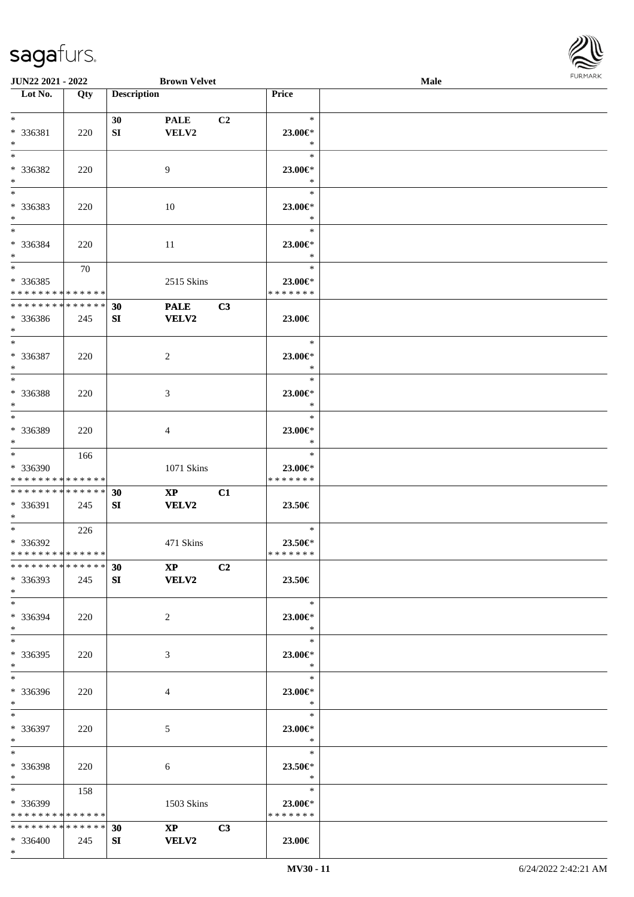**JUN22 2021 - 2022** **Brown Velvet** **Male**

| Lot No. | Qty | Description | | | Price |
|---|---|---|---|---|---|
| * * 336381 * | 220 | 30 SI | PALE VELV2 | C2 | * 23.00€* * |
| * * 336382 * | 220 | | 9 | | * 23.00€* * |
| * * 336383 * | 220 | | 10 | | * 23.00€* * |
| * * 336384 * | 220 | | 11 | | * 23.00€* * |
| * * 336385 * * * * * * * * * * * * * * | 70 | | 2515 Skins | | * 23.00€* * * * * * * * |
| * * * * * * * * * * * * * * * 336386 * | 245 | 30 SI | PALE VELV2 | C3 | 23.00€ |
| * * 336387 * | 220 | | 2 | | * 23.00€* * |
| * * 336388 * | 220 | | 3 | | * 23.00€* * |
| * * 336389 * | 220 | | 4 | | * 23.00€* * |
| * * 336390 * * * * * * * * * * * * * * | 166 | | 1071 Skins | | * 23.00€* * * * * * * * |
| * * * * * * * * * * * * * * * 336391 * | 245 | 30 SI | XP VELV2 | C1 | 23.50€ |
| * * 336392 * * * * * * * * * * * * * * | 226 | | 471 Skins | | * 23.50€* * * * * * * * |
| * * * * * * * * * * * * * * * 336393 * | 245 | 30 SI | XP VELV2 | C2 | 23.50€ |
| * * 336394 * | 220 | | 2 | | * 23.00€* * |
| * * 336395 * | 220 | | 3 | | * 23.00€* * |
| * * 336396 * | 220 | | 4 | | * 23.00€* * |
| * * 336397 * | 220 | | 5 | | * 23.00€* * |
| * * 336398 * | 220 | | 6 | | * 23.50€* * |
| * * 336399 * * * * * * * * * * * * * * | 158 | | 1503 Skins | | * 23.00€* * * * * * * * |
| * * * * * * * * * * * * * * * 336400 * | 245 | 30 SI | XP VELV2 | C3 | 23.00€ |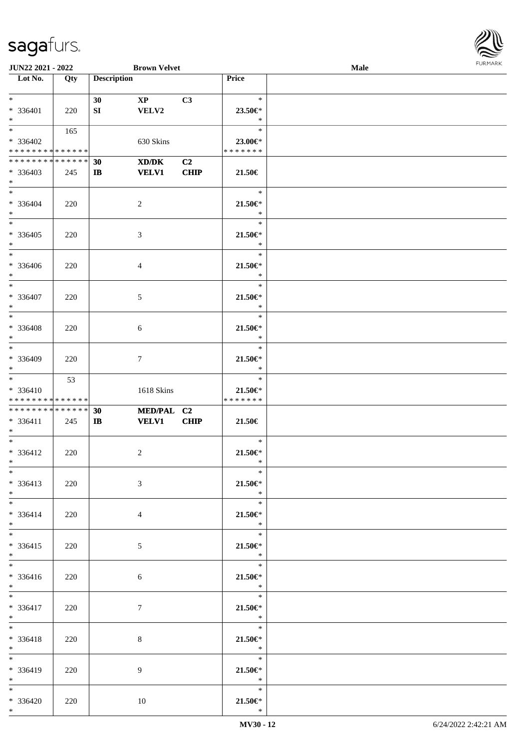JUN22 2021 - 2022 | Brown Velvet | Male

| Lot No. | Qty | Description | | | Price | |
|---|---|---|---|---|---|---|
| * | | 30 | XP | C3 | * | |
| * 336401 | 220 | SI | VELV2 | | 23.50€* | |
| * | | | | | * | |
| * | 165 | | | | * | |
| * 336402 | | | 630 Skins | | 23.00€* | |
| * * * * * * * * * * * * * * | | | | | * * * * * * * | |
| * * * * * * * * * * * * * * | | 30 | XD/DK | C2 | | |
| * 336403 | 245 | IB | VELV1 | CHIP | 21.50€ | |
| * | | | | | | |
| * | | | | | * | |
| * 336404 | 220 | | 2 | | 21.50€* | |
| * | | | | | * | |
| * | | | | | * | |
| * 336405 | 220 | | 3 | | 21.50€* | |
| * | | | | | * | |
| * | | | | | * | |
| * 336406 | 220 | | 4 | | 21.50€* | |
| * | | | | | * | |
| * | | | | | * | |
| * 336407 | 220 | | 5 | | 21.50€* | |
| * | | | | | * | |
| * | | | | | * | |
| * 336408 | 220 | | 6 | | 21.50€* | |
| * | | | | | * | |
| * | | | | | * | |
| * 336409 | 220 | | 7 | | 21.50€* | |
| * | | | | | * | |
| * | 53 | | | | * | |
| * 336410 | | | 1618 Skins | | 21.50€* | |
| * * * * * * * * * * * * * * | | | | | * * * * * * * | |
| * * * * * * * * * * * * * * | | 30 | MED/PAL | C2 | | |
| * 336411 | 245 | IB | VELV1 | CHIP | 21.50€ | |
| * | | | | | | |
| * | | | | | * | |
| * 336412 | 220 | | 2 | | 21.50€* | |
| * | | | | | * | |
| * | | | | | * | |
| * 336413 | 220 | | 3 | | 21.50€* | |
| * | | | | | * | |
| * | | | | | * | |
| * 336414 | 220 | | 4 | | 21.50€* | |
| * | | | | | * | |
| * | | | | | * | |
| * 336415 | 220 | | 5 | | 21.50€* | |
| * | | | | | * | |
| * | | | | | * | |
| * 336416 | 220 | | 6 | | 21.50€* | |
| * | | | | | * | |
| * | | | | | * | |
| * 336417 | 220 | | 7 | | 21.50€* | |
| * | | | | | * | |
| * | | | | | * | |
| * 336418 | 220 | | 8 | | 21.50€* | |
| * | | | | | * | |
| * | | | | | * | |
| * 336419 | 220 | | 9 | | 21.50€* | |
| * | | | | | * | |
| * | | | | | * | |
| * 336420 | 220 | | 10 | | 21.50€* | |
| * | | | | | * | |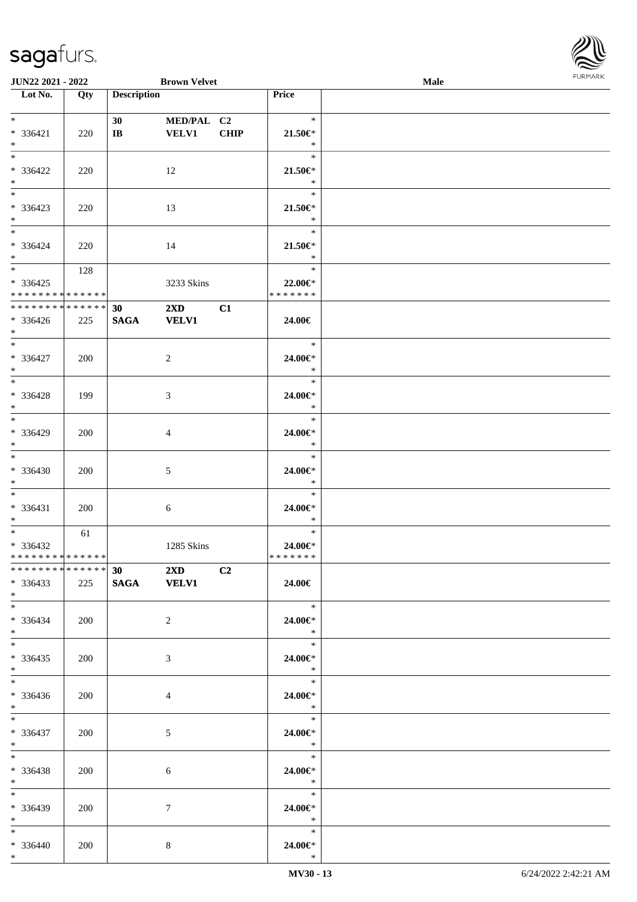| Lot No. | Qty | Description | | | Price |
|---|---|---|---|---|---|
| * | | 30 | MED/PAL | C2 | * |
| * 336421 | 220 | IB | VELV1 | CHIP | 21.50€* |
| * | | | | | * |
| * | | | | | * |
| * 336422 | 220 | | 12 | | 21.50€* |
| * | | | | | * |
| * | | | | | * |
| * 336423 | 220 | | 13 | | 21.50€* |
| * | | | | | * |
| * | | | | | * |
| * 336424 | 220 | | 14 | | 21.50€* |
| * | | | | | * |
| * | 128 | | | | * |
| * 336425 | | | 3233 Skins | | 22.00€* |
| * * * * * * * * * * * * * * | | | | | * * * * * * * |
| * * * * * * * * * * * * * * | | 30 | 2XD | C1 | |
| * 336426 | 225 | SAGA | VELV1 | | 24.00€ |
| * | | | | | |
| * | | | | | * |
| * 336427 | 200 | | 2 | | 24.00€* |
| * | | | | | * |
| * | | | | | * |
| * 336428 | 199 | | 3 | | 24.00€* |
| * | | | | | * |
| * | | | | | * |
| * 336429 | 200 | | 4 | | 24.00€* |
| * | | | | | * |
| * | | | | | * |
| * 336430 | 200 | | 5 | | 24.00€* |
| * | | | | | * |
| * | | | | | * |
| * 336431 | 200 | | 6 | | 24.00€* |
| * | | | | | * |
| * | 61 | | | | * |
| * 336432 | | | 1285 Skins | | 24.00€* |
| * * * * * * * * * * * * * * | | | | | * * * * * * * |
| * * * * * * * * * * * * * * | | 30 | 2XD | C2 | |
| * 336433 | 225 | SAGA | VELV1 | | 24.00€ |
| * | | | | | |
| * | | | | | * |
| * 336434 | 200 | | 2 | | 24.00€* |
| * | | | | | * |
| * | | | | | * |
| * 336435 | 200 | | 3 | | 24.00€* |
| * | | | | | * |
| * | | | | | * |
| * 336436 | 200 | | 4 | | 24.00€* |
| * | | | | | * |
| * | | | | | * |
| * 336437 | 200 | | 5 | | 24.00€* |
| * | | | | | * |
| * | | | | | * |
| * 336438 | 200 | | 6 | | 24.00€* |
| * | | | | | * |
| * | | | | | * |
| * 336439 | 200 | | 7 | | 24.00€* |
| * | | | | | * |
| * | | | | | * |
| * 336440 | 200 | | 8 | | 24.00€* |
| * | | | | | * |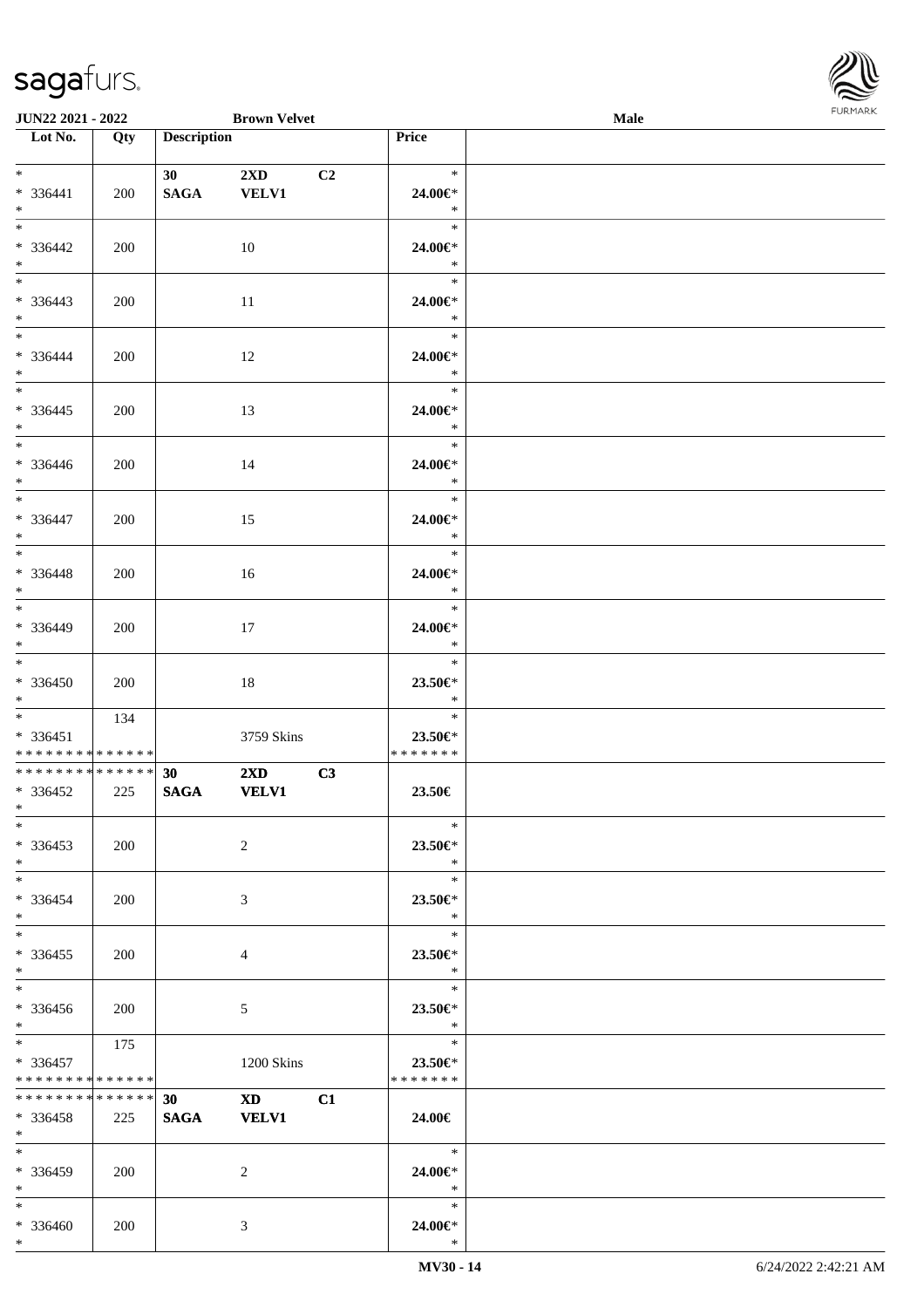JUN22 2021 - 2022 **Brown Velvet** **Male**

| Lot No. | Qty | Description | | | Price | |
|---|---|---|---|---|---|---|
| * | | **30** | **2XD** | **C2** | * | |
| * 336441 | 200 | **SAGA** | **VELV1** | | **24.00€*** | |
| * | | | | | * | |
| * | | | | | * | |
| * 336442 | 200 | | 10 | | **24.00€*** | |
| * | | | | | * | |
| * | | | | | * | |
| * 336443 | 200 | | 11 | | **24.00€*** | |
| * | | | | | * | |
| * | | | | | * | |
| * 336444 | 200 | | 12 | | **24.00€*** | |
| * | | | | | * | |
| * | | | | | * | |
| * 336445 | 200 | | 13 | | **24.00€*** | |
| * | | | | | * | |
| * | | | | | * | |
| * 336446 | 200 | | 14 | | **24.00€*** | |
| * | | | | | * | |
| * | | | | | * | |
| * 336447 | 200 | | 15 | | **24.00€*** | |
| * | | | | | * | |
| * | | | | | * | |
| * 336448 | 200 | | 16 | | **24.00€*** | |
| * | | | | | * | |
| * | | | | | * | |
| * 336449 | 200 | | 17 | | **24.00€*** | |
| * | | | | | * | |
| * | | | | | * | |
| * 336450 | 200 | | 18 | | **23.50€*** | |
| * | | | | | * | |
| * | 134 | | | | * | |
| * 336451 | | | 3759 Skins | | **23.50€*** | |
| * * * * * * * * * * * * * * | | | | | * * * * * * * | |
| * * * * * * * * * * * * * * | | **30** | **2XD** | **C3** | | |
| * 336452 | 225 | **SAGA** | **VELV1** | | **23.50€** | |
| * | | | | | | |
| * | | | | | * | |
| * 336453 | 200 | | 2 | | **23.50€*** | |
| * | | | | | * | |
| * | | | | | * | |
| * 336454 | 200 | | 3 | | **23.50€*** | |
| * | | | | | * | |
| * | | | | | * | |
| * 336455 | 200 | | 4 | | **23.50€*** | |
| * | | | | | * | |
| * | | | | | * | |
| * 336456 | 200 | | 5 | | **23.50€*** | |
| * | | | | | * | |
| * | 175 | | | | * | |
| * 336457 | | | 1200 Skins | | **23.50€*** | |
| * * * * * * * * * * * * * * | | | | | * * * * * * * | |
| * * * * * * * * * * * * * * | | **30** | **XD** | **C1** | | |
| * 336458 | 225 | **SAGA** | **VELV1** | | **24.00€** | |
| * | | | | | | |
| * | | | | | * | |
| * 336459 | 200 | | 2 | | **24.00€*** | |
| * | | | | | * | |
| * | | | | | * | |
| * 336460 | 200 | | 3 | | **24.00€*** | |
| * | | | | | * | |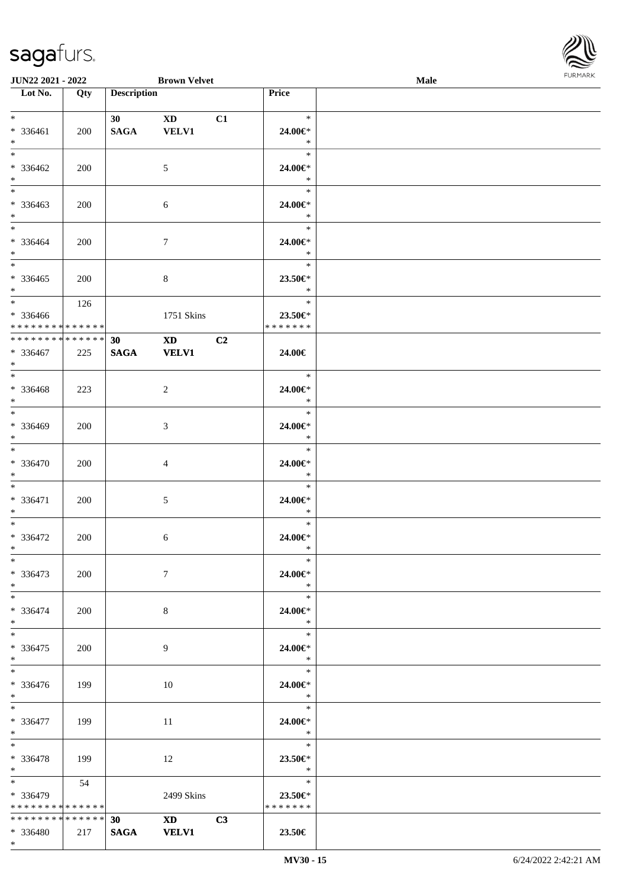| Lot No. | Qty | Description | | | Price | |
|---|---|---|---|---|---|---|
| * | | 30 | XD | C1 | * | |
| * 336461 | 200 | SAGA | VELV1 | | 24.00€* | |
| * | | | | | * | |
| * | | | | | * | |
| * 336462 | 200 | | 5 | | 24.00€* | |
| * | | | | | * | |
| * | | | | | * | |
| * 336463 | 200 | | 6 | | 24.00€* | |
| * | | | | | * | |
| * | | | | | * | |
| * 336464 | 200 | | 7 | | 24.00€* | |
| * | | | | | * | |
| * | | | | | * | |
| * 336465 | 200 | | 8 | | 23.50€* | |
| * | | | | | * | |
| * | 126 | | | | * | |
| * 336466 | | | 1751 Skins | | 23.50€* | |
| * * * * * * * * * * * * * * | | | | | * * * * * * * | |
| * * * * * * * * * * * * * * | | 30 | XD | C2 | | |
| * 336467 | 225 | SAGA | VELV1 | | 24.00€ | |
| * | | | | | | |
| * | | | | | * | |
| * 336468 | 223 | | 2 | | 24.00€* | |
| * | | | | | * | |
| * | | | | | * | |
| * 336469 | 200 | | 3 | | 24.00€* | |
| * | | | | | * | |
| * | | | | | * | |
| * 336470 | 200 | | 4 | | 24.00€* | |
| * | | | | | * | |
| * | | | | | * | |
| * 336471 | 200 | | 5 | | 24.00€* | |
| * | | | | | * | |
| * | | | | | * | |
| * 336472 | 200 | | 6 | | 24.00€* | |
| * | | | | | * | |
| * | | | | | * | |
| * 336473 | 200 | | 7 | | 24.00€* | |
| * | | | | | * | |
| * | | | | | * | |
| * 336474 | 200 | | 8 | | 24.00€* | |
| * | | | | | * | |
| * | | | | | * | |
| * 336475 | 200 | | 9 | | 24.00€* | |
| * | | | | | * | |
| * | | | | | * | |
| * 336476 | 199 | | 10 | | 24.00€* | |
| * | | | | | * | |
| * | | | | | * | |
| * 336477 | 199 | | 11 | | 24.00€* | |
| * | | | | | * | |
| * | | | | | * | |
| * 336478 | 199 | | 12 | | 23.50€* | |
| * | | | | | * | |
| * | 54 | | | | * | |
| * 336479 | | | 2499 Skins | | 23.50€* | |
| * * * * * * * * * * * * * * | | | | | * * * * * * * | |
| * * * * * * * * * * * * * * | | 30 | XD | C3 | | |
| * 336480 | 217 | SAGA | VELV1 | | 23.50€ | |
| * | | | | | | |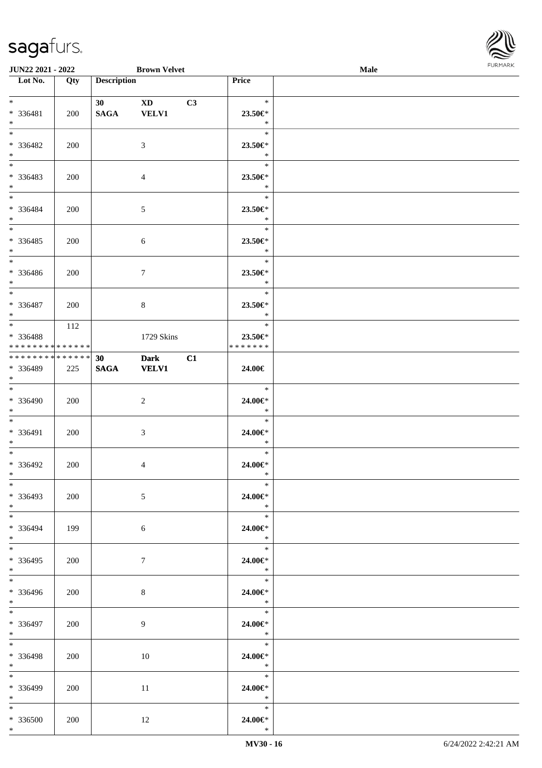| Lot No. | Qty | Description | | | Price |
|---|---|---|---|---|---|
| *<br>* 336481<br>* | 200 | 30<br>SAGA | XD<br>VELV1 | C3 | *<br>23.50€*<br>* |
| *<br>* 336482<br>* | 200 | | 3 | | *<br>23.50€*<br>* |
| *<br>* 336483<br>* | 200 | | 4 | | *<br>23.50€*<br>* |
| *<br>* 336484<br>* | 200 | | 5 | | *<br>23.50€*<br>* |
| *<br>* 336485<br>* | 200 | | 6 | | *<br>23.50€*<br>* |
| *<br>* 336486<br>* | 200 | | 7 | | *<br>23.50€*<br>* |
| *<br>* 336487<br>* | 200 | | 8 | | *<br>23.50€*<br>* |
| *<br>* 336488<br>* * * * * * * * * * * * * * | 112 | | 1729 Skins | | *<br>23.50€*<br>* * * * * * * |
| * * * * * * * * * * * * * *<br>* 336489<br>* | 225 | 30<br>SAGA | Dark<br>VELV1 | C1 | 24.00€ |
| *<br>* 336490<br>* | 200 | | 2 | | *<br>24.00€*<br>* |
| *<br>* 336491<br>* | 200 | | 3 | | *<br>24.00€*<br>* |
| *<br>* 336492<br>* | 200 | | 4 | | *<br>24.00€*<br>* |
| *<br>* 336493<br>* | 200 | | 5 | | *<br>24.00€*<br>* |
| *<br>* 336494<br>* | 199 | | 6 | | *<br>24.00€*<br>* |
| *<br>* 336495<br>* | 200 | | 7 | | *<br>24.00€*<br>* |
| *<br>* 336496<br>* | 200 | | 8 | | *<br>24.00€*<br>* |
| *<br>* 336497<br>* | 200 | | 9 | | *<br>24.00€*<br>* |
| *<br>* 336498<br>* | 200 | | 10 | | *<br>24.00€*<br>* |
| *<br>* 336499<br>* | 200 | | 11 | | *<br>24.00€*<br>* |
| *<br>* 336500<br>* | 200 | | 12 | | *<br>24.00€*<br>* |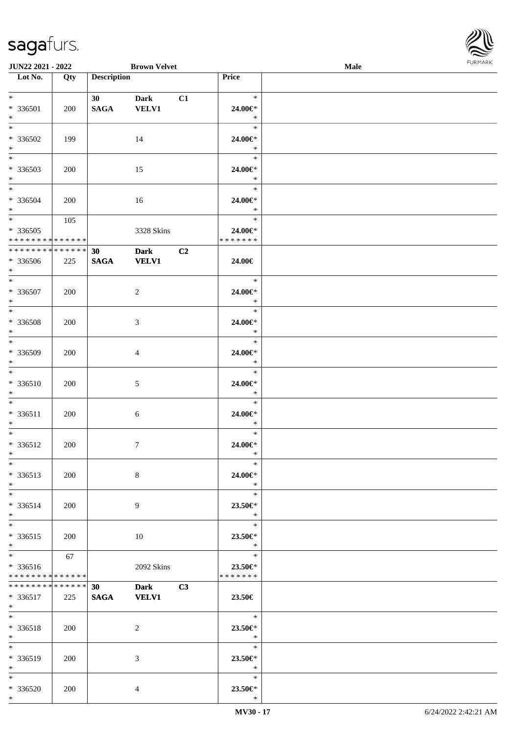| Lot No. | Qty | Description | | | Price | |
|---|---|---|---|---|---|---|
| * | | 30 | Dark | C1 | * | |
| * 336501 | 200 | SAGA | VELV1 | | 24.00€* | |
| * | | | | | * | |
| * | | | | | * | |
| * 336502 | 199 | | 14 | | 24.00€* | |
| * | | | | | * | |
| * | | | | | * | |
| * 336503 | 200 | | 15 | | 24.00€* | |
| * | | | | | * | |
| * | | | | | * | |
| * 336504 | 200 | | 16 | | 24.00€* | |
| * | | | | | * | |
| * | 105 | | | | * | |
| * 336505 | | | 3328 Skins | | 24.00€* | |
| * * * * * * * * * * * * * * | | | | | * * * * * * * | |
| * * * * * * * * * * * * * * | | 30 | Dark | C2 | | |
| * 336506 | 225 | SAGA | VELV1 | | 24.00€ | |
| * | | | | | | |
| * | | | | | * | |
| * 336507 | 200 | | 2 | | 24.00€* | |
| * | | | | | * | |
| * | | | | | * | |
| * 336508 | 200 | | 3 | | 24.00€* | |
| * | | | | | * | |
| * | | | | | * | |
| * 336509 | 200 | | 4 | | 24.00€* | |
| * | | | | | * | |
| * | | | | | * | |
| * 336510 | 200 | | 5 | | 24.00€* | |
| * | | | | | * | |
| * | | | | | * | |
| * 336511 | 200 | | 6 | | 24.00€* | |
| * | | | | | * | |
| * | | | | | * | |
| * 336512 | 200 | | 7 | | 24.00€* | |
| * | | | | | * | |
| * | | | | | * | |
| * 336513 | 200 | | 8 | | 24.00€* | |
| * | | | | | * | |
| * | | | | | * | |
| * 336514 | 200 | | 9 | | 23.50€* | |
| * | | | | | * | |
| * | | | | | * | |
| * 336515 | 200 | | 10 | | 23.50€* | |
| * | | | | | * | |
| * | 67 | | | | * | |
| * 336516 | | | 2092 Skins | | 23.50€* | |
| * * * * * * * * * * * * * * | | | | | * * * * * * * | |
| * * * * * * * * * * * * * * | | 30 | Dark | C3 | | |
| * 336517 | 225 | SAGA | VELV1 | | 23.50€ | |
| * | | | | | | |
| * | | | | | * | |
| * 336518 | 200 | | 2 | | 23.50€* | |
| * | | | | | * | |
| * | | | | | * | |
| * 336519 | 200 | | 3 | | 23.50€* | |
| * | | | | | * | |
| * | | | | | * | |
| * 336520 | 200 | | 4 | | 23.50€* | |
| * | | | | | * | |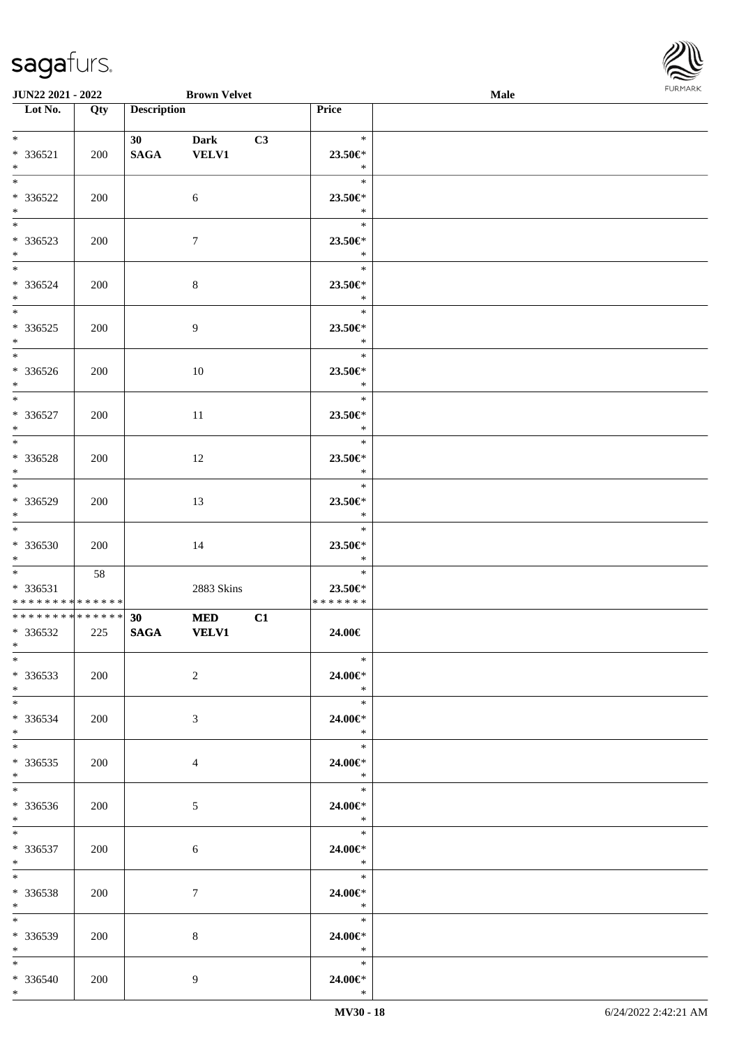| Lot No. | Qty | Description | | | Price |
|---|---|---|---|---|---|
| *<br>* 336521<br>* | 200 | 30<br>SAGA | Dark<br>VELV1 | C3 | *<br>23.50€*<br>* |
| *<br>* 336522<br>* | 200 | | 6 | | *<br>23.50€*<br>* |
| *<br>* 336523<br>* | 200 | | 7 | | *<br>23.50€*<br>* |
| *<br>* 336524<br>* | 200 | | 8 | | *<br>23.50€*<br>* |
| *<br>* 336525<br>* | 200 | | 9 | | *<br>23.50€*<br>* |
| *<br>* 336526<br>* | 200 | | 10 | | *<br>23.50€*<br>* |
| *<br>* 336527<br>* | 200 | | 11 | | *<br>23.50€*<br>* |
| *<br>* 336528<br>* | 200 | | 12 | | *<br>23.50€*<br>* |
| *<br>* 336529<br>* | 200 | | 13 | | *<br>23.50€*<br>* |
| *<br>* 336530<br>* | 200 | | 14 | | *<br>23.50€*<br>* |
| *<br>* 336531<br>************** | 58 | | 2883 Skins | | *<br>23.50€*<br>******* |
| **************<br>* 336532<br>* | 225 | 30<br>SAGA | MED<br>VELV1 | C1 | 24.00€ |
| *<br>* 336533<br>* | 200 | | 2 | | *<br>24.00€*<br>* |
| *<br>* 336534<br>* | 200 | | 3 | | *<br>24.00€*<br>* |
| *<br>* 336535<br>* | 200 | | 4 | | *<br>24.00€*<br>* |
| *<br>* 336536<br>* | 200 | | 5 | | *<br>24.00€*<br>* |
| *<br>* 336537<br>* | 200 | | 6 | | *<br>24.00€*<br>* |
| *<br>* 336538<br>* | 200 | | 7 | | *<br>24.00€*<br>* |
| *<br>* 336539<br>* | 200 | | 8 | | *<br>24.00€*<br>* |
| *<br>* 336540<br>* | 200 | | 9 | | *<br>24.00€*<br>* |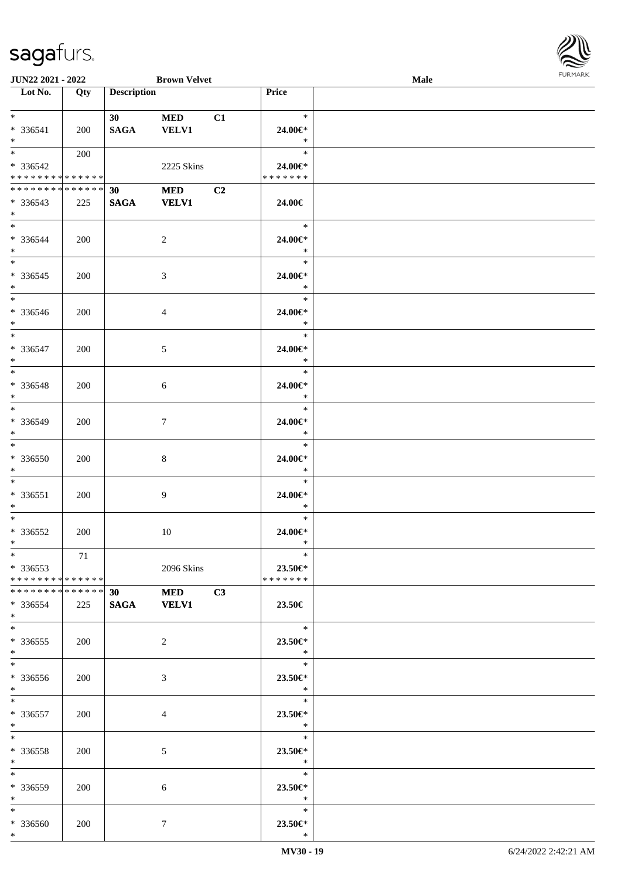| Lot No. | Qty | Description | | | Price | |
|---|---|---|---|---|---|---|
| *<br>* 336541<br>* | 200 | 30<br>SAGA | MED<br>VELV1 | C1 | *<br>24.00€*<br>* | |
| *<br>* 336542<br>* * * * * * * * * * * * * * | 200 | | 2225 Skins | | *<br>24.00€*<br>* * * * * * * | |
| * * * * * * * * * * * * * *<br>* 336543<br>* | 225 | 30<br>SAGA | MED<br>VELV1 | C2 | 24.00€ | |
| *<br>* 336544<br>* | 200 | | 2 | | *<br>24.00€*<br>* | |
| *<br>* 336545<br>* | 200 | | 3 | | *<br>24.00€*<br>* | |
| *<br>* 336546<br>* | 200 | | 4 | | *<br>24.00€*<br>* | |
| *<br>* 336547<br>* | 200 | | 5 | | *<br>24.00€*<br>* | |
| *<br>* 336548<br>* | 200 | | 6 | | *<br>24.00€*<br>* | |
| *<br>* 336549<br>* | 200 | | 7 | | *<br>24.00€*<br>* | |
| *<br>* 336550<br>* | 200 | | 8 | | *<br>24.00€*<br>* | |
| *<br>* 336551<br>* | 200 | | 9 | | *<br>24.00€*<br>* | |
| *<br>* 336552<br>* | 200 | | 10 | | *<br>24.00€*<br>* | |
| *<br>* 336553<br>* * * * * * * * * * * * * * | 71 | | 2096 Skins | | *<br>23.50€*<br>* * * * * * * | |
| * * * * * * * * * * * * * *<br>* 336554<br>* | 225 | 30<br>SAGA | MED<br>VELV1 | C3 | 23.50€ | |
| *<br>* 336555<br>* | 200 | | 2 | | *<br>23.50€*<br>* | |
| *<br>* 336556<br>* | 200 | | 3 | | *<br>23.50€*<br>* | |
| *<br>* 336557<br>* | 200 | | 4 | | *<br>23.50€*<br>* | |
| *<br>* 336558<br>* | 200 | | 5 | | *<br>23.50€*<br>* | |
| *<br>* 336559<br>* | 200 | | 6 | | *<br>23.50€*<br>* | |
| *<br>* 336560<br>* | 200 | | 7 | | *<br>23.50€*<br>* | |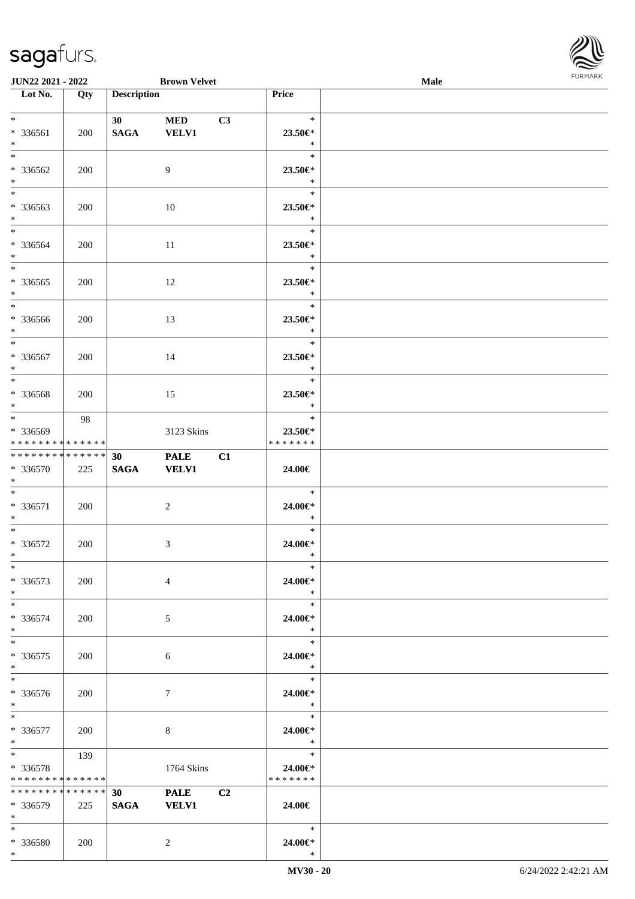**JUN22 2021 - 2022** **Brown Velvet** **Male**

| Lot No. | Qty | Description | | | Price |
|---|---|---|---|---|---|
| * | | 30 | MED | C3 | * |
| * 336561 | 200 | SAGA | VELV1 | | 23.50€* |
| * | | | | | * |
| * | | | | | * |
| * 336562 | 200 | | 9 | | 23.50€* |
| * | | | | | * |
| * | | | | | * |
| * 336563 | 200 | | 10 | | 23.50€* |
| * | | | | | * |
| * | | | | | * |
| * 336564 | 200 | | 11 | | 23.50€* |
| * | | | | | * |
| * | | | | | * |
| * 336565 | 200 | | 12 | | 23.50€* |
| * | | | | | * |
| * | | | | | * |
| * 336566 | 200 | | 13 | | 23.50€* |
| * | | | | | * |
| * | | | | | * |
| * 336567 | 200 | | 14 | | 23.50€* |
| * | | | | | * |
| * | | | | | * |
| * 336568 | 200 | | 15 | | 23.50€* |
| * | | | | | * |
| * | 98 | | | | * |
| * 336569 | | | 3123 Skins | | 23.50€* |
| * * * * * * * * * * * * * * | | | | | * * * * * * * |
| * * * * * * * * * * * * * * | | 30 | PALE | C1 | |
| * 336570 | 225 | SAGA | VELV1 | | 24.00€ |
| * | | | | | |
| * | | | | | * |
| * 336571 | 200 | | 2 | | 24.00€* |
| * | | | | | * |
| * | | | | | * |
| * 336572 | 200 | | 3 | | 24.00€* |
| * | | | | | * |
| * | | | | | * |
| * 336573 | 200 | | 4 | | 24.00€* |
| * | | | | | * |
| * | | | | | * |
| * 336574 | 200 | | 5 | | 24.00€* |
| * | | | | | * |
| * | | | | | * |
| * 336575 | 200 | | 6 | | 24.00€* |
| * | | | | | * |
| * | | | | | * |
| * 336576 | 200 | | 7 | | 24.00€* |
| * | | | | | * |
| * | | | | | * |
| * 336577 | 200 | | 8 | | 24.00€* |
| * | | | | | * |
| * | 139 | | | | * |
| * 336578 | | | 1764 Skins | | 24.00€* |
| * * * * * * * * * * * * * * | | | | | * * * * * * * |
| * * * * * * * * * * * * * * | | 30 | PALE | C2 | |
| * 336579 | 225 | SAGA | VELV1 | | 24.00€ |
| * | | | | | |
| * | | | | | * |
| * 336580 | 200 | | 2 | | 24.00€* |
| * | | | | | * |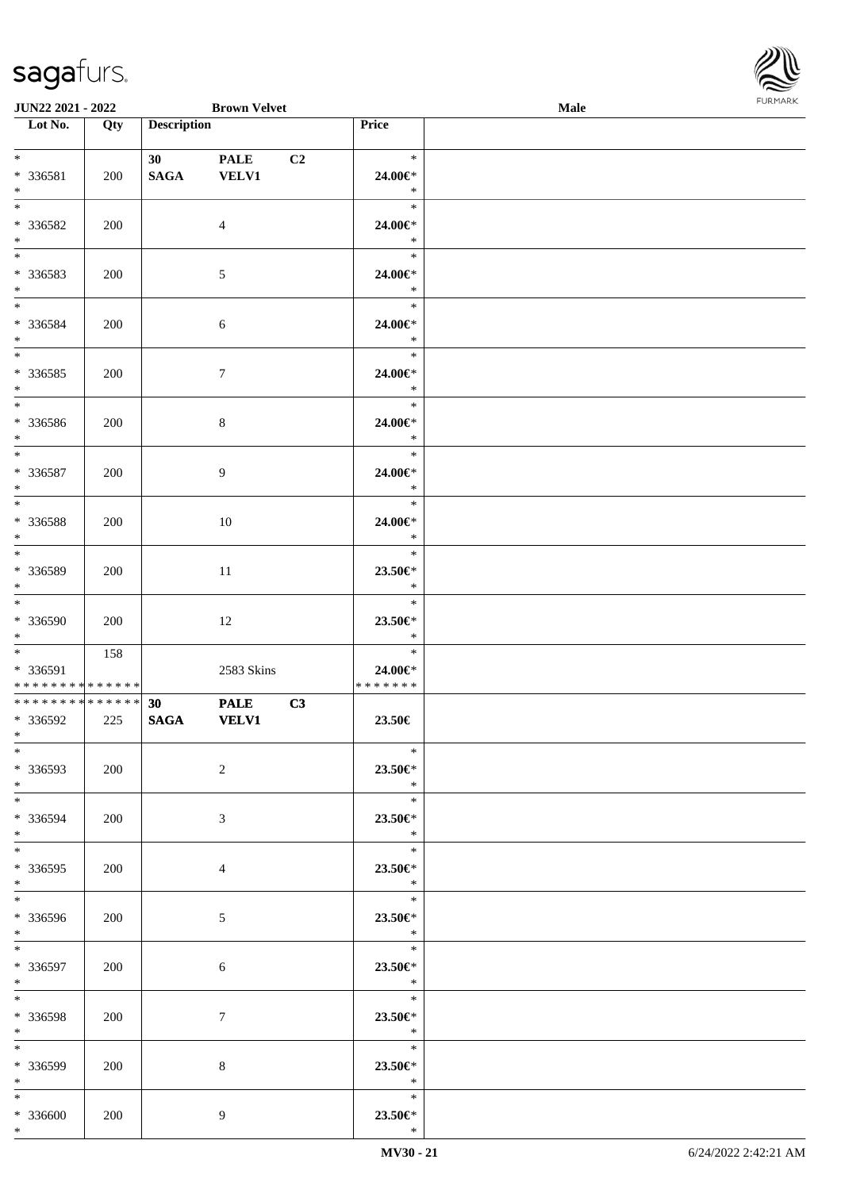| Lot No. | Qty | Description | | | Price | |
|---|---|---|---|---|---|---|
| * <br> * 336581 <br> * | 200 | 30 <br> SAGA | PALE <br> VELV1 | C2 | * <br> 24.00€* <br> * | |
| * <br> * 336582 <br> * | 200 | | 4 | | * <br> 24.00€* <br> * | |
| * <br> * 336583 <br> * | 200 | | 5 | | * <br> 24.00€* <br> * | |
| * <br> * 336584 <br> * | 200 | | 6 | | * <br> 24.00€* <br> * | |
| * <br> * 336585 <br> * | 200 | | 7 | | * <br> 24.00€* <br> * | |
| * <br> * 336586 <br> * | 200 | | 8 | | * <br> 24.00€* <br> * | |
| * <br> * 336587 <br> * | 200 | | 9 | | * <br> 24.00€* <br> * | |
| * <br> * 336588 <br> * | 200 | | 10 | | * <br> 24.00€* <br> * | |
| * <br> * 336589 <br> * | 200 | | 11 | | * <br> 23.50€* <br> * | |
| * <br> * 336590 <br> * | 200 | | 12 | | * <br> 23.50€* <br> * | |
| * <br> * 336591 <br> * * * * * * * * * * * * * * | 158 | | 2583 Skins | | * <br> 24.00€* <br> * * * * * * * | |
| * * * * * * * * * * * * * * <br> * 336592 <br> * | 225 | 30 <br> SAGA | PALE <br> VELV1 | C3 | 23.50€ | |
| * <br> * 336593 <br> * | 200 | | 2 | | * <br> 23.50€* <br> * | |
| * <br> * 336594 <br> * | 200 | | 3 | | * <br> 23.50€* <br> * | |
| * <br> * 336595 <br> * | 200 | | 4 | | * <br> 23.50€* <br> * | |
| * <br> * 336596 <br> * | 200 | | 5 | | * <br> 23.50€* <br> * | |
| * <br> * 336597 <br> * | 200 | | 6 | | * <br> 23.50€* <br> * | |
| * <br> * 336598 <br> * | 200 | | 7 | | * <br> 23.50€* <br> * | |
| * <br> * 336599 <br> * | 200 | | 8 | | * <br> 23.50€* <br> * | |
| * <br> * 336600 <br> * | 200 | | 9 | | * <br> 23.50€* <br> * | |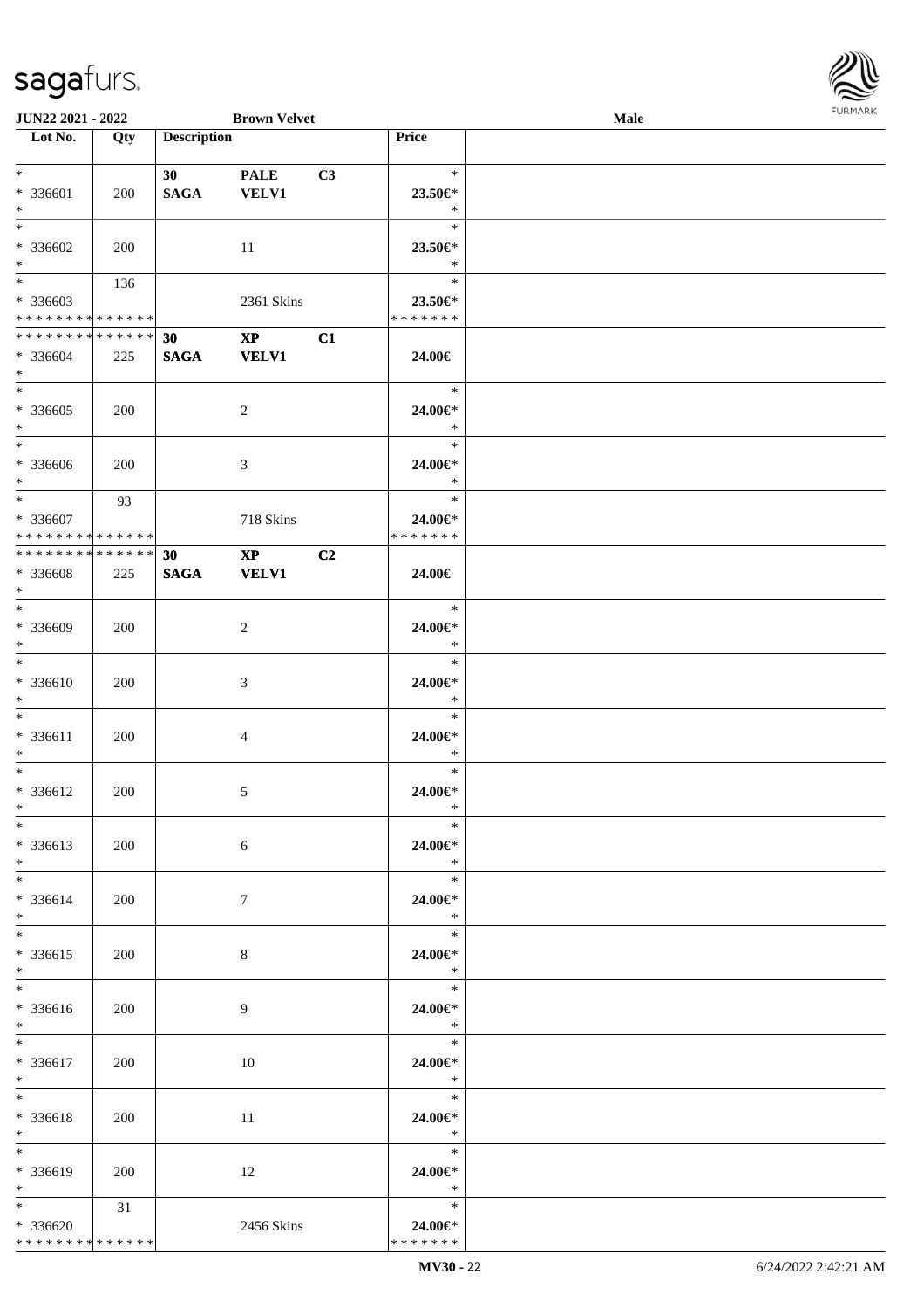| Lot No. | Qty | Description | | | Price | |
|---|---|---|---|---|---|---|
| *<br>* 336601<br>* | 200 | 30<br>**SAGA** | **PALE**<br>**VELV1** | **C3** | *<br>23.50€*<br>* | |
| *<br>* 336602<br>* | 200 | | 11 | | *<br>23.50€*<br>* | |
| *<br>* 336603<br>* * * * * * * * * * * * * * | 136 | | 2361 Skins | | *<br>23.50€*<br>* * * * * * * | |
| * * * * * * * * * * * * * *<br>* 336604<br>* | 225 | **30**<br>**SAGA** | **XP**<br>**VELV1** | **C1** | 24.00€ | |
| *<br>* 336605<br>* | 200 | | 2 | | *<br>24.00€*<br>* | |
| *<br>* 336606<br>* | 200 | | 3 | | *<br>24.00€*<br>* | |
| *<br>* 336607<br>* * * * * * * * * * * * * * | 93 | | 718 Skins | | *<br>24.00€*<br>* * * * * * * | |
| * * * * * * * * * * * * * *<br>* 336608<br>* | 225 | **30**<br>**SAGA** | **XP**<br>**VELV1** | **C2** | 24.00€ | |
| *<br>* 336609<br>* | 200 | | 2 | | *<br>24.00€*<br>* | |
| *<br>* 336610<br>* | 200 | | 3 | | *<br>24.00€*<br>* | |
| *<br>* 336611<br>* | 200 | | 4 | | *<br>24.00€*<br>* | |
| *<br>* 336612<br>* | 200 | | 5 | | *<br>24.00€*<br>* | |
| *<br>* 336613<br>* | 200 | | 6 | | *<br>24.00€*<br>* | |
| *<br>* 336614<br>* | 200 | | 7 | | *<br>24.00€*<br>* | |
| *<br>* 336615<br>* | 200 | | 8 | | *<br>24.00€*<br>* | |
| *<br>* 336616<br>* | 200 | | 9 | | *<br>24.00€*<br>* | |
| *<br>* 336617<br>* | 200 | | 10 | | *<br>24.00€*<br>* | |
| *<br>* 336618<br>* | 200 | | 11 | | *<br>24.00€*<br>* | |
| *<br>* 336619<br>* | 200 | | 12 | | *<br>24.00€*<br>* | |
| *<br>* 336620<br>* * * * * * * * * * * * * * | 31 | | 2456 Skins | | *<br>24.00€*<br>* * * * * * * | |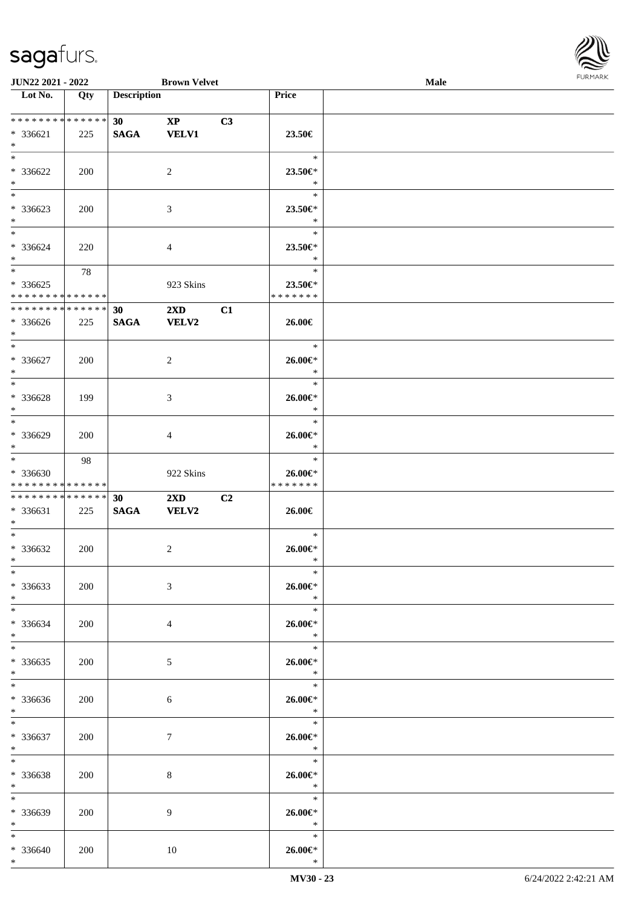JUN22 2021 - 2022 | Brown Velvet | Male

| Lot No. | Qty | Description | | | Price | |
|---|---|---|---|---|---|---|
| * * * * * * * * * * * * * * | | 30 | XP | C3 | | |
| * 336621 | 225 | SAGA | VELV1 | | 23.50€ | |
| * | | | | | | |
| * | | | | | * | |
| * 336622 | 200 | | 2 | | 23.50€* | |
| * | | | | | * | |
| * | | | | | * | |
| * 336623 | 200 | | 3 | | 23.50€* | |
| * | | | | | * | |
| * | | | | | * | |
| * 336624 | 220 | | 4 | | 23.50€* | |
| * | | | | | * | |
| * | 78 | | | | * | |
| * 336625 | | | 923 Skins | | 23.50€* | |
| * * * * * * * * * * * * * * | | | | | * * * * * * * | |
| * * * * * * * * * * * * * * | | 30 | 2XD | C1 | | |
| * 336626 | 225 | SAGA | VELV2 | | 26.00€ | |
| * | | | | | | |
| * | | | | | * | |
| * 336627 | 200 | | 2 | | 26.00€* | |
| * | | | | | * | |
| * | | | | | * | |
| * 336628 | 199 | | 3 | | 26.00€* | |
| * | | | | | * | |
| * | | | | | * | |
| * 336629 | 200 | | 4 | | 26.00€* | |
| * | | | | | * | |
| * | 98 | | | | * | |
| * 336630 | | | 922 Skins | | 26.00€* | |
| * * * * * * * * * * * * * * | | | | | * * * * * * * | |
| * * * * * * * * * * * * * * | | 30 | 2XD | C2 | | |
| * 336631 | 225 | SAGA | VELV2 | | 26.00€ | |
| * | | | | | | |
| * | | | | | * | |
| * 336632 | 200 | | 2 | | 26.00€* | |
| * | | | | | * | |
| * | | | | | * | |
| * 336633 | 200 | | 3 | | 26.00€* | |
| * | | | | | * | |
| * | | | | | * | |
| * 336634 | 200 | | 4 | | 26.00€* | |
| * | | | | | * | |
| * | | | | | * | |
| * 336635 | 200 | | 5 | | 26.00€* | |
| * | | | | | * | |
| * | | | | | * | |
| * 336636 | 200 | | 6 | | 26.00€* | |
| * | | | | | * | |
| * | | | | | * | |
| * 336637 | 200 | | 7 | | 26.00€* | |
| * | | | | | * | |
| * | | | | | * | |
| * 336638 | 200 | | 8 | | 26.00€* | |
| * | | | | | * | |
| * | | | | | * | |
| * 336639 | 200 | | 9 | | 26.00€* | |
| * | | | | | * | |
| * | | | | | * | |
| * 336640 | 200 | | 10 | | 26.00€* | |
| * | | | | | * | |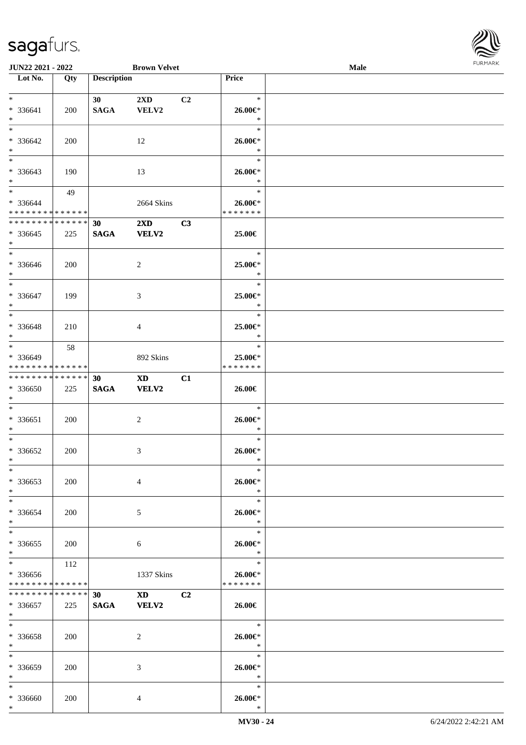**JUN22 2021 - 2022** **Brown Velvet** **Male**

| Lot No. | Qty | Description | | | Price |
|---|---|---|---|---|---|
| * | | **30** | **2XD** | **C2** | * |
| * 336641 | 200 | **SAGA** | **VELV2** | | **26.00€*** |
| * | | | | | * |
| * | | | | | * |
| * 336642 | 200 | | 12 | | **26.00€*** |
| * | | | | | * |
| * | | | | | * |
| * 336643 | 190 | | 13 | | **26.00€*** |
| * | | | | | * |
| * | 49 | | | | * |
| * 336644 | | | 2664 Skins | | **26.00€*** |
| * * * * * * * * * * * * * * | | | | | * * * * * * * |
| * * * * * * * * * * * * * * | | **30** | **2XD** | **C3** | |
| * 336645 | 225 | **SAGA** | **VELV2** | | **25.00€** |
| * | | | | | |
| * | | | | | * |
| * 336646 | 200 | | 2 | | **25.00€*** |
| * | | | | | * |
| * | | | | | * |
| * 336647 | 199 | | 3 | | **25.00€*** |
| * | | | | | * |
| * | | | | | * |
| * 336648 | 210 | | 4 | | **25.00€*** |
| * | | | | | * |
| * | 58 | | | | * |
| * 336649 | | | 892 Skins | | **25.00€*** |
| * * * * * * * * * * * * * * | | | | | * * * * * * * |
| * * * * * * * * * * * * * * | | **30** | **XD** | **C1** | |
| * 336650 | 225 | **SAGA** | **VELV2** | | **26.00€** |
| * | | | | | |
| * | | | | | * |
| * 336651 | 200 | | 2 | | **26.00€*** |
| * | | | | | * |
| * | | | | | * |
| * 336652 | 200 | | 3 | | **26.00€*** |
| * | | | | | * |
| * | | | | | * |
| * 336653 | 200 | | 4 | | **26.00€*** |
| * | | | | | * |
| * | | | | | * |
| * 336654 | 200 | | 5 | | **26.00€*** |
| * | | | | | * |
| * | | | | | * |
| * 336655 | 200 | | 6 | | **26.00€*** |
| * | | | | | * |
| * | 112 | | | | * |
| * 336656 | | | 1337 Skins | | **26.00€*** |
| * * * * * * * * * * * * * * | | | | | * * * * * * * |
| * * * * * * * * * * * * * * | | **30** | **XD** | **C2** | |
| * 336657 | 225 | **SAGA** | **VELV2** | | **26.00€** |
| * | | | | | |
| * | | | | | * |
| * 336658 | 200 | | 2 | | **26.00€*** |
| * | | | | | * |
| * | | | | | * |
| * 336659 | 200 | | 3 | | **26.00€*** |
| * | | | | | * |
| * | | | | | * |
| * 336660 | 200 | | 4 | | **26.00€*** |
| * | | | | | * |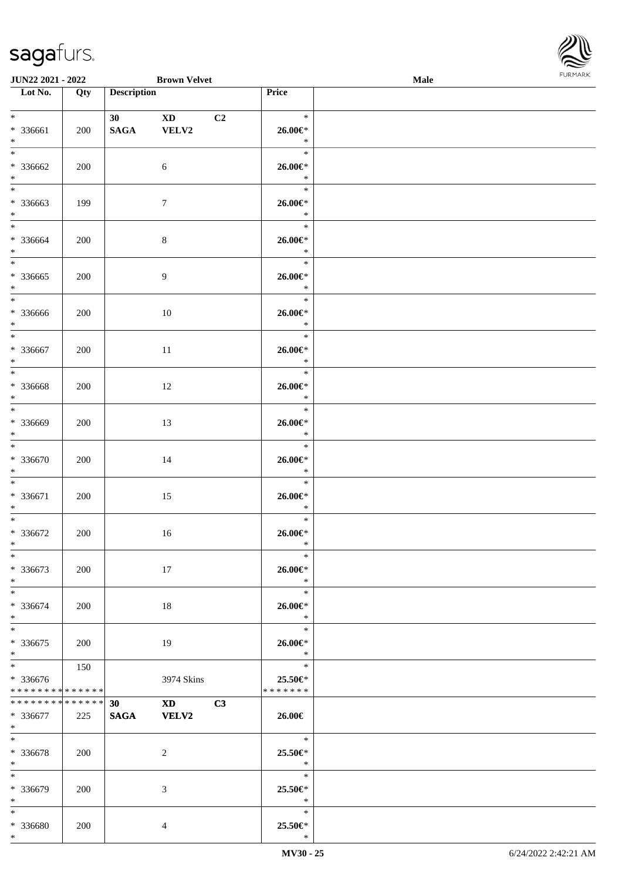| Lot No. | Qty | Description | | | Price | |
|---|---|---|---|---|---|---|
| * <br> * 336661 <br> * | 200 | 30 <br> **SAGA** | **XD** <br> **VELV2** | **C2** | * <br> 26.00€* <br> * | |
| * <br> * 336662 <br> * | 200 | | 6 | | * <br> 26.00€* <br> * | |
| * <br> * 336663 <br> * | 199 | | 7 | | * <br> 26.00€* <br> * | |
| * <br> * 336664 <br> * | 200 | | 8 | | * <br> 26.00€* <br> * | |
| * <br> * 336665 <br> * | 200 | | 9 | | * <br> 26.00€* <br> * | |
| * <br> * 336666 <br> * | 200 | | 10 | | * <br> 26.00€* <br> * | |
| * <br> * 336667 <br> * | 200 | | 11 | | * <br> 26.00€* <br> * | |
| * <br> * 336668 <br> * | 200 | | 12 | | * <br> 26.00€* <br> * | |
| * <br> * 336669 <br> * | 200 | | 13 | | * <br> 26.00€* <br> * | |
| * <br> * 336670 <br> * | 200 | | 14 | | * <br> 26.00€* <br> * | |
| * <br> * 336671 <br> * | 200 | | 15 | | * <br> 26.00€* <br> * | |
| * <br> * 336672 <br> * | 200 | | 16 | | * <br> 26.00€* <br> * | |
| * <br> * 336673 <br> * | 200 | | 17 | | * <br> 26.00€* <br> * | |
| * <br> * 336674 <br> * | 200 | | 18 | | * <br> 26.00€* <br> * | |
| * <br> * 336675 <br> * | 200 | | 19 | | * <br> 26.00€* <br> * | |
| * <br> * 336676 <br> * * * * * * * * * * * * * * | 150 | | 3974 Skins | | * <br> 25.50€* <br> * * * * * * * | |
| * * * * * * * * * * * * * * <br> * 336677 <br> * | 225 | **30** <br> **SAGA** | **XD** <br> **VELV2** | **C3** | 26.00€ | |
| * <br> * 336678 <br> * | 200 | | 2 | | * <br> 25.50€* <br> * | |
| * <br> * 336679 <br> * | 200 | | 3 | | * <br> 25.50€* <br> * | |
| * <br> * 336680 <br> * | 200 | | 4 | | * <br> 25.50€* <br> * | |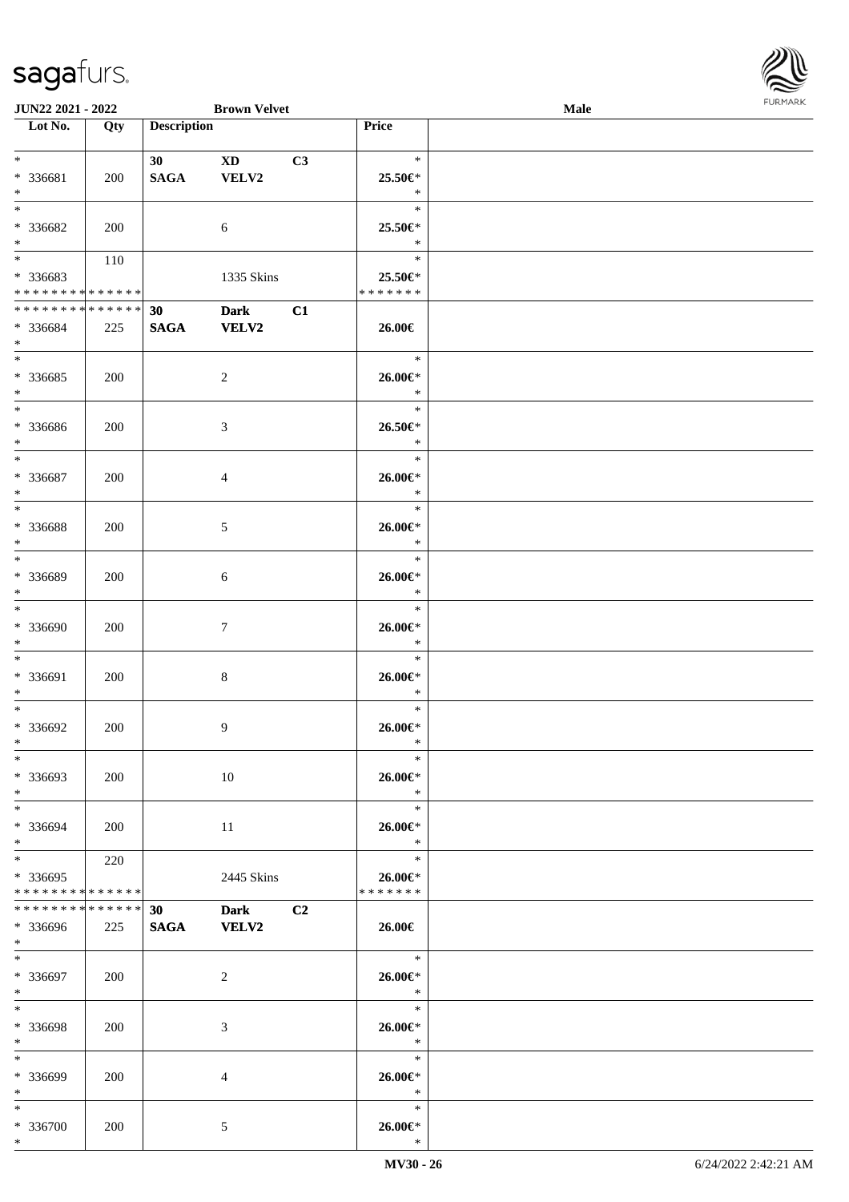**JUN22 2021 - 2022** **Brown Velvet** **Male**

| Lot No. | Qty | Description | | | Price |
|---|---|---|---|---|---|
| * | | 30 | XD | C3 | * |
| * 336681 | 200 | SAGA | VELV2 | | 25.50€* |
| * | | | | | * |
| * | | | | | * |
| * 336682 | 200 | | 6 | | 25.50€* |
| * | | | | | * |
| * | 110 | | | | * |
| * 336683 | | | 1335 Skins | | 25.50€* |
| * * * * * * * * * * * * * * | | | | | * * * * * * * |
| * * * * * * * * * * * * * * | | 30 | Dark | C1 | |
| * 336684 | 225 | SAGA | VELV2 | | 26.00€ |
| * | | | | | |
| * | | | | | * |
| * 336685 | 200 | | 2 | | 26.00€* |
| * | | | | | * |
| * | | | | | * |
| * 336686 | 200 | | 3 | | 26.50€* |
| * | | | | | * |
| * | | | | | * |
| * 336687 | 200 | | 4 | | 26.00€* |
| * | | | | | * |
| * | | | | | * |
| * 336688 | 200 | | 5 | | 26.00€* |
| * | | | | | * |
| * | | | | | * |
| * 336689 | 200 | | 6 | | 26.00€* |
| * | | | | | * |
| * | | | | | * |
| * 336690 | 200 | | 7 | | 26.00€* |
| * | | | | | * |
| * | | | | | * |
| * 336691 | 200 | | 8 | | 26.00€* |
| * | | | | | * |
| * | | | | | * |
| * 336692 | 200 | | 9 | | 26.00€* |
| * | | | | | * |
| * | | | | | * |
| * 336693 | 200 | | 10 | | 26.00€* |
| * | | | | | * |
| * | | | | | * |
| * 336694 | 200 | | 11 | | 26.00€* |
| * | | | | | * |
| * | 220 | | | | * |
| * 336695 | | | 2445 Skins | | 26.00€* |
| * * * * * * * * * * * * * * | | | | | * * * * * * * |
| * * * * * * * * * * * * * * | | 30 | Dark | C2 | |
| * 336696 | 225 | SAGA | VELV2 | | 26.00€ |
| * | | | | | |
| * | | | | | * |
| * 336697 | 200 | | 2 | | 26.00€* |
| * | | | | | * |
| * | | | | | * |
| * 336698 | 200 | | 3 | | 26.00€* |
| * | | | | | * |
| * | | | | | * |
| * 336699 | 200 | | 4 | | 26.00€* |
| * | | | | | * |
| * | | | | | * |
| * 336700 | 200 | | 5 | | 26.00€* |
| * | | | | | * |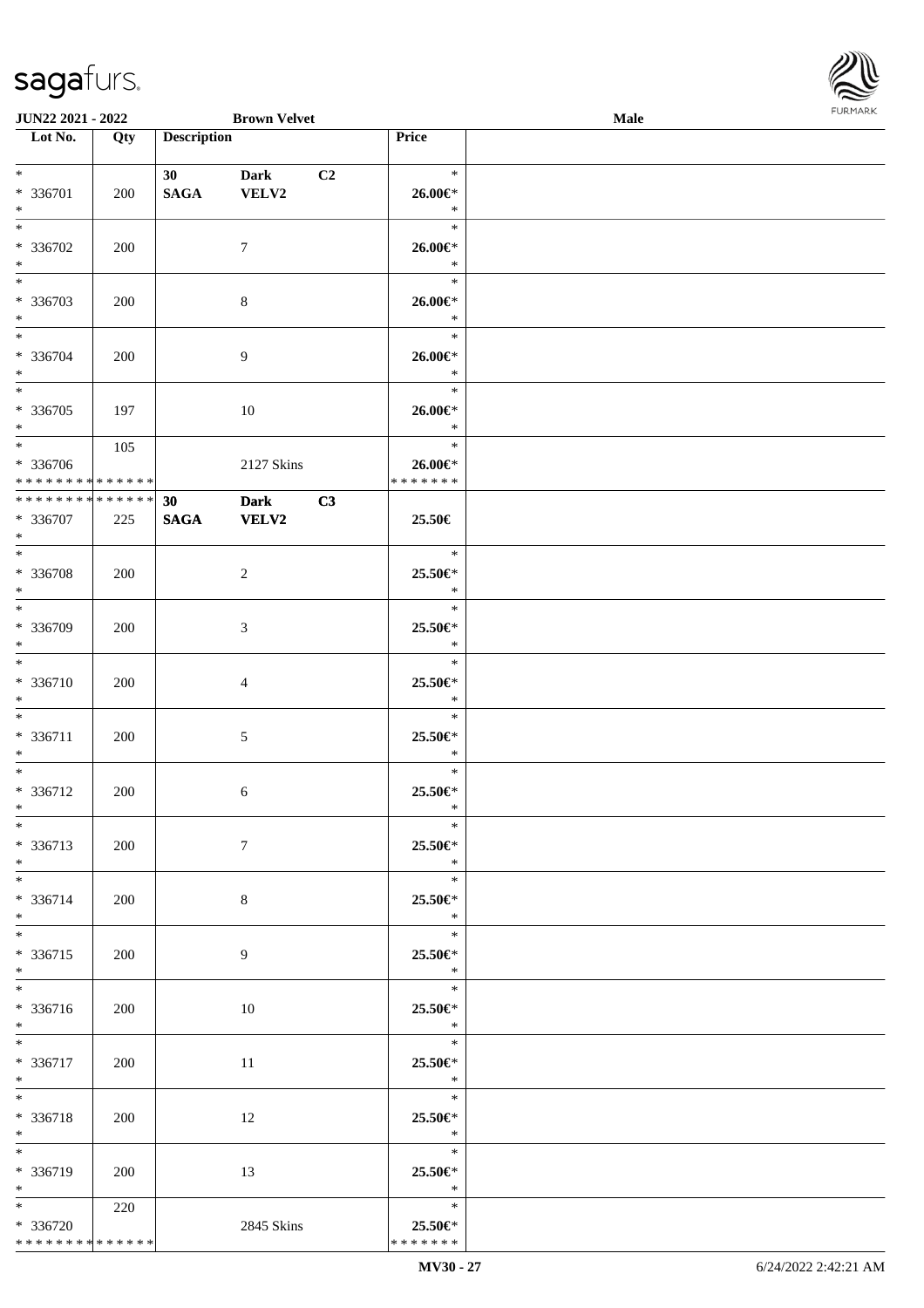**JUN22 2021 - 2022** **Brown Velvet** **Male**

| Lot No. | Qty | Description | | | Price |
|---|---|---|---|---|---|
| * * 336701 * | 200 | 30 SAGA | Dark VELV2 | C2 | * 26.00€* * |
| * * 336702 * | 200 | | 7 | | * 26.00€* * |
| * * 336703 * | 200 | | 8 | | * 26.00€* * |
| * * 336704 * | 200 | | 9 | | * 26.00€* * |
| * * 336705 * | 197 | | 10 | | * 26.00€* * |
| * * 336706 * * * * * * * * * * * * * * | 105 | | 2127 Skins | | * 26.00€* * * * * * * * |
| * * * * * * * * * * * * * * * 336707 * | 225 | 30 SAGA | Dark VELV2 | C3 | 25.50€ |
| * * 336708 * | 200 | | 2 | | * 25.50€* * |
| * * 336709 * | 200 | | 3 | | * 25.50€* * |
| * * 336710 * | 200 | | 4 | | * 25.50€* * |
| * * 336711 * | 200 | | 5 | | * 25.50€* * |
| * * 336712 * | 200 | | 6 | | * 25.50€* * |
| * * 336713 * | 200 | | 7 | | * 25.50€* * |
| * * 336714 * | 200 | | 8 | | * 25.50€* * |
| * * 336715 * | 200 | | 9 | | * 25.50€* * |
| * * 336716 * | 200 | | 10 | | * 25.50€* * |
| * * 336717 * | 200 | | 11 | | * 25.50€* * |
| * * 336718 * | 200 | | 12 | | * 25.50€* * |
| * * 336719 * | 200 | | 13 | | * 25.50€* * |
| * * 336720 * * * * * * * * * * * * * * | 220 | | 2845 Skins | | * 25.50€* * * * * * * * |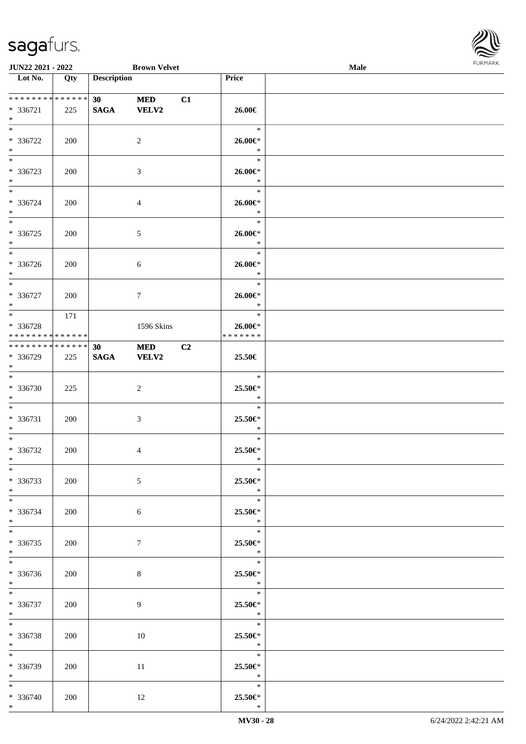**JUN22 2021 - 2022** **Brown Velvet** **Male**

| Lot No. | Qty | Description | | | Price | |
|---|---|---|---|---|---|---|
| * * * * * * * * * * * * * * | | **30** | **MED** | **C1** | | |
| * 336721 | 225 | **SAGA** | **VELV2** | | **26.00€** | |
| * | | | | | | |
| * 336722 | 200 | | 2 | | **26.00€*** | |
| * 336723 | 200 | | 3 | | **26.00€*** | |
| * 336724 | 200 | | 4 | | **26.00€*** | |
| * 336725 | 200 | | 5 | | **26.00€*** | |
| * 336726 | 200 | | 6 | | **26.00€*** | |
| * 336727 | 200 | | 7 | | **26.00€*** | |
| * 336728 | 171 | | 1596 Skins | | **26.00€*** | |
| * * * * * * * * * * * * * * | | | | | * * * * * * * | |
| * * * * * * * * * * * * * * | | **30** | **MED** | **C2** | | |
| * 336729 | 225 | **SAGA** | **VELV2** | | **25.50€** | |
| * 336730 | 225 | | 2 | | **25.50€*** | |
| * 336731 | 200 | | 3 | | **25.50€*** | |
| * 336732 | 200 | | 4 | | **25.50€*** | |
| * 336733 | 200 | | 5 | | **25.50€*** | |
| * 336734 | 200 | | 6 | | **25.50€*** | |
| * 336735 | 200 | | 7 | | **25.50€*** | |
| * 336736 | 200 | | 8 | | **25.50€*** | |
| * 336737 | 200 | | 9 | | **25.50€*** | |
| * 336738 | 200 | | 10 | | **25.50€*** | |
| * 336739 | 200 | | 11 | | **25.50€*** | |
| * 336740 | 200 | | 12 | | **25.50€*** | |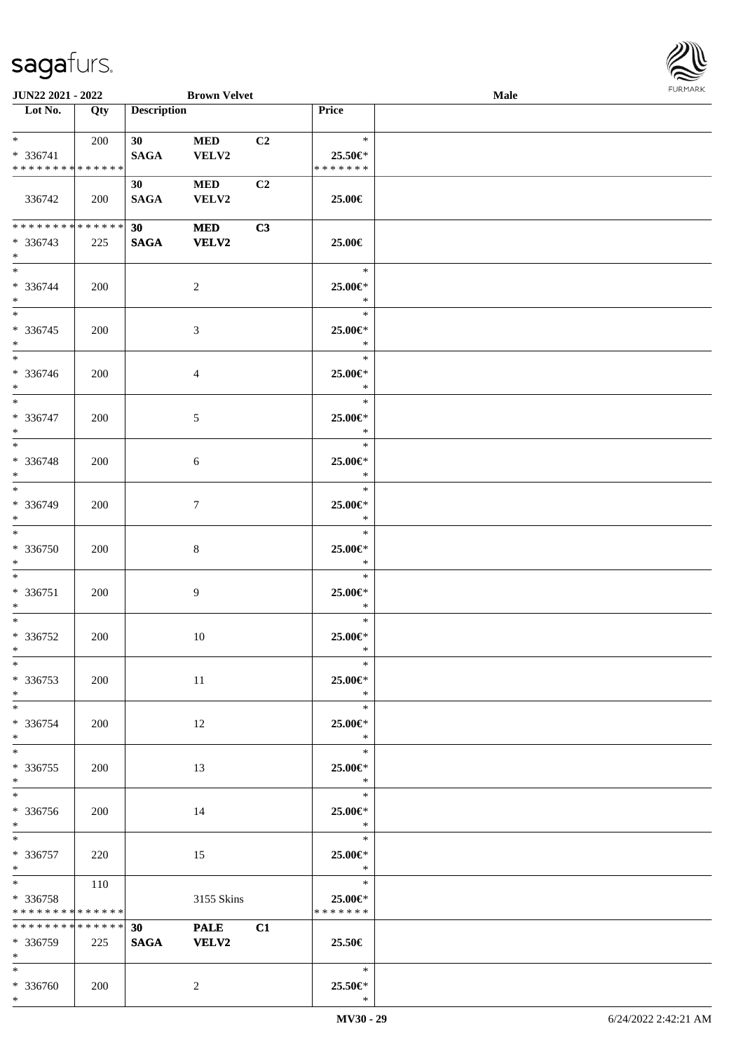**JUN22 2021 - 2022** | **Brown Velvet** | **Male**

| Lot No. | Qty | Description | | | Price | |
|---|---|---|---|---|---|---|
| * | 200 | 30 | MED | C2 | * | |
| * 336741 | | SAGA | VELV2 | | 25.50€* | |
| * * * * * * * * * * * * * * | | | | | * * * * * * * | |
| | | 30 | MED | C2 | | |
| 336742 | 200 | SAGA | VELV2 | | 25.00€ | |
| * * * * * * * * * * * * * * | | 30 | MED | C3 | | |
| * 336743 | 225 | SAGA | VELV2 | | 25.00€ | |
| * | | | | | | |
| * | | | | | * | |
| * 336744 | 200 | | 2 | | 25.00€* | |
| * | | | | | * | |
| * | | | | | * | |
| * 336745 | 200 | | 3 | | 25.00€* | |
| * | | | | | * | |
| * | | | | | * | |
| * 336746 | 200 | | 4 | | 25.00€* | |
| * | | | | | * | |
| * | | | | | * | |
| * 336747 | 200 | | 5 | | 25.00€* | |
| * | | | | | * | |
| * | | | | | * | |
| * 336748 | 200 | | 6 | | 25.00€* | |
| * | | | | | * | |
| * | | | | | * | |
| * 336749 | 200 | | 7 | | 25.00€* | |
| * | | | | | * | |
| * | | | | | * | |
| * 336750 | 200 | | 8 | | 25.00€* | |
| * | | | | | * | |
| * | | | | | * | |
| * 336751 | 200 | | 9 | | 25.00€* | |
| * | | | | | * | |
| * | | | | | * | |
| * 336752 | 200 | | 10 | | 25.00€* | |
| * | | | | | * | |
| * | | | | | * | |
| * 336753 | 200 | | 11 | | 25.00€* | |
| * | | | | | * | |
| * | | | | | * | |
| * 336754 | 200 | | 12 | | 25.00€* | |
| * | | | | | * | |
| * | | | | | * | |
| * 336755 | 200 | | 13 | | 25.00€* | |
| * | | | | | * | |
| * | | | | | * | |
| * 336756 | 200 | | 14 | | 25.00€* | |
| * | | | | | * | |
| * | | | | | * | |
| * 336757 | 220 | | 15 | | 25.00€* | |
| * | | | | | * | |
| * | 110 | | | | * | |
| * 336758 | | | 3155 Skins | | 25.00€* | |
| * * * * * * * * * * * * * * | | | | | * * * * * * * | |
| * * * * * * * * * * * * * * | | 30 | PALE | C1 | | |
| * 336759 | 225 | SAGA | VELV2 | | 25.50€ | |
| * | | | | | | |
| * | | | | | * | |
| * 336760 | 200 | | 2 | | 25.50€* | |
| * | | | | | * | |

MV30 - 29 | 6/24/2022 2:42:21 AM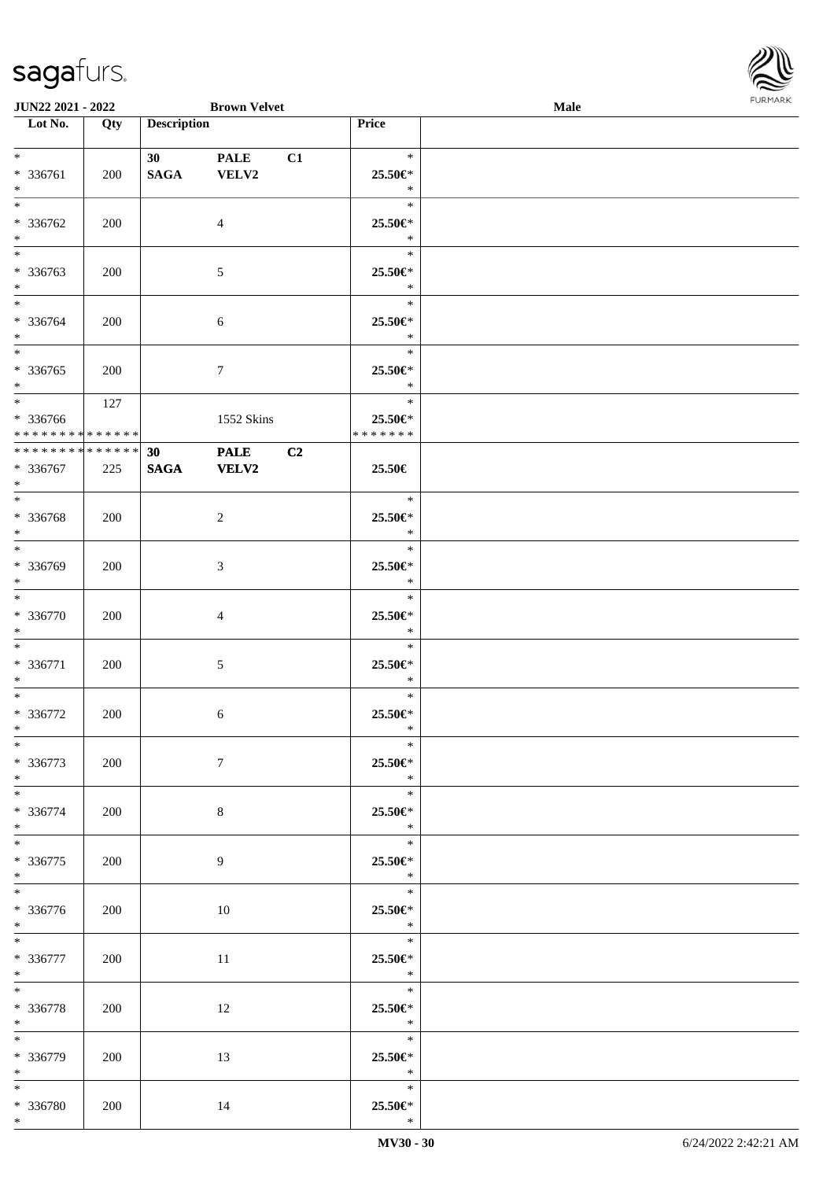| Lot No. | Qty | Description | | | Price | |
|---|---|---|---|---|---|---|
| * | | 30 | PALE | C1 | * | |
| * 336761 | 200 | SAGA | VELV2 | | 25.50€* | |
| * | | | | | * | |
| * | | | | | * | |
| * 336762 | 200 | | 4 | | 25.50€* | |
| * | | | | | * | |
| * | | | | | * | |
| * 336763 | 200 | | 5 | | 25.50€* | |
| * | | | | | * | |
| * | | | | | * | |
| * 336764 | 200 | | 6 | | 25.50€* | |
| * | | | | | * | |
| * | | | | | * | |
| * 336765 | 200 | | 7 | | 25.50€* | |
| * | | | | | * | |
| * | 127 | | | | * | |
| * 336766 | | | 1552 Skins | | 25.50€* | |
| * * * * * * * * * * * * * * | | | | | * * * * * * * | |
| * * * * * * * * * * * * * * | | 30 | PALE | C2 | | |
| * 336767 | 225 | SAGA | VELV2 | | 25.50€ | |
| * | | | | | | |
| * | | | | | * | |
| * 336768 | 200 | | 2 | | 25.50€* | |
| * | | | | | * | |
| * | | | | | * | |
| * 336769 | 200 | | 3 | | 25.50€* | |
| * | | | | | * | |
| * | | | | | * | |
| * 336770 | 200 | | 4 | | 25.50€* | |
| * | | | | | * | |
| * | | | | | * | |
| * 336771 | 200 | | 5 | | 25.50€* | |
| * | | | | | * | |
| * | | | | | * | |
| * 336772 | 200 | | 6 | | 25.50€* | |
| * | | | | | * | |
| * | | | | | * | |
| * 336773 | 200 | | 7 | | 25.50€* | |
| * | | | | | * | |
| * | | | | | * | |
| * 336774 | 200 | | 8 | | 25.50€* | |
| * | | | | | * | |
| * | | | | | * | |
| * 336775 | 200 | | 9 | | 25.50€* | |
| * | | | | | * | |
| * | | | | | * | |
| * 336776 | 200 | | 10 | | 25.50€* | |
| * | | | | | * | |
| * | | | | | * | |
| * 336777 | 200 | | 11 | | 25.50€* | |
| * | | | | | * | |
| * | | | | | * | |
| * 336778 | 200 | | 12 | | 25.50€* | |
| * | | | | | * | |
| * | | | | | * | |
| * 336779 | 200 | | 13 | | 25.50€* | |
| * | | | | | * | |
| * | | | | | * | |
| * 336780 | 200 | | 14 | | 25.50€* | |
| * | | | | | * | |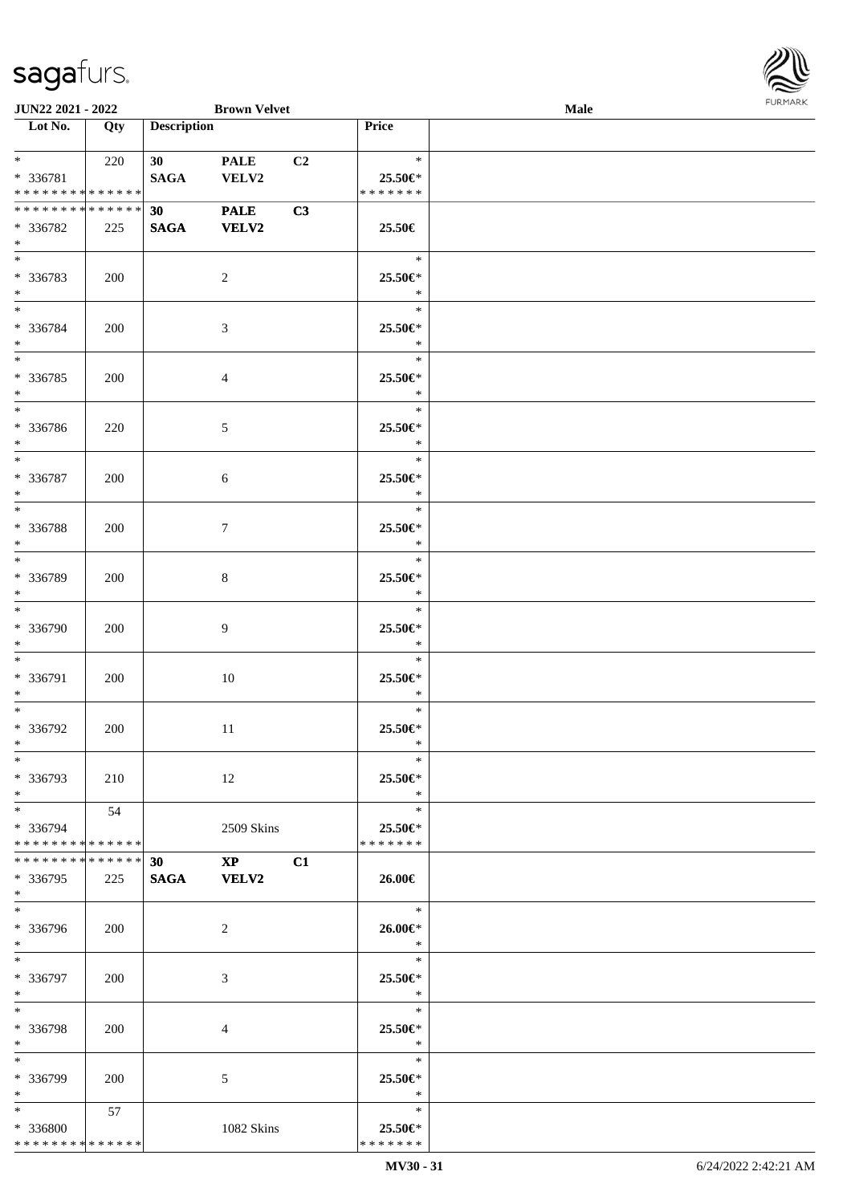| Lot No. | Qty | Description | | | Price | |
|---|---|---|---|---|---|---|
| * | 220 | 30 | PALE | C2 | * | |
| * 336781 | | SAGA | VELV2 | | 25.50€* | |
| * * * * * * * * * * * * * * | | | | | * * * * * * * | |
| * * * * * * * * * * * * * * | | 30 | PALE | C3 | | |
| * 336782 | 225 | SAGA | VELV2 | | 25.50€ | |
| * | | | | | | |
| * | | | | | * | |
| * 336783 | 200 | | 2 | | 25.50€* | |
| * | | | | | * | |
| * | | | | | * | |
| * 336784 | 200 | | 3 | | 25.50€* | |
| * | | | | | * | |
| * | | | | | * | |
| * 336785 | 200 | | 4 | | 25.50€* | |
| * | | | | | * | |
| * | | | | | * | |
| * 336786 | 220 | | 5 | | 25.50€* | |
| * | | | | | * | |
| * | | | | | * | |
| * 336787 | 200 | | 6 | | 25.50€* | |
| * | | | | | * | |
| * | | | | | * | |
| * 336788 | 200 | | 7 | | 25.50€* | |
| * | | | | | * | |
| * | | | | | * | |
| * 336789 | 200 | | 8 | | 25.50€* | |
| * | | | | | * | |
| * | | | | | * | |
| * 336790 | 200 | | 9 | | 25.50€* | |
| * | | | | | * | |
| * | | | | | * | |
| * 336791 | 200 | | 10 | | 25.50€* | |
| * | | | | | * | |
| * | | | | | * | |
| * 336792 | 200 | | 11 | | 25.50€* | |
| * | | | | | * | |
| * | | | | | * | |
| * 336793 | 210 | | 12 | | 25.50€* | |
| * | | | | | * | |
| * | 54 | | | | * | |
| * 336794 | | | 2509 Skins | | 25.50€* | |
| * * * * * * * * * * * * * * | | | | | * * * * * * * | |
| * * * * * * * * * * * * * * | | 30 | XP | C1 | | |
| * 336795 | 225 | SAGA | VELV2 | | 26.00€ | |
| * | | | | | | |
| * | | | | | * | |
| * 336796 | 200 | | 2 | | 26.00€* | |
| * | | | | | * | |
| * | | | | | * | |
| * 336797 | 200 | | 3 | | 25.50€* | |
| * | | | | | * | |
| * | | | | | * | |
| * 336798 | 200 | | 4 | | 25.50€* | |
| * | | | | | * | |
| * | | | | | * | |
| * 336799 | 200 | | 5 | | 25.50€* | |
| * | | | | | * | |
| * | 57 | | | | * | |
| * 336800 | | | 1082 Skins | | 25.50€* | |
| * * * * * * * * * * * * * * | | | | | * * * * * * * | |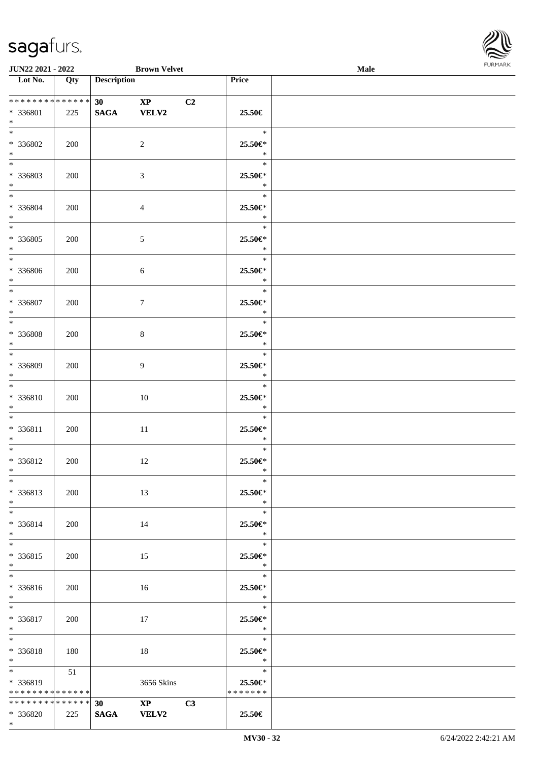| Lot No. | Qty | Description | | | Price | |
|---|---|---|---|---|---|---|
| * * * * * * * * * * * * * * | | 30 | XP | C2 | | |
| * 336801 | 225 | SAGA | VELV2 | | 25.50€ | |
| * | | | | | | |
| * 336802 | 200 | | 2 | | 25.50€* | |
| * 336803 | 200 | | 3 | | 25.50€* | |
| * 336804 | 200 | | 4 | | 25.50€* | |
| * 336805 | 200 | | 5 | | 25.50€* | |
| * 336806 | 200 | | 6 | | 25.50€* | |
| * 336807 | 200 | | 7 | | 25.50€* | |
| * 336808 | 200 | | 8 | | 25.50€* | |
| * 336809 | 200 | | 9 | | 25.50€* | |
| * 336810 | 200 | | 10 | | 25.50€* | |
| * 336811 | 200 | | 11 | | 25.50€* | |
| * 336812 | 200 | | 12 | | 25.50€* | |
| * 336813 | 200 | | 13 | | 25.50€* | |
| * 336814 | 200 | | 14 | | 25.50€* | |
| * 336815 | 200 | | 15 | | 25.50€* | |
| * 336816 | 200 | | 16 | | 25.50€* | |
| * 336817 | 200 | | 17 | | 25.50€* | |
| * 336818 | 180 | | 18 | | 25.50€* | |
| * 336819 | 51 | | 3656 Skins | | 25.50€* | |
| * * * * * * * * * * * * * * | | | | | * * * * * * * | |
| * * * * * * * * * * * * * * | | 30 | XP | C3 | | |
| * 336820 | 225 | SAGA | VELV2 | | 25.50€ | |
| * | | | | | | |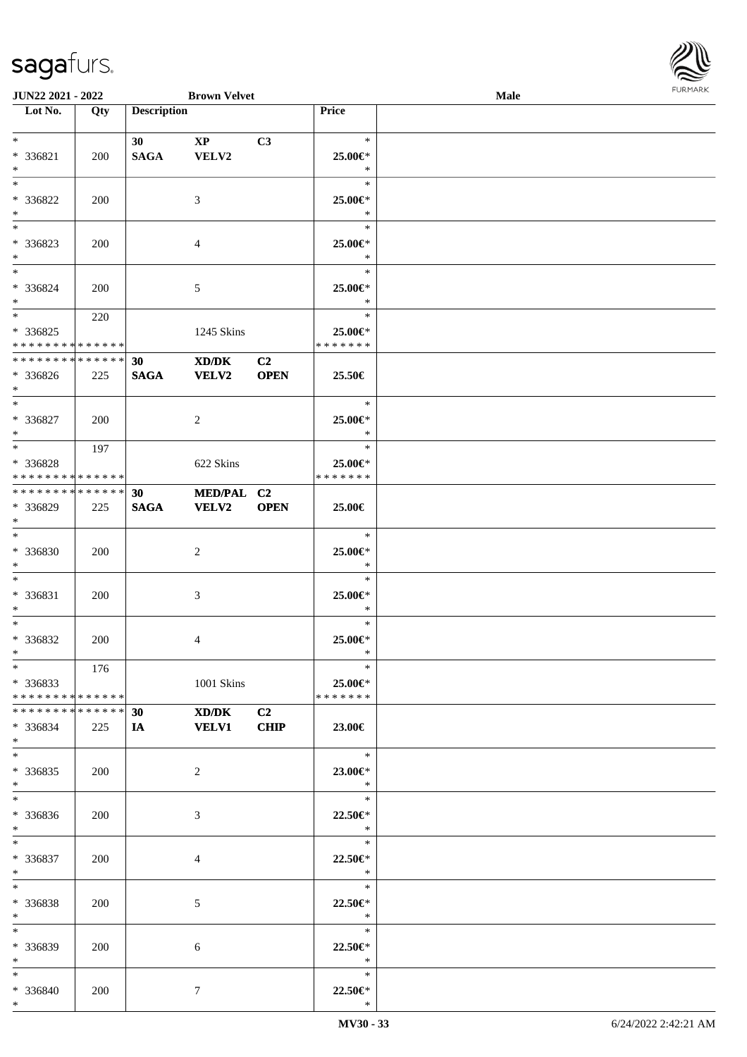| Lot No. | Qty | Description | | | Price | |
|---|---|---|---|---|---|---|
| * | | 30 | XP | C3 | * | |
| * 336821 | 200 | SAGA | VELV2 | | 25.00€* | |
| * | | | | | * | |
| * | | | | | * | |
| * 336822 | 200 | | 3 | | 25.00€* | |
| * | | | | | * | |
| * | | | | | * | |
| * 336823 | 200 | | 4 | | 25.00€* | |
| * | | | | | * | |
| * | | | | | * | |
| * 336824 | 200 | | 5 | | 25.00€* | |
| * | | | | | * | |
| * | 220 | | | | * | |
| * 336825 | | | 1245 Skins | | 25.00€* | |
| * * * * * * * * * * * * * * | | | | | * * * * * * * | |
| * * * * * * * * * * * * * * | | 30 | XD/DK | C2 | | |
| * 336826 | 225 | SAGA | VELV2 | OPEN | 25.50€ | |
| * | | | | | | |
| * | | | | | * | |
| * 336827 | 200 | | 2 | | 25.00€* | |
| * | | | | | * | |
| * | 197 | | | | * | |
| * 336828 | | | 622 Skins | | 25.00€* | |
| * * * * * * * * * * * * * * | | | | | * * * * * * * | |
| * * * * * * * * * * * * * * | | 30 | MED/PAL | C2 | | |
| * 336829 | 225 | SAGA | VELV2 | OPEN | 25.00€ | |
| * | | | | | | |
| * | | | | | * | |
| * 336830 | 200 | | 2 | | 25.00€* | |
| * | | | | | * | |
| * | | | | | * | |
| * 336831 | 200 | | 3 | | 25.00€* | |
| * | | | | | * | |
| * | | | | | * | |
| * 336832 | 200 | | 4 | | 25.00€* | |
| * | | | | | * | |
| * | 176 | | | | * | |
| * 336833 | | | 1001 Skins | | 25.00€* | |
| * * * * * * * * * * * * * * | | | | | * * * * * * * | |
| * * * * * * * * * * * * * * | | 30 | XD/DK | C2 | | |
| * 336834 | 225 | IA | VELV1 | CHIP | 23.00€ | |
| * | | | | | | |
| * | | | | | * | |
| * 336835 | 200 | | 2 | | 23.00€* | |
| * | | | | | * | |
| * | | | | | * | |
| * 336836 | 200 | | 3 | | 22.50€* | |
| * | | | | | * | |
| * | | | | | * | |
| * 336837 | 200 | | 4 | | 22.50€* | |
| * | | | | | * | |
| * | | | | | * | |
| * 336838 | 200 | | 5 | | 22.50€* | |
| * | | | | | * | |
| * | | | | | * | |
| * 336839 | 200 | | 6 | | 22.50€* | |
| * | | | | | * | |
| * | | | | | * | |
| * 336840 | 200 | | 7 | | 22.50€* | |
| * | | | | | * | |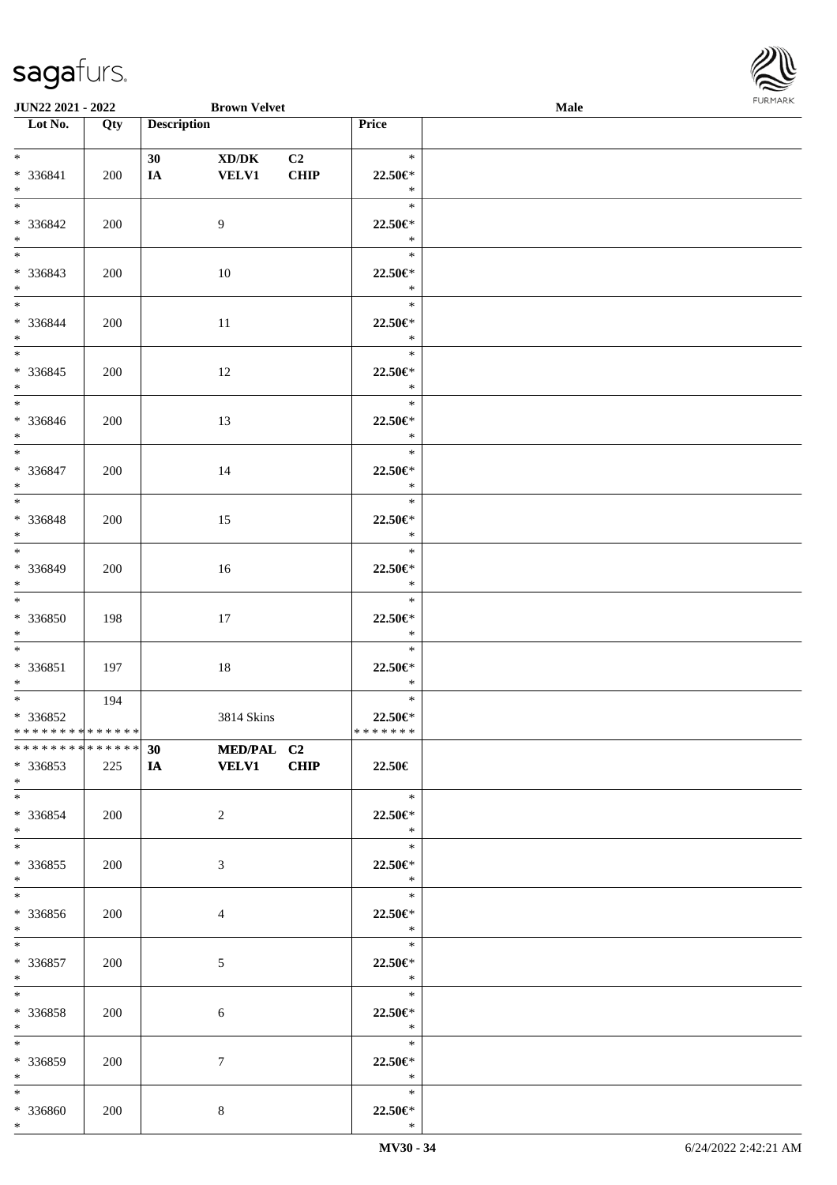| Lot No. | Qty | Description | | | Price | |
|---|---|---|---|---|---|---|
| * | | 30 | XD/DK | C2 | * | |
| * 336841 | 200 | IA | VELV1 | CHIP | 22.50€* | |
| * | | | | | * | |
| * | | | | | * | |
| * 336842 | 200 | | 9 | | 22.50€* | |
| * | | | | | * | |
| * | | | | | * | |
| * 336843 | 200 | | 10 | | 22.50€* | |
| * | | | | | * | |
| * | | | | | * | |
| * 336844 | 200 | | 11 | | 22.50€* | |
| * | | | | | * | |
| * | | | | | * | |
| * 336845 | 200 | | 12 | | 22.50€* | |
| * | | | | | * | |
| * | | | | | * | |
| * 336846 | 200 | | 13 | | 22.50€* | |
| * | | | | | * | |
| * | | | | | * | |
| * 336847 | 200 | | 14 | | 22.50€* | |
| * | | | | | * | |
| * | | | | | * | |
| * 336848 | 200 | | 15 | | 22.50€* | |
| * | | | | | * | |
| * | | | | | * | |
| * 336849 | 200 | | 16 | | 22.50€* | |
| * | | | | | * | |
| * | | | | | * | |
| * 336850 | 198 | | 17 | | 22.50€* | |
| * | | | | | * | |
| * | | | | | * | |
| * 336851 | 197 | | 18 | | 22.50€* | |
| * | | | | | * | |
| * | 194 | | | | * | |
| * 336852 | | | 3814 Skins | | 22.50€* | |
| * * * * * * * * * * * * * * | | | | | * * * * * * * | |
| * * * * * * * * * * * * * * | | 30 | MED/PAL | C2 | | |
| * 336853 | 225 | IA | VELV1 | CHIP | 22.50€ | |
| * | | | | | | |
| * | | | | | * | |
| * 336854 | 200 | | 2 | | 22.50€* | |
| * | | | | | * | |
| * | | | | | * | |
| * 336855 | 200 | | 3 | | 22.50€* | |
| * | | | | | * | |
| * | | | | | * | |
| * 336856 | 200 | | 4 | | 22.50€* | |
| * | | | | | * | |
| * | | | | | * | |
| * 336857 | 200 | | 5 | | 22.50€* | |
| * | | | | | * | |
| * | | | | | * | |
| * 336858 | 200 | | 6 | | 22.50€* | |
| * | | | | | * | |
| * | | | | | * | |
| * 336859 | 200 | | 7 | | 22.50€* | |
| * | | | | | * | |
| * | | | | | * | |
| * 336860 | 200 | | 8 | | 22.50€* | |
| * | | | | | * | |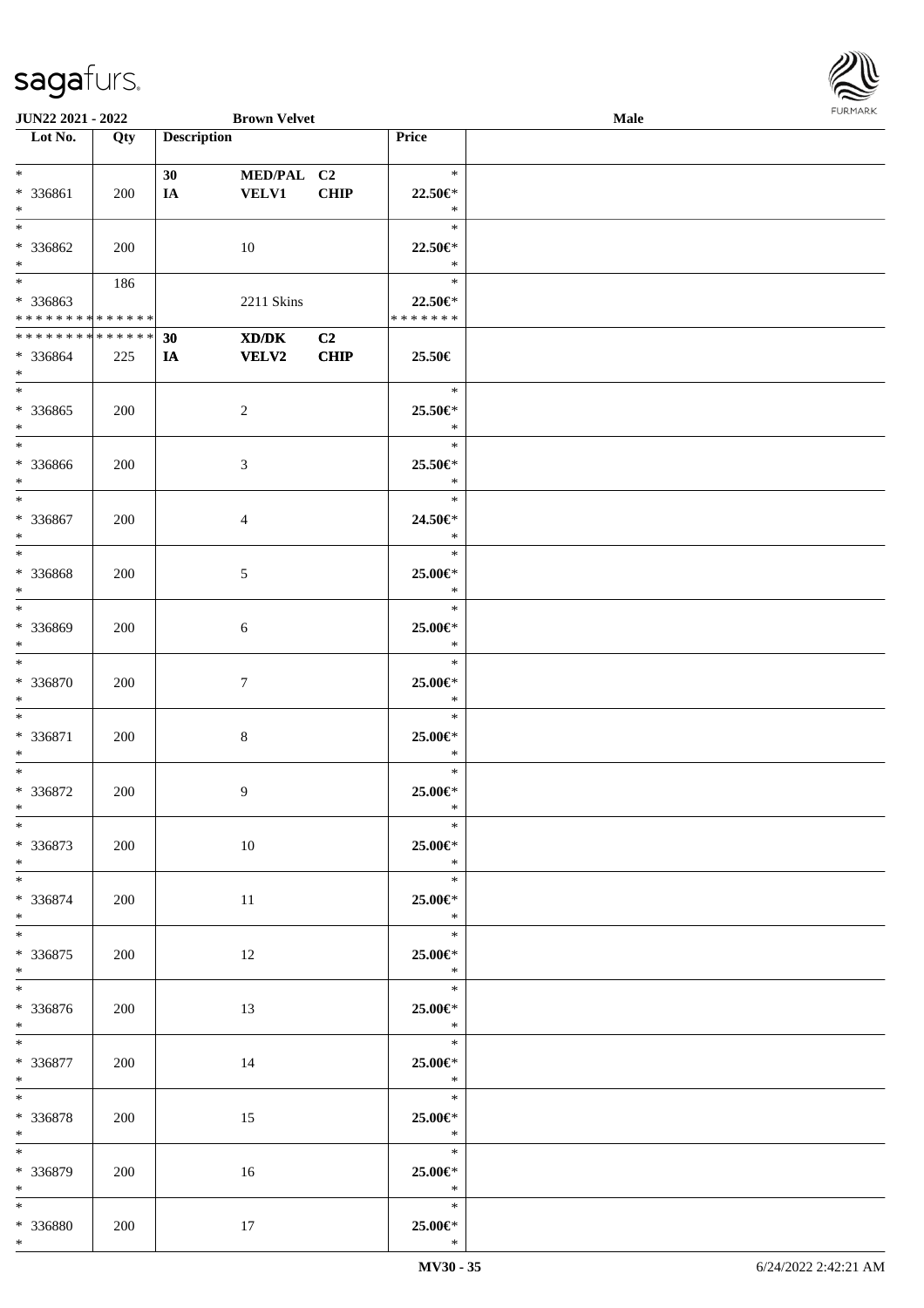**JUN22 2021 - 2022** **Brown Velvet** **Male**

| Lot No. | Qty | Description | | | Price | |
|---|---|---|---|---|---|---|
| * | | 30 | MED/PAL | C2 | * | |
| * 336861 | 200 | IA | VELV1 | CHIP | 22.50€* | |
| * | | | | | * | |
| * | | | | | * | |
| * 336862 | 200 | | 10 | | 22.50€* | |
| * | | | | | * | |
| * | 186 | | | | * | |
| * 336863 | | | 2211 Skins | | 22.50€* | |
| * * * * * * * * * * * * * * | | | | | * * * * * * * | |
| * * * * * * * * * * * * * * | | 30 | XD/DK | C2 | | |
| * 336864 | 225 | IA | VELV2 | CHIP | 25.50€ | |
| * | | | | | | |
| * | | | | | * | |
| * 336865 | 200 | | 2 | | 25.50€* | |
| * | | | | | * | |
| * | | | | | * | |
| * 336866 | 200 | | 3 | | 25.50€* | |
| * | | | | | * | |
| * | | | | | * | |
| * 336867 | 200 | | 4 | | 24.50€* | |
| * | | | | | * | |
| * | | | | | * | |
| * 336868 | 200 | | 5 | | 25.00€* | |
| * | | | | | * | |
| * | | | | | * | |
| * 336869 | 200 | | 6 | | 25.00€* | |
| * | | | | | * | |
| * | | | | | * | |
| * 336870 | 200 | | 7 | | 25.00€* | |
| * | | | | | * | |
| * | | | | | * | |
| * 336871 | 200 | | 8 | | 25.00€* | |
| * | | | | | * | |
| * | | | | | * | |
| * 336872 | 200 | | 9 | | 25.00€* | |
| * | | | | | * | |
| * | | | | | * | |
| * 336873 | 200 | | 10 | | 25.00€* | |
| * | | | | | * | |
| * | | | | | * | |
| * 336874 | 200 | | 11 | | 25.00€* | |
| * | | | | | * | |
| * | | | | | * | |
| * 336875 | 200 | | 12 | | 25.00€* | |
| * | | | | | * | |
| * | | | | | * | |
| * 336876 | 200 | | 13 | | 25.00€* | |
| * | | | | | * | |
| * | | | | | * | |
| * 336877 | 200 | | 14 | | 25.00€* | |
| * | | | | | * | |
| * | | | | | * | |
| * 336878 | 200 | | 15 | | 25.00€* | |
| * | | | | | * | |
| * | | | | | * | |
| * 336879 | 200 | | 16 | | 25.00€* | |
| * | | | | | * | |
| * | | | | | * | |
| * 336880 | 200 | | 17 | | 25.00€* | |
| * | | | | | * | |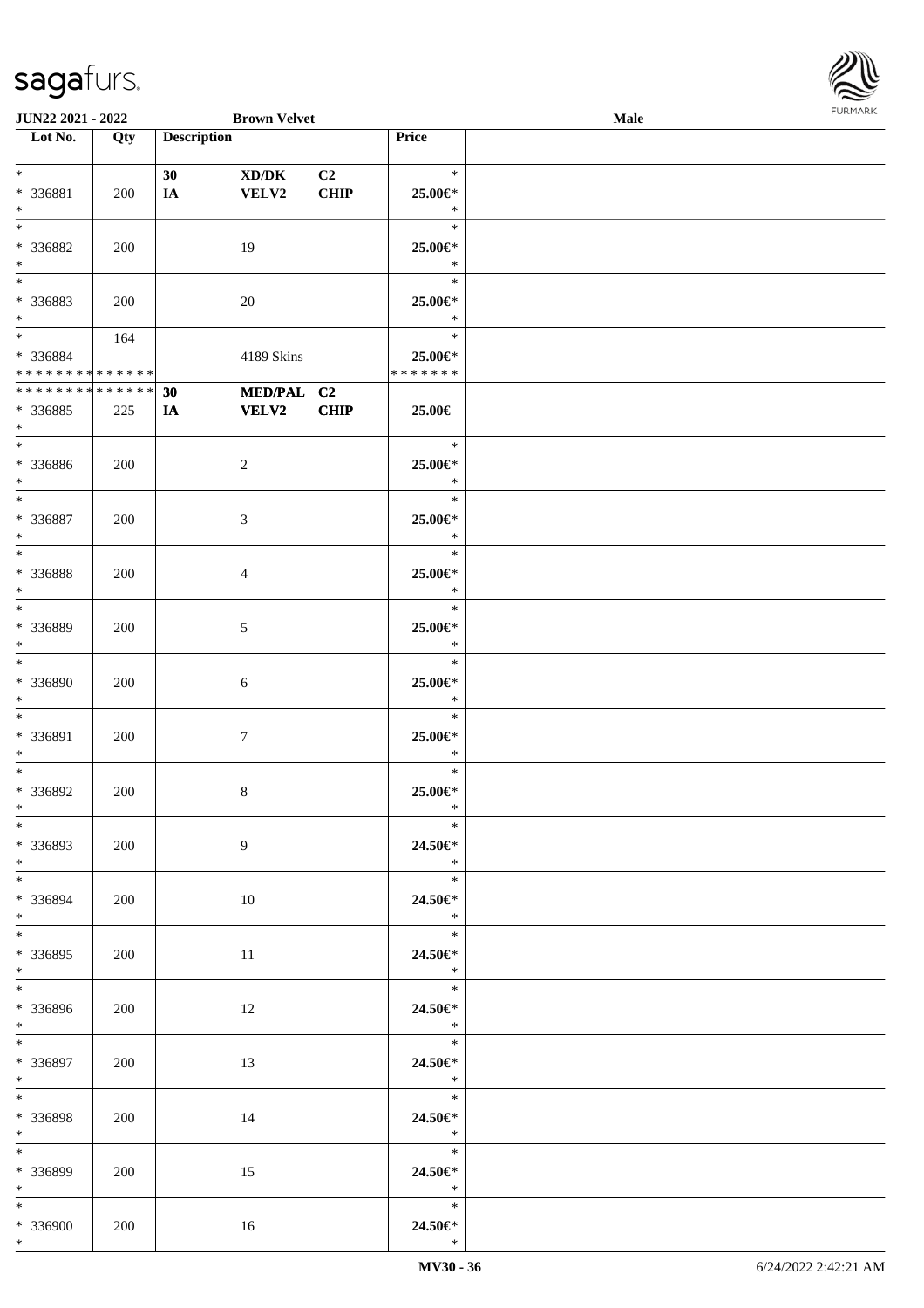JUN22 2021 - 2022 | Brown Velvet | Male

| Lot No. | Qty | Description | | | Price | |
|---|---|---|---|---|---|---|
| * | | 30 | XD/DK | C2 | * | |
| * 336881 | 200 | IA | VELV2 | CHIP | 25.00€* | |
| * | | | | | * | |
| * | | | | | * | |
| * 336882 | 200 | | 19 | | 25.00€* | |
| * | | | | | * | |
| * | | | | | * | |
| * 336883 | 200 | | 20 | | 25.00€* | |
| * | | | | | * | |
| * | 164 | | | | * | |
| * 336884 | | | 4189 Skins | | 25.00€* | |
| * * * * * * * * * * * * * * | | | | | * * * * * * * | |
| * * * * * * * * * * * * * * | | 30 | MED/PAL | C2 | | |
| * 336885 | 225 | IA | VELV2 | CHIP | 25.00€ | |
| * | | | | | | |
| * | | | | | * | |
| * 336886 | 200 | | 2 | | 25.00€* | |
| * | | | | | * | |
| * | | | | | * | |
| * 336887 | 200 | | 3 | | 25.00€* | |
| * | | | | | * | |
| * | | | | | * | |
| * 336888 | 200 | | 4 | | 25.00€* | |
| * | | | | | * | |
| * | | | | | * | |
| * 336889 | 200 | | 5 | | 25.00€* | |
| * | | | | | * | |
| * | | | | | * | |
| * 336890 | 200 | | 6 | | 25.00€* | |
| * | | | | | * | |
| * | | | | | * | |
| * 336891 | 200 | | 7 | | 25.00€* | |
| * | | | | | * | |
| * | | | | | * | |
| * 336892 | 200 | | 8 | | 25.00€* | |
| * | | | | | * | |
| * | | | | | * | |
| * 336893 | 200 | | 9 | | 24.50€* | |
| * | | | | | * | |
| * | | | | | * | |
| * 336894 | 200 | | 10 | | 24.50€* | |
| * | | | | | * | |
| * | | | | | * | |
| * 336895 | 200 | | 11 | | 24.50€* | |
| * | | | | | * | |
| * | | | | | * | |
| * 336896 | 200 | | 12 | | 24.50€* | |
| * | | | | | * | |
| * | | | | | * | |
| * 336897 | 200 | | 13 | | 24.50€* | |
| * | | | | | * | |
| * | | | | | * | |
| * 336898 | 200 | | 14 | | 24.50€* | |
| * | | | | | * | |
| * | | | | | * | |
| * 336899 | 200 | | 15 | | 24.50€* | |
| * | | | | | * | |
| * | | | | | * | |
| * 336900 | 200 | | 16 | | 24.50€* | |
| * | | | | | * | |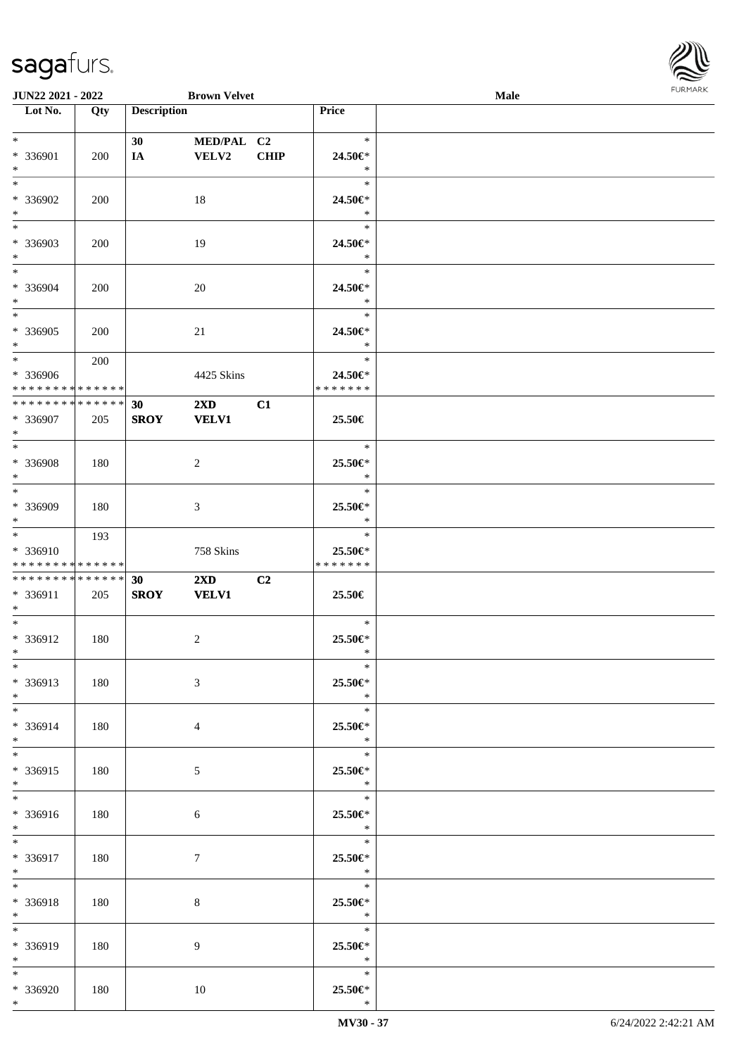| Lot No. | Qty | Description | | | Price | |
|---|---|---|---|---|---|---|
| * | | 30 | MED/PAL | C2 | * | |
| * 336901 | 200 | IA | VELV2 | CHIP | 24.50€* | |
| * | | | | | * | |
| * | | | | | * | |
| * 336902 | 200 | | 18 | | 24.50€* | |
| * | | | | | * | |
| * | | | | | * | |
| * 336903 | 200 | | 19 | | 24.50€* | |
| * | | | | | * | |
| * | | | | | * | |
| * 336904 | 200 | | 20 | | 24.50€* | |
| * | | | | | * | |
| * | | | | | * | |
| * 336905 | 200 | | 21 | | 24.50€* | |
| * | | | | | * | |
| * | 200 | | | | * | |
| * 336906 | | | 4425 Skins | | 24.50€* | |
| * * * * * * * * * * * * * * | | | | | * * * * * * * | |
| * * * * * * * * * * * * * * | | 30 | 2XD | C1 | | |
| * 336907 | 205 | SROY | VELV1 | | 25.50€ | |
| * | | | | | | |
| * | | | | | * | |
| * 336908 | 180 | | 2 | | 25.50€* | |
| * | | | | | * | |
| * | | | | | * | |
| * 336909 | 180 | | 3 | | 25.50€* | |
| * | | | | | * | |
| * | 193 | | | | * | |
| * 336910 | | | 758 Skins | | 25.50€* | |
| * * * * * * * * * * * * * * | | | | | * * * * * * * | |
| * * * * * * * * * * * * * * | | 30 | 2XD | C2 | | |
| * 336911 | 205 | SROY | VELV1 | | 25.50€ | |
| * | | | | | | |
| * | | | | | * | |
| * 336912 | 180 | | 2 | | 25.50€* | |
| * | | | | | * | |
| * | | | | | * | |
| * 336913 | 180 | | 3 | | 25.50€* | |
| * | | | | | * | |
| * | | | | | * | |
| * 336914 | 180 | | 4 | | 25.50€* | |
| * | | | | | * | |
| * | | | | | * | |
| * 336915 | 180 | | 5 | | 25.50€* | |
| * | | | | | * | |
| * | | | | | * | |
| * 336916 | 180 | | 6 | | 25.50€* | |
| * | | | | | * | |
| * | | | | | * | |
| * 336917 | 180 | | 7 | | 25.50€* | |
| * | | | | | * | |
| * | | | | | * | |
| * 336918 | 180 | | 8 | | 25.50€* | |
| * | | | | | * | |
| * | | | | | * | |
| * 336919 | 180 | | 9 | | 25.50€* | |
| * | | | | | * | |
| * | | | | | * | |
| * 336920 | 180 | | 10 | | 25.50€* | |
| * | | | | | * | |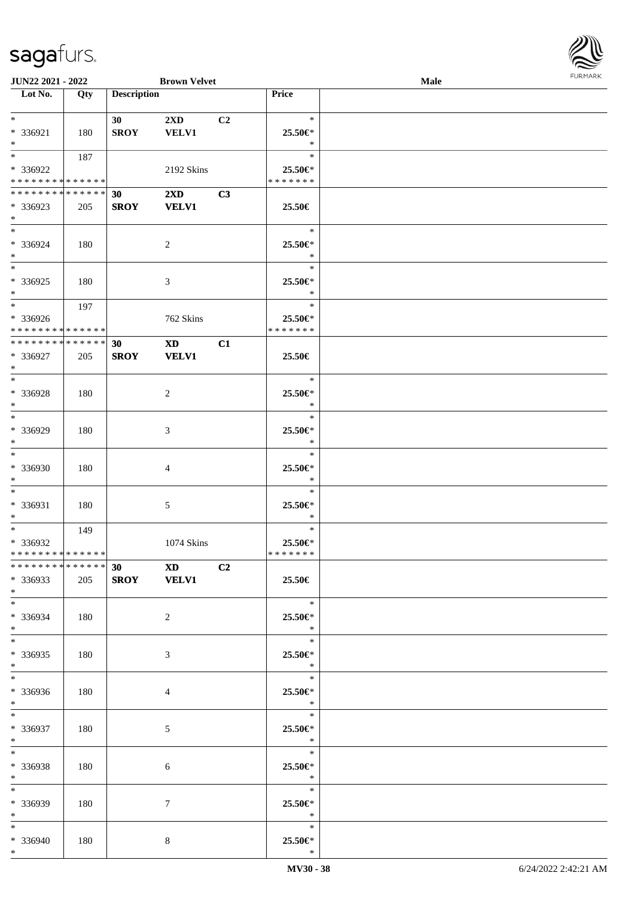| Lot No. | Qty | Description | | | Price | |
|---|---|---|---|---|---|---|
| * | | 30 | 2XD | C2 | * | |
| * 336921 | 180 | SROY | VELV1 | | 25.50€* | |
| * | | | | | * | |
| * | 187 | | | | * | |
| * 336922 | | | 2192 Skins | | 25.50€* | |
| * * * * * * * * * * * * * * | | | | | * * * * * * * | |
| * * * * * * * * * * * * * * | | 30 | 2XD | C3 | | |
| * 336923 | 205 | SROY | VELV1 | | 25.50€ | |
| * | | | | | | |
| * | | | | | * | |
| * 336924 | 180 | | 2 | | 25.50€* | |
| * | | | | | * | |
| * | | | | | * | |
| * 336925 | 180 | | 3 | | 25.50€* | |
| * | | | | | * | |
| * | 197 | | | | * | |
| * 336926 | | | 762 Skins | | 25.50€* | |
| * * * * * * * * * * * * * * | | | | | * * * * * * * | |
| * * * * * * * * * * * * * * | | 30 | XD | C1 | | |
| * 336927 | 205 | SROY | VELV1 | | 25.50€ | |
| * | | | | | | |
| * | | | | | * | |
| * 336928 | 180 | | 2 | | 25.50€* | |
| * | | | | | * | |
| * | | | | | * | |
| * 336929 | 180 | | 3 | | 25.50€* | |
| * | | | | | * | |
| * | | | | | * | |
| * 336930 | 180 | | 4 | | 25.50€* | |
| * | | | | | * | |
| * | | | | | * | |
| * 336931 | 180 | | 5 | | 25.50€* | |
| * | | | | | * | |
| * | 149 | | | | * | |
| * 336932 | | | 1074 Skins | | 25.50€* | |
| * * * * * * * * * * * * * * | | | | | * * * * * * * | |
| * * * * * * * * * * * * * * | | 30 | XD | C2 | | |
| * 336933 | 205 | SROY | VELV1 | | 25.50€ | |
| * | | | | | | |
| * | | | | | * | |
| * 336934 | 180 | | 2 | | 25.50€* | |
| * | | | | | * | |
| * | | | | | * | |
| * 336935 | 180 | | 3 | | 25.50€* | |
| * | | | | | * | |
| * | | | | | * | |
| * 336936 | 180 | | 4 | | 25.50€* | |
| * | | | | | * | |
| * | | | | | * | |
| * 336937 | 180 | | 5 | | 25.50€* | |
| * | | | | | * | |
| * | | | | | * | |
| * 336938 | 180 | | 6 | | 25.50€* | |
| * | | | | | * | |
| * | | | | | * | |
| * 336939 | 180 | | 7 | | 25.50€* | |
| * | | | | | * | |
| * | | | | | * | |
| * 336940 | 180 | | 8 | | 25.50€* | |
| * | | | | | * | |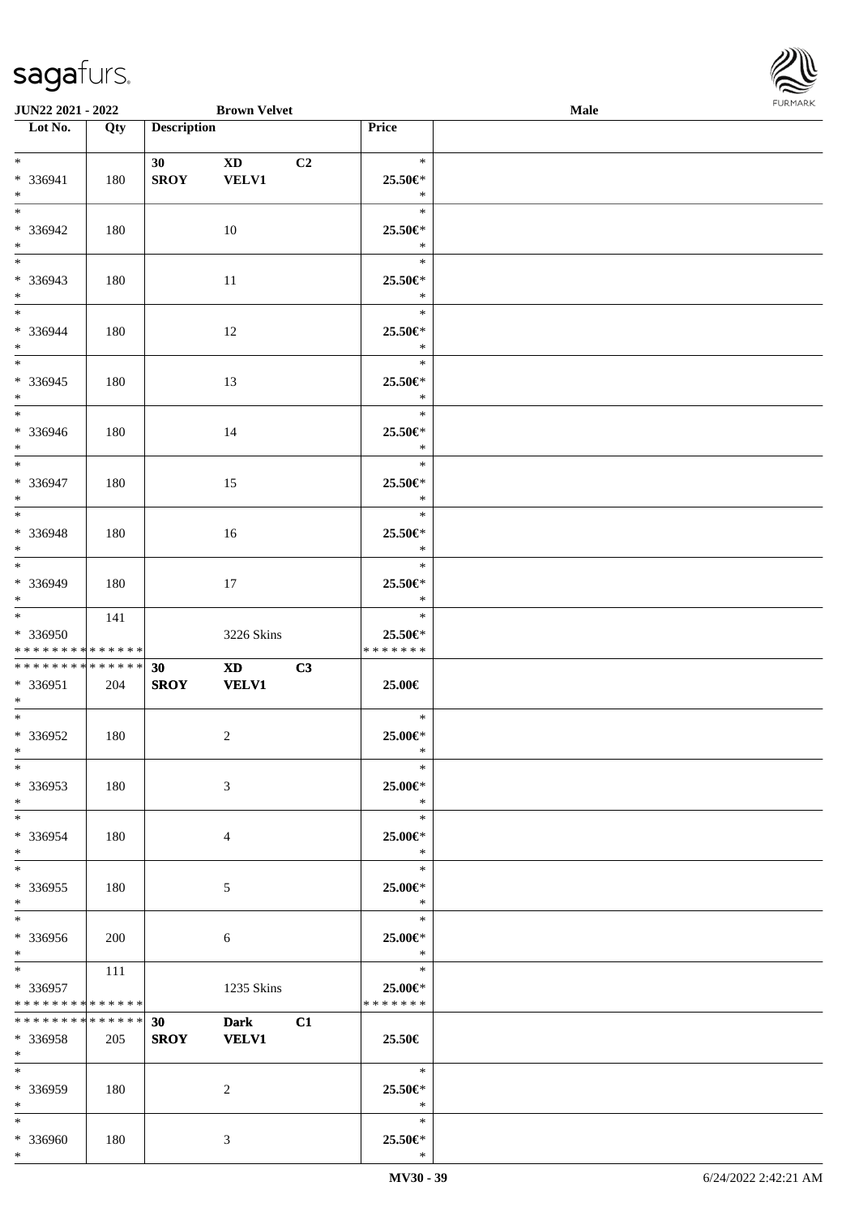| Lot No. | Qty | Description | | | Price |
|---|---|---|---|---|---|
| * | | 30 | XD | C2 | * |
| * 336941 | 180 | SROY | VELV1 | | 25.50€* |
| * | | | | | * |
| * | | | | | * |
| * 336942 | 180 | | 10 | | 25.50€* |
| * | | | | | * |
| * | | | | | * |
| * 336943 | 180 | | 11 | | 25.50€* |
| * | | | | | * |
| * | | | | | * |
| * 336944 | 180 | | 12 | | 25.50€* |
| * | | | | | * |
| * | | | | | * |
| * 336945 | 180 | | 13 | | 25.50€* |
| * | | | | | * |
| * | | | | | * |
| * 336946 | 180 | | 14 | | 25.50€* |
| * | | | | | * |
| * | | | | | * |
| * 336947 | 180 | | 15 | | 25.50€* |
| * | | | | | * |
| * | | | | | * |
| * 336948 | 180 | | 16 | | 25.50€* |
| * | | | | | * |
| * | | | | | * |
| * 336949 | 180 | | 17 | | 25.50€* |
| * | | | | | * |
| * | 141 | | | | * |
| * 336950 | | | 3226 Skins | | 25.50€* |
| * * * * * * * * * * * * * * | | | | | * * * * * * * |
| * * * * * * * * * * * * * * | | 30 | XD | C3 | |
| * 336951 | 204 | SROY | VELV1 | | 25.00€ |
| * | | | | | |
| * | | | | | * |
| * 336952 | 180 | | 2 | | 25.00€* |
| * | | | | | * |
| * | | | | | * |
| * 336953 | 180 | | 3 | | 25.00€* |
| * | | | | | * |
| * | | | | | * |
| * 336954 | 180 | | 4 | | 25.00€* |
| * | | | | | * |
| * | | | | | * |
| * 336955 | 180 | | 5 | | 25.00€* |
| * | | | | | * |
| * | | | | | * |
| * 336956 | 200 | | 6 | | 25.00€* |
| * | | | | | * |
| * | 111 | | | | * |
| * 336957 | | | 1235 Skins | | 25.00€* |
| * * * * * * * * * * * * * * | | | | | * * * * * * * |
| * * * * * * * * * * * * * * | | 30 | Dark | C1 | |
| * 336958 | 205 | SROY | VELV1 | | 25.50€ |
| * | | | | | |
| * | | | | | * |
| * 336959 | 180 | | 2 | | 25.50€* |
| * | | | | | * |
| * | | | | | * |
| * 336960 | 180 | | 3 | | 25.50€* |
| * | | | | | * |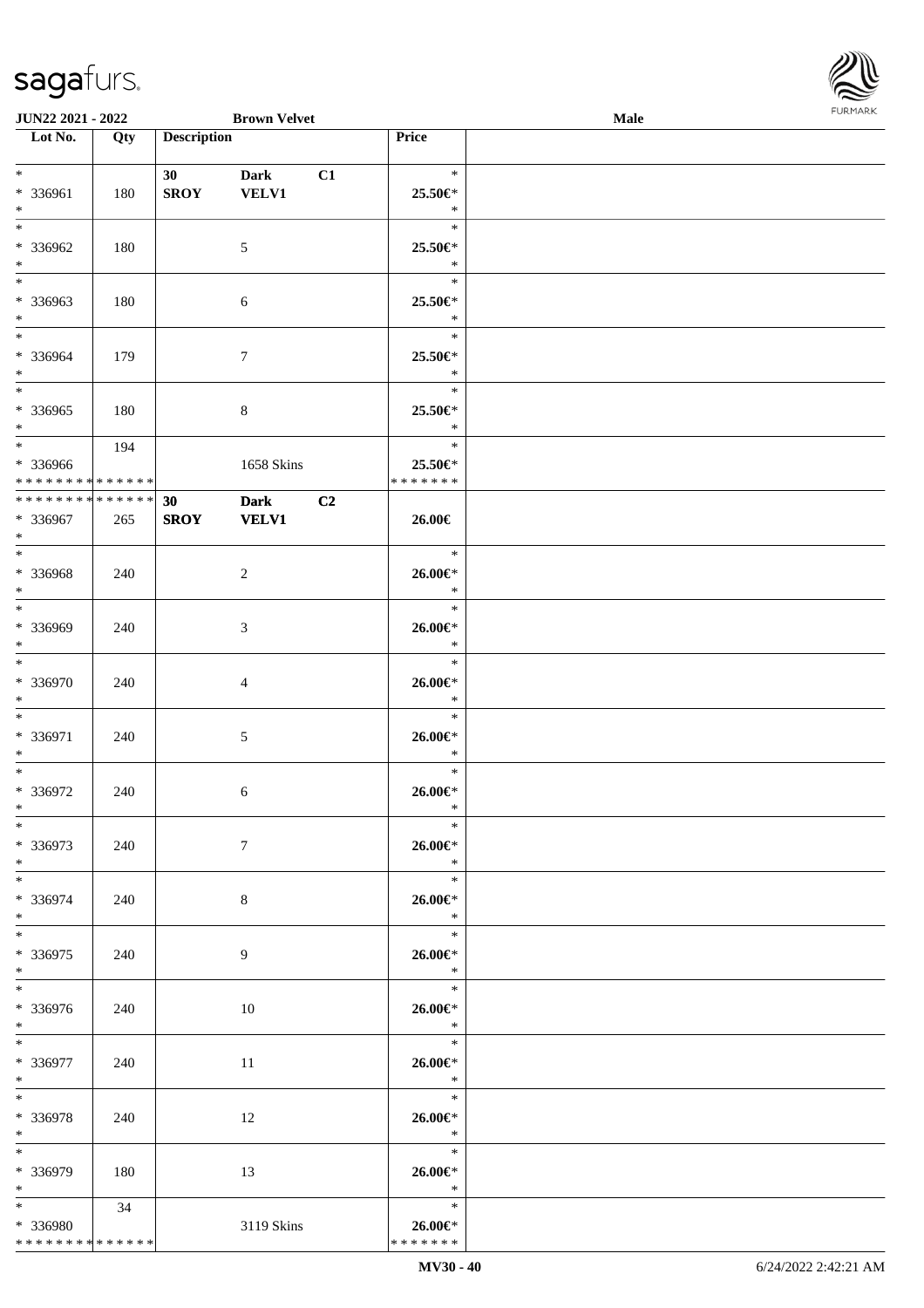**JUN22 2021 - 2022** **Brown Velvet** **Male**

| Lot No. | Qty | Description | | | Price |
|---|---|---|---|---|---|
| * <br> * 336961 <br> * | 180 | **30** <br> **SROY** | **Dark** <br> **VELV1** | **C1** | * <br> **25.50€*** <br> * |
| * <br> * 336962 <br> * | 180 | | 5 | | * <br> **25.50€*** <br> * |
| * <br> * 336963 <br> * | 180 | | 6 | | * <br> **25.50€*** <br> * |
| * <br> * 336964 <br> * | 179 | | 7 | | * <br> **25.50€*** <br> * |
| * <br> * 336965 <br> * | 180 | | 8 | | * <br> **25.50€*** <br> * |
| * <br> * 336966 <br> * * * * * * * * * * * * * * | 194 | | 1658 Skins | | * <br> **25.50€*** <br> * * * * * * * |
| * * * * * * * * * * * * * * <br> * 336967 <br> * | 265 | **30** <br> **SROY** | **Dark** <br> **VELV1** | **C2** | **26.00€** |
| * <br> * 336968 <br> * | 240 | | 2 | | * <br> **26.00€*** <br> * |
| * <br> * 336969 <br> * | 240 | | 3 | | * <br> **26.00€*** <br> * |
| * <br> * 336970 <br> * | 240 | | 4 | | * <br> **26.00€*** <br> * |
| * <br> * 336971 <br> * | 240 | | 5 | | * <br> **26.00€*** <br> * |
| * <br> * 336972 <br> * | 240 | | 6 | | * <br> **26.00€*** <br> * |
| * <br> * 336973 <br> * | 240 | | 7 | | * <br> **26.00€*** <br> * |
| * <br> * 336974 <br> * | 240 | | 8 | | * <br> **26.00€*** <br> * |
| * <br> * 336975 <br> * | 240 | | 9 | | * <br> **26.00€*** <br> * |
| * <br> * 336976 <br> * | 240 | | 10 | | * <br> **26.00€*** <br> * |
| * <br> * 336977 <br> * | 240 | | 11 | | * <br> **26.00€*** <br> * |
| * <br> * 336978 <br> * | 240 | | 12 | | * <br> **26.00€*** <br> * |
| * <br> * 336979 <br> * | 180 | | 13 | | * <br> **26.00€*** <br> * |
| * <br> * 336980 <br> * * * * * * * * * * * * * * | 34 | | 3119 Skins | | * <br> **26.00€*** <br> * * * * * * * |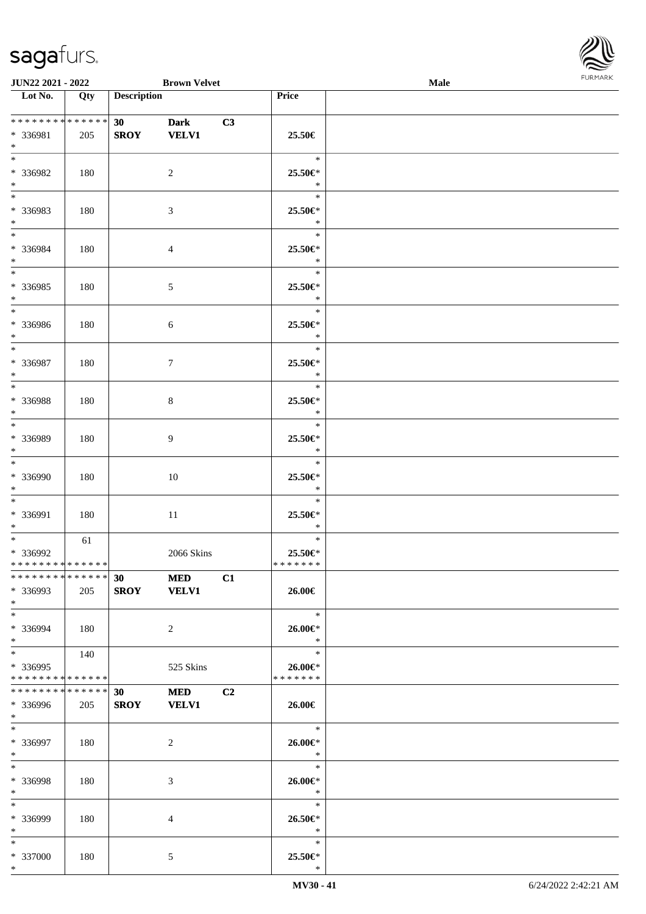| Lot No. | Qty | Description | | | Price | |
|---|---|---|---|---|---|---|
| * * * * * * * * * * * * * * | | 30 | Dark | C3 | | |
| * 336981 | 205 | SROY | VELV1 | | 25.50€ | |
| * | | | | | | |
| * | | | | | * | |
| * 336982 | 180 | | 2 | | 25.50€* | |
| * | | | | | * | |
| * | | | | | * | |
| * 336983 | 180 | | 3 | | 25.50€* | |
| * | | | | | * | |
| * | | | | | * | |
| * 336984 | 180 | | 4 | | 25.50€* | |
| * | | | | | * | |
| * | | | | | * | |
| * 336985 | 180 | | 5 | | 25.50€* | |
| * | | | | | * | |
| * | | | | | * | |
| * 336986 | 180 | | 6 | | 25.50€* | |
| * | | | | | * | |
| * | | | | | * | |
| * 336987 | 180 | | 7 | | 25.50€* | |
| * | | | | | * | |
| * | | | | | * | |
| * 336988 | 180 | | 8 | | 25.50€* | |
| * | | | | | * | |
| * | | | | | * | |
| * 336989 | 180 | | 9 | | 25.50€* | |
| * | | | | | * | |
| * | | | | | * | |
| * 336990 | 180 | | 10 | | 25.50€* | |
| * | | | | | * | |
| * | | | | | * | |
| * 336991 | 180 | | 11 | | 25.50€* | |
| * | | | | | * | |
| * | 61 | | | | * | |
| * 336992 | | | 2066 Skins | | 25.50€* | |
| * * * * * * * * * * * * * * | | | | | * * * * * * * | |
| * * * * * * * * * * * * * * | | 30 | MED | C1 | | |
| * 336993 | 205 | SROY | VELV1 | | 26.00€ | |
| * | | | | | | |
| * | | | | | * | |
| * 336994 | 180 | | 2 | | 26.00€* | |
| * | | | | | * | |
| * | 140 | | | | * | |
| * 336995 | | | 525 Skins | | 26.00€* | |
| * * * * * * * * * * * * * * | | | | | * * * * * * * | |
| * * * * * * * * * * * * * * | | 30 | MED | C2 | | |
| * 336996 | 205 | SROY | VELV1 | | 26.00€ | |
| * | | | | | | |
| * | | | | | * | |
| * 336997 | 180 | | 2 | | 26.00€* | |
| * | | | | | * | |
| * | | | | | * | |
| * 336998 | 180 | | 3 | | 26.00€* | |
| * | | | | | * | |
| * | | | | | * | |
| * 336999 | 180 | | 4 | | 26.50€* | |
| * | | | | | * | |
| * | | | | | * | |
| * 337000 | 180 | | 5 | | 25.50€* | |
| * | | | | | * | |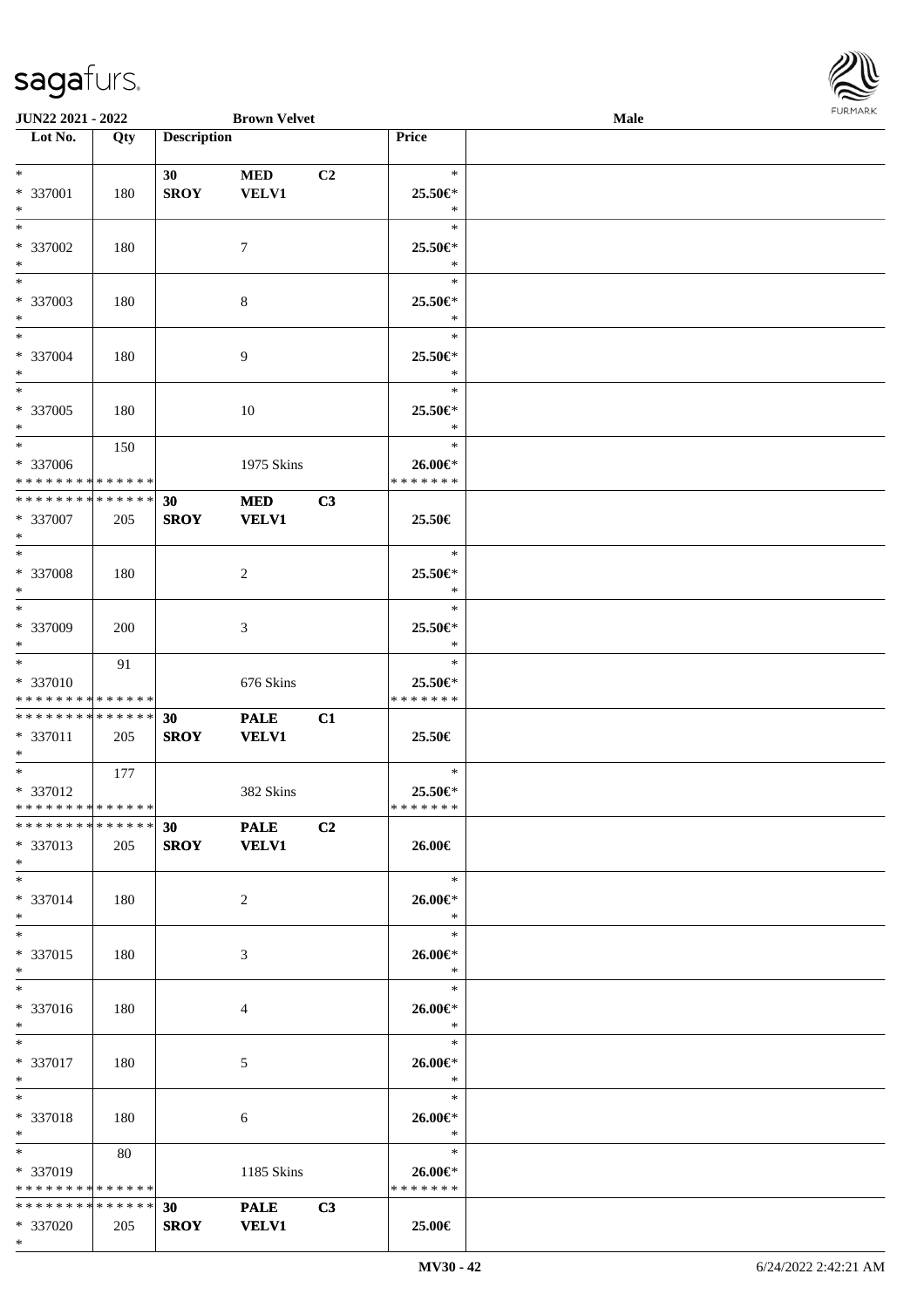JUN22 2021 - 2022 Brown Velvet Male

| Lot No. | Qty | Description | | | Price | |
|---|---|---|---|---|---|---|
| * | | 30 | MED | C2 | * | |
| * 337001 | 180 | SROY | VELV1 | | 25.50€* | |
| * | | | | | * | |
| * | | | | | * | |
| * 337002 | 180 | | 7 | | 25.50€* | |
| * | | | | | * | |
| * | | | | | * | |
| * 337003 | 180 | | 8 | | 25.50€* | |
| * | | | | | * | |
| * | | | | | * | |
| * 337004 | 180 | | 9 | | 25.50€* | |
| * | | | | | * | |
| * | | | | | * | |
| * 337005 | 180 | | 10 | | 25.50€* | |
| * | | | | | * | |
| * | 150 | | | | * | |
| * 337006 | | | 1975 Skins | | 26.00€* | |
| * * * * * * * * * * * * * * | | | | | * * * * * * * | |
| * * * * * * * * * * * * * * | | 30 | MED | C3 | | |
| * 337007 | 205 | SROY | VELV1 | | 25.50€ | |
| * | | | | | | |
| * | | | | | * | |
| * 337008 | 180 | | 2 | | 25.50€* | |
| * | | | | | * | |
| * | | | | | * | |
| * 337009 | 200 | | 3 | | 25.50€* | |
| * | | | | | * | |
| * | 91 | | | | * | |
| * 337010 | | | 676 Skins | | 25.50€* | |
| * * * * * * * * * * * * * * | | | | | * * * * * * * | |
| * * * * * * * * * * * * * * | | 30 | PALE | C1 | | |
| * 337011 | 205 | SROY | VELV1 | | 25.50€ | |
| * | | | | | | |
| * | 177 | | | | * | |
| * 337012 | | | 382 Skins | | 25.50€* | |
| * * * * * * * * * * * * * * | | | | | * * * * * * * | |
| * * * * * * * * * * * * * * | | 30 | PALE | C2 | | |
| * 337013 | 205 | SROY | VELV1 | | 26.00€ | |
| * | | | | | | |
| * | | | | | * | |
| * 337014 | 180 | | 2 | | 26.00€* | |
| * | | | | | * | |
| * | | | | | * | |
| * 337015 | 180 | | 3 | | 26.00€* | |
| * | | | | | * | |
| * | | | | | * | |
| * 337016 | 180 | | 4 | | 26.00€* | |
| * | | | | | * | |
| * | | | | | * | |
| * 337017 | 180 | | 5 | | 26.00€* | |
| * | | | | | * | |
| * | | | | | * | |
| * 337018 | 180 | | 6 | | 26.00€* | |
| * | | | | | * | |
| * | 80 | | | | * | |
| * 337019 | | | 1185 Skins | | 26.00€* | |
| * * * * * * * * * * * * * * | | | | | * * * * * * * | |
| * * * * * * * * * * * * * * | | 30 | PALE | C3 | | |
| * 337020 | 205 | SROY | VELV1 | | 25.00€ | |
| * | | | | | | |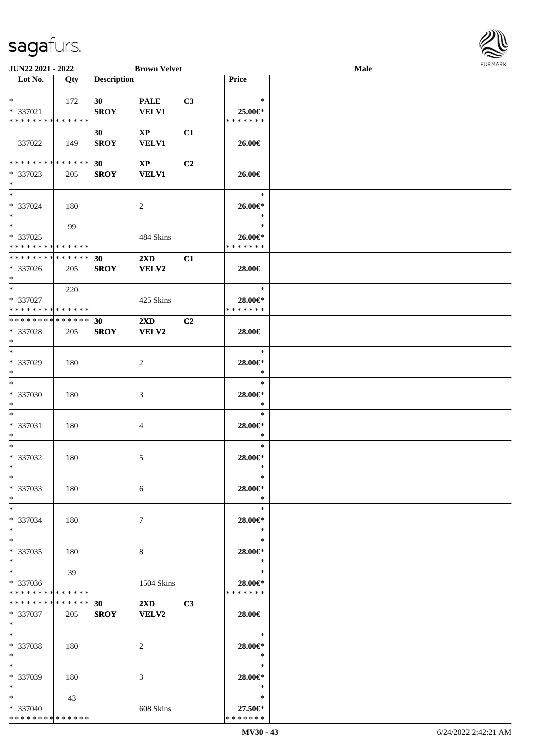**JUN22 2021 - 2022** **Brown Velvet** **Male**

| Lot No. | Qty | Description | | | Price | |
|---|---|---|---|---|---|---|
| * | 172 | 30 | PALE | C3 | * | |
| * 337021 | | SROY | VELV1 | | 25.00€* | |
| * * * * * * * * * * * * * * | | | | | * * * * * * * | |
| | | 30 | XP | C1 | | |
| 337022 | 149 | SROY | VELV1 | | 26.00€ | |
| * * * * * * * * * * * * * * | | 30 | XP | C2 | | |
| * 337023 | 205 | SROY | VELV1 | | 26.00€ | |
| * | | | | | | |
| * | | | | | * | |
| * 337024 | 180 | | 2 | | 26.00€* | |
| * | | | | | * | |
| * | 99 | | | | * | |
| * 337025 | | | 484 Skins | | 26.00€* | |
| * * * * * * * * * * * * * * | | | | | * * * * * * * | |
| * * * * * * * * * * * * * * | | 30 | 2XD | C1 | | |
| * 337026 | 205 | SROY | VELV2 | | 28.00€ | |
| * | | | | | | |
| * | 220 | | | | * | |
| * 337027 | | | 425 Skins | | 28.00€* | |
| * * * * * * * * * * * * * * | | | | | * * * * * * * | |
| * * * * * * * * * * * * * * | | 30 | 2XD | C2 | | |
| * 337028 | 205 | SROY | VELV2 | | 28.00€ | |
| * | | | | | | |
| * | | | | | * | |
| * 337029 | 180 | | 2 | | 28.00€* | |
| * | | | | | * | |
| * | | | | | * | |
| * 337030 | 180 | | 3 | | 28.00€* | |
| * | | | | | * | |
| * | | | | | * | |
| * 337031 | 180 | | 4 | | 28.00€* | |
| * | | | | | * | |
| * | | | | | * | |
| * 337032 | 180 | | 5 | | 28.00€* | |
| * | | | | | * | |
| * | | | | | * | |
| * 337033 | 180 | | 6 | | 28.00€* | |
| * | | | | | * | |
| * | | | | | * | |
| * 337034 | 180 | | 7 | | 28.00€* | |
| * | | | | | * | |
| * | | | | | * | |
| * 337035 | 180 | | 8 | | 28.00€* | |
| * | | | | | * | |
| * | 39 | | | | * | |
| * 337036 | | | 1504 Skins | | 28.00€* | |
| * * * * * * * * * * * * * * | | | | | * * * * * * * | |
| * * * * * * * * * * * * * * | | 30 | 2XD | C3 | | |
| * 337037 | 205 | SROY | VELV2 | | 28.00€ | |
| * | | | | | | |
| * | | | | | * | |
| * 337038 | 180 | | 2 | | 28.00€* | |
| * | | | | | * | |
| * | | | | | * | |
| * 337039 | 180 | | 3 | | 28.00€* | |
| * | | | | | * | |
| * | 43 | | | | * | |
| * 337040 | | | 608 Skins | | 27.50€* | |
| * * * * * * * * * * * * * * | | | | | * * * * * * * | |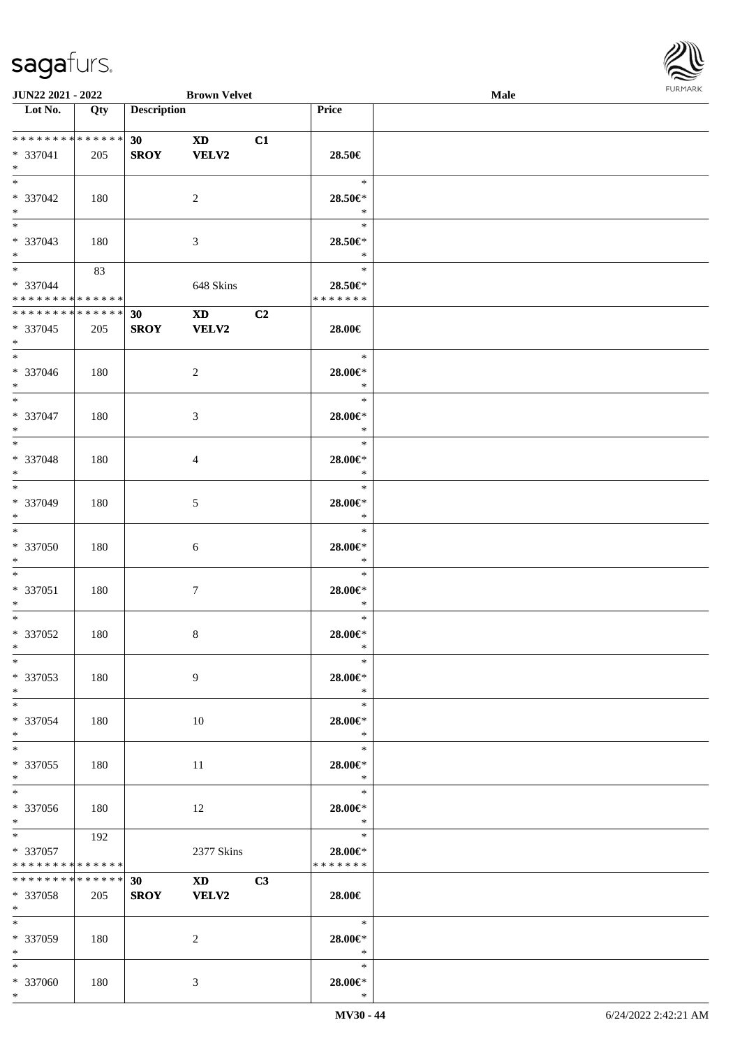| Lot No. | Qty | Description | | | Price | |
|---|---|---|---|---|---|---|
| * * * * * * * * * * * * * * | | 30 | XD | C1 | | |
| * 337041 | 205 | SROY | VELV2 | | 28.50€ | |
| * | | | | | | |
| * | | | | | * | |
| * 337042 | 180 | | 2 | | 28.50€* | |
| * | | | | | * | |
| * | | | | | * | |
| * 337043 | 180 | | 3 | | 28.50€* | |
| * | | | | | * | |
| * | 83 | | | | * | |
| * 337044 | | | 648 Skins | | 28.50€* | |
| * * * * * * * * * * * * * * | | | | | * * * * * * * | |
| * * * * * * * * * * * * * * | | 30 | XD | C2 | | |
| * 337045 | 205 | SROY | VELV2 | | 28.00€ | |
| * | | | | | | |
| * | | | | | * | |
| * 337046 | 180 | | 2 | | 28.00€* | |
| * | | | | | * | |
| * | | | | | * | |
| * 337047 | 180 | | 3 | | 28.00€* | |
| * | | | | | * | |
| * | | | | | * | |
| * 337048 | 180 | | 4 | | 28.00€* | |
| * | | | | | * | |
| * | | | | | * | |
| * 337049 | 180 | | 5 | | 28.00€* | |
| * | | | | | * | |
| * | | | | | * | |
| * 337050 | 180 | | 6 | | 28.00€* | |
| * | | | | | * | |
| * | | | | | * | |
| * 337051 | 180 | | 7 | | 28.00€* | |
| * | | | | | * | |
| * | | | | | * | |
| * 337052 | 180 | | 8 | | 28.00€* | |
| * | | | | | * | |
| * | | | | | * | |
| * 337053 | 180 | | 9 | | 28.00€* | |
| * | | | | | * | |
| * | | | | | * | |
| * 337054 | 180 | | 10 | | 28.00€* | |
| * | | | | | * | |
| * | | | | | * | |
| * 337055 | 180 | | 11 | | 28.00€* | |
| * | | | | | * | |
| * | | | | | * | |
| * 337056 | 180 | | 12 | | 28.00€* | |
| * | | | | | * | |
| * | 192 | | | | * | |
| * 337057 | | | 2377 Skins | | 28.00€* | |
| * * * * * * * * * * * * * * | | | | | * * * * * * * | |
| * * * * * * * * * * * * * * | | 30 | XD | C3 | | |
| * 337058 | 205 | SROY | VELV2 | | 28.00€ | |
| * | | | | | | |
| * | | | | | * | |
| * 337059 | 180 | | 2 | | 28.00€* | |
| * | | | | | * | |
| * | | | | | * | |
| * 337060 | 180 | | 3 | | 28.00€* | |
| * | | | | | * | |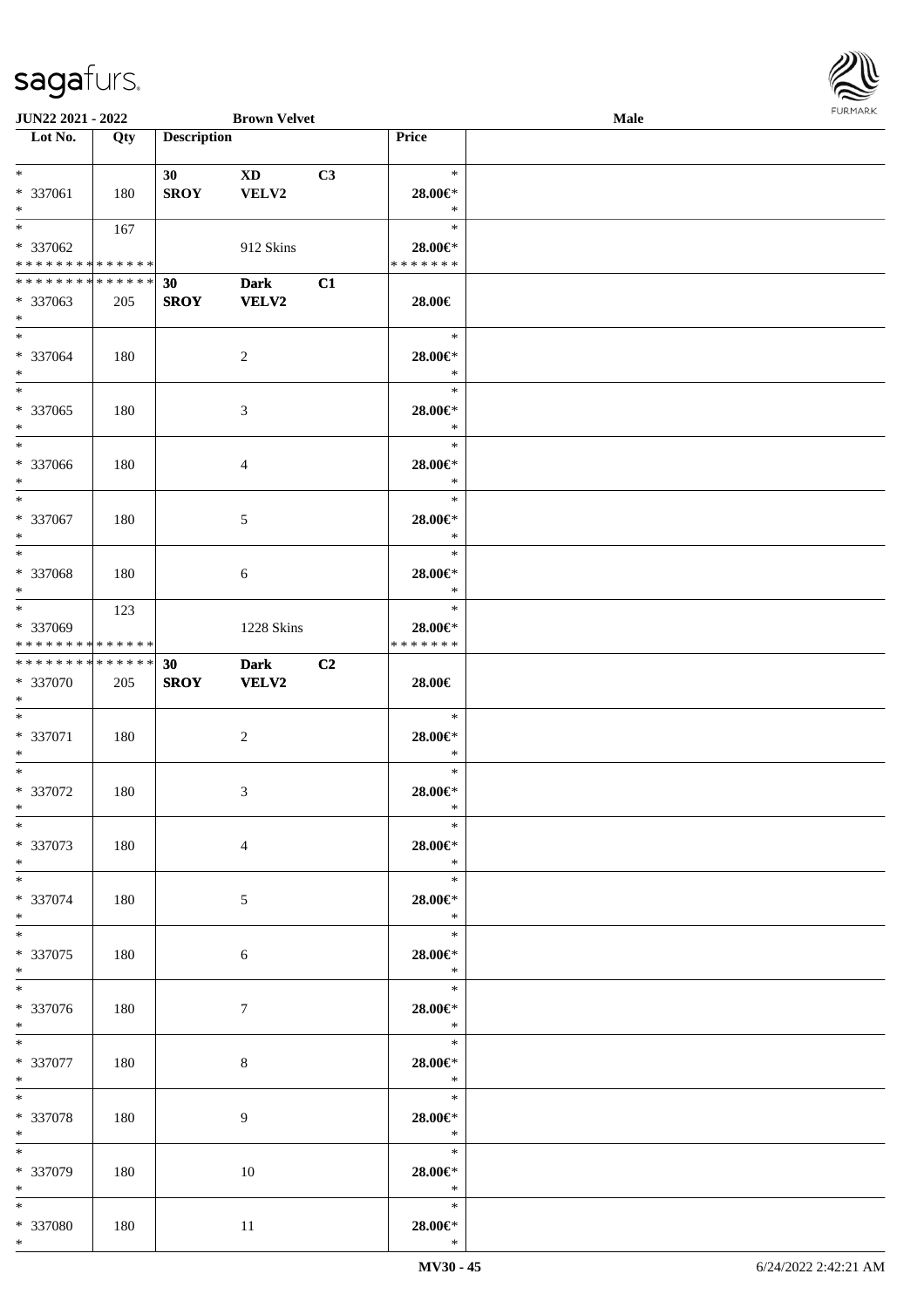| Lot No. | Qty | Description | | | Price | |
|---|---|---|---|---|---|---|
| * | | 30 | XD | C3 | * | |
| * 337061 | 180 | SROY | VELV2 | | 28.00€* | |
| * | | | | | * | |
| * | 167 | | | | * | |
| * 337062 | | | 912 Skins | | 28.00€* | |
| * * * * * * * * * * * * * * | | | | | * * * * * * * | |
| * * * * * * * * * * * * * * | | 30 | Dark | C1 | | |
| * 337063 | 205 | SROY | VELV2 | | 28.00€ | |
| * | | | | | | |
| * | | | | | * | |
| * 337064 | 180 | | 2 | | 28.00€* | |
| * | | | | | * | |
| * | | | | | * | |
| * 337065 | 180 | | 3 | | 28.00€* | |
| * | | | | | * | |
| * | | | | | * | |
| * 337066 | 180 | | 4 | | 28.00€* | |
| * | | | | | * | |
| * | | | | | * | |
| * 337067 | 180 | | 5 | | 28.00€* | |
| * | | | | | * | |
| * | | | | | * | |
| * 337068 | 180 | | 6 | | 28.00€* | |
| * | | | | | * | |
| * | 123 | | | | * | |
| * 337069 | | | 1228 Skins | | 28.00€* | |
| * * * * * * * * * * * * * * | | | | | * * * * * * * | |
| * * * * * * * * * * * * * * | | 30 | Dark | C2 | | |
| * 337070 | 205 | SROY | VELV2 | | 28.00€ | |
| * | | | | | | |
| * | | | | | * | |
| * 337071 | 180 | | 2 | | 28.00€* | |
| * | | | | | * | |
| * | | | | | * | |
| * 337072 | 180 | | 3 | | 28.00€* | |
| * | | | | | * | |
| * | | | | | * | |
| * 337073 | 180 | | 4 | | 28.00€* | |
| * | | | | | * | |
| * | | | | | * | |
| * 337074 | 180 | | 5 | | 28.00€* | |
| * | | | | | * | |
| * | | | | | * | |
| * 337075 | 180 | | 6 | | 28.00€* | |
| * | | | | | * | |
| * | | | | | * | |
| * 337076 | 180 | | 7 | | 28.00€* | |
| * | | | | | * | |
| * | | | | | * | |
| * 337077 | 180 | | 8 | | 28.00€* | |
| * | | | | | * | |
| * | | | | | * | |
| * 337078 | 180 | | 9 | | 28.00€* | |
| * | | | | | * | |
| * | | | | | * | |
| * 337079 | 180 | | 10 | | 28.00€* | |
| * | | | | | * | |
| * | | | | | * | |
| * 337080 | 180 | | 11 | | 28.00€* | |
| * | | | | | * | |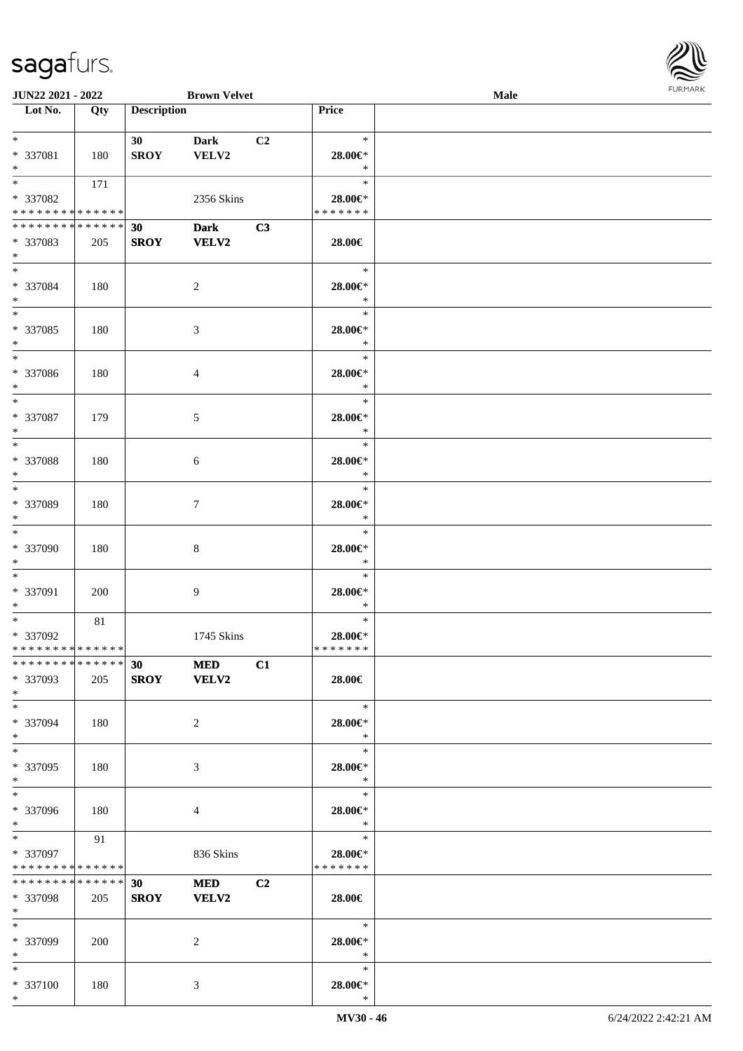| Lot No. | Qty | Description | | | Price |
|---|---|---|---|---|---|
| * | | 30 | Dark | C2 | * |
| * 337081 | 180 | SROY | VELV2 | | 28.00€* |
| * | | | | | * |
| * | 171 | | | | * |
| * 337082 | | | 2356 Skins | | 28.00€* |
| * * * * * * * * * * * * * * | | | | | * * * * * * * |
| * * * * * * * * * * * * * * | | 30 | Dark | C3 | |
| * 337083 | 205 | SROY | VELV2 | | 28.00€ |
| * | | | | | |
| * | | | | | * |
| * 337084 | 180 | | 2 | | 28.00€* |
| * | | | | | * |
| * | | | | | * |
| * 337085 | 180 | | 3 | | 28.00€* |
| * | | | | | * |
| * | | | | | * |
| * 337086 | 180 | | 4 | | 28.00€* |
| * | | | | | * |
| * | | | | | * |
| * 337087 | 179 | | 5 | | 28.00€* |
| * | | | | | * |
| * | | | | | * |
| * 337088 | 180 | | 6 | | 28.00€* |
| * | | | | | * |
| * | | | | | * |
| * 337089 | 180 | | 7 | | 28.00€* |
| * | | | | | * |
| * | | | | | * |
| * 337090 | 180 | | 8 | | 28.00€* |
| * | | | | | * |
| * | | | | | * |
| * 337091 | 200 | | 9 | | 28.00€* |
| * | | | | | * |
| * | 81 | | | | * |
| * 337092 | | | 1745 Skins | | 28.00€* |
| * * * * * * * * * * * * * * | | | | | * * * * * * * |
| * * * * * * * * * * * * * * | | 30 | MED | C1 | |
| * 337093 | 205 | SROY | VELV2 | | 28.00€ |
| * | | | | | |
| * | | | | | * |
| * 337094 | 180 | | 2 | | 28.00€* |
| * | | | | | * |
| * | | | | | * |
| * 337095 | 180 | | 3 | | 28.00€* |
| * | | | | | * |
| * | | | | | * |
| * 337096 | 180 | | 4 | | 28.00€* |
| * | | | | | * |
| * | 91 | | | | * |
| * 337097 | | | 836 Skins | | 28.00€* |
| * * * * * * * * * * * * * * | | | | | * * * * * * * |
| * * * * * * * * * * * * * * | | 30 | MED | C2 | |
| * 337098 | 205 | SROY | VELV2 | | 28.00€ |
| * | | | | | |
| * | | | | | * |
| * 337099 | 200 | | 2 | | 28.00€* |
| * | | | | | * |
| * | | | | | * |
| * 337100 | 180 | | 3 | | 28.00€* |
| * | | | | | * |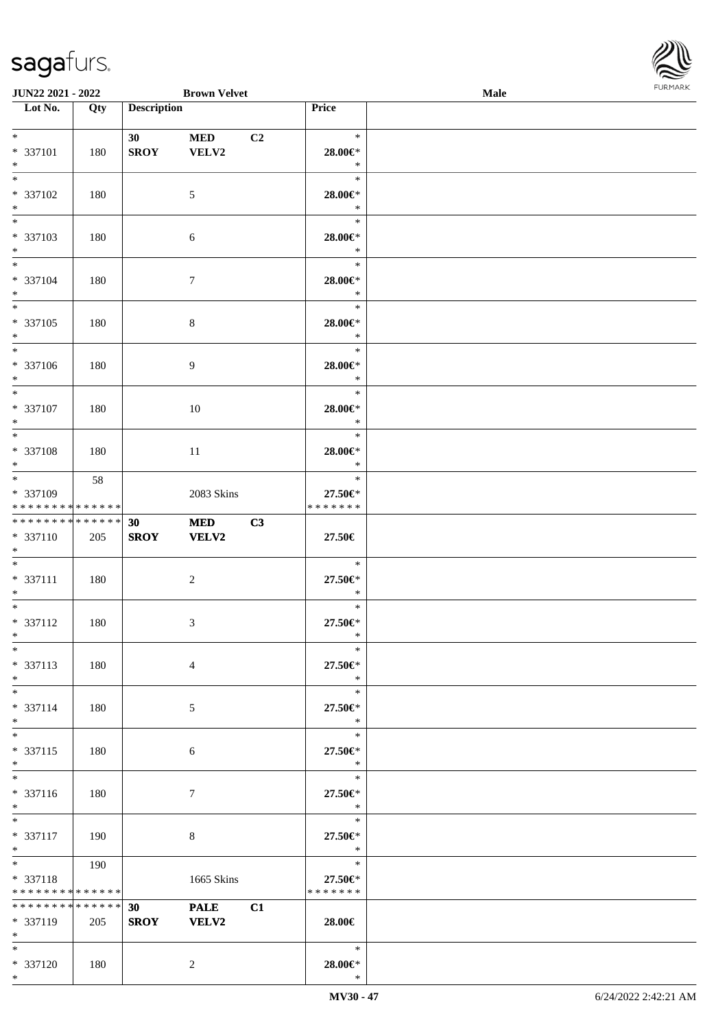**JUN22 2021 - 2022** **Brown Velvet** **Male**

| Lot No. | Qty | Description | | | Price | |
|---|---|---|---|---|---|---|
| * | | 30 | MED | C2 | * | |
| * 337101 | 180 | SROY | VELV2 | | 28.00€* | |
| * | | | | | * | |
| * 337102 | 180 | | 5 | | 28.00€* | |
| * | | | | | * | |
| * 337103 | 180 | | 6 | | 28.00€* | |
| * | | | | | * | |
| * 337104 | 180 | | 7 | | 28.00€* | |
| * | | | | | * | |
| * 337105 | 180 | | 8 | | 28.00€* | |
| * | | | | | * | |
| * 337106 | 180 | | 9 | | 28.00€* | |
| * | | | | | * | |
| * 337107 | 180 | | 10 | | 28.00€* | |
| * | | | | | * | |
| * 337108 | 180 | | 11 | | 28.00€* | |
| * | 58 | | | | * | |
| * 337109 | | | 2083 Skins | | 27.50€* | |
| * * * * * * * * * * * * * * | | | | | * * * * * * * | |
| * * * * * * * * * * * * * * | | **30** | **MED** | **C3** | | |
| * 337110 | 205 | **SROY** | **VELV2** | | **27.50€** | |
| * | | | | | * | |
| * 337111 | 180 | | 2 | | 27.50€* | |
| * | | | | | * | |
| * 337112 | 180 | | 3 | | 27.50€* | |
| * | | | | | * | |
| * 337113 | 180 | | 4 | | 27.50€* | |
| * | | | | | * | |
| * 337114 | 180 | | 5 | | 27.50€* | |
| * | | | | | * | |
| * 337115 | 180 | | 6 | | 27.50€* | |
| * | | | | | * | |
| * 337116 | 180 | | 7 | | 27.50€* | |
| * | | | | | * | |
| * 337117 | 190 | | 8 | | 27.50€* | |
| * | 190 | | | | * | |
| * 337118 | | | 1665 Skins | | 27.50€* | |
| * * * * * * * * * * * * * * | | | | | * * * * * * * | |
| * * * * * * * * * * * * * * | | **30** | **PALE** | **C1** | | |
| * 337119 | 205 | **SROY** | **VELV2** | | **28.00€** | |
| * | | | | | * | |
| * 337120 | 180 | | 2 | | 28.00€* | |
| * | | | | | * | |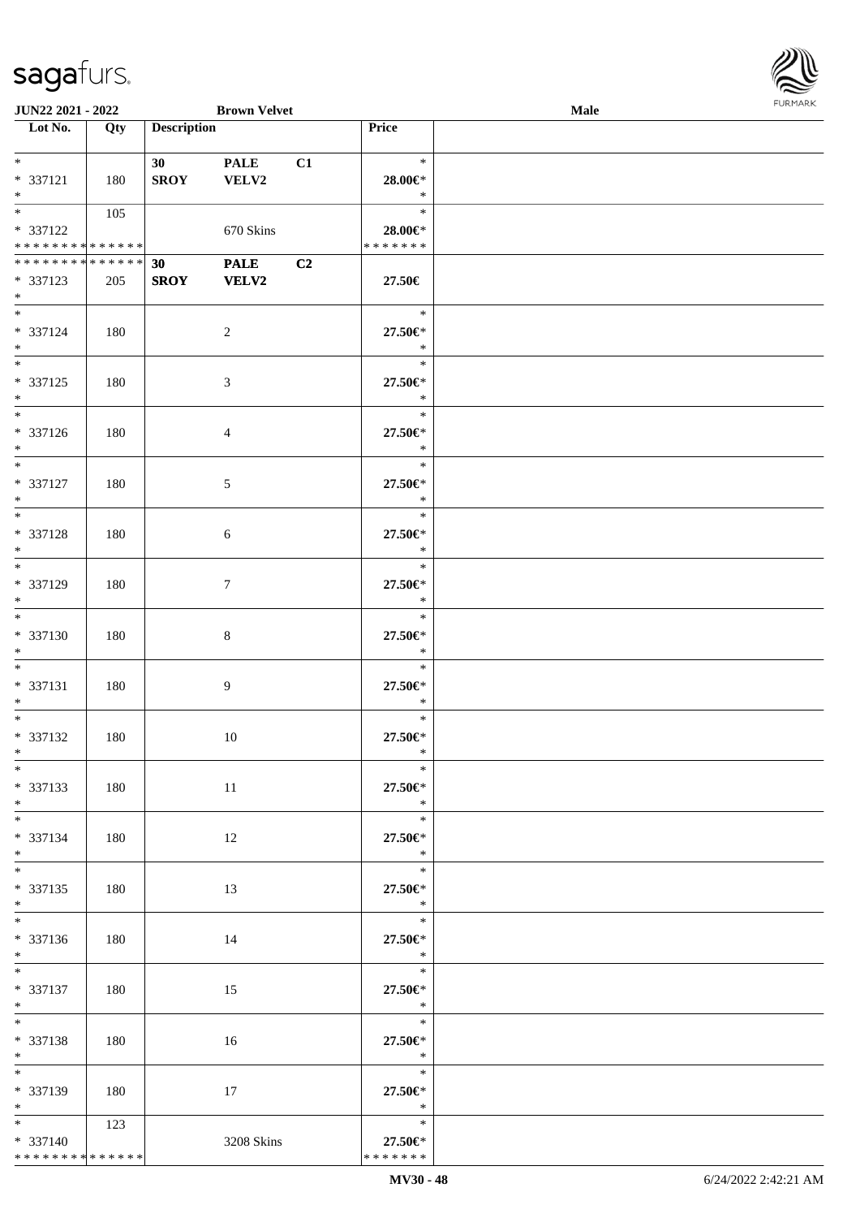**JUN22 2021 - 2022** **Brown Velvet** **Male**

| Lot No. | Qty | Description | | | Price |
|---|---|---|---|---|---|
| * | | 30 | PALE | C1 | * |
| * 337121 | 180 | SROY | VELV2 | | 28.00€* |
| * | | | | | * |
| * | 105 | | | | * |
| * 337122 | | | 670 Skins | | 28.00€* |
| * * * * * * * * * * * * * * | | | | | * * * * * * * |
| * * * * * * * * * * * * * * | | 30 | PALE | C2 | |
| * 337123 | 205 | SROY | VELV2 | | 27.50€ |
| * | | | | | |
| * | | | | | * |
| * 337124 | 180 | | 2 | | 27.50€* |
| * | | | | | * |
| * | | | | | * |
| * 337125 | 180 | | 3 | | 27.50€* |
| * | | | | | * |
| * | | | | | * |
| * 337126 | 180 | | 4 | | 27.50€* |
| * | | | | | * |
| * | | | | | * |
| * 337127 | 180 | | 5 | | 27.50€* |
| * | | | | | * |
| * | | | | | * |
| * 337128 | 180 | | 6 | | 27.50€* |
| * | | | | | * |
| * | | | | | * |
| * 337129 | 180 | | 7 | | 27.50€* |
| * | | | | | * |
| * | | | | | * |
| * 337130 | 180 | | 8 | | 27.50€* |
| * | | | | | * |
| * | | | | | * |
| * 337131 | 180 | | 9 | | 27.50€* |
| * | | | | | * |
| * | | | | | * |
| * 337132 | 180 | | 10 | | 27.50€* |
| * | | | | | * |
| * | | | | | * |
| * 337133 | 180 | | 11 | | 27.50€* |
| * | | | | | * |
| * | | | | | * |
| * 337134 | 180 | | 12 | | 27.50€* |
| * | | | | | * |
| * | | | | | * |
| * 337135 | 180 | | 13 | | 27.50€* |
| * | | | | | * |
| * | | | | | * |
| * 337136 | 180 | | 14 | | 27.50€* |
| * | | | | | * |
| * | | | | | * |
| * 337137 | 180 | | 15 | | 27.50€* |
| * | | | | | * |
| * | | | | | * |
| * 337138 | 180 | | 16 | | 27.50€* |
| * | | | | | * |
| * | | | | | * |
| * 337139 | 180 | | 17 | | 27.50€* |
| * | | | | | * |
| * | 123 | | | | * |
| * 337140 | | | 3208 Skins | | 27.50€* |
| * * * * * * * * * * * * * * | | | | | * * * * * * * |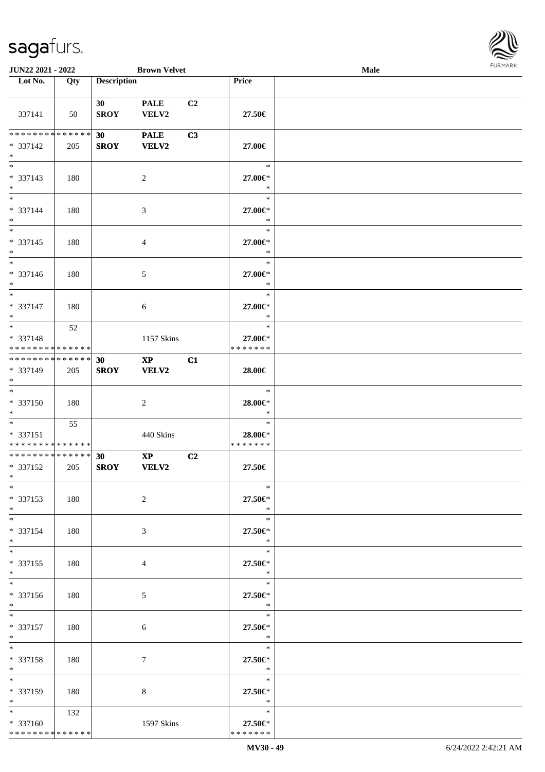| Lot No. | Qty | Description | | | Price | |
|---|---|---|---|---|---|---|
| 337141 | 50 | 30 SROY | PALE VELV2 | C2 | 27.50€ | |
| * * * * * * * * * * * * * * * 337142 * | 205 | 30 SROY | PALE VELV2 | C3 | 27.00€ | |
| * * 337143 * | 180 | | 2 | | * 27.00€* * | |
| * * 337144 * | 180 | | 3 | | * 27.00€* * | |
| * * 337145 * | 180 | | 4 | | * 27.00€* * | |
| * * 337146 * | 180 | | 5 | | * 27.00€* * | |
| * * 337147 * | 180 | | 6 | | * 27.00€* * | |
| * * 337148 * * * * * * * * * * * * * * | 52 | | 1157 Skins | | * 27.00€* * * * * * * * | |
| * * * * * * * * * * * * * * * 337149 * | 205 | 30 SROY | XP VELV2 | C1 | 28.00€ | |
| * * 337150 * | 180 | | 2 | | * 28.00€* * | |
| * * 337151 * * * * * * * * * * * * * * | 55 | | 440 Skins | | * 28.00€* * * * * * * * | |
| * * * * * * * * * * * * * * * 337152 * | 205 | 30 SROY | XP VELV2 | C2 | 27.50€ | |
| * * 337153 * | 180 | | 2 | | * 27.50€* * | |
| * * 337154 * | 180 | | 3 | | * 27.50€* * | |
| * * 337155 * | 180 | | 4 | | * 27.50€* * | |
| * * 337156 * | 180 | | 5 | | * 27.50€* * | |
| * * 337157 * | 180 | | 6 | | * 27.50€* * | |
| * * 337158 * | 180 | | 7 | | * 27.50€* * | |
| * * 337159 * | 180 | | 8 | | * 27.50€* * | |
| * * 337160 * * * * * * * * * * * * * * | 132 | | 1597 Skins | | * 27.50€* * * * * * * * | |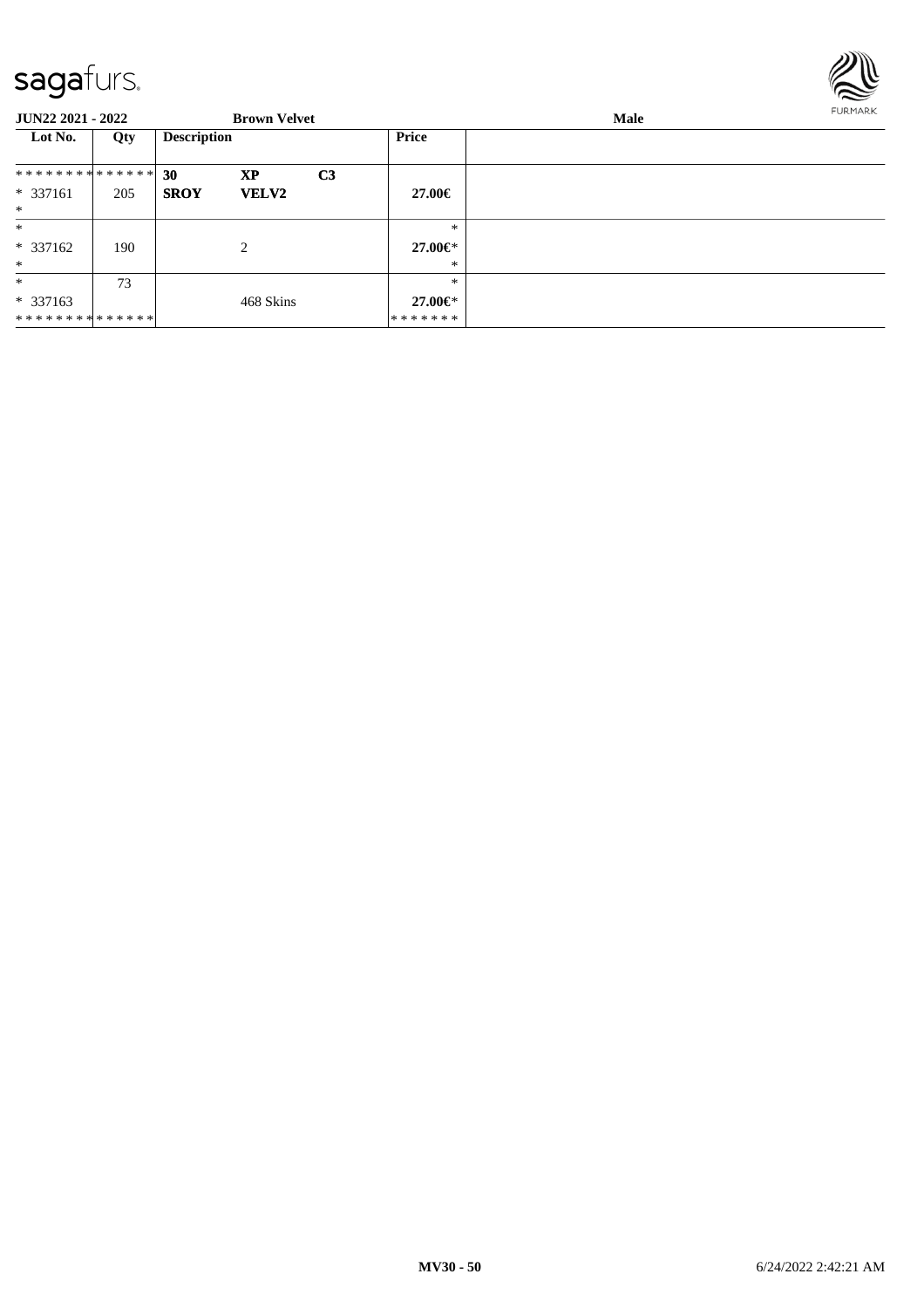**JUN22 2021 - 2022** **Brown Velvet** **Male**

| Lot No. | Qty | Description | | | Price |
|---|---|---|---|---|---|
| ************** | | **30** | **XP** | **C3** | |
| * 337161 | 205 | **SROY** | **VELV2** | | **27.00€** |
| * | | | | | |
| * | | | | | * |
| * 337162 | 190 | | 2 | | **27.00€*** |
| * | | | | | * |
| * | 73 | | | | * |
| * 337163 | | | 468 Skins | | **27.00€*** |
| ************** | | | | | ******* |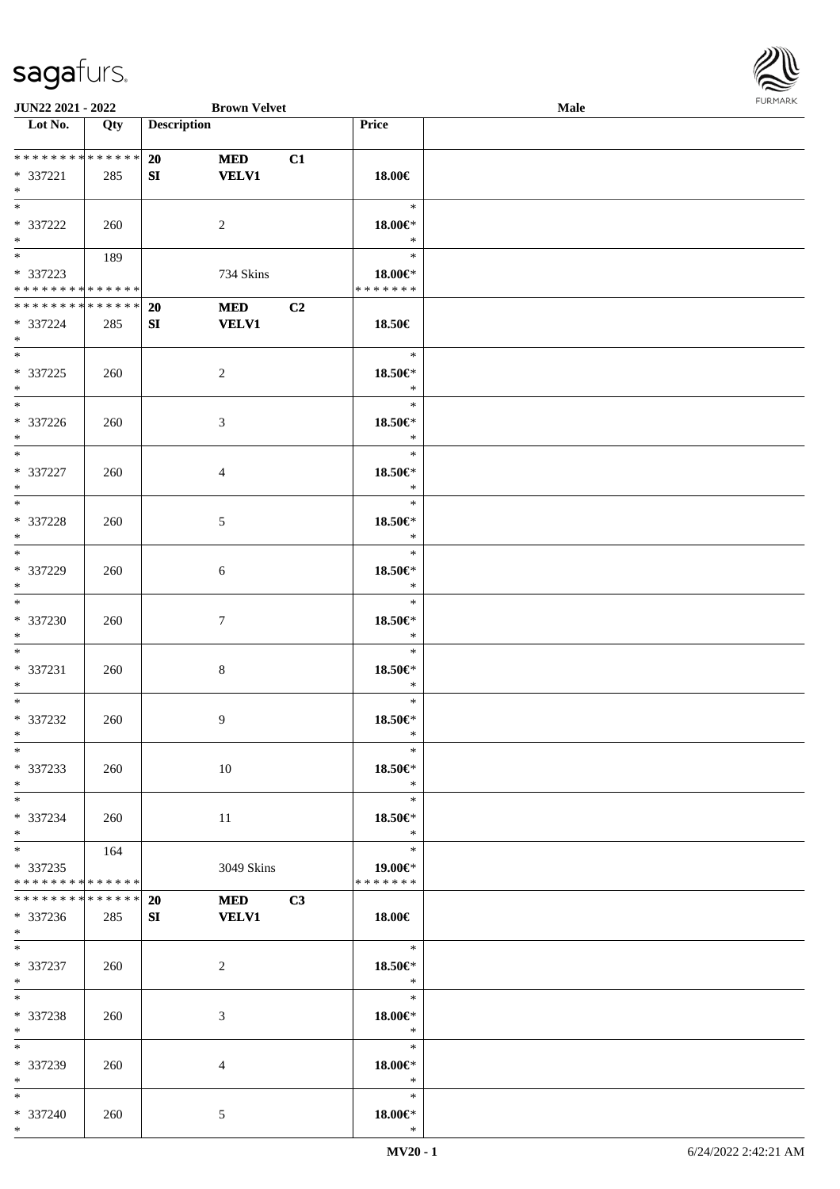| Lot No. | Qty | Description | | | Price | |
|---|---|---|---|---|---|---|
| * * * * * * * * * * * * * * | | 20 | MED | C1 | | |
| * 337221 | 285 | SI | VELV1 | | 18.00€ | |
| * | | | | | | |
| * | | | | | * | |
| * 337222 | 260 | | 2 | | 18.00€* | |
| * | | | | | * | |
| * | 189 | | | | * | |
| * 337223 | | | 734 Skins | | 18.00€* | |
| * * * * * * * * * * * * * * | | | | | * * * * * * * | |
| * * * * * * * * * * * * * * | | 20 | MED | C2 | | |
| * 337224 | 285 | SI | VELV1 | | 18.50€ | |
| * | | | | | | |
| * | | | | | * | |
| * 337225 | 260 | | 2 | | 18.50€* | |
| * | | | | | * | |
| * | | | | | * | |
| * 337226 | 260 | | 3 | | 18.50€* | |
| * | | | | | * | |
| * | | | | | * | |
| * 337227 | 260 | | 4 | | 18.50€* | |
| * | | | | | * | |
| * | | | | | * | |
| * 337228 | 260 | | 5 | | 18.50€* | |
| * | | | | | * | |
| * | | | | | * | |
| * 337229 | 260 | | 6 | | 18.50€* | |
| * | | | | | * | |
| * | | | | | * | |
| * 337230 | 260 | | 7 | | 18.50€* | |
| * | | | | | * | |
| * | | | | | * | |
| * 337231 | 260 | | 8 | | 18.50€* | |
| * | | | | | * | |
| * | | | | | * | |
| * 337232 | 260 | | 9 | | 18.50€* | |
| * | | | | | * | |
| * | | | | | * | |
| * 337233 | 260 | | 10 | | 18.50€* | |
| * | | | | | * | |
| * | | | | | * | |
| * 337234 | 260 | | 11 | | 18.50€* | |
| * | | | | | * | |
| * | 164 | | | | * | |
| * 337235 | | | 3049 Skins | | 19.00€* | |
| * * * * * * * * * * * * * * | | | | | * * * * * * * | |
| * * * * * * * * * * * * * * | | 20 | MED | C3 | | |
| * 337236 | 285 | SI | VELV1 | | 18.00€ | |
| * | | | | | | |
| * | | | | | * | |
| * 337237 | 260 | | 2 | | 18.50€* | |
| * | | | | | * | |
| * | | | | | * | |
| * 337238 | 260 | | 3 | | 18.00€* | |
| * | | | | | * | |
| * | | | | | * | |
| * 337239 | 260 | | 4 | | 18.00€* | |
| * | | | | | * | |
| * | | | | | * | |
| * 337240 | 260 | | 5 | | 18.00€* | |
| * | | | | | * | |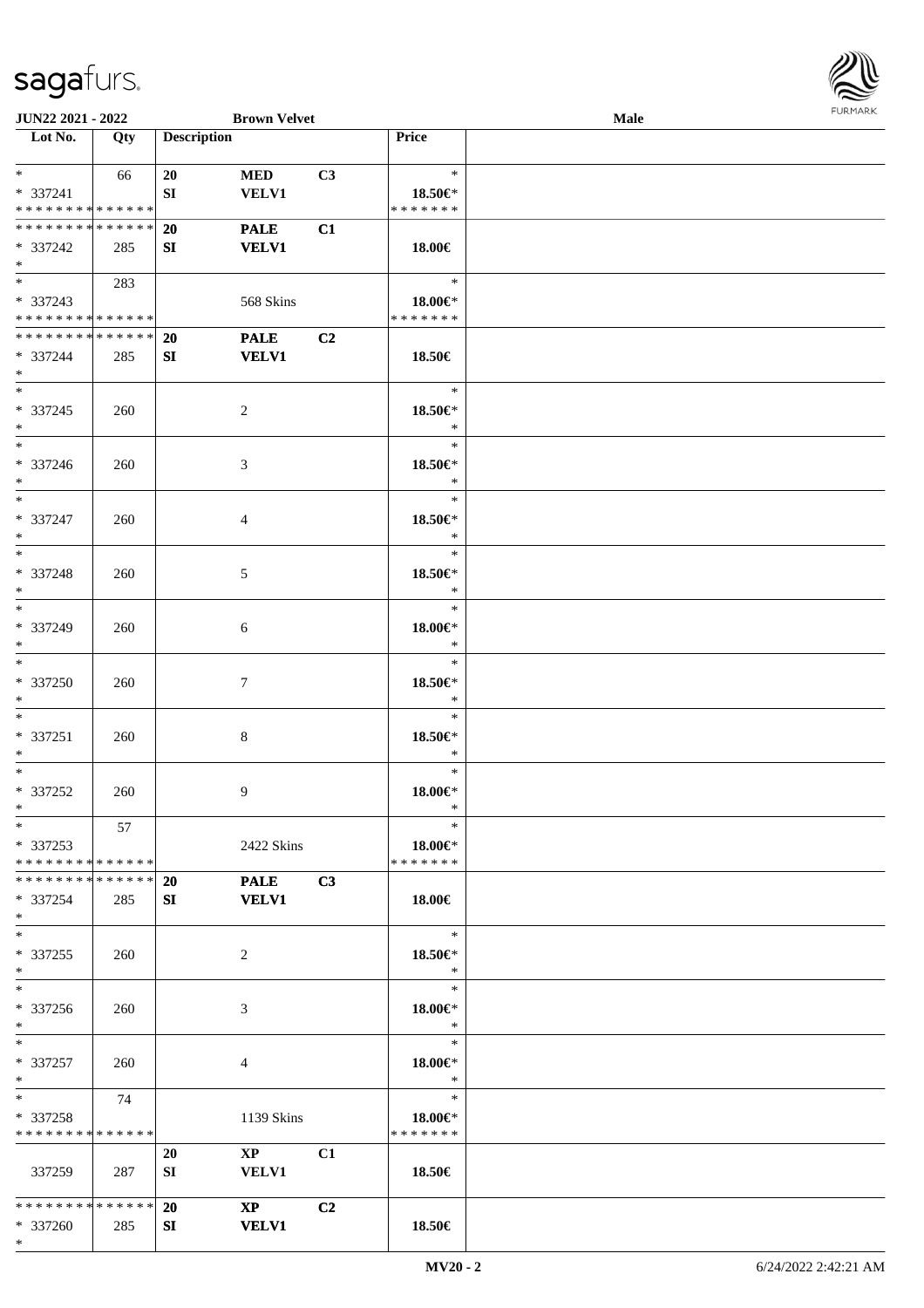| Lot No. | Qty | Description | | | Price | |
|---|---|---|---|---|---|---|
| * | 66 | 20 | MED | C3 | * | |
| * 337241 | | SI | VELV1 | | 18.50€* | |
| * * * * * * * * * * * * * * | | | | | * * * * * * * | |
| * * * * * * * * * * * * * * | | 20 | PALE | C1 | | |
| * 337242 | 285 | SI | VELV1 | | 18.00€ | |
| * | | | | | | |
| * | 283 | | | | * | |
| * 337243 | | | 568 Skins | | 18.00€* | |
| * * * * * * * * * * * * * * | | | | | * * * * * * * | |
| * * * * * * * * * * * * * * | | 20 | PALE | C2 | | |
| * 337244 | 285 | SI | VELV1 | | 18.50€ | |
| * | | | | | | |
| * | | | | | * | |
| * 337245 | 260 | | 2 | | 18.50€* | |
| * | | | | | * | |
| * | | | | | * | |
| * 337246 | 260 | | 3 | | 18.50€* | |
| * | | | | | * | |
| * | | | | | * | |
| * 337247 | 260 | | 4 | | 18.50€* | |
| * | | | | | * | |
| * | | | | | * | |
| * 337248 | 260 | | 5 | | 18.50€* | |
| * | | | | | * | |
| * | | | | | * | |
| * 337249 | 260 | | 6 | | 18.00€* | |
| * | | | | | * | |
| * | | | | | * | |
| * 337250 | 260 | | 7 | | 18.50€* | |
| * | | | | | * | |
| * | | | | | * | |
| * 337251 | 260 | | 8 | | 18.50€* | |
| * | | | | | * | |
| * | | | | | * | |
| * 337252 | 260 | | 9 | | 18.00€* | |
| * | | | | | * | |
| * | 57 | | | | * | |
| * 337253 | | | 2422 Skins | | 18.00€* | |
| * * * * * * * * * * * * * * | | | | | * * * * * * * | |
| * * * * * * * * * * * * * * | | 20 | PALE | C3 | | |
| * 337254 | 285 | SI | VELV1 | | 18.00€ | |
| * | | | | | | |
| * | | | | | * | |
| * 337255 | 260 | | 2 | | 18.50€* | |
| * | | | | | * | |
| * | | | | | * | |
| * 337256 | 260 | | 3 | | 18.00€* | |
| * | | | | | * | |
| * | | | | | * | |
| * 337257 | 260 | | 4 | | 18.00€* | |
| * | | | | | * | |
| * | 74 | | | | * | |
| * 337258 | | | 1139 Skins | | 18.00€* | |
| * * * * * * * * * * * * * * | | | | | * * * * * * * | |
| | | 20 | XP | C1 | | |
| 337259 | 287 | SI | VELV1 | | 18.50€ | |
| * * * * * * * * * * * * * * | | 20 | XP | C2 | | |
| * 337260 | 285 | SI | VELV1 | | 18.50€ | |
| * | | | | | | |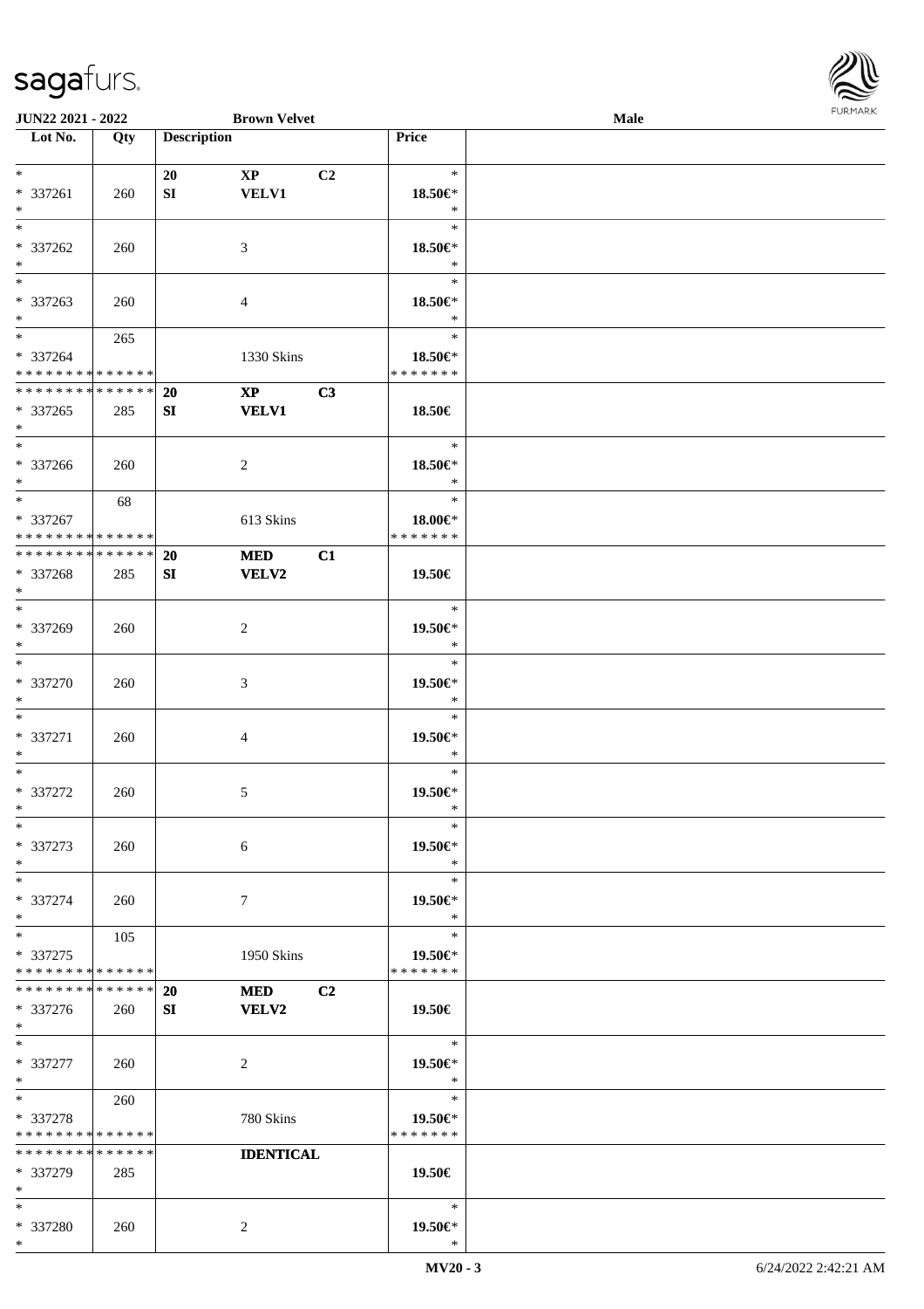| Lot No. | Qty | Description | | | Price | |
|---|---|---|---|---|---|---|
| * | | 20 | **XP** | C2 | * | |
| * 337261 | 260 | SI | **VELV1** | | 18.50€* | |
| * | | | | | * | |
| * | | | | | * | |
| * 337262 | 260 | | 3 | | 18.50€* | |
| * | | | | | * | |
| * | | | | | * | |
| * 337263 | 260 | | 4 | | 18.50€* | |
| * | | | | | * | |
| * | 265 | | | | * | |
| * 337264 | | | 1330 Skins | | 18.50€* | |
| * * * * * * * * * * * * * * | | | | | * * * * * * * | |
| * * * * * * * * * * * * * * | | 20 | **XP** | C3 | | |
| * 337265 | 285 | SI | **VELV1** | | 18.50€ | |
| * | | | | | | |
| * | | | | | * | |
| * 337266 | 260 | | 2 | | 18.50€* | |
| * | | | | | * | |
| * | 68 | | | | * | |
| * 337267 | | | 613 Skins | | 18.00€* | |
| * * * * * * * * * * * * * * | | | | | * * * * * * * | |
| * * * * * * * * * * * * * * | | 20 | **MED** | C1 | | |
| * 337268 | 285 | SI | **VELV2** | | 19.50€ | |
| * | | | | | | |
| * | | | | | * | |
| * 337269 | 260 | | 2 | | 19.50€* | |
| * | | | | | * | |
| * | | | | | * | |
| * 337270 | 260 | | 3 | | 19.50€* | |
| * | | | | | * | |
| * | | | | | * | |
| * 337271 | 260 | | 4 | | 19.50€* | |
| * | | | | | * | |
| * | | | | | * | |
| * 337272 | 260 | | 5 | | 19.50€* | |
| * | | | | | * | |
| * | | | | | * | |
| * 337273 | 260 | | 6 | | 19.50€* | |
| * | | | | | * | |
| * | | | | | * | |
| * 337274 | 260 | | 7 | | 19.50€* | |
| * | | | | | * | |
| * | 105 | | | | * | |
| * 337275 | | | 1950 Skins | | 19.50€* | |
| * * * * * * * * * * * * * * | | | | | * * * * * * * | |
| * * * * * * * * * * * * * * | | 20 | **MED** | C2 | | |
| * 337276 | 260 | SI | **VELV2** | | 19.50€ | |
| * | | | | | | |
| * | | | | | * | |
| * 337277 | 260 | | 2 | | 19.50€* | |
| * | | | | | * | |
| * | 260 | | | | * | |
| * 337278 | | | 780 Skins | | 19.50€* | |
| * * * * * * * * * * * * * * | | | | | * * * * * * * | |
| * * * * * * * * * * * * * * | | | **IDENTICAL** | | | |
| * 337279 | 285 | | | | 19.50€ | |
| * | | | | | | |
| * | | | | | * | |
| * 337280 | 260 | | 2 | | 19.50€* | |
| * | | | | | * | |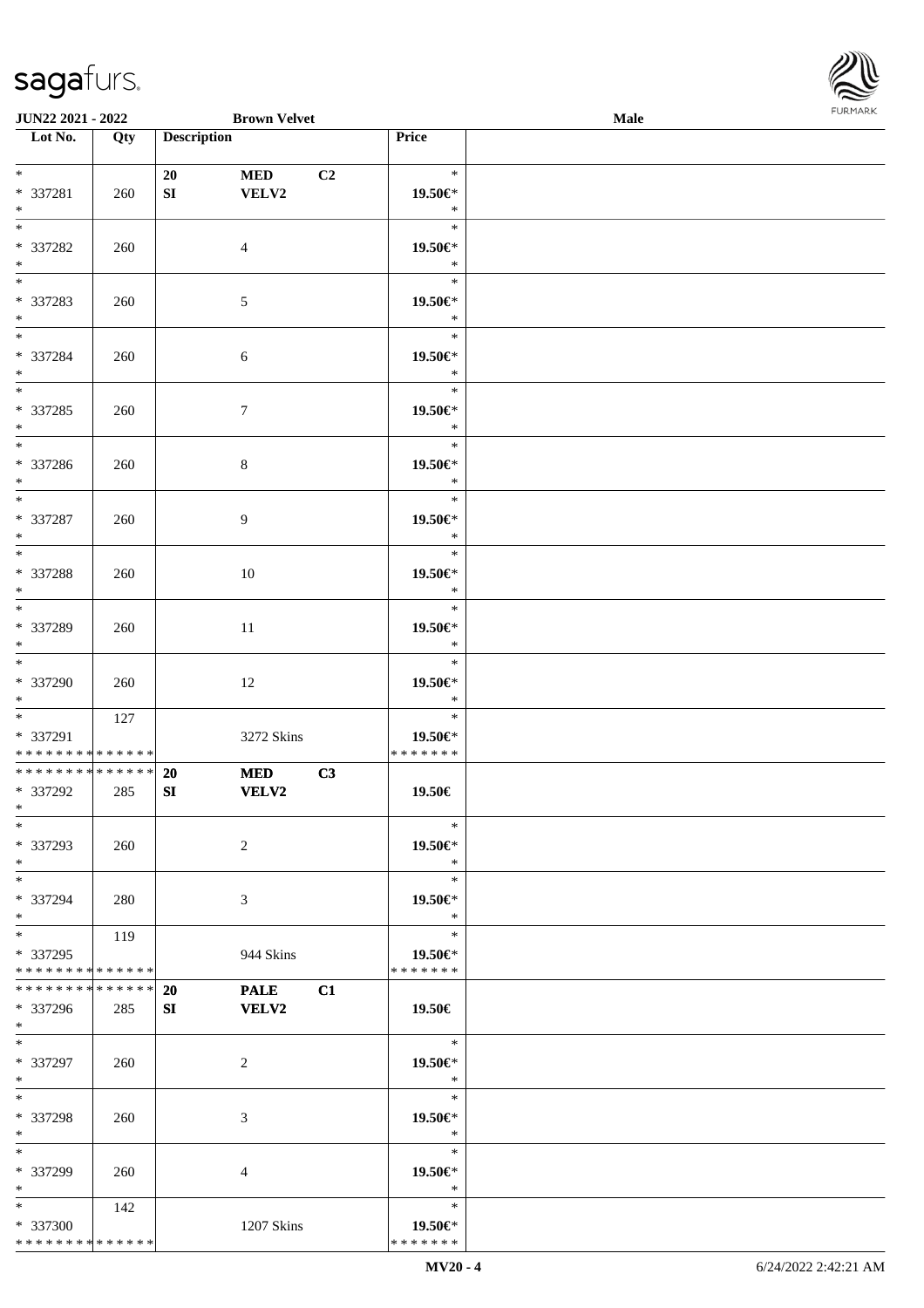**JUN22 2021 - 2022** **Brown Velvet** **Male**

| Lot No. | Qty | Description | | | Price |
|---|---|---|---|---|---|
| * | | 20 | MED | C2 | * |
| * 337281 | 260 | SI | VELV2 | | 19.50€* |
| * | | | | | * |
| * | | | | | * |
| * 337282 | 260 | | 4 | | 19.50€* |
| * | | | | | * |
| * | | | | | * |
| * 337283 | 260 | | 5 | | 19.50€* |
| * | | | | | * |
| * | | | | | * |
| * 337284 | 260 | | 6 | | 19.50€* |
| * | | | | | * |
| * | | | | | * |
| * 337285 | 260 | | 7 | | 19.50€* |
| * | | | | | * |
| * | | | | | * |
| * 337286 | 260 | | 8 | | 19.50€* |
| * | | | | | * |
| * | | | | | * |
| * 337287 | 260 | | 9 | | 19.50€* |
| * | | | | | * |
| * | | | | | * |
| * 337288 | 260 | | 10 | | 19.50€* |
| * | | | | | * |
| * | | | | | * |
| * 337289 | 260 | | 11 | | 19.50€* |
| * | | | | | * |
| * | | | | | * |
| * 337290 | 260 | | 12 | | 19.50€* |
| * | | | | | * |
| * | 127 | | | | * |
| * 337291 | | | 3272 Skins | | 19.50€* |
| * * * * * * * * * * * * * * | | | | | * * * * * * * |
| * * * * * * * * * * * * * * | | 20 | MED | C3 | |
| * 337292 | 285 | SI | VELV2 | | 19.50€ |
| * | | | | | |
| * | | | | | * |
| * 337293 | 260 | | 2 | | 19.50€* |
| * | | | | | * |
| * | | | | | * |
| * 337294 | 280 | | 3 | | 19.50€* |
| * | | | | | * |
| * | 119 | | | | * |
| * 337295 | | | 944 Skins | | 19.50€* |
| * * * * * * * * * * * * * * | | | | | * * * * * * * |
| * * * * * * * * * * * * * * | | 20 | PALE | C1 | |
| * 337296 | 285 | SI | VELV2 | | 19.50€ |
| * | | | | | |
| * | | | | | * |
| * 337297 | 260 | | 2 | | 19.50€* |
| * | | | | | * |
| * | | | | | * |
| * 337298 | 260 | | 3 | | 19.50€* |
| * | | | | | * |
| * | | | | | * |
| * 337299 | 260 | | 4 | | 19.50€* |
| * | | | | | * |
| * | 142 | | | | * |
| * 337300 | | | 1207 Skins | | 19.50€* |
| * * * * * * * * * * * * * * | | | | | * * * * * * * |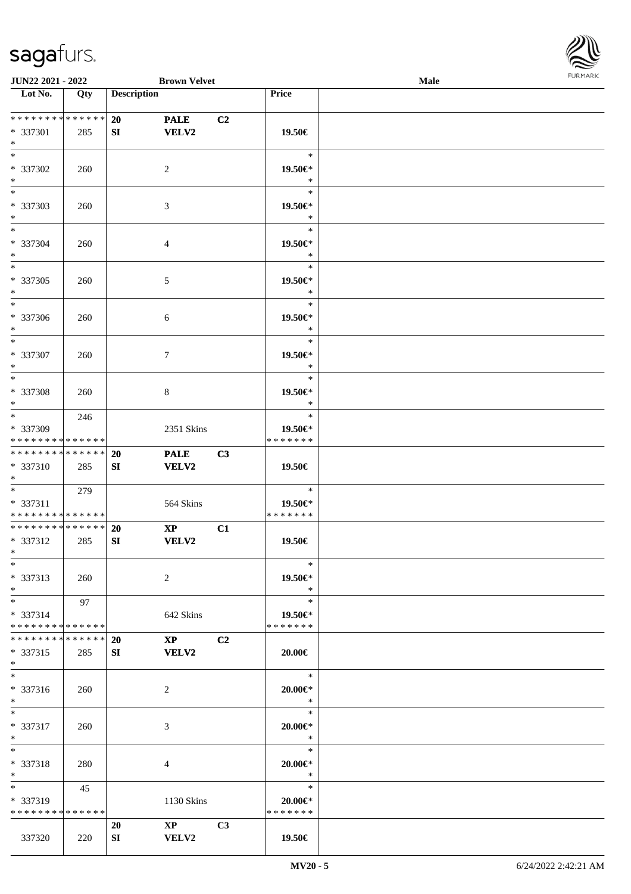| Lot No. | Qty | Description | | | Price | |
|---|---|---|---|---|---|---|
| * * * * * * * * * * * * * * | | 20 | PALE | C2 | | |
| * 337301 | 285 | SI | VELV2 | | 19.50€ | |
| * | | | | | | |
| * | | | | | * | |
| * 337302 | 260 | | 2 | | 19.50€* | |
| * | | | | | * | |
| * | | | | | * | |
| * 337303 | 260 | | 3 | | 19.50€* | |
| * | | | | | * | |
| * | | | | | * | |
| * 337304 | 260 | | 4 | | 19.50€* | |
| * | | | | | * | |
| * | | | | | * | |
| * 337305 | 260 | | 5 | | 19.50€* | |
| * | | | | | * | |
| * | | | | | * | |
| * 337306 | 260 | | 6 | | 19.50€* | |
| * | | | | | * | |
| * | | | | | * | |
| * 337307 | 260 | | 7 | | 19.50€* | |
| * | | | | | * | |
| * | | | | | * | |
| * 337308 | 260 | | 8 | | 19.50€* | |
| * | | | | | * | |
| * | 246 | | | | * | |
| * 337309 | | | 2351 Skins | | 19.50€* | |
| * * * * * * * * * * * * * * | | | | | * * * * * * * | |
| * * * * * * * * * * * * * * | | 20 | PALE | C3 | | |
| * 337310 | 285 | SI | VELV2 | | 19.50€ | |
| * | | | | | | |
| * | 279 | | | | * | |
| * 337311 | | | 564 Skins | | 19.50€* | |
| * * * * * * * * * * * * * * | | | | | * * * * * * * | |
| * * * * * * * * * * * * * * | | 20 | XP | C1 | | |
| * 337312 | 285 | SI | VELV2 | | 19.50€ | |
| * | | | | | | |
| * | | | | | * | |
| * 337313 | 260 | | 2 | | 19.50€* | |
| * | | | | | * | |
| * | 97 | | | | * | |
| * 337314 | | | 642 Skins | | 19.50€* | |
| * * * * * * * * * * * * * * | | | | | * * * * * * * | |
| * * * * * * * * * * * * * * | | 20 | XP | C2 | | |
| * 337315 | 285 | SI | VELV2 | | 20.00€ | |
| * | | | | | | |
| * | | | | | * | |
| * 337316 | 260 | | 2 | | 20.00€* | |
| * | | | | | * | |
| * | | | | | * | |
| * 337317 | 260 | | 3 | | 20.00€* | |
| * | | | | | * | |
| * | | | | | * | |
| * 337318 | 280 | | 4 | | 20.00€* | |
| * | | | | | * | |
| * | 45 | | | | * | |
| * 337319 | | | 1130 Skins | | 20.00€* | |
| * * * * * * * * * * * * * * | | | | | * * * * * * * | |
| | | 20 | XP | C3 | | |
| 337320 | 220 | SI | VELV2 | | 19.50€ | |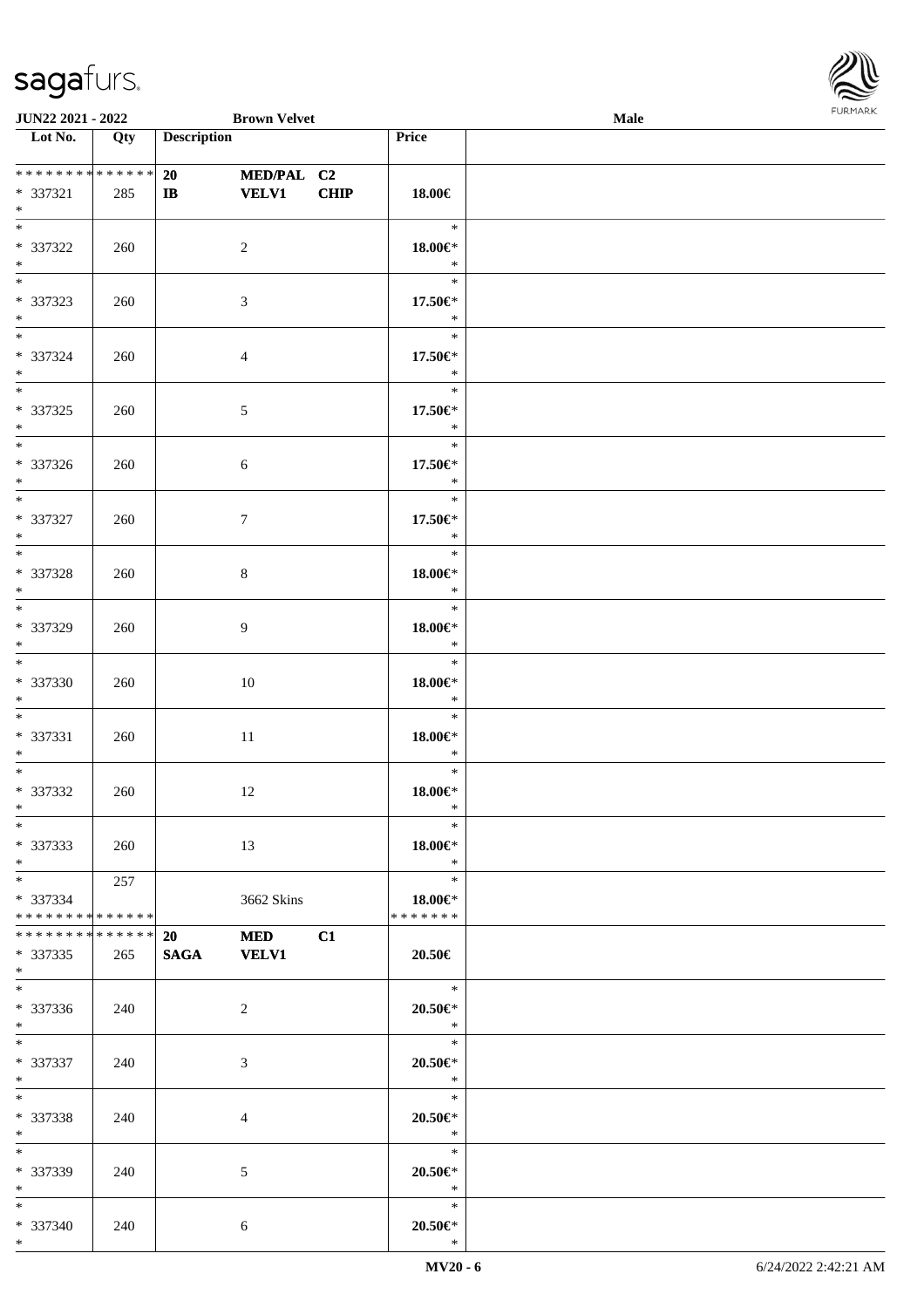JUN22 2021 - 2022 | Brown Velvet | Male

| Lot No. | Qty | Description | | | Price | |
|---|---|---|---|---|---|---|
| * * * * * * * * * * * * * * | | 20 | MED/PAL | C2 | | |
| * 337321 | 285 | IB | VELV1 | CHIP | 18.00€ | |
| * | | | | | | |
| * 337322 | 260 | | 2 | | 18.00€* | |
| * 337323 | 260 | | 3 | | 17.50€* | |
| * 337324 | 260 | | 4 | | 17.50€* | |
| * 337325 | 260 | | 5 | | 17.50€* | |
| * 337326 | 260 | | 6 | | 17.50€* | |
| * 337327 | 260 | | 7 | | 17.50€* | |
| * 337328 | 260 | | 8 | | 18.00€* | |
| * 337329 | 260 | | 9 | | 18.00€* | |
| * 337330 | 260 | | 10 | | 18.00€* | |
| * 337331 | 260 | | 11 | | 18.00€* | |
| * 337332 | 260 | | 12 | | 18.00€* | |
| * 337333 | 260 | | 13 | | 18.00€* | |
| * 337334 | 257 | | 3662 Skins | | 18.00€* | |
| * * * * * * * * * * * * * * | | | | | * * * * * * * | |
| * * * * * * * * * * * * * * | | 20 | MED | C1 | | |
| * 337335 | 265 | SAGA | VELV1 | | 20.50€ | |
| * 337336 | 240 | | 2 | | 20.50€* | |
| * 337337 | 240 | | 3 | | 20.50€* | |
| * 337338 | 240 | | 4 | | 20.50€* | |
| * 337339 | 240 | | 5 | | 20.50€* | |
| * 337340 | 240 | | 6 | | 20.50€* | |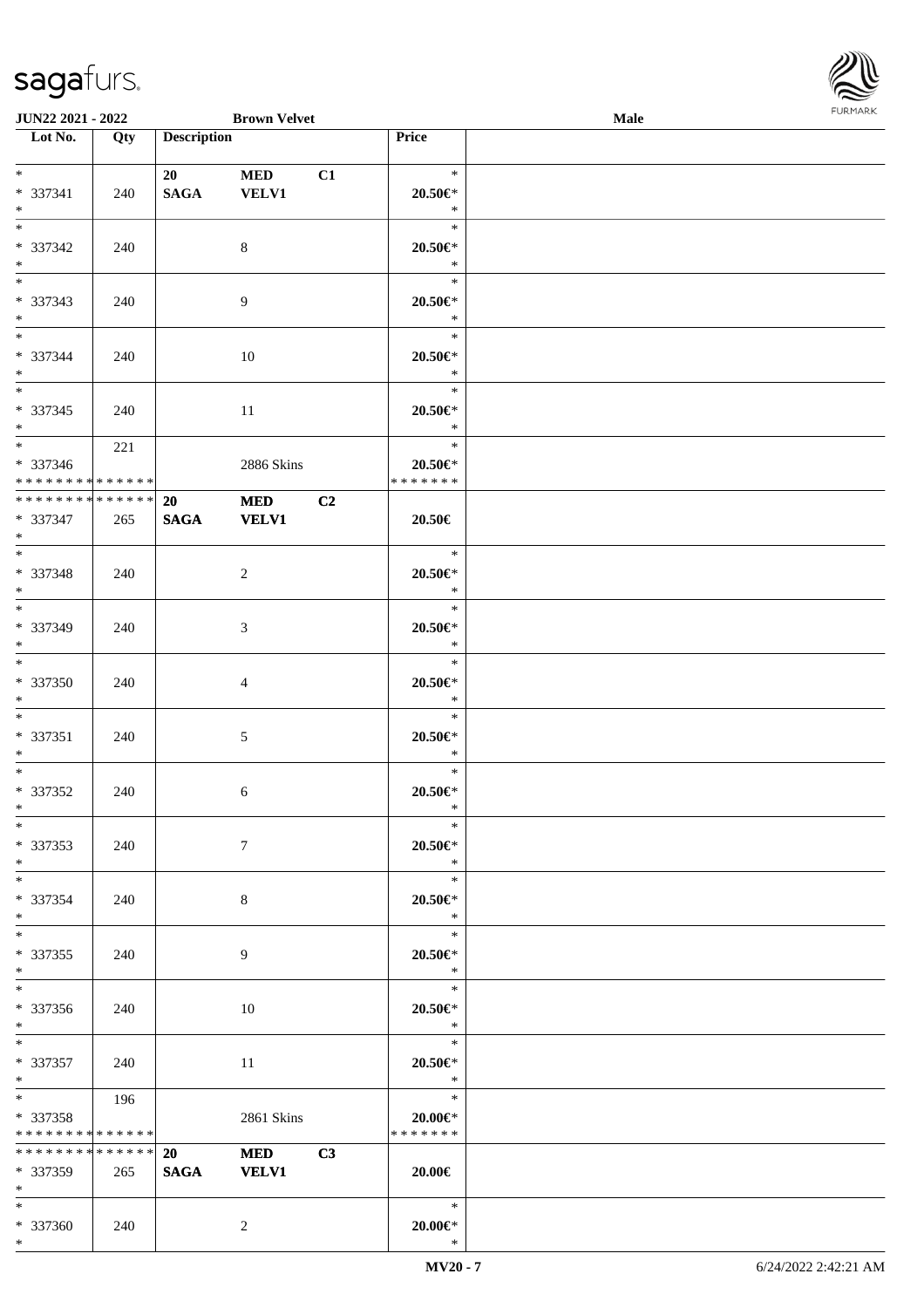| Lot No. | Qty | Description | | | Price | |
|---|---|---|---|---|---|---|
| *<br>* 337341<br>* | 240 | 20<br>**SAGA** | **MED**<br>**VELV1** | C1 | *<br>20.50€*<br>* | |
| *<br>* 337342<br>* | 240 | | 8 | | *<br>20.50€*<br>* | |
| *<br>* 337343<br>* | 240 | | 9 | | *<br>20.50€*<br>* | |
| *<br>* 337344<br>* | 240 | | 10 | | *<br>20.50€*<br>* | |
| *<br>* 337345<br>* | 240 | | 11 | | *<br>20.50€*<br>* | |
| *<br>* 337346<br>* * * * * * * * * * * * * * | 221 | | 2886 Skins | | *<br>20.50€*<br>* * * * * * * | |
| * * * * * * * * * * * * * *<br>* 337347<br>* | 265 | **20**<br>**SAGA** | **MED**<br>**VELV1** | **C2** | 20.50€ | |
| *<br>* 337348<br>* | 240 | | 2 | | *<br>20.50€*<br>* | |
| *<br>* 337349<br>* | 240 | | 3 | | *<br>20.50€*<br>* | |
| *<br>* 337350<br>* | 240 | | 4 | | *<br>20.50€*<br>* | |
| *<br>* 337351<br>* | 240 | | 5 | | *<br>20.50€*<br>* | |
| *<br>* 337352<br>* | 240 | | 6 | | *<br>20.50€*<br>* | |
| *<br>* 337353<br>* | 240 | | 7 | | *<br>20.50€*<br>* | |
| *<br>* 337354<br>* | 240 | | 8 | | *<br>20.50€*<br>* | |
| *<br>* 337355<br>* | 240 | | 9 | | *<br>20.50€*<br>* | |
| *<br>* 337356<br>* | 240 | | 10 | | *<br>20.50€*<br>* | |
| *<br>* 337357<br>* | 240 | | 11 | | *<br>20.50€*<br>* | |
| *<br>* 337358<br>* * * * * * * * * * * * * * | 196 | | 2861 Skins | | *<br>20.00€*<br>* * * * * * * | |
| * * * * * * * * * * * * * *<br>* 337359<br>* | 265 | **20**<br>**SAGA** | **MED**<br>**VELV1** | **C3** | 20.00€ | |
| *<br>* 337360<br>* | 240 | | 2 | | *<br>20.00€*<br>* | |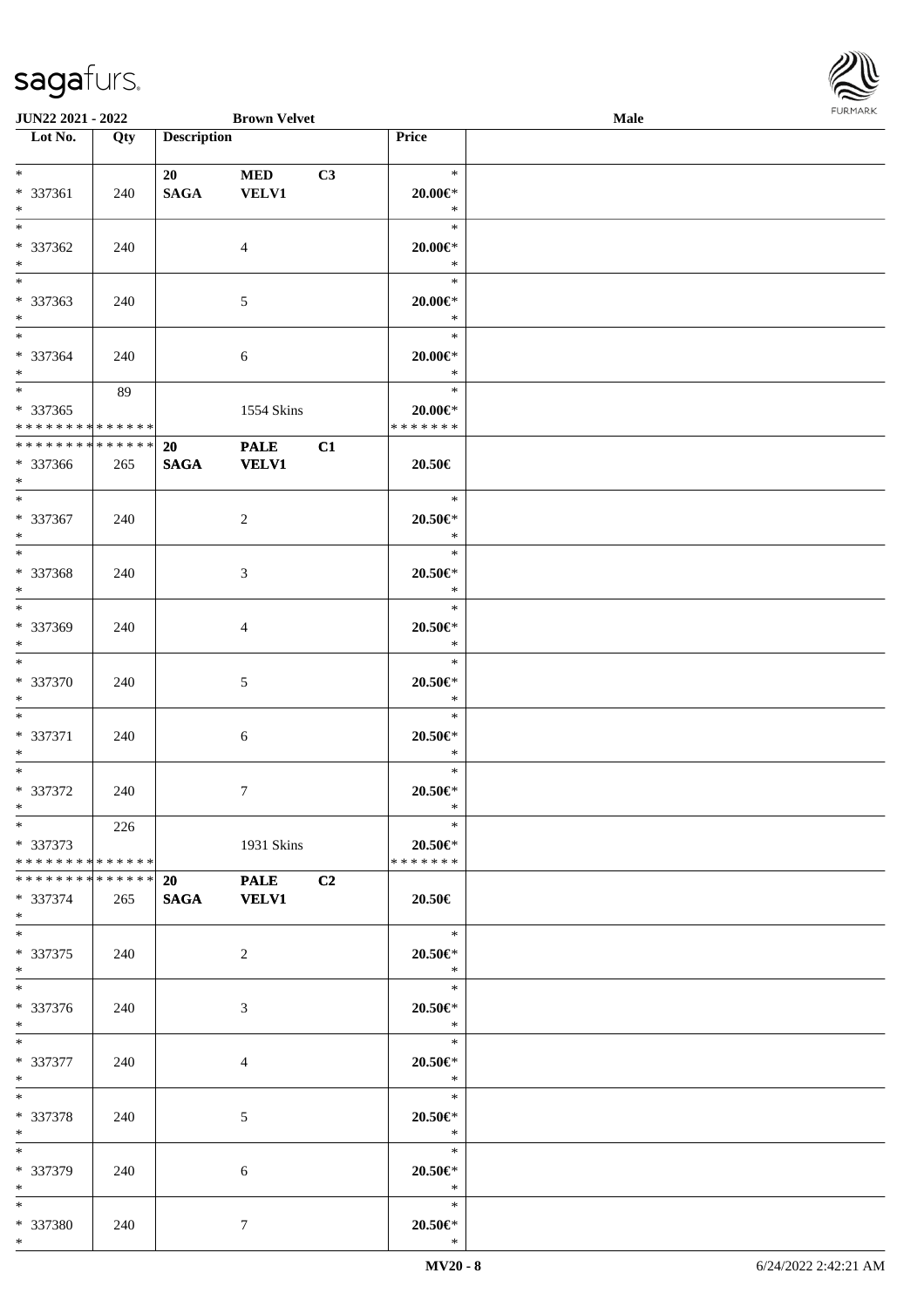**JUN22 2021 - 2022** **Brown Velvet** **Male**

| Lot No. | Qty | Description | | | Price | |
|---|---|---|---|---|---|---|
| * <br> * 337361 <br> * | 240 | 20 <br> SAGA | MED <br> VELV1 | C3 | * <br> 20.00€* <br> * | |
| * <br> * 337362 <br> * | 240 | | 4 | | * <br> 20.00€* <br> * | |
| * <br> * 337363 <br> * | 240 | | 5 | | * <br> 20.00€* <br> * | |
| * <br> * 337364 <br> * | 240 | | 6 | | * <br> 20.00€* <br> * | |
| * <br> * 337365 <br> * * * * * * * * * * * * * * | 89 | | 1554 Skins | | * <br> 20.00€* <br> * * * * * * * | |
| * * * * * * * * * * * * * * <br> * 337366 <br> * | 265 | 20 <br> SAGA | PALE <br> VELV1 | C1 | 20.50€ | |
| * <br> * 337367 <br> * | 240 | | 2 | | * <br> 20.50€* <br> * | |
| * <br> * 337368 <br> * | 240 | | 3 | | * <br> 20.50€* <br> * | |
| * <br> * 337369 <br> * | 240 | | 4 | | * <br> 20.50€* <br> * | |
| * <br> * 337370 <br> * | 240 | | 5 | | * <br> 20.50€* <br> * | |
| * <br> * 337371 <br> * | 240 | | 6 | | * <br> 20.50€* <br> * | |
| * <br> * 337372 <br> * | 240 | | 7 | | * <br> 20.50€* <br> * | |
| * <br> * 337373 <br> * * * * * * * * * * * * * * | 226 | | 1931 Skins | | * <br> 20.50€* <br> * * * * * * * | |
| * * * * * * * * * * * * * * <br> * 337374 <br> * | 265 | 20 <br> SAGA | PALE <br> VELV1 | C2 | 20.50€ | |
| * <br> * 337375 <br> * | 240 | | 2 | | * <br> 20.50€* <br> * | |
| * <br> * 337376 <br> * | 240 | | 3 | | * <br> 20.50€* <br> * | |
| * <br> * 337377 <br> * | 240 | | 4 | | * <br> 20.50€* <br> * | |
| * <br> * 337378 <br> * | 240 | | 5 | | * <br> 20.50€* <br> * | |
| * <br> * 337379 <br> * | 240 | | 6 | | * <br> 20.50€* <br> * | |
| * <br> * 337380 <br> * | 240 | | 7 | | * <br> 20.50€* <br> * | |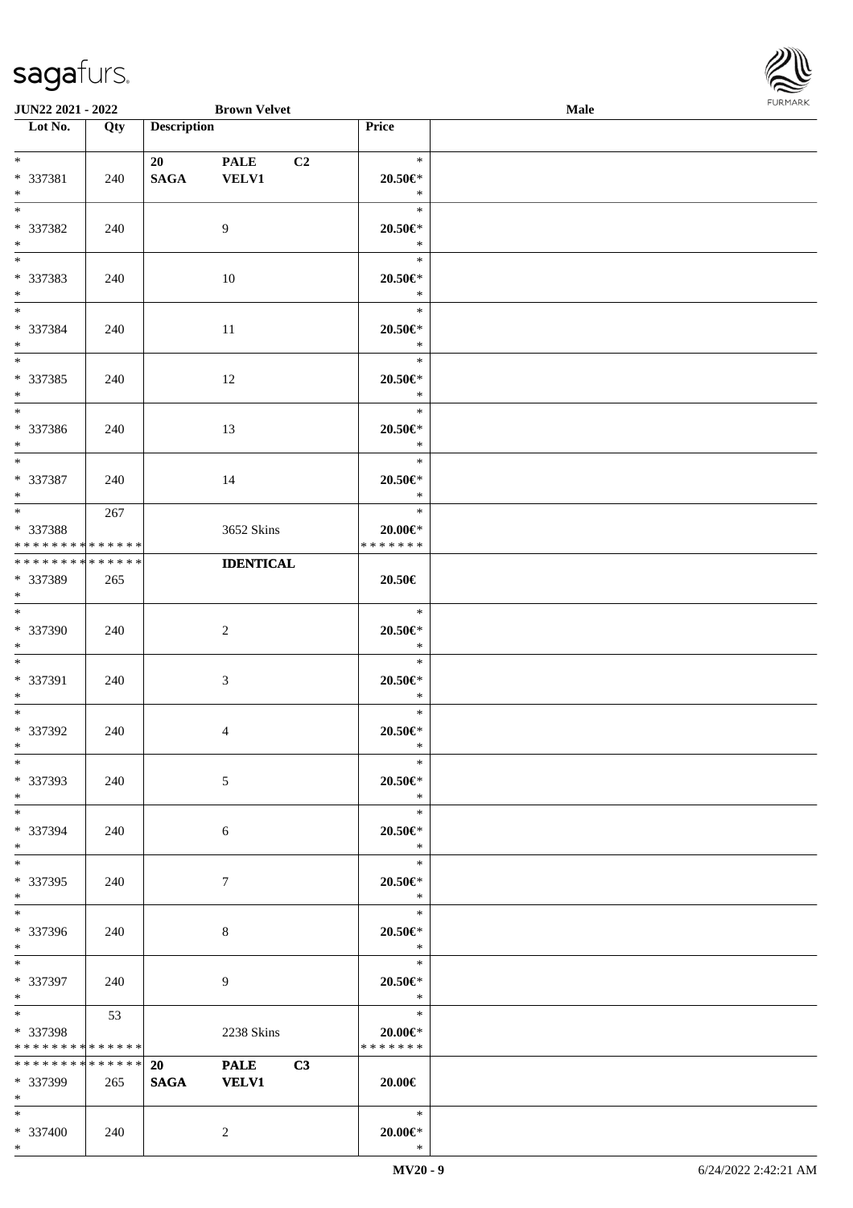| Lot No. | Qty | Description | | | Price |
|---|---|---|---|---|---|
| * | | 20 | PALE | C2 | * |
| * 337381 | 240 | SAGA | VELV1 | | 20.50€* |
| * | | | | | * |
| * | | | | | * |
| * 337382 | 240 | | 9 | | 20.50€* |
| * | | | | | * |
| * | | | | | * |
| * 337383 | 240 | | 10 | | 20.50€* |
| * | | | | | * |
| * | | | | | * |
| * 337384 | 240 | | 11 | | 20.50€* |
| * | | | | | * |
| * | | | | | * |
| * 337385 | 240 | | 12 | | 20.50€* |
| * | | | | | * |
| * | | | | | * |
| * 337386 | 240 | | 13 | | 20.50€* |
| * | | | | | * |
| * | | | | | * |
| * 337387 | 240 | | 14 | | 20.50€* |
| * | | | | | * |
| * | 267 | | | | * |
| * 337388 | | | 3652 Skins | | 20.00€* |
| * * * * * * * * * * * * * * | | | | | * * * * * * * |
| * * * * * * * * * * * * * * | | | IDENTICAL | | |
| * 337389 | 265 | | | | 20.50€ |
| * | | | | | |
| * | | | | | * |
| * 337390 | 240 | | 2 | | 20.50€* |
| * | | | | | * |
| * | | | | | * |
| * 337391 | 240 | | 3 | | 20.50€* |
| * | | | | | * |
| * | | | | | * |
| * 337392 | 240 | | 4 | | 20.50€* |
| * | | | | | * |
| * | | | | | * |
| * 337393 | 240 | | 5 | | 20.50€* |
| * | | | | | * |
| * | | | | | * |
| * 337394 | 240 | | 6 | | 20.50€* |
| * | | | | | * |
| * | | | | | * |
| * 337395 | 240 | | 7 | | 20.50€* |
| * | | | | | * |
| * | | | | | * |
| * 337396 | 240 | | 8 | | 20.50€* |
| * | | | | | * |
| * | | | | | * |
| * 337397 | 240 | | 9 | | 20.50€* |
| * | | | | | * |
| * | 53 | | | | * |
| * 337398 | | | 2238 Skins | | 20.00€* |
| * * * * * * * * * * * * * * | | | | | * * * * * * * |
| * * * * * * * * * * * * * * | | 20 | PALE | C3 | |
| * 337399 | 265 | SAGA | VELV1 | | 20.00€ |
| * | | | | | |
| * | | | | | * |
| * 337400 | 240 | | 2 | | 20.00€* |
| * | | | | | * |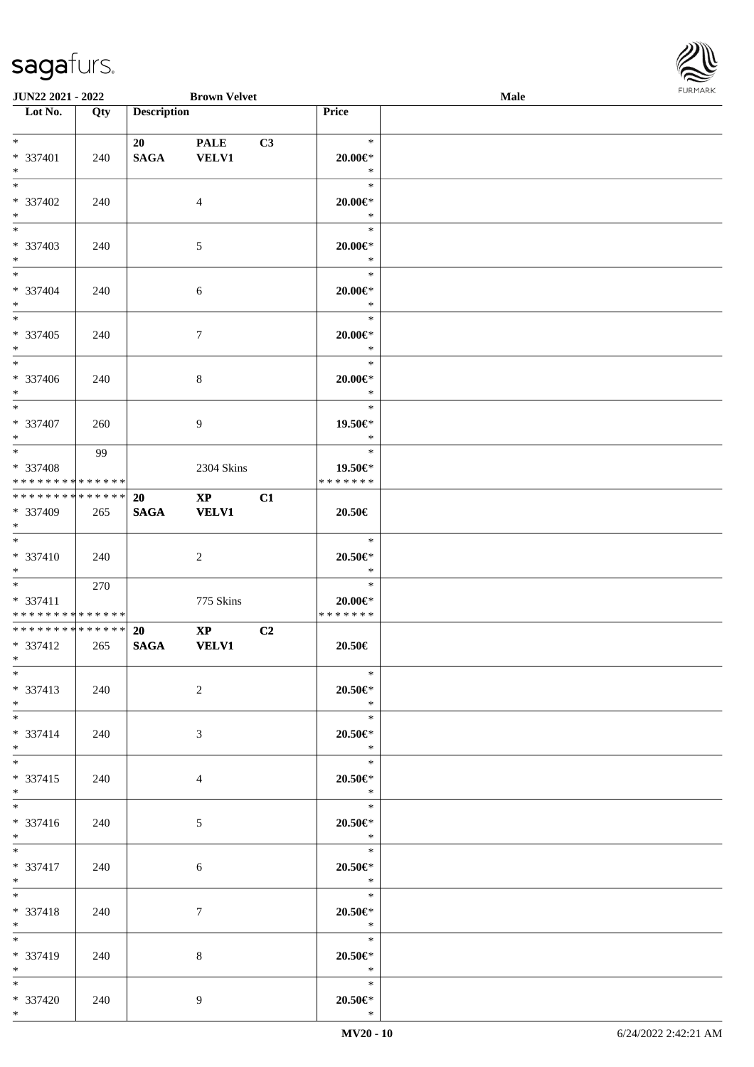| Lot No. | Qty | Description | | | Price | |
|---|---|---|---|---|---|---|
| *<br>* 337401<br>* | 240 | 20<br>SAGA | PALE<br>VELV1 | C3 | *<br>20.00€*<br>* | |
| *<br>* 337402<br>* | 240 | | 4 | | *<br>20.00€*<br>* | |
| *<br>* 337403<br>* | 240 | | 5 | | *<br>20.00€*<br>* | |
| *<br>* 337404<br>* | 240 | | 6 | | *<br>20.00€*<br>* | |
| *<br>* 337405<br>* | 240 | | 7 | | *<br>20.00€*<br>* | |
| *<br>* 337406<br>* | 240 | | 8 | | *<br>20.00€*<br>* | |
| *<br>* 337407<br>* | 260 | | 9 | | *<br>19.50€*<br>* | |
| *<br>* 337408<br>* * * * * * * * * * * * * * | 99 | | 2304 Skins | | *<br>19.50€*<br>* * * * * * * | |
| * * * * * * * * * * * * * *<br>* 337409<br>* | 265 | 20<br>SAGA | XP<br>VELV1 | C1 | 20.50€ | |
| *<br>* 337410<br>* | 240 | | 2 | | *<br>20.50€*<br>* | |
| *<br>* 337411<br>* * * * * * * * * * * * * * | 270 | | 775 Skins | | *<br>20.00€*<br>* * * * * * * | |
| * * * * * * * * * * * * * *<br>* 337412<br>* | 265 | 20<br>SAGA | XP<br>VELV1 | C2 | 20.50€ | |
| *<br>* 337413<br>* | 240 | | 2 | | *<br>20.50€*<br>* | |
| *<br>* 337414<br>* | 240 | | 3 | | *<br>20.50€*<br>* | |
| *<br>* 337415<br>* | 240 | | 4 | | *<br>20.50€*<br>* | |
| *<br>* 337416<br>* | 240 | | 5 | | *<br>20.50€*<br>* | |
| *<br>* 337417<br>* | 240 | | 6 | | *<br>20.50€*<br>* | |
| *<br>* 337418<br>* | 240 | | 7 | | *<br>20.50€*<br>* | |
| *<br>* 337419<br>* | 240 | | 8 | | *<br>20.50€*<br>* | |
| *<br>* 337420<br>* | 240 | | 9 | | *<br>20.50€*<br>* | |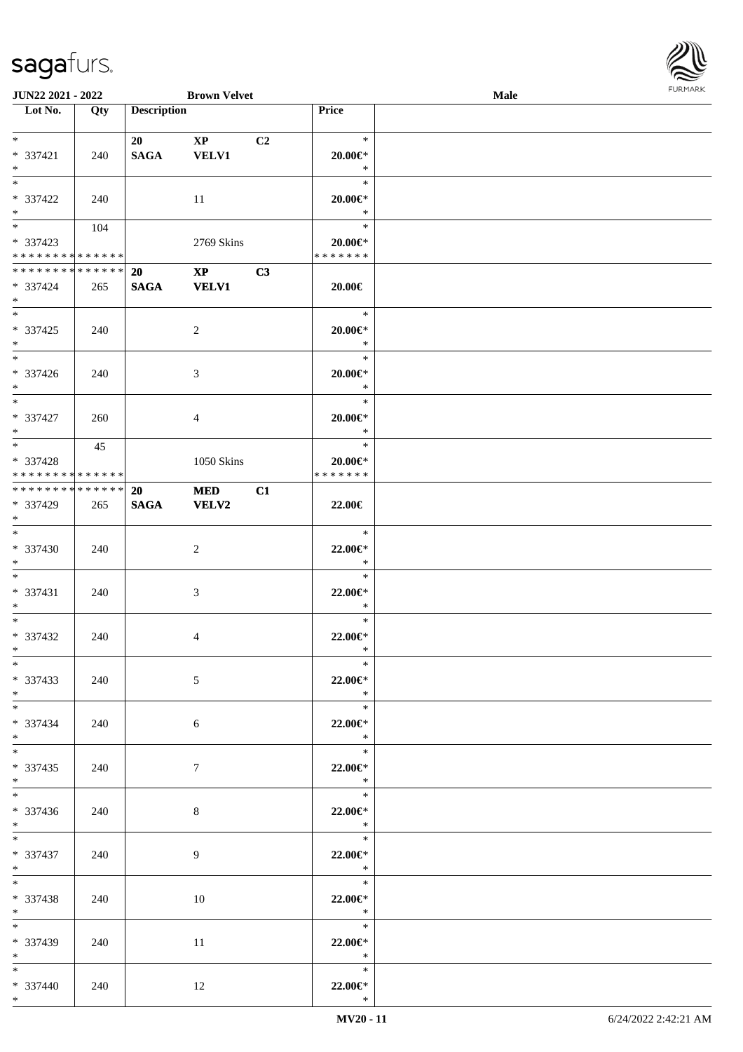| Lot No. | Qty | Description | | | Price | |
|---|---|---|---|---|---|---|
| * | | 20 | XP | C2 | * | |
| * 337421 | 240 | SAGA | VELV1 | | 20.00€* | |
| * | | | | | * | |
| * | | | | | * | |
| * 337422 | 240 | | 11 | | 20.00€* | |
| * | | | | | * | |
| * | 104 | | | | * | |
| * 337423 | | | 2769 Skins | | 20.00€* | |
| * * * * * * * * * * * * * * | | | | | * * * * * * * | |
| * * * * * * * * * * * * * * | | 20 | XP | C3 | | |
| * 337424 | 265 | SAGA | VELV1 | | 20.00€ | |
| * | | | | | | |
| * | | | | | * | |
| * 337425 | 240 | | 2 | | 20.00€* | |
| * | | | | | * | |
| * | | | | | * | |
| * 337426 | 240 | | 3 | | 20.00€* | |
| * | | | | | * | |
| * | | | | | * | |
| * 337427 | 260 | | 4 | | 20.00€* | |
| * | | | | | * | |
| * | 45 | | | | * | |
| * 337428 | | | 1050 Skins | | 20.00€* | |
| * * * * * * * * * * * * * * | | | | | * * * * * * * | |
| * * * * * * * * * * * * * * | | 20 | MED | C1 | | |
| * 337429 | 265 | SAGA | VELV2 | | 22.00€ | |
| * | | | | | | |
| * | | | | | * | |
| * 337430 | 240 | | 2 | | 22.00€* | |
| * | | | | | * | |
| * | | | | | * | |
| * 337431 | 240 | | 3 | | 22.00€* | |
| * | | | | | * | |
| * | | | | | * | |
| * 337432 | 240 | | 4 | | 22.00€* | |
| * | | | | | * | |
| * | | | | | * | |
| * 337433 | 240 | | 5 | | 22.00€* | |
| * | | | | | * | |
| * | | | | | * | |
| * 337434 | 240 | | 6 | | 22.00€* | |
| * | | | | | * | |
| * | | | | | * | |
| * 337435 | 240 | | 7 | | 22.00€* | |
| * | | | | | * | |
| * | | | | | * | |
| * 337436 | 240 | | 8 | | 22.00€* | |
| * | | | | | * | |
| * | | | | | * | |
| * 337437 | 240 | | 9 | | 22.00€* | |
| * | | | | | * | |
| * | | | | | * | |
| * 337438 | 240 | | 10 | | 22.00€* | |
| * | | | | | * | |
| * | | | | | * | |
| * 337439 | 240 | | 11 | | 22.00€* | |
| * | | | | | * | |
| * | | | | | * | |
| * 337440 | 240 | | 12 | | 22.00€* | |
| * | | | | | * | |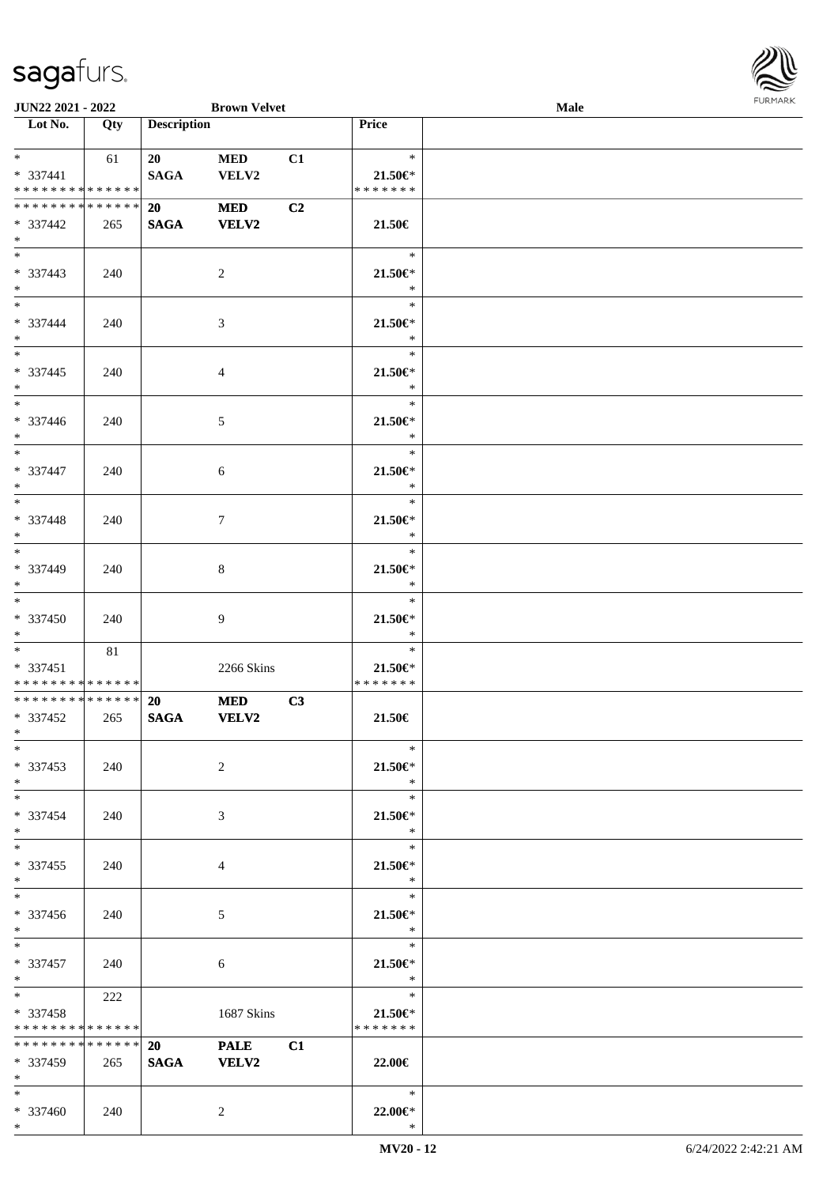| Lot No. | Qty | Description | | | Price | |
|---|---|---|---|---|---|---|
| * | 61 | 20 | MED | C1 | * | |
| * 337441 | | SAGA | VELV2 | | 21.50€* | |
| * * * * * * * * * * * * * * | | | | | * * * * * * * | |
| * * * * * * * * * * * * * * | | 20 | MED | C2 | | |
| * 337442 | 265 | SAGA | VELV2 | | 21.50€ | |
| * | | | | | | |
| * | | | | | * | |
| * 337443 | 240 | | 2 | | 21.50€* | |
| * | | | | | * | |
| * | | | | | * | |
| * 337444 | 240 | | 3 | | 21.50€* | |
| * | | | | | * | |
| * | | | | | * | |
| * 337445 | 240 | | 4 | | 21.50€* | |
| * | | | | | * | |
| * | | | | | * | |
| * 337446 | 240 | | 5 | | 21.50€* | |
| * | | | | | * | |
| * | | | | | * | |
| * 337447 | 240 | | 6 | | 21.50€* | |
| * | | | | | * | |
| * | | | | | * | |
| * 337448 | 240 | | 7 | | 21.50€* | |
| * | | | | | * | |
| * | | | | | * | |
| * 337449 | 240 | | 8 | | 21.50€* | |
| * | | | | | * | |
| * | | | | | * | |
| * 337450 | 240 | | 9 | | 21.50€* | |
| * | | | | | * | |
| * | 81 | | | | * | |
| * 337451 | | | 2266 Skins | | 21.50€* | |
| * * * * * * * * * * * * * * | | | | | * * * * * * * | |
| * * * * * * * * * * * * * * | | 20 | MED | C3 | | |
| * 337452 | 265 | SAGA | VELV2 | | 21.50€ | |
| * | | | | | | |
| * | | | | | * | |
| * 337453 | 240 | | 2 | | 21.50€* | |
| * | | | | | * | |
| * | | | | | * | |
| * 337454 | 240 | | 3 | | 21.50€* | |
| * | | | | | * | |
| * | | | | | * | |
| * 337455 | 240 | | 4 | | 21.50€* | |
| * | | | | | * | |
| * | | | | | * | |
| * 337456 | 240 | | 5 | | 21.50€* | |
| * | | | | | * | |
| * | | | | | * | |
| * 337457 | 240 | | 6 | | 21.50€* | |
| * | | | | | * | |
| * | 222 | | | | * | |
| * 337458 | | | 1687 Skins | | 21.50€* | |
| * * * * * * * * * * * * * * | | | | | * * * * * * * | |
| * * * * * * * * * * * * * * | | 20 | PALE | C1 | | |
| * 337459 | 265 | SAGA | VELV2 | | 22.00€ | |
| * | | | | | | |
| * | | | | | * | |
| * 337460 | 240 | | 2 | | 22.00€* | |
| * | | | | | * | |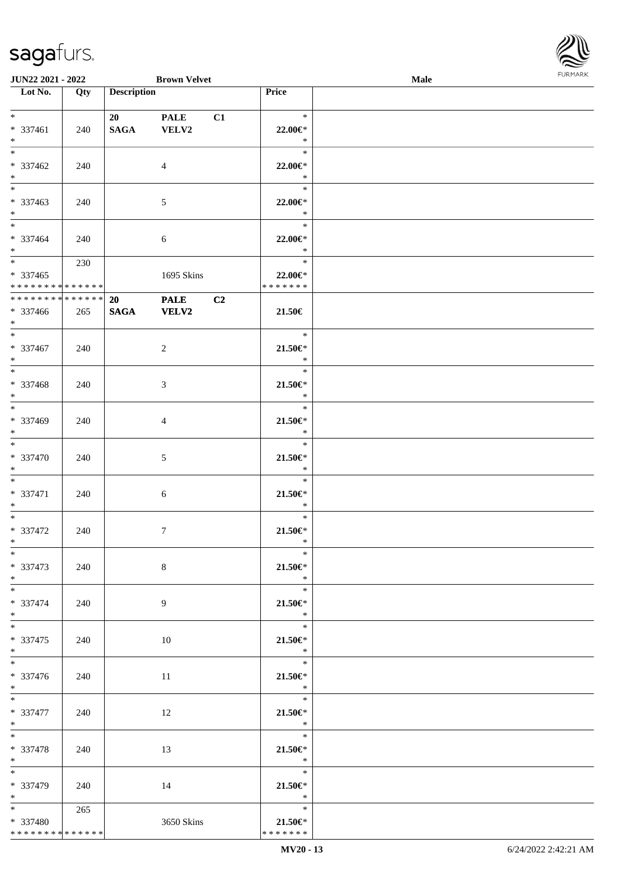**JUN22 2021 - 2022** **Brown Velvet** **Male**

| Lot No. | Qty | Description | | | Price | |
|---|---|---|---|---|---|---|
| * <br> * 337461 <br> * | 240 | 20 <br> **SAGA** | **PALE** <br> **VELV2** | C1 | * <br> 22.00€* <br> * | |
| * <br> * 337462 <br> * | 240 | | 4 | | * <br> 22.00€* <br> * | |
| * <br> * 337463 <br> * | 240 | | 5 | | * <br> 22.00€* <br> * | |
| * <br> * 337464 <br> * | 240 | | 6 | | * <br> 22.00€* <br> * | |
| * <br> * 337465 <br> * * * * * * * * * * * * * * | 230 | | 1695 Skins | | * <br> 22.00€* <br> * * * * * * * | |
| * * * * * * * * * * * * * * <br> * 337466 <br> * | 265 | **20** <br> **SAGA** | **PALE** <br> **VELV2** | **C2** | 21.50€ | |
| * <br> * 337467 <br> * | 240 | | 2 | | * <br> 21.50€* <br> * | |
| * <br> * 337468 <br> * | 240 | | 3 | | * <br> 21.50€* <br> * | |
| * <br> * 337469 <br> * | 240 | | 4 | | * <br> 21.50€* <br> * | |
| * <br> * 337470 <br> * | 240 | | 5 | | * <br> 21.50€* <br> * | |
| * <br> * 337471 <br> * | 240 | | 6 | | * <br> 21.50€* <br> * | |
| * <br> * 337472 <br> * | 240 | | 7 | | * <br> 21.50€* <br> * | |
| * <br> * 337473 <br> * | 240 | | 8 | | * <br> 21.50€* <br> * | |
| * <br> * 337474 <br> * | 240 | | 9 | | * <br> 21.50€* <br> * | |
| * <br> * 337475 <br> * | 240 | | 10 | | * <br> 21.50€* <br> * | |
| * <br> * 337476 <br> * | 240 | | 11 | | * <br> 21.50€* <br> * | |
| * <br> * 337477 <br> * | 240 | | 12 | | * <br> 21.50€* <br> * | |
| * <br> * 337478 <br> * | 240 | | 13 | | * <br> 21.50€* <br> * | |
| * <br> * 337479 <br> * | 240 | | 14 | | * <br> 21.50€* <br> * | |
| * <br> * 337480 <br> * * * * * * * * * * * * * * | 265 | | 3650 Skins | | * <br> 21.50€* <br> * * * * * * * | |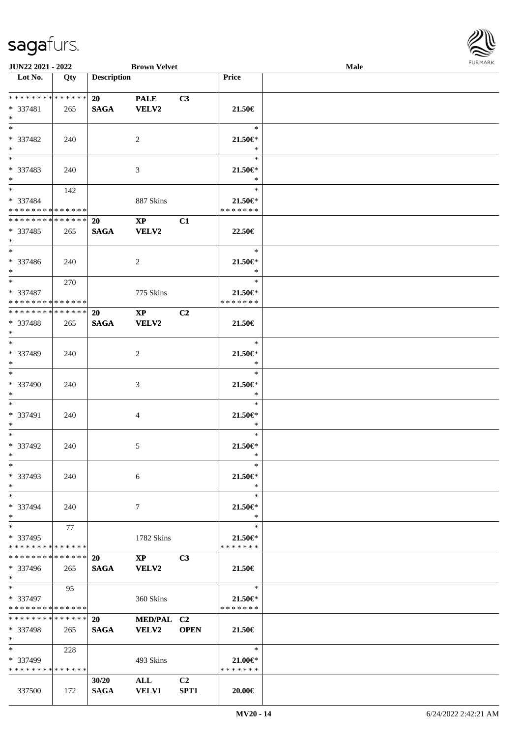| Lot No. | Qty | Description | | | Price | |
|---|---|---|---|---|---|---|
| * * * * * * * * * * * * * * | | 20 | PALE | C3 | | |
| * 337481 | 265 | SAGA | VELV2 | | 21.50€ | |
| * | | | | | | |
| * | | | | | * | |
| * 337482 | 240 | | 2 | | 21.50€* | |
| * | | | | | * | |
| * | | | | | * | |
| * 337483 | 240 | | 3 | | 21.50€* | |
| * | | | | | * | |
| * | 142 | | | | * | |
| * 337484 | | | 887 Skins | | 21.50€* | |
| * * * * * * * * * * * * * * | | | | | * * * * * * * | |
| * * * * * * * * * * * * * * | | 20 | XP | C1 | | |
| * 337485 | 265 | SAGA | VELV2 | | 22.50€ | |
| * | | | | | | |
| * | | | | | * | |
| * 337486 | 240 | | 2 | | 21.50€* | |
| * | | | | | * | |
| * | 270 | | | | * | |
| * 337487 | | | 775 Skins | | 21.50€* | |
| * * * * * * * * * * * * * * | | | | | * * * * * * * | |
| * * * * * * * * * * * * * * | | 20 | XP | C2 | | |
| * 337488 | 265 | SAGA | VELV2 | | 21.50€ | |
| * | | | | | | |
| * | | | | | * | |
| * 337489 | 240 | | 2 | | 21.50€* | |
| * | | | | | * | |
| * | | | | | * | |
| * 337490 | 240 | | 3 | | 21.50€* | |
| * | | | | | * | |
| * | | | | | * | |
| * 337491 | 240 | | 4 | | 21.50€* | |
| * | | | | | * | |
| * | | | | | * | |
| * 337492 | 240 | | 5 | | 21.50€* | |
| * | | | | | * | |
| * | | | | | * | |
| * 337493 | 240 | | 6 | | 21.50€* | |
| * | | | | | * | |
| * | | | | | * | |
| * 337494 | 240 | | 7 | | 21.50€* | |
| * | | | | | * | |
| * | 77 | | | | * | |
| * 337495 | | | 1782 Skins | | 21.50€* | |
| * * * * * * * * * * * * * * | | | | | * * * * * * * | |
| * * * * * * * * * * * * * * | | 20 | XP | C3 | | |
| * 337496 | 265 | SAGA | VELV2 | | 21.50€ | |
| * | | | | | | |
| * | 95 | | | | * | |
| * 337497 | | | 360 Skins | | 21.50€* | |
| * * * * * * * * * * * * * * | | | | | * * * * * * * | |
| * * * * * * * * * * * * * * | | 20 | MED/PAL | C2 | | |
| * 337498 | 265 | SAGA | VELV2 | OPEN | 21.50€ | |
| * | | | | | | |
| * | 228 | | | | * | |
| * 337499 | | | 493 Skins | | 21.00€* | |
| * * * * * * * * * * * * * * | | | | | * * * * * * * | |
| | | 30/20 | ALL | C2 | | |
| 337500 | 172 | SAGA | VELV1 | SPT1 | 20.00€ | |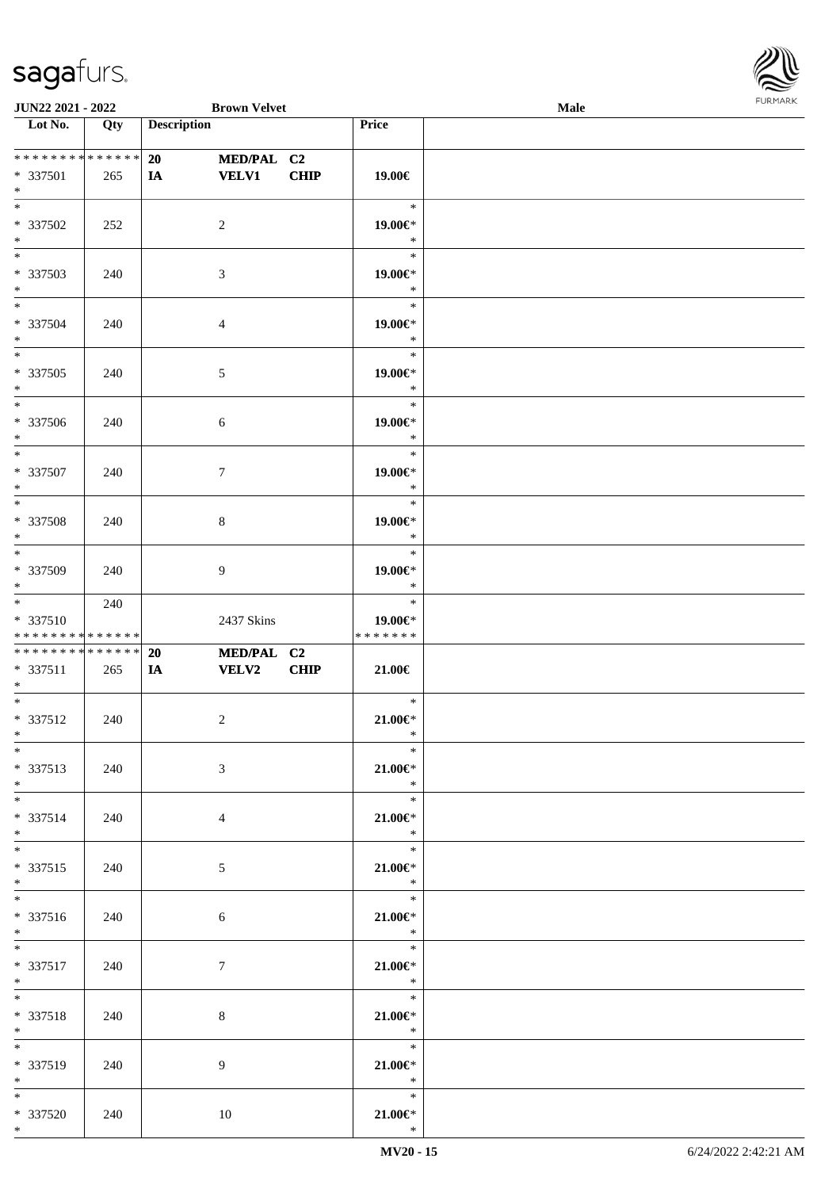| Lot No. | Qty | Description | | | Price | |
|---|---|---|---|---|---|---|
| * * * * * * * * * * * * * * | | 20 | MED/PAL | C2 | | |
| * 337501 | 265 | IA | VELV1 | CHIP | 19.00€ | |
| * | | | | | | |
| * | | | | | * | |
| * 337502 | 252 | | 2 | | 19.00€* | |
| * | | | | | * | |
| * | | | | | * | |
| * 337503 | 240 | | 3 | | 19.00€* | |
| * | | | | | * | |
| * | | | | | * | |
| * 337504 | 240 | | 4 | | 19.00€* | |
| * | | | | | * | |
| * | | | | | * | |
| * 337505 | 240 | | 5 | | 19.00€* | |
| * | | | | | * | |
| * | | | | | * | |
| * 337506 | 240 | | 6 | | 19.00€* | |
| * | | | | | * | |
| * | | | | | * | |
| * 337507 | 240 | | 7 | | 19.00€* | |
| * | | | | | * | |
| * | | | | | * | |
| * 337508 | 240 | | 8 | | 19.00€* | |
| * | | | | | * | |
| * | | | | | * | |
| * 337509 | 240 | | 9 | | 19.00€* | |
| * | | | | | * | |
| * | 240 | | | | * | |
| * 337510 | | | 2437 Skins | | 19.00€* | |
| * * * * * * * * * * * * * * | | | | | * * * * * * * | |
| * * * * * * * * * * * * * * | | 20 | MED/PAL | C2 | | |
| * 337511 | 265 | IA | VELV2 | CHIP | 21.00€ | |
| * | | | | | | |
| * | | | | | * | |
| * 337512 | 240 | | 2 | | 21.00€* | |
| * | | | | | * | |
| * | | | | | * | |
| * 337513 | 240 | | 3 | | 21.00€* | |
| * | | | | | * | |
| * | | | | | * | |
| * 337514 | 240 | | 4 | | 21.00€* | |
| * | | | | | * | |
| * | | | | | * | |
| * 337515 | 240 | | 5 | | 21.00€* | |
| * | | | | | * | |
| * | | | | | * | |
| * 337516 | 240 | | 6 | | 21.00€* | |
| * | | | | | * | |
| * | | | | | * | |
| * 337517 | 240 | | 7 | | 21.00€* | |
| * | | | | | * | |
| * | | | | | * | |
| * 337518 | 240 | | 8 | | 21.00€* | |
| * | | | | | * | |
| * | | | | | * | |
| * 337519 | 240 | | 9 | | 21.00€* | |
| * | | | | | * | |
| * | | | | | * | |
| * 337520 | 240 | | 10 | | 21.00€* | |
| * | | | | | * | |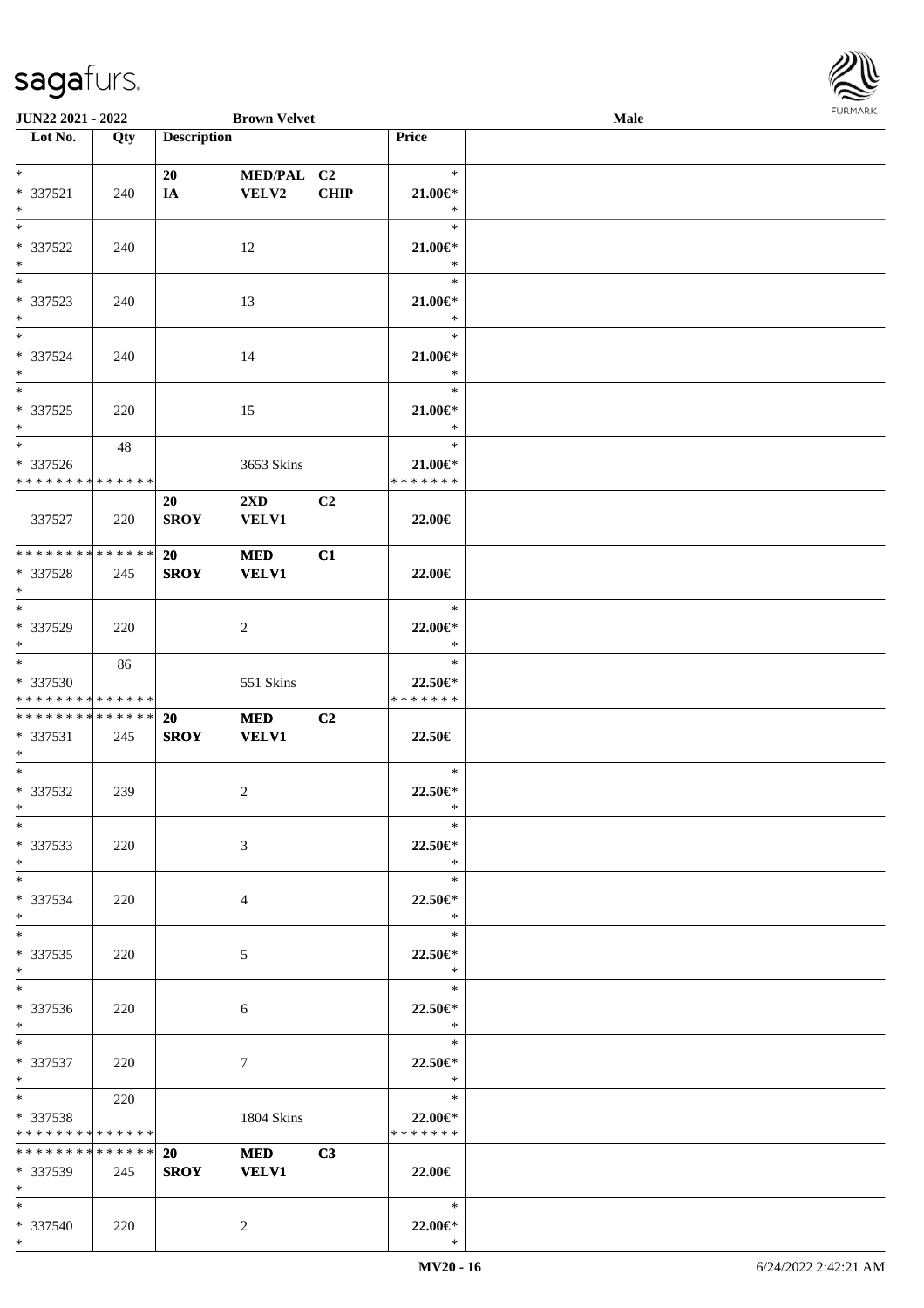JUN22 2021 - 2022 | Brown Velvet | Male

| Lot No. | Qty | Description | | | Price | |
|---|---|---|---|---|---|---|
| * | | 20 | MED/PAL | C2 | * | |
| * 337521 | 240 | IA | VELV2 | CHIP | 21.00€* | |
| * | | | | | * | |
| * | | | | | * | |
| * 337522 | 240 | | 12 | | 21.00€* | |
| * | | | | | * | |
| * | | | | | * | |
| * 337523 | 240 | | 13 | | 21.00€* | |
| * | | | | | * | |
| * | | | | | * | |
| * 337524 | 240 | | 14 | | 21.00€* | |
| * | | | | | * | |
| * | | | | | * | |
| * 337525 | 220 | | 15 | | 21.00€* | |
| * | | | | | * | |
| * | 48 | | | | * | |
| * 337526 | | | 3653 Skins | | 21.00€* | |
| * * * * * * * * * * * * * * | | | | | * * * * * * * | |
| | | 20 | 2XD | C2 | | |
| 337527 | 220 | SROY | VELV1 | | 22.00€ | |
| * * * * * * * * * * * * * * | | 20 | MED | C1 | | |
| * 337528 | 245 | SROY | VELV1 | | 22.00€ | |
| * | | | | | | |
| * | | | | | * | |
| * 337529 | 220 | | 2 | | 22.00€* | |
| * | | | | | * | |
| * | 86 | | | | * | |
| * 337530 | | | 551 Skins | | 22.50€* | |
| * * * * * * * * * * * * * * | | | | | * * * * * * * | |
| * * * * * * * * * * * * * * | | 20 | MED | C2 | | |
| * 337531 | 245 | SROY | VELV1 | | 22.50€ | |
| * | | | | | | |
| * | | | | | * | |
| * 337532 | 239 | | 2 | | 22.50€* | |
| * | | | | | * | |
| * | | | | | * | |
| * 337533 | 220 | | 3 | | 22.50€* | |
| * | | | | | * | |
| * | | | | | * | |
| * 337534 | 220 | | 4 | | 22.50€* | |
| * | | | | | * | |
| * | | | | | * | |
| * 337535 | 220 | | 5 | | 22.50€* | |
| * | | | | | * | |
| * | | | | | * | |
| * 337536 | 220 | | 6 | | 22.50€* | |
| * | | | | | * | |
| * | | | | | * | |
| * 337537 | 220 | | 7 | | 22.50€* | |
| * | | | | | * | |
| * | 220 | | | | * | |
| * 337538 | | | 1804 Skins | | 22.00€* | |
| * * * * * * * * * * * * * * | | | | | * * * * * * * | |
| * * * * * * * * * * * * * * | | 20 | MED | C3 | | |
| * 337539 | 245 | SROY | VELV1 | | 22.00€ | |
| * | | | | | | |
| * | | | | | * | |
| * 337540 | 220 | | 2 | | 22.00€* | |
| * | | | | | * | |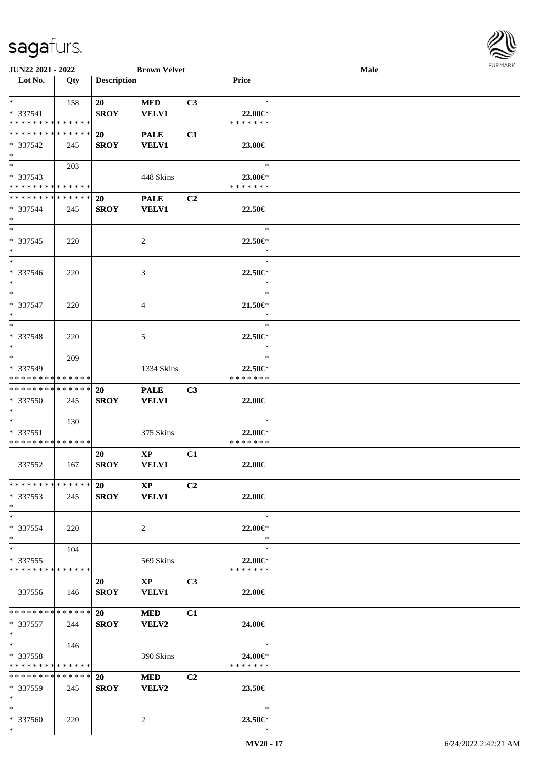JUN22 2021 - 2022 | Brown Velvet | Male

| Lot No. | Qty | Description | | | Price |
|---|---|---|---|---|---|
| * <br> * 337541 <br> * * * * * * * * * * * * * * | 158 | 20 <br> SROY | MED <br> VELV1 | C3 | * <br> 22.00€* <br> * * * * * * * |
| * * * * * * * * * * * * * * <br> * 337542 <br> * | 245 | 20 <br> SROY | PALE <br> VELV1 | C1 | 23.00€ |
| * <br> * 337543 <br> * * * * * * * * * * * * * * | 203 | | 448 Skins | | * <br> 23.00€* <br> * * * * * * * |
| * * * * * * * * * * * * * * <br> * 337544 <br> * | 245 | 20 <br> SROY | PALE <br> VELV1 | C2 | 22.50€ |
| * <br> * 337545 <br> * | 220 | | 2 | | * <br> 22.50€* <br> * |
| * <br> * 337546 <br> * | 220 | | 3 | | * <br> 22.50€* <br> * |
| * <br> * 337547 <br> * | 220 | | 4 | | * <br> 21.50€* <br> * |
| * <br> * 337548 <br> * | 220 | | 5 | | * <br> 22.50€* <br> * |
| * <br> * 337549 <br> * * * * * * * * * * * * * * | 209 | | 1334 Skins | | * <br> 22.50€* <br> * * * * * * * |
| * * * * * * * * * * * * * * <br> * 337550 <br> * | 245 | 20 <br> SROY | PALE <br> VELV1 | C3 | 22.00€ |
| * <br> * 337551 <br> * * * * * * * * * * * * * * | 130 | | 375 Skins | | * <br> 22.00€* <br> * * * * * * * |
| 337552 | 167 | 20 <br> SROY | XP <br> VELV1 | C1 | 22.00€ |
| * * * * * * * * * * * * * * <br> * 337553 <br> * | 245 | 20 <br> SROY | XP <br> VELV1 | C2 | 22.00€ |
| * <br> * 337554 <br> * | 220 | | 2 | | * <br> 22.00€* <br> * |
| * <br> * 337555 <br> * * * * * * * * * * * * * * | 104 | | 569 Skins | | * <br> 22.00€* <br> * * * * * * * |
| 337556 | 146 | 20 <br> SROY | XP <br> VELV1 | C3 | 22.00€ |
| * * * * * * * * * * * * * * <br> * 337557 <br> * | 244 | 20 <br> SROY | MED <br> VELV2 | C1 | 24.00€ |
| * <br> * 337558 <br> * * * * * * * * * * * * * * | 146 | | 390 Skins | | * <br> 24.00€* <br> * * * * * * * |
| * * * * * * * * * * * * * * <br> * 337559 <br> * | 245 | 20 <br> SROY | MED <br> VELV2 | C2 | 23.50€ |
| * <br> * 337560 <br> * | 220 | | 2 | | * <br> 23.50€* <br> * |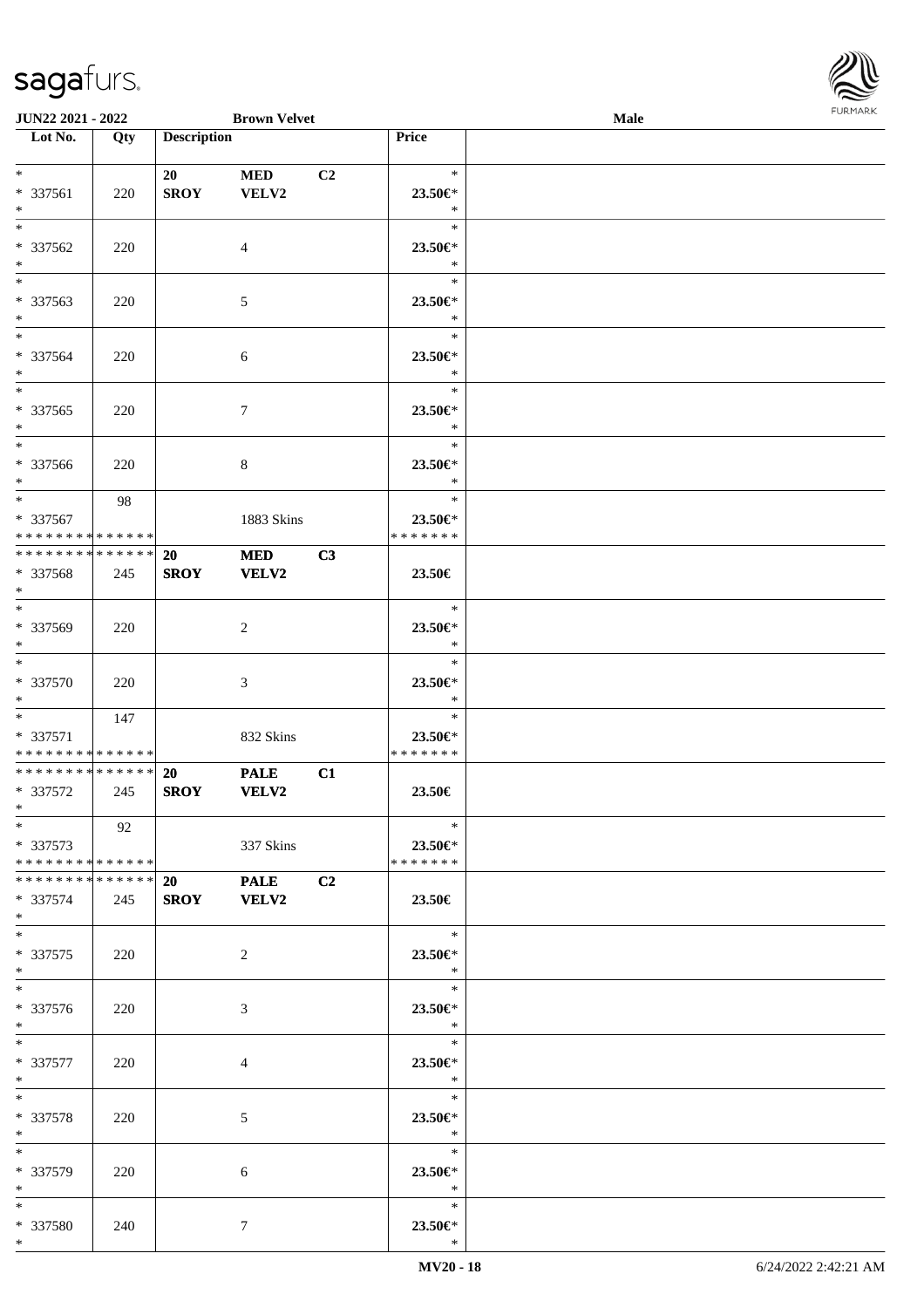| Lot No. | Qty | Description | | | Price |
|---|---|---|---|---|---|
| *<br>* 337561<br>* | 220 | 20<br>SROY | MED<br>VELV2 | C2 | *<br>23.50€*<br>* |
| *<br>* 337562<br>* | 220 | | 4 | | *<br>23.50€*<br>* |
| *<br>* 337563<br>* | 220 | | 5 | | *<br>23.50€*<br>* |
| *<br>* 337564<br>* | 220 | | 6 | | *<br>23.50€*<br>* |
| *<br>* 337565<br>* | 220 | | 7 | | *<br>23.50€*<br>* |
| *<br>* 337566<br>* | 220 | | 8 | | *<br>23.50€*<br>* |
| *<br>* 337567<br>* * * * * * * * * * * * * * | 98 | | 1883 Skins | | *<br>23.50€*<br>* * * * * * * |
| * * * * * * * * * * * * * *<br>* 337568<br>* | 245 | 20<br>SROY | MED<br>VELV2 | C3 | 23.50€ |
| *<br>* 337569<br>* | 220 | | 2 | | *<br>23.50€*<br>* |
| *<br>* 337570<br>* | 220 | | 3 | | *<br>23.50€*<br>* |
| *<br>* 337571<br>* * * * * * * * * * * * * * | 147 | | 832 Skins | | *<br>23.50€*<br>* * * * * * * |
| * * * * * * * * * * * * * *<br>* 337572<br>* | 245 | 20<br>SROY | PALE<br>VELV2 | C1 | 23.50€ |
| *<br>* 337573<br>* * * * * * * * * * * * * * | 92 | | 337 Skins | | *<br>23.50€*<br>* * * * * * * |
| * * * * * * * * * * * * * *<br>* 337574<br>* | 245 | 20<br>SROY | PALE<br>VELV2 | C2 | 23.50€ |
| *<br>* 337575<br>* | 220 | | 2 | | *<br>23.50€*<br>* |
| *<br>* 337576<br>* | 220 | | 3 | | *<br>23.50€*<br>* |
| *<br>* 337577<br>* | 220 | | 4 | | *<br>23.50€*<br>* |
| *<br>* 337578<br>* | 220 | | 5 | | *<br>23.50€*<br>* |
| *<br>* 337579<br>* | 220 | | 6 | | *<br>23.50€*<br>* |
| *<br>* 337580<br>* | 240 | | 7 | | *<br>23.50€*<br>* |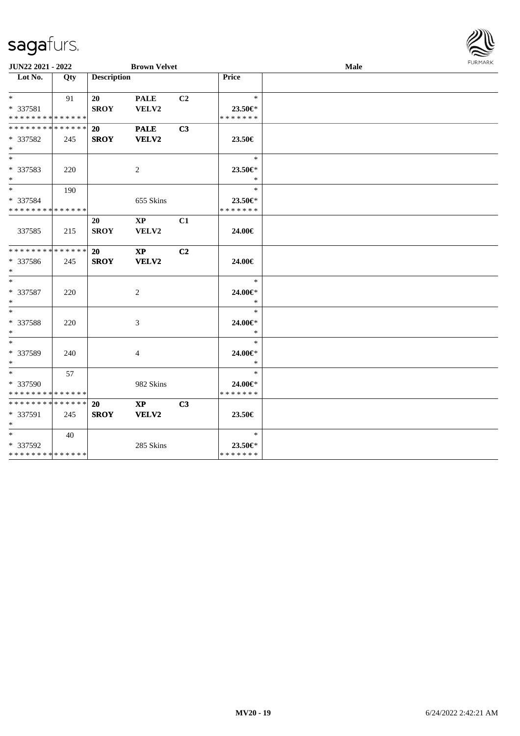JUN22 2021 - 2022 Brown Velvet Male

| Lot No. | Qty | Description | | | Price | |
|---|---|---|---|---|---|---|
| * | 91 | 20 | PALE | C2 | * | |
| * 337581 | | SROY | VELV2 | | 23.50€* | |
| * * * * * * * * * * * * * * | | | | | * * * * * * * | |
| * * * * * * * * * * * * * * | | 20 | PALE | C3 | | |
| * 337582 | 245 | SROY | VELV2 | | 23.50€ | |
| * | | | | | | |
| * | | | | | * | |
| * 337583 | 220 | | 2 | | 23.50€* | |
| * | | | | | * | |
| * | 190 | | | | * | |
| * 337584 | | | 655 Skins | | 23.50€* | |
| * * * * * * * * * * * * * * | | | | | * * * * * * * | |
| | | 20 | XP | C1 | | |
| 337585 | 215 | SROY | VELV2 | | 24.00€ | |
| * * * * * * * * * * * * * * | | 20 | XP | C2 | | |
| * 337586 | 245 | SROY | VELV2 | | 24.00€ | |
| * | | | | | | |
| * | | | | | * | |
| * 337587 | 220 | | 2 | | 24.00€* | |
| * | | | | | * | |
| * | | | | | * | |
| * 337588 | 220 | | 3 | | 24.00€* | |
| * | | | | | * | |
| * | | | | | * | |
| * 337589 | 240 | | 4 | | 24.00€* | |
| * | | | | | * | |
| * | 57 | | | | * | |
| * 337590 | | | 982 Skins | | 24.00€* | |
| * * * * * * * * * * * * * * | | | | | * * * * * * * | |
| * * * * * * * * * * * * * * | | 20 | XP | C3 | | |
| * 337591 | 245 | SROY | VELV2 | | 23.50€ | |
| * | | | | | | |
| * | 40 | | | | * | |
| * 337592 | | | 285 Skins | | 23.50€* | |
| * * * * * * * * * * * * * * | | | | | * * * * * * * | |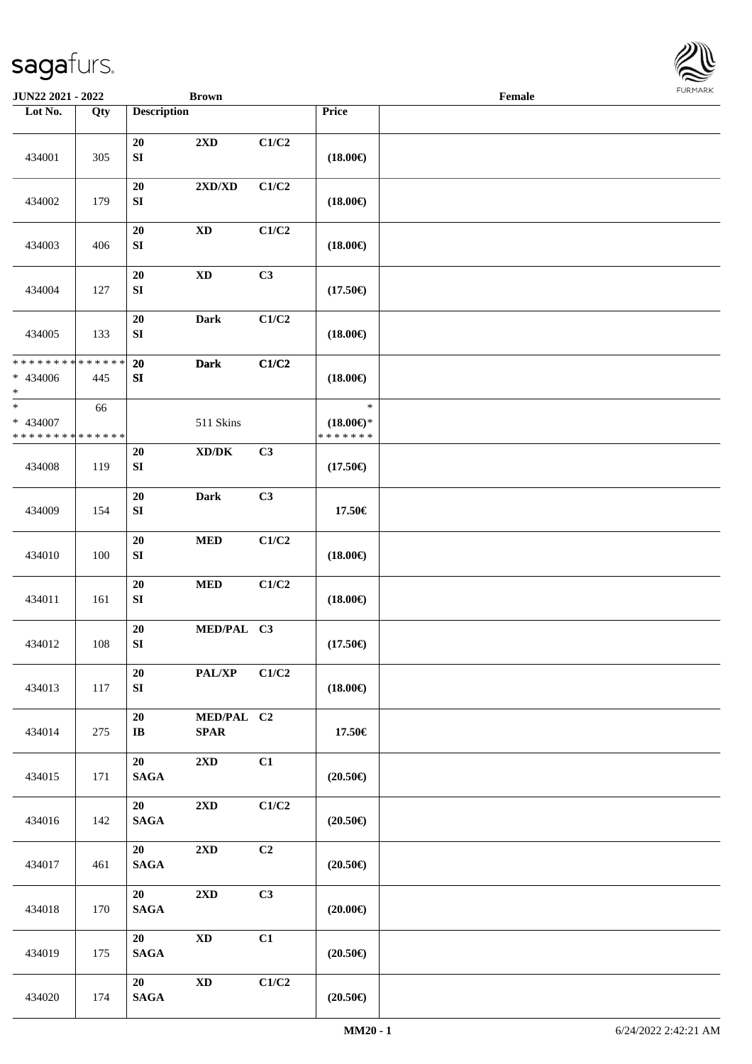JUN22 2021 - 2022 | Brown | Female

| Lot No. | Qty | Description | | | Price | |
|---|---|---|---|---|---|---|
| 434001 | 305 | 20 SI | 2XD | C1/C2 | (18.00€) | |
| 434002 | 179 | 20 SI | 2XD/XD | C1/C2 | (18.00€) | |
| 434003 | 406 | 20 SI | XD | C1/C2 | (18.00€) | |
| 434004 | 127 | 20 SI | XD | C3 | (17.50€) | |
| 434005 | 133 | 20 SI | Dark | C1/C2 | (18.00€) | |
| * * * * * * * * * * * * * * * 434006 * | 445 | 20 SI | Dark | C1/C2 | (18.00€) | |
| * * 434007 * * * * * * * * * * * * * * | 66 | | 511 Skins | | * (18.00€)* * * * * * * * | |
| 434008 | 119 | 20 SI | XD/DK | C3 | (17.50€) | |
| 434009 | 154 | 20 SI | Dark | C3 | 17.50€ | |
| 434010 | 100 | 20 SI | MED | C1/C2 | (18.00€) | |
| 434011 | 161 | 20 SI | MED | C1/C2 | (18.00€) | |
| 434012 | 108 | 20 SI | MED/PAL | C3 | (17.50€) | |
| 434013 | 117 | 20 SI | PAL/XP | C1/C2 | (18.00€) | |
| 434014 | 275 | 20 IB | MED/PAL SPAR | C2 | 17.50€ | |
| 434015 | 171 | 20 SAGA | 2XD | C1 | (20.50€) | |
| 434016 | 142 | 20 SAGA | 2XD | C1/C2 | (20.50€) | |
| 434017 | 461 | 20 SAGA | 2XD | C2 | (20.50€) | |
| 434018 | 170 | 20 SAGA | 2XD | C3 | (20.00€) | |
| 434019 | 175 | 20 SAGA | XD | C1 | (20.50€) | |
| 434020 | 174 | 20 SAGA | XD | C1/C2 | (20.50€) | |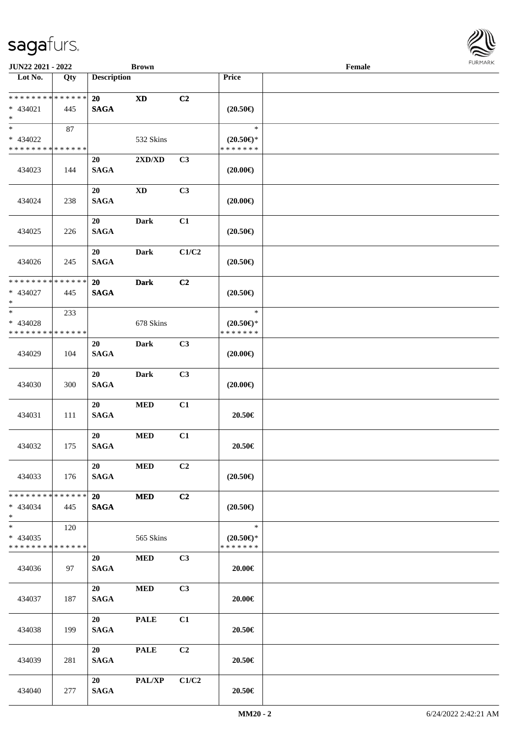JUN22 2021 - 2022 | Brown | Female

| Lot No. | Qty | Description | | | Price | |
|---|---|---|---|---|---|---|
| * * * * * * * * * * * * * * <br>* 434021<br>* | 445 | 20<br>SAGA | XD | C2 | (20.50€) | |
| *<br>* 434022<br>* * * * * * * * * * * * * * | 87 | | 532 Skins | | *<br>(20.50€)*<br>* * * * * * * | |
| 434023 | 144 | 20<br>SAGA | 2XD/XD | C3 | (20.00€) | |
| 434024 | 238 | 20<br>SAGA | XD | C3 | (20.00€) | |
| 434025 | 226 | 20<br>SAGA | Dark | C1 | (20.50€) | |
| 434026 | 245 | 20<br>SAGA | Dark | C1/C2 | (20.50€) | |
| * * * * * * * * * * * * * * <br>* 434027<br>* | 445 | 20<br>SAGA | Dark | C2 | (20.50€) | |
| *<br>* 434028<br>* * * * * * * * * * * * * * | 233 | | 678 Skins | | *<br>(20.50€)*<br>* * * * * * * | |
| 434029 | 104 | 20<br>SAGA | Dark | C3 | (20.00€) | |
| 434030 | 300 | 20<br>SAGA | Dark | C3 | (20.00€) | |
| 434031 | 111 | 20<br>SAGA | MED | C1 | 20.50€ | |
| 434032 | 175 | 20<br>SAGA | MED | C1 | 20.50€ | |
| 434033 | 176 | 20<br>SAGA | MED | C2 | (20.50€) | |
| * * * * * * * * * * * * * * <br>* 434034<br>* | 445 | 20<br>SAGA | MED | C2 | (20.50€) | |
| *<br>* 434035<br>* * * * * * * * * * * * * * | 120 | | 565 Skins | | *<br>(20.50€)*<br>* * * * * * * | |
| 434036 | 97 | 20<br>SAGA | MED | C3 | 20.00€ | |
| 434037 | 187 | 20<br>SAGA | MED | C3 | 20.00€ | |
| 434038 | 199 | 20<br>SAGA | PALE | C1 | 20.50€ | |
| 434039 | 281 | 20<br>SAGA | PALE | C2 | 20.50€ | |
| 434040 | 277 | 20<br>SAGA | PAL/XP | C1/C2 | 20.50€ | |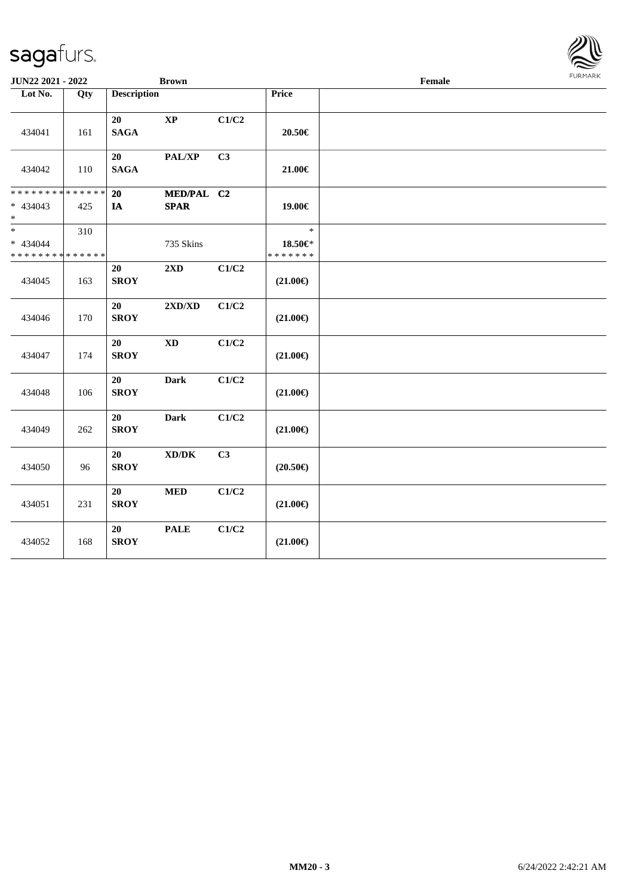JUN22 2021 - 2022 | Brown | Female

| Lot No. | Qty | Description | | | Price | |
|---|---|---|---|---|---|---|
| 434041 | 161 | 20 SAGA | XP | C1/C2 | 20.50€ | |
| 434042 | 110 | 20 SAGA | PAL/XP | C3 | 21.00€ | |
| * * * * * * * * * * * * * * * 434043 * | 425 | 20 IA | MED/PAL SPAR | C2 | 19.00€ | |
| * * 434044 * * * * * * * * * * * * * * | 310 | | 735 Skins | | * 18.50€* * * * * * * * | |
| 434045 | 163 | 20 SROY | 2XD | C1/C2 | (21.00€) | |
| 434046 | 170 | 20 SROY | 2XD/XD | C1/C2 | (21.00€) | |
| 434047 | 174 | 20 SROY | XD | C1/C2 | (21.00€) | |
| 434048 | 106 | 20 SROY | Dark | C1/C2 | (21.00€) | |
| 434049 | 262 | 20 SROY | Dark | C1/C2 | (21.00€) | |
| 434050 | 96 | 20 SROY | XD/DK | C3 | (20.50€) | |
| 434051 | 231 | 20 SROY | MED | C1/C2 | (21.00€) | |
| 434052 | 168 | 20 SROY | PALE | C1/C2 | (21.00€) | |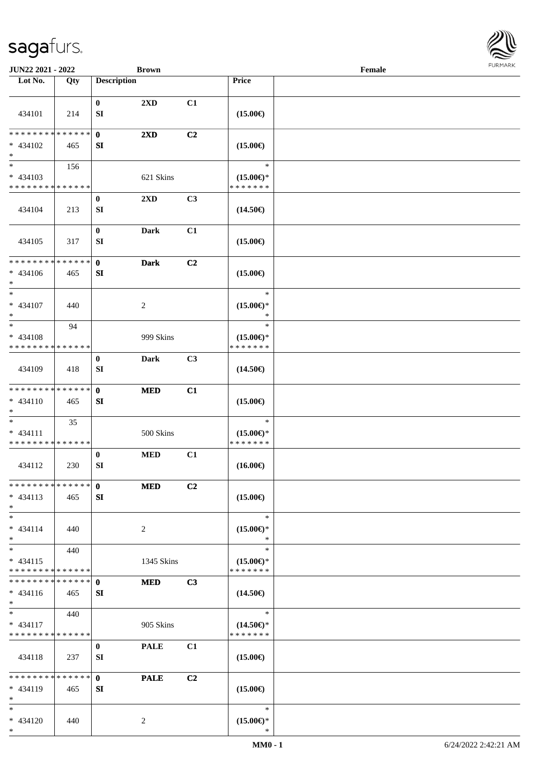JUN22 2021 - 2022 &nbsp;&nbsp;&nbsp; Brown &nbsp;&nbsp;&nbsp; Female

| Lot No. | Qty | Description | | | Price | |
|---|---|---|---|---|---|---|
| 434101 | 214 | 0<br>SI | 2XD | C1 | (15.00€) | |
| * * * * * * * * * * * * * *<br>* 434102<br>* | 465 | 0<br>SI | 2XD | C2 | (15.00€) | |
| *<br>* 434103<br>* * * * * * * * * * * * * * | 156 | | 621 Skins | | *<br>(15.00€)*<br>* * * * * * * | |
| 434104 | 213 | 0<br>SI | 2XD | C3 | (14.50€) | |
| 434105 | 317 | 0<br>SI | Dark | C1 | (15.00€) | |
| * * * * * * * * * * * * * *<br>* 434106<br>* | 465 | 0<br>SI | Dark | C2 | (15.00€) | |
| *<br>* 434107<br>* | 440 | | 2 | | *<br>(15.00€)*<br>* | |
| *<br>* 434108<br>* * * * * * * * * * * * * * | 94 | | 999 Skins | | *<br>(15.00€)*<br>* * * * * * * | |
| 434109 | 418 | 0<br>SI | Dark | C3 | (14.50€) | |
| * * * * * * * * * * * * * *<br>* 434110<br>* | 465 | 0<br>SI | MED | C1 | (15.00€) | |
| *<br>* 434111<br>* * * * * * * * * * * * * * | 35 | | 500 Skins | | *<br>(15.00€)*<br>* * * * * * * | |
| 434112 | 230 | 0<br>SI | MED | C1 | (16.00€) | |
| * * * * * * * * * * * * * *<br>* 434113<br>* | 465 | 0<br>SI | MED | C2 | (15.00€) | |
| *<br>* 434114<br>* | 440 | | 2 | | *<br>(15.00€)*<br>* | |
| *<br>* 434115<br>* * * * * * * * * * * * * * | 440 | | 1345 Skins | | *<br>(15.00€)*<br>* * * * * * * | |
| * * * * * * * * * * * * * *<br>* 434116<br>* | 465 | 0<br>SI | MED | C3 | (14.50€) | |
| *<br>* 434117<br>* * * * * * * * * * * * * * | 440 | | 905 Skins | | *<br>(14.50€)*<br>* * * * * * * | |
| 434118 | 237 | 0<br>SI | PALE | C1 | (15.00€) | |
| * * * * * * * * * * * * * *<br>* 434119<br>* | 465 | 0<br>SI | PALE | C2 | (15.00€) | |
| *<br>* 434120<br>* | 440 | | 2 | | *<br>(15.00€)*<br>* | |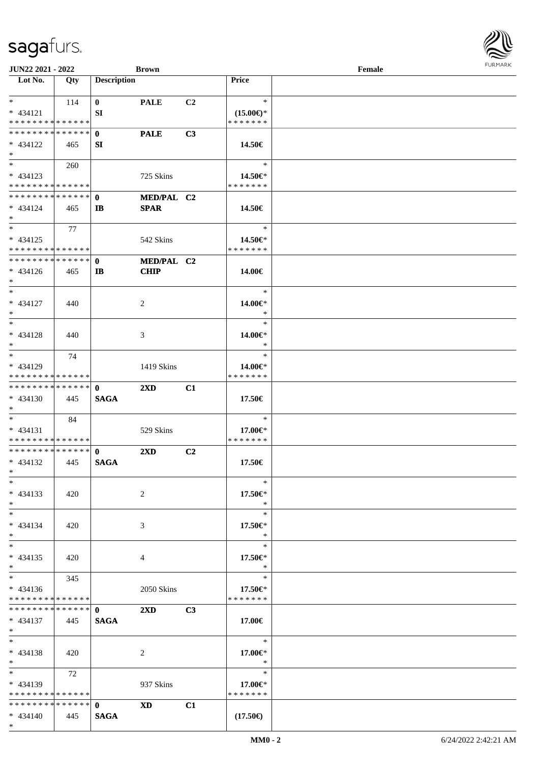| Lot No. | Qty | Description | | | Price | |
|---|---|---|---|---|---|---|
| * | 114 | 0 | PALE | C2 | * | |
| * 434121 | | SI | | | (15.00€)* | |
| * * * * * * * * * * * * * * | | | | | * * * * * * * | |
| * * * * * * * * * * * * * * | | 0 | PALE | C3 | | |
| * 434122 | 465 | SI | | | 14.50€ | |
| * | | | | | | |
| * | 260 | | | | * | |
| * 434123 | | | 725 Skins | | 14.50€* | |
| * * * * * * * * * * * * * * | | | | | * * * * * * * | |
| * * * * * * * * * * * * * * | | 0 | MED/PAL | C2 | | |
| * 434124 | 465 | IB | SPAR | | 14.50€ | |
| * | | | | | | |
| * | 77 | | | | * | |
| * 434125 | | | 542 Skins | | 14.50€* | |
| * * * * * * * * * * * * * * | | | | | * * * * * * * | |
| * * * * * * * * * * * * * * | | 0 | MED/PAL | C2 | | |
| * 434126 | 465 | IB | CHIP | | 14.00€ | |
| * | | | | | | |
| * | | | | | * | |
| * 434127 | 440 | | 2 | | 14.00€* | |
| * | | | | | * | |
| * | | | | | * | |
| * 434128 | 440 | | 3 | | 14.00€* | |
| * | | | | | * | |
| * | 74 | | | | * | |
| * 434129 | | | 1419 Skins | | 14.00€* | |
| * * * * * * * * * * * * * * | | | | | * * * * * * * | |
| * * * * * * * * * * * * * * | | 0 | 2XD | C1 | | |
| * 434130 | 445 | SAGA | | | 17.50€ | |
| * | | | | | | |
| * | 84 | | | | * | |
| * 434131 | | | 529 Skins | | 17.00€* | |
| * * * * * * * * * * * * * * | | | | | * * * * * * * | |
| * * * * * * * * * * * * * * | | 0 | 2XD | C2 | | |
| * 434132 | 445 | SAGA | | | 17.50€ | |
| * | | | | | | |
| * | | | | | * | |
| * 434133 | 420 | | 2 | | 17.50€* | |
| * | | | | | * | |
| * | | | | | * | |
| * 434134 | 420 | | 3 | | 17.50€* | |
| * | | | | | * | |
| * | | | | | * | |
| * 434135 | 420 | | 4 | | 17.50€* | |
| * | | | | | * | |
| * | 345 | | | | * | |
| * 434136 | | | 2050 Skins | | 17.50€* | |
| * * * * * * * * * * * * * * | | | | | * * * * * * * | |
| * * * * * * * * * * * * * * | | 0 | 2XD | C3 | | |
| * 434137 | 445 | SAGA | | | 17.00€ | |
| * | | | | | | |
| * | | | | | * | |
| * 434138 | 420 | | 2 | | 17.00€* | |
| * | | | | | * | |
| * | 72 | | | | * | |
| * 434139 | | | 937 Skins | | 17.00€* | |
| * * * * * * * * * * * * * * | | | | | * * * * * * * | |
| * * * * * * * * * * * * * * | | 0 | XD | C1 | | |
| * 434140 | 445 | SAGA | | | (17.50€) | |
| * | | | | | | |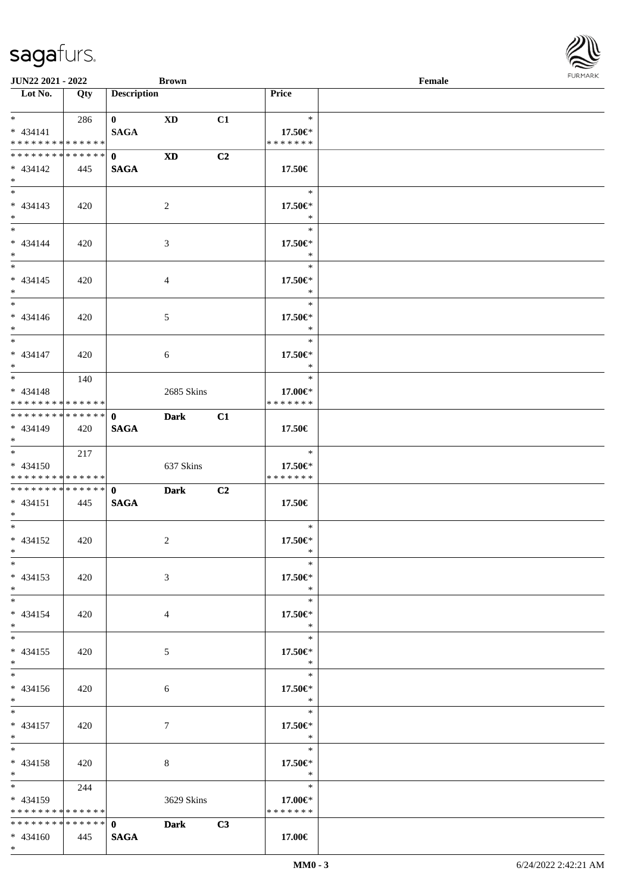JUN22 2021 - 2022 | Brown | Female

| Lot No. | Qty | Description | | | Price | |
|---|---|---|---|---|---|---|
| * <br> * 434141 <br> * * * * * * * * * * * * * * | 286 | 0 <br> SAGA | XD | C1 | * <br> 17.50€* <br> * * * * * * * | |
| * * * * * * * * * * * * * * <br> * 434142 <br> * | 445 | 0 <br> SAGA | XD | C2 | 17.50€ | |
| * <br> * 434143 <br> * | 420 | | 2 | | * <br> 17.50€* <br> * | |
| * <br> * 434144 <br> * | 420 | | 3 | | * <br> 17.50€* <br> * | |
| * <br> * 434145 <br> * | 420 | | 4 | | * <br> 17.50€* <br> * | |
| * <br> * 434146 <br> * | 420 | | 5 | | * <br> 17.50€* <br> * | |
| * <br> * 434147 <br> * | 420 | | 6 | | * <br> 17.50€* <br> * | |
| * <br> * 434148 <br> * * * * * * * * * * * * * * | 140 | | 2685 Skins | | * <br> 17.00€* <br> * * * * * * * | |
| * * * * * * * * * * * * * * <br> * 434149 <br> * | 420 | 0 <br> SAGA | Dark | C1 | 17.50€ | |
| * <br> * 434150 <br> * * * * * * * * * * * * * * | 217 | | 637 Skins | | * <br> 17.50€* <br> * * * * * * * | |
| * * * * * * * * * * * * * * <br> * 434151 <br> * | 445 | 0 <br> SAGA | Dark | C2 | 17.50€ | |
| * <br> * 434152 <br> * | 420 | | 2 | | * <br> 17.50€* <br> * | |
| * <br> * 434153 <br> * | 420 | | 3 | | * <br> 17.50€* <br> * | |
| * <br> * 434154 <br> * | 420 | | 4 | | * <br> 17.50€* <br> * | |
| * <br> * 434155 <br> * | 420 | | 5 | | * <br> 17.50€* <br> * | |
| * <br> * 434156 <br> * | 420 | | 6 | | * <br> 17.50€* <br> * | |
| * <br> * 434157 <br> * | 420 | | 7 | | * <br> 17.50€* <br> * | |
| * <br> * 434158 <br> * | 420 | | 8 | | * <br> 17.50€* <br> * | |
| * <br> * 434159 <br> * * * * * * * * * * * * * * | 244 | | 3629 Skins | | * <br> 17.00€* <br> * * * * * * * | |
| * * * * * * * * * * * * * * <br> * 434160 <br> * | 445 | 0 <br> SAGA | Dark | C3 | 17.00€ | |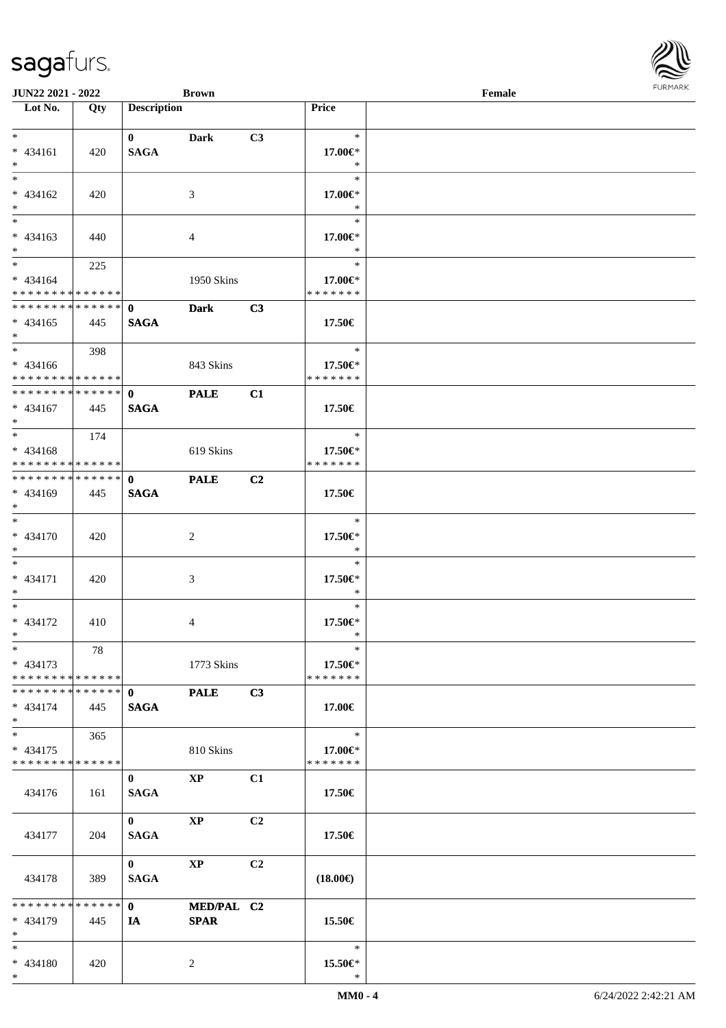**JUN22 2021 - 2022** **Brown** **Female**

| Lot No. | Qty | Description | | | Price | |
|---|---|---|---|---|---|---|
| * | | 0 | Dark | C3 | * | |
| * 434161 | 420 | SAGA | | | 17.00€* | |
| * | | | | | * | |
| * | | | | | * | |
| * 434162 | 420 | | 3 | | 17.00€* | |
| * | | | | | * | |
| * | | | | | * | |
| * 434163 | 440 | | 4 | | 17.00€* | |
| * | | | | | * | |
| * | 225 | | | | * | |
| * 434164 | | | 1950 Skins | | 17.00€* | |
| * * * * * * * * * * * * * * | | | | | * * * * * * * | |
| * * * * * * * * * * * * * * | | 0 | Dark | C3 | | |
| * 434165 | 445 | SAGA | | | 17.50€ | |
| * | | | | | | |
| * | 398 | | | | * | |
| * 434166 | | | 843 Skins | | 17.50€* | |
| * * * * * * * * * * * * * * | | | | | * * * * * * * | |
| * * * * * * * * * * * * * * | | 0 | PALE | C1 | | |
| * 434167 | 445 | SAGA | | | 17.50€ | |
| * | | | | | | |
| * | 174 | | | | * | |
| * 434168 | | | 619 Skins | | 17.50€* | |
| * * * * * * * * * * * * * * | | | | | * * * * * * * | |
| * * * * * * * * * * * * * * | | 0 | PALE | C2 | | |
| * 434169 | 445 | SAGA | | | 17.50€ | |
| * | | | | | | |
| * | | | | | * | |
| * 434170 | 420 | | 2 | | 17.50€* | |
| * | | | | | * | |
| * | | | | | * | |
| * 434171 | 420 | | 3 | | 17.50€* | |
| * | | | | | * | |
| * | | | | | * | |
| * 434172 | 410 | | 4 | | 17.50€* | |
| * | | | | | * | |
| * | 78 | | | | * | |
| * 434173 | | | 1773 Skins | | 17.50€* | |
| * * * * * * * * * * * * * * | | | | | * * * * * * * | |
| * * * * * * * * * * * * * * | | 0 | PALE | C3 | | |
| * 434174 | 445 | SAGA | | | 17.00€ | |
| * | | | | | | |
| * | 365 | | | | * | |
| * 434175 | | | 810 Skins | | 17.00€* | |
| * * * * * * * * * * * * * * | | | | | * * * * * * * | |
| | | 0 | XP | C1 | | |
| 434176 | 161 | SAGA | | | 17.50€ | |
| | | 0 | XP | C2 | | |
| 434177 | 204 | SAGA | | | 17.50€ | |
| | | 0 | XP | C2 | | |
| 434178 | 389 | SAGA | | | (18.00€) | |
| * * * * * * * * * * * * * * | | 0 | MED/PAL | C2 | | |
| * 434179 | 445 | IA | SPAR | | 15.50€ | |
| * | | | | | | |
| * | | | | | * | |
| * 434180 | 420 | | 2 | | 15.50€* | |
| * | | | | | * | |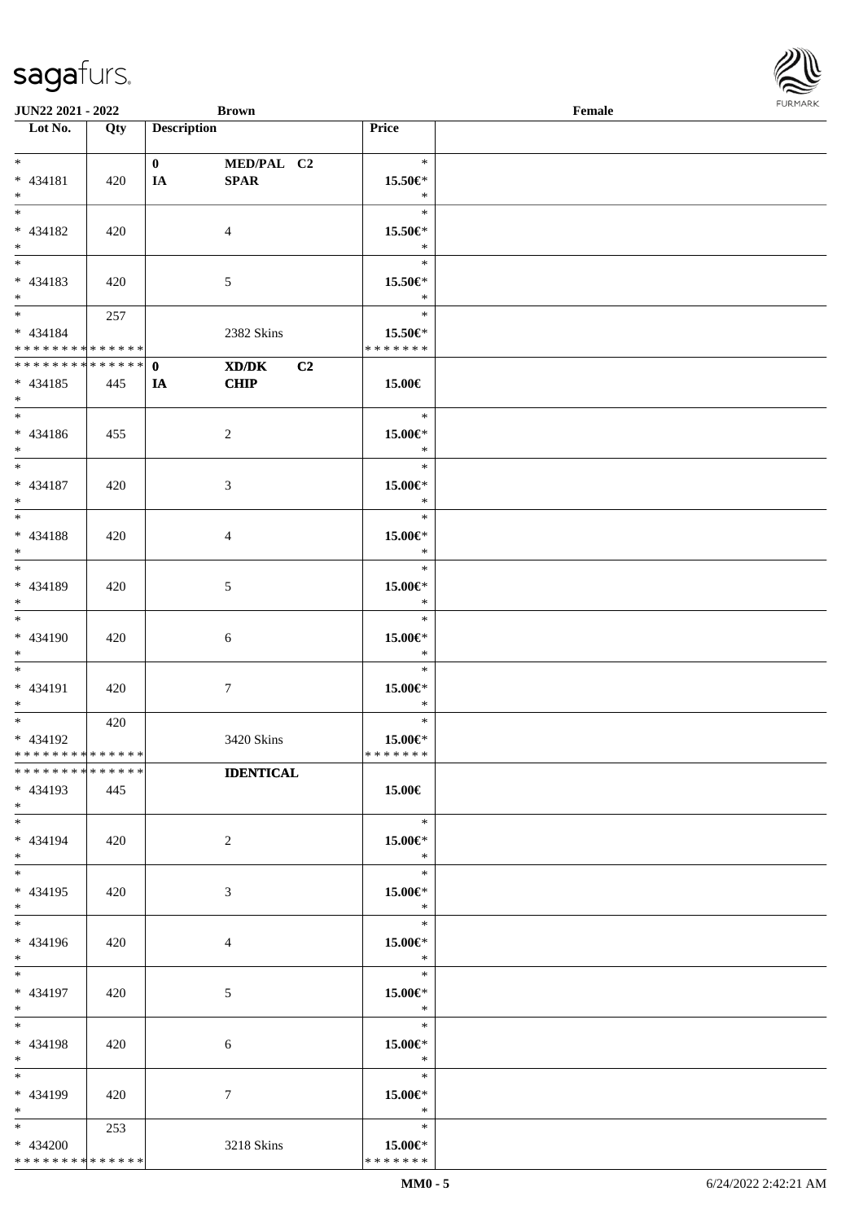**JUN22 2021 - 2022** **Brown** **Female**

| Lot No. | Qty | Description | | Price | |
|---|---|---|---|---|---|
| * | | 0 | MED/PAL C2 | * | |
| * 434181 | 420 | IA | SPAR | 15.50€* | |
| * | | | | * | |
| * | | | | * | |
| * 434182 | 420 | | 4 | 15.50€* | |
| * | | | | * | |
| * | | | | * | |
| * 434183 | 420 | | 5 | 15.50€* | |
| * | | | | * | |
| * | 257 | | | * | |
| * 434184 | | | 2382 Skins | 15.50€* | |
| * * * * * * * * * * * * * * | | | | * * * * * * * | |
| * * * * * * * * * * * * * * | | 0 | XD/DK C2 | | |
| * 434185 | 445 | IA | CHIP | 15.00€ | |
| * | | | | | |
| * | | | | * | |
| * 434186 | 455 | | 2 | 15.00€* | |
| * | | | | * | |
| * | | | | * | |
| * 434187 | 420 | | 3 | 15.00€* | |
| * | | | | * | |
| * | | | | * | |
| * 434188 | 420 | | 4 | 15.00€* | |
| * | | | | * | |
| * | | | | * | |
| * 434189 | 420 | | 5 | 15.00€* | |
| * | | | | * | |
| * | | | | * | |
| * 434190 | 420 | | 6 | 15.00€* | |
| * | | | | * | |
| * | | | | * | |
| * 434191 | 420 | | 7 | 15.00€* | |
| * | | | | * | |
| * | 420 | | | * | |
| * 434192 | | | 3420 Skins | 15.00€* | |
| * * * * * * * * * * * * * * | | | | * * * * * * * | |
| * * * * * * * * * * * * * * | | | IDENTICAL | | |
| * 434193 | 445 | | | 15.00€ | |
| * | | | | | |
| * | | | | * | |
| * 434194 | 420 | | 2 | 15.00€* | |
| * | | | | * | |
| * | | | | * | |
| * 434195 | 420 | | 3 | 15.00€* | |
| * | | | | * | |
| * | | | | * | |
| * 434196 | 420 | | 4 | 15.00€* | |
| * | | | | * | |
| * | | | | * | |
| * 434197 | 420 | | 5 | 15.00€* | |
| * | | | | * | |
| * | | | | * | |
| * 434198 | 420 | | 6 | 15.00€* | |
| * | | | | * | |
| * | | | | * | |
| * 434199 | 420 | | 7 | 15.00€* | |
| * | | | | * | |
| * | 253 | | | * | |
| * 434200 | | | 3218 Skins | 15.00€* | |
| * * * * * * * * * * * * * * | | | | * * * * * * * | |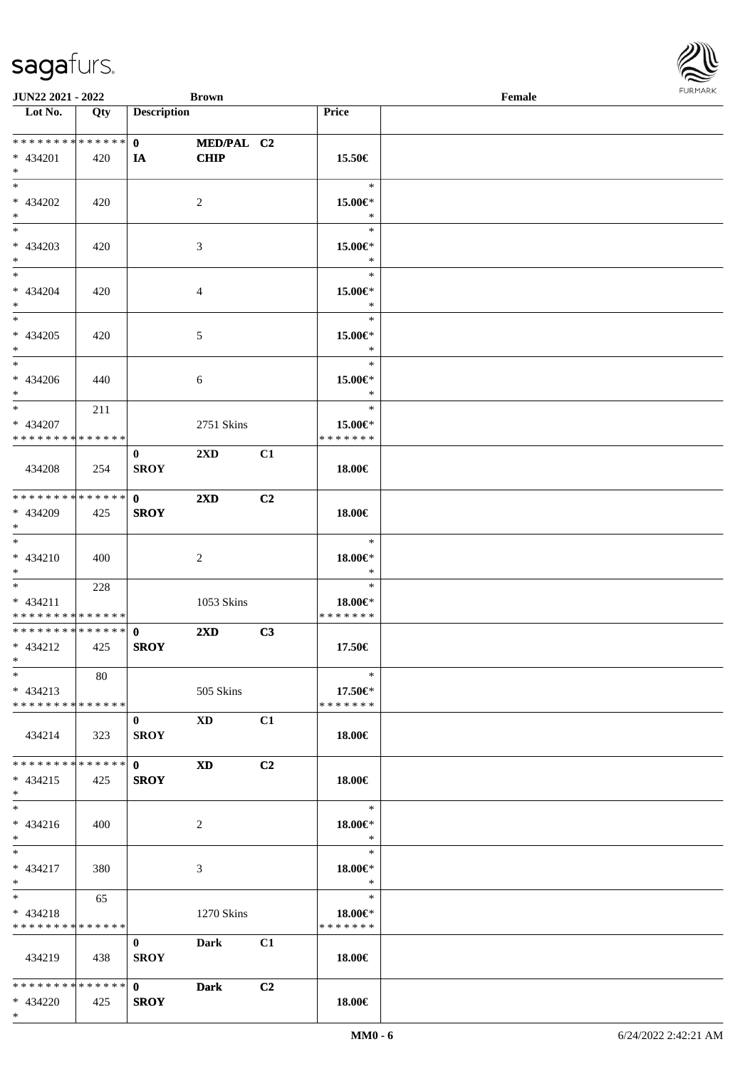| Lot No. | Qty | Description | | | Price | |
|---|---|---|---|---|---|---|
| * * * * * * * * * * * * * * | | **0** | **MED/PAL** | **C2** | | |
| * 434201 | 420 | **IA** | **CHIP** | | **15.50€** | |
| * | | | | | | |
| * | | | | | * | |
| * 434202 | 420 | | 2 | | **15.00€*** | |
| * | | | | | * | |
| * | | | | | * | |
| * 434203 | 420 | | 3 | | **15.00€*** | |
| * | | | | | * | |
| * | | | | | * | |
| * 434204 | 420 | | 4 | | **15.00€*** | |
| * | | | | | * | |
| * | | | | | * | |
| * 434205 | 420 | | 5 | | **15.00€*** | |
| * | | | | | * | |
| * | | | | | * | |
| * 434206 | 440 | | 6 | | **15.00€*** | |
| * | | | | | * | |
| * | 211 | | | | * | |
| * 434207 | | | 2751 Skins | | **15.00€*** | |
| * * * * * * * * * * * * * * | | | | | * * * * * * * | |
| | | **0** | **2XD** | **C1** | | |
| 434208 | 254 | **SROY** | | | **18.00€** | |
| * * * * * * * * * * * * * * | | **0** | **2XD** | **C2** | | |
| * 434209 | 425 | **SROY** | | | **18.00€** | |
| * | | | | | | |
| * | | | | | * | |
| * 434210 | 400 | | 2 | | **18.00€*** | |
| * | | | | | * | |
| * | 228 | | | | * | |
| * 434211 | | | 1053 Skins | | **18.00€*** | |
| * * * * * * * * * * * * * * | | | | | * * * * * * * | |
| * * * * * * * * * * * * * * | | **0** | **2XD** | **C3** | | |
| * 434212 | 425 | **SROY** | | | **17.50€** | |
| * | | | | | | |
| * | 80 | | | | * | |
| * 434213 | | | 505 Skins | | **17.50€*** | |
| * * * * * * * * * * * * * * | | | | | * * * * * * * | |
| | | **0** | **XD** | **C1** | | |
| 434214 | 323 | **SROY** | | | **18.00€** | |
| * * * * * * * * * * * * * * | | **0** | **XD** | **C2** | | |
| * 434215 | 425 | **SROY** | | | **18.00€** | |
| * | | | | | | |
| * | | | | | * | |
| * 434216 | 400 | | 2 | | **18.00€*** | |
| * | | | | | * | |
| * | | | | | * | |
| * 434217 | 380 | | 3 | | **18.00€*** | |
| * | | | | | * | |
| * | 65 | | | | * | |
| * 434218 | | | 1270 Skins | | **18.00€*** | |
| * * * * * * * * * * * * * * | | | | | * * * * * * * | |
| | | **0** | **Dark** | **C1** | | |
| 434219 | 438 | **SROY** | | | **18.00€** | |
| * * * * * * * * * * * * * * | | **0** | **Dark** | **C2** | | |
| * 434220 | 425 | **SROY** | | | **18.00€** | |
| * | | | | | | |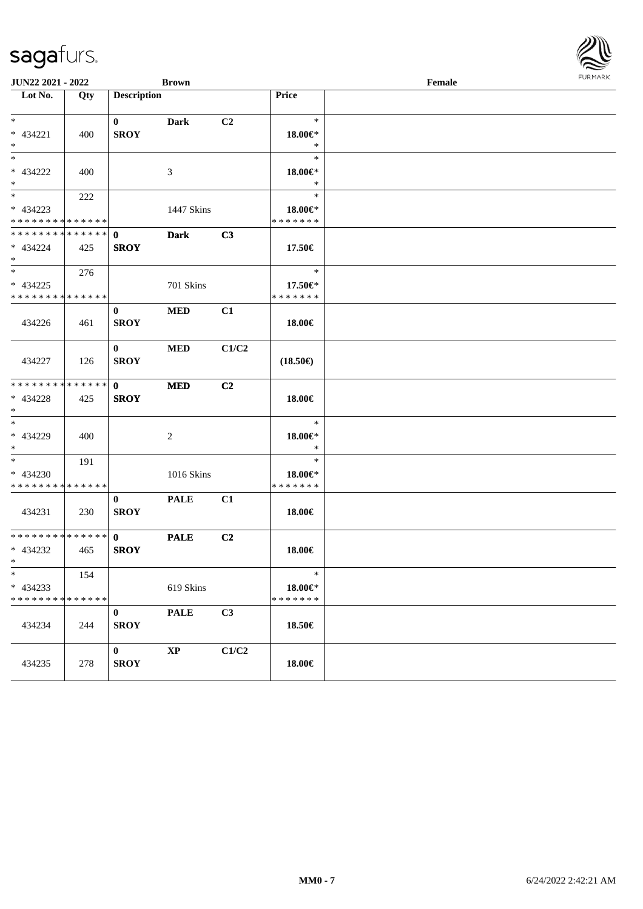JUN22 2021 - 2022 | Brown | Female

| Lot No. | Qty | Description | | | Price | |
|---|---|---|---|---|---|---|
| *<br>* 434221<br>* | 400 | 0<br>SROY | Dark | C2 | *<br>18.00€*<br>* | |
| *<br>* 434222<br>* | 400 | | 3 | | *<br>18.00€*<br>* | |
| *<br>* 434223<br>* * * * * * * * * * * * * * | 222 | | 1447 Skins | | *<br>18.00€*<br>* * * * * * * | |
| * * * * * * * * * * * * * *<br>* 434224<br>* | 425 | 0<br>SROY | Dark | C3 | 17.50€ | |
| *<br>* 434225<br>* * * * * * * * * * * * * * | 276 | | 701 Skins | | *<br>17.50€*<br>* * * * * * * | |
| 434226 | 461 | 0<br>SROY | MED | C1 | 18.00€ | |
| 434227 | 126 | 0<br>SROY | MED | C1/C2 | (18.50€) | |
| * * * * * * * * * * * * * *<br>* 434228<br>* | 425 | 0<br>SROY | MED | C2 | 18.00€ | |
| *<br>* 434229<br>* | 400 | | 2 | | *<br>18.00€*<br>* | |
| *<br>* 434230<br>* * * * * * * * * * * * * * | 191 | | 1016 Skins | | *<br>18.00€*<br>* * * * * * * | |
| 434231 | 230 | 0<br>SROY | PALE | C1 | 18.00€ | |
| * * * * * * * * * * * * * *<br>* 434232<br>* | 465 | 0<br>SROY | PALE | C2 | 18.00€ | |
| *<br>* 434233<br>* * * * * * * * * * * * * * | 154 | | 619 Skins | | *<br>18.00€*<br>* * * * * * * | |
| 434234 | 244 | 0<br>SROY | PALE | C3 | 18.50€ | |
| 434235 | 278 | 0<br>SROY | XP | C1/C2 | 18.00€ | |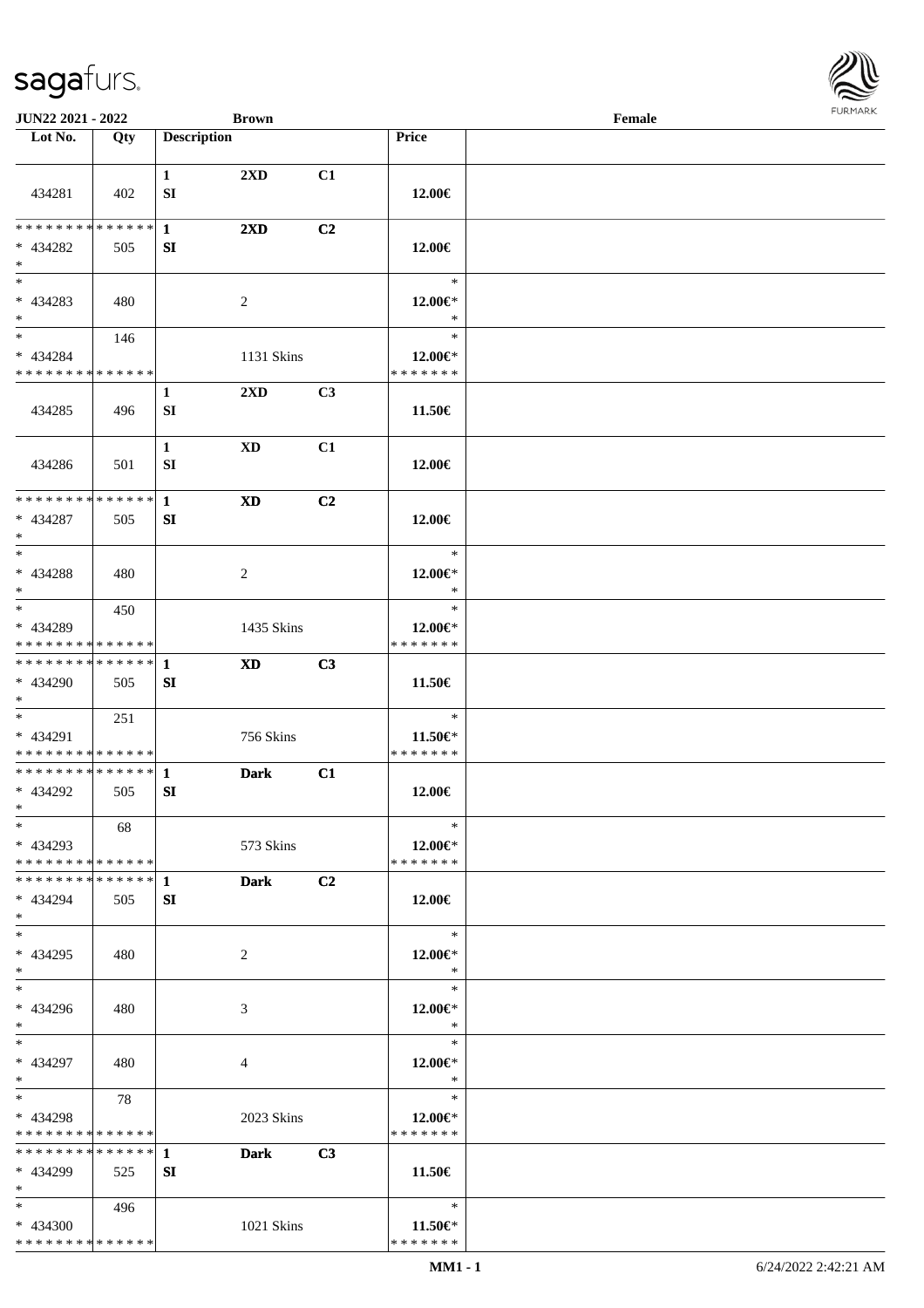JUN22 2021 - 2022 — Brown — Female

| Lot No. | Qty | Description | | | Price |
|---|---|---|---|---|---|
| 434281 | 402 | 1 SI | 2XD | C1 | 12.00€ |
| * * * * * * * * * * * * * * * 434282 * | 505 | 1 SI | 2XD | C2 | 12.00€ |
| * 434283 * | 480 | | 2 | | * 12.00€* * |
| * 434284 * * * * * * * * * * * * * * | 146 | | 1131 Skins | | * 12.00€* * * * * * * * |
| 434285 | 496 | 1 SI | 2XD | C3 | 11.50€ |
| 434286 | 501 | 1 SI | XD | C1 | 12.00€ |
| * * * * * * * * * * * * * * * 434287 * | 505 | 1 SI | XD | C2 | 12.00€ |
| * 434288 * | 480 | | 2 | | * 12.00€* * |
| * 434289 * * * * * * * * * * * * * * | 450 | | 1435 Skins | | * 12.00€* * * * * * * * |
| * * * * * * * * * * * * * * * 434290 * | 505 | 1 SI | XD | C3 | 11.50€ |
| * 434291 * * * * * * * * * * * * * * | 251 | | 756 Skins | | * 11.50€* * * * * * * * |
| * * * * * * * * * * * * * * * 434292 * | 505 | 1 SI | Dark | C1 | 12.00€ |
| * 434293 * * * * * * * * * * * * * * | 68 | | 573 Skins | | * 12.00€* * * * * * * * |
| * * * * * * * * * * * * * * * 434294 * | 505 | 1 SI | Dark | C2 | 12.00€ |
| * 434295 * | 480 | | 2 | | * 12.00€* * |
| * 434296 * | 480 | | 3 | | * 12.00€* * |
| * 434297 * | 480 | | 4 | | * 12.00€* * |
| * 434298 * * * * * * * * * * * * * * | 78 | | 2023 Skins | | * 12.00€* * * * * * * * |
| * * * * * * * * * * * * * * * 434299 * | 525 | 1 SI | Dark | C3 | 11.50€ |
| * 434300 * * * * * * * * * * * * * * | 496 | | 1021 Skins | | * 11.50€* * * * * * * * |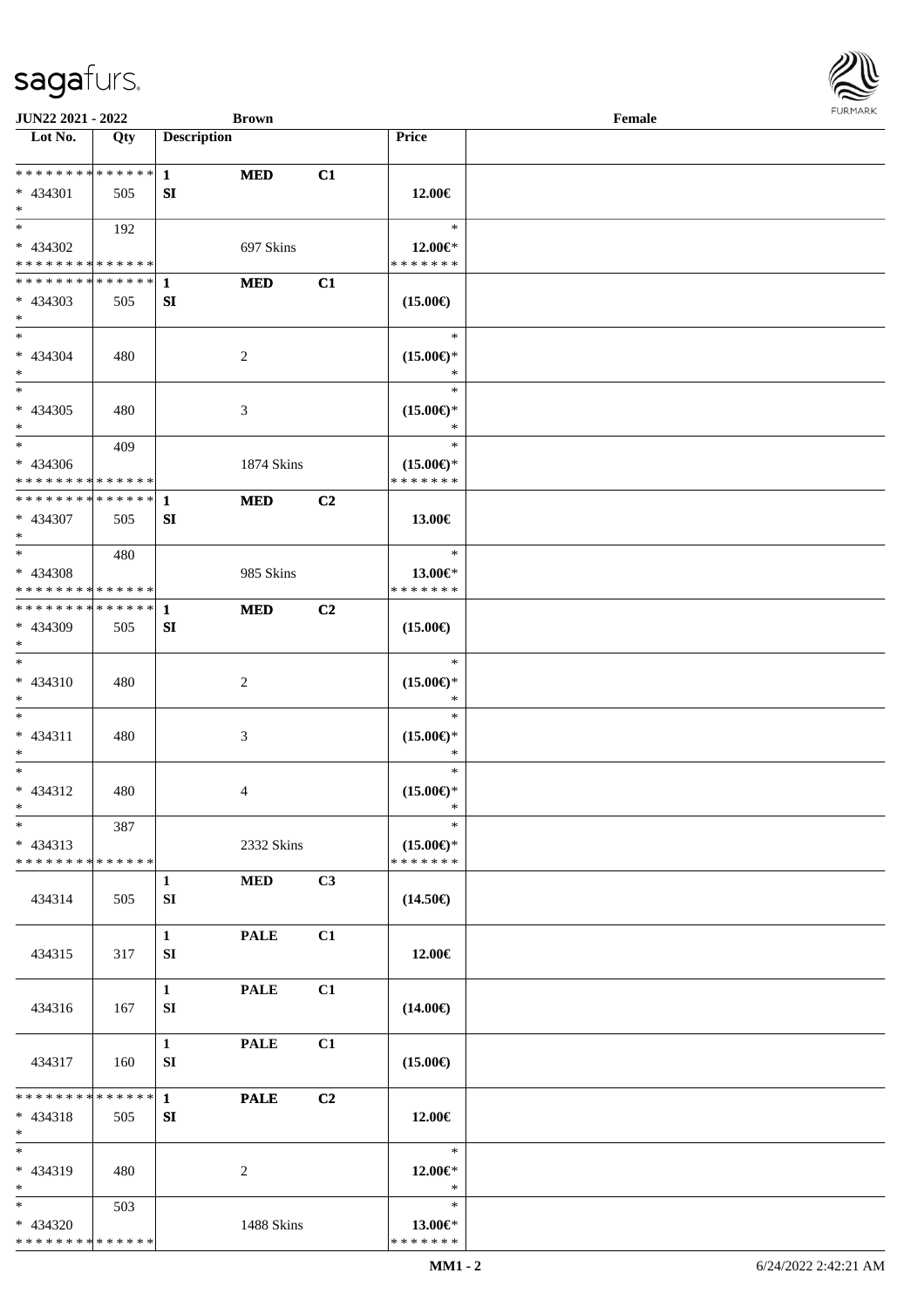| Lot No. | Qty | Description | | | Price | |
|---|---|---|---|---|---|---|
| * * * * * * * * * * * * * * | | 1 | MED | C1 | | |
| * 434301 | 505 | SI | | | 12.00€ | |
| * | | | | | | |
| * | 192 | | | | * | |
| * 434302 | | | 697 Skins | | 12.00€* | |
| * * * * * * * * * * * * * * | | | | | * * * * * * * | |
| * * * * * * * * * * * * * * | | 1 | MED | C1 | | |
| * 434303 | 505 | SI | | | (15.00€) | |
| * | | | | | | |
| * | | | | | * | |
| * 434304 | 480 | | 2 | | (15.00€)* | |
| * | | | | | * | |
| * | | | | | * | |
| * 434305 | 480 | | 3 | | (15.00€)* | |
| * | | | | | * | |
| * | 409 | | | | * | |
| * 434306 | | | 1874 Skins | | (15.00€)* | |
| * * * * * * * * * * * * * * | | | | | * * * * * * * | |
| * * * * * * * * * * * * * * | | 1 | MED | C2 | | |
| * 434307 | 505 | SI | | | 13.00€ | |
| * | | | | | | |
| * | 480 | | | | * | |
| * 434308 | | | 985 Skins | | 13.00€* | |
| * * * * * * * * * * * * * * | | | | | * * * * * * * | |
| * * * * * * * * * * * * * * | | 1 | MED | C2 | | |
| * 434309 | 505 | SI | | | (15.00€) | |
| * | | | | | | |
| * | | | | | * | |
| * 434310 | 480 | | 2 | | (15.00€)* | |
| * | | | | | * | |
| * | | | | | * | |
| * 434311 | 480 | | 3 | | (15.00€)* | |
| * | | | | | * | |
| * | | | | | * | |
| * 434312 | 480 | | 4 | | (15.00€)* | |
| * | | | | | * | |
| * | 387 | | | | * | |
| * 434313 | | | 2332 Skins | | (15.00€)* | |
| * * * * * * * * * * * * * * | | | | | * * * * * * * | |
| | | 1 | MED | C3 | | |
| 434314 | 505 | SI | | | (14.50€) | |
| | | 1 | PALE | C1 | | |
| 434315 | 317 | SI | | | 12.00€ | |
| | | 1 | PALE | C1 | | |
| 434316 | 167 | SI | | | (14.00€) | |
| | | 1 | PALE | C1 | | |
| 434317 | 160 | SI | | | (15.00€) | |
| * * * * * * * * * * * * * * | | 1 | PALE | C2 | | |
| * 434318 | 505 | SI | | | 12.00€ | |
| * | | | | | | |
| * | | | | | * | |
| * 434319 | 480 | | 2 | | 12.00€* | |
| * | | | | | * | |
| * | 503 | | | | * | |
| * 434320 | | | 1488 Skins | | 13.00€* | |
| * * * * * * * * * * * * * * | | | | | * * * * * * * | |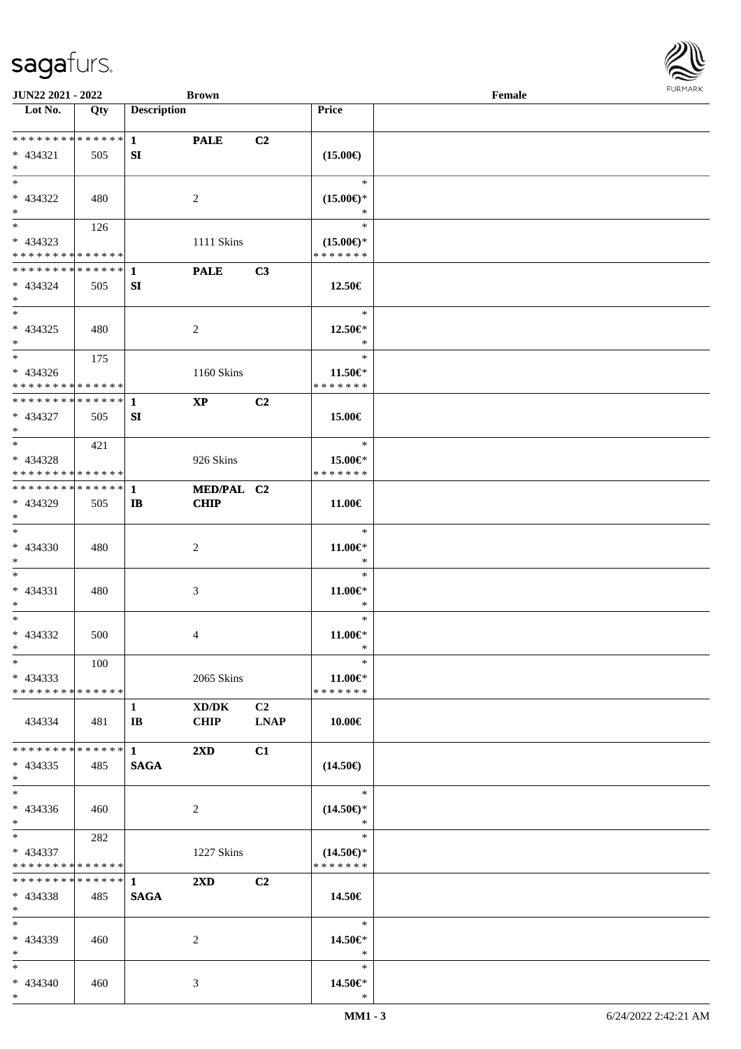JUN22 2021 - 2022 Brown Female

| Lot No. | Qty | Description | | | Price | |
|---|---|---|---|---|---|---|
| * * * * * * * * * * * * * * | | 1 | PALE | C2 | | |
| * 434321 | 505 | SI | | | (15.00€) | |
| * | | | | | | |
| * | | | | | * | |
| * 434322 | 480 | | 2 | | (15.00€)* | |
| * | | | | | * | |
| * | 126 | | | | * | |
| * 434323 | | | 1111 Skins | | (15.00€)* | |
| * * * * * * * * * * * * * * | | | | | * * * * * * * | |
| * * * * * * * * * * * * * * | | 1 | PALE | C3 | | |
| * 434324 | 505 | SI | | | 12.50€ | |
| * | | | | | | |
| * | | | | | * | |
| * 434325 | 480 | | 2 | | 12.50€* | |
| * | | | | | * | |
| * | 175 | | | | * | |
| * 434326 | | | 1160 Skins | | 11.50€* | |
| * * * * * * * * * * * * * * | | | | | * * * * * * * | |
| * * * * * * * * * * * * * * | | 1 | XP | C2 | | |
| * 434327 | 505 | SI | | | 15.00€ | |
| * | | | | | | |
| * | 421 | | | | * | |
| * 434328 | | | 926 Skins | | 15.00€* | |
| * * * * * * * * * * * * * * | | | | | * * * * * * * | |
| * * * * * * * * * * * * * * | | 1 | MED/PAL | C2 | | |
| * 434329 | 505 | IB | CHIP | | 11.00€ | |
| * | | | | | | |
| * | | | | | * | |
| * 434330 | 480 | | 2 | | 11.00€* | |
| * | | | | | * | |
| * | | | | | * | |
| * 434331 | 480 | | 3 | | 11.00€* | |
| * | | | | | * | |
| * | | | | | * | |
| * 434332 | 500 | | 4 | | 11.00€* | |
| * | | | | | * | |
| * | 100 | | | | * | |
| * 434333 | | | 2065 Skins | | 11.00€* | |
| * * * * * * * * * * * * * * | | | | | * * * * * * * | |
| | | 1 | XD/DK | C2 | | |
| 434334 | 481 | IB | CHIP | LNAP | 10.00€ | |
| * * * * * * * * * * * * * * | | 1 | 2XD | C1 | | |
| * 434335 | 485 | SAGA | | | (14.50€) | |
| * | | | | | | |
| * | | | | | * | |
| * 434336 | 460 | | 2 | | (14.50€)* | |
| * | | | | | * | |
| * | 282 | | | | * | |
| * 434337 | | | 1227 Skins | | (14.50€)* | |
| * * * * * * * * * * * * * * | | | | | * * * * * * * | |
| * * * * * * * * * * * * * * | | 1 | 2XD | C2 | | |
| * 434338 | 485 | SAGA | | | 14.50€ | |
| * | | | | | | |
| * | | | | | * | |
| * 434339 | 460 | | 2 | | 14.50€* | |
| * | | | | | * | |
| * | | | | | * | |
| * 434340 | 460 | | 3 | | 14.50€* | |
| * | | | | | * | |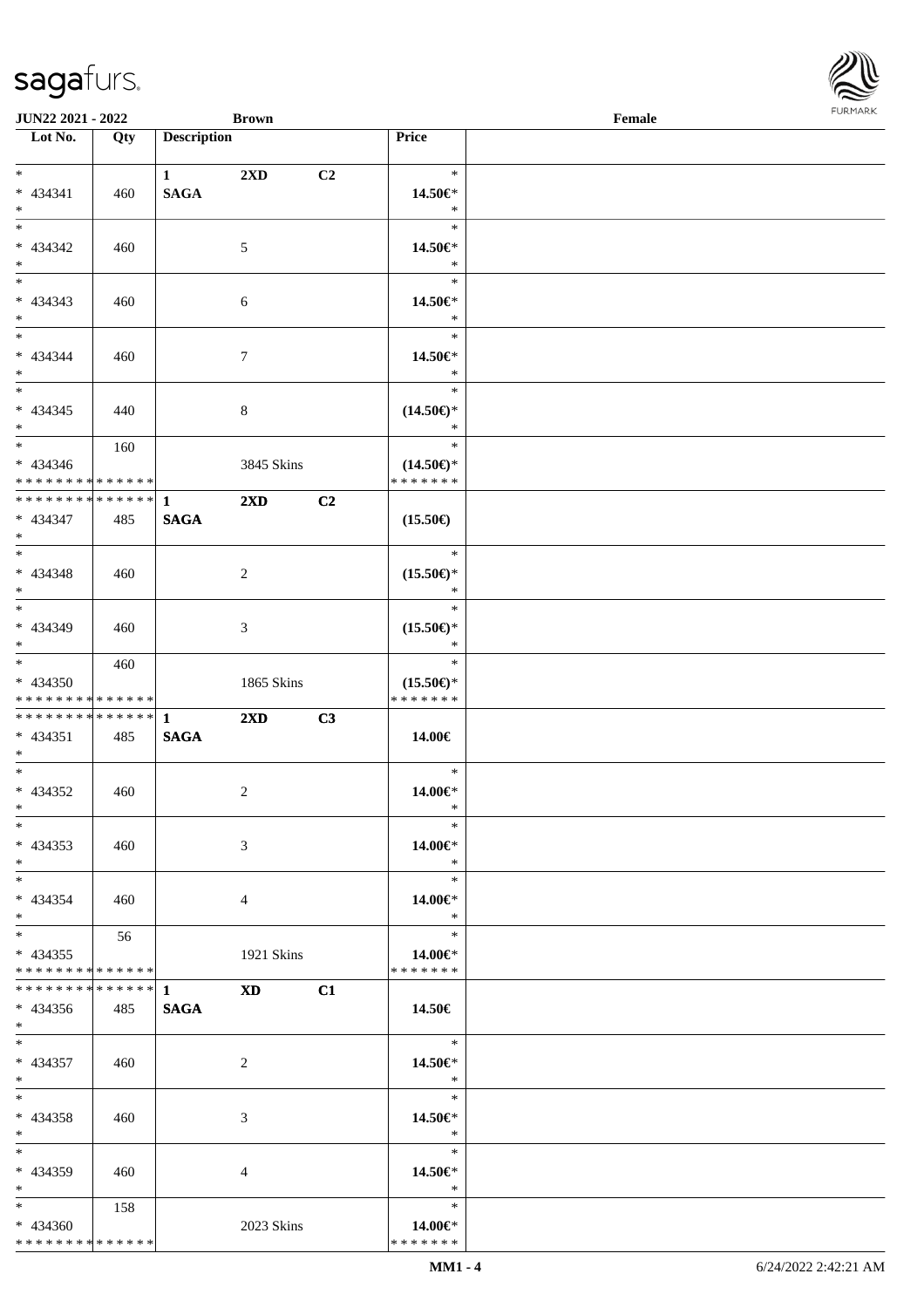JUN22 2021 - 2022 | Brown | Female

| Lot No. | Qty | Description | | | Price | |
|---|---|---|---|---|---|---|
| *<br>* 434341<br>* | 460 | 1<br>**SAGA** | **2XD** | **C2** | *<br>**14.50€***<br>* | |
| *<br>* 434342<br>* | 460 | | 5 | | *<br>**14.50€***<br>* | |
| *<br>* 434343<br>* | 460 | | 6 | | *<br>**14.50€***<br>* | |
| *<br>* 434344<br>* | 460 | | 7 | | *<br>**14.50€***<br>* | |
| *<br>* 434345<br>* | 440 | | 8 | | *<br>**(14.50€)***<br>* | |
| *<br>* 434346<br>* * * * * * * * * * * * * * | 160 | | 3845 Skins | | *<br>**(14.50€)***<br>* * * * * * * | |
| * * * * * * * * * * * * * *<br>* 434347<br>* | 485 | 1<br>**SAGA** | **2XD** | **C2** | **(15.50€)** | |
| *<br>* 434348<br>* | 460 | | 2 | | *<br>**(15.50€)***<br>* | |
| *<br>* 434349<br>* | 460 | | 3 | | *<br>**(15.50€)***<br>* | |
| *<br>* 434350<br>* * * * * * * * * * * * * * | 460 | | 1865 Skins | | *<br>**(15.50€)***<br>* * * * * * * | |
| * * * * * * * * * * * * * *<br>* 434351<br>* | 485 | 1<br>**SAGA** | **2XD** | **C3** | **14.00€** | |
| *<br>* 434352<br>* | 460 | | 2 | | *<br>**14.00€***<br>* | |
| *<br>* 434353<br>* | 460 | | 3 | | *<br>**14.00€***<br>* | |
| *<br>* 434354<br>* | 460 | | 4 | | *<br>**14.00€***<br>* | |
| *<br>* 434355<br>* * * * * * * * * * * * * * | 56 | | 1921 Skins | | *<br>**14.00€***<br>* * * * * * * | |
| * * * * * * * * * * * * * *<br>* 434356<br>* | 485 | 1<br>**SAGA** | **XD** | **C1** | **14.50€** | |
| *<br>* 434357<br>* | 460 | | 2 | | *<br>**14.50€***<br>* | |
| *<br>* 434358<br>* | 460 | | 3 | | *<br>**14.50€***<br>* | |
| *<br>* 434359<br>* | 460 | | 4 | | *<br>**14.50€***<br>* | |
| *<br>* 434360<br>* * * * * * * * * * * * * * | 158 | | 2023 Skins | | *<br>**14.00€***<br>* * * * * * * | |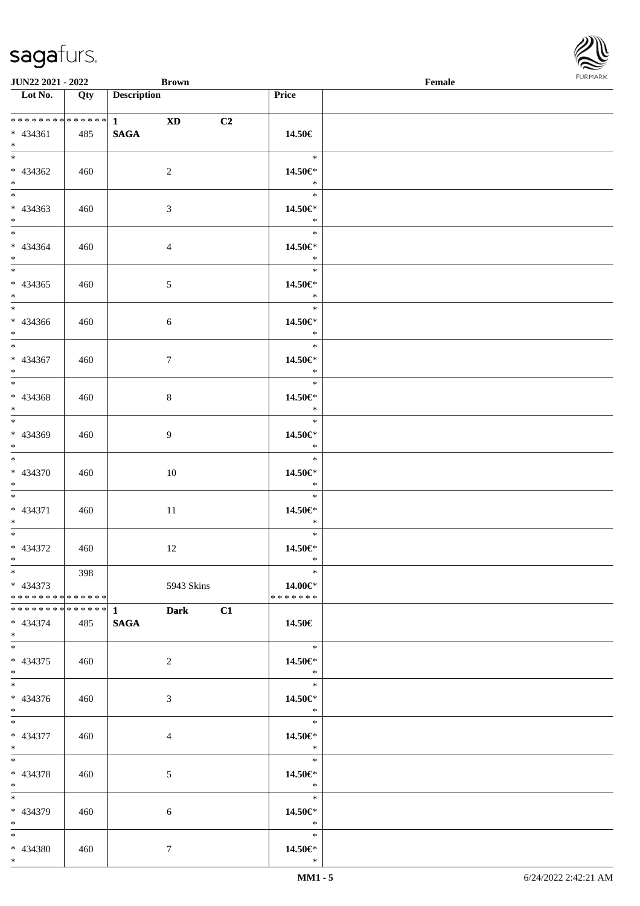| Lot No. | Qty | Description | | | Price | |
|---|---|---|---|---|---|---|
| * * * * * * * * * * * * * * | | 1 | XD | C2 | | |
| * 434361 | 485 | SAGA | | | 14.50€ | |
| * | | | | | | |
| * | | | | | * | |
| * 434362 | 460 | | 2 | | 14.50€* | |
| * | | | | | * | |
| * | | | | | * | |
| * 434363 | 460 | | 3 | | 14.50€* | |
| * | | | | | * | |
| * | | | | | * | |
| * 434364 | 460 | | 4 | | 14.50€* | |
| * | | | | | * | |
| * | | | | | * | |
| * 434365 | 460 | | 5 | | 14.50€* | |
| * | | | | | * | |
| * | | | | | * | |
| * 434366 | 460 | | 6 | | 14.50€* | |
| * | | | | | * | |
| * | | | | | * | |
| * 434367 | 460 | | 7 | | 14.50€* | |
| * | | | | | * | |
| * | | | | | * | |
| * 434368 | 460 | | 8 | | 14.50€* | |
| * | | | | | * | |
| * | | | | | * | |
| * 434369 | 460 | | 9 | | 14.50€* | |
| * | | | | | * | |
| * | | | | | * | |
| * 434370 | 460 | | 10 | | 14.50€* | |
| * | | | | | * | |
| * | | | | | * | |
| * 434371 | 460 | | 11 | | 14.50€* | |
| * | | | | | * | |
| * | | | | | * | |
| * 434372 | 460 | | 12 | | 14.50€* | |
| * | | | | | * | |
| * | 398 | | | | * | |
| * 434373 | | | 5943 Skins | | 14.00€* | |
| * * * * * * * * * * * * * * | | | | | * * * * * * * | |
| * * * * * * * * * * * * * * | | 1 | Dark | C1 | | |
| * 434374 | 485 | SAGA | | | 14.50€ | |
| * | | | | | | |
| * | | | | | * | |
| * 434375 | 460 | | 2 | | 14.50€* | |
| * | | | | | * | |
| * | | | | | * | |
| * 434376 | 460 | | 3 | | 14.50€* | |
| * | | | | | * | |
| * | | | | | * | |
| * 434377 | 460 | | 4 | | 14.50€* | |
| * | | | | | * | |
| * | | | | | * | |
| * 434378 | 460 | | 5 | | 14.50€* | |
| * | | | | | * | |
| * | | | | | * | |
| * 434379 | 460 | | 6 | | 14.50€* | |
| * | | | | | * | |
| * | | | | | * | |
| * 434380 | 460 | | 7 | | 14.50€* | |
| * | | | | | * | |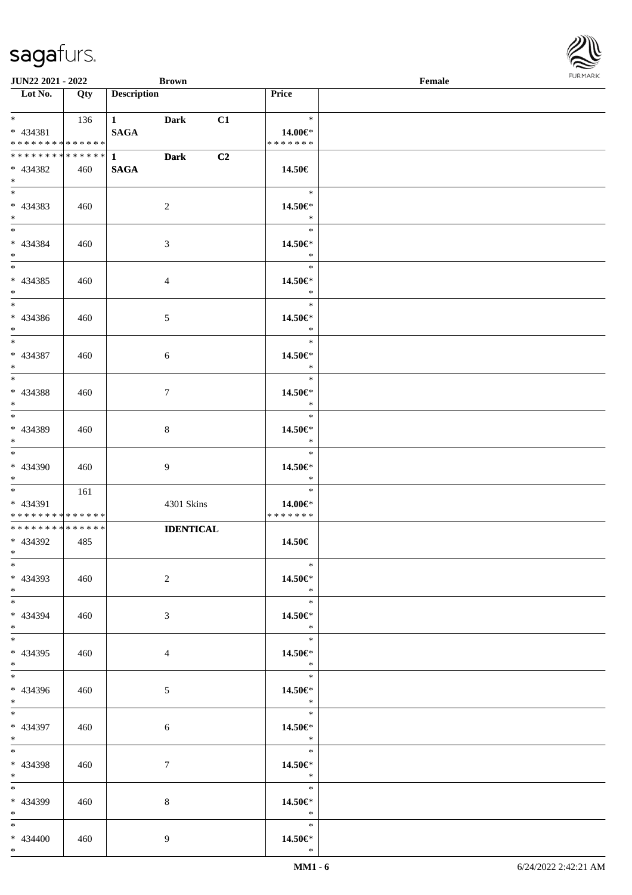| Lot No. | Qty | Description | | | Price | |
|---|---|---|---|---|---|---|
| * * 434381 * * * * * * * * * * * * * * | 136 | 1 SAGA | Dark | C1 | * 14.00€* * * * * * * * | |
| * * * * * * * * * * * * * * * 434382 * | 460 | 1 SAGA | Dark | C2 | 14.50€ | |
| * * 434383 * | 460 | | 2 | | * 14.50€* * | |
| * * 434384 * | 460 | | 3 | | * 14.50€* * | |
| * * 434385 * | 460 | | 4 | | * 14.50€* * | |
| * * 434386 * | 460 | | 5 | | * 14.50€* * | |
| * * 434387 * | 460 | | 6 | | * 14.50€* * | |
| * * 434388 * | 460 | | 7 | | * 14.50€* * | |
| * * 434389 * | 460 | | 8 | | * 14.50€* * | |
| * * 434390 * | 460 | | 9 | | * 14.50€* * | |
| * * 434391 * * * * * * * * * * * * * * | 161 | | 4301 Skins | | * 14.00€* * * * * * * * | |
| * * * * * * * * * * * * * * * 434392 * | 485 | | IDENTICAL | | 14.50€ | |
| * * 434393 * | 460 | | 2 | | * 14.50€* * | |
| * * 434394 * | 460 | | 3 | | * 14.50€* * | |
| * * 434395 * | 460 | | 4 | | * 14.50€* * | |
| * * 434396 * | 460 | | 5 | | * 14.50€* * | |
| * * 434397 * | 460 | | 6 | | * 14.50€* * | |
| * * 434398 * | 460 | | 7 | | * 14.50€* * | |
| * * 434399 * | 460 | | 8 | | * 14.50€* * | |
| * * 434400 * | 460 | | 9 | | * 14.50€* * | |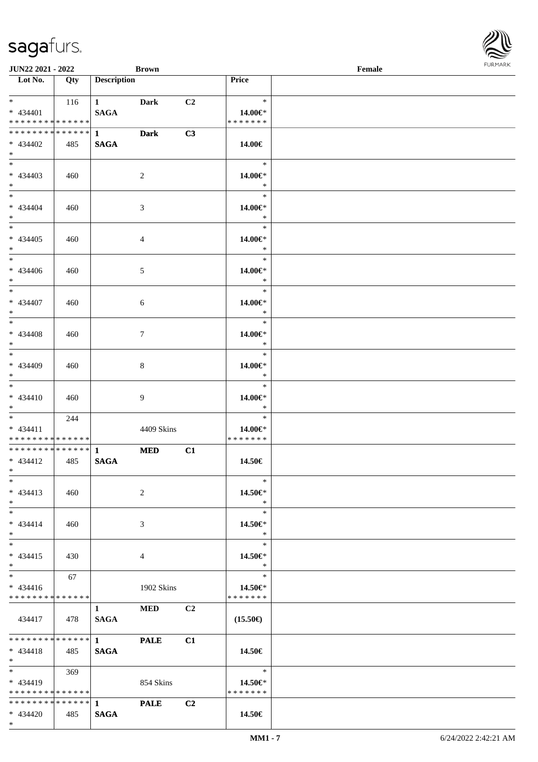JUN22 2021 - 2022 | Brown | Female

| Lot No. | Qty | Description | | | Price |
|---|---|---|---|---|---|
| * <br> * 434401 <br> * * * * * * * * * * * * * * | 116 | 1 <br> SAGA | Dark | C2 | * <br> 14.00€* <br> * * * * * * * |
| * * * * * * * * * * * * * * <br> * 434402 <br> * | 485 | 1 <br> SAGA | Dark | C3 | 14.00€ |
| * <br> * 434403 <br> * | 460 | | 2 | | * <br> 14.00€* <br> * |
| * <br> * 434404 <br> * | 460 | | 3 | | * <br> 14.00€* <br> * |
| * <br> * 434405 <br> * | 460 | | 4 | | * <br> 14.00€* <br> * |
| * <br> * 434406 <br> * | 460 | | 5 | | * <br> 14.00€* <br> * |
| * <br> * 434407 <br> * | 460 | | 6 | | * <br> 14.00€* <br> * |
| * <br> * 434408 <br> * | 460 | | 7 | | * <br> 14.00€* <br> * |
| * <br> * 434409 <br> * | 460 | | 8 | | * <br> 14.00€* <br> * |
| * <br> * 434410 <br> * | 460 | | 9 | | * <br> 14.00€* <br> * |
| * <br> * 434411 <br> * * * * * * * * * * * * * * | 244 | | 4409 Skins | | * <br> 14.00€* <br> * * * * * * * |
| * * * * * * * * * * * * * * <br> * 434412 <br> * | 485 | 1 <br> SAGA | MED | C1 | 14.50€ |
| * <br> * 434413 <br> * | 460 | | 2 | | * <br> 14.50€* <br> * |
| * <br> * 434414 <br> * | 460 | | 3 | | * <br> 14.50€* <br> * |
| * <br> * 434415 <br> * | 430 | | 4 | | * <br> 14.50€* <br> * |
| * <br> * 434416 <br> * * * * * * * * * * * * * * | 67 | | 1902 Skins | | * <br> 14.50€* <br> * * * * * * * |
| 434417 | 478 | 1 <br> SAGA | MED | C2 | (15.50€) |
| * * * * * * * * * * * * * * <br> * 434418 <br> * | 485 | 1 <br> SAGA | PALE | C1 | 14.50€ |
| * <br> * 434419 <br> * * * * * * * * * * * * * * | 369 | | 854 Skins | | * <br> 14.50€* <br> * * * * * * * |
| * * * * * * * * * * * * * * <br> * 434420 <br> * | 485 | 1 <br> SAGA | PALE | C2 | 14.50€ |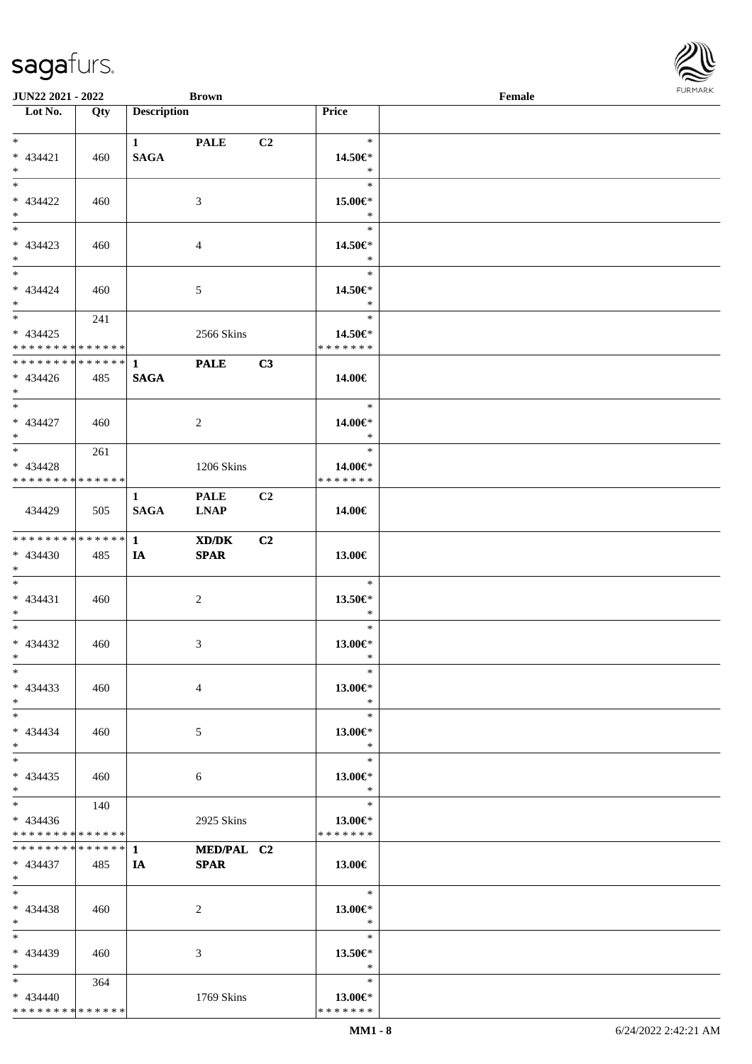| Lot No. | Qty | Description | | | Price | |
|---|---|---|---|---|---|---|
| * <br> * 434421 <br> * | 460 | 1 <br> **SAGA** | **PALE** | **C2** | * <br> **14.50€*** <br> * | |
| * <br> * 434422 <br> * | 460 | | 3 | | * <br> **15.00€*** <br> * | |
| * <br> * 434423 <br> * | 460 | | 4 | | * <br> **14.50€*** <br> * | |
| * <br> * 434424 <br> * | 460 | | 5 | | * <br> **14.50€*** <br> * | |
| * <br> * 434425 <br> * * * * * * * * * * * * * * | 241 | | 2566 Skins | | * <br> **14.50€*** <br> * * * * * * * | |
| * * * * * * * * * * * * * * <br> * 434426 <br> * | 485 | 1 <br> **SAGA** | **PALE** | **C3** | **14.00€** | |
| * <br> * 434427 <br> * | 460 | | 2 | | * <br> **14.00€*** <br> * | |
| * <br> * 434428 <br> * * * * * * * * * * * * * * | 261 | | 1206 Skins | | * <br> **14.00€*** <br> * * * * * * * | |
| 434429 | 505 | 1 <br> **SAGA** | **PALE** <br> **LNAP** | **C2** | **14.00€** | |
| * * * * * * * * * * * * * * <br> * 434430 <br> * | 485 | 1 <br> **IA** | **XD/DK** <br> **SPAR** | **C2** | **13.00€** | |
| * <br> * 434431 <br> * | 460 | | 2 | | * <br> **13.50€*** <br> * | |
| * <br> * 434432 <br> * | 460 | | 3 | | * <br> **13.00€*** <br> * | |
| * <br> * 434433 <br> * | 460 | | 4 | | * <br> **13.00€*** <br> * | |
| * <br> * 434434 <br> * | 460 | | 5 | | * <br> **13.00€*** <br> * | |
| * <br> * 434435 <br> * | 460 | | 6 | | * <br> **13.00€*** <br> * | |
| * <br> * 434436 <br> * * * * * * * * * * * * * * | 140 | | 2925 Skins | | * <br> **13.00€*** <br> * * * * * * * | |
| * * * * * * * * * * * * * * <br> * 434437 <br> * | 485 | 1 <br> **IA** | **MED/PAL** <br> **SPAR** | **C2** | **13.00€** | |
| * <br> * 434438 <br> * | 460 | | 2 | | * <br> **13.00€*** <br> * | |
| * <br> * 434439 <br> * | 460 | | 3 | | * <br> **13.50€*** <br> * | |
| * <br> * 434440 <br> * * * * * * * * * * * * * * | 364 | | 1769 Skins | | * <br> **13.00€*** <br> * * * * * * * | |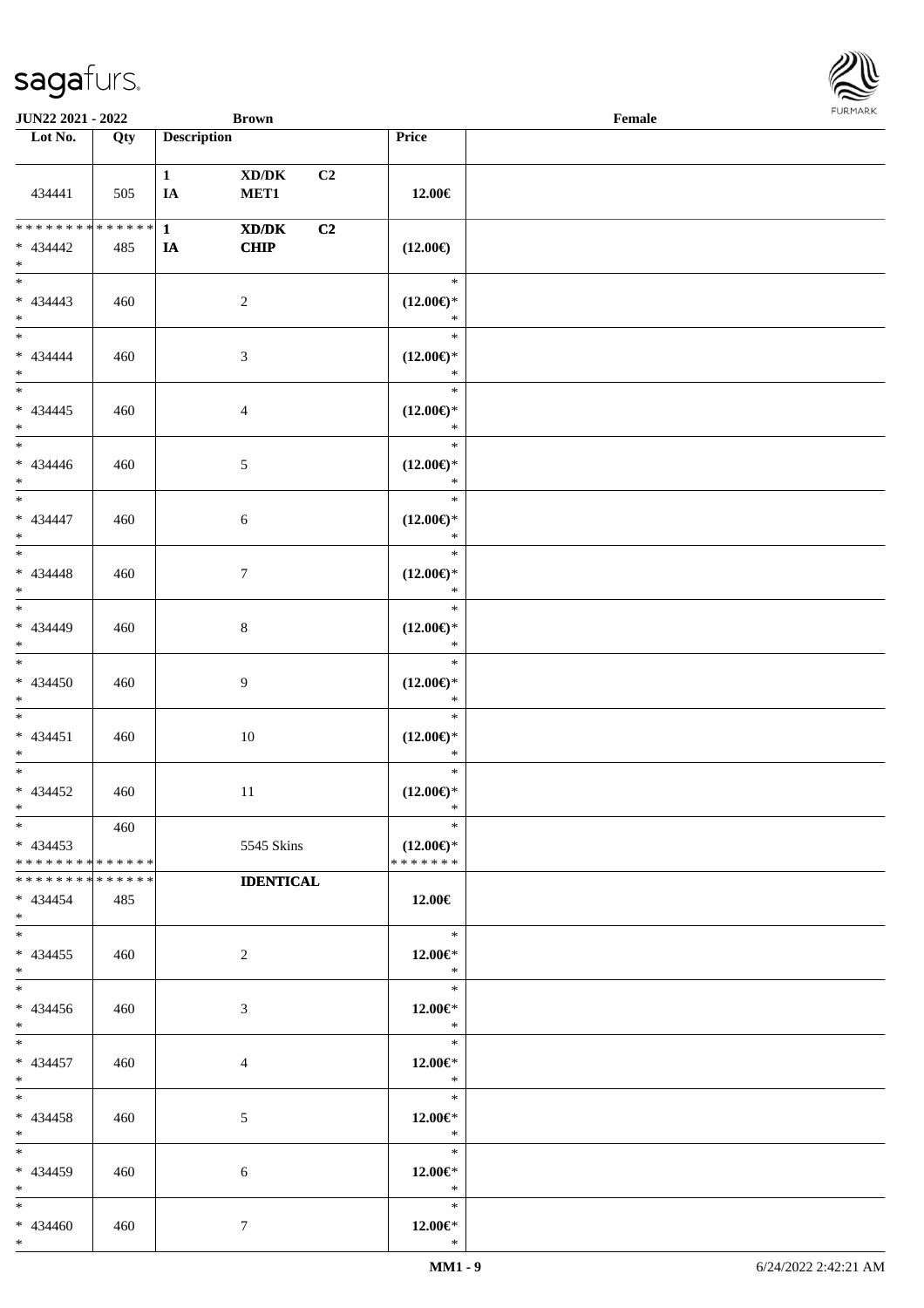JUN22 2021 - 2022 | Brown | Female

| Lot No. | Qty | Description | Price | |
|---|---|---|---|---|
| 434441 | 505 | 1 IA XD/DK MET1 C2 | 12.00€ | |
| * * * * * * * * * * * * * * * 434442 * | 485 | 1 IA XD/DK CHIP C2 | (12.00€) | |
| * 434443 * | 460 | 2 | * (12.00€)* * | |
| * 434444 * | 460 | 3 | * (12.00€)* * | |
| * 434445 * | 460 | 4 | * (12.00€)* * | |
| * 434446 * | 460 | 5 | * (12.00€)* * | |
| * 434447 * | 460 | 6 | * (12.00€)* * | |
| * 434448 * | 460 | 7 | * (12.00€)* * | |
| * 434449 * | 460 | 8 | * (12.00€)* * | |
| * 434450 * | 460 | 9 | * (12.00€)* * | |
| * 434451 * | 460 | 10 | * (12.00€)* * | |
| * 434452 * | 460 | 11 | * (12.00€)* * | |
| * 434453 * * * * * * * * * * * * * * | 460 | 5545 Skins | * (12.00€)* * * * * * * * | |
| * * * * * * * * * * * * * * * 434454 * | 485 | IDENTICAL | 12.00€ | |
| * 434455 * | 460 | 2 | * 12.00€* * | |
| * 434456 * | 460 | 3 | * 12.00€* * | |
| * 434457 * | 460 | 4 | * 12.00€* * | |
| * 434458 * | 460 | 5 | * 12.00€* * | |
| * 434459 * | 460 | 6 | * 12.00€* * | |
| * 434460 * | 460 | 7 | * 12.00€* * | |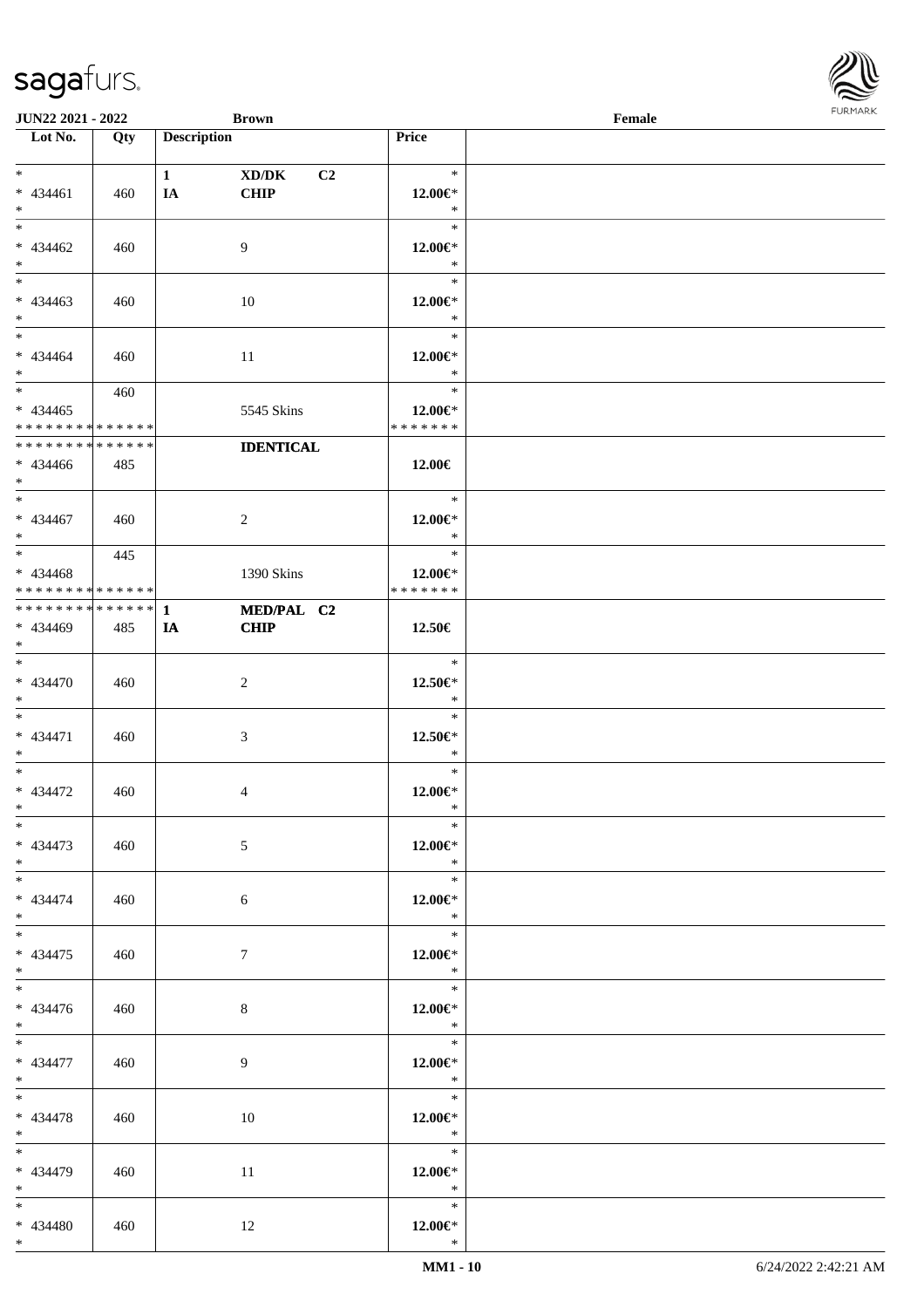| Lot No. | Qty | Description | | | Price |
|---|---|---|---|---|---|
| * | | 1 | XD/DK | C2 | * |
| * 434461 | 460 | IA | CHIP | | 12.00€* |
| * | | | | | * |
| * | | | | | * |
| * 434462 | 460 | | 9 | | 12.00€* |
| * | | | | | * |
| * | | | | | * |
| * 434463 | 460 | | 10 | | 12.00€* |
| * | | | | | * |
| * | | | | | * |
| * 434464 | 460 | | 11 | | 12.00€* |
| * | | | | | * |
| * | 460 | | | | * |
| * 434465 | | | 5545 Skins | | 12.00€* |
| * * * * * * * * * * * * * * | | | | | * * * * * * * |
| * * * * * * * * * * * * * * | | | IDENTICAL | | |
| * 434466 | 485 | | | | 12.00€ |
| * | | | | | |
| * | | | | | * |
| * 434467 | 460 | | 2 | | 12.00€* |
| * | | | | | * |
| * | 445 | | | | * |
| * 434468 | | | 1390 Skins | | 12.00€* |
| * * * * * * * * * * * * * * | | | | | * * * * * * * |
| * * * * * * * * * * * * * * | | 1 | MED/PAL | C2 | |
| * 434469 | 485 | IA | CHIP | | 12.50€ |
| * | | | | | |
| * | | | | | * |
| * 434470 | 460 | | 2 | | 12.50€* |
| * | | | | | * |
| * | | | | | * |
| * 434471 | 460 | | 3 | | 12.50€* |
| * | | | | | * |
| * | | | | | * |
| * 434472 | 460 | | 4 | | 12.00€* |
| * | | | | | * |
| * | | | | | * |
| * 434473 | 460 | | 5 | | 12.00€* |
| * | | | | | * |
| * | | | | | * |
| * 434474 | 460 | | 6 | | 12.00€* |
| * | | | | | * |
| * | | | | | * |
| * 434475 | 460 | | 7 | | 12.00€* |
| * | | | | | * |
| * | | | | | * |
| * 434476 | 460 | | 8 | | 12.00€* |
| * | | | | | * |
| * | | | | | * |
| * 434477 | 460 | | 9 | | 12.00€* |
| * | | | | | * |
| * | | | | | * |
| * 434478 | 460 | | 10 | | 12.00€* |
| * | | | | | * |
| * | | | | | * |
| * 434479 | 460 | | 11 | | 12.00€* |
| * | | | | | * |
| * | | | | | * |
| * 434480 | 460 | | 12 | | 12.00€* |
| * | | | | | * |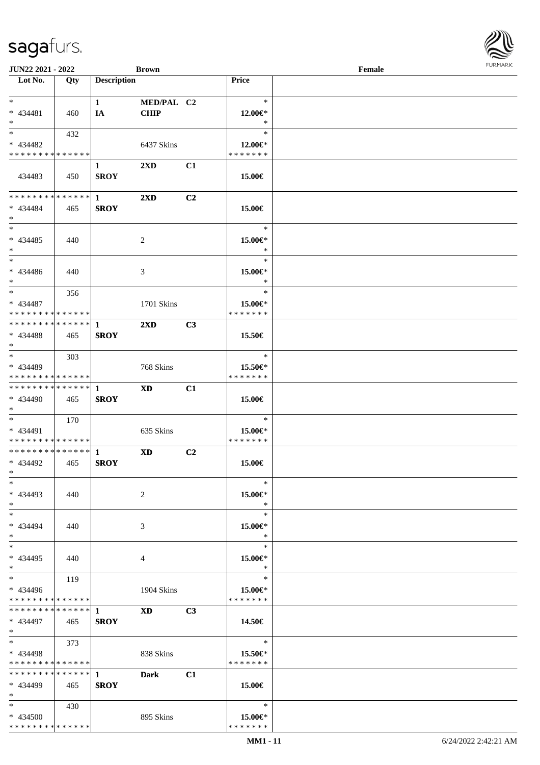| Lot No. | Qty | Description | | | Price |
|---|---|---|---|---|---|
| * | | 1 | MED/PAL | C2 | * |
| * 434481 | 460 | IA | CHIP | | 12.00€* |
| * | | | | | * |
| * | 432 | | | | * |
| * 434482 | | | 6437 Skins | | 12.00€* |
| * * * * * * * * * * * * * * | | | | | * * * * * * * |
| | | 1 | 2XD | C1 | |
| 434483 | 450 | SROY | | | 15.00€ |
| * * * * * * * * * * * * * * | | 1 | 2XD | C2 | |
| * 434484 | 465 | SROY | | | 15.00€ |
| * | | | | | |
| * | | | | | * |
| * 434485 | 440 | | 2 | | 15.00€* |
| * | | | | | * |
| * | | | | | * |
| * 434486 | 440 | | 3 | | 15.00€* |
| * | | | | | * |
| * | 356 | | | | * |
| * 434487 | | | 1701 Skins | | 15.00€* |
| * * * * * * * * * * * * * * | | | | | * * * * * * * |
| * * * * * * * * * * * * * * | | 1 | 2XD | C3 | |
| * 434488 | 465 | SROY | | | 15.50€ |
| * | | | | | |
| * | 303 | | | | * |
| * 434489 | | | 768 Skins | | 15.50€* |
| * * * * * * * * * * * * * * | | | | | * * * * * * * |
| * * * * * * * * * * * * * * | | 1 | XD | C1 | |
| * 434490 | 465 | SROY | | | 15.00€ |
| * | | | | | |
| * | 170 | | | | * |
| * 434491 | | | 635 Skins | | 15.00€* |
| * * * * * * * * * * * * * * | | | | | * * * * * * * |
| * * * * * * * * * * * * * * | | 1 | XD | C2 | |
| * 434492 | 465 | SROY | | | 15.00€ |
| * | | | | | |
| * | | | | | * |
| * 434493 | 440 | | 2 | | 15.00€* |
| * | | | | | * |
| * | | | | | * |
| * 434494 | 440 | | 3 | | 15.00€* |
| * | | | | | * |
| * | | | | | * |
| * 434495 | 440 | | 4 | | 15.00€* |
| * | | | | | * |
| * | 119 | | | | * |
| * 434496 | | | 1904 Skins | | 15.00€* |
| * * * * * * * * * * * * * * | | | | | * * * * * * * |
| * * * * * * * * * * * * * * | | 1 | XD | C3 | |
| * 434497 | 465 | SROY | | | 14.50€ |
| * | | | | | |
| * | 373 | | | | * |
| * 434498 | | | 838 Skins | | 15.50€* |
| * * * * * * * * * * * * * * | | | | | * * * * * * * |
| * * * * * * * * * * * * * * | | 1 | Dark | C1 | |
| * 434499 | 465 | SROY | | | 15.00€ |
| * | | | | | |
| * | 430 | | | | * |
| * 434500 | | | 895 Skins | | 15.00€* |
| * * * * * * * * * * * * * * | | | | | * * * * * * * |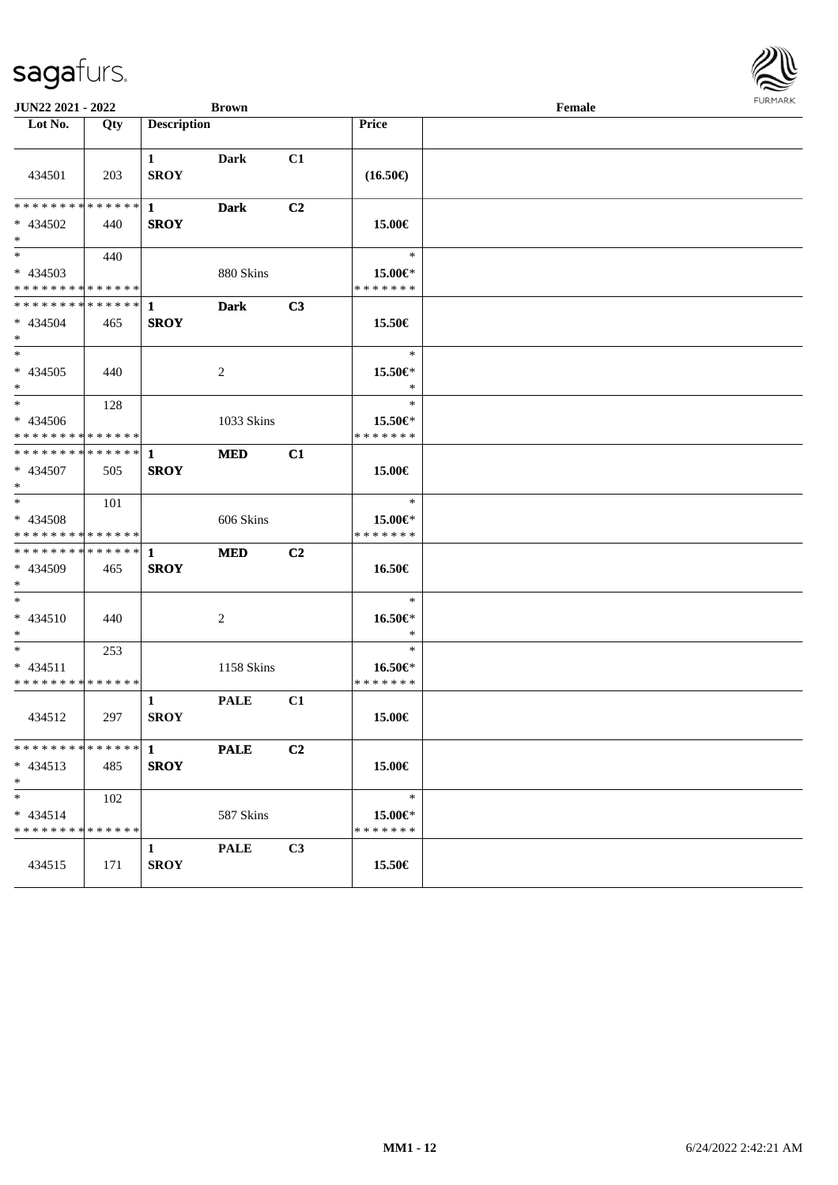JUN22 2021 - 2022 | Brown | Female

| Lot No. | Qty | Description | | | Price | |
|---|---|---|---|---|---|---|
| 434501 | 203 | 1 SROY | Dark | C1 | (16.50€) | |
| ************** * 434502 * | 440 | 1 SROY | Dark | C2 | 15.00€ | |
| * * 434503 ************** | 440 | | 880 Skins | | * 15.00€* ******* | |
| ************** * 434504 * | 465 | 1 SROY | Dark | C3 | 15.50€ | |
| * * 434505 * | 440 | | 2 | | * 15.50€* * | |
| * * 434506 ************** | 128 | | 1033 Skins | | * 15.50€* ******* | |
| ************** * 434507 * | 505 | 1 SROY | MED | C1 | 15.00€ | |
| * * 434508 ************** | 101 | | 606 Skins | | * 15.00€* ******* | |
| ************** * 434509 * | 465 | 1 SROY | MED | C2 | 16.50€ | |
| * * 434510 * | 440 | | 2 | | * 16.50€* * | |
| * * 434511 ************** | 253 | | 1158 Skins | | * 16.50€* ******* | |
| 434512 | 297 | 1 SROY | PALE | C1 | 15.00€ | |
| ************** * 434513 * | 485 | 1 SROY | PALE | C2 | 15.00€ | |
| * * 434514 ************** | 102 | | 587 Skins | | * 15.00€* ******* | |
| 434515 | 171 | 1 SROY | PALE | C3 | 15.50€ | |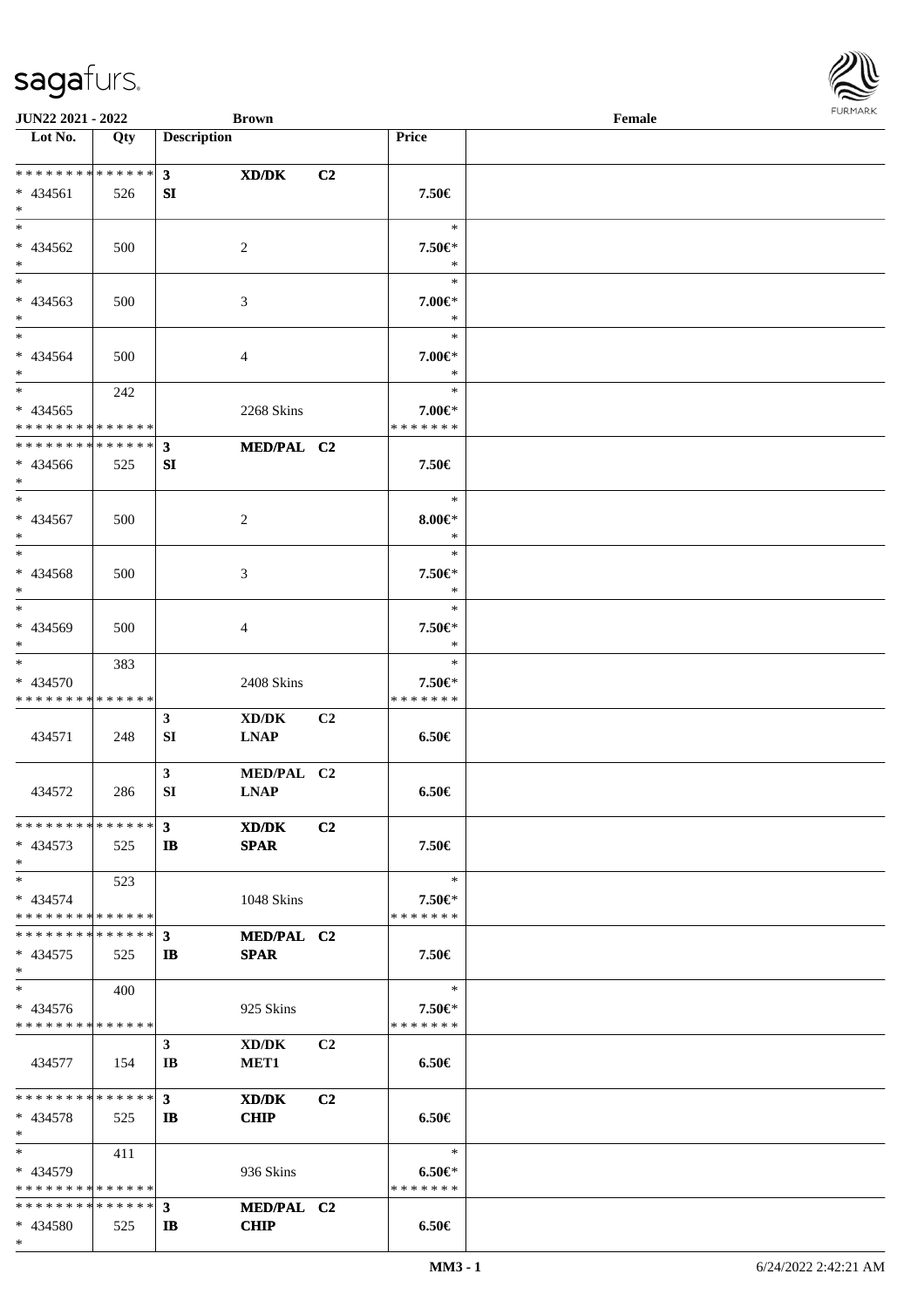| Lot No. | Qty | Description | | | Price | |
|---|---|---|---|---|---|---|
| * * * * * * * * * * * * * * | | 3 | XD/DK | C2 | | |
| * 434561 | 526 | SI | | | 7.50€ | |
| * | | | | | | |
| * | | | | | * | |
| * 434562 | 500 | | 2 | | 7.50€* | |
| * | | | | | * | |
| * | | | | | * | |
| * 434563 | 500 | | 3 | | 7.00€* | |
| * | | | | | * | |
| * | | | | | * | |
| * 434564 | 500 | | 4 | | 7.00€* | |
| * | | | | | * | |
| * | 242 | | | | * | |
| * 434565 | | | 2268 Skins | | 7.00€* | |
| * * * * * * * * * * * * * * | | | | | * * * * * * * | |
| * * * * * * * * * * * * * * | | 3 | MED/PAL | C2 | | |
| * 434566 | 525 | SI | | | 7.50€ | |
| * | | | | | | |
| * | | | | | * | |
| * 434567 | 500 | | 2 | | 8.00€* | |
| * | | | | | * | |
| * | | | | | * | |
| * 434568 | 500 | | 3 | | 7.50€* | |
| * | | | | | * | |
| * | | | | | * | |
| * 434569 | 500 | | 4 | | 7.50€* | |
| * | | | | | * | |
| * | 383 | | | | * | |
| * 434570 | | | 2408 Skins | | 7.50€* | |
| * * * * * * * * * * * * * * | | | | | * * * * * * * | |
| | | 3 | XD/DK | C2 | | |
| 434571 | 248 | SI | LNAP | | 6.50€ | |
| | | 3 | MED/PAL | C2 | | |
| 434572 | 286 | SI | LNAP | | 6.50€ | |
| * * * * * * * * * * * * * * | | 3 | XD/DK | C2 | | |
| * 434573 | 525 | IB | SPAR | | 7.50€ | |
| * | | | | | | |
| * | 523 | | | | * | |
| * 434574 | | | 1048 Skins | | 7.50€* | |
| * * * * * * * * * * * * * * | | | | | * * * * * * * | |
| * * * * * * * * * * * * * * | | 3 | MED/PAL | C2 | | |
| * 434575 | 525 | IB | SPAR | | 7.50€ | |
| * | | | | | | |
| * | 400 | | | | * | |
| * 434576 | | | 925 Skins | | 7.50€* | |
| * * * * * * * * * * * * * * | | | | | * * * * * * * | |
| | | 3 | XD/DK | C2 | | |
| 434577 | 154 | IB | MET1 | | 6.50€ | |
| * * * * * * * * * * * * * * | | 3 | XD/DK | C2 | | |
| * 434578 | 525 | IB | CHIP | | 6.50€ | |
| * | | | | | | |
| * | 411 | | | | * | |
| * 434579 | | | 936 Skins | | 6.50€* | |
| * * * * * * * * * * * * * * | | | | | * * * * * * * | |
| * * * * * * * * * * * * * * | | 3 | MED/PAL | C2 | | |
| * 434580 | 525 | IB | CHIP | | 6.50€ | |
| * | | | | | | |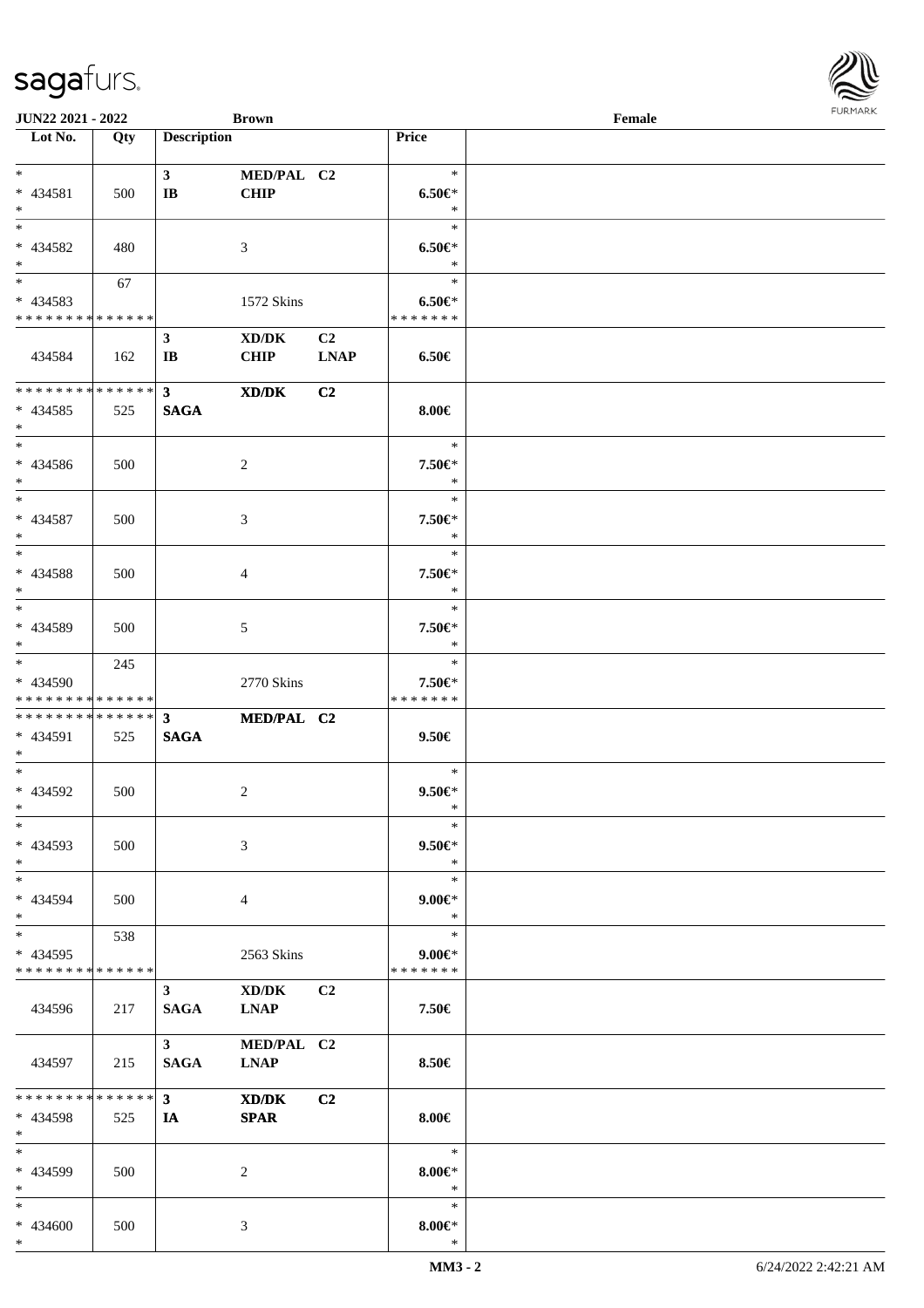**JUN22 2021 - 2022** **Brown** **Female**

| Lot No. | Qty | Description | | | Price |
|---|---|---|---|---|---|
| * | | 3 | MED/PAL | C2 | * |
| * 434581 | 500 | IB | CHIP | | 6.50€* |
| * | | | | | * |
| * | | | | | * |
| * 434582 | 480 | | 3 | | 6.50€* |
| * | | | | | * |
| * | 67 | | | | * |
| * 434583 | | | 1572 Skins | | 6.50€* |
| * * * * * * * * * * * * * * | | | | | * * * * * * * |
| | | 3 | XD/DK | C2 | |
| 434584 | 162 | IB | CHIP | LNAP | 6.50€ |
| * * * * * * * * * * * * * * | | 3 | XD/DK | C2 | |
| * 434585 | 525 | SAGA | | | 8.00€ |
| * | | | | | |
| * | | | | | * |
| * 434586 | 500 | | 2 | | 7.50€* |
| * | | | | | * |
| * | | | | | * |
| * 434587 | 500 | | 3 | | 7.50€* |
| * | | | | | * |
| * | | | | | * |
| * 434588 | 500 | | 4 | | 7.50€* |
| * | | | | | * |
| * | | | | | * |
| * 434589 | 500 | | 5 | | 7.50€* |
| * | | | | | * |
| * | 245 | | | | * |
| * 434590 | | | 2770 Skins | | 7.50€* |
| * * * * * * * * * * * * * * | | | | | * * * * * * * |
| * * * * * * * * * * * * * * | | 3 | MED/PAL | C2 | |
| * 434591 | 525 | SAGA | | | 9.50€ |
| * | | | | | |
| * | | | | | * |
| * 434592 | 500 | | 2 | | 9.50€* |
| * | | | | | * |
| * | | | | | * |
| * 434593 | 500 | | 3 | | 9.50€* |
| * | | | | | * |
| * | | | | | * |
| * 434594 | 500 | | 4 | | 9.00€* |
| * | | | | | * |
| * | 538 | | | | * |
| * 434595 | | | 2563 Skins | | 9.00€* |
| * * * * * * * * * * * * * * | | | | | * * * * * * * |
| | | 3 | XD/DK | C2 | |
| 434596 | 217 | SAGA | LNAP | | 7.50€ |
| | | 3 | MED/PAL | C2 | |
| 434597 | 215 | SAGA | LNAP | | 8.50€ |
| * * * * * * * * * * * * * * | | 3 | XD/DK | C2 | |
| * 434598 | 525 | IA | SPAR | | 8.00€ |
| * | | | | | |
| * | | | | | * |
| * 434599 | 500 | | 2 | | 8.00€* |
| * | | | | | * |
| * | | | | | * |
| * 434600 | 500 | | 3 | | 8.00€* |
| * | | | | | * |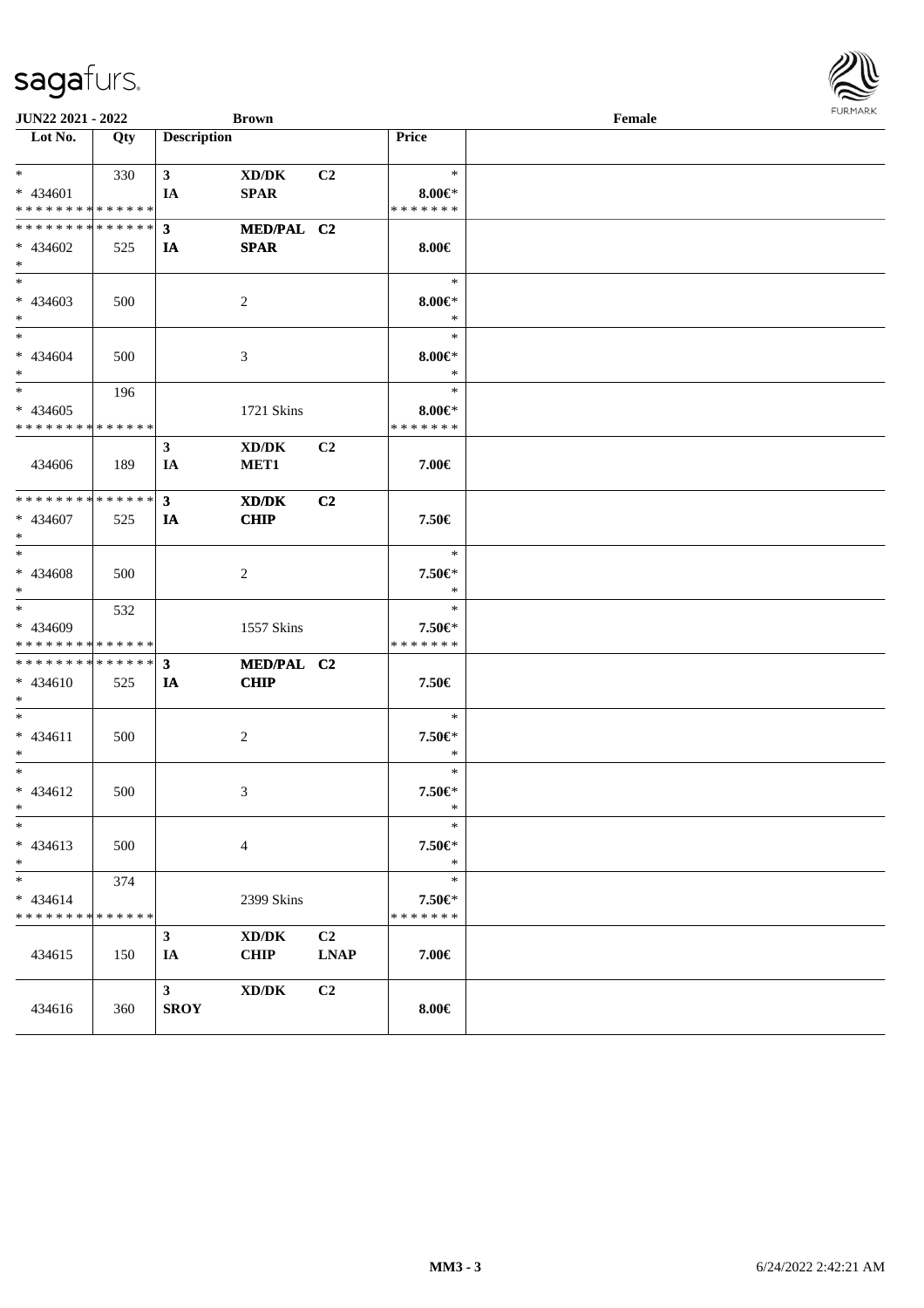**JUN22 2021 - 2022** **Brown** **Female**

| Lot No. | Qty | Description | | | Price |
|---|---|---|---|---|---|
| * | 330 | **3** | **XD/DK** | **C2** | * |
| * 434601 | | **IA** | **SPAR** | | **8.00€*** |
| * * * * * * * * * * * * * * | | | | | * * * * * * * |
| * * * * * * * * * * * * * * | | **3** | **MED/PAL** | **C2** | |
| * 434602 | 525 | **IA** | **SPAR** | | **8.00€** |
| * | | | | | |
| * | | | | | * |
| * 434603 | 500 | | 2 | | **8.00€*** |
| * | | | | | * |
| * | | | | | * |
| * 434604 | 500 | | 3 | | **8.00€*** |
| * | | | | | * |
| * | 196 | | | | * |
| * 434605 | | | 1721 Skins | | **8.00€*** |
| * * * * * * * * * * * * * * | | | | | * * * * * * * |
| | | **3** | **XD/DK** | **C2** | |
| 434606 | 189 | **IA** | **MET1** | | **7.00€** |
| * * * * * * * * * * * * * * | | **3** | **XD/DK** | **C2** | |
| * 434607 | 525 | **IA** | **CHIP** | | **7.50€** |
| * | | | | | |
| * | | | | | * |
| * 434608 | 500 | | 2 | | **7.50€*** |
| * | | | | | * |
| * | 532 | | | | * |
| * 434609 | | | 1557 Skins | | **7.50€*** |
| * * * * * * * * * * * * * * | | | | | * * * * * * * |
| * * * * * * * * * * * * * * | | **3** | **MED/PAL** | **C2** | |
| * 434610 | 525 | **IA** | **CHIP** | | **7.50€** |
| * | | | | | |
| * | | | | | * |
| * 434611 | 500 | | 2 | | **7.50€*** |
| * | | | | | * |
| * | | | | | * |
| * 434612 | 500 | | 3 | | **7.50€*** |
| * | | | | | * |
| * | | | | | * |
| * 434613 | 500 | | 4 | | **7.50€*** |
| * | | | | | * |
| * | 374 | | | | * |
| * 434614 | | | 2399 Skins | | **7.50€*** |
| * * * * * * * * * * * * * * | | | | | * * * * * * * |
| | | **3** | **XD/DK** | **C2** | |
| 434615 | 150 | **IA** | **CHIP** | **LNAP** | **7.00€** |
| | | **3** | **XD/DK** | **C2** | |
| 434616 | 360 | **SROY** | | | **8.00€** |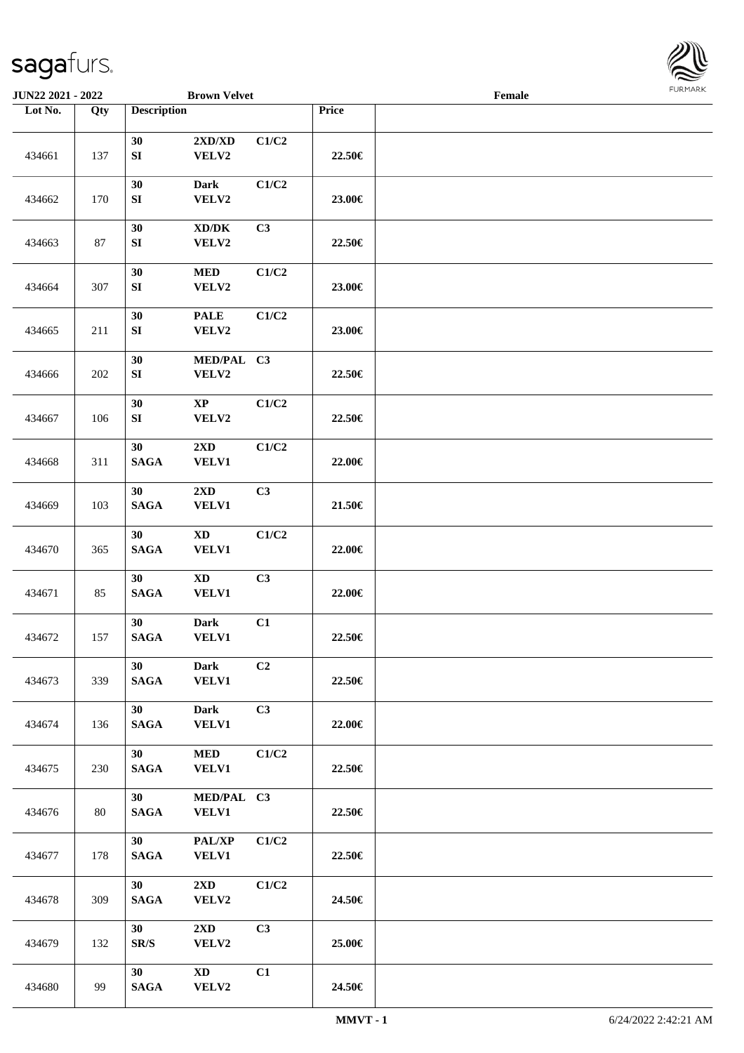JUN22 2021 - 2022 | Brown Velvet | Female

| Lot No. | Qty | Description | | | Price | |
|---|---|---|---|---|---|---|
| 434661 | 137 | 30 SI | 2XD/XD VELV2 | C1/C2 | 22.50€ | |
| 434662 | 170 | 30 SI | Dark VELV2 | C1/C2 | 23.00€ | |
| 434663 | 87 | 30 SI | XD/DK VELV2 | C3 | 22.50€ | |
| 434664 | 307 | 30 SI | MED VELV2 | C1/C2 | 23.00€ | |
| 434665 | 211 | 30 SI | PALE VELV2 | C1/C2 | 23.00€ | |
| 434666 | 202 | 30 SI | MED/PAL VELV2 | C3 | 22.50€ | |
| 434667 | 106 | 30 SI | XP VELV2 | C1/C2 | 22.50€ | |
| 434668 | 311 | 30 SAGA | 2XD VELV1 | C1/C2 | 22.00€ | |
| 434669 | 103 | 30 SAGA | 2XD VELV1 | C3 | 21.50€ | |
| 434670 | 365 | 30 SAGA | XD VELV1 | C1/C2 | 22.00€ | |
| 434671 | 85 | 30 SAGA | XD VELV1 | C3 | 22.00€ | |
| 434672 | 157 | 30 SAGA | Dark VELV1 | C1 | 22.50€ | |
| 434673 | 339 | 30 SAGA | Dark VELV1 | C2 | 22.50€ | |
| 434674 | 136 | 30 SAGA | Dark VELV1 | C3 | 22.00€ | |
| 434675 | 230 | 30 SAGA | MED VELV1 | C1/C2 | 22.50€ | |
| 434676 | 80 | 30 SAGA | MED/PAL VELV1 | C3 | 22.50€ | |
| 434677 | 178 | 30 SAGA | PAL/XP VELV1 | C1/C2 | 22.50€ | |
| 434678 | 309 | 30 SAGA | 2XD VELV2 | C1/C2 | 24.50€ | |
| 434679 | 132 | 30 SR/S | 2XD VELV2 | C3 | 25.00€ | |
| 434680 | 99 | 30 SAGA | XD VELV2 | C1 | 24.50€ | |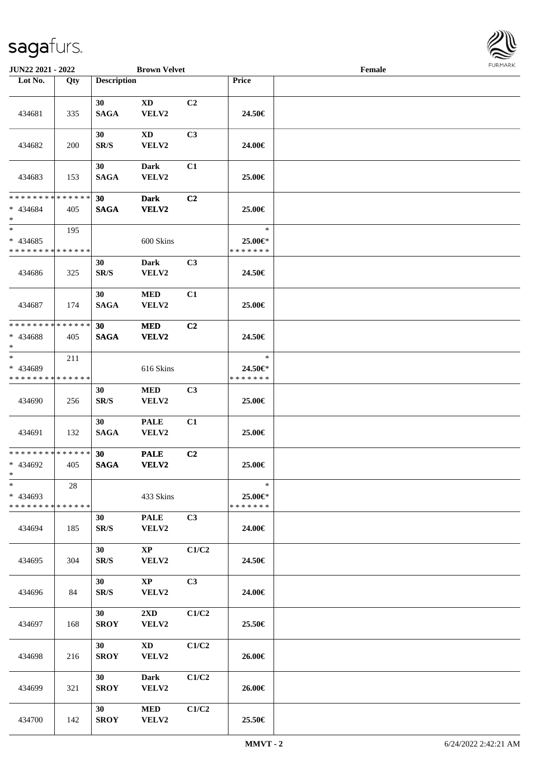**JUN22 2021 - 2022** **Brown Velvet** **Female**

| Lot No. | Qty | Description | | | Price | |
|---|---|---|---|---|---|---|
| 434681 | 335 | **30 SAGA** | **XD VELV2** | **C2** | **24.50€** | |
| 434682 | 200 | **30 SR/S** | **XD VELV2** | **C3** | **24.00€** | |
| 434683 | 153 | **30 SAGA** | **Dark VELV2** | **C1** | **25.00€** | |
| * * * * * * * * * * * * * * * 434684 * | 405 | **30 SAGA** | **Dark VELV2** | **C2** | **25.00€** | |
| * * 434685 * * * * * * * * * * * * * * | 195 | | 600 Skins | | * **25.00€*** * * * * * * * | |
| 434686 | 325 | **30 SR/S** | **Dark VELV2** | **C3** | **24.50€** | |
| 434687 | 174 | **30 SAGA** | **MED VELV2** | **C1** | **25.00€** | |
| * * * * * * * * * * * * * * * 434688 * | 405 | **30 SAGA** | **MED VELV2** | **C2** | **24.50€** | |
| * * 434689 * * * * * * * * * * * * * * | 211 | | 616 Skins | | * **24.50€*** * * * * * * * | |
| 434690 | 256 | **30 SR/S** | **MED VELV2** | **C3** | **25.00€** | |
| 434691 | 132 | **30 SAGA** | **PALE VELV2** | **C1** | **25.00€** | |
| * * * * * * * * * * * * * * * 434692 * | 405 | **30 SAGA** | **PALE VELV2** | **C2** | **25.00€** | |
| * * 434693 * * * * * * * * * * * * * * | 28 | | 433 Skins | | * **25.00€*** * * * * * * * | |
| 434694 | 185 | **30 SR/S** | **PALE VELV2** | **C3** | **24.00€** | |
| 434695 | 304 | **30 SR/S** | **XP VELV2** | **C1/C2** | **24.50€** | |
| 434696 | 84 | **30 SR/S** | **XP VELV2** | **C3** | **24.00€** | |
| 434697 | 168 | **30 SROY** | **2XD VELV2** | **C1/C2** | **25.50€** | |
| 434698 | 216 | **30 SROY** | **XD VELV2** | **C1/C2** | **26.00€** | |
| 434699 | 321 | **30 SROY** | **Dark VELV2** | **C1/C2** | **26.00€** | |
| 434700 | 142 | **30 SROY** | **MED VELV2** | **C1/C2** | **25.50€** | |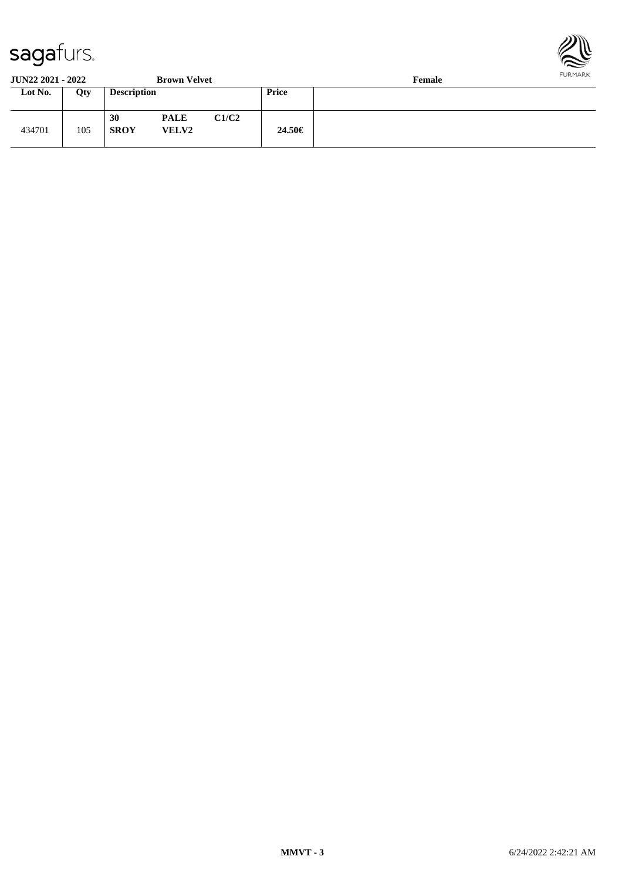**JUN22 2021 - 2022** **Brown Velvet** **Female**

| Lot No. | Qty | Description | | | Price | |
|---|---|---|---|---|---|---|
| 434701 | 105 | **30** **SROY** | **PALE** **VELV2** | **C1/C2** | **24.50€** | |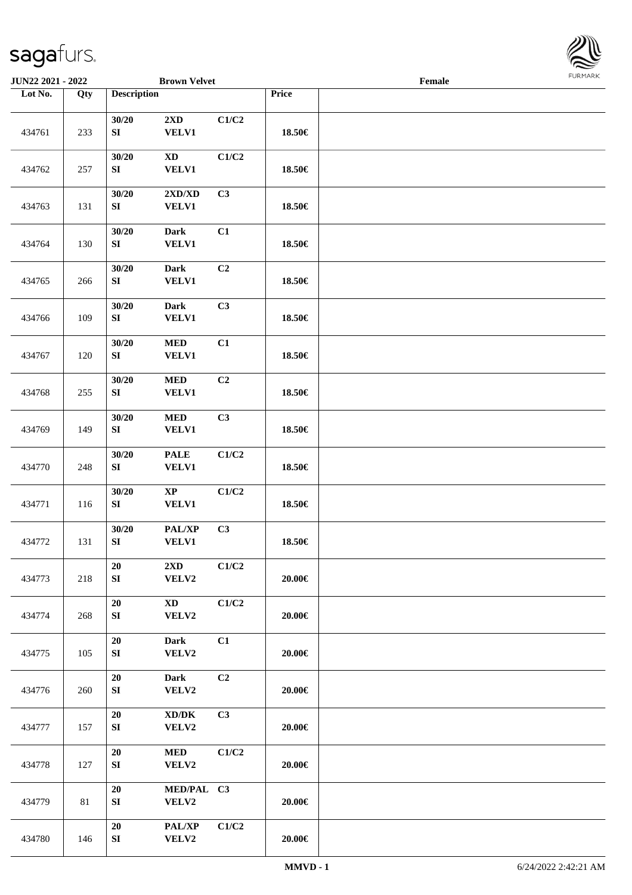| JUN22 2021 - 2022 | | Brown Velvet | | | | Female |
|---|---|---|---|---|---|---|
| Lot No. | Qty | Description | | | Price | |
| 434761 | 233 | 30/20 SI | 2XD VELV1 | C1/C2 | 18.50€ | |
| 434762 | 257 | 30/20 SI | XD VELV1 | C1/C2 | 18.50€ | |
| 434763 | 131 | 30/20 SI | 2XD/XD VELV1 | C3 | 18.50€ | |
| 434764 | 130 | 30/20 SI | Dark VELV1 | C1 | 18.50€ | |
| 434765 | 266 | 30/20 SI | Dark VELV1 | C2 | 18.50€ | |
| 434766 | 109 | 30/20 SI | Dark VELV1 | C3 | 18.50€ | |
| 434767 | 120 | 30/20 SI | MED VELV1 | C1 | 18.50€ | |
| 434768 | 255 | 30/20 SI | MED VELV1 | C2 | 18.50€ | |
| 434769 | 149 | 30/20 SI | MED VELV1 | C3 | 18.50€ | |
| 434770 | 248 | 30/20 SI | PALE VELV1 | C1/C2 | 18.50€ | |
| 434771 | 116 | 30/20 SI | XP VELV1 | C1/C2 | 18.50€ | |
| 434772 | 131 | 30/20 SI | PAL/XP VELV1 | C3 | 18.50€ | |
| 434773 | 218 | 20 SI | 2XD VELV2 | C1/C2 | 20.00€ | |
| 434774 | 268 | 20 SI | XD VELV2 | C1/C2 | 20.00€ | |
| 434775 | 105 | 20 SI | Dark VELV2 | C1 | 20.00€ | |
| 434776 | 260 | 20 SI | Dark VELV2 | C2 | 20.00€ | |
| 434777 | 157 | 20 SI | XD/DK VELV2 | C3 | 20.00€ | |
| 434778 | 127 | 20 SI | MED VELV2 | C1/C2 | 20.00€ | |
| 434779 | 81 | 20 SI | MED/PAL VELV2 | C3 | 20.00€ | |
| 434780 | 146 | 20 SI | PAL/XP VELV2 | C1/C2 | 20.00€ | |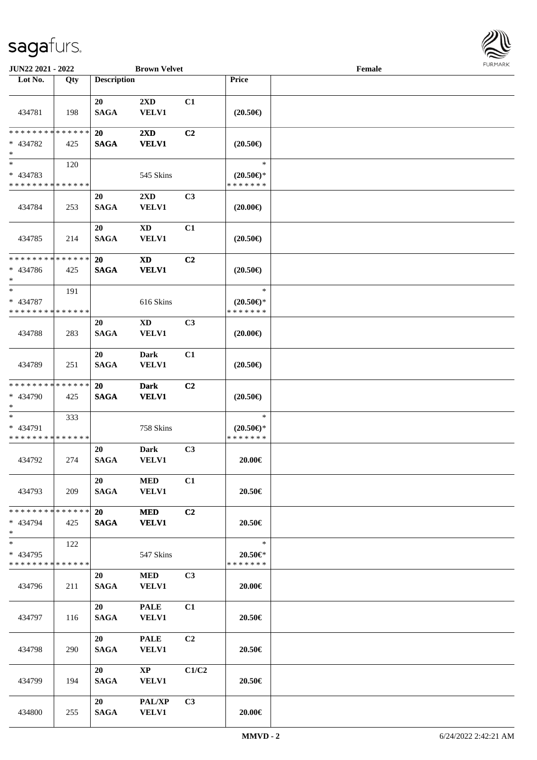JUN22 2021 - 2022 &nbsp;&nbsp;&nbsp; Brown Velvet &nbsp;&nbsp;&nbsp; Female

| Lot No. | Qty | Description | | | Price | |
|---|---|---|---|---|---|---|
| 434781 | 198 | 20 SAGA | 2XD VELV1 | C1 | (20.50€) | |
| * * * * * * * * * * * * * * * 434782 * | 425 | 20 SAGA | 2XD VELV1 | C2 | (20.50€) | |
| * 434783 * * * * * * * * * * * * * * | 120 | | 545 Skins | | * (20.50€)* * * * * * * * | |
| 434784 | 253 | 20 SAGA | 2XD VELV1 | C3 | (20.00€) | |
| 434785 | 214 | 20 SAGA | XD VELV1 | C1 | (20.50€) | |
| * * * * * * * * * * * * * * * 434786 * | 425 | 20 SAGA | XD VELV1 | C2 | (20.50€) | |
| * 434787 * * * * * * * * * * * * * * | 191 | | 616 Skins | | * (20.50€)* * * * * * * * | |
| 434788 | 283 | 20 SAGA | XD VELV1 | C3 | (20.00€) | |
| 434789 | 251 | 20 SAGA | Dark VELV1 | C1 | (20.50€) | |
| * * * * * * * * * * * * * * * 434790 * | 425 | 20 SAGA | Dark VELV1 | C2 | (20.50€) | |
| * 434791 * * * * * * * * * * * * * * | 333 | | 758 Skins | | * (20.50€)* * * * * * * * | |
| 434792 | 274 | 20 SAGA | Dark VELV1 | C3 | 20.00€ | |
| 434793 | 209 | 20 SAGA | MED VELV1 | C1 | 20.50€ | |
| * * * * * * * * * * * * * * * 434794 * | 425 | 20 SAGA | MED VELV1 | C2 | 20.50€ | |
| * 434795 * * * * * * * * * * * * * * | 122 | | 547 Skins | | * 20.50€* * * * * * * * | |
| 434796 | 211 | 20 SAGA | MED VELV1 | C3 | 20.00€ | |
| 434797 | 116 | 20 SAGA | PALE VELV1 | C1 | 20.50€ | |
| 434798 | 290 | 20 SAGA | PALE VELV1 | C2 | 20.50€ | |
| 434799 | 194 | 20 SAGA | XP VELV1 | C1/C2 | 20.50€ | |
| 434800 | 255 | 20 SAGA | PAL/XP VELV1 | C3 | 20.00€ | |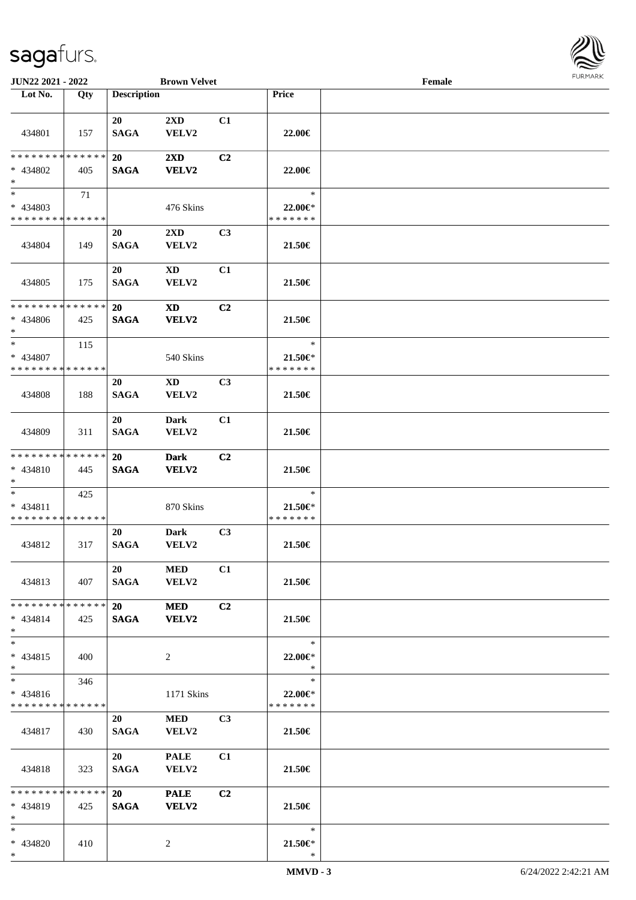JUN22 2021 - 2022 | Brown Velvet | Female

| Lot No. | Qty | Description | | | Price | |
|---|---|---|---|---|---|---|
| 434801 | 157 | 20 SAGA | 2XD VELV2 | C1 | 22.00€ | |
| * * * * * * * * * * * * * * * 434802 * | 405 | 20 SAGA | 2XD VELV2 | C2 | 22.00€ | |
| * * 434803 * * * * * * * * * * * * * * | 71 | | 476 Skins | | * 22.00€* * * * * * * * | |
| 434804 | 149 | 20 SAGA | 2XD VELV2 | C3 | 21.50€ | |
| 434805 | 175 | 20 SAGA | XD VELV2 | C1 | 21.50€ | |
| * * * * * * * * * * * * * * * 434806 * | 425 | 20 SAGA | XD VELV2 | C2 | 21.50€ | |
| * * 434807 * * * * * * * * * * * * * * | 115 | | 540 Skins | | * 21.50€* * * * * * * * | |
| 434808 | 188 | 20 SAGA | XD VELV2 | C3 | 21.50€ | |
| 434809 | 311 | 20 SAGA | Dark VELV2 | C1 | 21.50€ | |
| * * * * * * * * * * * * * * * 434810 * | 445 | 20 SAGA | Dark VELV2 | C2 | 21.50€ | |
| * * 434811 * * * * * * * * * * * * * * | 425 | | 870 Skins | | * 21.50€* * * * * * * * | |
| 434812 | 317 | 20 SAGA | Dark VELV2 | C3 | 21.50€ | |
| 434813 | 407 | 20 SAGA | MED VELV2 | C1 | 21.50€ | |
| * * * * * * * * * * * * * * * 434814 * | 425 | 20 SAGA | MED VELV2 | C2 | 21.50€ | |
| * * 434815 * | 400 | | 2 | | * 22.00€* * | |
| * * 434816 * * * * * * * * * * * * * * | 346 | | 1171 Skins | | * 22.00€* * * * * * * * | |
| 434817 | 430 | 20 SAGA | MED VELV2 | C3 | 21.50€ | |
| 434818 | 323 | 20 SAGA | PALE VELV2 | C1 | 21.50€ | |
| * * * * * * * * * * * * * * * 434819 * | 425 | 20 SAGA | PALE VELV2 | C2 | 21.50€ | |
| * * 434820 * | 410 | | 2 | | * 21.50€* * | |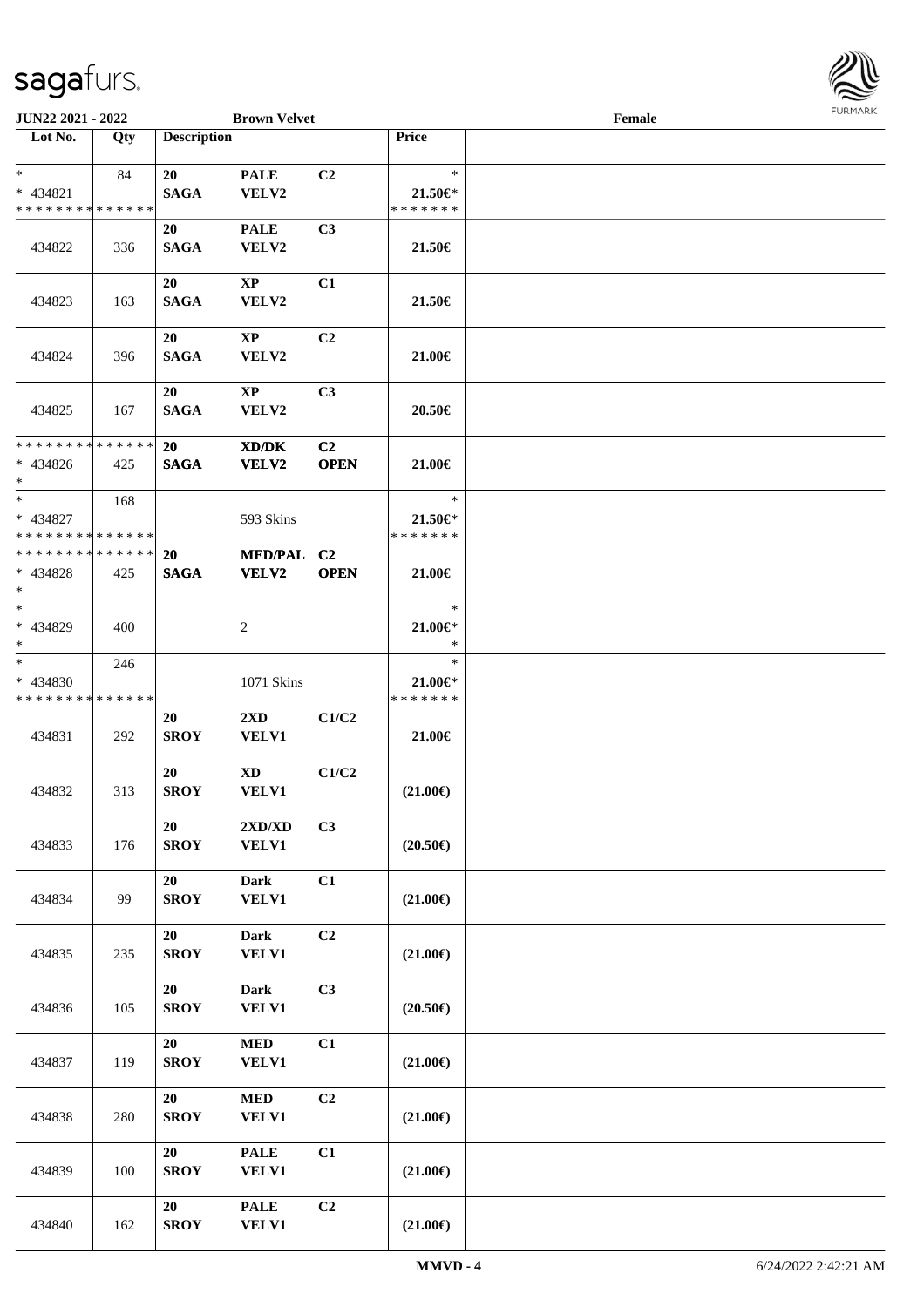| Lot No. | Qty | Description | | | Price | |
|---|---|---|---|---|---|---|
| * | 84 | 20 | PALE | C2 | * | |
| * 434821 | | SAGA | VELV2 | | 21.50€* | |
| * * * * * * * * * * * * * * | | | | | * * * * * * * | |
| 434822 | 336 | 20 SAGA | PALE VELV2 | C3 | 21.50€ | |
| 434823 | 163 | 20 SAGA | XP VELV2 | C1 | 21.50€ | |
| 434824 | 396 | 20 SAGA | XP VELV2 | C2 | 21.00€ | |
| 434825 | 167 | 20 SAGA | XP VELV2 | C3 | 20.50€ | |
| * * * * * * * * * * * * * * | | 20 | XD/DK | C2 | | |
| * 434826 | 425 | SAGA | VELV2 | OPEN | 21.00€ | |
| * | | | | | | |
| * | 168 | | | | * | |
| * 434827 | | | 593 Skins | | 21.50€* | |
| * * * * * * * * * * * * * * | | | | | * * * * * * * | |
| * * * * * * * * * * * * * * | | 20 | MED/PAL | C2 | | |
| * 434828 | 425 | SAGA | VELV2 | OPEN | 21.00€ | |
| * | | | | | | |
| * | | | | | * | |
| * 434829 | 400 | | 2 | | 21.00€* | |
| * | | | | | * | |
| * | 246 | | | | * | |
| * 434830 | | | 1071 Skins | | 21.00€* | |
| * * * * * * * * * * * * * * | | | | | * * * * * * * | |
| 434831 | 292 | 20 SROY | 2XD VELV1 | C1/C2 | 21.00€ | |
| 434832 | 313 | 20 SROY | XD VELV1 | C1/C2 | (21.00€) | |
| 434833 | 176 | 20 SROY | 2XD/XD VELV1 | C3 | (20.50€) | |
| 434834 | 99 | 20 SROY | Dark VELV1 | C1 | (21.00€) | |
| 434835 | 235 | 20 SROY | Dark VELV1 | C2 | (21.00€) | |
| 434836 | 105 | 20 SROY | Dark VELV1 | C3 | (20.50€) | |
| 434837 | 119 | 20 SROY | MED VELV1 | C1 | (21.00€) | |
| 434838 | 280 | 20 SROY | MED VELV1 | C2 | (21.00€) | |
| 434839 | 100 | 20 SROY | PALE VELV1 | C1 | (21.00€) | |
| 434840 | 162 | 20 SROY | PALE VELV1 | C2 | (21.00€) | |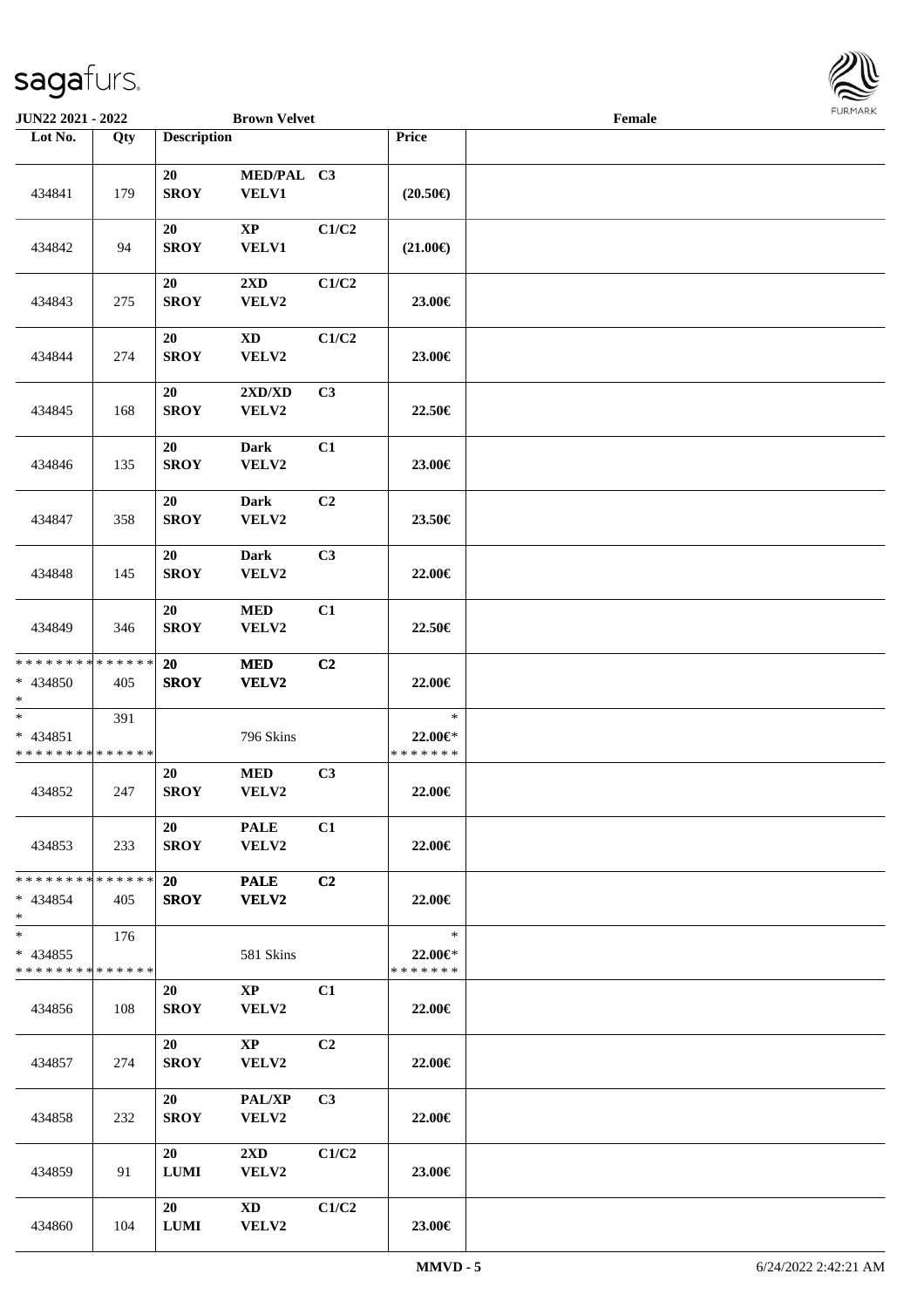| Lot No. | Qty | Description | | | Price | |
|---|---|---|---|---|---|---|
| 434841 | 179 | 20 SROY | MED/PAL VELV1 | C3 | (20.50€) | |
| 434842 | 94 | 20 SROY | XP VELV1 | C1/C2 | (21.00€) | |
| 434843 | 275 | 20 SROY | 2XD VELV2 | C1/C2 | 23.00€ | |
| 434844 | 274 | 20 SROY | XD VELV2 | C1/C2 | 23.00€ | |
| 434845 | 168 | 20 SROY | 2XD/XD VELV2 | C3 | 22.50€ | |
| 434846 | 135 | 20 SROY | Dark VELV2 | C1 | 23.00€ | |
| 434847 | 358 | 20 SROY | Dark VELV2 | C2 | 23.50€ | |
| 434848 | 145 | 20 SROY | Dark VELV2 | C3 | 22.00€ | |
| 434849 | 346 | 20 SROY | MED VELV2 | C1 | 22.50€ | |
| * * * * * * * * * * * * * * * 434850 * | 405 | 20 SROY | MED VELV2 | C2 | 22.00€ | |
| * * 434851 * * * * * * * * * * * * * * | 391 | | 796 Skins | | * 22.00€* * * * * * * * | |
| 434852 | 247 | 20 SROY | MED VELV2 | C3 | 22.00€ | |
| 434853 | 233 | 20 SROY | PALE VELV2 | C1 | 22.00€ | |
| * * * * * * * * * * * * * * * 434854 * | 405 | 20 SROY | PALE VELV2 | C2 | 22.00€ | |
| * * 434855 * * * * * * * * * * * * * * | 176 | | 581 Skins | | * 22.00€* * * * * * * * | |
| 434856 | 108 | 20 SROY | XP VELV2 | C1 | 22.00€ | |
| 434857 | 274 | 20 SROY | XP VELV2 | C2 | 22.00€ | |
| 434858 | 232 | 20 SROY | PAL/XP VELV2 | C3 | 22.00€ | |
| 434859 | 91 | 20 LUMI | 2XD VELV2 | C1/C2 | 23.00€ | |
| 434860 | 104 | 20 LUMI | XD VELV2 | C1/C2 | 23.00€ | |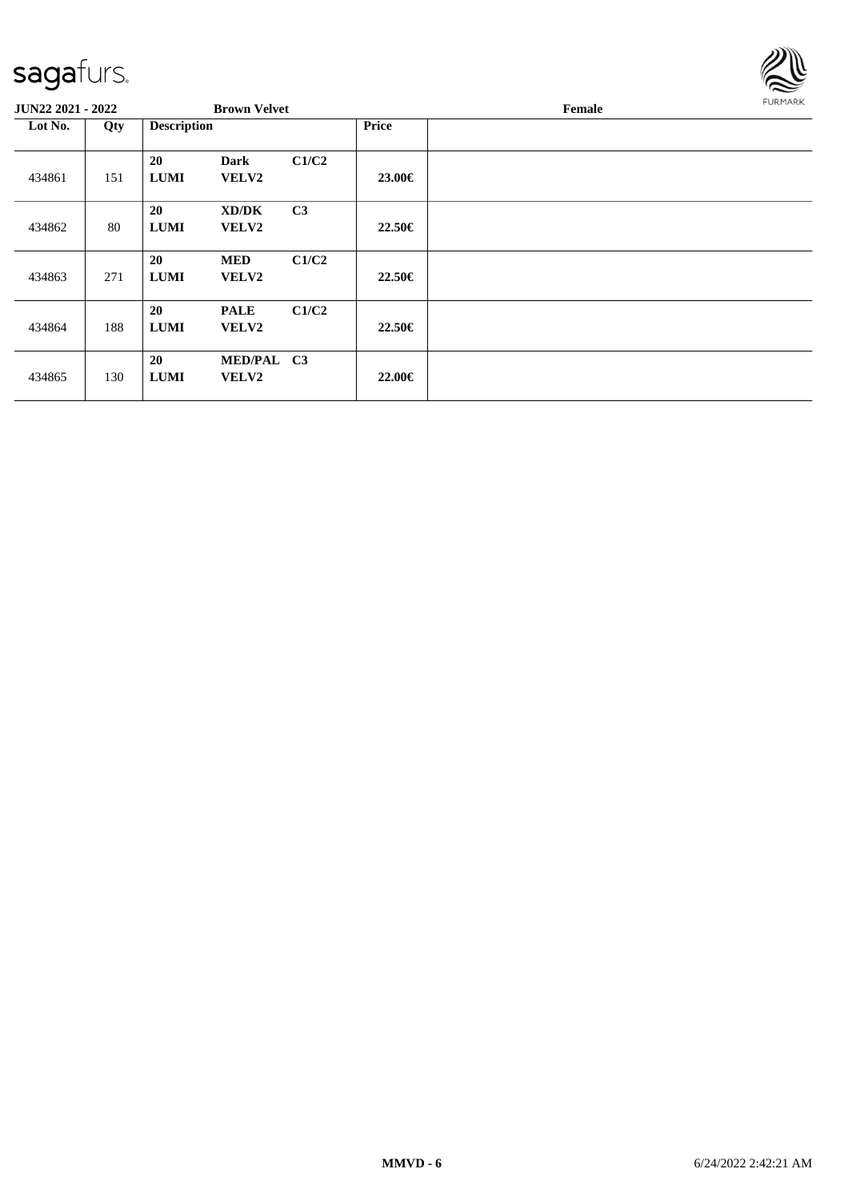**JUN22 2021 - 2022** | **Brown Velvet** | **Female**

| Lot No. | Qty | Description | | | Price | |
|---|---|---|---|---|---|---|
| 434861 | 151 | 20 LUMI | Dark VELV2 | C1/C2 | 23.00€ | |
| 434862 | 80 | 20 LUMI | XD/DK VELV2 | C3 | 22.50€ | |
| 434863 | 271 | 20 LUMI | MED VELV2 | C1/C2 | 22.50€ | |
| 434864 | 188 | 20 LUMI | PALE VELV2 | C1/C2 | 22.50€ | |
| 434865 | 130 | 20 LUMI | MED/PAL VELV2 | C3 | 22.00€ | |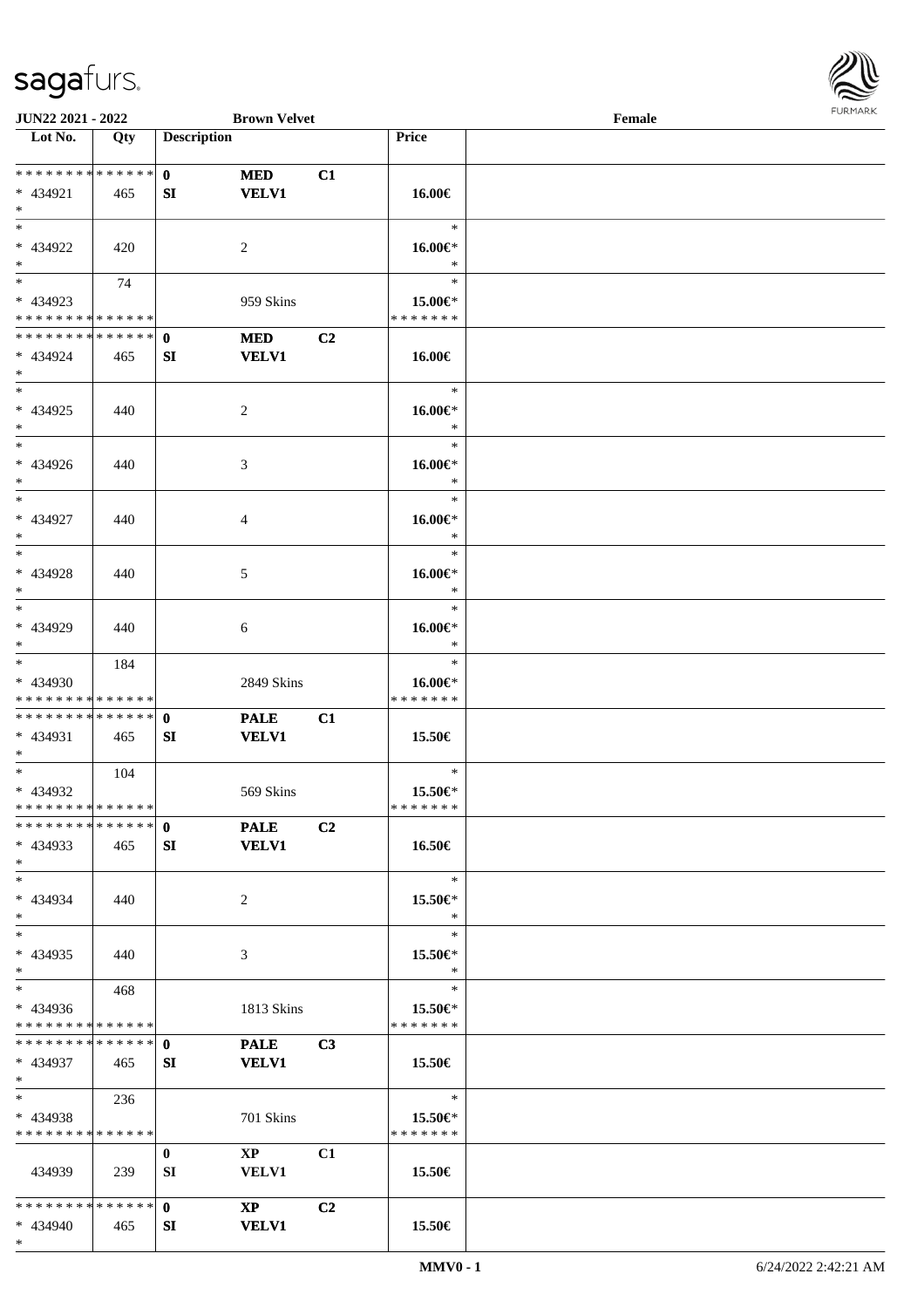**JUN22 2021 - 2022** **Brown Velvet** **Female**

| Lot No. | Qty | Description | | | Price | |
|---|---|---|---|---|---|---|
| * * * * * * * * * * * * * * | | 0 | MED | C1 | | |
| * 434921 | 465 | SI | VELV1 | | 16.00€ | |
| * | | | | | | |
| * | | | | | * | |
| * 434922 | 420 | | 2 | | 16.00€* | |
| * | | | | | * | |
| * | 74 | | | | * | |
| * 434923 | | | 959 Skins | | 15.00€* | |
| * * * * * * * * * * * * * * | | | | | * * * * * * * | |
| * * * * * * * * * * * * * * | | 0 | MED | C2 | | |
| * 434924 | 465 | SI | VELV1 | | 16.00€ | |
| * | | | | | | |
| * | | | | | * | |
| * 434925 | 440 | | 2 | | 16.00€* | |
| * | | | | | * | |
| * | | | | | * | |
| * 434926 | 440 | | 3 | | 16.00€* | |
| * | | | | | * | |
| * | | | | | * | |
| * 434927 | 440 | | 4 | | 16.00€* | |
| * | | | | | * | |
| * | | | | | * | |
| * 434928 | 440 | | 5 | | 16.00€* | |
| * | | | | | * | |
| * | | | | | * | |
| * 434929 | 440 | | 6 | | 16.00€* | |
| * | | | | | * | |
| * | 184 | | | | * | |
| * 434930 | | | 2849 Skins | | 16.00€* | |
| * * * * * * * * * * * * * * | | | | | * * * * * * * | |
| * * * * * * * * * * * * * * | | 0 | PALE | C1 | | |
| * 434931 | 465 | SI | VELV1 | | 15.50€ | |
| * | | | | | | |
| * | 104 | | | | * | |
| * 434932 | | | 569 Skins | | 15.50€* | |
| * * * * * * * * * * * * * * | | | | | * * * * * * * | |
| * * * * * * * * * * * * * * | | 0 | PALE | C2 | | |
| * 434933 | 465 | SI | VELV1 | | 16.50€ | |
| * | | | | | | |
| * | | | | | * | |
| * 434934 | 440 | | 2 | | 15.50€* | |
| * | | | | | * | |
| * | | | | | * | |
| * 434935 | 440 | | 3 | | 15.50€* | |
| * | | | | | * | |
| * | 468 | | | | * | |
| * 434936 | | | 1813 Skins | | 15.50€* | |
| * * * * * * * * * * * * * * | | | | | * * * * * * * | |
| * * * * * * * * * * * * * * | | 0 | PALE | C3 | | |
| * 434937 | 465 | SI | VELV1 | | 15.50€ | |
| * | | | | | | |
| * | 236 | | | | * | |
| * 434938 | | | 701 Skins | | 15.50€* | |
| * * * * * * * * * * * * * * | | | | | * * * * * * * | |
| | | 0 | XP | C1 | | |
| 434939 | 239 | SI | VELV1 | | 15.50€ | |
| * * * * * * * * * * * * * * | | 0 | XP | C2 | | |
| * 434940 | 465 | SI | VELV1 | | 15.50€ | |
| * | | | | | | |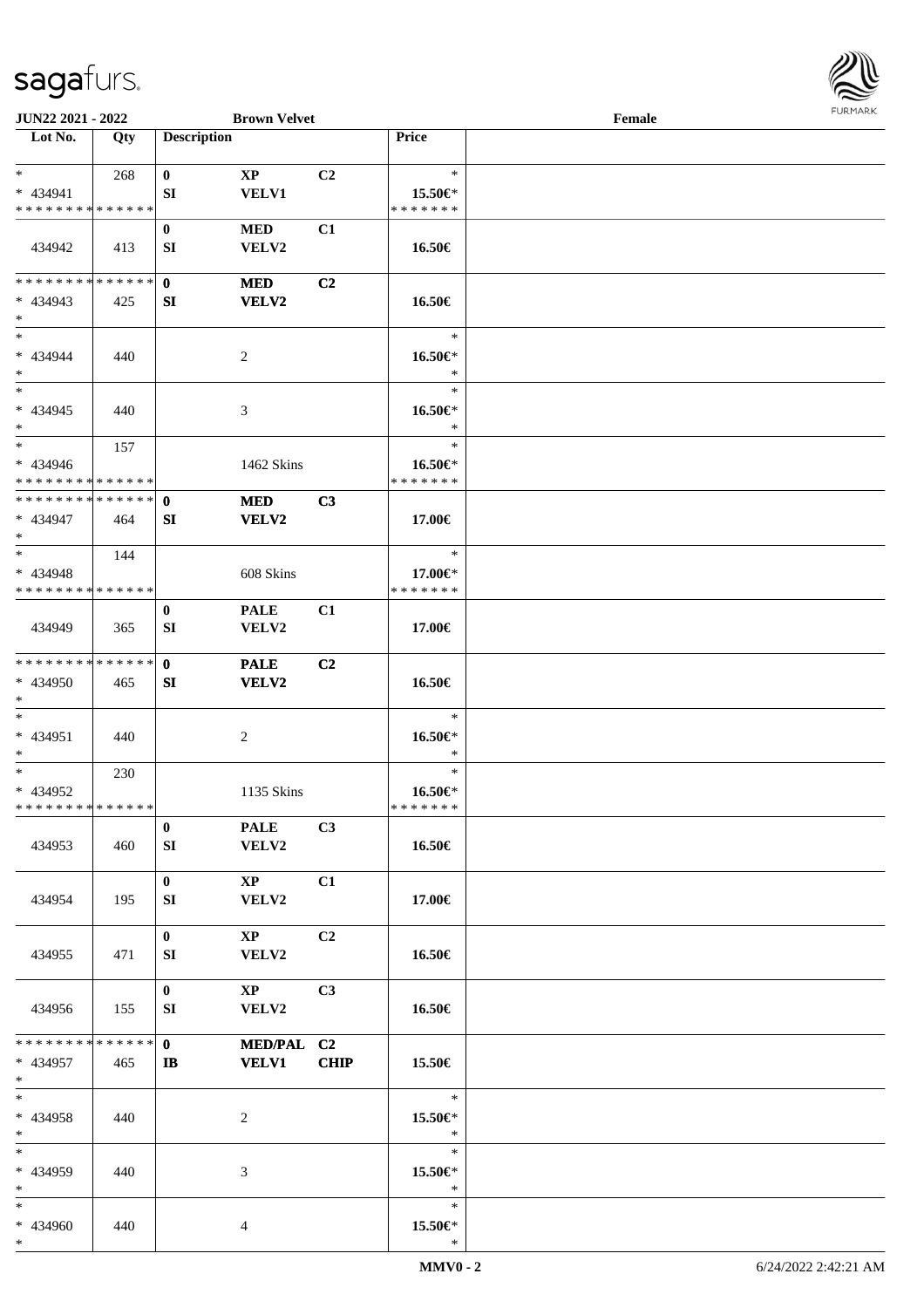**JUN22 2021 - 2022** **Brown Velvet** **Female**

| Lot No. | Qty | Description | | | Price | |
|---|---|---|---|---|---|---|
| * | 268 | **0** | **XP** | **C2** | * | |
| * 434941 | | **SI** | **VELV1** | | 15.50€* | |
| * * * * * * * * * * * * * * | | | | | * * * * * * * | |
| | | **0** | **MED** | **C1** | | |
| 434942 | 413 | **SI** | **VELV2** | | **16.50€** | |
| * * * * * * * * * * * * * * | | **0** | **MED** | **C2** | | |
| * 434943 | 425 | **SI** | **VELV2** | | **16.50€** | |
| * | | | | | | |
| * | | | | | * | |
| * 434944 | 440 | | 2 | | 16.50€* | |
| * | | | | | * | |
| * | | | | | * | |
| * 434945 | 440 | | 3 | | 16.50€* | |
| * | | | | | * | |
| * | 157 | | | | * | |
| * 434946 | | | 1462 Skins | | 16.50€* | |
| * * * * * * * * * * * * * * | | | | | * * * * * * * | |
| * * * * * * * * * * * * * * | | **0** | **MED** | **C3** | | |
| * 434947 | 464 | **SI** | **VELV2** | | **17.00€** | |
| * | | | | | | |
| * | 144 | | | | * | |
| * 434948 | | | 608 Skins | | 17.00€* | |
| * * * * * * * * * * * * * * | | | | | * * * * * * * | |
| | | **0** | **PALE** | **C1** | | |
| 434949 | 365 | **SI** | **VELV2** | | **17.00€** | |
| * * * * * * * * * * * * * * | | **0** | **PALE** | **C2** | | |
| * 434950 | 465 | **SI** | **VELV2** | | **16.50€** | |
| * | | | | | | |
| * | | | | | * | |
| * 434951 | 440 | | 2 | | 16.50€* | |
| * | | | | | * | |
| * | 230 | | | | * | |
| * 434952 | | | 1135 Skins | | 16.50€* | |
| * * * * * * * * * * * * * * | | | | | * * * * * * * | |
| | | **0** | **PALE** | **C3** | | |
| 434953 | 460 | **SI** | **VELV2** | | **16.50€** | |
| | | **0** | **XP** | **C1** | | |
| 434954 | 195 | **SI** | **VELV2** | | **17.00€** | |
| | | **0** | **XP** | **C2** | | |
| 434955 | 471 | **SI** | **VELV2** | | **16.50€** | |
| | | **0** | **XP** | **C3** | | |
| 434956 | 155 | **SI** | **VELV2** | | **16.50€** | |
| * * * * * * * * * * * * * * | | **0** | **MED/PAL** | **C2** | | |
| * 434957 | 465 | **IB** | **VELV1** | **CHIP** | **15.50€** | |
| * | | | | | | |
| * | | | | | * | |
| * 434958 | 440 | | 2 | | 15.50€* | |
| * | | | | | * | |
| * | | | | | * | |
| * 434959 | 440 | | 3 | | 15.50€* | |
| * | | | | | * | |
| * | | | | | * | |
| * 434960 | 440 | | 4 | | 15.50€* | |
| * | | | | | * | |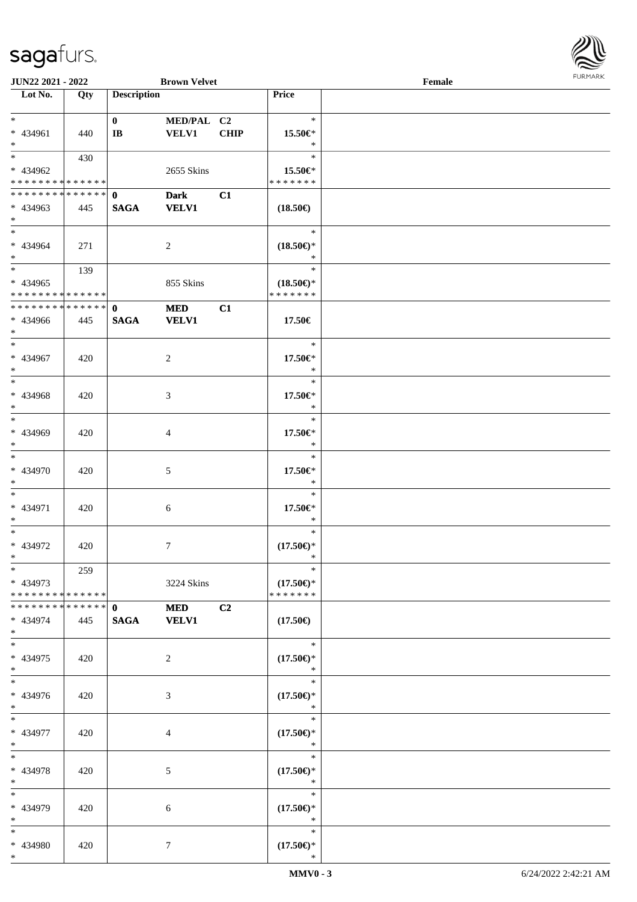JUN22 2021 - 2022 | Brown Velvet | Female

| Lot No. | Qty | Description | | | Price | |
|---|---|---|---|---|---|---|
| * | | 0 | MED/PAL | C2 | * | |
| * 434961 | 440 | IB | VELV1 | CHIP | 15.50€* | |
| * | | | | | * | |
| * | 430 | | | | * | |
| * 434962 | | | 2655 Skins | | 15.50€* | |
| * * * * * * * * * * * * * * | | | | | * * * * * * * | |
| * * * * * * * * * * * * * * | | 0 | Dark | C1 | | |
| * 434963 | 445 | SAGA | VELV1 | | (18.50€) | |
| * | | | | | | |
| * | | | | | * | |
| * 434964 | 271 | | 2 | | (18.50€)* | |
| * | | | | | * | |
| * | 139 | | | | * | |
| * 434965 | | | 855 Skins | | (18.50€)* | |
| * * * * * * * * * * * * * * | | | | | * * * * * * * | |
| * * * * * * * * * * * * * * | | 0 | MED | C1 | | |
| * 434966 | 445 | SAGA | VELV1 | | 17.50€ | |
| * | | | | | | |
| * | | | | | * | |
| * 434967 | 420 | | 2 | | 17.50€* | |
| * | | | | | * | |
| * | | | | | * | |
| * 434968 | 420 | | 3 | | 17.50€* | |
| * | | | | | * | |
| * | | | | | * | |
| * 434969 | 420 | | 4 | | 17.50€* | |
| * | | | | | * | |
| * | | | | | * | |
| * 434970 | 420 | | 5 | | 17.50€* | |
| * | | | | | * | |
| * | | | | | * | |
| * 434971 | 420 | | 6 | | 17.50€* | |
| * | | | | | * | |
| * | | | | | * | |
| * 434972 | 420 | | 7 | | (17.50€)* | |
| * | | | | | * | |
| * | 259 | | | | * | |
| * 434973 | | | 3224 Skins | | (17.50€)* | |
| * * * * * * * * * * * * * * | | | | | * * * * * * * | |
| * * * * * * * * * * * * * * | | 0 | MED | C2 | | |
| * 434974 | 445 | SAGA | VELV1 | | (17.50€) | |
| * | | | | | | |
| * | | | | | * | |
| * 434975 | 420 | | 2 | | (17.50€)* | |
| * | | | | | * | |
| * | | | | | * | |
| * 434976 | 420 | | 3 | | (17.50€)* | |
| * | | | | | * | |
| * | | | | | * | |
| * 434977 | 420 | | 4 | | (17.50€)* | |
| * | | | | | * | |
| * | | | | | * | |
| * 434978 | 420 | | 5 | | (17.50€)* | |
| * | | | | | * | |
| * | | | | | * | |
| * 434979 | 420 | | 6 | | (17.50€)* | |
| * | | | | | * | |
| * | | | | | * | |
| * 434980 | 420 | | 7 | | (17.50€)* | |
| * | | | | | * | |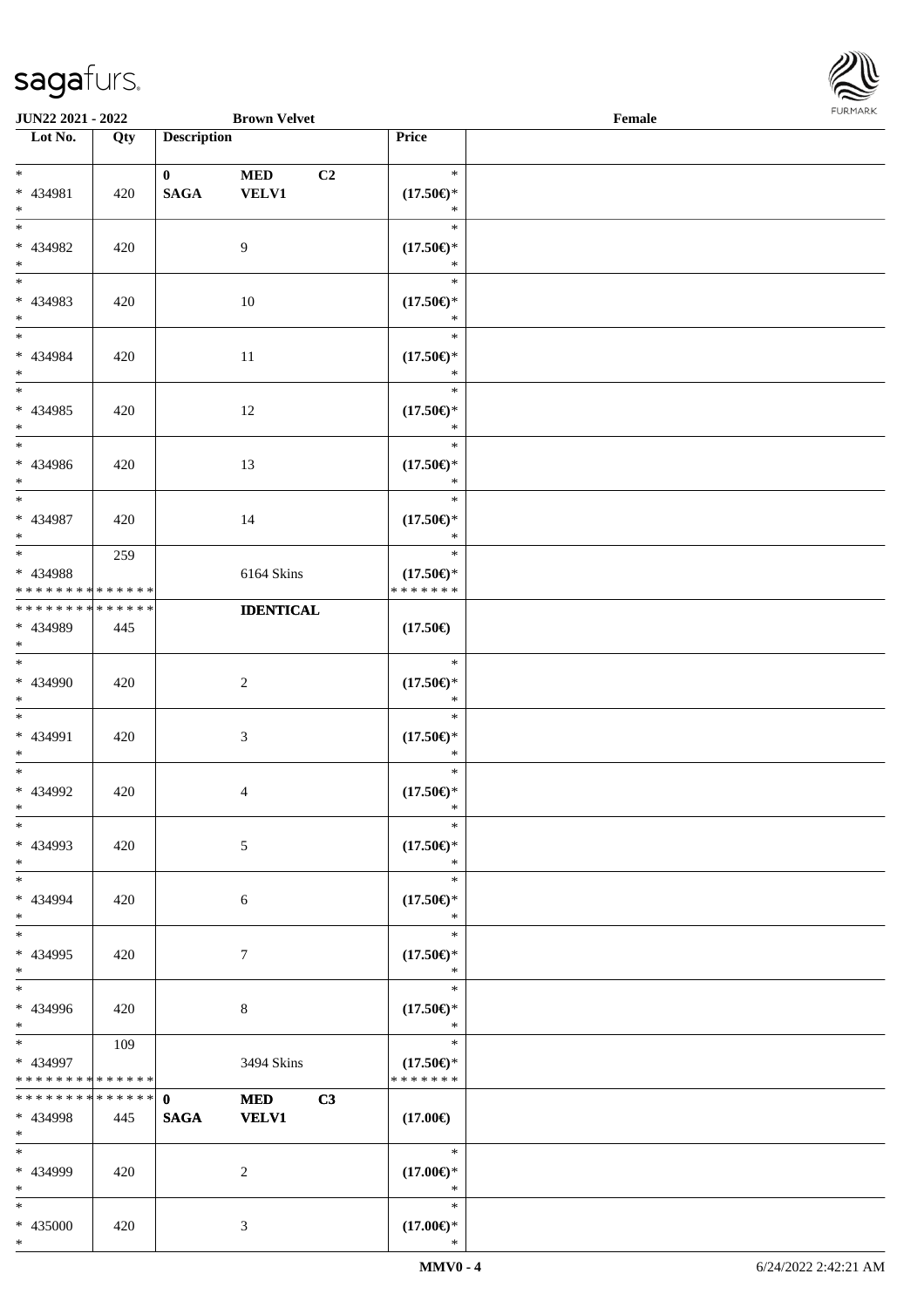| Lot No. | Qty | Description | | | Price | |
|---|---|---|---|---|---|---|
| * <br> * 434981 <br> * | 420 | 0 <br> SAGA | MED <br> VELV1 | C2 | * <br> (17.50€)* <br> * | |
| * <br> * 434982 <br> * | 420 | | 9 | | * <br> (17.50€)* <br> * | |
| * <br> * 434983 <br> * | 420 | | 10 | | * <br> (17.50€)* <br> * | |
| * <br> * 434984 <br> * | 420 | | 11 | | * <br> (17.50€)* <br> * | |
| * <br> * 434985 <br> * | 420 | | 12 | | * <br> (17.50€)* <br> * | |
| * <br> * 434986 <br> * | 420 | | 13 | | * <br> (17.50€)* <br> * | |
| * <br> * 434987 <br> * | 420 | | 14 | | * <br> (17.50€)* <br> * | |
| * <br> * 434988 <br> * * * * * * * * * * * * * * | 259 | | 6164 Skins | | * <br> (17.50€)* <br> * * * * * * * | |
| * * * * * * * * * * * * * * <br> * 434989 <br> * | 445 | | IDENTICAL | | (17.50€) | |
| * <br> * 434990 <br> * | 420 | | 2 | | * <br> (17.50€)* <br> * | |
| * <br> * 434991 <br> * | 420 | | 3 | | * <br> (17.50€)* <br> * | |
| * <br> * 434992 <br> * | 420 | | 4 | | * <br> (17.50€)* <br> * | |
| * <br> * 434993 <br> * | 420 | | 5 | | * <br> (17.50€)* <br> * | |
| * <br> * 434994 <br> * | 420 | | 6 | | * <br> (17.50€)* <br> * | |
| * <br> * 434995 <br> * | 420 | | 7 | | * <br> (17.50€)* <br> * | |
| * <br> * 434996 <br> * | 420 | | 8 | | * <br> (17.50€)* <br> * | |
| * <br> * 434997 <br> * * * * * * * * * * * * * * | 109 | | 3494 Skins | | * <br> (17.50€)* <br> * * * * * * * | |
| * * * * * * * * * * * * * * <br> * 434998 <br> * | 445 | 0 <br> SAGA | MED <br> VELV1 | C3 | (17.00€) | |
| * <br> * 434999 <br> * | 420 | | 2 | | * <br> (17.00€)* <br> * | |
| * <br> * 435000 <br> * | 420 | | 3 | | * <br> (17.00€)* <br> * | |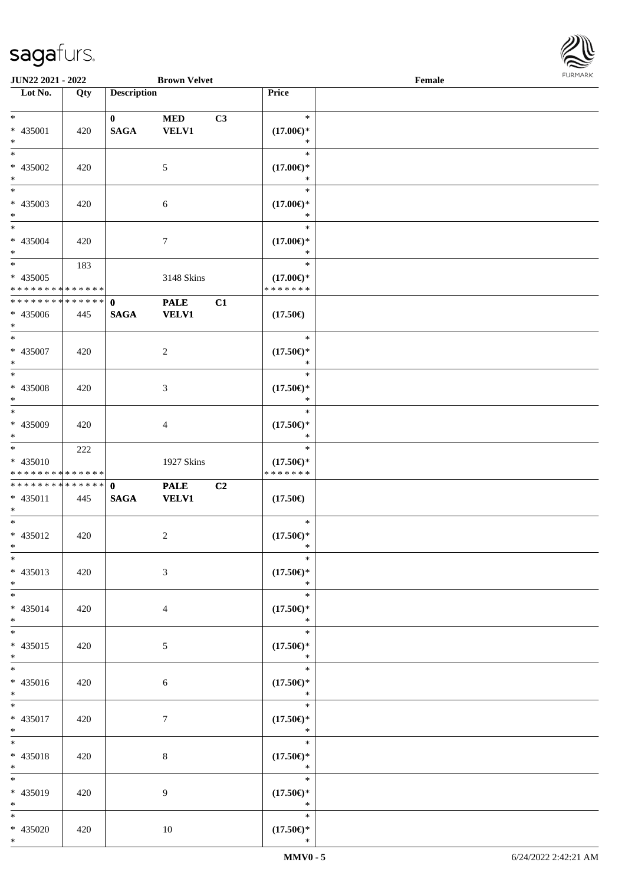JUN22 2021 - 2022 Brown Velvet Female

| Lot No. | Qty | Description | | | Price | |
|---|---|---|---|---|---|---|
| * | | 0 | MED | C3 | * | |
| * 435001 | 420 | SAGA | VELV1 | | (17.00€)* | |
| * | | | | | * | |
| * 435002 | 420 | | 5 | | (17.00€)* | |
| * | | | | | * | |
| * 435003 | 420 | | 6 | | (17.00€)* | |
| * | | | | | * | |
| * 435004 | 420 | | 7 | | (17.00€)* | |
| * | 183 | | | | * | |
| * 435005 | | | 3148 Skins | | (17.00€)* | |
| * * * * * * * * * * * * * * | | | | | * * * * * * * | |
| * * * * * * * * * * * * * * | | 0 | PALE | C1 | | |
| * 435006 | 445 | SAGA | VELV1 | | (17.50€) | |
| * | | | | | * | |
| * 435007 | 420 | | 2 | | (17.50€)* | |
| * | | | | | * | |
| * 435008 | 420 | | 3 | | (17.50€)* | |
| * | | | | | * | |
| * 435009 | 420 | | 4 | | (17.50€)* | |
| * | 222 | | | | * | |
| * 435010 | | | 1927 Skins | | (17.50€)* | |
| * * * * * * * * * * * * * * | | | | | * * * * * * * | |
| * * * * * * * * * * * * * * | | 0 | PALE | C2 | | |
| * 435011 | 445 | SAGA | VELV1 | | (17.50€) | |
| * | | | | | * | |
| * 435012 | 420 | | 2 | | (17.50€)* | |
| * | | | | | * | |
| * 435013 | 420 | | 3 | | (17.50€)* | |
| * | | | | | * | |
| * 435014 | 420 | | 4 | | (17.50€)* | |
| * | | | | | * | |
| * 435015 | 420 | | 5 | | (17.50€)* | |
| * | | | | | * | |
| * 435016 | 420 | | 6 | | (17.50€)* | |
| * | | | | | * | |
| * 435017 | 420 | | 7 | | (17.50€)* | |
| * | | | | | * | |
| * 435018 | 420 | | 8 | | (17.50€)* | |
| * | | | | | * | |
| * 435019 | 420 | | 9 | | (17.50€)* | |
| * | | | | | * | |
| * 435020 | 420 | | 10 | | (17.50€)* | |
| * | | | | | * | |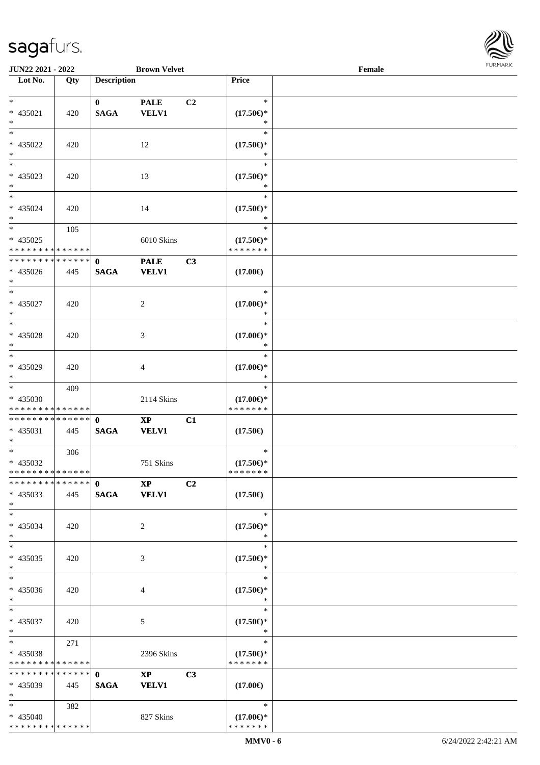**JUN22 2021 - 2022** **Brown Velvet** **Female**

| Lot No. | Qty | Description | | | Price | |
|---|---|---|---|---|---|---|
| * <br> * 435021 <br> * | 420 | **0** <br> **SAGA** | **PALE** <br> **VELV1** | **C2** | * <br> **(17.50€)*** <br> * | |
| * <br> * 435022 <br> * | 420 | | 12 | | * <br> **(17.50€)*** <br> * | |
| * <br> * 435023 <br> * | 420 | | 13 | | * <br> **(17.50€)*** <br> * | |
| * <br> * 435024 <br> * | 420 | | 14 | | * <br> **(17.50€)*** <br> * | |
| * <br> * 435025 <br> * * * * * * * * * * * * * * | 105 | | 6010 Skins | | * <br> **(17.50€)*** <br> * * * * * * * | |
| * * * * * * * * * * * * * * <br> * 435026 <br> * | 445 | **0** <br> **SAGA** | **PALE** <br> **VELV1** | **C3** | **(17.00€)** | |
| * <br> * 435027 <br> * | 420 | | 2 | | * <br> **(17.00€)*** <br> * | |
| * <br> * 435028 <br> * | 420 | | 3 | | * <br> **(17.00€)*** <br> * | |
| * <br> * 435029 <br> * | 420 | | 4 | | * <br> **(17.00€)*** <br> * | |
| * <br> * 435030 <br> * * * * * * * * * * * * * * | 409 | | 2114 Skins | | * <br> **(17.00€)*** <br> * * * * * * * | |
| * * * * * * * * * * * * * * <br> * 435031 <br> * | 445 | **0** <br> **SAGA** | **XP** <br> **VELV1** | **C1** | **(17.50€)** | |
| * <br> * 435032 <br> * * * * * * * * * * * * * * | 306 | | 751 Skins | | * <br> **(17.50€)*** <br> * * * * * * * | |
| * * * * * * * * * * * * * * <br> * 435033 <br> * | 445 | **0** <br> **SAGA** | **XP** <br> **VELV1** | **C2** | **(17.50€)** | |
| * <br> * 435034 <br> * | 420 | | 2 | | * <br> **(17.50€)*** <br> * | |
| * <br> * 435035 <br> * | 420 | | 3 | | * <br> **(17.50€)*** <br> * | |
| * <br> * 435036 <br> * | 420 | | 4 | | * <br> **(17.50€)*** <br> * | |
| * <br> * 435037 <br> * | 420 | | 5 | | * <br> **(17.50€)*** <br> * | |
| * <br> * 435038 <br> * * * * * * * * * * * * * * | 271 | | 2396 Skins | | * <br> **(17.50€)*** <br> * * * * * * * | |
| * * * * * * * * * * * * * * <br> * 435039 <br> * | 445 | **0** <br> **SAGA** | **XP** <br> **VELV1** | **C3** | **(17.00€)** | |
| * <br> * 435040 <br> * * * * * * * * * * * * * * | 382 | | 827 Skins | | * <br> **(17.00€)*** <br> * * * * * * * | |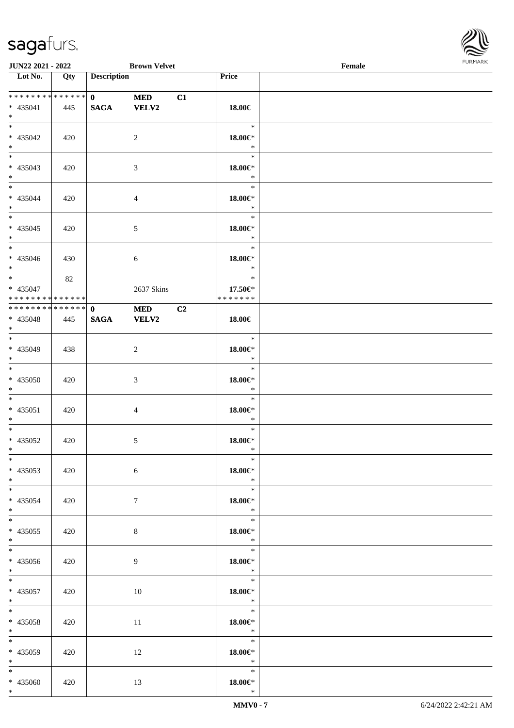| Lot No. | Qty | Description | | | Price | |
|---|---|---|---|---|---|---|
| * * * * * * * * * * * * * * | | 0 | MED | C1 | | |
| * 435041 | 445 | SAGA | VELV2 | | 18.00€ | |
| * | | | | | | |
| * 435042 | 420 | | 2 | | 18.00€* | |
| * 435043 | 420 | | 3 | | 18.00€* | |
| * 435044 | 420 | | 4 | | 18.00€* | |
| * 435045 | 420 | | 5 | | 18.00€* | |
| * 435046 | 430 | | 6 | | 18.00€* | |
| * 435047 | 82 | | 2637 Skins | | 17.50€* | |
| * * * * * * * * * * * * * * | | | | | * * * * * * * | |
| * * * * * * * * * * * * * * | | 0 | MED | C2 | | |
| * 435048 | 445 | SAGA | VELV2 | | 18.00€ | |
| * 435049 | 438 | | 2 | | 18.00€* | |
| * 435050 | 420 | | 3 | | 18.00€* | |
| * 435051 | 420 | | 4 | | 18.00€* | |
| * 435052 | 420 | | 5 | | 18.00€* | |
| * 435053 | 420 | | 6 | | 18.00€* | |
| * 435054 | 420 | | 7 | | 18.00€* | |
| * 435055 | 420 | | 8 | | 18.00€* | |
| * 435056 | 420 | | 9 | | 18.00€* | |
| * 435057 | 420 | | 10 | | 18.00€* | |
| * 435058 | 420 | | 11 | | 18.00€* | |
| * 435059 | 420 | | 12 | | 18.00€* | |
| * 435060 | 420 | | 13 | | 18.00€* | |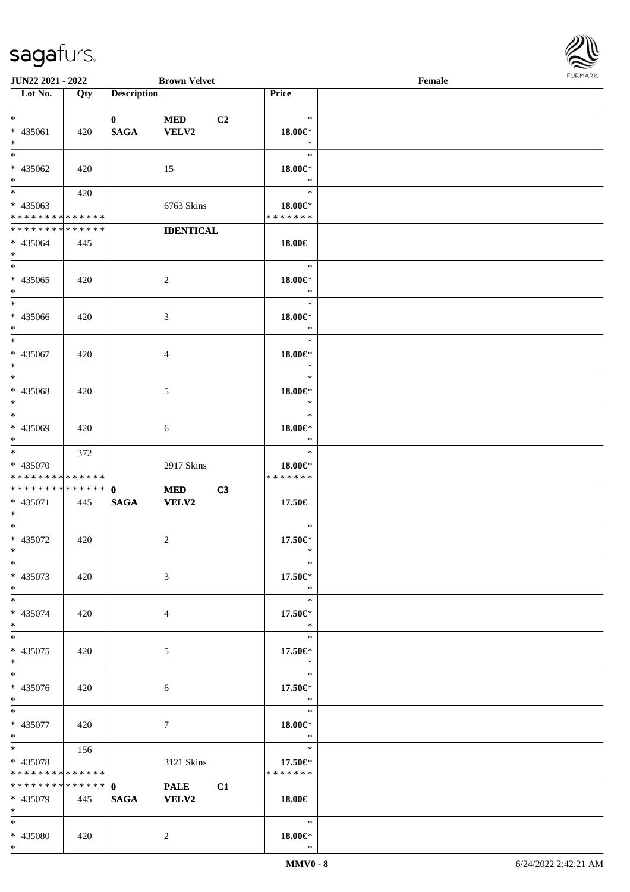| Lot No. | Qty | Description | | | Price | |
|---|---|---|---|---|---|---|
| * | | 0 | MED | C2 | * | |
| * 435061 | 420 | SAGA | VELV2 | | 18.00€* | |
| * | | | | | * | |
| * | | | | | * | |
| * 435062 | 420 | | 15 | | 18.00€* | |
| * | | | | | * | |
| * | 420 | | | | * | |
| * 435063 | | | 6763 Skins | | 18.00€* | |
| * * * * * * * * * * * * * * | | | | | * * * * * * * | |
| * * * * * * * * * * * * * * | | | IDENTICAL | | | |
| * 435064 | 445 | | | | 18.00€ | |
| * | | | | | | |
| * | | | | | * | |
| * 435065 | 420 | | 2 | | 18.00€* | |
| * | | | | | * | |
| * | | | | | * | |
| * 435066 | 420 | | 3 | | 18.00€* | |
| * | | | | | * | |
| * | | | | | * | |
| * 435067 | 420 | | 4 | | 18.00€* | |
| * | | | | | * | |
| * | | | | | * | |
| * 435068 | 420 | | 5 | | 18.00€* | |
| * | | | | | * | |
| * | | | | | * | |
| * 435069 | 420 | | 6 | | 18.00€* | |
| * | | | | | * | |
| * | 372 | | | | * | |
| * 435070 | | | 2917 Skins | | 18.00€* | |
| * * * * * * * * * * * * * * | | | | | * * * * * * * | |
| * * * * * * * * * * * * * * | | 0 | MED | C3 | | |
| * 435071 | 445 | SAGA | VELV2 | | 17.50€ | |
| * | | | | | | |
| * | | | | | * | |
| * 435072 | 420 | | 2 | | 17.50€* | |
| * | | | | | * | |
| * | | | | | * | |
| * 435073 | 420 | | 3 | | 17.50€* | |
| * | | | | | * | |
| * | | | | | * | |
| * 435074 | 420 | | 4 | | 17.50€* | |
| * | | | | | * | |
| * | | | | | * | |
| * 435075 | 420 | | 5 | | 17.50€* | |
| * | | | | | * | |
| * | | | | | * | |
| * 435076 | 420 | | 6 | | 17.50€* | |
| * | | | | | * | |
| * | | | | | * | |
| * 435077 | 420 | | 7 | | 18.00€* | |
| * | | | | | * | |
| * | 156 | | | | * | |
| * 435078 | | | 3121 Skins | | 17.50€* | |
| * * * * * * * * * * * * * * | | | | | * * * * * * * | |
| * * * * * * * * * * * * * * | | 0 | PALE | C1 | | |
| * 435079 | 445 | SAGA | VELV2 | | 18.00€ | |
| * | | | | | | |
| * | | | | | * | |
| * 435080 | 420 | | 2 | | 18.00€* | |
| * | | | | | * | |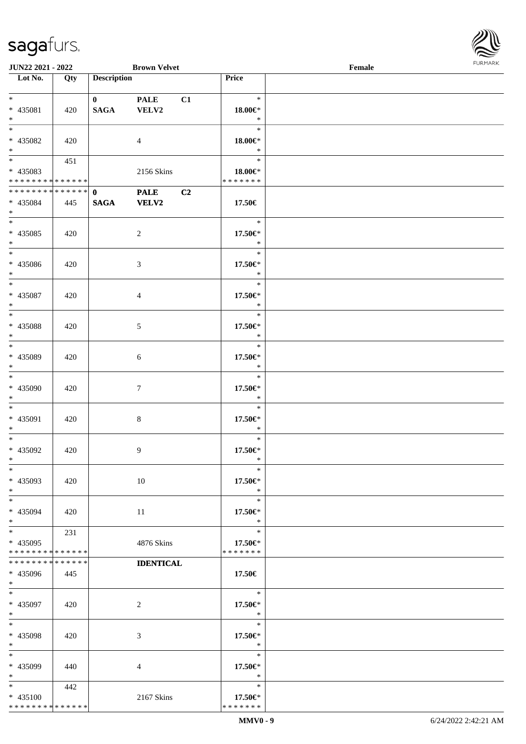JUN22 2021 - 2022 — Brown Velvet — Female

| Lot No. | Qty | Description | | | Price | |
|---|---|---|---|---|---|---|
| * | | 0 | PALE | C1 | * | |
| * 435081 | 420 | SAGA | VELV2 | | 18.00€* | |
| * | | | | | * | |
| * | | | | | * | |
| * 435082 | 420 | | 4 | | 18.00€* | |
| * | | | | | * | |
| * | 451 | | | | * | |
| * 435083 | | | 2156 Skins | | 18.00€* | |
| * * * * * * * * * * * * * * | | | | | * * * * * * * | |
| * * * * * * * * * * * * * * | | 0 | PALE | C2 | | |
| * 435084 | 445 | SAGA | VELV2 | | 17.50€ | |
| * | | | | | | |
| * | | | | | * | |
| * 435085 | 420 | | 2 | | 17.50€* | |
| * | | | | | * | |
| * | | | | | * | |
| * 435086 | 420 | | 3 | | 17.50€* | |
| * | | | | | * | |
| * | | | | | * | |
| * 435087 | 420 | | 4 | | 17.50€* | |
| * | | | | | * | |
| * | | | | | * | |
| * 435088 | 420 | | 5 | | 17.50€* | |
| * | | | | | * | |
| * | | | | | * | |
| * 435089 | 420 | | 6 | | 17.50€* | |
| * | | | | | * | |
| * | | | | | * | |
| * 435090 | 420 | | 7 | | 17.50€* | |
| * | | | | | * | |
| * | | | | | * | |
| * 435091 | 420 | | 8 | | 17.50€* | |
| * | | | | | * | |
| * | | | | | * | |
| * 435092 | 420 | | 9 | | 17.50€* | |
| * | | | | | * | |
| * | | | | | * | |
| * 435093 | 420 | | 10 | | 17.50€* | |
| * | | | | | * | |
| * | | | | | * | |
| * 435094 | 420 | | 11 | | 17.50€* | |
| * | | | | | * | |
| * | 231 | | | | * | |
| * 435095 | | | 4876 Skins | | 17.50€* | |
| * * * * * * * * * * * * * * | | | | | * * * * * * * | |
| * * * * * * * * * * * * * * | | | IDENTICAL | | | |
| * 435096 | 445 | | | | 17.50€ | |
| * | | | | | | |
| * | | | | | * | |
| * 435097 | 420 | | 2 | | 17.50€* | |
| * | | | | | * | |
| * | | | | | * | |
| * 435098 | 420 | | 3 | | 17.50€* | |
| * | | | | | * | |
| * | | | | | * | |
| * 435099 | 440 | | 4 | | 17.50€* | |
| * | | | | | * | |
| * | 442 | | | | * | |
| * 435100 | | | 2167 Skins | | 17.50€* | |
| * * * * * * * * * * * * * * | | | | | * * * * * * * | |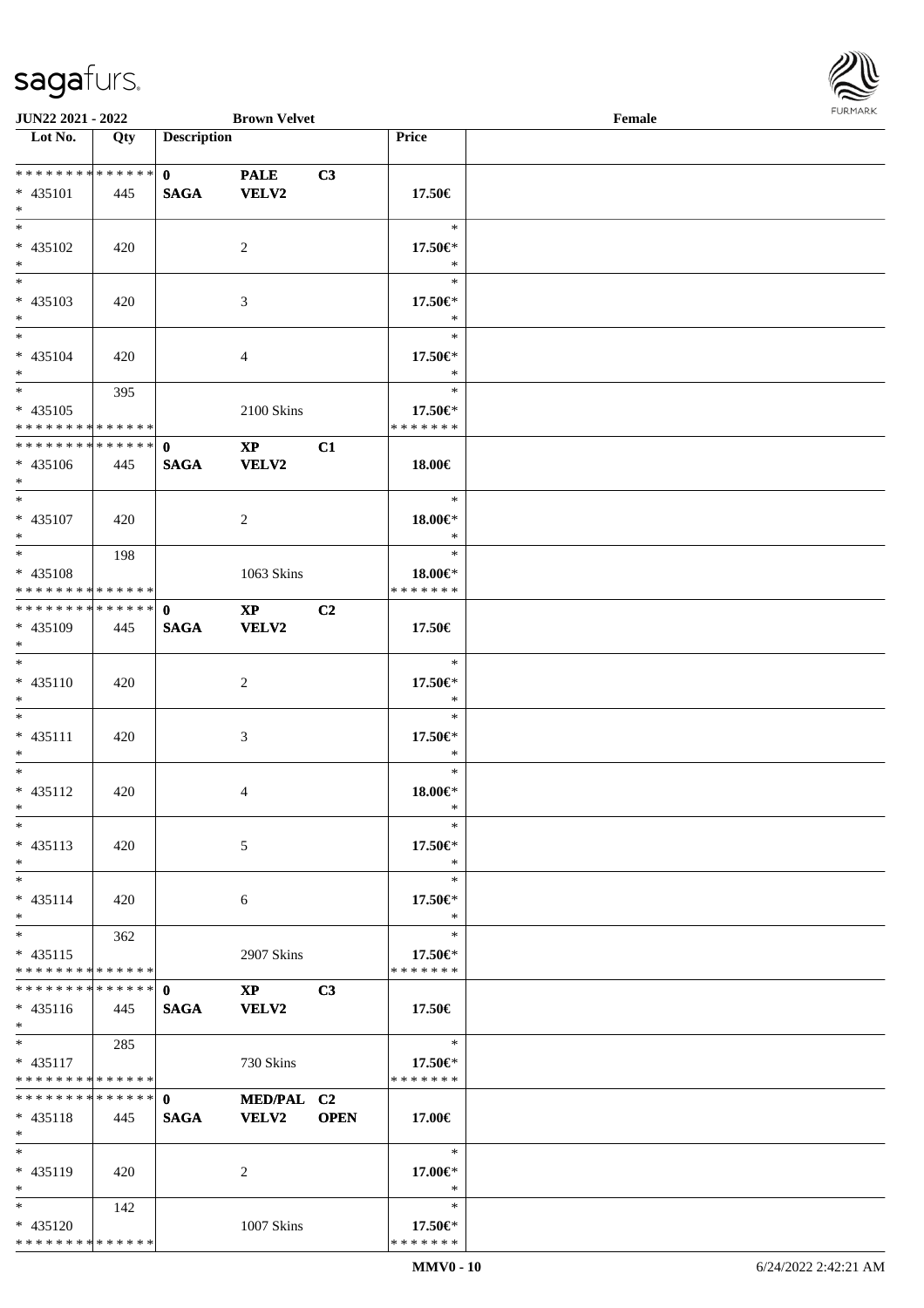| Lot No. | Qty | Description | | | Price | |
|---|---|---|---|---|---|---|
| * * * * * * * * * * * * * * | | 0 | PALE | C3 | | |
| * 435101 | 445 | SAGA | VELV2 | | 17.50€ | |
| * | | | | | | |
| * | | | | | * | |
| * 435102 | 420 | | 2 | | 17.50€* | |
| * | | | | | * | |
| * | | | | | * | |
| * 435103 | 420 | | 3 | | 17.50€* | |
| * | | | | | * | |
| * | | | | | * | |
| * 435104 | 420 | | 4 | | 17.50€* | |
| * | | | | | * | |
| * | 395 | | | | * | |
| * 435105 | | | 2100 Skins | | 17.50€* | |
| * * * * * * * * * * * * * * | | | | | * * * * * * * | |
| * * * * * * * * * * * * * * | | 0 | XP | C1 | | |
| * 435106 | 445 | SAGA | VELV2 | | 18.00€ | |
| * | | | | | | |
| * | | | | | * | |
| * 435107 | 420 | | 2 | | 18.00€* | |
| * | | | | | * | |
| * | 198 | | | | * | |
| * 435108 | | | 1063 Skins | | 18.00€* | |
| * * * * * * * * * * * * * * | | | | | * * * * * * * | |
| * * * * * * * * * * * * * * | | 0 | XP | C2 | | |
| * 435109 | 445 | SAGA | VELV2 | | 17.50€ | |
| * | | | | | | |
| * | | | | | * | |
| * 435110 | 420 | | 2 | | 17.50€* | |
| * | | | | | * | |
| * | | | | | * | |
| * 435111 | 420 | | 3 | | 17.50€* | |
| * | | | | | * | |
| * | | | | | * | |
| * 435112 | 420 | | 4 | | 18.00€* | |
| * | | | | | * | |
| * | | | | | * | |
| * 435113 | 420 | | 5 | | 17.50€* | |
| * | | | | | * | |
| * | | | | | * | |
| * 435114 | 420 | | 6 | | 17.50€* | |
| * | | | | | * | |
| * | 362 | | | | * | |
| * 435115 | | | 2907 Skins | | 17.50€* | |
| * * * * * * * * * * * * * * | | | | | * * * * * * * | |
| * * * * * * * * * * * * * * | | 0 | XP | C3 | | |
| * 435116 | 445 | SAGA | VELV2 | | 17.50€ | |
| * | | | | | | |
| * | 285 | | | | * | |
| * 435117 | | | 730 Skins | | 17.50€* | |
| * * * * * * * * * * * * * * | | | | | * * * * * * * | |
| * * * * * * * * * * * * * * | | 0 | MED/PAL | C2 | | |
| * 435118 | 445 | SAGA | VELV2 | OPEN | 17.00€ | |
| * | | | | | | |
| * | | | | | * | |
| * 435119 | 420 | | 2 | | 17.00€* | |
| * | | | | | * | |
| * | 142 | | | | * | |
| * 435120 | | | 1007 Skins | | 17.50€* | |
| * * * * * * * * * * * * * * | | | | | * * * * * * * | |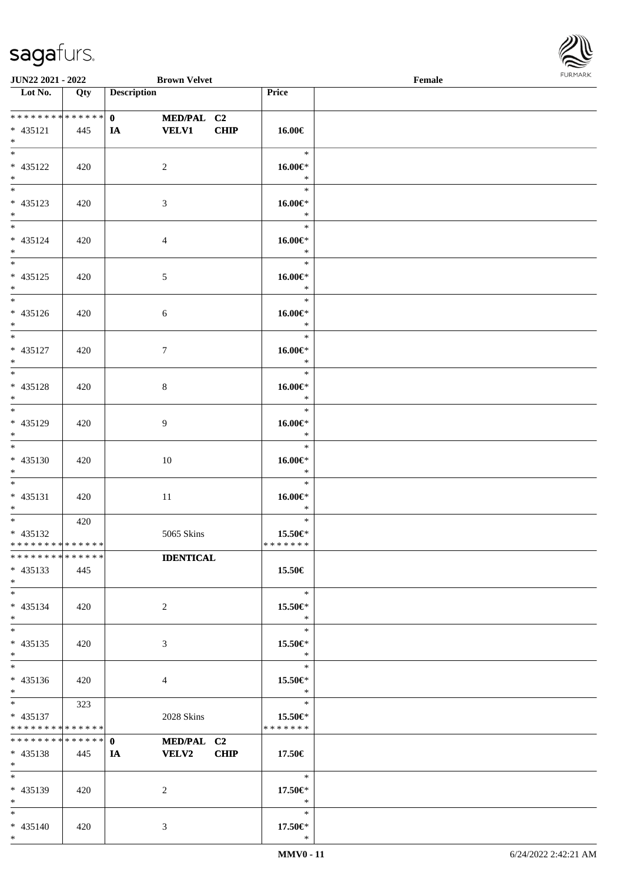| Lot No. | Qty | Description | | | Price | |
|---|---|---|---|---|---|---|
| * * * * * * * * * * * * * * | | 0 | MED/PAL | C2 | | |
| * 435121 | 445 | IA | VELV1 | CHIP | 16.00€ | |
| * | | | | | | |
| * | | | | | * | |
| * 435122 | 420 | | 2 | | 16.00€* | |
| * | | | | | * | |
| * | | | | | * | |
| * 435123 | 420 | | 3 | | 16.00€* | |
| * | | | | | * | |
| * | | | | | * | |
| * 435124 | 420 | | 4 | | 16.00€* | |
| * | | | | | * | |
| * | | | | | * | |
| * 435125 | 420 | | 5 | | 16.00€* | |
| * | | | | | * | |
| * | | | | | * | |
| * 435126 | 420 | | 6 | | 16.00€* | |
| * | | | | | * | |
| * | | | | | * | |
| * 435127 | 420 | | 7 | | 16.00€* | |
| * | | | | | * | |
| * | | | | | * | |
| * 435128 | 420 | | 8 | | 16.00€* | |
| * | | | | | * | |
| * | | | | | * | |
| * 435129 | 420 | | 9 | | 16.00€* | |
| * | | | | | * | |
| * | | | | | * | |
| * 435130 | 420 | | 10 | | 16.00€* | |
| * | | | | | * | |
| * | | | | | * | |
| * 435131 | 420 | | 11 | | 16.00€* | |
| * | | | | | * | |
| * | 420 | | | | * | |
| * 435132 | | | 5065 Skins | | 15.50€* | |
| * * * * * * * * * * * * * * | | | | | * * * * * * * | |
| * * * * * * * * * * * * * * | | | IDENTICAL | | | |
| * 435133 | 445 | | | | 15.50€ | |
| * | | | | | | |
| * | | | | | * | |
| * 435134 | 420 | | 2 | | 15.50€* | |
| * | | | | | * | |
| * | | | | | * | |
| * 435135 | 420 | | 3 | | 15.50€* | |
| * | | | | | * | |
| * | | | | | * | |
| * 435136 | 420 | | 4 | | 15.50€* | |
| * | | | | | * | |
| * | 323 | | | | * | |
| * 435137 | | | 2028 Skins | | 15.50€* | |
| * * * * * * * * * * * * * * | | | | | * * * * * * * | |
| * * * * * * * * * * * * * * | | 0 | MED/PAL | C2 | | |
| * 435138 | 445 | IA | VELV2 | CHIP | 17.50€ | |
| * | | | | | | |
| * | | | | | * | |
| * 435139 | 420 | | 2 | | 17.50€* | |
| * | | | | | * | |
| * | | | | | * | |
| * 435140 | 420 | | 3 | | 17.50€* | |
| * | | | | | * | |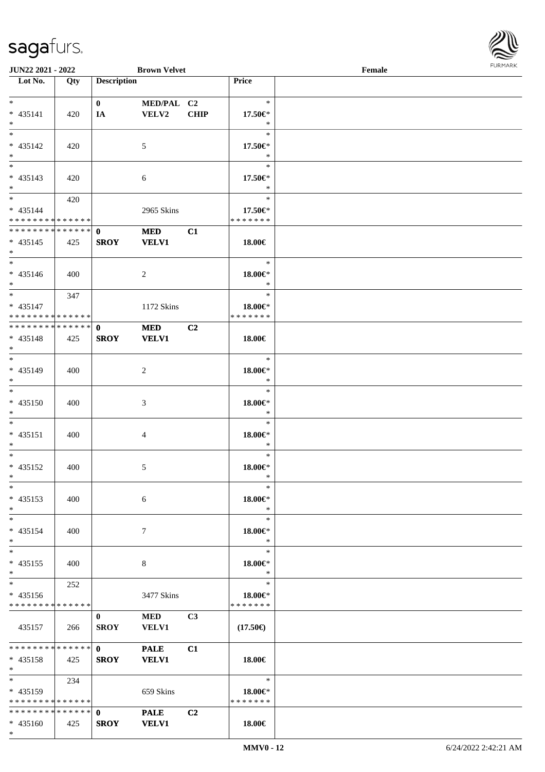**JUN22 2021 - 2022** **Brown Velvet** **Female**

| Lot No. | Qty | Description | | | Price | |
|---|---|---|---|---|---|---|
| * | | 0 | MED/PAL | C2 | * | |
| * 435141 | 420 | IA | VELV2 | CHIP | 17.50€* | |
| * | | | | | * | |
| * | | | | | * | |
| * 435142 | 420 | | 5 | | 17.50€* | |
| * | | | | | * | |
| * | | | | | * | |
| * 435143 | 420 | | 6 | | 17.50€* | |
| * | | | | | * | |
| * | 420 | | | | * | |
| * 435144 | | | 2965 Skins | | 17.50€* | |
| * * * * * * * * * * * * * * | | | | | * * * * * * * | |
| * * * * * * * * * * * * * * | | 0 | MED | C1 | | |
| * 435145 | 425 | SROY | VELV1 | | 18.00€ | |
| * | | | | | | |
| * | | | | | * | |
| * 435146 | 400 | | 2 | | 18.00€* | |
| * | | | | | * | |
| * | 347 | | | | * | |
| * 435147 | | | 1172 Skins | | 18.00€* | |
| * * * * * * * * * * * * * * | | | | | * * * * * * * | |
| * * * * * * * * * * * * * * | | 0 | MED | C2 | | |
| * 435148 | 425 | SROY | VELV1 | | 18.00€ | |
| * | | | | | | |
| * | | | | | * | |
| * 435149 | 400 | | 2 | | 18.00€* | |
| * | | | | | * | |
| * | | | | | * | |
| * 435150 | 400 | | 3 | | 18.00€* | |
| * | | | | | * | |
| * | | | | | * | |
| * 435151 | 400 | | 4 | | 18.00€* | |
| * | | | | | * | |
| * | | | | | * | |
| * 435152 | 400 | | 5 | | 18.00€* | |
| * | | | | | * | |
| * | | | | | * | |
| * 435153 | 400 | | 6 | | 18.00€* | |
| * | | | | | * | |
| * | | | | | * | |
| * 435154 | 400 | | 7 | | 18.00€* | |
| * | | | | | * | |
| * | | | | | * | |
| * 435155 | 400 | | 8 | | 18.00€* | |
| * | | | | | * | |
| * | 252 | | | | * | |
| * 435156 | | | 3477 Skins | | 18.00€* | |
| * * * * * * * * * * * * * * | | | | | * * * * * * * | |
| | | 0 | MED | C3 | | |
| 435157 | 266 | SROY | VELV1 | | (17.50€) | |
| * * * * * * * * * * * * * * | | 0 | PALE | C1 | | |
| * 435158 | 425 | SROY | VELV1 | | 18.00€ | |
| * | | | | | | |
| * | 234 | | | | * | |
| * 435159 | | | 659 Skins | | 18.00€* | |
| * * * * * * * * * * * * * * | | | | | * * * * * * * | |
| * * * * * * * * * * * * * * | | 0 | PALE | C2 | | |
| * 435160 | 425 | SROY | VELV1 | | 18.00€ | |
| * | | | | | | |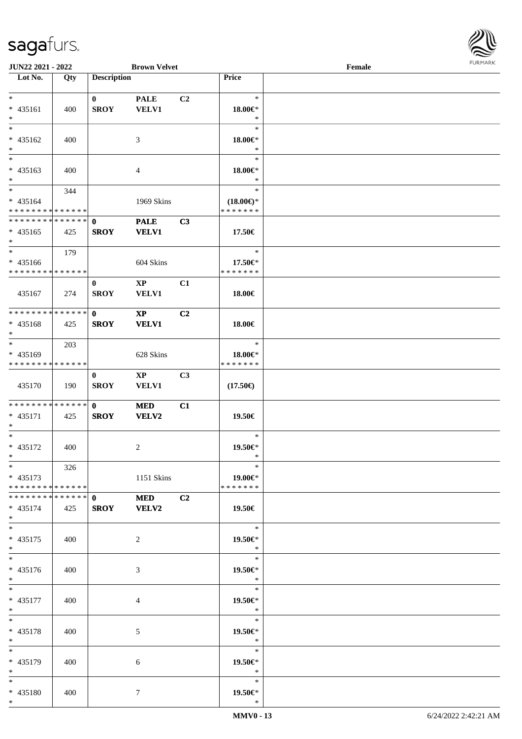**JUN22 2021 - 2022** **Brown Velvet** **Female**

| Lot No. | Qty | Description | | | Price | |
|---|---|---|---|---|---|---|
| * | | **0** | **PALE** | **C2** | * | |
| * 435161 | 400 | **SROY** | **VELV1** | | **18.00€*** | |
| * | | | | | * | |
| * | | | | | * | |
| * 435162 | 400 | | 3 | | **18.00€*** | |
| * | | | | | * | |
| * | | | | | * | |
| * 435163 | 400 | | 4 | | **18.00€*** | |
| * | | | | | * | |
| * | 344 | | | | * | |
| * 435164 | | | 1969 Skins | | **(18.00€)*** | |
| * * * * * * * * * * * * * * | | | | | * * * * * * * | |
| * * * * * * * * * * * * * * | | **0** | **PALE** | **C3** | | |
| * 435165 | 425 | **SROY** | **VELV1** | | **17.50€** | |
| * | | | | | | |
| * | 179 | | | | * | |
| * 435166 | | | 604 Skins | | **17.50€*** | |
| * * * * * * * * * * * * * * | | | | | * * * * * * * | |
| | | **0** | **XP** | **C1** | | |
| 435167 | 274 | **SROY** | **VELV1** | | **18.00€** | |
| * * * * * * * * * * * * * * | | **0** | **XP** | **C2** | | |
| * 435168 | 425 | **SROY** | **VELV1** | | **18.00€** | |
| * | | | | | | |
| * | 203 | | | | * | |
| * 435169 | | | 628 Skins | | **18.00€*** | |
| * * * * * * * * * * * * * * | | | | | * * * * * * * | |
| | | **0** | **XP** | **C3** | | |
| 435170 | 190 | **SROY** | **VELV1** | | **(17.50€)** | |
| * * * * * * * * * * * * * * | | **0** | **MED** | **C1** | | |
| * 435171 | 425 | **SROY** | **VELV2** | | **19.50€** | |
| * | | | | | | |
| * | | | | | * | |
| * 435172 | 400 | | 2 | | **19.50€*** | |
| * | | | | | * | |
| * | 326 | | | | * | |
| * 435173 | | | 1151 Skins | | **19.00€*** | |
| * * * * * * * * * * * * * * | | | | | * * * * * * * | |
| * * * * * * * * * * * * * * | | **0** | **MED** | **C2** | | |
| * 435174 | 425 | **SROY** | **VELV2** | | **19.50€** | |
| * | | | | | | |
| * | | | | | * | |
| * 435175 | 400 | | 2 | | **19.50€*** | |
| * | | | | | * | |
| * | | | | | * | |
| * 435176 | 400 | | 3 | | **19.50€*** | |
| * | | | | | * | |
| * | | | | | * | |
| * 435177 | 400 | | 4 | | **19.50€*** | |
| * | | | | | * | |
| * | | | | | * | |
| * 435178 | 400 | | 5 | | **19.50€*** | |
| * | | | | | * | |
| * | | | | | * | |
| * 435179 | 400 | | 6 | | **19.50€*** | |
| * | | | | | * | |
| * | | | | | * | |
| * 435180 | 400 | | 7 | | **19.50€*** | |
| * | | | | | * | |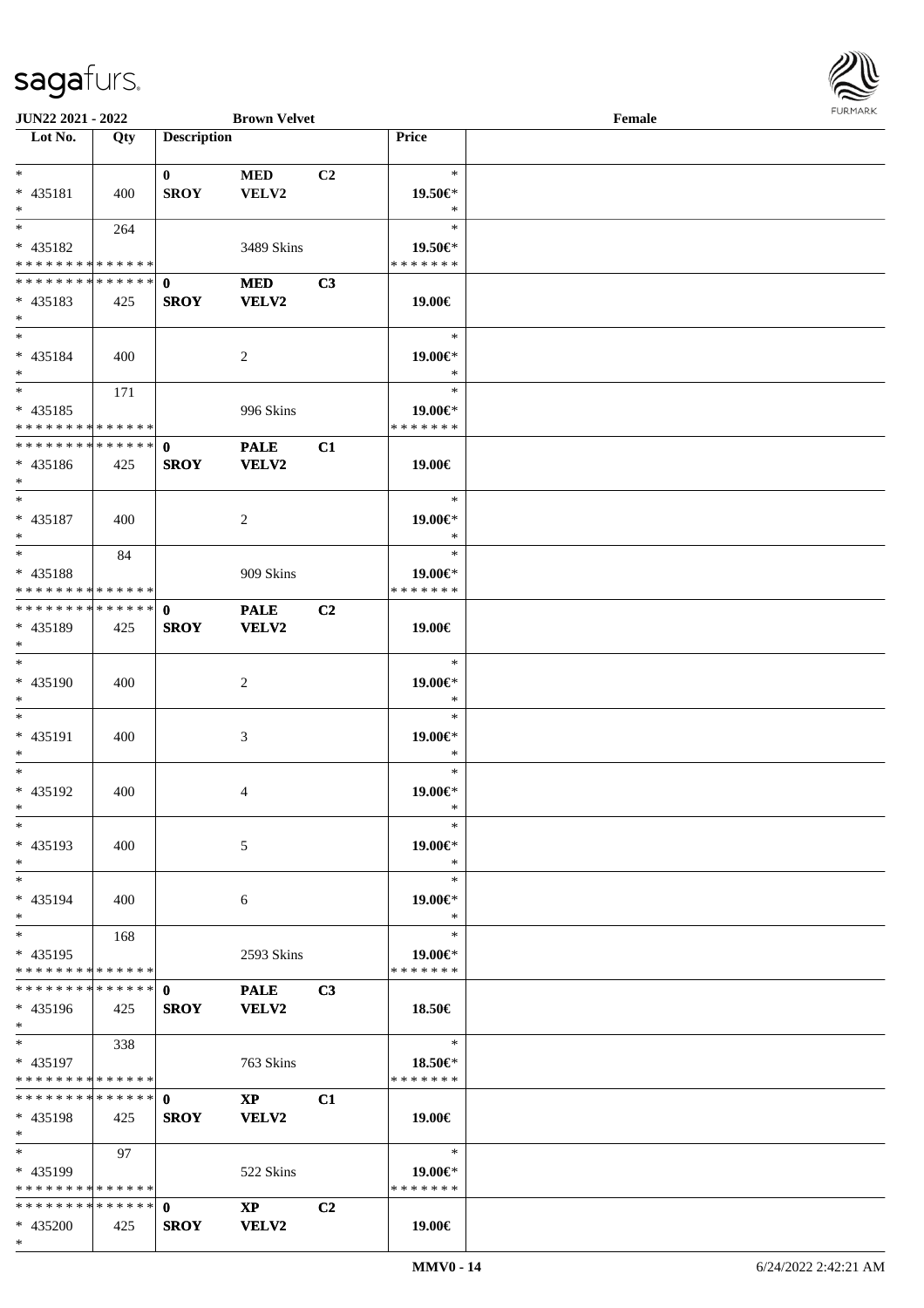| Lot No. | Qty | Description | | | Price | |
|---|---|---|---|---|---|---|
| * | | 0 | MED | C2 | * | |
| * 435181 | 400 | SROY | VELV2 | | 19.50€* | |
| * | | | | | * | |
| * | 264 | | | | * | |
| * 435182 | | | 3489 Skins | | 19.50€* | |
| * * * * * * * * * * * * * * | | | | | * * * * * * * | |
| * * * * * * * * * * * * * * | | 0 | MED | C3 | | |
| * 435183 | 425 | SROY | VELV2 | | 19.00€ | |
| * | | | | | | |
| * | | | | | * | |
| * 435184 | 400 | | 2 | | 19.00€* | |
| * | | | | | * | |
| * | 171 | | | | * | |
| * 435185 | | | 996 Skins | | 19.00€* | |
| * * * * * * * * * * * * * * | | | | | * * * * * * * | |
| * * * * * * * * * * * * * * | | 0 | PALE | C1 | | |
| * 435186 | 425 | SROY | VELV2 | | 19.00€ | |
| * | | | | | | |
| * | | | | | * | |
| * 435187 | 400 | | 2 | | 19.00€* | |
| * | | | | | * | |
| * | 84 | | | | * | |
| * 435188 | | | 909 Skins | | 19.00€* | |
| * * * * * * * * * * * * * * | | | | | * * * * * * * | |
| * * * * * * * * * * * * * * | | 0 | PALE | C2 | | |
| * 435189 | 425 | SROY | VELV2 | | 19.00€ | |
| * | | | | | | |
| * | | | | | * | |
| * 435190 | 400 | | 2 | | 19.00€* | |
| * | | | | | * | |
| * | | | | | * | |
| * 435191 | 400 | | 3 | | 19.00€* | |
| * | | | | | * | |
| * | | | | | * | |
| * 435192 | 400 | | 4 | | 19.00€* | |
| * | | | | | * | |
| * | | | | | * | |
| * 435193 | 400 | | 5 | | 19.00€* | |
| * | | | | | * | |
| * | | | | | * | |
| * 435194 | 400 | | 6 | | 19.00€* | |
| * | | | | | * | |
| * | 168 | | | | * | |
| * 435195 | | | 2593 Skins | | 19.00€* | |
| * * * * * * * * * * * * * * | | | | | * * * * * * * | |
| * * * * * * * * * * * * * * | | 0 | PALE | C3 | | |
| * 435196 | 425 | SROY | VELV2 | | 18.50€ | |
| * | | | | | | |
| * | 338 | | | | * | |
| * 435197 | | | 763 Skins | | 18.50€* | |
| * * * * * * * * * * * * * * | | | | | * * * * * * * | |
| * * * * * * * * * * * * * * | | 0 | XP | C1 | | |
| * 435198 | 425 | SROY | VELV2 | | 19.00€ | |
| * | | | | | | |
| * | 97 | | | | * | |
| * 435199 | | | 522 Skins | | 19.00€* | |
| * * * * * * * * * * * * * * | | | | | * * * * * * * | |
| * * * * * * * * * * * * * * | | 0 | XP | C2 | | |
| * 435200 | 425 | SROY | VELV2 | | 19.00€ | |
| * | | | | | | |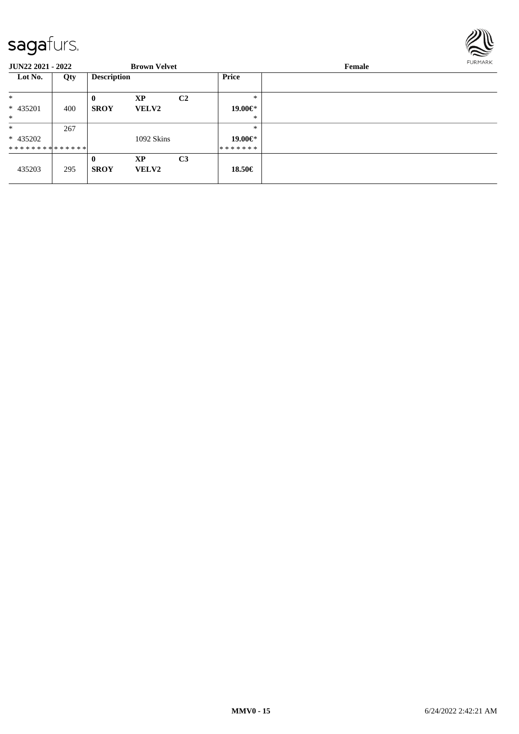**JUN22 2021 - 2022** **Brown Velvet** **Female**

| Lot No. | Qty | Description | | | Price | |
|---|---|---|---|---|---|---|
| * | | **0** | **XP** | **C2** | * | |
| * 435201 | 400 | **SROY** | **VELV2** | | **19.00€*** | |
| * | | | | | * | |
| * | 267 | | | | * | |
| * 435202 | | | 1092 Skins | | **19.00€*** | |
| * * * * * * * * * * * * * * | | | | | * * * * * * * | |
| | | **0** | **XP** | **C3** | | |
| 435203 | 295 | **SROY** | **VELV2** | | **18.50€** | |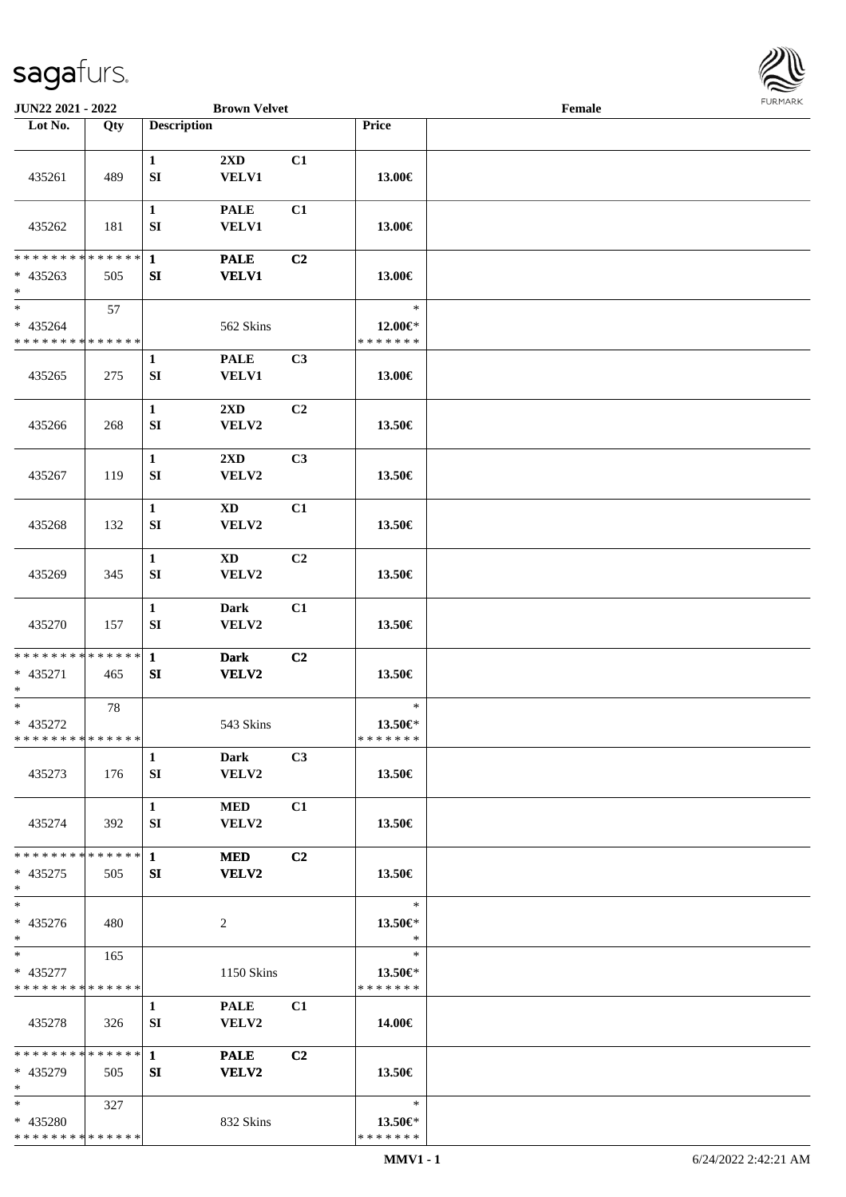| Lot No. | Qty | Description | | | Price | |
|---|---|---|---|---|---|---|
| 435261 | 489 | 1<br>SI | 2XD<br>VELV1 | C1 | 13.00€ | |
| 435262 | 181 | 1<br>SI | PALE<br>VELV1 | C1 | 13.00€ | |
| * * * * * * * * * * * * * *<br>* 435263<br>* | 505 | 1<br>SI | PALE<br>VELV1 | C2 | 13.00€ | |
| *<br>* 435264<br>* * * * * * * * * * * * * * | 57 | | 562 Skins | | *<br>12.00€*<br>* * * * * * * | |
| 435265 | 275 | 1<br>SI | PALE<br>VELV1 | C3 | 13.00€ | |
| 435266 | 268 | 1<br>SI | 2XD<br>VELV2 | C2 | 13.50€ | |
| 435267 | 119 | 1<br>SI | 2XD<br>VELV2 | C3 | 13.50€ | |
| 435268 | 132 | 1<br>SI | XD<br>VELV2 | C1 | 13.50€ | |
| 435269 | 345 | 1<br>SI | XD<br>VELV2 | C2 | 13.50€ | |
| 435270 | 157 | 1<br>SI | Dark<br>VELV2 | C1 | 13.50€ | |
| * * * * * * * * * * * * * *<br>* 435271<br>* | 465 | 1<br>SI | Dark<br>VELV2 | C2 | 13.50€ | |
| *<br>* 435272<br>* * * * * * * * * * * * * * | 78 | | 543 Skins | | *<br>13.50€*<br>* * * * * * * | |
| 435273 | 176 | 1<br>SI | Dark<br>VELV2 | C3 | 13.50€ | |
| 435274 | 392 | 1<br>SI | MED<br>VELV2 | C1 | 13.50€ | |
| * * * * * * * * * * * * * *<br>* 435275<br>* | 505 | 1<br>SI | MED<br>VELV2 | C2 | 13.50€ | |
| *<br>* 435276<br>* | 480 | | 2 | | *<br>13.50€*<br>* | |
| *<br>* 435277<br>* * * * * * * * * * * * * * | 165 | | 1150 Skins | | *<br>13.50€*<br>* * * * * * * | |
| 435278 | 326 | 1<br>SI | PALE<br>VELV2 | C1 | 14.00€ | |
| * * * * * * * * * * * * * *<br>* 435279<br>* | 505 | 1<br>SI | PALE<br>VELV2 | C2 | 13.50€ | |
| *<br>* 435280<br>* * * * * * * * * * * * * * | 327 | | 832 Skins | | *<br>13.50€*<br>* * * * * * * | |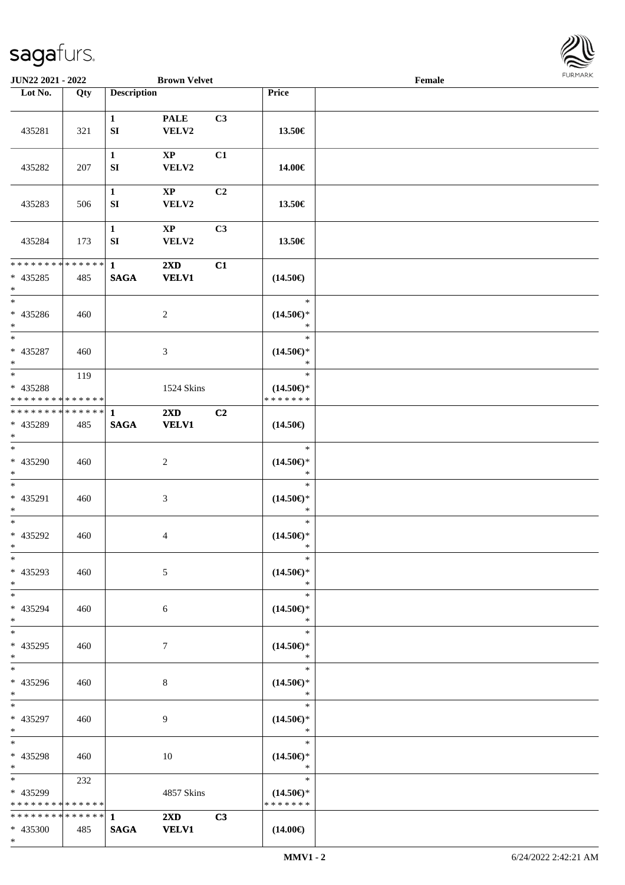JUN22 2021 - 2022 — Brown Velvet — Female

| Lot No. | Qty | Description | | | Price | |
|---|---|---|---|---|---|---|
| 435281 | 321 | 1<br>SI | PALE<br>VELV2 | C3 | 13.50€ | |
| 435282 | 207 | 1<br>SI | XP<br>VELV2 | C1 | 14.00€ | |
| 435283 | 506 | 1<br>SI | XP<br>VELV2 | C2 | 13.50€ | |
| 435284 | 173 | 1<br>SI | XP<br>VELV2 | C3 | 13.50€ | |
| * * * * * * * * * * * * * *<br>* 435285<br>* | 485 | 1<br>SAGA | 2XD<br>VELV1 | C1 | (14.50€) | |
| *<br>* 435286<br>* | 460 | | 2 | | *<br>(14.50€)*<br>* | |
| *<br>* 435287<br>* | 460 | | 3 | | *<br>(14.50€)*<br>* | |
| *<br>* 435288<br>* * * * * * * * * * * * * * | 119 | | 1524 Skins | | *<br>(14.50€)*<br>* * * * * * * | |
| * * * * * * * * * * * * * *<br>* 435289<br>* | 485 | 1<br>SAGA | 2XD<br>VELV1 | C2 | (14.50€) | |
| *<br>* 435290<br>* | 460 | | 2 | | *<br>(14.50€)*<br>* | |
| *<br>* 435291<br>* | 460 | | 3 | | *<br>(14.50€)*<br>* | |
| *<br>* 435292<br>* | 460 | | 4 | | *<br>(14.50€)*<br>* | |
| *<br>* 435293<br>* | 460 | | 5 | | *<br>(14.50€)*<br>* | |
| *<br>* 435294<br>* | 460 | | 6 | | *<br>(14.50€)*<br>* | |
| *<br>* 435295<br>* | 460 | | 7 | | *<br>(14.50€)*<br>* | |
| *<br>* 435296<br>* | 460 | | 8 | | *<br>(14.50€)*<br>* | |
| *<br>* 435297<br>* | 460 | | 9 | | *<br>(14.50€)*<br>* | |
| *<br>* 435298<br>* | 460 | | 10 | | *<br>(14.50€)*<br>* | |
| *<br>* 435299<br>* * * * * * * * * * * * * * | 232 | | 4857 Skins | | *<br>(14.50€)*<br>* * * * * * * | |
| * * * * * * * * * * * * * *<br>* 435300<br>* | 485 | 1<br>SAGA | 2XD<br>VELV1 | C3 | (14.00€) | |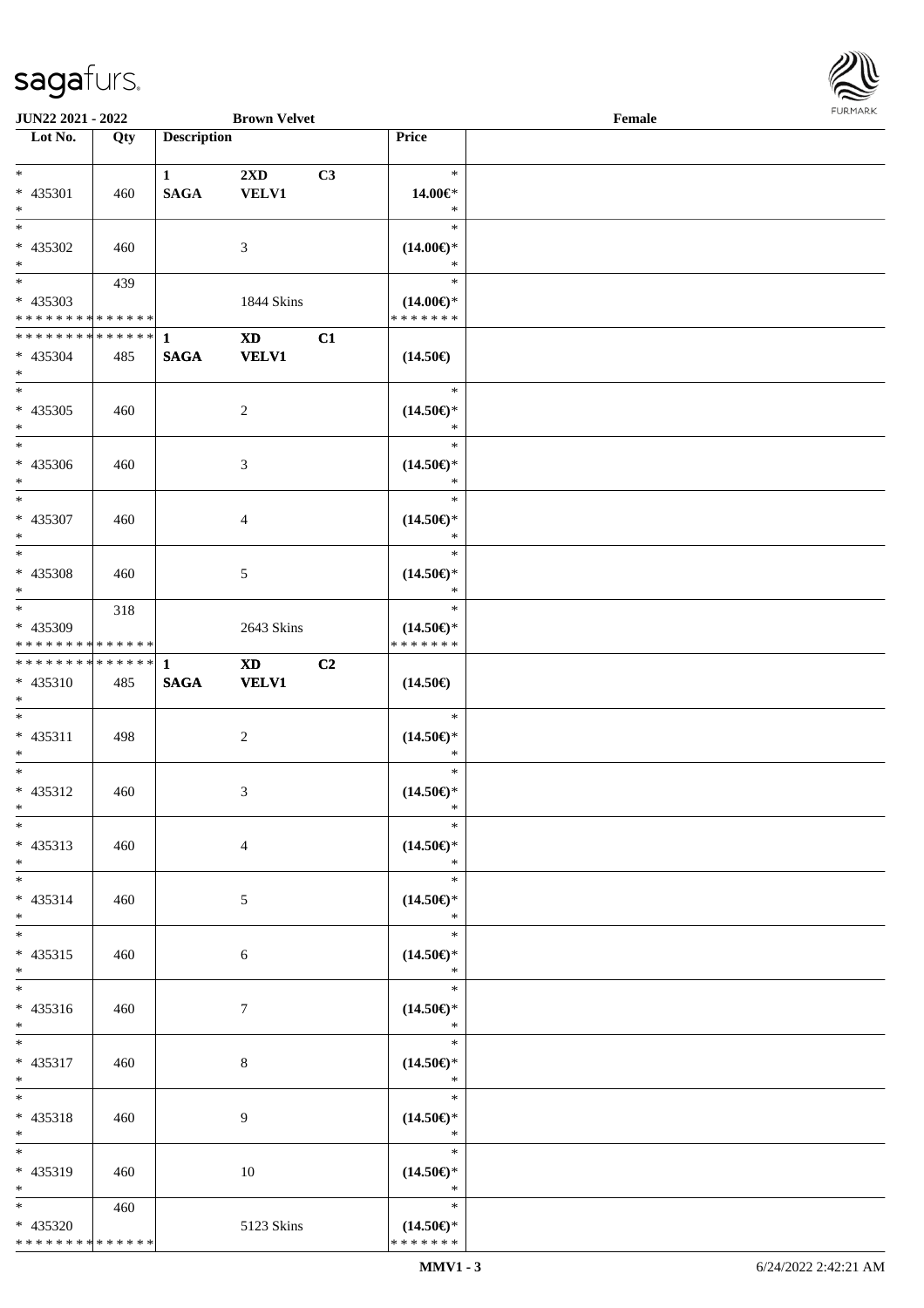JUN22 2021 - 2022 Brown Velvet Female

| Lot No. | Qty | Description | | | Price | |
|---|---|---|---|---|---|---|
| * 435301 * | 460 | 1 SAGA | 2XD VELV1 | C3 | * 14.00€* * | |
| * 435302 * | 460 | | 3 | | * (14.00€)* * | |
| * 435303 * * * * * * * * * * * * * * | 439 | | 1844 Skins | | * (14.00€)* * * * * * * * | |
| * * * * * * * * * * * * * * 435304 * | 485 | 1 SAGA | XD VELV1 | C1 | (14.50€) | |
| * 435305 * | 460 | | 2 | | * (14.50€)* * | |
| * 435306 * | 460 | | 3 | | * (14.50€)* * | |
| * 435307 * | 460 | | 4 | | * (14.50€)* * | |
| * 435308 * | 460 | | 5 | | * (14.50€)* * | |
| * 435309 * * * * * * * * * * * * * * | 318 | | 2643 Skins | | * (14.50€)* * * * * * * * | |
| * * * * * * * * * * * * * * 435310 * | 485 | 1 SAGA | XD VELV1 | C2 | (14.50€) | |
| * 435311 * | 498 | | 2 | | * (14.50€)* * | |
| * 435312 * | 460 | | 3 | | * (14.50€)* * | |
| * 435313 * | 460 | | 4 | | * (14.50€)* * | |
| * 435314 * | 460 | | 5 | | * (14.50€)* * | |
| * 435315 * | 460 | | 6 | | * (14.50€)* * | |
| * 435316 * | 460 | | 7 | | * (14.50€)* * | |
| * 435317 * | 460 | | 8 | | * (14.50€)* * | |
| * 435318 * | 460 | | 9 | | * (14.50€)* * | |
| * 435319 * | 460 | | 10 | | * (14.50€)* * | |
| * 435320 * * * * * * * * * * * * * * | 460 | | 5123 Skins | | * (14.50€)* * * * * * * * | |

MMV1 - 3 6/24/2022 2:42:21 AM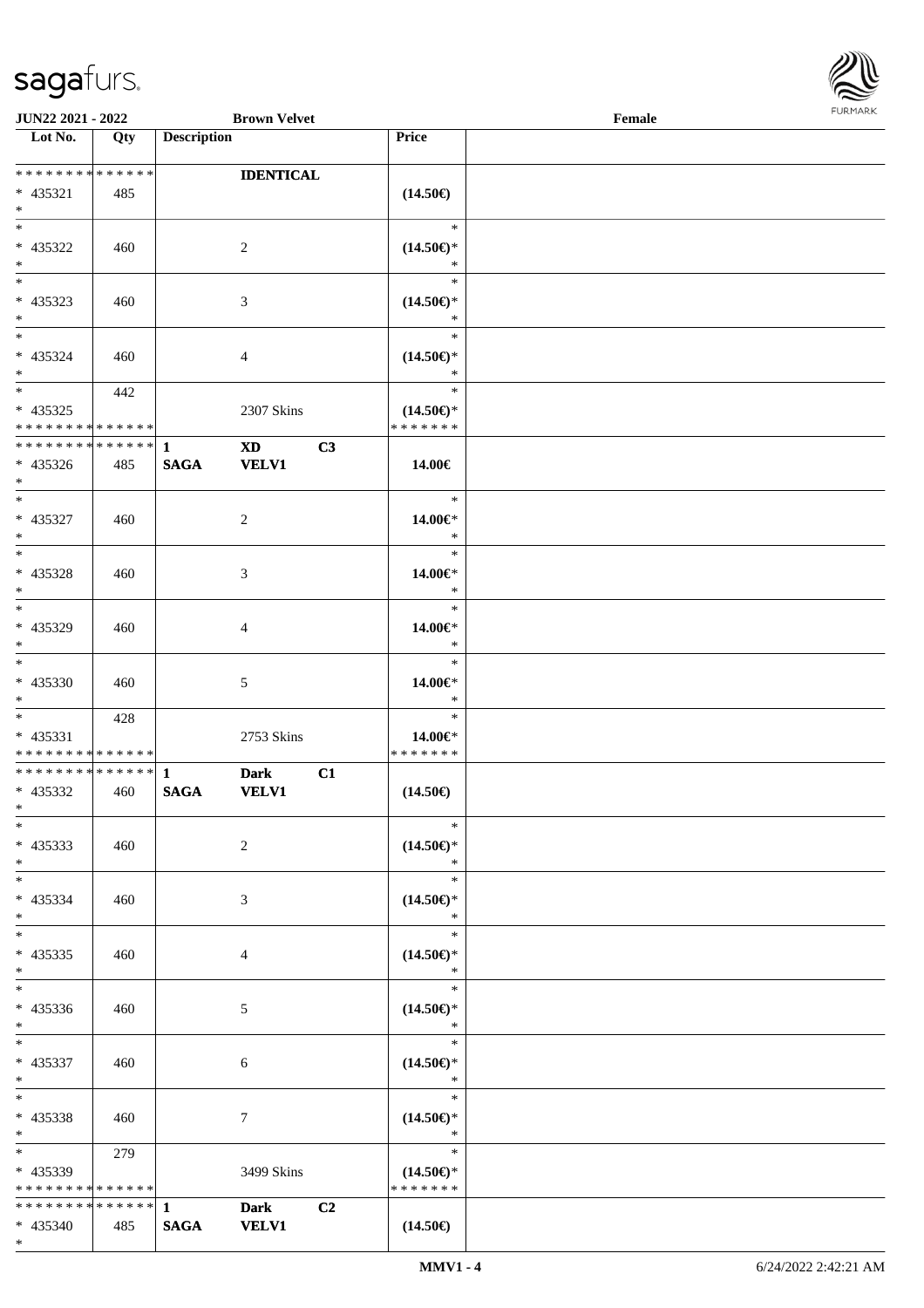| Lot No. | Qty | Description | | | Price | |
|---|---|---|---|---|---|---|
| * * * * * * * * * * * * * * | | | **IDENTICAL** | | | |
| * 435321 | 485 | | | | **(14.50€)** | |
| * | | | | | | |
| * | | | | | * | |
| * 435322 | 460 | | 2 | | **(14.50€)*** | |
| * | | | | | * | |
| * | | | | | * | |
| * 435323 | 460 | | 3 | | **(14.50€)*** | |
| * | | | | | * | |
| * | | | | | * | |
| * 435324 | 460 | | 4 | | **(14.50€)*** | |
| * | | | | | * | |
| * | 442 | | | | * | |
| * 435325 | | | 2307 Skins | | **(14.50€)*** | |
| * * * * * * * * * * * * * * | | | | | * * * * * * * | |
| * * * * * * * * * * * * * * | | **1** | **XD** | **C3** | | |
| * 435326 | 485 | **SAGA** | **VELV1** | | **14.00€** | |
| * | | | | | | |
| * | | | | | * | |
| * 435327 | 460 | | 2 | | **14.00€*** | |
| * | | | | | * | |
| * | | | | | * | |
| * 435328 | 460 | | 3 | | **14.00€*** | |
| * | | | | | * | |
| * | | | | | * | |
| * 435329 | 460 | | 4 | | **14.00€*** | |
| * | | | | | * | |
| * | | | | | * | |
| * 435330 | 460 | | 5 | | **14.00€*** | |
| * | | | | | * | |
| * | 428 | | | | * | |
| * 435331 | | | 2753 Skins | | **14.00€*** | |
| * * * * * * * * * * * * * * | | | | | * * * * * * * | |
| * * * * * * * * * * * * * * | | **1** | **Dark** | **C1** | | |
| * 435332 | 460 | **SAGA** | **VELV1** | | **(14.50€)** | |
| * | | | | | | |
| * | | | | | * | |
| * 435333 | 460 | | 2 | | **(14.50€)*** | |
| * | | | | | * | |
| * | | | | | * | |
| * 435334 | 460 | | 3 | | **(14.50€)*** | |
| * | | | | | * | |
| * | | | | | * | |
| * 435335 | 460 | | 4 | | **(14.50€)*** | |
| * | | | | | * | |
| * | | | | | * | |
| * 435336 | 460 | | 5 | | **(14.50€)*** | |
| * | | | | | * | |
| * | | | | | * | |
| * 435337 | 460 | | 6 | | **(14.50€)*** | |
| * | | | | | * | |
| * | | | | | * | |
| * 435338 | 460 | | 7 | | **(14.50€)*** | |
| * | | | | | * | |
| * | 279 | | | | * | |
| * 435339 | | | 3499 Skins | | **(14.50€)*** | |
| * * * * * * * * * * * * * * | | | | | * * * * * * * | |
| * * * * * * * * * * * * * * | | **1** | **Dark** | **C2** | | |
| * 435340 | 485 | **SAGA** | **VELV1** | | **(14.50€)** | |
| * | | | | | | |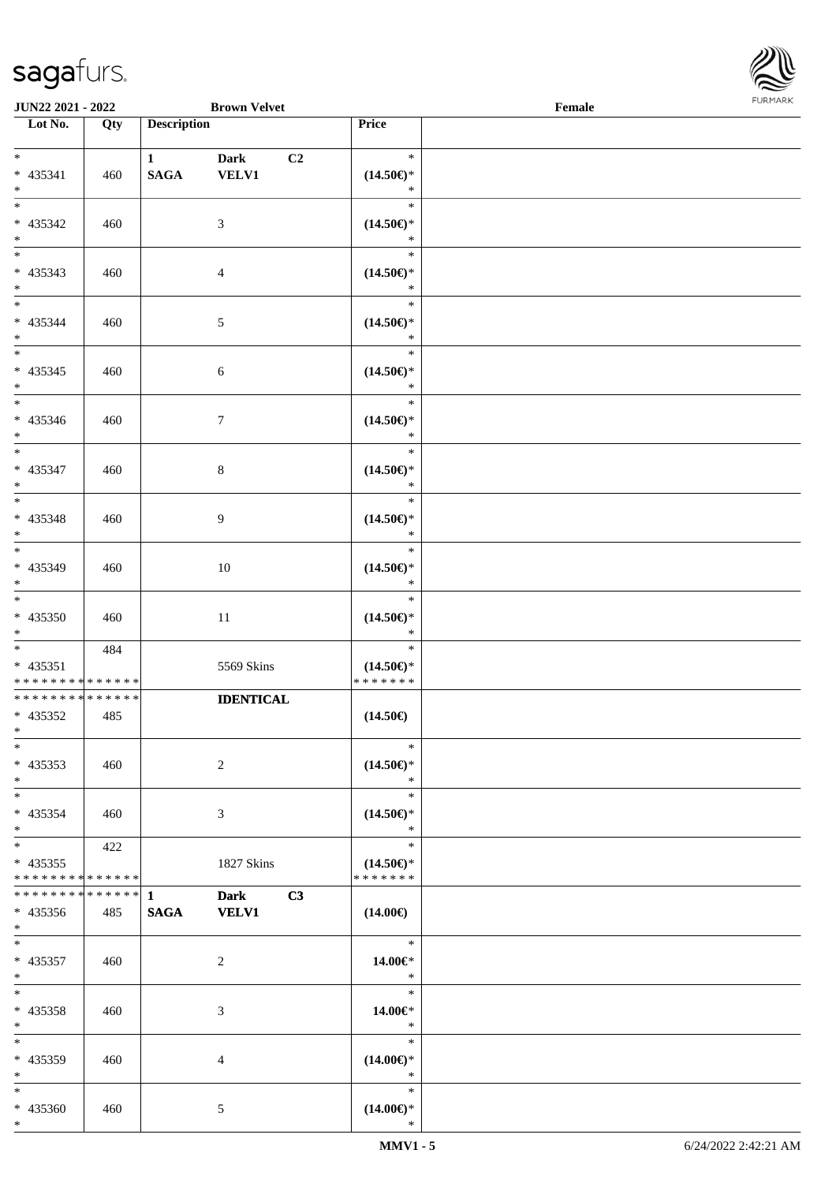JUN22 2021 - 2022 — Brown Velvet — Female

| Lot No. | Qty | Description | | | Price | |
|---|---|---|---|---|---|---|
| * <br> * 435341 <br> * | 460 | 1 <br> SAGA | Dark <br> VELV1 | C2 | * <br> (14.50€)* <br> * | |
| * <br> * 435342 <br> * | 460 | | 3 | | * <br> (14.50€)* <br> * | |
| * <br> * 435343 <br> * | 460 | | 4 | | * <br> (14.50€)* <br> * | |
| * <br> * 435344 <br> * | 460 | | 5 | | * <br> (14.50€)* <br> * | |
| * <br> * 435345 <br> * | 460 | | 6 | | * <br> (14.50€)* <br> * | |
| * <br> * 435346 <br> * | 460 | | 7 | | * <br> (14.50€)* <br> * | |
| * <br> * 435347 <br> * | 460 | | 8 | | * <br> (14.50€)* <br> * | |
| * <br> * 435348 <br> * | 460 | | 9 | | * <br> (14.50€)* <br> * | |
| * <br> * 435349 <br> * | 460 | | 10 | | * <br> (14.50€)* <br> * | |
| * <br> * 435350 <br> * | 460 | | 11 | | * <br> (14.50€)* <br> * | |
| * <br> * 435351 <br> ************** | 484 | | 5569 Skins | | * <br> (14.50€)* <br> ******* | |
| ************** <br> * 435352 <br> * | 485 | | IDENTICAL | | (14.50€) | |
| * <br> * 435353 <br> * | 460 | | 2 | | * <br> (14.50€)* <br> * | |
| * <br> * 435354 <br> * | 460 | | 3 | | * <br> (14.50€)* <br> * | |
| * <br> * 435355 <br> ************** | 422 | | 1827 Skins | | * <br> (14.50€)* <br> ******* | |
| ************** <br> * 435356 <br> * | 485 | 1 <br> SAGA | Dark <br> VELV1 | C3 | (14.00€) | |
| * <br> * 435357 <br> * | 460 | | 2 | | * <br> 14.00€* <br> * | |
| * <br> * 435358 <br> * | 460 | | 3 | | * <br> 14.00€* <br> * | |
| * <br> * 435359 <br> * | 460 | | 4 | | * <br> (14.00€)* <br> * | |
| * <br> * 435360 <br> * | 460 | | 5 | | * <br> (14.00€)* <br> * | |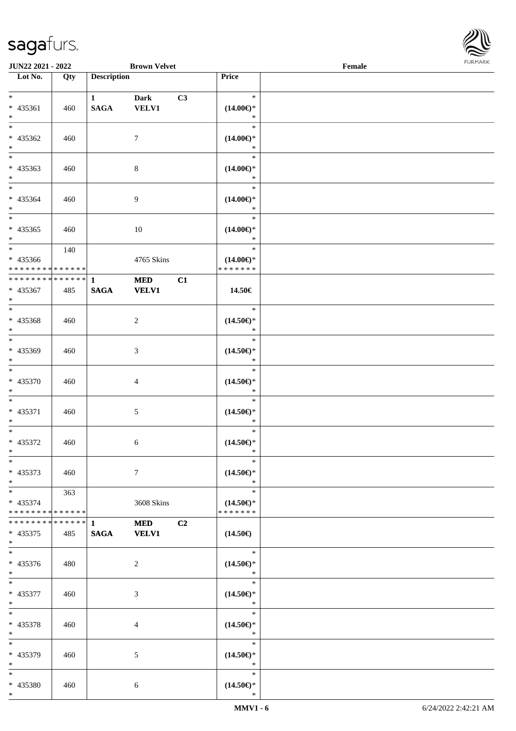| Lot No. | Qty | Description | | | Price |
|---|---|---|---|---|---|
| * <br> * 435361 <br> * | 460 | 1 <br> **SAGA** | **Dark** <br> **VELV1** | **C3** | * <br> **(14.00€)*** <br> * |
| * <br> * 435362 <br> * | 460 | | 7 | | * <br> **(14.00€)*** <br> * |
| * <br> * 435363 <br> * | 460 | | 8 | | * <br> **(14.00€)*** <br> * |
| * <br> * 435364 <br> * | 460 | | 9 | | * <br> **(14.00€)*** <br> * |
| * <br> * 435365 <br> * | 460 | | 10 | | * <br> **(14.00€)*** <br> * |
| * <br> * 435366 <br> * * * * * * * * * * * * * * | 140 | | 4765 Skins | | * <br> **(14.00€)*** <br> * * * * * * * |
| * * * * * * * * * * * * * * <br> * 435367 <br> * | 485 | **1** <br> **SAGA** | **MED** <br> **VELV1** | **C1** | **14.50€** |
| * <br> * 435368 <br> * | 460 | | 2 | | * <br> **(14.50€)*** <br> * |
| * <br> * 435369 <br> * | 460 | | 3 | | * <br> **(14.50€)*** <br> * |
| * <br> * 435370 <br> * | 460 | | 4 | | * <br> **(14.50€)*** <br> * |
| * <br> * 435371 <br> * | 460 | | 5 | | * <br> **(14.50€)*** <br> * |
| * <br> * 435372 <br> * | 460 | | 6 | | * <br> **(14.50€)*** <br> * |
| * <br> * 435373 <br> * | 460 | | 7 | | * <br> **(14.50€)*** <br> * |
| * <br> * 435374 <br> * * * * * * * * * * * * * * | 363 | | 3608 Skins | | * <br> **(14.50€)*** <br> * * * * * * * |
| * * * * * * * * * * * * * * <br> * 435375 <br> * | 485 | **1** <br> **SAGA** | **MED** <br> **VELV1** | **C2** | **(14.50€)** |
| * <br> * 435376 <br> * | 480 | | 2 | | * <br> **(14.50€)*** <br> * |
| * <br> * 435377 <br> * | 460 | | 3 | | * <br> **(14.50€)*** <br> * |
| * <br> * 435378 <br> * | 460 | | 4 | | * <br> **(14.50€)*** <br> * |
| * <br> * 435379 <br> * | 460 | | 5 | | * <br> **(14.50€)*** <br> * |
| * <br> * 435380 <br> * | 460 | | 6 | | * <br> **(14.50€)*** <br> * |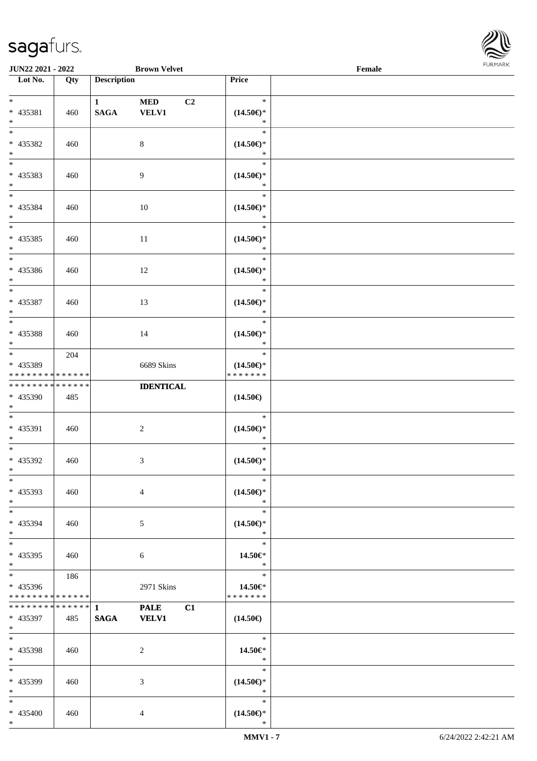| Lot No. | Qty | Description | | | Price | |
|---|---|---|---|---|---|---|
| * <br> * 435381 <br> * | 460 | 1 <br> SAGA | MED <br> VELV1 | C2 | * <br> (14.50€)* <br> * | |
| * <br> * 435382 <br> * | 460 | | 8 | | * <br> (14.50€)* <br> * | |
| * <br> * 435383 <br> * | 460 | | 9 | | * <br> (14.50€)* <br> * | |
| * <br> * 435384 <br> * | 460 | | 10 | | * <br> (14.50€)* <br> * | |
| * <br> * 435385 <br> * | 460 | | 11 | | * <br> (14.50€)* <br> * | |
| * <br> * 435386 <br> * | 460 | | 12 | | * <br> (14.50€)* <br> * | |
| * <br> * 435387 <br> * | 460 | | 13 | | * <br> (14.50€)* <br> * | |
| * <br> * 435388 <br> * | 460 | | 14 | | * <br> (14.50€)* <br> * | |
| * <br> * 435389 <br> * * * * * * * * * * * * * * | 204 | | 6689 Skins | | * <br> (14.50€)* <br> * * * * * * * | |
| * * * * * * * * * * * * * * <br> * 435390 <br> * | 485 | | **IDENTICAL** | | (14.50€) | |
| * <br> * 435391 <br> * | 460 | | 2 | | * <br> (14.50€)* <br> * | |
| * <br> * 435392 <br> * | 460 | | 3 | | * <br> (14.50€)* <br> * | |
| * <br> * 435393 <br> * | 460 | | 4 | | * <br> (14.50€)* <br> * | |
| * <br> * 435394 <br> * | 460 | | 5 | | * <br> (14.50€)* <br> * | |
| * <br> * 435395 <br> * | 460 | | 6 | | * <br> 14.50€* <br> * | |
| * <br> * 435396 <br> * * * * * * * * * * * * * * | 186 | | 2971 Skins | | * <br> 14.50€* <br> * * * * * * * | |
| * * * * * * * * * * * * * * <br> * 435397 <br> * | 485 | 1 <br> SAGA | PALE <br> VELV1 | C1 | (14.50€) | |
| * <br> * 435398 <br> * | 460 | | 2 | | * <br> 14.50€* <br> * | |
| * <br> * 435399 <br> * | 460 | | 3 | | * <br> (14.50€)* <br> * | |
| * <br> * 435400 <br> * | 460 | | 4 | | * <br> (14.50€)* <br> * | |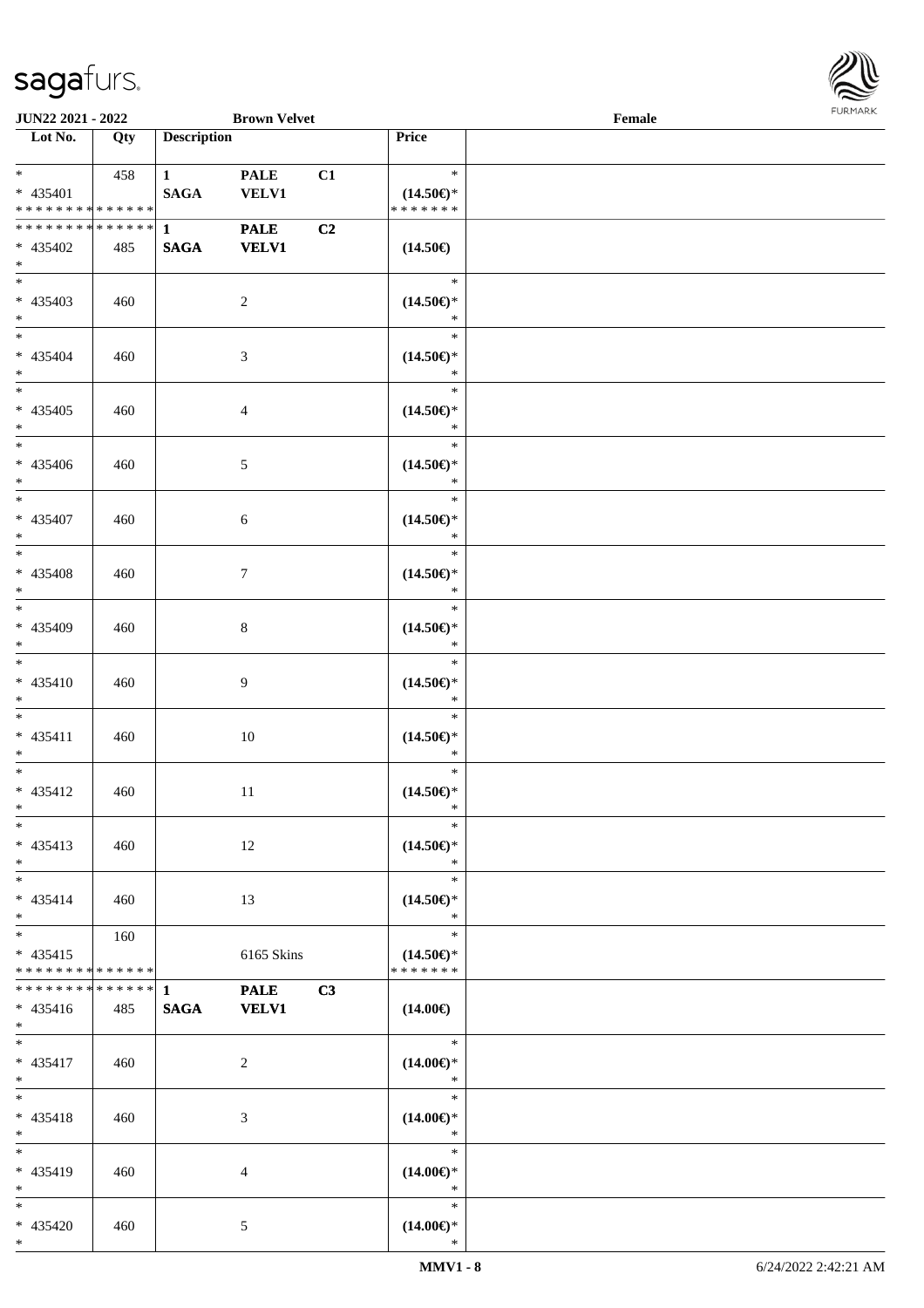JUN22 2021 - 2022 **Brown Velvet** Female

| Lot No. | Qty | Description | | | Price | |
|---|---|---|---|---|---|---|
| * <br> * 435401 <br> * * * * * * * * * * * * * * | 458 | **1** <br> **SAGA** | **PALE** <br> **VELV1** | **C1** | * <br> **(14.50€)*** <br> * * * * * * * | |
| * * * * * * * * * * * * * * <br> * 435402 <br> * | 485 | **1** <br> **SAGA** | **PALE** <br> **VELV1** | **C2** | **(14.50€)** | |
| * <br> * 435403 <br> * | 460 | | 2 | | * <br> **(14.50€)*** <br> * | |
| * <br> * 435404 <br> * | 460 | | 3 | | * <br> **(14.50€)*** <br> * | |
| * <br> * 435405 <br> * | 460 | | 4 | | * <br> **(14.50€)*** <br> * | |
| * <br> * 435406 <br> * | 460 | | 5 | | * <br> **(14.50€)*** <br> * | |
| * <br> * 435407 <br> * | 460 | | 6 | | * <br> **(14.50€)*** <br> * | |
| * <br> * 435408 <br> * | 460 | | 7 | | * <br> **(14.50€)*** <br> * | |
| * <br> * 435409 <br> * | 460 | | 8 | | * <br> **(14.50€)*** <br> * | |
| * <br> * 435410 <br> * | 460 | | 9 | | * <br> **(14.50€)*** <br> * | |
| * <br> * 435411 <br> * | 460 | | 10 | | * <br> **(14.50€)*** <br> * | |
| * <br> * 435412 <br> * | 460 | | 11 | | * <br> **(14.50€)*** <br> * | |
| * <br> * 435413 <br> * | 460 | | 12 | | * <br> **(14.50€)*** <br> * | |
| * <br> * 435414 <br> * | 460 | | 13 | | * <br> **(14.50€)*** <br> * | |
| * <br> * 435415 <br> * * * * * * * * * * * * * * | 160 | | 6165 Skins | | * <br> **(14.50€)*** <br> * * * * * * * | |
| * * * * * * * * * * * * * * <br> * 435416 <br> * | 485 | **1** <br> **SAGA** | **PALE** <br> **VELV1** | **C3** | **(14.00€)** | |
| * <br> * 435417 <br> * | 460 | | 2 | | * <br> **(14.00€)*** <br> * | |
| * <br> * 435418 <br> * | 460 | | 3 | | * <br> **(14.00€)*** <br> * | |
| * <br> * 435419 <br> * | 460 | | 4 | | * <br> **(14.00€)*** <br> * | |
| * <br> * 435420 <br> * | 460 | | 5 | | * <br> **(14.00€)*** <br> * | |

**MMV1 - 8** 6/24/2022 2:42:21 AM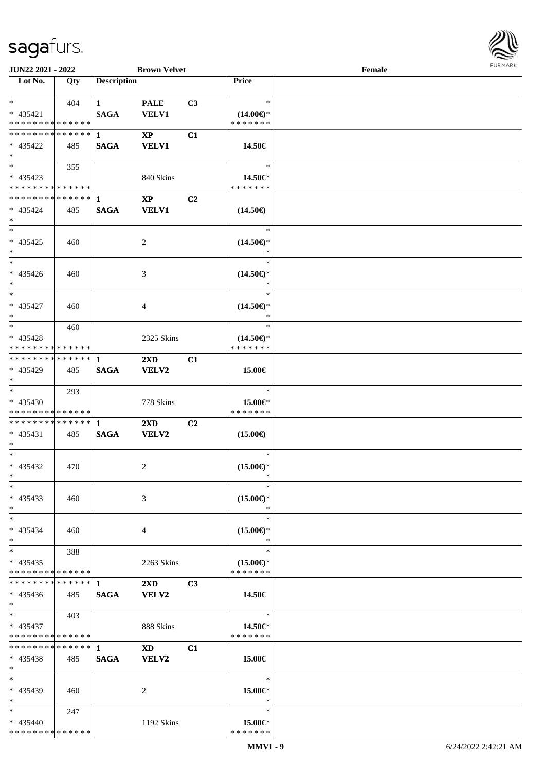**JUN22 2021 - 2022** **Brown Velvet** **Female**

| Lot No. | Qty | Description | | | Price | |
|---|---|---|---|---|---|---|
| * | 404 | 1 | PALE | C3 | * | |
| * 435421 | | SAGA | VELV1 | | (14.00€)* | |
| * * * * * * * * * * * * * * | | | | | * * * * * * * | |
| * * * * * * * * * * * * * * | | 1 | XP | C1 | | |
| * 435422 | 485 | SAGA | VELV1 | | 14.50€ | |
| * | | | | | | |
| * | 355 | | | | * | |
| * 435423 | | | 840 Skins | | 14.50€* | |
| * * * * * * * * * * * * * * | | | | | * * * * * * * | |
| * * * * * * * * * * * * * * | | 1 | XP | C2 | | |
| * 435424 | 485 | SAGA | VELV1 | | (14.50€) | |
| * | | | | | | |
| * | | | | | * | |
| * 435425 | 460 | | 2 | | (14.50€)* | |
| * | | | | | * | |
| * | | | | | * | |
| * 435426 | 460 | | 3 | | (14.50€)* | |
| * | | | | | * | |
| * | | | | | * | |
| * 435427 | 460 | | 4 | | (14.50€)* | |
| * | | | | | * | |
| * | 460 | | | | * | |
| * 435428 | | | 2325 Skins | | (14.50€)* | |
| * * * * * * * * * * * * * * | | | | | * * * * * * * | |
| * * * * * * * * * * * * * * | | 1 | 2XD | C1 | | |
| * 435429 | 485 | SAGA | VELV2 | | 15.00€ | |
| * | | | | | | |
| * | 293 | | | | * | |
| * 435430 | | | 778 Skins | | 15.00€* | |
| * * * * * * * * * * * * * * | | | | | * * * * * * * | |
| * * * * * * * * * * * * * * | | 1 | 2XD | C2 | | |
| * 435431 | 485 | SAGA | VELV2 | | (15.00€) | |
| * | | | | | | |
| * | | | | | * | |
| * 435432 | 470 | | 2 | | (15.00€)* | |
| * | | | | | * | |
| * | | | | | * | |
| * 435433 | 460 | | 3 | | (15.00€)* | |
| * | | | | | * | |
| * | | | | | * | |
| * 435434 | 460 | | 4 | | (15.00€)* | |
| * | | | | | * | |
| * | 388 | | | | * | |
| * 435435 | | | 2263 Skins | | (15.00€)* | |
| * * * * * * * * * * * * * * | | | | | * * * * * * * | |
| * * * * * * * * * * * * * * | | 1 | 2XD | C3 | | |
| * 435436 | 485 | SAGA | VELV2 | | 14.50€ | |
| * | | | | | | |
| * | 403 | | | | * | |
| * 435437 | | | 888 Skins | | 14.50€* | |
| * * * * * * * * * * * * * * | | | | | * * * * * * * | |
| * * * * * * * * * * * * * * | | 1 | XD | C1 | | |
| * 435438 | 485 | SAGA | VELV2 | | 15.00€ | |
| * | | | | | | |
| * | | | | | * | |
| * 435439 | 460 | | 2 | | 15.00€* | |
| * | | | | | * | |
| * | 247 | | | | * | |
| * 435440 | | | 1192 Skins | | 15.00€* | |
| * * * * * * * * * * * * * * | | | | | * * * * * * * | |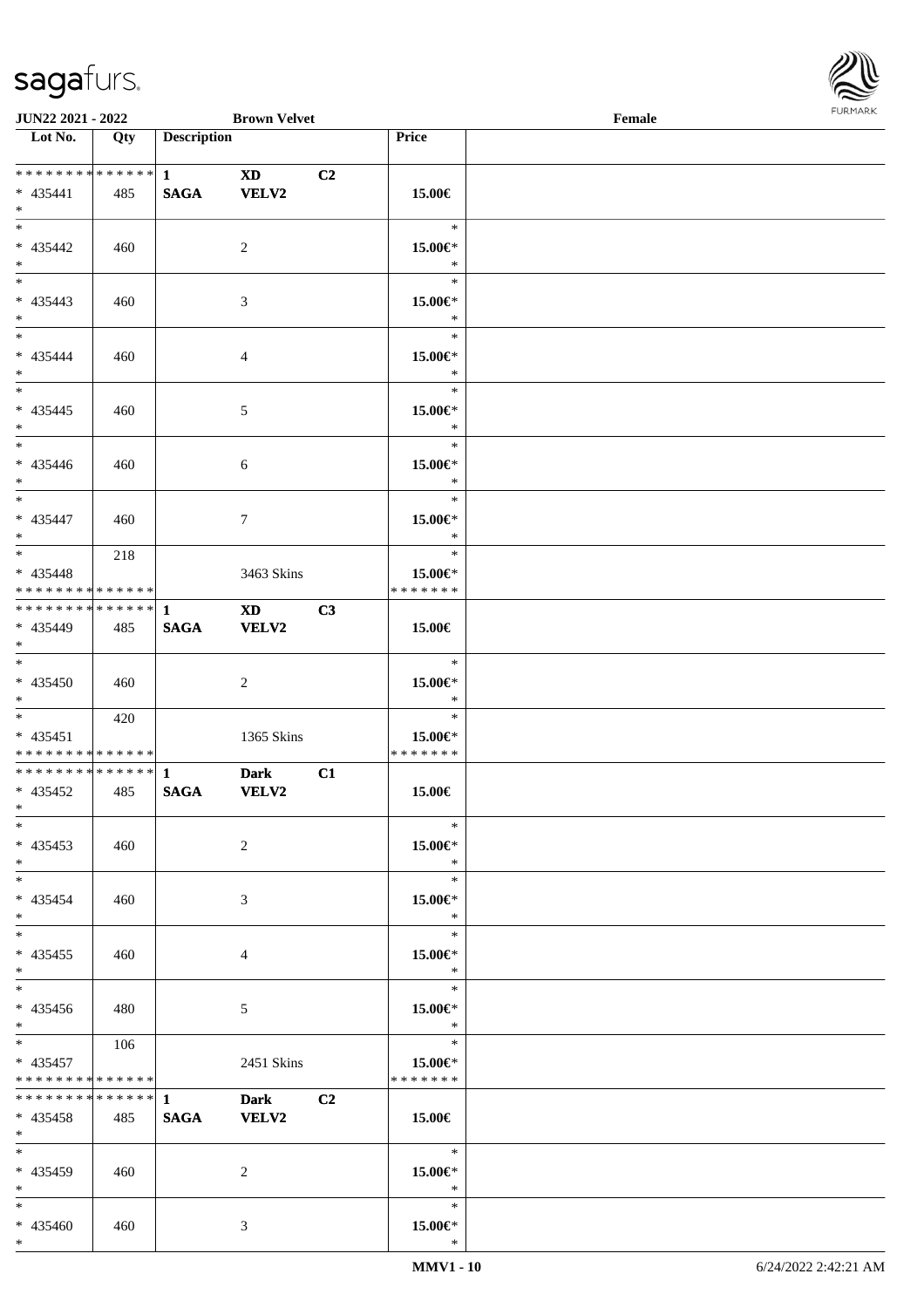| Lot No. | Qty | Description | | | Price | |
|---|---|---|---|---|---|---|
| ************** | | 1 | XD | C2 | | |
| * 435441 | 485 | SAGA | VELV2 | | 15.00€ | |
| * | | | | | | |
| * 435442 | 460 | | 2 | | 15.00€* | |
| * | | | | | | |
| * 435443 | 460 | | 3 | | 15.00€* | |
| * | | | | | | |
| * 435444 | 460 | | 4 | | 15.00€* | |
| * | | | | | | |
| * 435445 | 460 | | 5 | | 15.00€* | |
| * | | | | | | |
| * 435446 | 460 | | 6 | | 15.00€* | |
| * | | | | | | |
| * 435447 | 460 | | 7 | | 15.00€* | |
| * | 218 | | | | * | |
| * 435448 | | | 3463 Skins | | 15.00€* | |
| ************** | | | | | ******* | |
| ************** | | 1 | XD | C3 | | |
| * 435449 | 485 | SAGA | VELV2 | | 15.00€ | |
| * | | | | | | |
| * 435450 | 460 | | 2 | | 15.00€* | |
| * | 420 | | | | * | |
| * 435451 | | | 1365 Skins | | 15.00€* | |
| ************** | | | | | ******* | |
| ************** | | 1 | Dark | C1 | | |
| * 435452 | 485 | SAGA | VELV2 | | 15.00€ | |
| * | | | | | | |
| * 435453 | 460 | | 2 | | 15.00€* | |
| * | | | | | | |
| * 435454 | 460 | | 3 | | 15.00€* | |
| * | | | | | | |
| * 435455 | 460 | | 4 | | 15.00€* | |
| * | | | | | | |
| * 435456 | 480 | | 5 | | 15.00€* | |
| * | 106 | | | | * | |
| * 435457 | | | 2451 Skins | | 15.00€* | |
| ************** | | | | | ******* | |
| ************** | | 1 | Dark | C2 | | |
| * 435458 | 485 | SAGA | VELV2 | | 15.00€ | |
| * | | | | | | |
| * 435459 | 460 | | 2 | | 15.00€* | |
| * | | | | | | |
| * 435460 | 460 | | 3 | | 15.00€* | |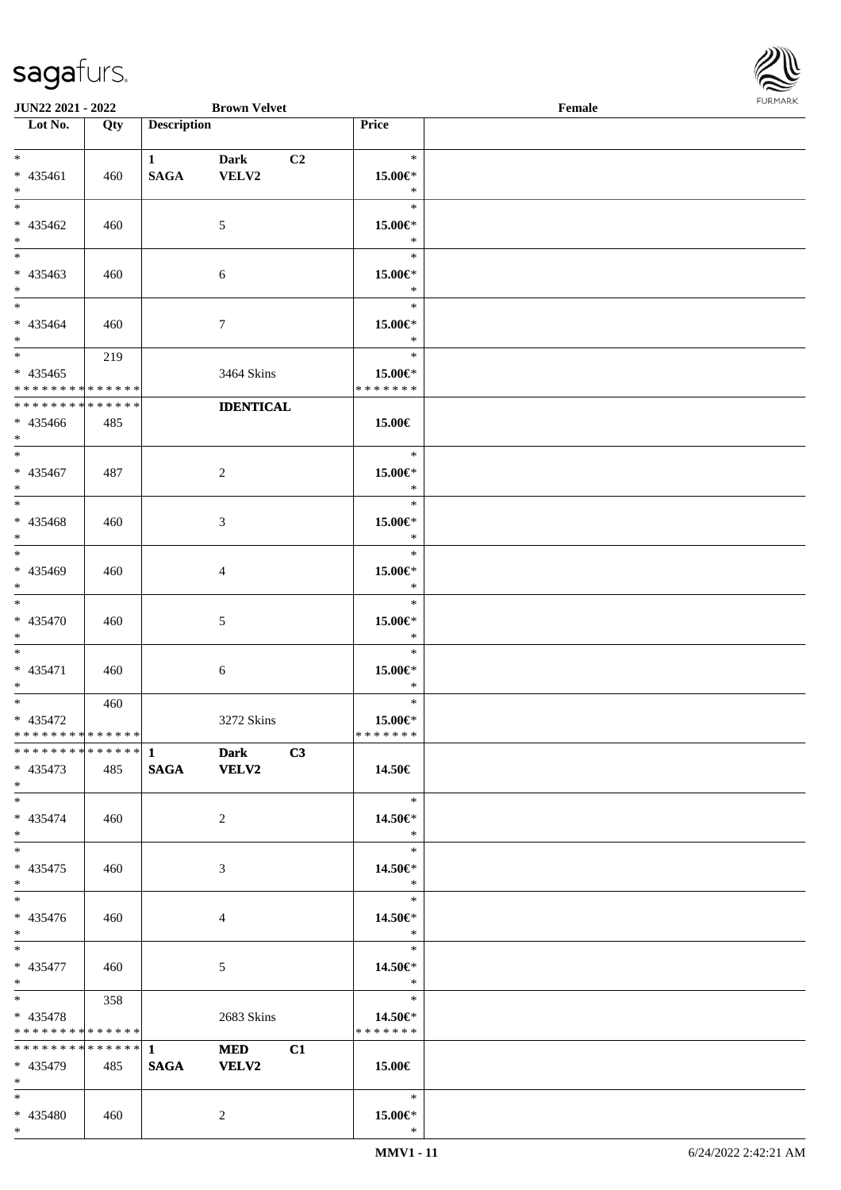| Lot No. | Qty | Description | | | Price | |
|---|---|---|---|---|---|---|
| *<br>* 435461<br>* | 460 | 1<br>**SAGA** | **Dark**<br>**VELV2** | **C2** | *<br>**15.00€***<br>* | |
| *<br>* 435462<br>* | 460 | | 5 | | *<br>**15.00€***<br>* | |
| *<br>* 435463<br>* | 460 | | 6 | | *<br>**15.00€***<br>* | |
| *<br>* 435464<br>* | 460 | | 7 | | *<br>**15.00€***<br>* | |
| *<br>* 435465<br>* * * * * * * * * * * * * * | 219 | | 3464 Skins | | *<br>**15.00€***<br>* * * * * * * | |
| * * * * * * * * * * * * * *<br>* 435466<br>* | 485 | | **IDENTICAL** | | **15.00€** | |
| *<br>* 435467<br>* | 487 | | 2 | | *<br>**15.00€***<br>* | |
| *<br>* 435468<br>* | 460 | | 3 | | *<br>**15.00€***<br>* | |
| *<br>* 435469<br>* | 460 | | 4 | | *<br>**15.00€***<br>* | |
| *<br>* 435470<br>* | 460 | | 5 | | *<br>**15.00€***<br>* | |
| *<br>* 435471<br>* | 460 | | 6 | | *<br>**15.00€***<br>* | |
| *<br>* 435472<br>* * * * * * * * * * * * * * | 460 | | 3272 Skins | | *<br>**15.00€***<br>* * * * * * * | |
| * * * * * * * * * * * * * *<br>* 435473<br>* | 485 | 1<br>**SAGA** | **Dark**<br>**VELV2** | **C3** | **14.50€** | |
| *<br>* 435474<br>* | 460 | | 2 | | *<br>**14.50€***<br>* | |
| *<br>* 435475<br>* | 460 | | 3 | | *<br>**14.50€***<br>* | |
| *<br>* 435476<br>* | 460 | | 4 | | *<br>**14.50€***<br>* | |
| *<br>* 435477<br>* | 460 | | 5 | | *<br>**14.50€***<br>* | |
| *<br>* 435478<br>* * * * * * * * * * * * * * | 358 | | 2683 Skins | | *<br>**14.50€***<br>* * * * * * * | |
| * * * * * * * * * * * * * *<br>* 435479<br>* | 485 | 1<br>**SAGA** | **MED**<br>**VELV2** | **C1** | **15.00€** | |
| *<br>* 435480<br>* | 460 | | 2 | | *<br>**15.00€***<br>* | |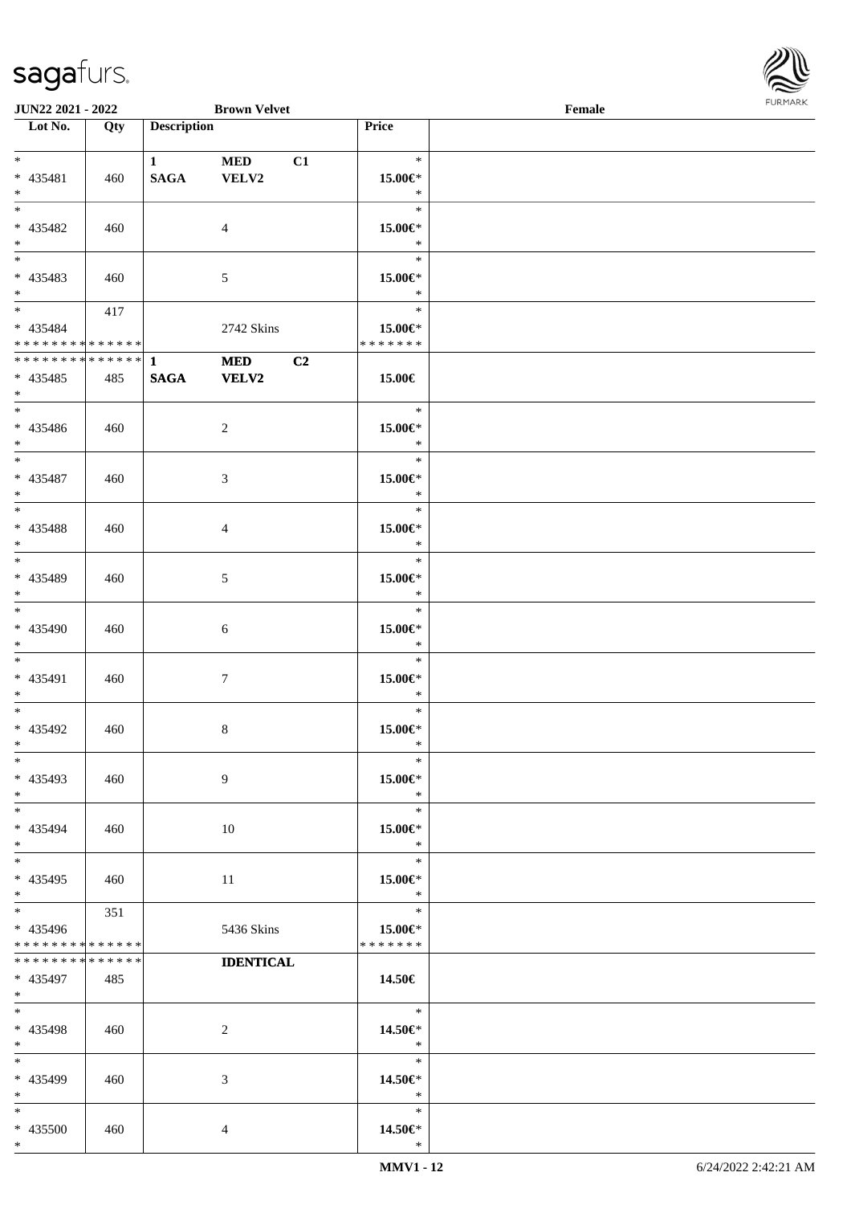JUN22 2021 - 2022 | Brown Velvet | Female

| Lot No. | Qty | Description | | | Price | |
|---|---|---|---|---|---|---|
| * <br> * 435481 <br> * | 460 | 1 <br> **SAGA** | **MED** <br> **VELV2** | **C1** | * <br> **15.00€*** <br> * | |
| * <br> * 435482 <br> * | 460 | | 4 | | * <br> **15.00€*** <br> * | |
| * <br> * 435483 <br> * | 460 | | 5 | | * <br> **15.00€*** <br> * | |
| * <br> * 435484 <br> * * * * * * * * * * * * * * | 417 | | 2742 Skins | | * <br> **15.00€*** <br> * * * * * * * | |
| * * * * * * * * * * * * * * <br> * 435485 <br> * | 485 | **1** <br> **SAGA** | **MED** <br> **VELV2** | **C2** | **15.00€** | |
| * <br> * 435486 <br> * | 460 | | 2 | | * <br> **15.00€*** <br> * | |
| * <br> * 435487 <br> * | 460 | | 3 | | * <br> **15.00€*** <br> * | |
| * <br> * 435488 <br> * | 460 | | 4 | | * <br> **15.00€*** <br> * | |
| * <br> * 435489 <br> * | 460 | | 5 | | * <br> **15.00€*** <br> * | |
| * <br> * 435490 <br> * | 460 | | 6 | | * <br> **15.00€*** <br> * | |
| * <br> * 435491 <br> * | 460 | | 7 | | * <br> **15.00€*** <br> * | |
| * <br> * 435492 <br> * | 460 | | 8 | | * <br> **15.00€*** <br> * | |
| * <br> * 435493 <br> * | 460 | | 9 | | * <br> **15.00€*** <br> * | |
| * <br> * 435494 <br> * | 460 | | 10 | | * <br> **15.00€*** <br> * | |
| * <br> * 435495 <br> * | 460 | | 11 | | * <br> **15.00€*** <br> * | |
| * <br> * 435496 <br> * * * * * * * * * * * * * * | 351 | | 5436 Skins | | * <br> **15.00€*** <br> * * * * * * * | |
| * * * * * * * * * * * * * * <br> * 435497 <br> * | 485 | | **IDENTICAL** | | **14.50€** | |
| * <br> * 435498 <br> * | 460 | | 2 | | * <br> **14.50€*** <br> * | |
| * <br> * 435499 <br> * | 460 | | 3 | | * <br> **14.50€*** <br> * | |
| * <br> * 435500 <br> * | 460 | | 4 | | * <br> **14.50€*** <br> * | |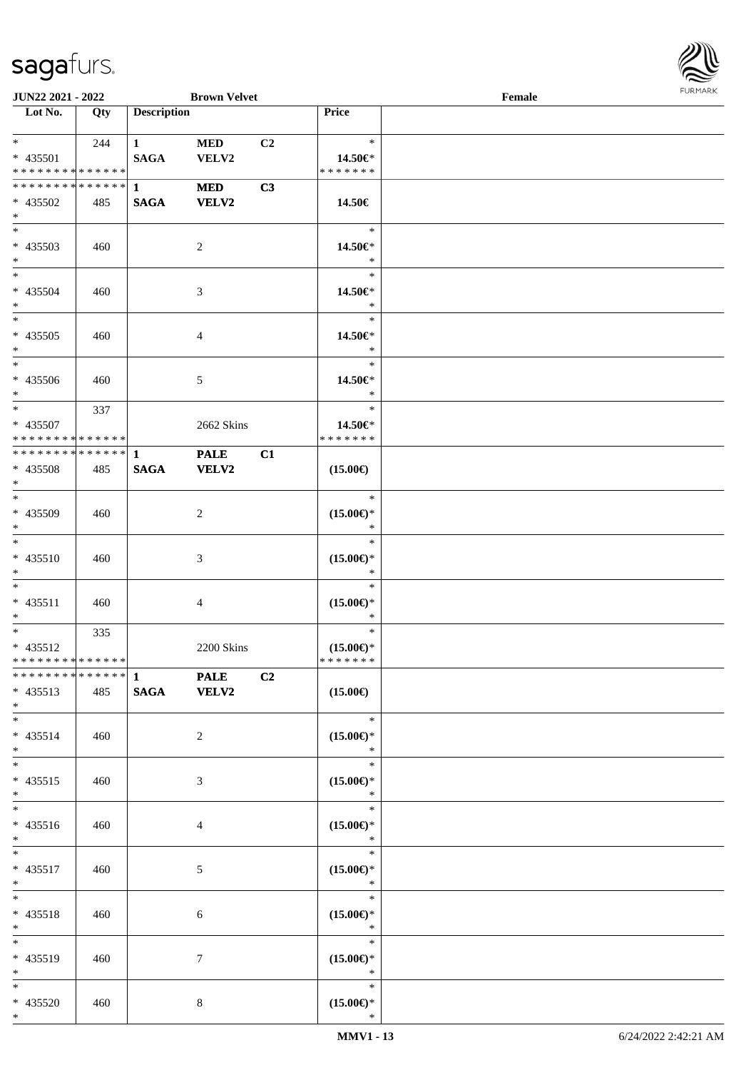JUN22 2021 - 2022 | Brown Velvet | Female

| Lot No. | Qty | Description | | | Price | |
|---|---|---|---|---|---|---|
| * | 244 | 1 | MED | C2 | * | |
| * 435501 | | SAGA | VELV2 | | 14.50€* | |
| * * * * * * * * * * * * * * | | | | | * * * * * * * | |
| * * * * * * * * * * * * * * | | 1 | MED | C3 | | |
| * 435502 | 485 | SAGA | VELV2 | | 14.50€ | |
| * | | | | | | |
| * | | | | | * | |
| * 435503 | 460 | | 2 | | 14.50€* | |
| * | | | | | * | |
| * | | | | | * | |
| * 435504 | 460 | | 3 | | 14.50€* | |
| * | | | | | * | |
| * | | | | | * | |
| * 435505 | 460 | | 4 | | 14.50€* | |
| * | | | | | * | |
| * | | | | | * | |
| * 435506 | 460 | | 5 | | 14.50€* | |
| * | | | | | * | |
| * | 337 | | | | * | |
| * 435507 | | | 2662 Skins | | 14.50€* | |
| * * * * * * * * * * * * * * | | | | | * * * * * * * | |
| * * * * * * * * * * * * * * | | 1 | PALE | C1 | | |
| * 435508 | 485 | SAGA | VELV2 | | (15.00€) | |
| * | | | | | | |
| * | | | | | * | |
| * 435509 | 460 | | 2 | | (15.00€)* | |
| * | | | | | * | |
| * | | | | | * | |
| * 435510 | 460 | | 3 | | (15.00€)* | |
| * | | | | | * | |
| * | | | | | * | |
| * 435511 | 460 | | 4 | | (15.00€)* | |
| * | | | | | * | |
| * | 335 | | | | * | |
| * 435512 | | | 2200 Skins | | (15.00€)* | |
| * * * * * * * * * * * * * * | | | | | * * * * * * * | |
| * * * * * * * * * * * * * * | | 1 | PALE | C2 | | |
| * 435513 | 485 | SAGA | VELV2 | | (15.00€) | |
| * | | | | | | |
| * | | | | | * | |
| * 435514 | 460 | | 2 | | (15.00€)* | |
| * | | | | | * | |
| * | | | | | * | |
| * 435515 | 460 | | 3 | | (15.00€)* | |
| * | | | | | * | |
| * | | | | | * | |
| * 435516 | 460 | | 4 | | (15.00€)* | |
| * | | | | | * | |
| * | | | | | * | |
| * 435517 | 460 | | 5 | | (15.00€)* | |
| * | | | | | * | |
| * | | | | | * | |
| * 435518 | 460 | | 6 | | (15.00€)* | |
| * | | | | | * | |
| * | | | | | * | |
| * 435519 | 460 | | 7 | | (15.00€)* | |
| * | | | | | * | |
| * | | | | | * | |
| * 435520 | 460 | | 8 | | (15.00€)* | |
| * | | | | | * | |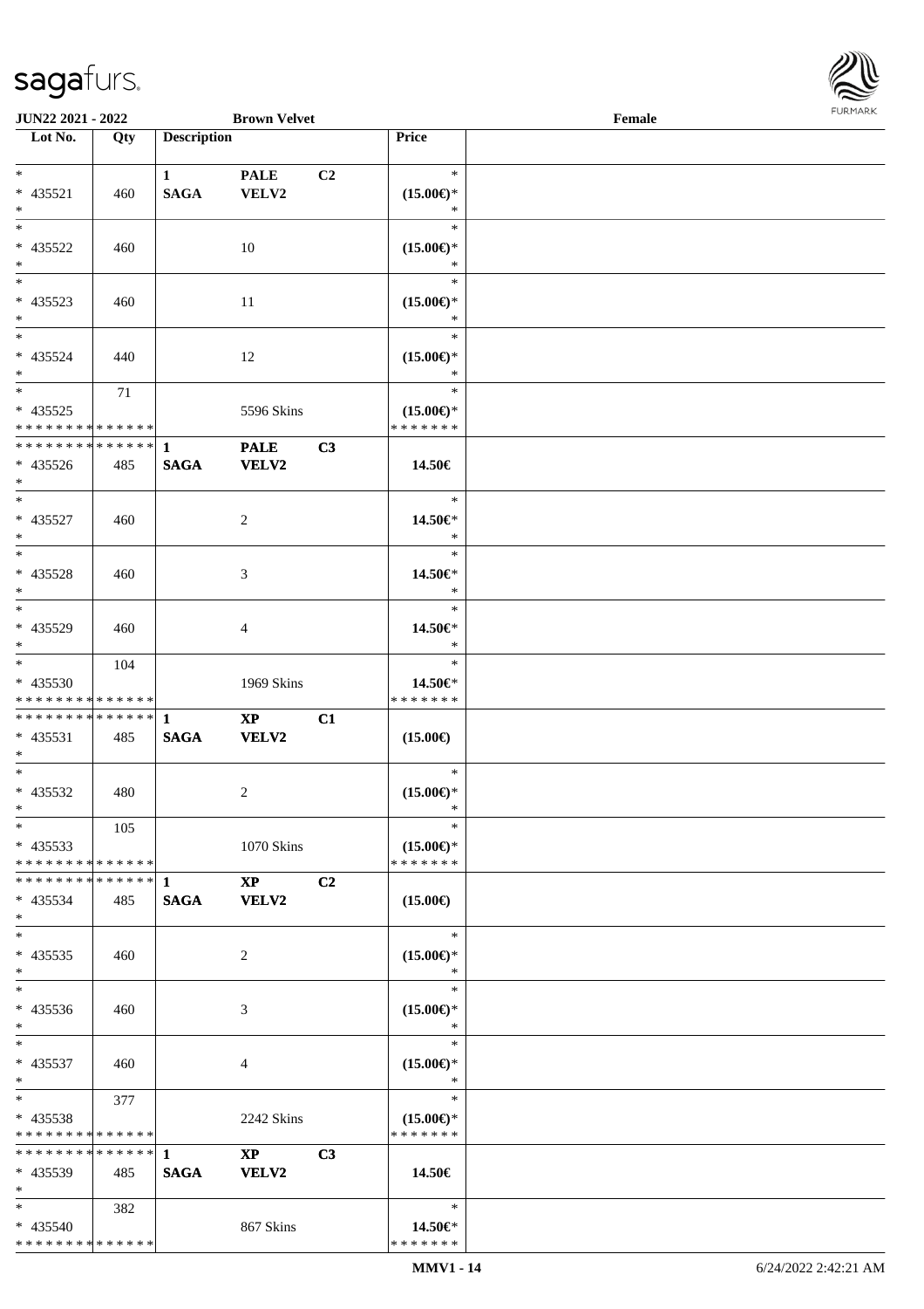**JUN22 2021 - 2022** **Brown Velvet** **Female**

| Lot No. | Qty | Description | | | Price | |
|---|---|---|---|---|---|---|
| * | | 1 | PALE | C2 | * | |
| * 435521 | 460 | SAGA | VELV2 | | (15.00€)* | |
| * | | | | | * | |
| * | | | | | * | |
| * 435522 | 460 | | 10 | | (15.00€)* | |
| * | | | | | * | |
| * | | | | | * | |
| * 435523 | 460 | | 11 | | (15.00€)* | |
| * | | | | | * | |
| * | | | | | * | |
| * 435524 | 440 | | 12 | | (15.00€)* | |
| * | | | | | * | |
| * | 71 | | | | * | |
| * 435525 | | | 5596 Skins | | (15.00€)* | |
| * * * * * * * * * * * * * * | | | | | * * * * * * * | |
| * * * * * * * * * * * * * * | | 1 | PALE | C3 | | |
| * 435526 | 485 | SAGA | VELV2 | | 14.50€ | |
| * | | | | | | |
| * | | | | | * | |
| * 435527 | 460 | | 2 | | 14.50€* | |
| * | | | | | * | |
| * | | | | | * | |
| * 435528 | 460 | | 3 | | 14.50€* | |
| * | | | | | * | |
| * | | | | | * | |
| * 435529 | 460 | | 4 | | 14.50€* | |
| * | | | | | * | |
| * | 104 | | | | * | |
| * 435530 | | | 1969 Skins | | 14.50€* | |
| * * * * * * * * * * * * * * | | | | | * * * * * * * | |
| * * * * * * * * * * * * * * | | 1 | XP | C1 | | |
| * 435531 | 485 | SAGA | VELV2 | | (15.00€) | |
| * | | | | | | |
| * | | | | | * | |
| * 435532 | 480 | | 2 | | (15.00€)* | |
| * | | | | | * | |
| * | 105 | | | | * | |
| * 435533 | | | 1070 Skins | | (15.00€)* | |
| * * * * * * * * * * * * * * | | | | | * * * * * * * | |
| * * * * * * * * * * * * * * | | 1 | XP | C2 | | |
| * 435534 | 485 | SAGA | VELV2 | | (15.00€) | |
| * | | | | | | |
| * | | | | | * | |
| * 435535 | 460 | | 2 | | (15.00€)* | |
| * | | | | | * | |
| * | | | | | * | |
| * 435536 | 460 | | 3 | | (15.00€)* | |
| * | | | | | * | |
| * | | | | | * | |
| * 435537 | 460 | | 4 | | (15.00€)* | |
| * | | | | | * | |
| * | 377 | | | | * | |
| * 435538 | | | 2242 Skins | | (15.00€)* | |
| * * * * * * * * * * * * * * | | | | | * * * * * * * | |
| * * * * * * * * * * * * * * | | 1 | XP | C3 | | |
| * 435539 | 485 | SAGA | VELV2 | | 14.50€ | |
| * | | | | | | |
| * | 382 | | | | * | |
| * 435540 | | | 867 Skins | | 14.50€* | |
| * * * * * * * * * * * * * * | | | | | * * * * * * * | |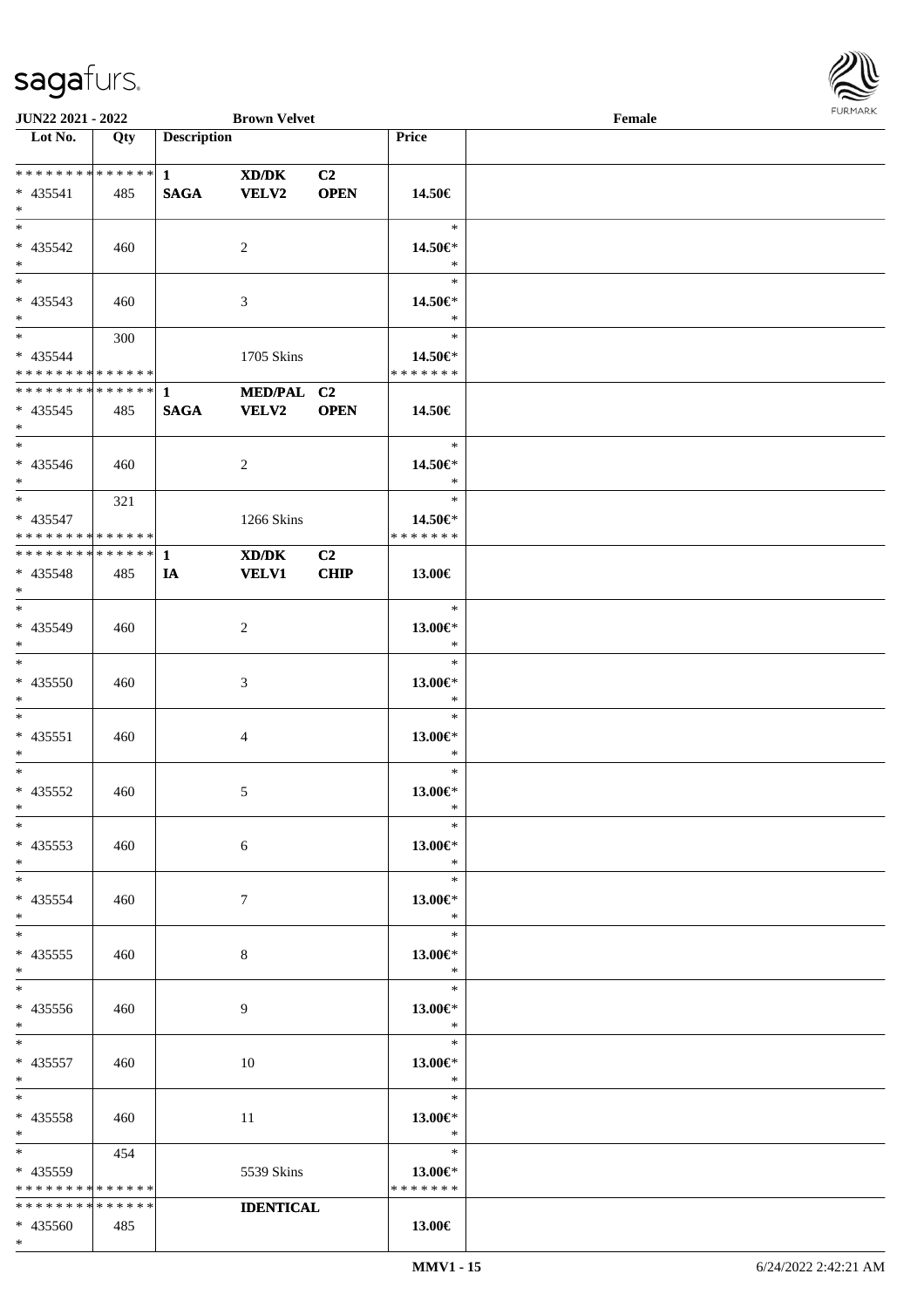JUN22 2021 - 2022 | Brown Velvet | Female

| Lot No. | Qty | Description | | | Price | |
|---|---|---|---|---|---|---|
| * * * * * * * * * * * * * * | | 1 | XD/DK | C2 | | |
| * 435541 | 485 | SAGA | VELV2 | OPEN | 14.50€ | |
| * | | | | | | |
| * 435542 | 460 | | 2 | | * 14.50€* * | |
| * 435543 | 460 | | 3 | | * 14.50€* * | |
| * 435544 | 300 | | 1705 Skins | | * 14.50€* | |
| * * * * * * * * * * * * * * | | | | | * * * * * * * | |
| * * * * * * * * * * * * * * | | 1 | MED/PAL | C2 | | |
| * 435545 | 485 | SAGA | VELV2 | OPEN | 14.50€ | |
| * 435546 | 460 | | 2 | | * 14.50€* * | |
| * 435547 | 321 | | 1266 Skins | | * 14.50€* | |
| * * * * * * * * * * * * * * | | | | | * * * * * * * | |
| * * * * * * * * * * * * * * | | 1 | XD/DK | C2 | | |
| * 435548 | 485 | IA | VELV1 | CHIP | 13.00€ | |
| * 435549 | 460 | | 2 | | * 13.00€* * | |
| * 435550 | 460 | | 3 | | * 13.00€* * | |
| * 435551 | 460 | | 4 | | * 13.00€* * | |
| * 435552 | 460 | | 5 | | * 13.00€* * | |
| * 435553 | 460 | | 6 | | * 13.00€* * | |
| * 435554 | 460 | | 7 | | * 13.00€* * | |
| * 435555 | 460 | | 8 | | * 13.00€* * | |
| * 435556 | 460 | | 9 | | * 13.00€* * | |
| * 435557 | 460 | | 10 | | * 13.00€* * | |
| * 435558 | 460 | | 11 | | * 13.00€* * | |
| * 435559 | 454 | | 5539 Skins | | * 13.00€* | |
| * * * * * * * * * * * * * * | | | | | * * * * * * * | |
| * * * * * * * * * * * * * * | | | IDENTICAL | | | |
| * 435560 | 485 | | | | 13.00€ | |
| * | | | | | | |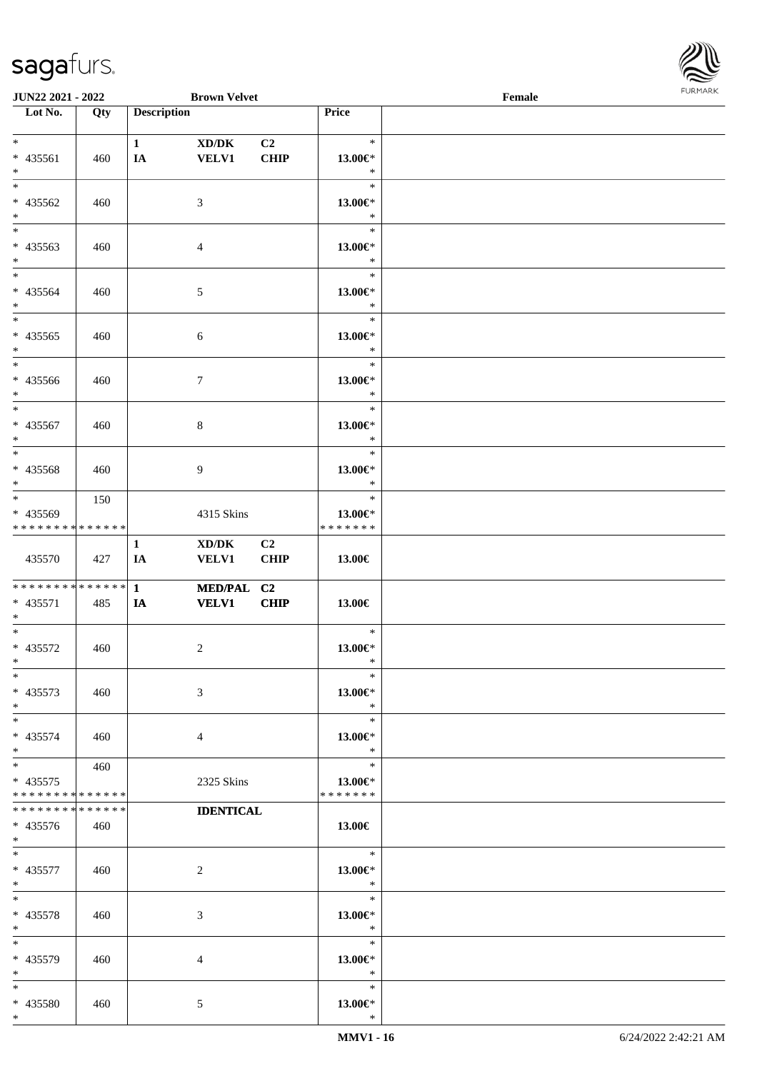JUN22 2021 - 2022 Brown Velvet Female

| Lot No. | Qty | Description | | | Price | |
|---|---|---|---|---|---|---|
| *<br>* 435561<br>* | 460 | 1<br>IA | XD/DK<br>VELV1 | C2<br>CHIP | *<br>13.00€*<br>* | |
| *<br>* 435562<br>* | 460 | | 3 | | *<br>13.00€*<br>* | |
| *<br>* 435563<br>* | 460 | | 4 | | *<br>13.00€*<br>* | |
| *<br>* 435564<br>* | 460 | | 5 | | *<br>13.00€*<br>* | |
| *<br>* 435565<br>* | 460 | | 6 | | *<br>13.00€*<br>* | |
| *<br>* 435566<br>* | 460 | | 7 | | *<br>13.00€*<br>* | |
| *<br>* 435567<br>* | 460 | | 8 | | *<br>13.00€*<br>* | |
| *<br>* 435568<br>* | 460 | | 9 | | *<br>13.00€*<br>* | |
| *<br>* 435569<br>* * * * * * * * * * * * * * | 150 | | 4315 Skins | | *<br>13.00€*<br>* * * * * * * | |
| 435570 | 427 | 1<br>IA | XD/DK<br>VELV1 | C2<br>CHIP | 13.00€ | |
| * * * * * * * * * * * * * *<br>* 435571<br>* | 485 | 1<br>IA | MED/PAL<br>VELV1 | C2<br>CHIP | 13.00€ | |
| *<br>* 435572<br>* | 460 | | 2 | | *<br>13.00€*<br>* | |
| *<br>* 435573<br>* | 460 | | 3 | | *<br>13.00€*<br>* | |
| *<br>* 435574<br>* | 460 | | 4 | | *<br>13.00€*<br>* | |
| *<br>* 435575<br>* * * * * * * * * * * * * * | 460 | | 2325 Skins | | *<br>13.00€*<br>* * * * * * * | |
| * * * * * * * * * * * * * *<br>* 435576<br>* | 460 | | IDENTICAL | | 13.00€ | |
| *<br>* 435577<br>* | 460 | | 2 | | *<br>13.00€*<br>* | |
| *<br>* 435578<br>* | 460 | | 3 | | *<br>13.00€*<br>* | |
| *<br>* 435579<br>* | 460 | | 4 | | *<br>13.00€*<br>* | |
| *<br>* 435580<br>* | 460 | | 5 | | *<br>13.00€*<br>* | |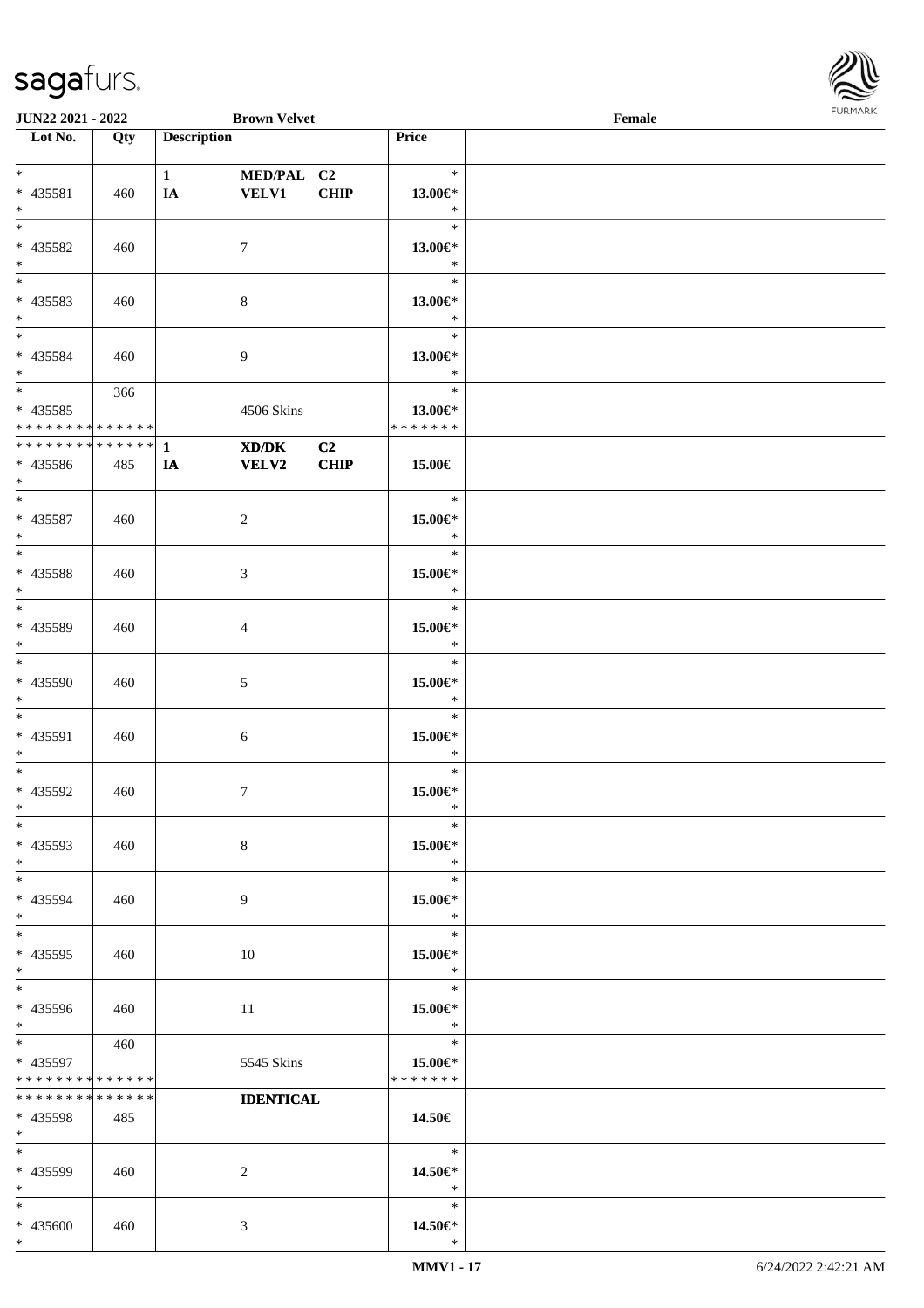| Lot No. | Qty | Description | | | Price | |
|---|---|---|---|---|---|---|
| * <br> * 435581 <br> * | 460 | 1 <br> IA | MED/PAL <br> VELV1 | C2 <br> CHIP | * <br> 13.00€* <br> * | |
| * <br> * 435582 <br> * | 460 | | 7 | | * <br> 13.00€* <br> * | |
| * <br> * 435583 <br> * | 460 | | 8 | | * <br> 13.00€* <br> * | |
| * <br> * 435584 <br> * | 460 | | 9 | | * <br> 13.00€* <br> * | |
| * <br> * 435585 <br> * * * * * * * * * * * * * * | 366 | | 4506 Skins | | * <br> 13.00€* <br> * * * * * * * | |
| * * * * * * * * * * * * * * <br> * 435586 <br> * | 485 | 1 <br> IA | XD/DK <br> VELV2 | C2 <br> CHIP | 15.00€ | |
| * <br> * 435587 <br> * | 460 | | 2 | | * <br> 15.00€* <br> * | |
| * <br> * 435588 <br> * | 460 | | 3 | | * <br> 15.00€* <br> * | |
| * <br> * 435589 <br> * | 460 | | 4 | | * <br> 15.00€* <br> * | |
| * <br> * 435590 <br> * | 460 | | 5 | | * <br> 15.00€* <br> * | |
| * <br> * 435591 <br> * | 460 | | 6 | | * <br> 15.00€* <br> * | |
| * <br> * 435592 <br> * | 460 | | 7 | | * <br> 15.00€* <br> * | |
| * <br> * 435593 <br> * | 460 | | 8 | | * <br> 15.00€* <br> * | |
| * <br> * 435594 <br> * | 460 | | 9 | | * <br> 15.00€* <br> * | |
| * <br> * 435595 <br> * | 460 | | 10 | | * <br> 15.00€* <br> * | |
| * <br> * 435596 <br> * | 460 | | 11 | | * <br> 15.00€* <br> * | |
| * <br> * 435597 <br> * * * * * * * * * * * * * * | 460 | | 5545 Skins | | * <br> 15.00€* <br> * * * * * * * | |
| * * * * * * * * * * * * * * <br> * 435598 <br> * | 485 | | IDENTICAL | | 14.50€ | |
| * <br> * 435599 <br> * | 460 | | 2 | | * <br> 14.50€* <br> * | |
| * <br> * 435600 <br> * | 460 | | 3 | | * <br> 14.50€* <br> * | |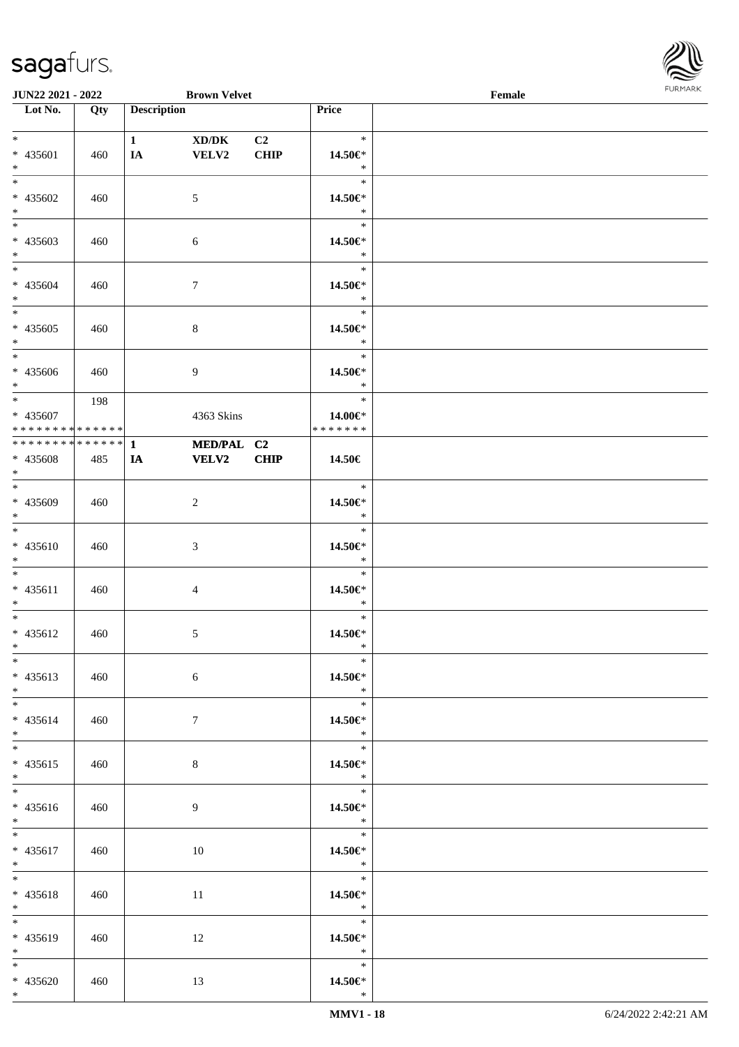JUN22 2021 - 2022 | Brown Velvet | Female

| Lot No. | Qty | Description | | | Price | |
|---|---|---|---|---|---|---|
| * | | 1 | XD/DK | C2 | * | |
| * 435601 | 460 | IA | VELV2 | CHIP | 14.50€* | |
| * | | | | | * | |
| * 435602 | 460 | | 5 | | 14.50€* | |
| * | | | | | * | |
| * 435603 | 460 | | 6 | | 14.50€* | |
| * | | | | | * | |
| * 435604 | 460 | | 7 | | 14.50€* | |
| * | | | | | * | |
| * 435605 | 460 | | 8 | | 14.50€* | |
| * | | | | | * | |
| * 435606 | 460 | | 9 | | 14.50€* | |
| * | 198 | | | | * | |
| * 435607 | | | 4363 Skins | | 14.00€* | |
| * * * * * * * * * * * * * * | | | | | * * * * * * * | |
| * * * * * * * * * * * * * * | | 1 | MED/PAL | C2 | | |
| * 435608 | 485 | IA | VELV2 | CHIP | 14.50€ | |
| * | | | | | * | |
| * 435609 | 460 | | 2 | | 14.50€* | |
| * | | | | | * | |
| * 435610 | 460 | | 3 | | 14.50€* | |
| * | | | | | * | |
| * 435611 | 460 | | 4 | | 14.50€* | |
| * | | | | | * | |
| * 435612 | 460 | | 5 | | 14.50€* | |
| * | | | | | * | |
| * 435613 | 460 | | 6 | | 14.50€* | |
| * | | | | | * | |
| * 435614 | 460 | | 7 | | 14.50€* | |
| * | | | | | * | |
| * 435615 | 460 | | 8 | | 14.50€* | |
| * | | | | | * | |
| * 435616 | 460 | | 9 | | 14.50€* | |
| * | | | | | * | |
| * 435617 | 460 | | 10 | | 14.50€* | |
| * | | | | | * | |
| * 435618 | 460 | | 11 | | 14.50€* | |
| * | | | | | * | |
| * 435619 | 460 | | 12 | | 14.50€* | |
| * | | | | | * | |
| * 435620 | 460 | | 13 | | 14.50€* | |
| * | | | | | * | |

MMV1 - 18 | 6/24/2022 2:42:21 AM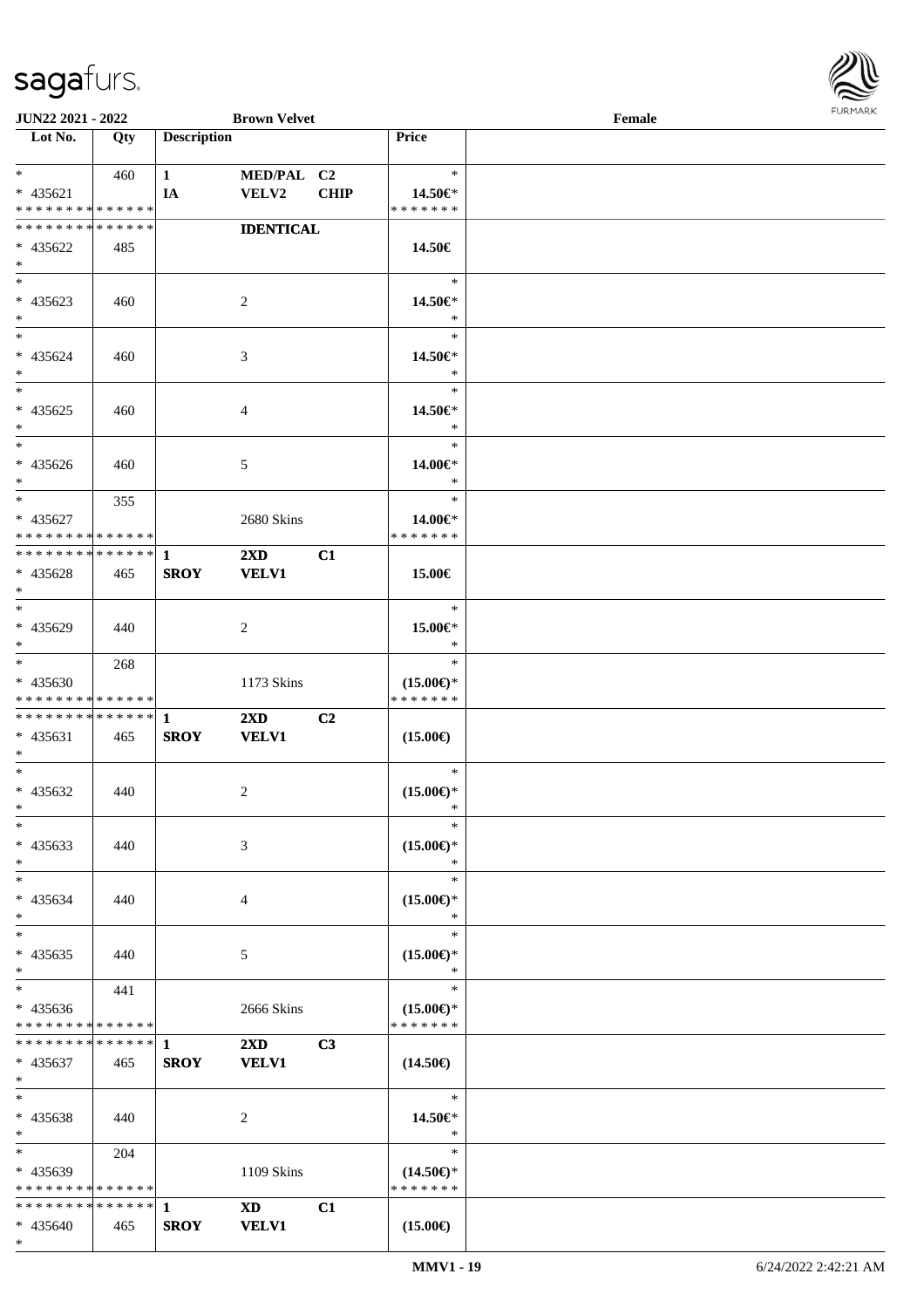| Lot No. | Qty | Description | | | Price | |
|---|---|---|---|---|---|---|
| * | 460 | 1 | MED/PAL | C2 | * | |
| * 435621 | | IA | VELV2 | CHIP | 14.50€* | |
| * * * * * * * * * * * * * * | | | | | * * * * * * * | |
| * * * * * * * * * * * * * * | | | IDENTICAL | | | |
| * 435622 | 485 | | | | 14.50€ | |
| * | | | | | | |
| * | | | | | * | |
| * 435623 | 460 | | 2 | | 14.50€* | |
| * | | | | | * | |
| * | | | | | * | |
| * 435624 | 460 | | 3 | | 14.50€* | |
| * | | | | | * | |
| * | | | | | * | |
| * 435625 | 460 | | 4 | | 14.50€* | |
| * | | | | | * | |
| * | | | | | * | |
| * 435626 | 460 | | 5 | | 14.00€* | |
| * | | | | | * | |
| * | 355 | | | | * | |
| * 435627 | | | 2680 Skins | | 14.00€* | |
| * * * * * * * * * * * * * * | | | | | * * * * * * * | |
| * * * * * * * * * * * * * * | | 1 | 2XD | C1 | | |
| * 435628 | 465 | SROY | VELV1 | | 15.00€ | |
| * | | | | | | |
| * | | | | | * | |
| * 435629 | 440 | | 2 | | 15.00€* | |
| * | | | | | * | |
| * | 268 | | | | * | |
| * 435630 | | | 1173 Skins | | (15.00€)* | |
| * * * * * * * * * * * * * * | | | | | * * * * * * * | |
| * * * * * * * * * * * * * * | | 1 | 2XD | C2 | | |
| * 435631 | 465 | SROY | VELV1 | | (15.00€) | |
| * | | | | | | |
| * | | | | | * | |
| * 435632 | 440 | | 2 | | (15.00€)* | |
| * | | | | | * | |
| * | | | | | * | |
| * 435633 | 440 | | 3 | | (15.00€)* | |
| * | | | | | * | |
| * | | | | | * | |
| * 435634 | 440 | | 4 | | (15.00€)* | |
| * | | | | | * | |
| * | | | | | * | |
| * 435635 | 440 | | 5 | | (15.00€)* | |
| * | | | | | * | |
| * | 441 | | | | * | |
| * 435636 | | | 2666 Skins | | (15.00€)* | |
| * * * * * * * * * * * * * * | | | | | * * * * * * * | |
| * * * * * * * * * * * * * * | | 1 | 2XD | C3 | | |
| * 435637 | 465 | SROY | VELV1 | | (14.50€) | |
| * | | | | | | |
| * | | | | | * | |
| * 435638 | 440 | | 2 | | 14.50€* | |
| * | | | | | * | |
| * | 204 | | | | * | |
| * 435639 | | | 1109 Skins | | (14.50€)* | |
| * * * * * * * * * * * * * * | | | | | * * * * * * * | |
| * * * * * * * * * * * * * * | | 1 | XD | C1 | | |
| * 435640 | 465 | SROY | VELV1 | | (15.00€) | |
| * | | | | | | |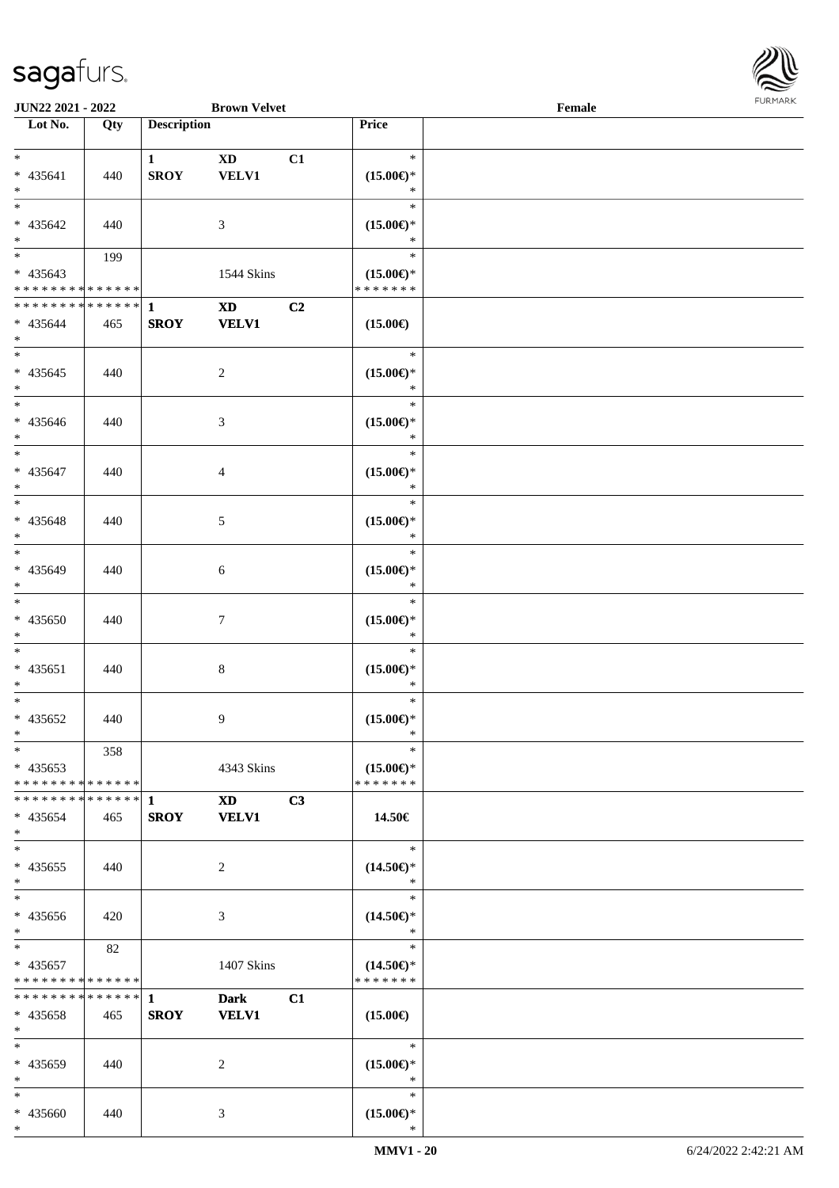**JUN22 2021 - 2022** **Brown Velvet** **Female**

| Lot No. | Qty | Description | | | Price | |
|---|---|---|---|---|---|---|
| * * 435641 * | 440 | **1 SROY** | **XD VELV1** | **C1** | * **(15.00€)*** * | |
| * * 435642 * | 440 | | 3 | | * **(15.00€)*** * | |
| * * 435643 * * * * * * * * * * * * * * | 199 | | 1544 Skins | | * **(15.00€)*** * * * * * * * | |
| * * * * * * * * * * * * * * * 435644 * | 465 | **1 SROY** | **XD VELV1** | **C2** | **(15.00€)** | |
| * * 435645 * | 440 | | 2 | | * **(15.00€)*** * | |
| * * 435646 * | 440 | | 3 | | * **(15.00€)*** * | |
| * * 435647 * | 440 | | 4 | | * **(15.00€)*** * | |
| * * 435648 * | 440 | | 5 | | * **(15.00€)*** * | |
| * * 435649 * | 440 | | 6 | | * **(15.00€)*** * | |
| * * 435650 * | 440 | | 7 | | * **(15.00€)*** * | |
| * * 435651 * | 440 | | 8 | | * **(15.00€)*** * | |
| * * 435652 * | 440 | | 9 | | * **(15.00€)*** * | |
| * * 435653 * * * * * * * * * * * * * * | 358 | | 4343 Skins | | * **(15.00€)*** * * * * * * * | |
| * * * * * * * * * * * * * * * 435654 * | 465 | **1 SROY** | **XD VELV1** | **C3** | **14.50€** | |
| * * 435655 * | 440 | | 2 | | * **(14.50€)*** * | |
| * * 435656 * | 420 | | 3 | | * **(14.50€)*** * | |
| * * 435657 * * * * * * * * * * * * * * | 82 | | 1407 Skins | | * **(14.50€)*** * * * * * * * | |
| * * * * * * * * * * * * * * * 435658 * | 465 | **1 SROY** | **Dark VELV1** | **C1** | **(15.00€)** | |
| * * 435659 * | 440 | | 2 | | * **(15.00€)*** * | |
| * * 435660 * | 440 | | 3 | | * **(15.00€)*** * | |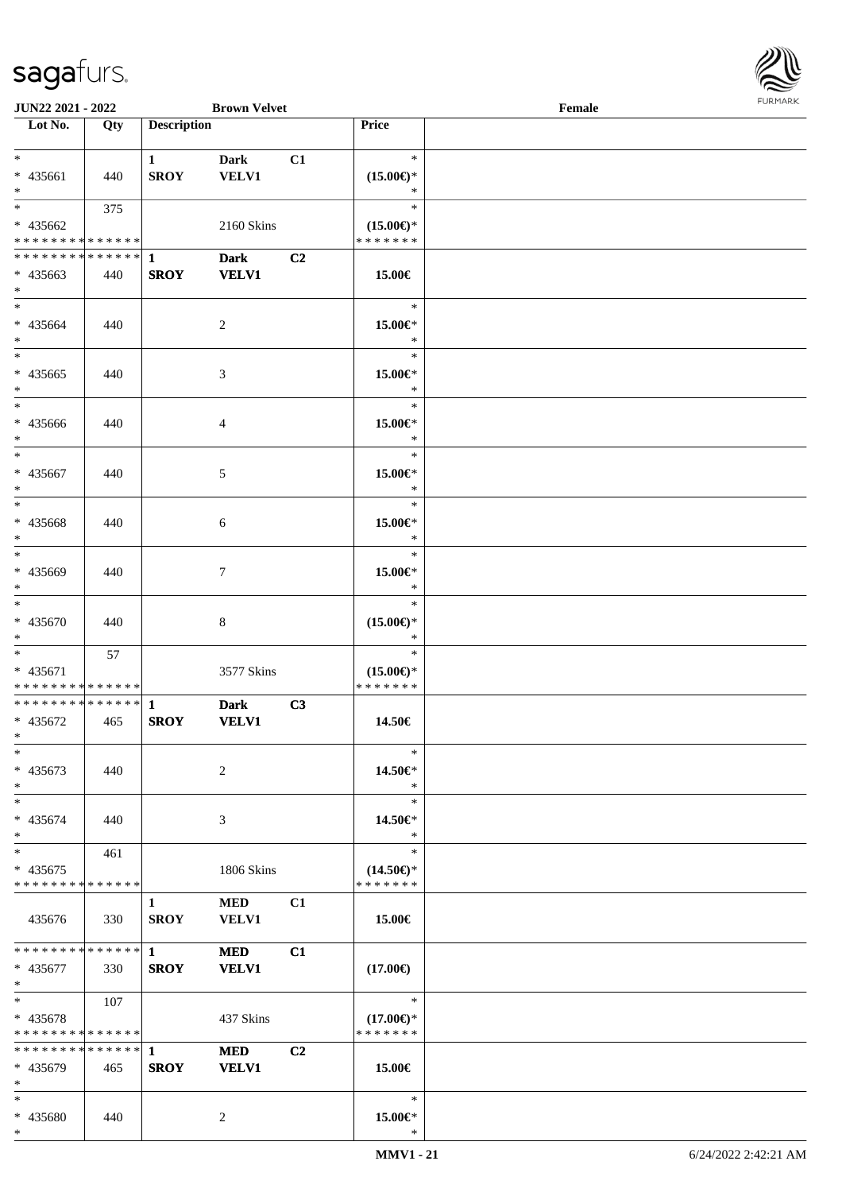JUN22 2021 - 2022 Brown Velvet Female

| Lot No. | Qty | Description | | | Price | |
|---|---|---|---|---|---|---|
| * <br> * 435661 <br> * | 440 | 1 <br> SROY | Dark <br> VELV1 | C1 | * <br> (15.00€)* <br> * | |
| * <br> * 435662 <br> * * * * * * * * * * * * * * | 375 | | 2160 Skins | | * <br> (15.00€)* <br> * * * * * * * | |
| * * * * * * * * * * * * * * <br> * 435663 <br> * | 440 | 1 <br> SROY | Dark <br> VELV1 | C2 | 15.00€ | |
| * <br> * 435664 <br> * | 440 | | 2 | | * <br> 15.00€* <br> * | |
| * <br> * 435665 <br> * | 440 | | 3 | | * <br> 15.00€* <br> * | |
| * <br> * 435666 <br> * | 440 | | 4 | | * <br> 15.00€* <br> * | |
| * <br> * 435667 <br> * | 440 | | 5 | | * <br> 15.00€* <br> * | |
| * <br> * 435668 <br> * | 440 | | 6 | | * <br> 15.00€* <br> * | |
| * <br> * 435669 <br> * | 440 | | 7 | | * <br> 15.00€* <br> * | |
| * <br> * 435670 <br> * | 440 | | 8 | | * <br> (15.00€)* <br> * | |
| * <br> * 435671 <br> * * * * * * * * * * * * * * | 57 | | 3577 Skins | | * <br> (15.00€)* <br> * * * * * * * | |
| * * * * * * * * * * * * * * <br> * 435672 <br> * | 465 | 1 <br> SROY | Dark <br> VELV1 | C3 | 14.50€ | |
| * <br> * 435673 <br> * | 440 | | 2 | | * <br> 14.50€* <br> * | |
| * <br> * 435674 <br> * | 440 | | 3 | | * <br> 14.50€* <br> * | |
| * <br> * 435675 <br> * * * * * * * * * * * * * * | 461 | | 1806 Skins | | * <br> (14.50€)* <br> * * * * * * * | |
| 435676 | 330 | 1 <br> SROY | MED <br> VELV1 | C1 | 15.00€ | |
| * * * * * * * * * * * * * * <br> * 435677 <br> * | 330 | 1 <br> SROY | MED <br> VELV1 | C1 | (17.00€) | |
| * <br> * 435678 <br> * * * * * * * * * * * * * * | 107 | | 437 Skins | | * <br> (17.00€)* <br> * * * * * * * | |
| * * * * * * * * * * * * * * <br> * 435679 <br> * | 465 | 1 <br> SROY | MED <br> VELV1 | C2 | 15.00€ | |
| * <br> * 435680 <br> * | 440 | | 2 | | * <br> 15.00€* <br> * | |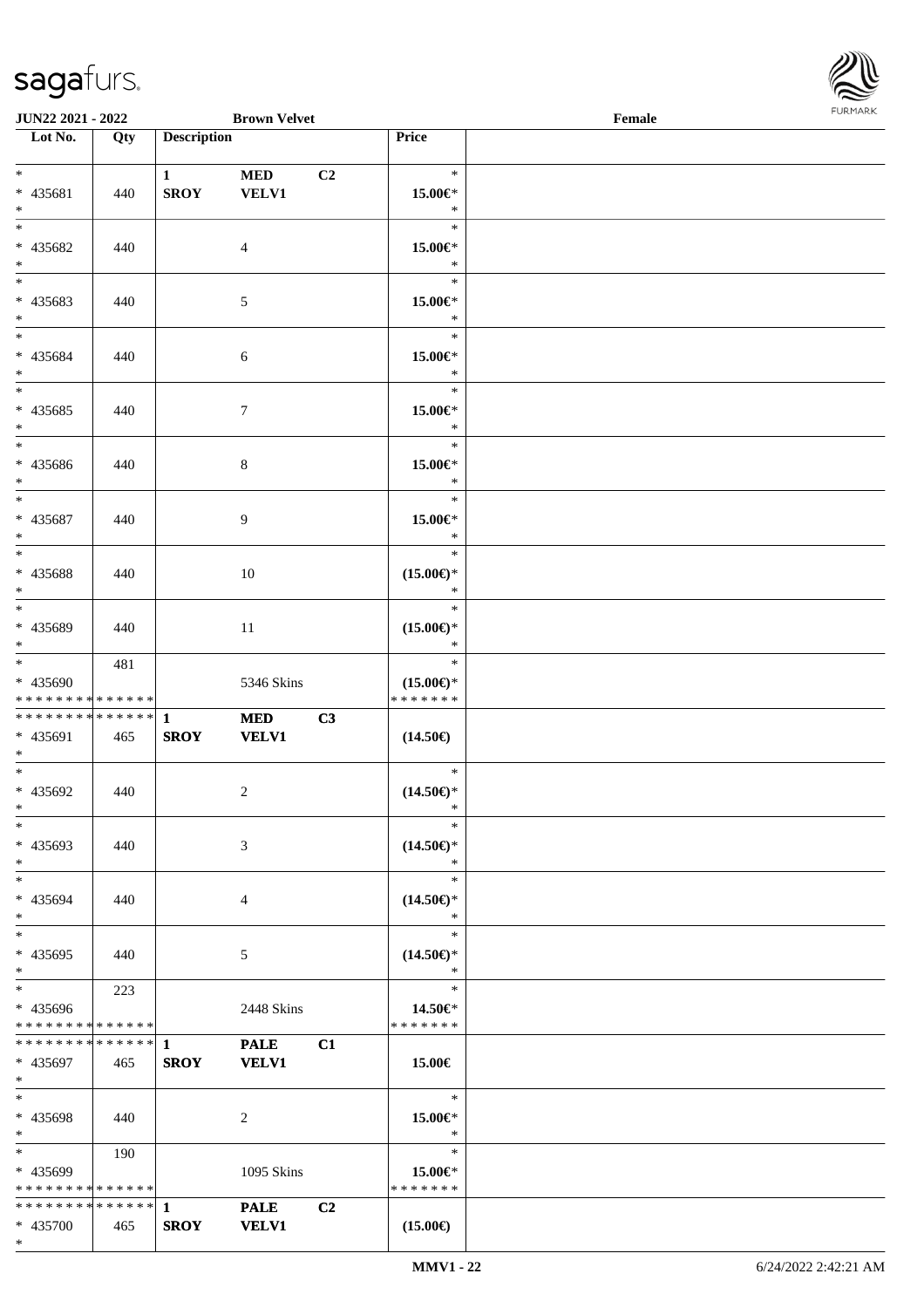| Lot No. | Qty | Description | | | Price | |
|---|---|---|---|---|---|---|
| * | | 1 | MED | C2 | * | |
| * 435681 | 440 | SROY | VELV1 | | 15.00€* | |
| * | | | | | * | |
| * | | | | | * | |
| * 435682 | 440 | | 4 | | 15.00€* | |
| * | | | | | * | |
| * | | | | | * | |
| * 435683 | 440 | | 5 | | 15.00€* | |
| * | | | | | * | |
| * | | | | | * | |
| * 435684 | 440 | | 6 | | 15.00€* | |
| * | | | | | * | |
| * | | | | | * | |
| * 435685 | 440 | | 7 | | 15.00€* | |
| * | | | | | * | |
| * | | | | | * | |
| * 435686 | 440 | | 8 | | 15.00€* | |
| * | | | | | * | |
| * | | | | | * | |
| * 435687 | 440 | | 9 | | 15.00€* | |
| * | | | | | * | |
| * | | | | | * | |
| * 435688 | 440 | | 10 | | (15.00€)* | |
| * | | | | | * | |
| * | | | | | * | |
| * 435689 | 440 | | 11 | | (15.00€)* | |
| * | | | | | * | |
| * | 481 | | | | * | |
| * 435690 | | | 5346 Skins | | (15.00€)* | |
| * * * * * * * * * * * * * * | | | | | * * * * * * * | |
| * * * * * * * * * * * * * * | | 1 | MED | C3 | | |
| * 435691 | 465 | SROY | VELV1 | | (14.50€) | |
| * | | | | | | |
| * | | | | | * | |
| * 435692 | 440 | | 2 | | (14.50€)* | |
| * | | | | | * | |
| * | | | | | * | |
| * 435693 | 440 | | 3 | | (14.50€)* | |
| * | | | | | * | |
| * | | | | | * | |
| * 435694 | 440 | | 4 | | (14.50€)* | |
| * | | | | | * | |
| * | | | | | * | |
| * 435695 | 440 | | 5 | | (14.50€)* | |
| * | | | | | * | |
| * | 223 | | | | * | |
| * 435696 | | | 2448 Skins | | 14.50€* | |
| * * * * * * * * * * * * * * | | | | | * * * * * * * | |
| * * * * * * * * * * * * * * | | 1 | PALE | C1 | | |
| * 435697 | 465 | SROY | VELV1 | | 15.00€ | |
| * | | | | | | |
| * | | | | | * | |
| * 435698 | 440 | | 2 | | 15.00€* | |
| * | | | | | * | |
| * | 190 | | | | * | |
| * 435699 | | | 1095 Skins | | 15.00€* | |
| * * * * * * * * * * * * * * | | | | | * * * * * * * | |
| * * * * * * * * * * * * * * | | 1 | PALE | C2 | | |
| * 435700 | 465 | SROY | VELV1 | | (15.00€) | |
| * | | | | | | |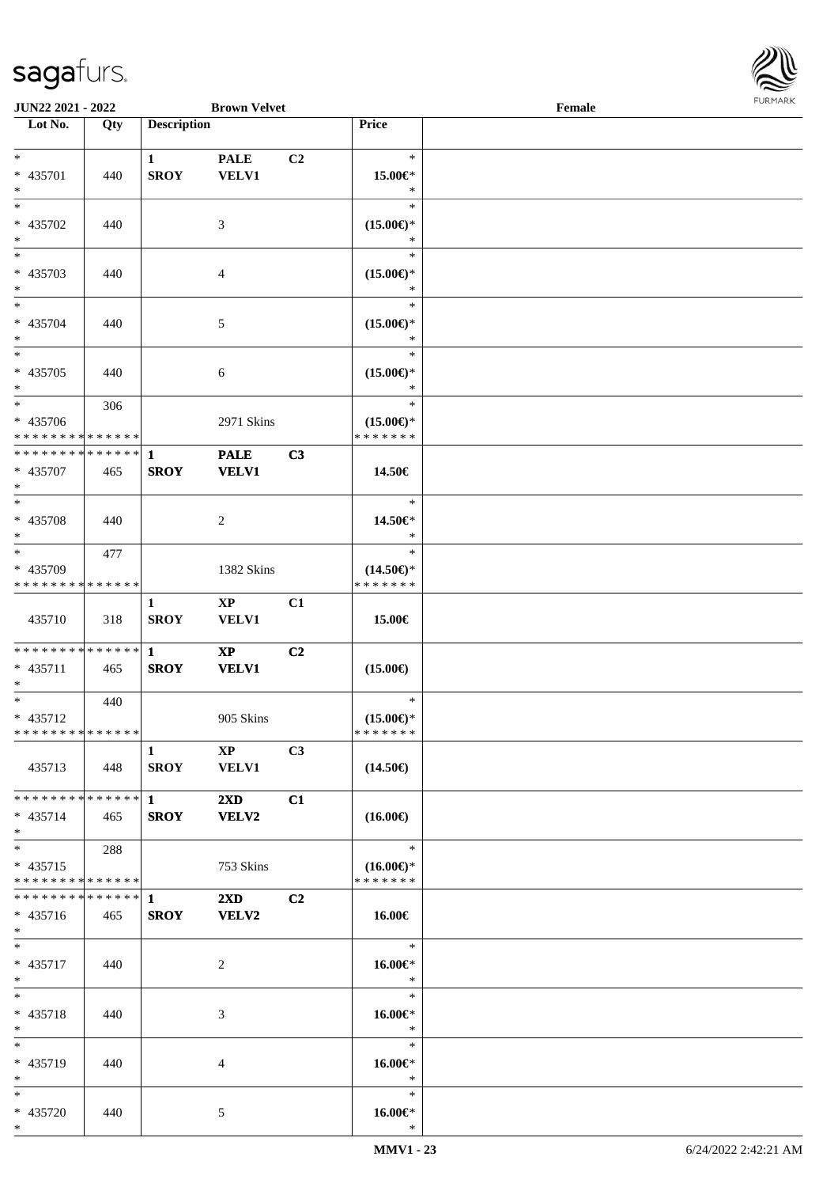JUN22 2021 - 2022 Brown Velvet Female

| Lot No. | Qty | Description | | | Price | |
|---|---|---|---|---|---|---|
| * <br> * 435701 <br> * | 440 | 1 <br> SROY | PALE <br> VELV1 | C2 | * <br> 15.00€* <br> * | |
| * <br> * 435702 <br> * | 440 | | 3 | | * <br> (15.00€)* <br> * | |
| * <br> * 435703 <br> * | 440 | | 4 | | * <br> (15.00€)* <br> * | |
| * <br> * 435704 <br> * | 440 | | 5 | | * <br> (15.00€)* <br> * | |
| * <br> * 435705 <br> * | 440 | | 6 | | * <br> (15.00€)* <br> * | |
| * <br> * 435706 <br> * * * * * * * * * * * * * * | 306 | | 2971 Skins | | * <br> (15.00€)* <br> * * * * * * * | |
| * * * * * * * * * * * * * * <br> * 435707 <br> * | 465 | 1 <br> SROY | PALE <br> VELV1 | C3 | 14.50€ | |
| * <br> * 435708 <br> * | 440 | | 2 | | * <br> 14.50€* <br> * | |
| * <br> * 435709 <br> * * * * * * * * * * * * * * | 477 | | 1382 Skins | | * <br> (14.50€)* <br> * * * * * * * | |
| 435710 | 318 | 1 <br> SROY | XP <br> VELV1 | C1 | 15.00€ | |
| * * * * * * * * * * * * * * <br> * 435711 <br> * | 465 | 1 <br> SROY | XP <br> VELV1 | C2 | (15.00€) | |
| * <br> * 435712 <br> * * * * * * * * * * * * * * | 440 | | 905 Skins | | * <br> (15.00€)* <br> * * * * * * * | |
| 435713 | 448 | 1 <br> SROY | XP <br> VELV1 | C3 | (14.50€) | |
| * * * * * * * * * * * * * * <br> * 435714 <br> * | 465 | 1 <br> SROY | 2XD <br> VELV2 | C1 | (16.00€) | |
| * <br> * 435715 <br> * * * * * * * * * * * * * * | 288 | | 753 Skins | | * <br> (16.00€)* <br> * * * * * * * | |
| * * * * * * * * * * * * * * <br> * 435716 <br> * | 465 | 1 <br> SROY | 2XD <br> VELV2 | C2 | 16.00€ | |
| * <br> * 435717 <br> * | 440 | | 2 | | * <br> 16.00€* <br> * | |
| * <br> * 435718 <br> * | 440 | | 3 | | * <br> 16.00€* <br> * | |
| * <br> * 435719 <br> * | 440 | | 4 | | * <br> 16.00€* <br> * | |
| * <br> * 435720 <br> * | 440 | | 5 | | * <br> 16.00€* <br> * | |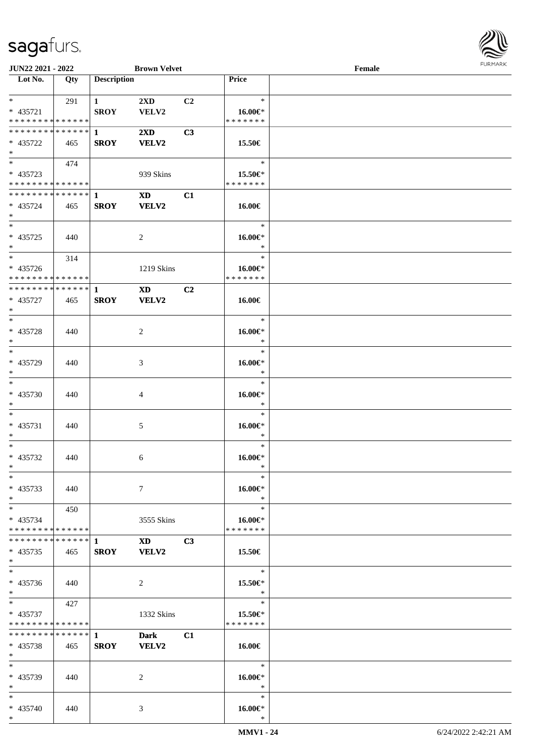**JUN22 2021 - 2022** **Brown Velvet** **Female**

| Lot No. | Qty | Description | | | Price | |
|---|---|---|---|---|---|---|
| * | 291 | **1** | **2XD** | **C2** | * | |
| * 435721 | | **SROY** | **VELV2** | | **16.00€*** | |
| * * * * * * * * * * * * * * | | | | | * * * * * * * | |
| * * * * * * * * * * * * * * | | **1** | **2XD** | **C3** | | |
| * 435722 | 465 | **SROY** | **VELV2** | | **15.50€** | |
| * | | | | | | |
| * | 474 | | | | * | |
| * 435723 | | | 939 Skins | | **15.50€*** | |
| * * * * * * * * * * * * * * | | | | | * * * * * * * | |
| * * * * * * * * * * * * * * | | **1** | **XD** | **C1** | | |
| * 435724 | 465 | **SROY** | **VELV2** | | **16.00€** | |
| * | | | | | | |
| * | | | | | * | |
| * 435725 | 440 | | 2 | | **16.00€*** | |
| * | | | | | * | |
| * | 314 | | | | * | |
| * 435726 | | | 1219 Skins | | **16.00€*** | |
| * * * * * * * * * * * * * * | | | | | * * * * * * * | |
| * * * * * * * * * * * * * * | | **1** | **XD** | **C2** | | |
| * 435727 | 465 | **SROY** | **VELV2** | | **16.00€** | |
| * | | | | | | |
| * | | | | | * | |
| * 435728 | 440 | | 2 | | **16.00€*** | |
| * | | | | | * | |
| * | | | | | * | |
| * 435729 | 440 | | 3 | | **16.00€*** | |
| * | | | | | * | |
| * | | | | | * | |
| * 435730 | 440 | | 4 | | **16.00€*** | |
| * | | | | | * | |
| * | | | | | * | |
| * 435731 | 440 | | 5 | | **16.00€*** | |
| * | | | | | * | |
| * | | | | | * | |
| * 435732 | 440 | | 6 | | **16.00€*** | |
| * | | | | | * | |
| * | | | | | * | |
| * 435733 | 440 | | 7 | | **16.00€*** | |
| * | | | | | * | |
| * | 450 | | | | * | |
| * 435734 | | | 3555 Skins | | **16.00€*** | |
| * * * * * * * * * * * * * * | | | | | * * * * * * * | |
| * * * * * * * * * * * * * * | | **1** | **XD** | **C3** | | |
| * 435735 | 465 | **SROY** | **VELV2** | | **15.50€** | |
| * | | | | | | |
| * | | | | | * | |
| * 435736 | 440 | | 2 | | **15.50€*** | |
| * | | | | | * | |
| * | 427 | | | | * | |
| * 435737 | | | 1332 Skins | | **15.50€*** | |
| * * * * * * * * * * * * * * | | | | | * * * * * * * | |
| * * * * * * * * * * * * * * | | **1** | **Dark** | **C1** | | |
| * 435738 | 465 | **SROY** | **VELV2** | | **16.00€** | |
| * | | | | | | |
| * | | | | | * | |
| * 435739 | 440 | | 2 | | **16.00€*** | |
| * | | | | | * | |
| * | | | | | * | |
| * 435740 | 440 | | 3 | | **16.00€*** | |
| * | | | | | * | |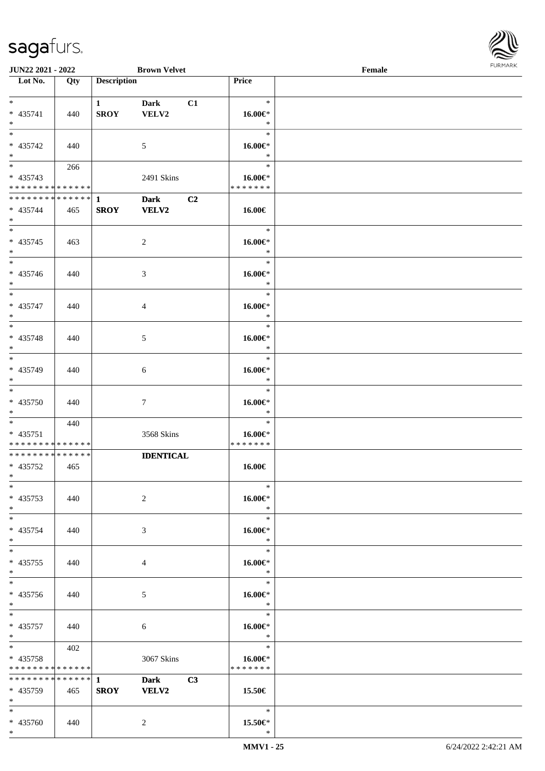JUN22 2021 - 2022 Brown Velvet Female

| Lot No. | Qty | Description | | | Price |
|---|---|---|---|---|---|
| * | | 1 | Dark | C1 | * |
| * 435741 | 440 | SROY | VELV2 | | 16.00€* |
| * | | | | | * |
| * | | | | | * |
| * 435742 | 440 | | 5 | | 16.00€* |
| * | | | | | * |
| * | 266 | | | | * |
| * 435743 | | | 2491 Skins | | 16.00€* |
| * * * * * * * * * * * * * * | | | | | * * * * * * * |
| * * * * * * * * * * * * * * | | 1 | Dark | C2 | |
| * 435744 | 465 | SROY | VELV2 | | 16.00€ |
| * | | | | | |
| * | | | | | * |
| * 435745 | 463 | | 2 | | 16.00€* |
| * | | | | | * |
| * | | | | | * |
| * 435746 | 440 | | 3 | | 16.00€* |
| * | | | | | * |
| * | | | | | * |
| * 435747 | 440 | | 4 | | 16.00€* |
| * | | | | | * |
| * | | | | | * |
| * 435748 | 440 | | 5 | | 16.00€* |
| * | | | | | * |
| * | | | | | * |
| * 435749 | 440 | | 6 | | 16.00€* |
| * | | | | | * |
| * | | | | | * |
| * 435750 | 440 | | 7 | | 16.00€* |
| * | | | | | * |
| * | 440 | | | | * |
| * 435751 | | | 3568 Skins | | 16.00€* |
| * * * * * * * * * * * * * * | | | | | * * * * * * * |
| * * * * * * * * * * * * * * | | | IDENTICAL | | |
| * 435752 | 465 | | | | 16.00€ |
| * | | | | | |
| * | | | | | * |
| * 435753 | 440 | | 2 | | 16.00€* |
| * | | | | | * |
| * | | | | | * |
| * 435754 | 440 | | 3 | | 16.00€* |
| * | | | | | * |
| * | | | | | * |
| * 435755 | 440 | | 4 | | 16.00€* |
| * | | | | | * |
| * | | | | | * |
| * 435756 | 440 | | 5 | | 16.00€* |
| * | | | | | * |
| * | | | | | * |
| * 435757 | 440 | | 6 | | 16.00€* |
| * | | | | | * |
| * | 402 | | | | * |
| * 435758 | | | 3067 Skins | | 16.00€* |
| * * * * * * * * * * * * * * | | | | | * * * * * * * |
| * * * * * * * * * * * * * * | | 1 | Dark | C3 | |
| * 435759 | 465 | SROY | VELV2 | | 15.50€ |
| * | | | | | |
| * | | | | | * |
| * 435760 | 440 | | 2 | | 15.50€* |
| * | | | | | * |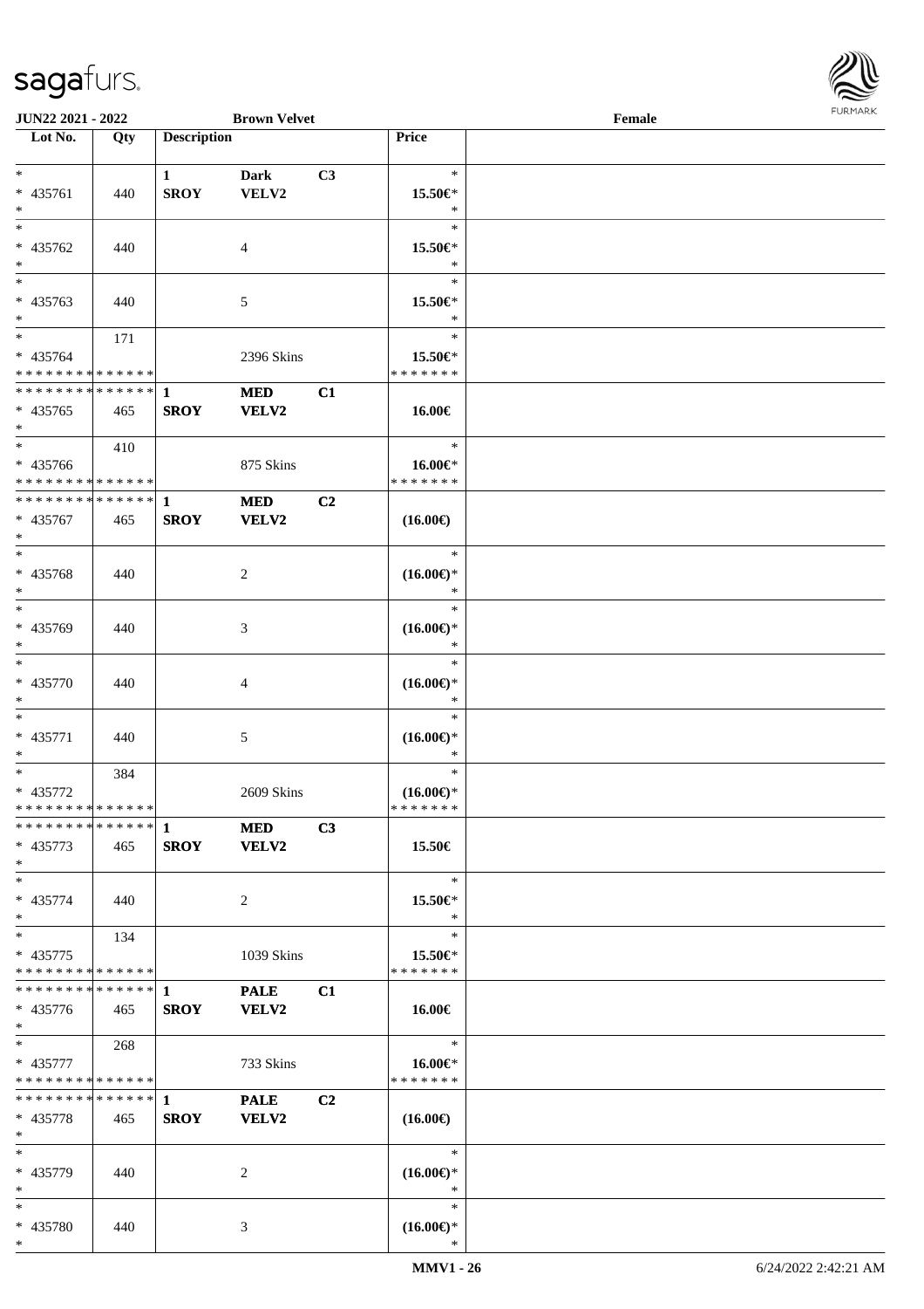**JUN22 2021 - 2022** **Brown Velvet** **Female**

| Lot No. | Qty | Description | | | Price | |
|---|---|---|---|---|---|---|
| * | | 1 | Dark | C3 | * | |
| * 435761 | 440 | SROY | VELV2 | | 15.50€* | |
| * | | | | | * | |
| * | | | | | * | |
| * 435762 | 440 | | 4 | | 15.50€* | |
| * | | | | | * | |
| * | | | | | * | |
| * 435763 | 440 | | 5 | | 15.50€* | |
| * | | | | | * | |
| * | 171 | | | | * | |
| * 435764 | | | 2396 Skins | | 15.50€* | |
| * * * * * * * * * * * * * * | | | | | * * * * * * * | |
| * * * * * * * * * * * * * * | | 1 | MED | C1 | | |
| * 435765 | 465 | SROY | VELV2 | | 16.00€ | |
| * | | | | | | |
| * | 410 | | | | * | |
| * 435766 | | | 875 Skins | | 16.00€* | |
| * * * * * * * * * * * * * * | | | | | * * * * * * * | |
| * * * * * * * * * * * * * * | | 1 | MED | C2 | | |
| * 435767 | 465 | SROY | VELV2 | | (16.00€) | |
| * | | | | | | |
| * | | | | | * | |
| * 435768 | 440 | | 2 | | (16.00€)* | |
| * | | | | | * | |
| * | | | | | * | |
| * 435769 | 440 | | 3 | | (16.00€)* | |
| * | | | | | * | |
| * | | | | | * | |
| * 435770 | 440 | | 4 | | (16.00€)* | |
| * | | | | | * | |
| * | | | | | * | |
| * 435771 | 440 | | 5 | | (16.00€)* | |
| * | | | | | * | |
| * | 384 | | | | * | |
| * 435772 | | | 2609 Skins | | (16.00€)* | |
| * * * * * * * * * * * * * * | | | | | * * * * * * * | |
| * * * * * * * * * * * * * * | | 1 | MED | C3 | | |
| * 435773 | 465 | SROY | VELV2 | | 15.50€ | |
| * | | | | | | |
| * | | | | | * | |
| * 435774 | 440 | | 2 | | 15.50€* | |
| * | | | | | * | |
| * | 134 | | | | * | |
| * 435775 | | | 1039 Skins | | 15.50€* | |
| * * * * * * * * * * * * * * | | | | | * * * * * * * | |
| * * * * * * * * * * * * * * | | 1 | PALE | C1 | | |
| * 435776 | 465 | SROY | VELV2 | | 16.00€ | |
| * | | | | | | |
| * | 268 | | | | * | |
| * 435777 | | | 733 Skins | | 16.00€* | |
| * * * * * * * * * * * * * * | | | | | * * * * * * * | |
| * * * * * * * * * * * * * * | | 1 | PALE | C2 | | |
| * 435778 | 465 | SROY | VELV2 | | (16.00€) | |
| * | | | | | | |
| * | | | | | * | |
| * 435779 | 440 | | 2 | | (16.00€)* | |
| * | | | | | * | |
| * | | | | | * | |
| * 435780 | 440 | | 3 | | (16.00€)* | |
| * | | | | | * | |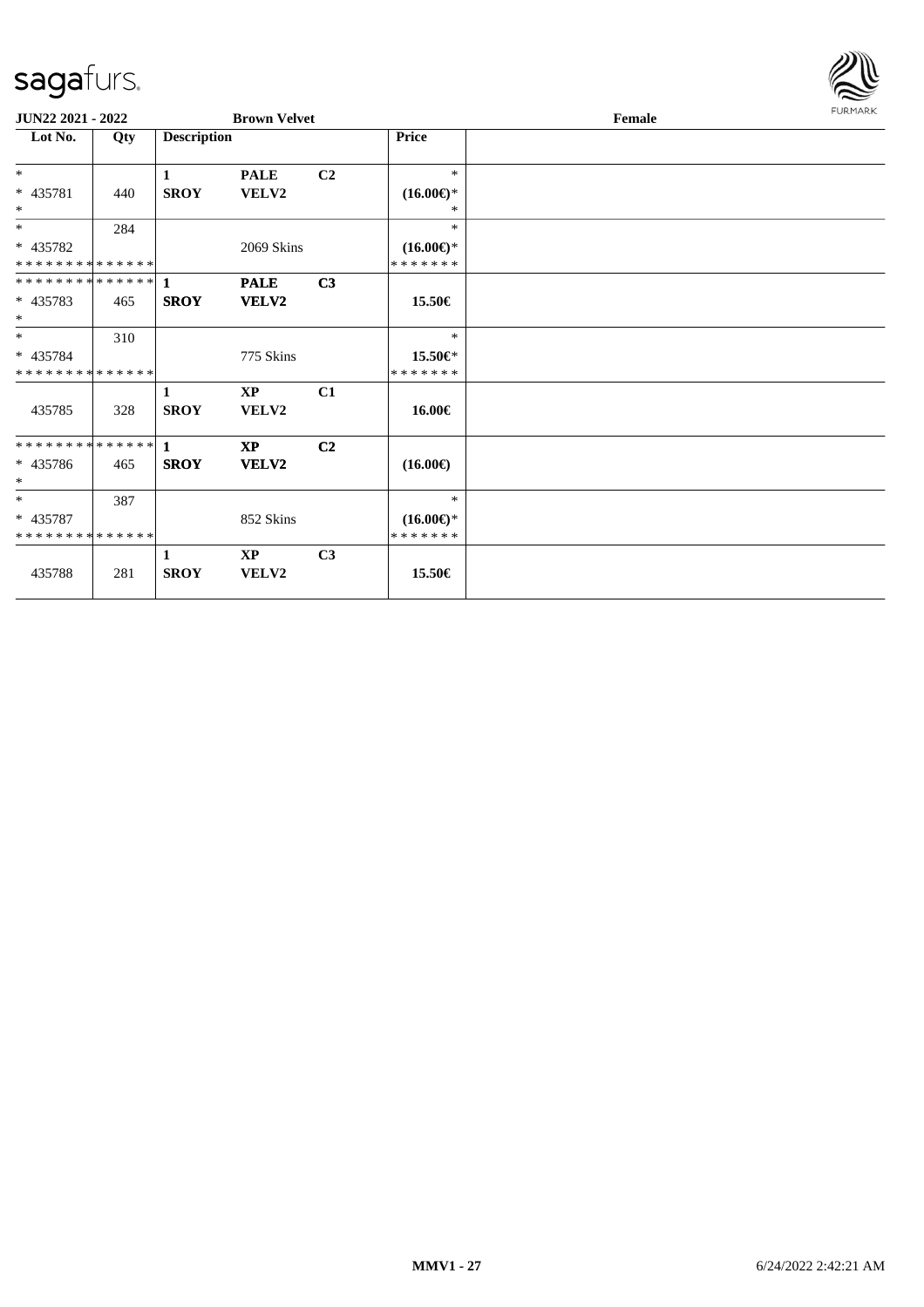**JUN22 2021 - 2022** **Brown Velvet** **Female**

| Lot No. | Qty | Description | | | Price | |
|---|---|---|---|---|---|---|
| * <br> * 435781 <br> * | 440 | **1** <br> **SROY** | **PALE** <br> **VELV2** | **C2** | * <br> **(16.00€)*** <br> * | |
| * <br> * 435782 <br> * * * * * * * * * * * * * * | 284 | | 2069 Skins | | * <br> **(16.00€)*** <br> * * * * * * * | |
| * * * * * * * * * * * * * * <br> * 435783 <br> * | 465 | **1** <br> **SROY** | **PALE** <br> **VELV2** | **C3** | **15.50€** | |
| * <br> * 435784 <br> * * * * * * * * * * * * * * | 310 | | 775 Skins | | * <br> **15.50€*** <br> * * * * * * * | |
| 435785 | 328 | **1** <br> **SROY** | **XP** <br> **VELV2** | **C1** | **16.00€** | |
| * * * * * * * * * * * * * * <br> * 435786 <br> * | 465 | **1** <br> **SROY** | **XP** <br> **VELV2** | **C2** | **(16.00€)** | |
| * <br> * 435787 <br> * * * * * * * * * * * * * * | 387 | | 852 Skins | | * <br> **(16.00€)*** <br> * * * * * * * | |
| 435788 | 281 | **1** <br> **SROY** | **XP** <br> **VELV2** | **C3** | **15.50€** | |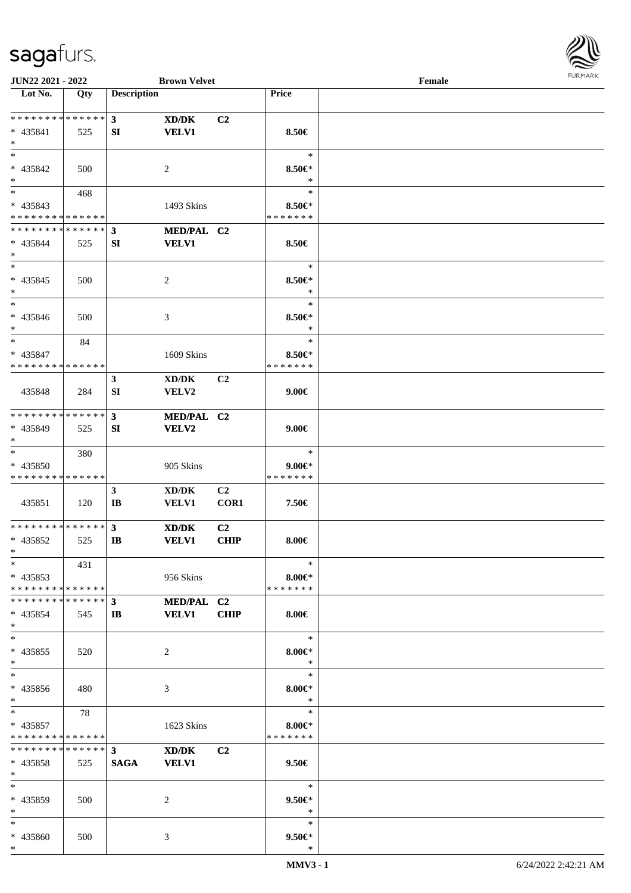| Lot No. | Qty | Description | | | Price | |
|---|---|---|---|---|---|---|
| * * * * * * * * * * * * * * | | 3 | XD/DK | C2 | | |
| * 435841 | 525 | SI | VELV1 | | 8.50€ | |
| * | | | | | | |
| * | | | | | * | |
| * 435842 | 500 | | 2 | | 8.50€* | |
| * | | | | | * | |
| * | 468 | | | | * | |
| * 435843 | | | 1493 Skins | | 8.50€* | |
| * * * * * * * * * * * * * * | | | | | * * * * * * * | |
| * * * * * * * * * * * * * * | | 3 | MED/PAL | C2 | | |
| * 435844 | 525 | SI | VELV1 | | 8.50€ | |
| * | | | | | | |
| * | | | | | * | |
| * 435845 | 500 | | 2 | | 8.50€* | |
| * | | | | | * | |
| * | | | | | * | |
| * 435846 | 500 | | 3 | | 8.50€* | |
| * | | | | | * | |
| * | 84 | | | | * | |
| * 435847 | | | 1609 Skins | | 8.50€* | |
| * * * * * * * * * * * * * * | | | | | * * * * * * * | |
| | | 3 | XD/DK | C2 | | |
| 435848 | 284 | SI | VELV2 | | 9.00€ | |
| * * * * * * * * * * * * * * | | 3 | MED/PAL | C2 | | |
| * 435849 | 525 | SI | VELV2 | | 9.00€ | |
| * | | | | | | |
| * | 380 | | | | * | |
| * 435850 | | | 905 Skins | | 9.00€* | |
| * * * * * * * * * * * * * * | | | | | * * * * * * * | |
| | | 3 | XD/DK | C2 | | |
| 435851 | 120 | IB | VELV1 | COR1 | 7.50€ | |
| * * * * * * * * * * * * * * | | 3 | XD/DK | C2 | | |
| * 435852 | 525 | IB | VELV1 | CHIP | 8.00€ | |
| * | | | | | | |
| * | 431 | | | | * | |
| * 435853 | | | 956 Skins | | 8.00€* | |
| * * * * * * * * * * * * * * | | | | | * * * * * * * | |
| * * * * * * * * * * * * * * | | 3 | MED/PAL | C2 | | |
| * 435854 | 545 | IB | VELV1 | CHIP | 8.00€ | |
| * | | | | | | |
| * | | | | | * | |
| * 435855 | 520 | | 2 | | 8.00€* | |
| * | | | | | * | |
| * | | | | | * | |
| * 435856 | 480 | | 3 | | 8.00€* | |
| * | | | | | * | |
| * | 78 | | | | * | |
| * 435857 | | | 1623 Skins | | 8.00€* | |
| * * * * * * * * * * * * * * | | | | | * * * * * * * | |
| * * * * * * * * * * * * * * | | 3 | XD/DK | C2 | | |
| * 435858 | 525 | SAGA | VELV1 | | 9.50€ | |
| * | | | | | | |
| * | | | | | * | |
| * 435859 | 500 | | 2 | | 9.50€* | |
| * | | | | | * | |
| * | | | | | * | |
| * 435860 | 500 | | 3 | | 9.50€* | |
| * | | | | | * | |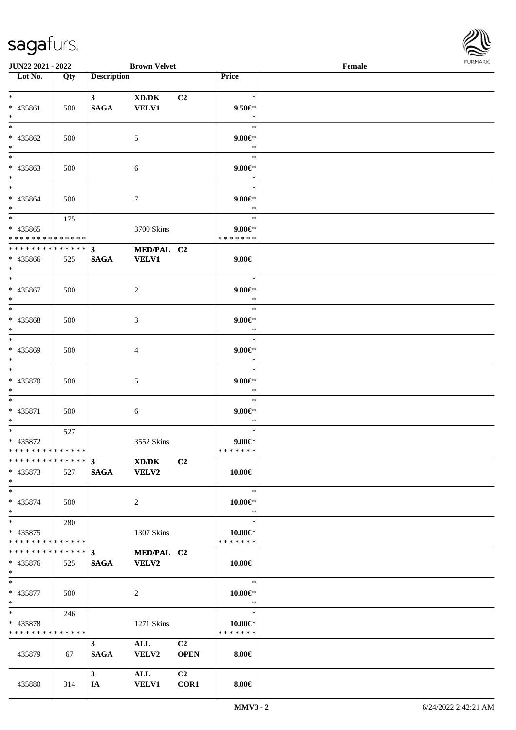**JUN22 2021 - 2022** **Brown Velvet** **Female**

| Lot No. | Qty | Description | | | Price |
|---|---|---|---|---|---|
| * 435861 * | 500 | 3 SAGA | XD/DK VELV1 | C2 | * 9.50€* * |
| * 435862 * | 500 | | 5 | | * 9.00€* * |
| * 435863 * | 500 | | 6 | | * 9.00€* * |
| * 435864 * | 500 | | 7 | | * 9.00€* * |
| * 435865 * * * * * * * * * * * * * | 175 | | 3700 Skins | | * 9.00€* * * * * * * * |
| * * * * * * * * * * * * * * 435866 * | 525 | 3 SAGA | MED/PAL VELV1 | C2 | 9.00€ |
| * 435867 * | 500 | | 2 | | * 9.00€* * |
| * 435868 * | 500 | | 3 | | * 9.00€* * |
| * 435869 * | 500 | | 4 | | * 9.00€* * |
| * 435870 * | 500 | | 5 | | * 9.00€* * |
| * 435871 * | 500 | | 6 | | * 9.00€* * |
| * 435872 * * * * * * * * * * * * * | 527 | | 3552 Skins | | * 9.00€* * * * * * * * |
| * * * * * * * * * * * * * * 435873 * | 527 | 3 SAGA | XD/DK VELV2 | C2 | 10.00€ |
| * 435874 * | 500 | | 2 | | * 10.00€* * |
| * 435875 * * * * * * * * * * * * * | 280 | | 1307 Skins | | * 10.00€* * * * * * * * |
| * * * * * * * * * * * * * * 435876 * | 525 | 3 SAGA | MED/PAL VELV2 | C2 | 10.00€ |
| * 435877 * | 500 | | 2 | | * 10.00€* * |
| * 435878 * * * * * * * * * * * * * | 246 | | 1271 Skins | | * 10.00€* * * * * * * * |
| 435879 | 67 | 3 SAGA | ALL VELV2 | C2 OPEN | 8.00€ |
| 435880 | 314 | 3 IA | ALL VELV1 | C2 COR1 | 8.00€ |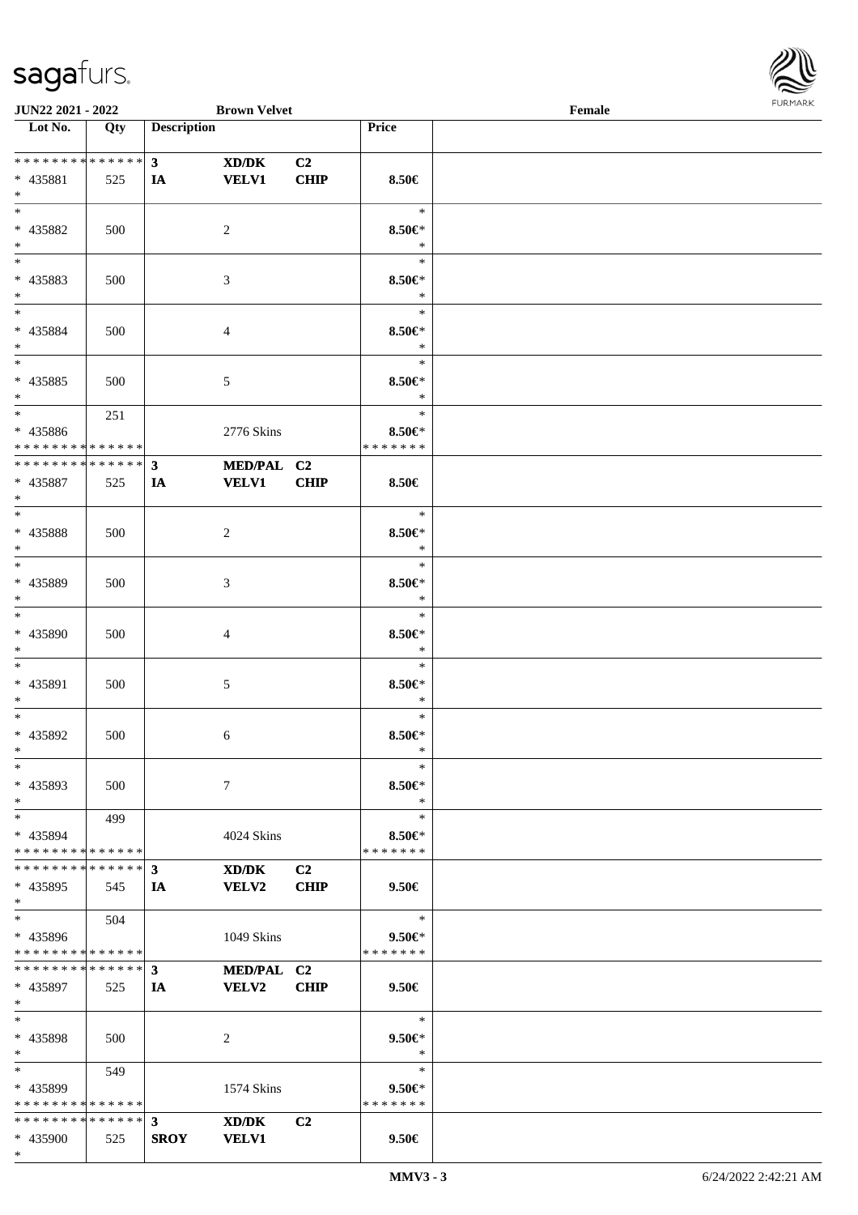**JUN22 2021 - 2022** **Brown Velvet** **Female**

| Lot No. | Qty | Description | | | Price | |
|---|---|---|---|---|---|---|
| * * * * * * * * * * * * * * | | **3** | **XD/DK** | **C2** | | |
| * 435881 | 525 | **IA** | **VELV1** | **CHIP** | **8.50€** | |
| * | | | | | | |
| * | | | | | * | |
| * 435882 | 500 | | 2 | | **8.50€*** | |
| * | | | | | * | |
| * | | | | | * | |
| * 435883 | 500 | | 3 | | **8.50€*** | |
| * | | | | | * | |
| * | | | | | * | |
| * 435884 | 500 | | 4 | | **8.50€*** | |
| * | | | | | * | |
| * | | | | | * | |
| * 435885 | 500 | | 5 | | **8.50€*** | |
| * | | | | | * | |
| * | 251 | | | | * | |
| * 435886 | | | 2776 Skins | | **8.50€*** | |
| * * * * * * * * * * * * * * | | | | | * * * * * * * | |
| * * * * * * * * * * * * * * | | **3** | **MED/PAL** | **C2** | | |
| * 435887 | 525 | **IA** | **VELV1** | **CHIP** | **8.50€** | |
| * | | | | | | |
| * | | | | | * | |
| * 435888 | 500 | | 2 | | **8.50€*** | |
| * | | | | | * | |
| * | | | | | * | |
| * 435889 | 500 | | 3 | | **8.50€*** | |
| * | | | | | * | |
| * | | | | | * | |
| * 435890 | 500 | | 4 | | **8.50€*** | |
| * | | | | | * | |
| * | | | | | * | |
| * 435891 | 500 | | 5 | | **8.50€*** | |
| * | | | | | * | |
| * | | | | | * | |
| * 435892 | 500 | | 6 | | **8.50€*** | |
| * | | | | | * | |
| * | | | | | * | |
| * 435893 | 500 | | 7 | | **8.50€*** | |
| * | | | | | * | |
| * | 499 | | | | * | |
| * 435894 | | | 4024 Skins | | **8.50€*** | |
| * * * * * * * * * * * * * * | | | | | * * * * * * * | |
| * * * * * * * * * * * * * * | | **3** | **XD/DK** | **C2** | | |
| * 435895 | 545 | **IA** | **VELV2** | **CHIP** | **9.50€** | |
| * | | | | | | |
| * | 504 | | | | * | |
| * 435896 | | | 1049 Skins | | **9.50€*** | |
| * * * * * * * * * * * * * * | | | | | * * * * * * * | |
| * * * * * * * * * * * * * * | | **3** | **MED/PAL** | **C2** | | |
| * 435897 | 525 | **IA** | **VELV2** | **CHIP** | **9.50€** | |
| * | | | | | | |
| * | | | | | * | |
| * 435898 | 500 | | 2 | | **9.50€*** | |
| * | | | | | * | |
| * | 549 | | | | * | |
| * 435899 | | | 1574 Skins | | **9.50€*** | |
| * * * * * * * * * * * * * * | | | | | * * * * * * * | |
| * * * * * * * * * * * * * * | | **3** | **XD/DK** | **C2** | | |
| * 435900 | 525 | **SROY** | **VELV1** | | **9.50€** | |
| * | | | | | | |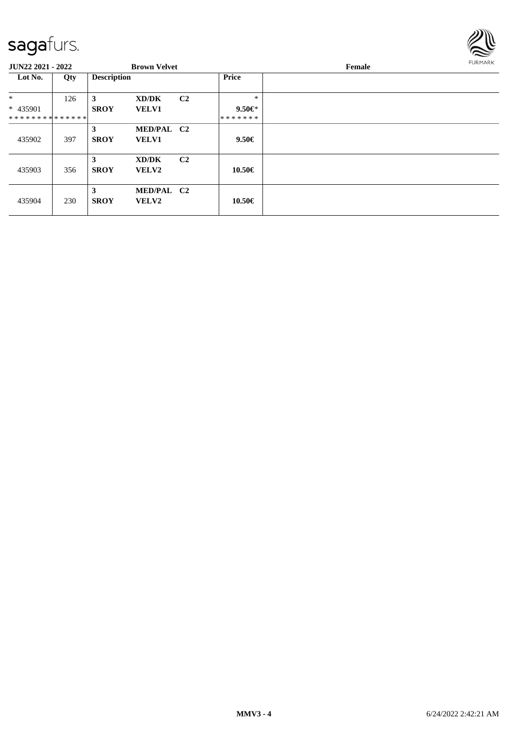JUN22 2021 - 2022 | Brown Velvet | Female

| Lot No. | Qty | Description | | | Price | |
|---|---|---|---|---|---|---|
| * | 126 | 3 | XD/DK | C2 | * | |
| * 435901 | | SROY | VELV1 | | 9.50€* | |
| * * * * * * * * * * * * * * | | | | | * * * * * * * | |
| | | 3 | MED/PAL | C2 | | |
| 435902 | 397 | SROY | VELV1 | | 9.50€ | |
| | | 3 | XD/DK | C2 | | |
| 435903 | 356 | SROY | VELV2 | | 10.50€ | |
| | | 3 | MED/PAL | C2 | | |
| 435904 | 230 | SROY | VELV2 | | 10.50€ | |

MMV3 - 4 6/24/2022 2:42:21 AM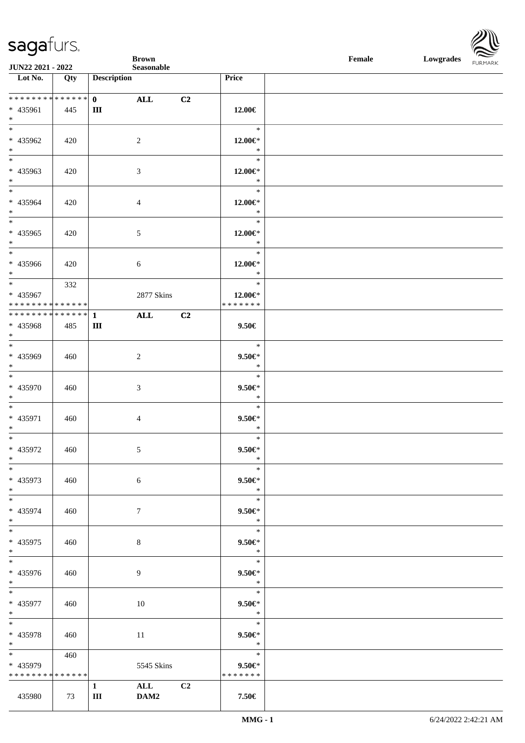| Lot No. | Qty | Description | | | Price |
|---|---|---|---|---|---|
| * * * * * * * * * * * * * * | | 0 | ALL | C2 | |
| * 435961 | 445 | III | | | 12.00€ |
| * | | | | | |
| * | | | | | * |
| * 435962 | 420 | | 2 | | 12.00€* |
| * | | | | | * |
| * | | | | | * |
| * 435963 | 420 | | 3 | | 12.00€* |
| * | | | | | * |
| * | | | | | * |
| * 435964 | 420 | | 4 | | 12.00€* |
| * | | | | | * |
| * | | | | | * |
| * 435965 | 420 | | 5 | | 12.00€* |
| * | | | | | * |
| * | | | | | * |
| * 435966 | 420 | | 6 | | 12.00€* |
| * | | | | | * |
| * | 332 | | | | * |
| * 435967 | | | 2877 Skins | | 12.00€* |
| * * * * * * * * * * * * * * | | | | | * * * * * * * |
| * * * * * * * * * * * * * * | | 1 | ALL | C2 | |
| * 435968 | 485 | III | | | 9.50€ |
| * | | | | | |
| * | | | | | * |
| * 435969 | 460 | | 2 | | 9.50€* |
| * | | | | | * |
| * | | | | | * |
| * 435970 | 460 | | 3 | | 9.50€* |
| * | | | | | * |
| * | | | | | * |
| * 435971 | 460 | | 4 | | 9.50€* |
| * | | | | | * |
| * | | | | | * |
| * 435972 | 460 | | 5 | | 9.50€* |
| * | | | | | * |
| * | | | | | * |
| * 435973 | 460 | | 6 | | 9.50€* |
| * | | | | | * |
| * | | | | | * |
| * 435974 | 460 | | 7 | | 9.50€* |
| * | | | | | * |
| * | | | | | * |
| * 435975 | 460 | | 8 | | 9.50€* |
| * | | | | | * |
| * | | | | | * |
| * 435976 | 460 | | 9 | | 9.50€* |
| * | | | | | * |
| * | | | | | * |
| * 435977 | 460 | | 10 | | 9.50€* |
| * | | | | | * |
| * | | | | | * |
| * 435978 | 460 | | 11 | | 9.50€* |
| * | | | | | * |
| * | 460 | | | | * |
| * 435979 | | | 5545 Skins | | 9.50€* |
| * * * * * * * * * * * * * * | | | | | * * * * * * * |
| | | 1 | ALL | C2 | |
| 435980 | 73 | III | DAM2 | | 7.50€ |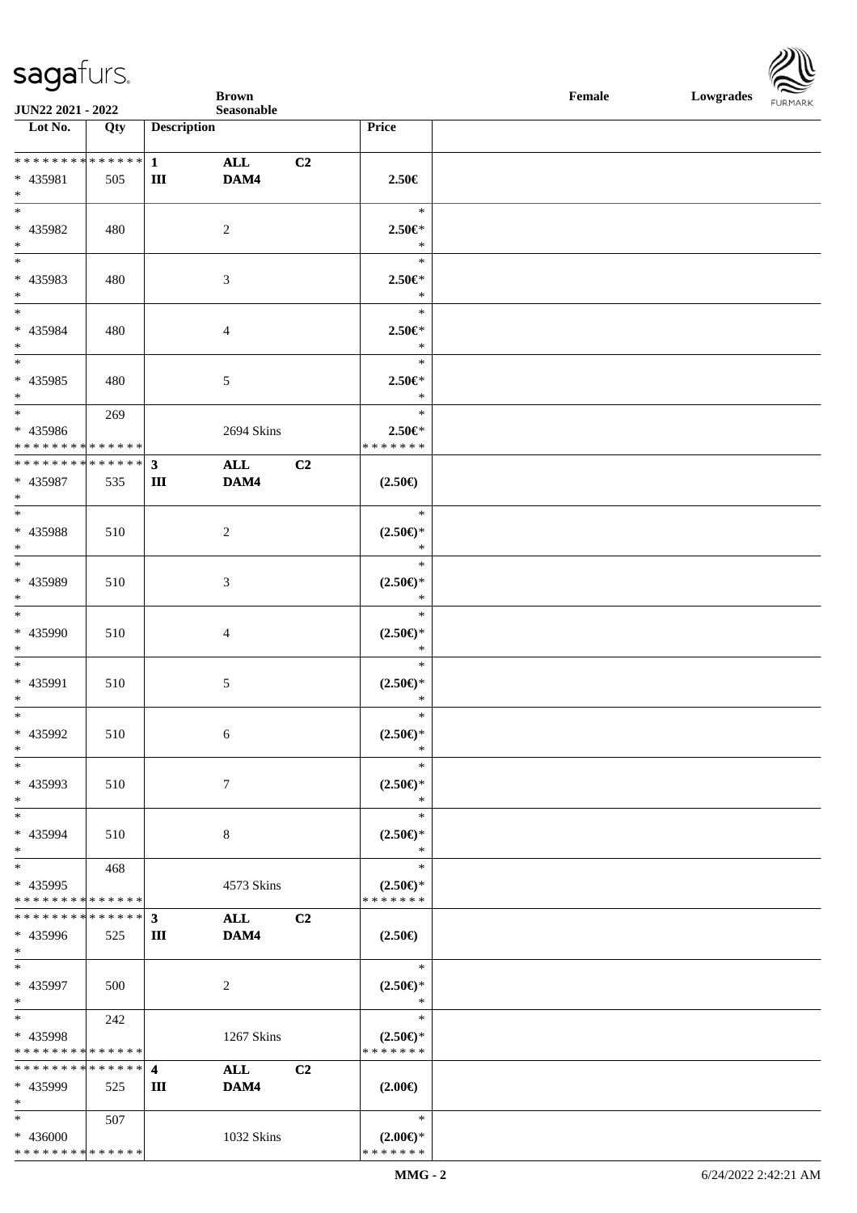| Lot No. | Qty | Description | | | Price |
|---|---|---|---|---|---|
| * * * * * * * * * * * * * * | | 1 | ALL | C2 | |
| * 435981 | 505 | III | DAM4 | | 2.50€ |
| * | | | | | |
| * | | | | | * |
| * 435982 | 480 | | 2 | | 2.50€* |
| * | | | | | * |
| * | | | | | * |
| * 435983 | 480 | | 3 | | 2.50€* |
| * | | | | | * |
| * | | | | | * |
| * 435984 | 480 | | 4 | | 2.50€* |
| * | | | | | * |
| * | | | | | * |
| * 435985 | 480 | | 5 | | 2.50€* |
| * | | | | | * |
| * | 269 | | | | * |
| * 435986 | | | 2694 Skins | | 2.50€* |
| * * * * * * * * * * * * * * | | | | | * * * * * * * |
| * * * * * * * * * * * * * * | | 3 | ALL | C2 | |
| * 435987 | 535 | III | DAM4 | | (2.50€) |
| * | | | | | |
| * | | | | | * |
| * 435988 | 510 | | 2 | | (2.50€)* |
| * | | | | | * |
| * | | | | | * |
| * 435989 | 510 | | 3 | | (2.50€)* |
| * | | | | | * |
| * | | | | | * |
| * 435990 | 510 | | 4 | | (2.50€)* |
| * | | | | | * |
| * | | | | | * |
| * 435991 | 510 | | 5 | | (2.50€)* |
| * | | | | | * |
| * | | | | | * |
| * 435992 | 510 | | 6 | | (2.50€)* |
| * | | | | | * |
| * | | | | | * |
| * 435993 | 510 | | 7 | | (2.50€)* |
| * | | | | | * |
| * | | | | | * |
| * 435994 | 510 | | 8 | | (2.50€)* |
| * | | | | | * |
| * | 468 | | | | * |
| * 435995 | | | 4573 Skins | | (2.50€)* |
| * * * * * * * * * * * * * * | | | | | * * * * * * * |
| * * * * * * * * * * * * * * | | 3 | ALL | C2 | |
| * 435996 | 525 | III | DAM4 | | (2.50€) |
| * | | | | | |
| * | | | | | * |
| * 435997 | 500 | | 2 | | (2.50€)* |
| * | | | | | * |
| * | 242 | | | | * |
| * 435998 | | | 1267 Skins | | (2.50€)* |
| * * * * * * * * * * * * * * | | | | | * * * * * * * |
| * * * * * * * * * * * * * * | | 4 | ALL | C2 | |
| * 435999 | 525 | III | DAM4 | | (2.00€) |
| * | | | | | |
| * | 507 | | | | * |
| * 436000 | | | 1032 Skins | | (2.00€)* |
| * * * * * * * * * * * * * * | | | | | * * * * * * * |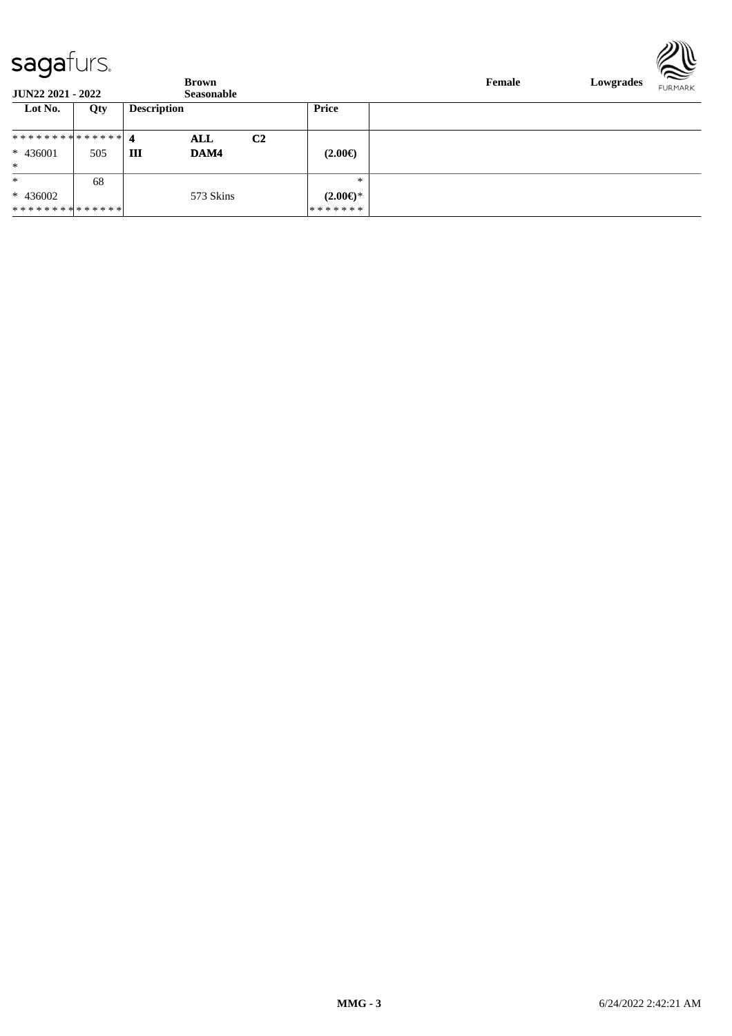**Brown**
**Seasonable**

**Female** **Lowgrades**

**JUN22 2021 - 2022**

| Lot No. | Qty | Description | | | Price |
|---|---|---|---|---|---|
| ************** | | **4** | **ALL** | **C2** | |
| * 436001 | 505 | **III** | **DAM4** | | **(2.00€)** |
| * | | | | | |
| * | 68 | | | | * |
| * 436002 | | | 573 Skins | | **(2.00€)*** |
| ************** | | | | | ******* |